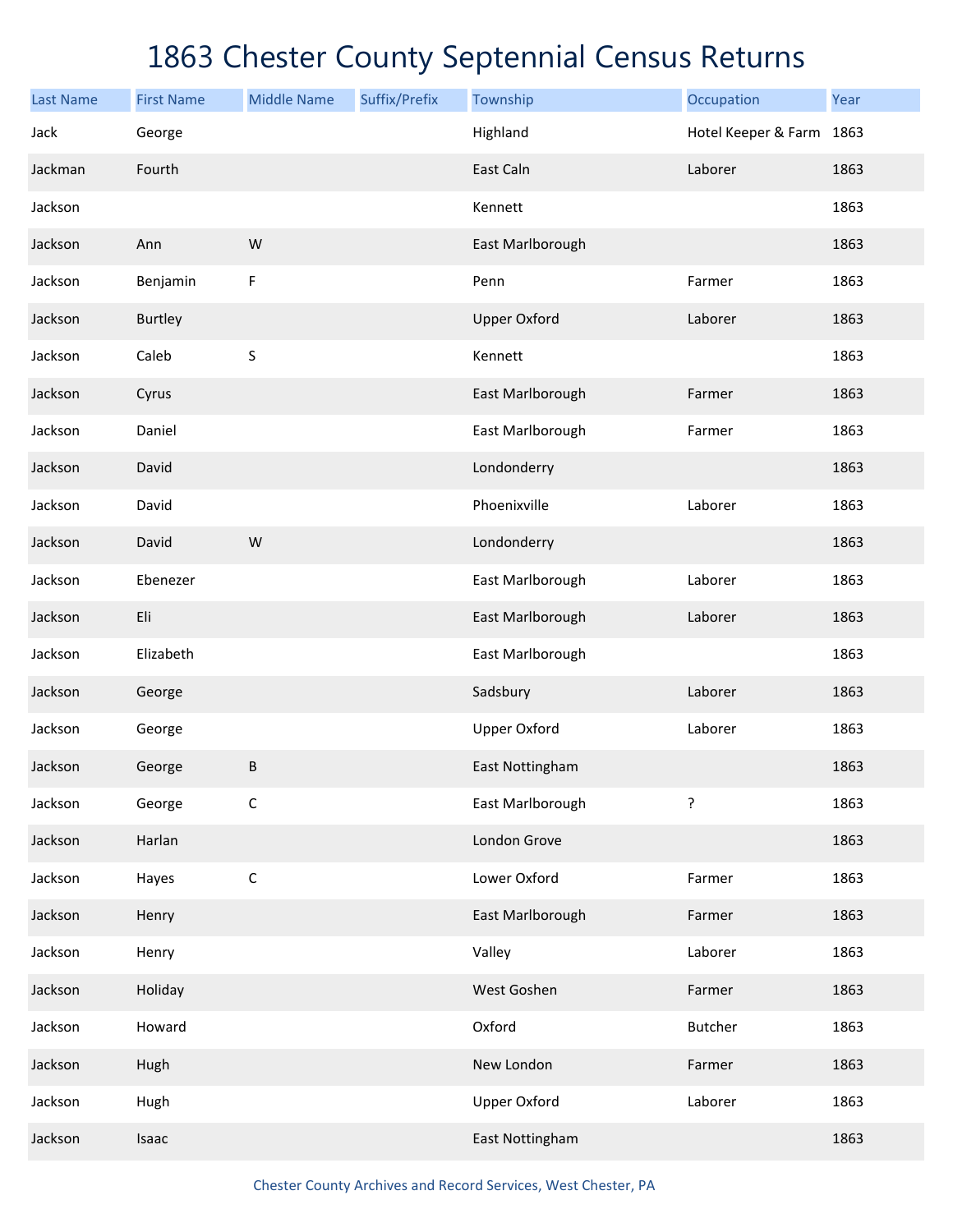# 1863 Chester County Septennial Census Returns

| Last Name | First Name | Middle Name | Suffix/Prefix | Township | Occupation | Year |
|---|---|---|---|---|---|---|
| Jack | George | | | Highland | Hotel Keeper & Farm | 1863 |
| Jackman | Fourth | | | East Caln | Laborer | 1863 |
| Jackson | | | | Kennett | | 1863 |
| Jackson | Ann | W | | East Marlborough | | 1863 |
| Jackson | Benjamin | F | | Penn | Farmer | 1863 |
| Jackson | Burtley | | | Upper Oxford | Laborer | 1863 |
| Jackson | Caleb | S | | Kennett | | 1863 |
| Jackson | Cyrus | | | East Marlborough | Farmer | 1863 |
| Jackson | Daniel | | | East Marlborough | Farmer | 1863 |
| Jackson | David | | | Londonderry | | 1863 |
| Jackson | David | | | Phoenixville | Laborer | 1863 |
| Jackson | David | W | | Londonderry | | 1863 |
| Jackson | Ebenezer | | | East Marlborough | Laborer | 1863 |
| Jackson | Eli | | | East Marlborough | Laborer | 1863 |
| Jackson | Elizabeth | | | East Marlborough | | 1863 |
| Jackson | George | | | Sadsbury | Laborer | 1863 |
| Jackson | George | | | Upper Oxford | Laborer | 1863 |
| Jackson | George | B | | East Nottingham | | 1863 |
| Jackson | George | C | | East Marlborough | ? | 1863 |
| Jackson | Harlan | | | London Grove | | 1863 |
| Jackson | Hayes | C | | Lower Oxford | Farmer | 1863 |
| Jackson | Henry | | | East Marlborough | Farmer | 1863 |
| Jackson | Henry | | | Valley | Laborer | 1863 |
| Jackson | Holiday | | | West Goshen | Farmer | 1863 |
| Jackson | Howard | | | Oxford | Butcher | 1863 |
| Jackson | Hugh | | | New London | Farmer | 1863 |
| Jackson | Hugh | | | Upper Oxford | Laborer | 1863 |
| Jackson | Isaac | | | East Nottingham | | 1863 |

Chester County Archives and Record Services, West Chester, PA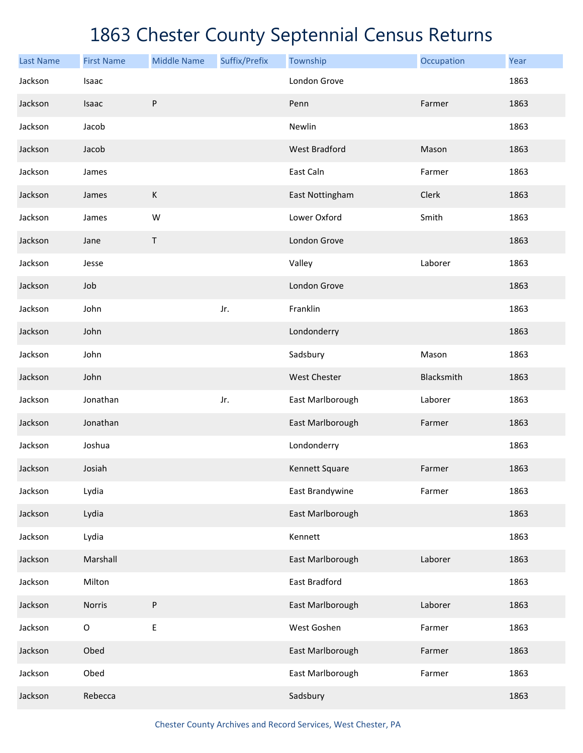# 1863 Chester County Septennial Census Returns

| Last Name | First Name | Middle Name | Suffix/Prefix | Township | Occupation | Year |
|---|---|---|---|---|---|---|
| Jackson | Isaac | | | London Grove | | 1863 |
| Jackson | Isaac | P | | Penn | Farmer | 1863 |
| Jackson | Jacob | | | Newlin | | 1863 |
| Jackson | Jacob | | | West Bradford | Mason | 1863 |
| Jackson | James | | | East Caln | Farmer | 1863 |
| Jackson | James | K | | East Nottingham | Clerk | 1863 |
| Jackson | James | W | | Lower Oxford | Smith | 1863 |
| Jackson | Jane | T | | London Grove | | 1863 |
| Jackson | Jesse | | | Valley | Laborer | 1863 |
| Jackson | Job | | | London Grove | | 1863 |
| Jackson | John | | Jr. | Franklin | | 1863 |
| Jackson | John | | | Londonderry | | 1863 |
| Jackson | John | | | Sadsbury | Mason | 1863 |
| Jackson | John | | | West Chester | Blacksmith | 1863 |
| Jackson | Jonathan | | Jr. | East Marlborough | Laborer | 1863 |
| Jackson | Jonathan | | | East Marlborough | Farmer | 1863 |
| Jackson | Joshua | | | Londonderry | | 1863 |
| Jackson | Josiah | | | Kennett Square | Farmer | 1863 |
| Jackson | Lydia | | | East Brandywine | Farmer | 1863 |
| Jackson | Lydia | | | East Marlborough | | 1863 |
| Jackson | Lydia | | | Kennett | | 1863 |
| Jackson | Marshall | | | East Marlborough | Laborer | 1863 |
| Jackson | Milton | | | East Bradford | | 1863 |
| Jackson | Norris | P | | East Marlborough | Laborer | 1863 |
| Jackson | O | E | | West Goshen | Farmer | 1863 |
| Jackson | Obed | | | East Marlborough | Farmer | 1863 |
| Jackson | Obed | | | East Marlborough | Farmer | 1863 |
| Jackson | Rebecca | | | Sadsbury | | 1863 |

Chester County Archives and Record Services, West Chester, PA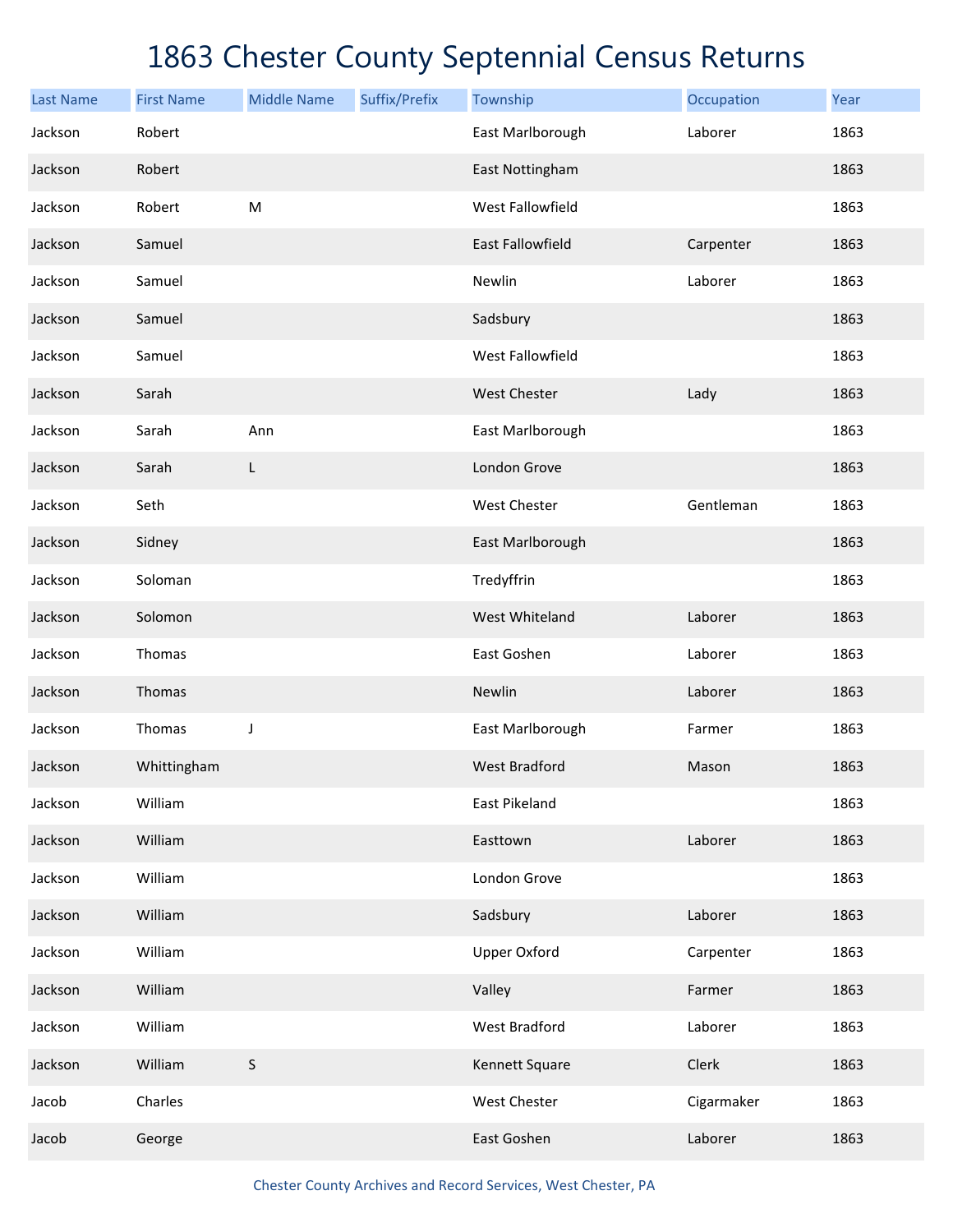# 1863 Chester County Septennial Census Returns

| Last Name | First Name | Middle Name | Suffix/Prefix | Township | Occupation | Year |
|---|---|---|---|---|---|---|
| Jackson | Robert | | | East Marlborough | Laborer | 1863 |
| Jackson | Robert | | | East Nottingham | | 1863 |
| Jackson | Robert | M | | West Fallowfield | | 1863 |
| Jackson | Samuel | | | East Fallowfield | Carpenter | 1863 |
| Jackson | Samuel | | | Newlin | Laborer | 1863 |
| Jackson | Samuel | | | Sadsbury | | 1863 |
| Jackson | Samuel | | | West Fallowfield | | 1863 |
| Jackson | Sarah | | | West Chester | Lady | 1863 |
| Jackson | Sarah | Ann | | East Marlborough | | 1863 |
| Jackson | Sarah | L | | London Grove | | 1863 |
| Jackson | Seth | | | West Chester | Gentleman | 1863 |
| Jackson | Sidney | | | East Marlborough | | 1863 |
| Jackson | Soloman | | | Tredyffrin | | 1863 |
| Jackson | Solomon | | | West Whiteland | Laborer | 1863 |
| Jackson | Thomas | | | East Goshen | Laborer | 1863 |
| Jackson | Thomas | | | Newlin | Laborer | 1863 |
| Jackson | Thomas | J | | East Marlborough | Farmer | 1863 |
| Jackson | Whittingham | | | West Bradford | Mason | 1863 |
| Jackson | William | | | East Pikeland | | 1863 |
| Jackson | William | | | Easttown | Laborer | 1863 |
| Jackson | William | | | London Grove | | 1863 |
| Jackson | William | | | Sadsbury | Laborer | 1863 |
| Jackson | William | | | Upper Oxford | Carpenter | 1863 |
| Jackson | William | | | Valley | Farmer | 1863 |
| Jackson | William | | | West Bradford | Laborer | 1863 |
| Jackson | William | S | | Kennett Square | Clerk | 1863 |
| Jacob | Charles | | | West Chester | Cigarmaker | 1863 |
| Jacob | George | | | East Goshen | Laborer | 1863 |

Chester County Archives and Record Services, West Chester, PA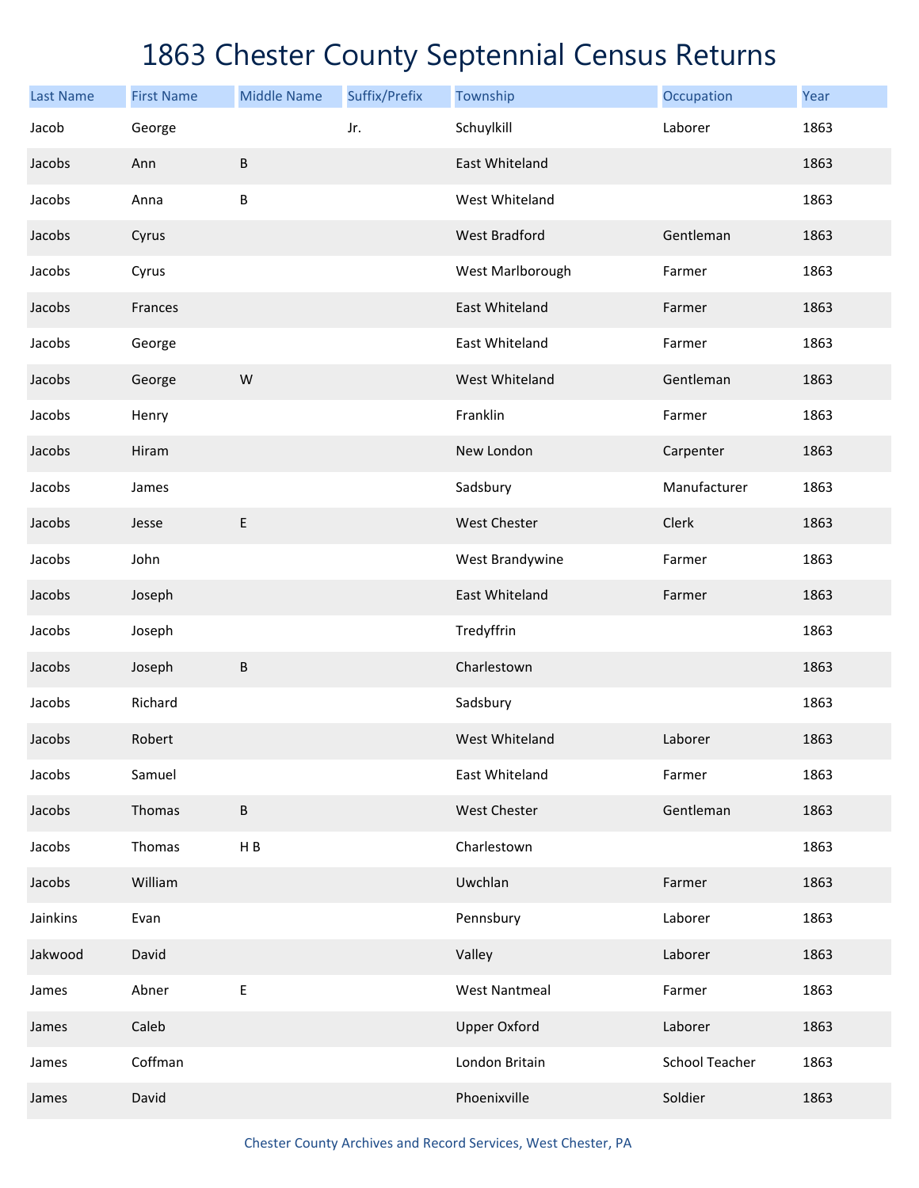# 1863 Chester County Septennial Census Returns

| Last Name | First Name | Middle Name | Suffix/Prefix | Township | Occupation | Year |
|---|---|---|---|---|---|---|
| Jacob | George | | Jr. | Schuylkill | Laborer | 1863 |
| Jacobs | Ann | B | | East Whiteland | | 1863 |
| Jacobs | Anna | B | | West Whiteland | | 1863 |
| Jacobs | Cyrus | | | West Bradford | Gentleman | 1863 |
| Jacobs | Cyrus | | | West Marlborough | Farmer | 1863 |
| Jacobs | Frances | | | East Whiteland | Farmer | 1863 |
| Jacobs | George | | | East Whiteland | Farmer | 1863 |
| Jacobs | George | W | | West Whiteland | Gentleman | 1863 |
| Jacobs | Henry | | | Franklin | Farmer | 1863 |
| Jacobs | Hiram | | | New London | Carpenter | 1863 |
| Jacobs | James | | | Sadsbury | Manufacturer | 1863 |
| Jacobs | Jesse | E | | West Chester | Clerk | 1863 |
| Jacobs | John | | | West Brandywine | Farmer | 1863 |
| Jacobs | Joseph | | | East Whiteland | Farmer | 1863 |
| Jacobs | Joseph | | | Tredyffrin | | 1863 |
| Jacobs | Joseph | B | | Charlestown | | 1863 |
| Jacobs | Richard | | | Sadsbury | | 1863 |
| Jacobs | Robert | | | West Whiteland | Laborer | 1863 |
| Jacobs | Samuel | | | East Whiteland | Farmer | 1863 |
| Jacobs | Thomas | B | | West Chester | Gentleman | 1863 |
| Jacobs | Thomas | H B | | Charlestown | | 1863 |
| Jacobs | William | | | Uwchlan | Farmer | 1863 |
| Jainkins | Evan | | | Pennsbury | Laborer | 1863 |
| Jakwood | David | | | Valley | Laborer | 1863 |
| James | Abner | E | | West Nantmeal | Farmer | 1863 |
| James | Caleb | | | Upper Oxford | Laborer | 1863 |
| James | Coffman | | | London Britain | School Teacher | 1863 |
| James | David | | | Phoenixville | Soldier | 1863 |

Chester County Archives and Record Services, West Chester, PA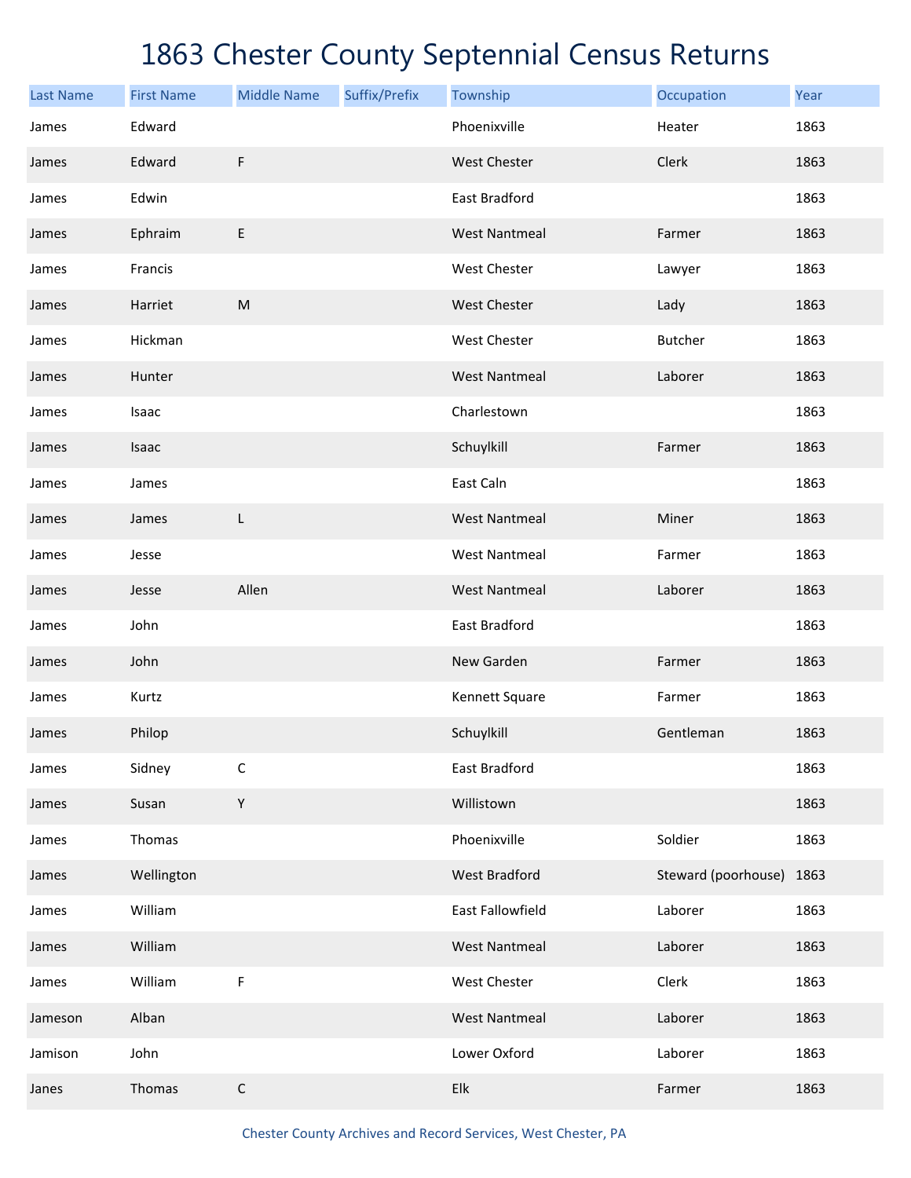# 1863 Chester County Septennial Census Returns

| Last Name | First Name | Middle Name | Suffix/Prefix | Township | Occupation | Year |
|---|---|---|---|---|---|---|
| James | Edward | | | Phoenixville | Heater | 1863 |
| James | Edward | F | | West Chester | Clerk | 1863 |
| James | Edwin | | | East Bradford | | 1863 |
| James | Ephraim | E | | West Nantmeal | Farmer | 1863 |
| James | Francis | | | West Chester | Lawyer | 1863 |
| James | Harriet | M | | West Chester | Lady | 1863 |
| James | Hickman | | | West Chester | Butcher | 1863 |
| James | Hunter | | | West Nantmeal | Laborer | 1863 |
| James | Isaac | | | Charlestown | | 1863 |
| James | Isaac | | | Schuylkill | Farmer | 1863 |
| James | James | | | East Caln | | 1863 |
| James | James | L | | West Nantmeal | Miner | 1863 |
| James | Jesse | | | West Nantmeal | Farmer | 1863 |
| James | Jesse | Allen | | West Nantmeal | Laborer | 1863 |
| James | John | | | East Bradford | | 1863 |
| James | John | | | New Garden | Farmer | 1863 |
| James | Kurtz | | | Kennett Square | Farmer | 1863 |
| James | Philop | | | Schuylkill | Gentleman | 1863 |
| James | Sidney | C | | East Bradford | | 1863 |
| James | Susan | Y | | Willistown | | 1863 |
| James | Thomas | | | Phoenixville | Soldier | 1863 |
| James | Wellington | | | West Bradford | Steward (poorhouse) | 1863 |
| James | William | | | East Fallowfield | Laborer | 1863 |
| James | William | | | West Nantmeal | Laborer | 1863 |
| James | William | F | | West Chester | Clerk | 1863 |
| Jameson | Alban | | | West Nantmeal | Laborer | 1863 |
| Jamison | John | | | Lower Oxford | Laborer | 1863 |
| Janes | Thomas | C | | Elk | Farmer | 1863 |

Chester County Archives and Record Services, West Chester, PA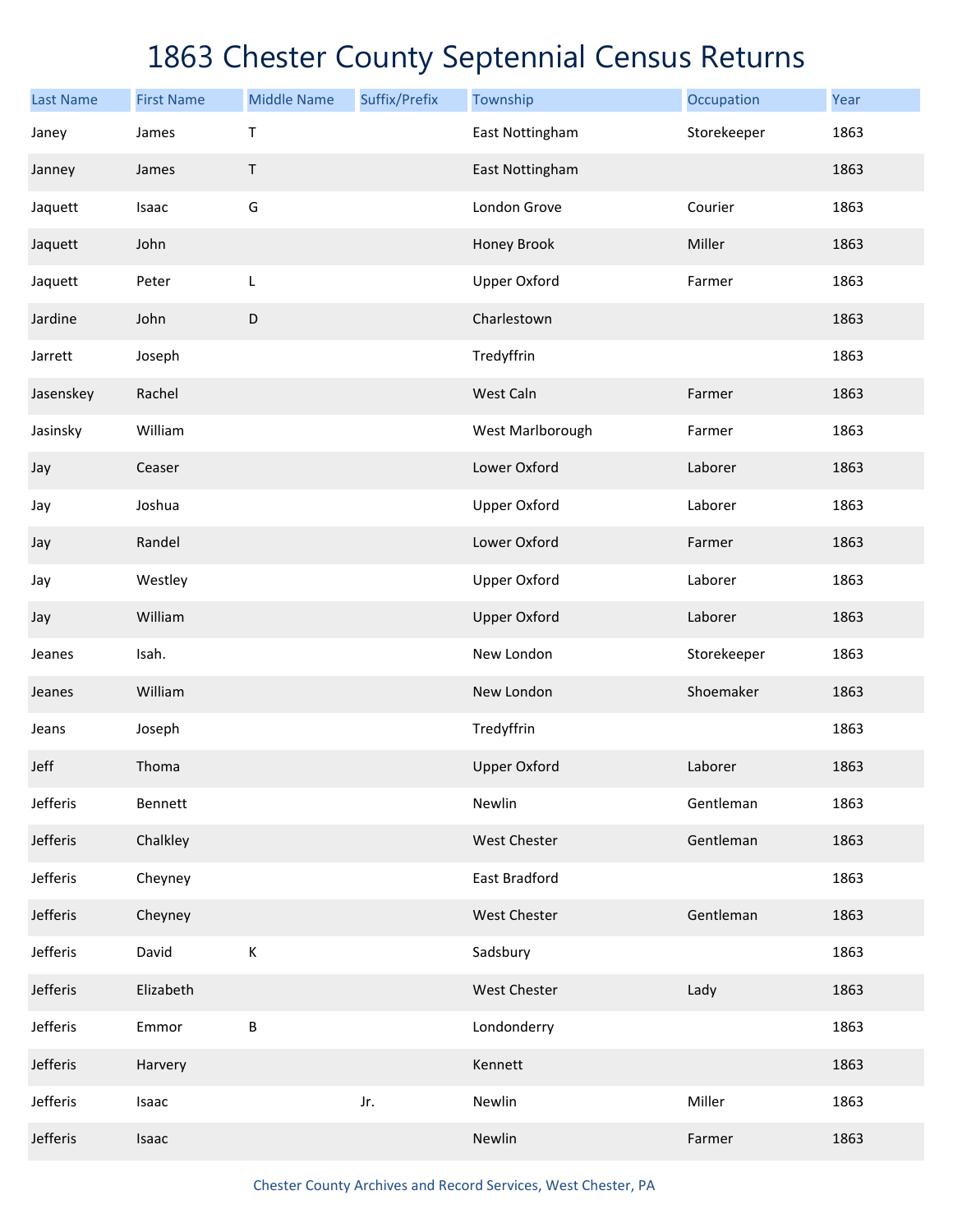# 1863 Chester County Septennial Census Returns

| Last Name | First Name | Middle Name | Suffix/Prefix | Township | Occupation | Year |
|---|---|---|---|---|---|---|
| Janey | James | T | | East Nottingham | Storekeeper | 1863 |
| Janney | James | T | | East Nottingham | | 1863 |
| Jaquett | Isaac | G | | London Grove | Courier | 1863 |
| Jaquett | John | | | Honey Brook | Miller | 1863 |
| Jaquett | Peter | L | | Upper Oxford | Farmer | 1863 |
| Jardine | John | D | | Charlestown | | 1863 |
| Jarrett | Joseph | | | Tredyffrin | | 1863 |
| Jasenskey | Rachel | | | West Caln | Farmer | 1863 |
| Jasinsky | William | | | West Marlborough | Farmer | 1863 |
| Jay | Ceaser | | | Lower Oxford | Laborer | 1863 |
| Jay | Joshua | | | Upper Oxford | Laborer | 1863 |
| Jay | Randel | | | Lower Oxford | Farmer | 1863 |
| Jay | Westley | | | Upper Oxford | Laborer | 1863 |
| Jay | William | | | Upper Oxford | Laborer | 1863 |
| Jeanes | Isah. | | | New London | Storekeeper | 1863 |
| Jeanes | William | | | New London | Shoemaker | 1863 |
| Jeans | Joseph | | | Tredyffrin | | 1863 |
| Jeff | Thoma | | | Upper Oxford | Laborer | 1863 |
| Jefferis | Bennett | | | Newlin | Gentleman | 1863 |
| Jefferis | Chalkley | | | West Chester | Gentleman | 1863 |
| Jefferis | Cheyney | | | East Bradford | | 1863 |
| Jefferis | Cheyney | | | West Chester | Gentleman | 1863 |
| Jefferis | David | K | | Sadsbury | | 1863 |
| Jefferis | Elizabeth | | | West Chester | Lady | 1863 |
| Jefferis | Emmor | B | | Londonderry | | 1863 |
| Jefferis | Harvery | | | Kennett | | 1863 |
| Jefferis | Isaac | | Jr. | Newlin | Miller | 1863 |
| Jefferis | Isaac | | | Newlin | Farmer | 1863 |

Chester County Archives and Record Services, West Chester, PA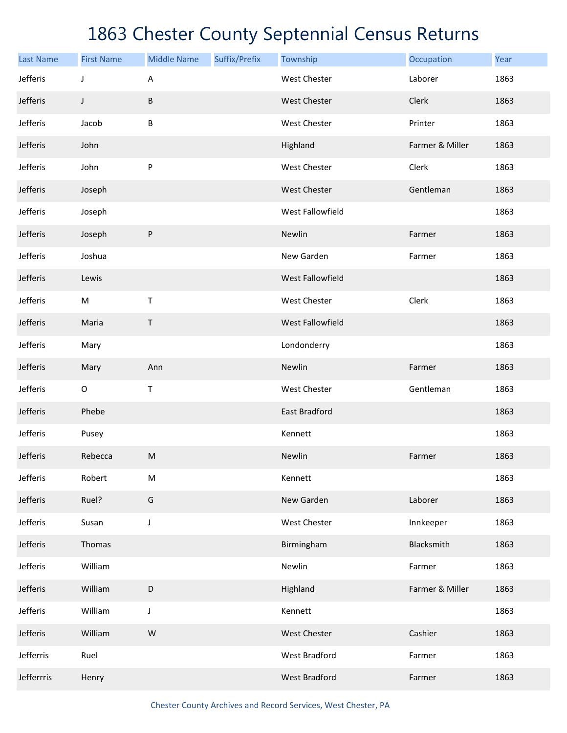# 1863 Chester County Septennial Census Returns

| Last Name | First Name | Middle Name | Suffix/Prefix | Township | Occupation | Year |
|---|---|---|---|---|---|---|
| Jefferis | J | A | | West Chester | Laborer | 1863 |
| Jefferis | J | B | | West Chester | Clerk | 1863 |
| Jefferis | Jacob | B | | West Chester | Printer | 1863 |
| Jefferis | John | | | Highland | Farmer & Miller | 1863 |
| Jefferis | John | P | | West Chester | Clerk | 1863 |
| Jefferis | Joseph | | | West Chester | Gentleman | 1863 |
| Jefferis | Joseph | | | West Fallowfield | | 1863 |
| Jefferis | Joseph | P | | Newlin | Farmer | 1863 |
| Jefferis | Joshua | | | New Garden | Farmer | 1863 |
| Jefferis | Lewis | | | West Fallowfield | | 1863 |
| Jefferis | M | T | | West Chester | Clerk | 1863 |
| Jefferis | Maria | T | | West Fallowfield | | 1863 |
| Jefferis | Mary | | | Londonderry | | 1863 |
| Jefferis | Mary | Ann | | Newlin | Farmer | 1863 |
| Jefferis | O | T | | West Chester | Gentleman | 1863 |
| Jefferis | Phebe | | | East Bradford | | 1863 |
| Jefferis | Pusey | | | Kennett | | 1863 |
| Jefferis | Rebecca | M | | Newlin | Farmer | 1863 |
| Jefferis | Robert | M | | Kennett | | 1863 |
| Jefferis | Ruel? | G | | New Garden | Laborer | 1863 |
| Jefferis | Susan | J | | West Chester | Innkeeper | 1863 |
| Jefferis | Thomas | | | Birmingham | Blacksmith | 1863 |
| Jefferis | William | | | Newlin | Farmer | 1863 |
| Jefferis | William | D | | Highland | Farmer & Miller | 1863 |
| Jefferis | William | J | | Kennett | | 1863 |
| Jefferis | William | W | | West Chester | Cashier | 1863 |
| Jefferris | Ruel | | | West Bradford | Farmer | 1863 |
| Jefferrris | Henry | | | West Bradford | Farmer | 1863 |

Chester County Archives and Record Services, West Chester, PA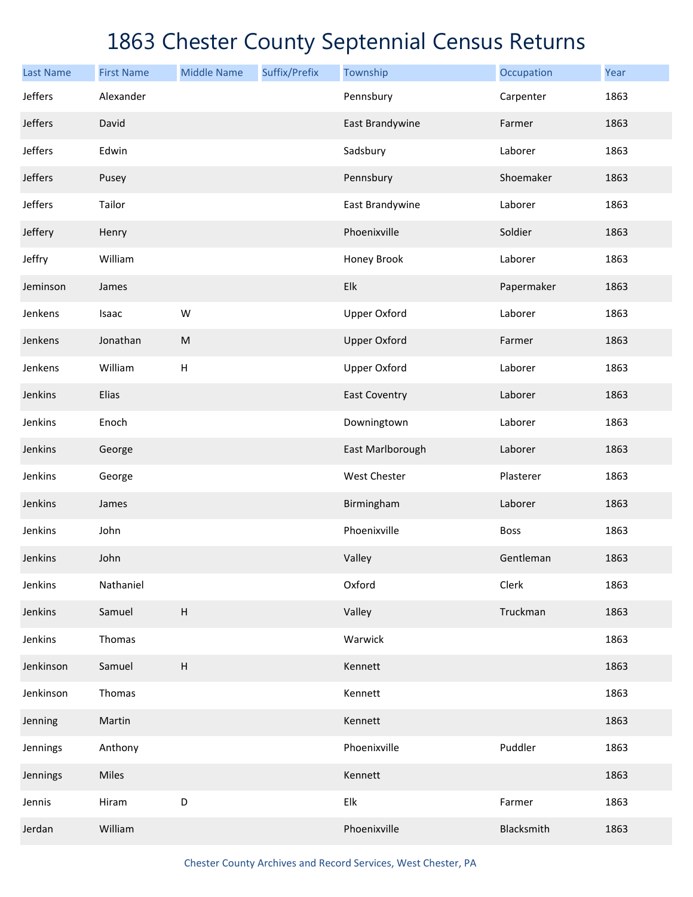# 1863 Chester County Septennial Census Returns

| Last Name | First Name | Middle Name | Suffix/Prefix | Township | Occupation | Year |
|---|---|---|---|---|---|---|
| Jeffers | Alexander | | | Pennsbury | Carpenter | 1863 |
| Jeffers | David | | | East Brandywine | Farmer | 1863 |
| Jeffers | Edwin | | | Sadsbury | Laborer | 1863 |
| Jeffers | Pusey | | | Pennsbury | Shoemaker | 1863 |
| Jeffers | Tailor | | | East Brandywine | Laborer | 1863 |
| Jeffery | Henry | | | Phoenixville | Soldier | 1863 |
| Jeffry | William | | | Honey Brook | Laborer | 1863 |
| Jeminson | James | | | Elk | Papermaker | 1863 |
| Jenkens | Isaac | W | | Upper Oxford | Laborer | 1863 |
| Jenkens | Jonathan | M | | Upper Oxford | Farmer | 1863 |
| Jenkens | William | H | | Upper Oxford | Laborer | 1863 |
| Jenkins | Elias | | | East Coventry | Laborer | 1863 |
| Jenkins | Enoch | | | Downingtown | Laborer | 1863 |
| Jenkins | George | | | East Marlborough | Laborer | 1863 |
| Jenkins | George | | | West Chester | Plasterer | 1863 |
| Jenkins | James | | | Birmingham | Laborer | 1863 |
| Jenkins | John | | | Phoenixville | Boss | 1863 |
| Jenkins | John | | | Valley | Gentleman | 1863 |
| Jenkins | Nathaniel | | | Oxford | Clerk | 1863 |
| Jenkins | Samuel | H | | Valley | Truckman | 1863 |
| Jenkins | Thomas | | | Warwick | | 1863 |
| Jenkinson | Samuel | H | | Kennett | | 1863 |
| Jenkinson | Thomas | | | Kennett | | 1863 |
| Jenning | Martin | | | Kennett | | 1863 |
| Jennings | Anthony | | | Phoenixville | Puddler | 1863 |
| Jennings | Miles | | | Kennett | | 1863 |
| Jennis | Hiram | D | | Elk | Farmer | 1863 |
| Jerdan | William | | | Phoenixville | Blacksmith | 1863 |

Chester County Archives and Record Services, West Chester, PA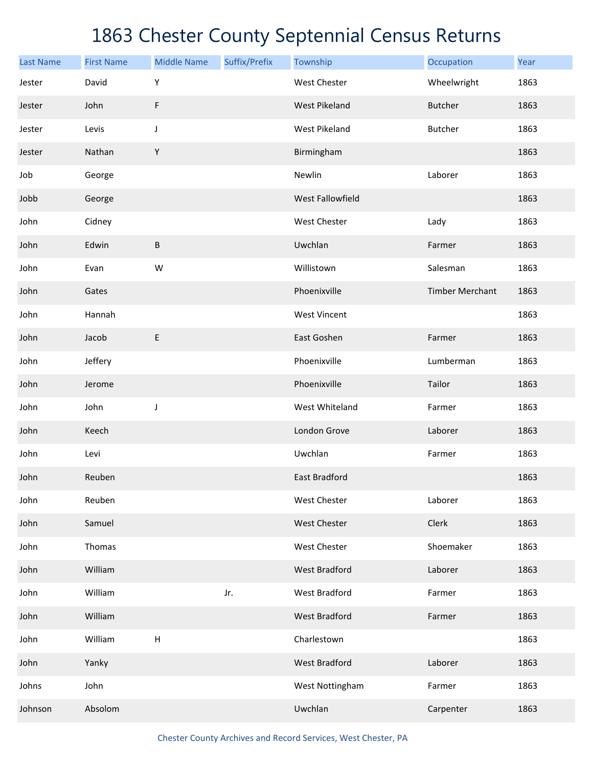# 1863 Chester County Septennial Census Returns

| Last Name | First Name | Middle Name | Suffix/Prefix | Township | Occupation | Year |
|---|---|---|---|---|---|---|
| Jester | David | Y | | West Chester | Wheelwright | 1863 |
| Jester | John | F | | West Pikeland | Butcher | 1863 |
| Jester | Levis | J | | West Pikeland | Butcher | 1863 |
| Jester | Nathan | Y | | Birmingham | | 1863 |
| Job | George | | | Newlin | Laborer | 1863 |
| Jobb | George | | | West Fallowfield | | 1863 |
| John | Cidney | | | West Chester | Lady | 1863 |
| John | Edwin | B | | Uwchlan | Farmer | 1863 |
| John | Evan | W | | Willistown | Salesman | 1863 |
| John | Gates | | | Phoenixville | Timber Merchant | 1863 |
| John | Hannah | | | West Vincent | | 1863 |
| John | Jacob | E | | East Goshen | Farmer | 1863 |
| John | Jeffery | | | Phoenixville | Lumberman | 1863 |
| John | Jerome | | | Phoenixville | Tailor | 1863 |
| John | John | J | | West Whiteland | Farmer | 1863 |
| John | Keech | | | London Grove | Laborer | 1863 |
| John | Levi | | | Uwchlan | Farmer | 1863 |
| John | Reuben | | | East Bradford | | 1863 |
| John | Reuben | | | West Chester | Laborer | 1863 |
| John | Samuel | | | West Chester | Clerk | 1863 |
| John | Thomas | | | West Chester | Shoemaker | 1863 |
| John | William | | | West Bradford | Laborer | 1863 |
| John | William | | Jr. | West Bradford | Farmer | 1863 |
| John | William | | | West Bradford | Farmer | 1863 |
| John | William | H | | Charlestown | | 1863 |
| John | Yanky | | | West Bradford | Laborer | 1863 |
| Johns | John | | | West Nottingham | Farmer | 1863 |
| Johnson | Absolom | | | Uwchlan | Carpenter | 1863 |

Chester County Archives and Record Services, West Chester, PA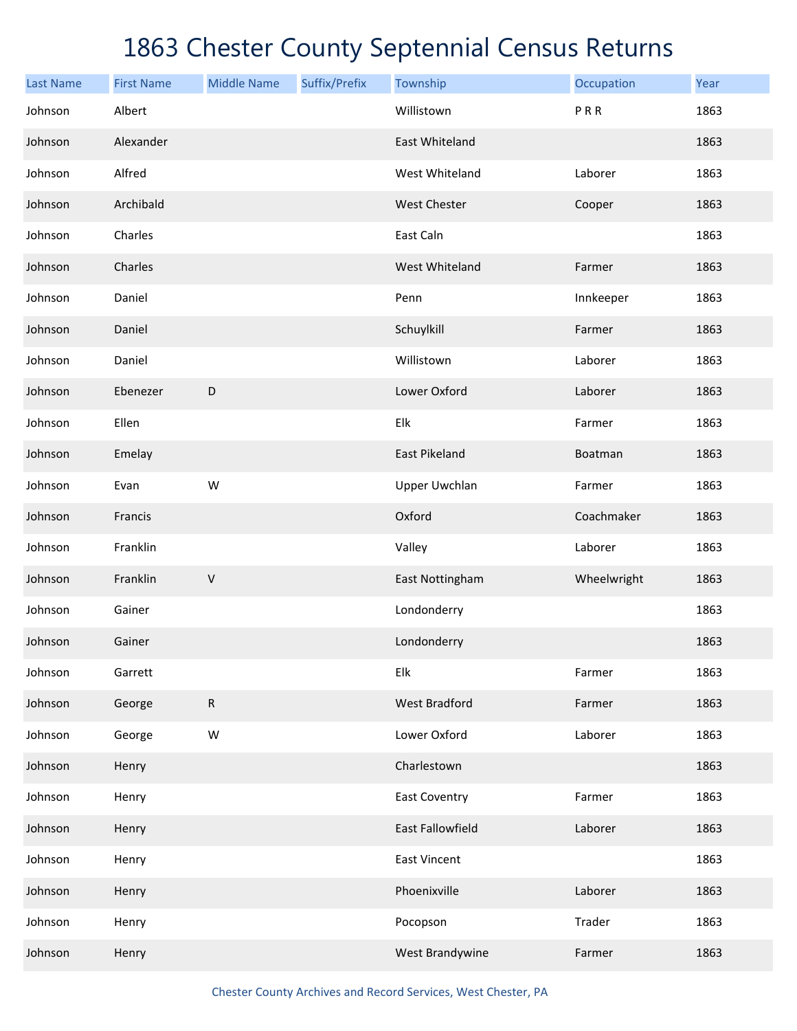# 1863 Chester County Septennial Census Returns

| Last Name | First Name | Middle Name | Suffix/Prefix | Township | Occupation | Year |
|---|---|---|---|---|---|---|
| Johnson | Albert | | | Willistown | P R R | 1863 |
| Johnson | Alexander | | | East Whiteland | | 1863 |
| Johnson | Alfred | | | West Whiteland | Laborer | 1863 |
| Johnson | Archibald | | | West Chester | Cooper | 1863 |
| Johnson | Charles | | | East Caln | | 1863 |
| Johnson | Charles | | | West Whiteland | Farmer | 1863 |
| Johnson | Daniel | | | Penn | Innkeeper | 1863 |
| Johnson | Daniel | | | Schuylkill | Farmer | 1863 |
| Johnson | Daniel | | | Willistown | Laborer | 1863 |
| Johnson | Ebenezer | D | | Lower Oxford | Laborer | 1863 |
| Johnson | Ellen | | | Elk | Farmer | 1863 |
| Johnson | Emelay | | | East Pikeland | Boatman | 1863 |
| Johnson | Evan | W | | Upper Uwchlan | Farmer | 1863 |
| Johnson | Francis | | | Oxford | Coachmaker | 1863 |
| Johnson | Franklin | | | Valley | Laborer | 1863 |
| Johnson | Franklin | V | | East Nottingham | Wheelwright | 1863 |
| Johnson | Gainer | | | Londonderry | | 1863 |
| Johnson | Gainer | | | Londonderry | | 1863 |
| Johnson | Garrett | | | Elk | Farmer | 1863 |
| Johnson | George | R | | West Bradford | Farmer | 1863 |
| Johnson | George | W | | Lower Oxford | Laborer | 1863 |
| Johnson | Henry | | | Charlestown | | 1863 |
| Johnson | Henry | | | East Coventry | Farmer | 1863 |
| Johnson | Henry | | | East Fallowfield | Laborer | 1863 |
| Johnson | Henry | | | East Vincent | | 1863 |
| Johnson | Henry | | | Phoenixville | Laborer | 1863 |
| Johnson | Henry | | | Pocopson | Trader | 1863 |
| Johnson | Henry | | | West Brandywine | Farmer | 1863 |

Chester County Archives and Record Services, West Chester, PA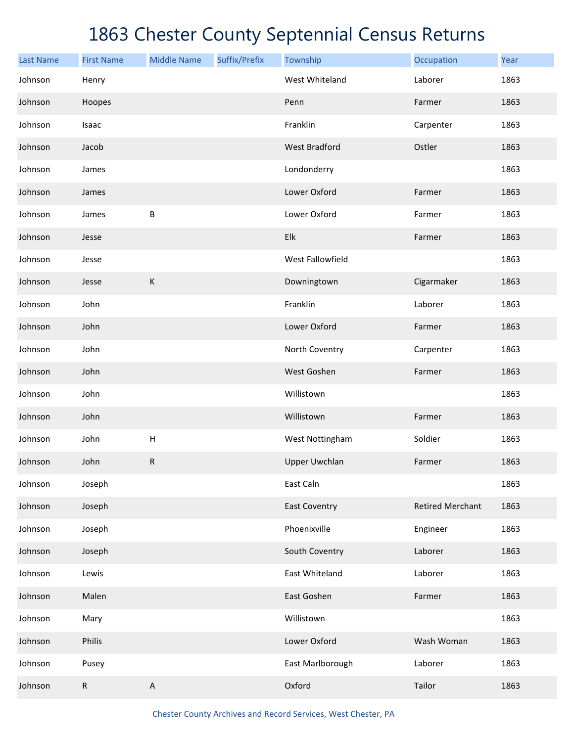# 1863 Chester County Septennial Census Returns

| Last Name | First Name | Middle Name | Suffix/Prefix | Township | Occupation | Year |
|---|---|---|---|---|---|---|
| Johnson | Henry | | | West Whiteland | Laborer | 1863 |
| Johnson | Hoopes | | | Penn | Farmer | 1863 |
| Johnson | Isaac | | | Franklin | Carpenter | 1863 |
| Johnson | Jacob | | | West Bradford | Ostler | 1863 |
| Johnson | James | | | Londonderry | | 1863 |
| Johnson | James | | | Lower Oxford | Farmer | 1863 |
| Johnson | James | B | | Lower Oxford | Farmer | 1863 |
| Johnson | Jesse | | | Elk | Farmer | 1863 |
| Johnson | Jesse | | | West Fallowfield | | 1863 |
| Johnson | Jesse | K | | Downingtown | Cigarmaker | 1863 |
| Johnson | John | | | Franklin | Laborer | 1863 |
| Johnson | John | | | Lower Oxford | Farmer | 1863 |
| Johnson | John | | | North Coventry | Carpenter | 1863 |
| Johnson | John | | | West Goshen | Farmer | 1863 |
| Johnson | John | | | Willistown | | 1863 |
| Johnson | John | | | Willistown | Farmer | 1863 |
| Johnson | John | H | | West Nottingham | Soldier | 1863 |
| Johnson | John | R | | Upper Uwchlan | Farmer | 1863 |
| Johnson | Joseph | | | East Caln | | 1863 |
| Johnson | Joseph | | | East Coventry | Retired Merchant | 1863 |
| Johnson | Joseph | | | Phoenixville | Engineer | 1863 |
| Johnson | Joseph | | | South Coventry | Laborer | 1863 |
| Johnson | Lewis | | | East Whiteland | Laborer | 1863 |
| Johnson | Malen | | | East Goshen | Farmer | 1863 |
| Johnson | Mary | | | Willistown | | 1863 |
| Johnson | Philis | | | Lower Oxford | Wash Woman | 1863 |
| Johnson | Pusey | | | East Marlborough | Laborer | 1863 |
| Johnson | R | A | | Oxford | Tailor | 1863 |

Chester County Archives and Record Services, West Chester, PA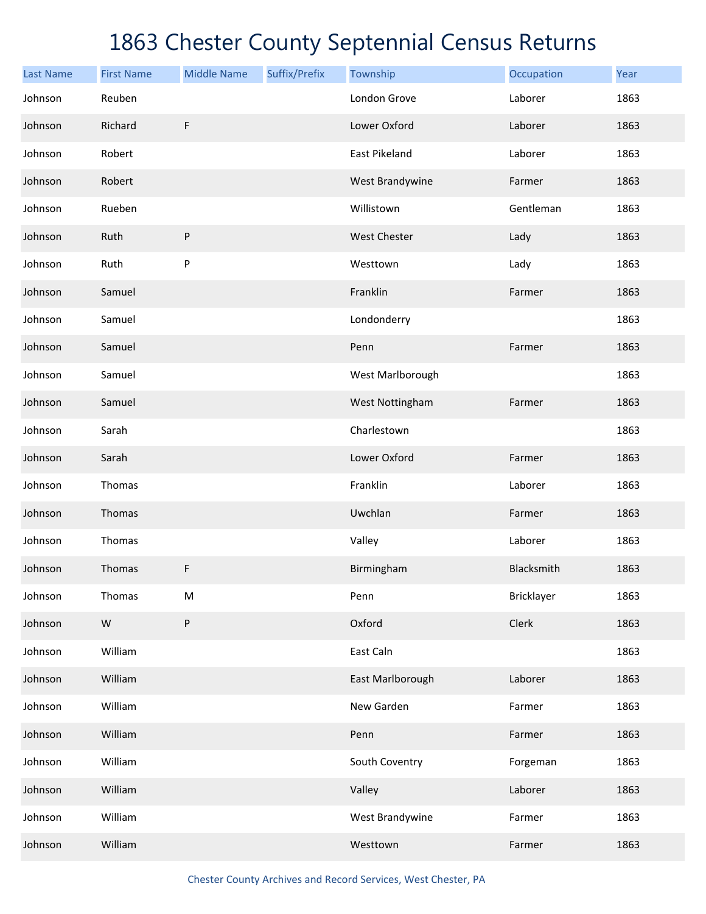# 1863 Chester County Septennial Census Returns

| Last Name | First Name | Middle Name | Suffix/Prefix | Township | Occupation | Year |
|---|---|---|---|---|---|---|
| Johnson | Reuben | | | London Grove | Laborer | 1863 |
| Johnson | Richard | F | | Lower Oxford | Laborer | 1863 |
| Johnson | Robert | | | East Pikeland | Laborer | 1863 |
| Johnson | Robert | | | West Brandywine | Farmer | 1863 |
| Johnson | Rueben | | | Willistown | Gentleman | 1863 |
| Johnson | Ruth | P | | West Chester | Lady | 1863 |
| Johnson | Ruth | P | | Westtown | Lady | 1863 |
| Johnson | Samuel | | | Franklin | Farmer | 1863 |
| Johnson | Samuel | | | Londonderry | | 1863 |
| Johnson | Samuel | | | Penn | Farmer | 1863 |
| Johnson | Samuel | | | West Marlborough | | 1863 |
| Johnson | Samuel | | | West Nottingham | Farmer | 1863 |
| Johnson | Sarah | | | Charlestown | | 1863 |
| Johnson | Sarah | | | Lower Oxford | Farmer | 1863 |
| Johnson | Thomas | | | Franklin | Laborer | 1863 |
| Johnson | Thomas | | | Uwchlan | Farmer | 1863 |
| Johnson | Thomas | | | Valley | Laborer | 1863 |
| Johnson | Thomas | F | | Birmingham | Blacksmith | 1863 |
| Johnson | Thomas | M | | Penn | Bricklayer | 1863 |
| Johnson | W | P | | Oxford | Clerk | 1863 |
| Johnson | William | | | East Caln | | 1863 |
| Johnson | William | | | East Marlborough | Laborer | 1863 |
| Johnson | William | | | New Garden | Farmer | 1863 |
| Johnson | William | | | Penn | Farmer | 1863 |
| Johnson | William | | | South Coventry | Forgeman | 1863 |
| Johnson | William | | | Valley | Laborer | 1863 |
| Johnson | William | | | West Brandywine | Farmer | 1863 |
| Johnson | William | | | Westtown | Farmer | 1863 |

Chester County Archives and Record Services, West Chester, PA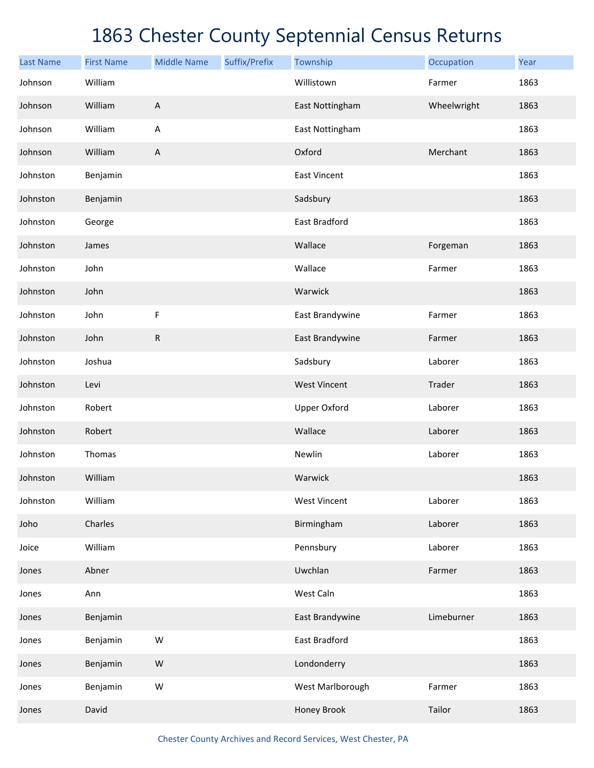# 1863 Chester County Septennial Census Returns

| Last Name | First Name | Middle Name | Suffix/Prefix | Township | Occupation | Year |
|---|---|---|---|---|---|---|
| Johnson | William | | | Willistown | Farmer | 1863 |
| Johnson | William | A | | East Nottingham | Wheelwright | 1863 |
| Johnson | William | A | | East Nottingham | | 1863 |
| Johnson | William | A | | Oxford | Merchant | 1863 |
| Johnston | Benjamin | | | East Vincent | | 1863 |
| Johnston | Benjamin | | | Sadsbury | | 1863 |
| Johnston | George | | | East Bradford | | 1863 |
| Johnston | James | | | Wallace | Forgeman | 1863 |
| Johnston | John | | | Wallace | Farmer | 1863 |
| Johnston | John | | | Warwick | | 1863 |
| Johnston | John | F | | East Brandywine | Farmer | 1863 |
| Johnston | John | R | | East Brandywine | Farmer | 1863 |
| Johnston | Joshua | | | Sadsbury | Laborer | 1863 |
| Johnston | Levi | | | West Vincent | Trader | 1863 |
| Johnston | Robert | | | Upper Oxford | Laborer | 1863 |
| Johnston | Robert | | | Wallace | Laborer | 1863 |
| Johnston | Thomas | | | Newlin | Laborer | 1863 |
| Johnston | William | | | Warwick | | 1863 |
| Johnston | William | | | West Vincent | Laborer | 1863 |
| Joho | Charles | | | Birmingham | Laborer | 1863 |
| Joice | William | | | Pennsbury | Laborer | 1863 |
| Jones | Abner | | | Uwchlan | Farmer | 1863 |
| Jones | Ann | | | West Caln | | 1863 |
| Jones | Benjamin | | | East Brandywine | Limeburner | 1863 |
| Jones | Benjamin | W | | East Bradford | | 1863 |
| Jones | Benjamin | W | | Londonderry | | 1863 |
| Jones | Benjamin | W | | West Marlborough | Farmer | 1863 |
| Jones | David | | | Honey Brook | Tailor | 1863 |

Chester County Archives and Record Services, West Chester, PA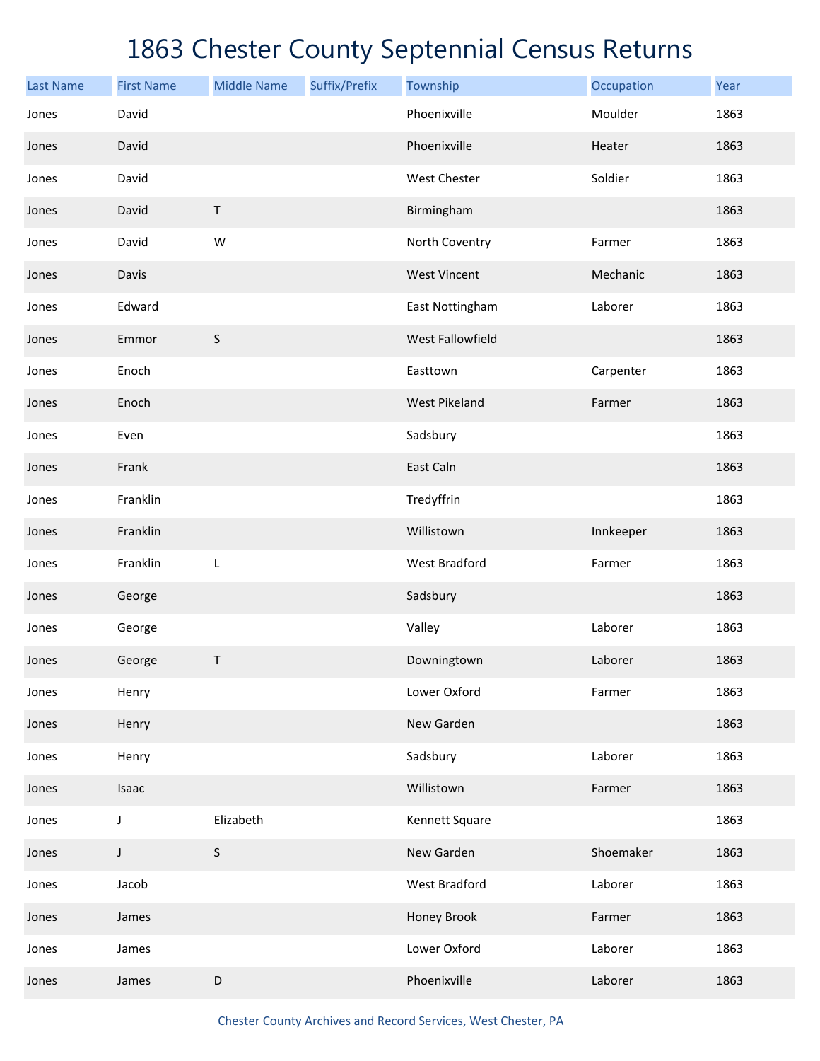# 1863 Chester County Septennial Census Returns

| Last Name | First Name | Middle Name | Suffix/Prefix | Township | Occupation | Year |
|---|---|---|---|---|---|---|
| Jones | David | | | Phoenixville | Moulder | 1863 |
| Jones | David | | | Phoenixville | Heater | 1863 |
| Jones | David | | | West Chester | Soldier | 1863 |
| Jones | David | T | | Birmingham | | 1863 |
| Jones | David | W | | North Coventry | Farmer | 1863 |
| Jones | Davis | | | West Vincent | Mechanic | 1863 |
| Jones | Edward | | | East Nottingham | Laborer | 1863 |
| Jones | Emmor | S | | West Fallowfield | | 1863 |
| Jones | Enoch | | | Easttown | Carpenter | 1863 |
| Jones | Enoch | | | West Pikeland | Farmer | 1863 |
| Jones | Even | | | Sadsbury | | 1863 |
| Jones | Frank | | | East Caln | | 1863 |
| Jones | Franklin | | | Tredyffrin | | 1863 |
| Jones | Franklin | | | Willistown | Innkeeper | 1863 |
| Jones | Franklin | L | | West Bradford | Farmer | 1863 |
| Jones | George | | | Sadsbury | | 1863 |
| Jones | George | | | Valley | Laborer | 1863 |
| Jones | George | T | | Downingtown | Laborer | 1863 |
| Jones | Henry | | | Lower Oxford | Farmer | 1863 |
| Jones | Henry | | | New Garden | | 1863 |
| Jones | Henry | | | Sadsbury | Laborer | 1863 |
| Jones | Isaac | | | Willistown | Farmer | 1863 |
| Jones | J | Elizabeth | | Kennett Square | | 1863 |
| Jones | J | S | | New Garden | Shoemaker | 1863 |
| Jones | Jacob | | | West Bradford | Laborer | 1863 |
| Jones | James | | | Honey Brook | Farmer | 1863 |
| Jones | James | | | Lower Oxford | Laborer | 1863 |
| Jones | James | D | | Phoenixville | Laborer | 1863 |

Chester County Archives and Record Services, West Chester, PA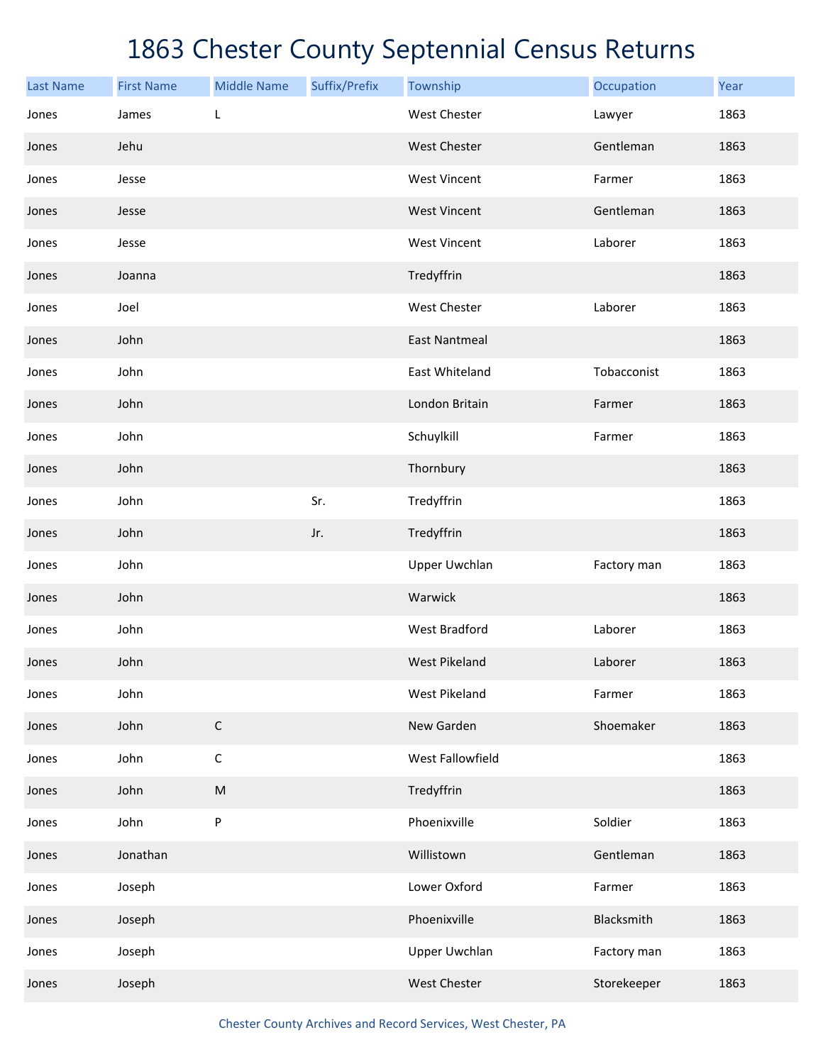# 1863 Chester County Septennial Census Returns

| Last Name | First Name | Middle Name | Suffix/Prefix | Township | Occupation | Year |
|---|---|---|---|---|---|---|
| Jones | James | L | | West Chester | Lawyer | 1863 |
| Jones | Jehu | | | West Chester | Gentleman | 1863 |
| Jones | Jesse | | | West Vincent | Farmer | 1863 |
| Jones | Jesse | | | West Vincent | Gentleman | 1863 |
| Jones | Jesse | | | West Vincent | Laborer | 1863 |
| Jones | Joanna | | | Tredyffrin | | 1863 |
| Jones | Joel | | | West Chester | Laborer | 1863 |
| Jones | John | | | East Nantmeal | | 1863 |
| Jones | John | | | East Whiteland | Tobacconist | 1863 |
| Jones | John | | | London Britain | Farmer | 1863 |
| Jones | John | | | Schuylkill | Farmer | 1863 |
| Jones | John | | | Thornbury | | 1863 |
| Jones | John | | Sr. | Tredyffrin | | 1863 |
| Jones | John | | Jr. | Tredyffrin | | 1863 |
| Jones | John | | | Upper Uwchlan | Factory man | 1863 |
| Jones | John | | | Warwick | | 1863 |
| Jones | John | | | West Bradford | Laborer | 1863 |
| Jones | John | | | West Pikeland | Laborer | 1863 |
| Jones | John | | | West Pikeland | Farmer | 1863 |
| Jones | John | C | | New Garden | Shoemaker | 1863 |
| Jones | John | C | | West Fallowfield | | 1863 |
| Jones | John | M | | Tredyffrin | | 1863 |
| Jones | John | P | | Phoenixville | Soldier | 1863 |
| Jones | Jonathan | | | Willistown | Gentleman | 1863 |
| Jones | Joseph | | | Lower Oxford | Farmer | 1863 |
| Jones | Joseph | | | Phoenixville | Blacksmith | 1863 |
| Jones | Joseph | | | Upper Uwchlan | Factory man | 1863 |
| Jones | Joseph | | | West Chester | Storekeeper | 1863 |

Chester County Archives and Record Services, West Chester, PA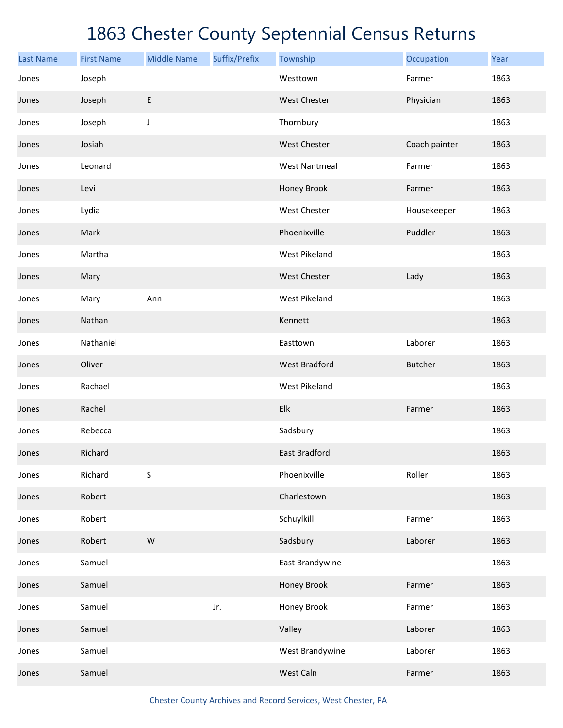# 1863 Chester County Septennial Census Returns

| Last Name | First Name | Middle Name | Suffix/Prefix | Township | Occupation | Year |
|---|---|---|---|---|---|---|
| Jones | Joseph | | | Westtown | Farmer | 1863 |
| Jones | Joseph | E | | West Chester | Physician | 1863 |
| Jones | Joseph | J | | Thornbury | | 1863 |
| Jones | Josiah | | | West Chester | Coach painter | 1863 |
| Jones | Leonard | | | West Nantmeal | Farmer | 1863 |
| Jones | Levi | | | Honey Brook | Farmer | 1863 |
| Jones | Lydia | | | West Chester | Housekeeper | 1863 |
| Jones | Mark | | | Phoenixville | Puddler | 1863 |
| Jones | Martha | | | West Pikeland | | 1863 |
| Jones | Mary | | | West Chester | Lady | 1863 |
| Jones | Mary | Ann | | West Pikeland | | 1863 |
| Jones | Nathan | | | Kennett | | 1863 |
| Jones | Nathaniel | | | Easttown | Laborer | 1863 |
| Jones | Oliver | | | West Bradford | Butcher | 1863 |
| Jones | Rachael | | | West Pikeland | | 1863 |
| Jones | Rachel | | | Elk | Farmer | 1863 |
| Jones | Rebecca | | | Sadsbury | | 1863 |
| Jones | Richard | | | East Bradford | | 1863 |
| Jones | Richard | S | | Phoenixville | Roller | 1863 |
| Jones | Robert | | | Charlestown | | 1863 |
| Jones | Robert | | | Schuylkill | Farmer | 1863 |
| Jones | Robert | W | | Sadsbury | Laborer | 1863 |
| Jones | Samuel | | | East Brandywine | | 1863 |
| Jones | Samuel | | | Honey Brook | Farmer | 1863 |
| Jones | Samuel | | Jr. | Honey Brook | Farmer | 1863 |
| Jones | Samuel | | | Valley | Laborer | 1863 |
| Jones | Samuel | | | West Brandywine | Laborer | 1863 |
| Jones | Samuel | | | West Caln | Farmer | 1863 |

Chester County Archives and Record Services, West Chester, PA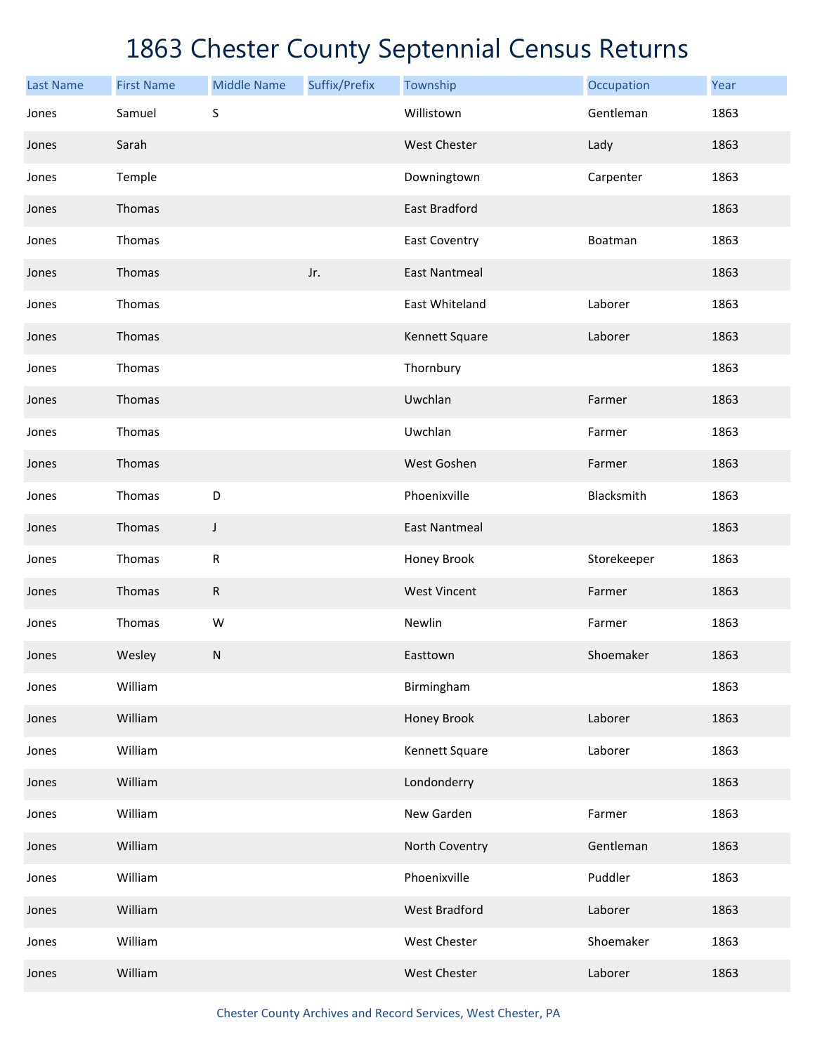# 1863 Chester County Septennial Census Returns

| Last Name | First Name | Middle Name | Suffix/Prefix | Township | Occupation | Year |
|---|---|---|---|---|---|---|
| Jones | Samuel | S | | Willistown | Gentleman | 1863 |
| Jones | Sarah | | | West Chester | Lady | 1863 |
| Jones | Temple | | | Downingtown | Carpenter | 1863 |
| Jones | Thomas | | | East Bradford | | 1863 |
| Jones | Thomas | | | East Coventry | Boatman | 1863 |
| Jones | Thomas | | Jr. | East Nantmeal | | 1863 |
| Jones | Thomas | | | East Whiteland | Laborer | 1863 |
| Jones | Thomas | | | Kennett Square | Laborer | 1863 |
| Jones | Thomas | | | Thornbury | | 1863 |
| Jones | Thomas | | | Uwchlan | Farmer | 1863 |
| Jones | Thomas | | | Uwchlan | Farmer | 1863 |
| Jones | Thomas | | | West Goshen | Farmer | 1863 |
| Jones | Thomas | D | | Phoenixville | Blacksmith | 1863 |
| Jones | Thomas | J | | East Nantmeal | | 1863 |
| Jones | Thomas | R | | Honey Brook | Storekeeper | 1863 |
| Jones | Thomas | R | | West Vincent | Farmer | 1863 |
| Jones | Thomas | W | | Newlin | Farmer | 1863 |
| Jones | Wesley | N | | Easttown | Shoemaker | 1863 |
| Jones | William | | | Birmingham | | 1863 |
| Jones | William | | | Honey Brook | Laborer | 1863 |
| Jones | William | | | Kennett Square | Laborer | 1863 |
| Jones | William | | | Londonderry | | 1863 |
| Jones | William | | | New Garden | Farmer | 1863 |
| Jones | William | | | North Coventry | Gentleman | 1863 |
| Jones | William | | | Phoenixville | Puddler | 1863 |
| Jones | William | | | West Bradford | Laborer | 1863 |
| Jones | William | | | West Chester | Shoemaker | 1863 |
| Jones | William | | | West Chester | Laborer | 1863 |

Chester County Archives and Record Services, West Chester, PA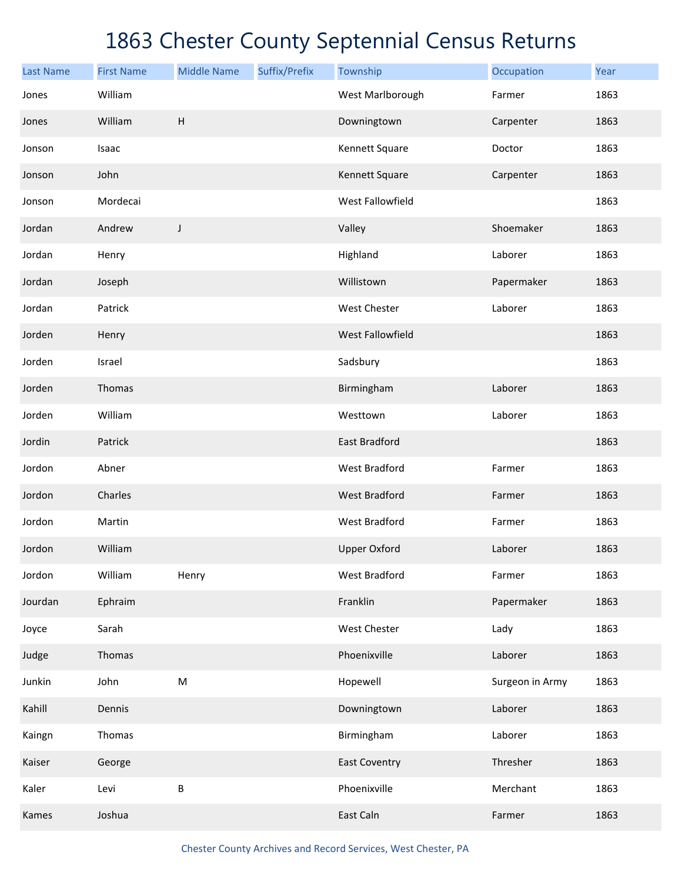# 1863 Chester County Septennial Census Returns

| Last Name | First Name | Middle Name | Suffix/Prefix | Township | Occupation | Year |
|---|---|---|---|---|---|---|
| Jones | William | | | West Marlborough | Farmer | 1863 |
| Jones | William | H | | Downingtown | Carpenter | 1863 |
| Jonson | Isaac | | | Kennett Square | Doctor | 1863 |
| Jonson | John | | | Kennett Square | Carpenter | 1863 |
| Jonson | Mordecai | | | West Fallowfield | | 1863 |
| Jordan | Andrew | J | | Valley | Shoemaker | 1863 |
| Jordan | Henry | | | Highland | Laborer | 1863 |
| Jordan | Joseph | | | Willistown | Papermaker | 1863 |
| Jordan | Patrick | | | West Chester | Laborer | 1863 |
| Jorden | Henry | | | West Fallowfield | | 1863 |
| Jorden | Israel | | | Sadsbury | | 1863 |
| Jorden | Thomas | | | Birmingham | Laborer | 1863 |
| Jorden | William | | | Westtown | Laborer | 1863 |
| Jordin | Patrick | | | East Bradford | | 1863 |
| Jordon | Abner | | | West Bradford | Farmer | 1863 |
| Jordon | Charles | | | West Bradford | Farmer | 1863 |
| Jordon | Martin | | | West Bradford | Farmer | 1863 |
| Jordon | William | | | Upper Oxford | Laborer | 1863 |
| Jordon | William | Henry | | West Bradford | Farmer | 1863 |
| Jourdan | Ephraim | | | Franklin | Papermaker | 1863 |
| Joyce | Sarah | | | West Chester | Lady | 1863 |
| Judge | Thomas | | | Phoenixville | Laborer | 1863 |
| Junkin | John | M | | Hopewell | Surgeon in Army | 1863 |
| Kahill | Dennis | | | Downingtown | Laborer | 1863 |
| Kaingn | Thomas | | | Birmingham | Laborer | 1863 |
| Kaiser | George | | | East Coventry | Thresher | 1863 |
| Kaler | Levi | B | | Phoenixville | Merchant | 1863 |
| Kames | Joshua | | | East Caln | Farmer | 1863 |

Chester County Archives and Record Services, West Chester, PA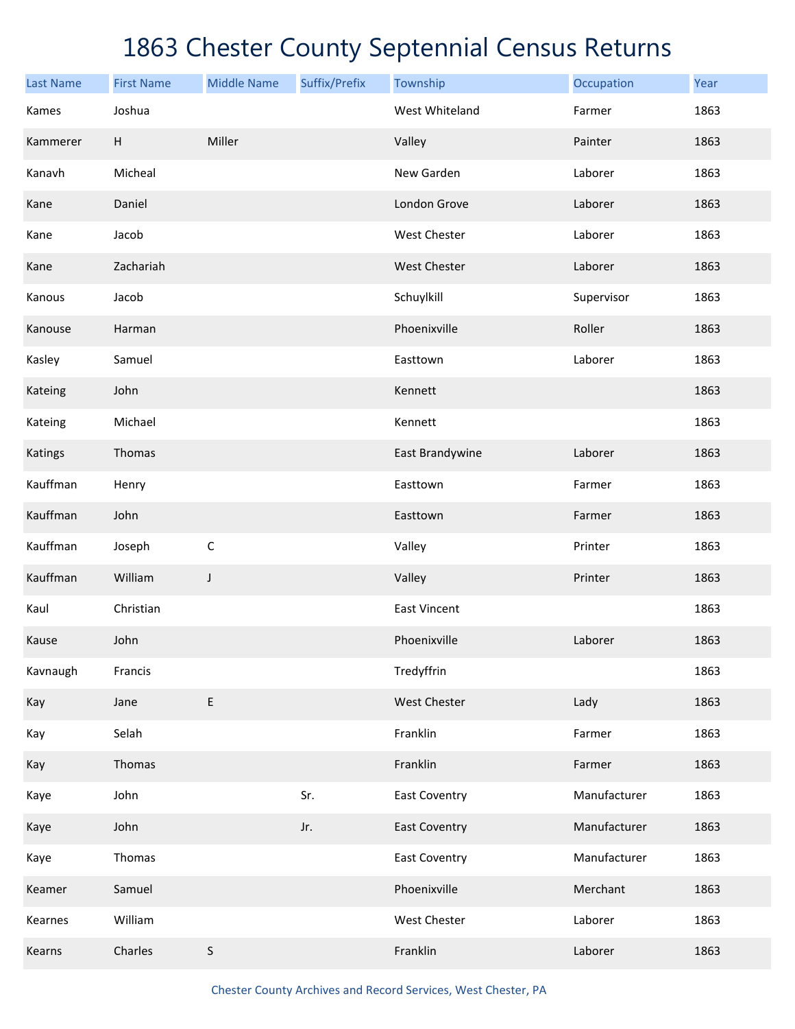# 1863 Chester County Septennial Census Returns

| Last Name | First Name | Middle Name | Suffix/Prefix | Township | Occupation | Year |
|---|---|---|---|---|---|---|
| Kames | Joshua | | | West Whiteland | Farmer | 1863 |
| Kammerer | H | Miller | | Valley | Painter | 1863 |
| Kanavh | Micheal | | | New Garden | Laborer | 1863 |
| Kane | Daniel | | | London Grove | Laborer | 1863 |
| Kane | Jacob | | | West Chester | Laborer | 1863 |
| Kane | Zachariah | | | West Chester | Laborer | 1863 |
| Kanous | Jacob | | | Schuylkill | Supervisor | 1863 |
| Kanouse | Harman | | | Phoenixville | Roller | 1863 |
| Kasley | Samuel | | | Easttown | Laborer | 1863 |
| Kateing | John | | | Kennett | | 1863 |
| Kateing | Michael | | | Kennett | | 1863 |
| Katings | Thomas | | | East Brandywine | Laborer | 1863 |
| Kauffman | Henry | | | Easttown | Farmer | 1863 |
| Kauffman | John | | | Easttown | Farmer | 1863 |
| Kauffman | Joseph | C | | Valley | Printer | 1863 |
| Kauffman | William | J | | Valley | Printer | 1863 |
| Kaul | Christian | | | East Vincent | | 1863 |
| Kause | John | | | Phoenixville | Laborer | 1863 |
| Kavnaugh | Francis | | | Tredyffrin | | 1863 |
| Kay | Jane | E | | West Chester | Lady | 1863 |
| Kay | Selah | | | Franklin | Farmer | 1863 |
| Kay | Thomas | | | Franklin | Farmer | 1863 |
| Kaye | John | | Sr. | East Coventry | Manufacturer | 1863 |
| Kaye | John | | Jr. | East Coventry | Manufacturer | 1863 |
| Kaye | Thomas | | | East Coventry | Manufacturer | 1863 |
| Keamer | Samuel | | | Phoenixville | Merchant | 1863 |
| Kearnes | William | | | West Chester | Laborer | 1863 |
| Kearns | Charles | S | | Franklin | Laborer | 1863 |

Chester County Archives and Record Services, West Chester, PA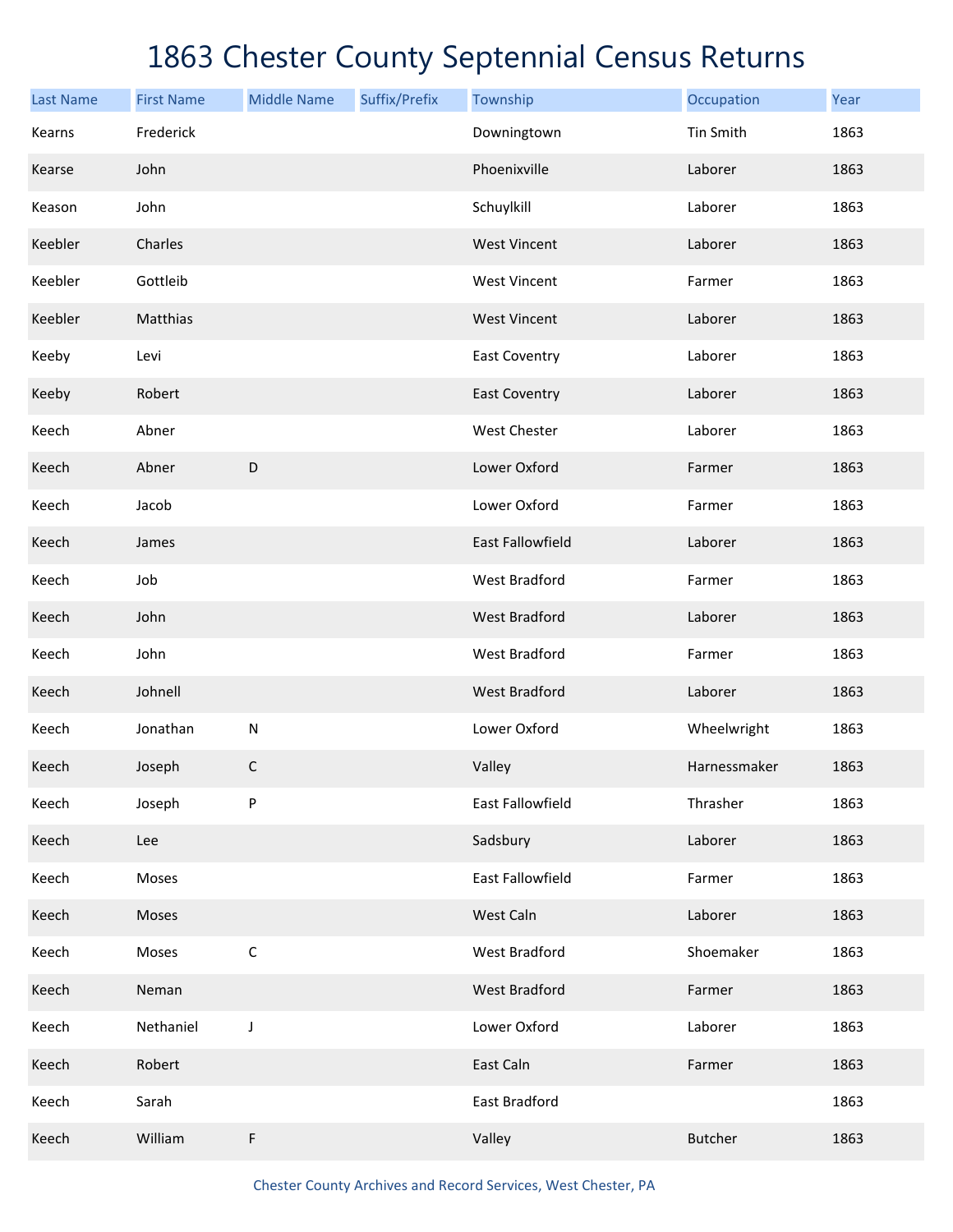# 1863 Chester County Septennial Census Returns

| Last Name | First Name | Middle Name | Suffix/Prefix | Township | Occupation | Year |
| --- | --- | --- | --- | --- | --- | --- |
| Kearns | Frederick | | | Downingtown | Tin Smith | 1863 |
| Kearse | John | | | Phoenixville | Laborer | 1863 |
| Keason | John | | | Schuylkill | Laborer | 1863 |
| Keebler | Charles | | | West Vincent | Laborer | 1863 |
| Keebler | Gottleib | | | West Vincent | Farmer | 1863 |
| Keebler | Matthias | | | West Vincent | Laborer | 1863 |
| Keeby | Levi | | | East Coventry | Laborer | 1863 |
| Keeby | Robert | | | East Coventry | Laborer | 1863 |
| Keech | Abner | | | West Chester | Laborer | 1863 |
| Keech | Abner | D | | Lower Oxford | Farmer | 1863 |
| Keech | Jacob | | | Lower Oxford | Farmer | 1863 |
| Keech | James | | | East Fallowfield | Laborer | 1863 |
| Keech | Job | | | West Bradford | Farmer | 1863 |
| Keech | John | | | West Bradford | Laborer | 1863 |
| Keech | John | | | West Bradford | Farmer | 1863 |
| Keech | Johnell | | | West Bradford | Laborer | 1863 |
| Keech | Jonathan | N | | Lower Oxford | Wheelwright | 1863 |
| Keech | Joseph | C | | Valley | Harnessmaker | 1863 |
| Keech | Joseph | P | | East Fallowfield | Thrasher | 1863 |
| Keech | Lee | | | Sadsbury | Laborer | 1863 |
| Keech | Moses | | | East Fallowfield | Farmer | 1863 |
| Keech | Moses | | | West Caln | Laborer | 1863 |
| Keech | Moses | C | | West Bradford | Shoemaker | 1863 |
| Keech | Neman | | | West Bradford | Farmer | 1863 |
| Keech | Nethaniel | J | | Lower Oxford | Laborer | 1863 |
| Keech | Robert | | | East Caln | Farmer | 1863 |
| Keech | Sarah | | | East Bradford | | 1863 |
| Keech | William | F | | Valley | Butcher | 1863 |

Chester County Archives and Record Services, West Chester, PA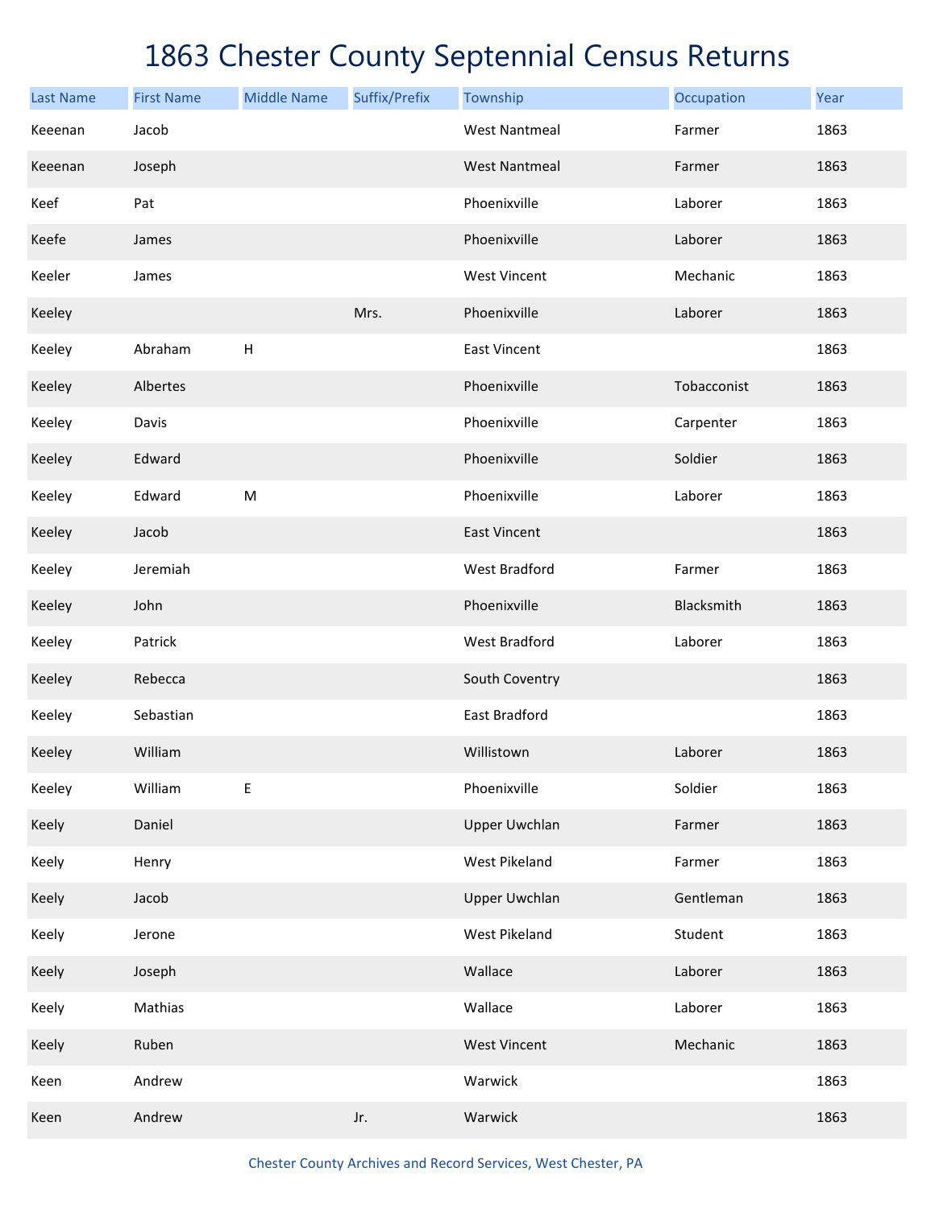# 1863 Chester County Septennial Census Returns

| Last Name | First Name | Middle Name | Suffix/Prefix | Township | Occupation | Year |
|---|---|---|---|---|---|---|
| Keeenan | Jacob | | | West Nantmeal | Farmer | 1863 |
| Keeenan | Joseph | | | West Nantmeal | Farmer | 1863 |
| Keef | Pat | | | Phoenixville | Laborer | 1863 |
| Keefe | James | | | Phoenixville | Laborer | 1863 |
| Keeler | James | | | West Vincent | Mechanic | 1863 |
| Keeley | | | Mrs. | Phoenixville | Laborer | 1863 |
| Keeley | Abraham | H | | East Vincent | | 1863 |
| Keeley | Albertes | | | Phoenixville | Tobacconist | 1863 |
| Keeley | Davis | | | Phoenixville | Carpenter | 1863 |
| Keeley | Edward | | | Phoenixville | Soldier | 1863 |
| Keeley | Edward | M | | Phoenixville | Laborer | 1863 |
| Keeley | Jacob | | | East Vincent | | 1863 |
| Keeley | Jeremiah | | | West Bradford | Farmer | 1863 |
| Keeley | John | | | Phoenixville | Blacksmith | 1863 |
| Keeley | Patrick | | | West Bradford | Laborer | 1863 |
| Keeley | Rebecca | | | South Coventry | | 1863 |
| Keeley | Sebastian | | | East Bradford | | 1863 |
| Keeley | William | | | Willistown | Laborer | 1863 |
| Keeley | William | E | | Phoenixville | Soldier | 1863 |
| Keely | Daniel | | | Upper Uwchlan | Farmer | 1863 |
| Keely | Henry | | | West Pikeland | Farmer | 1863 |
| Keely | Jacob | | | Upper Uwchlan | Gentleman | 1863 |
| Keely | Jerone | | | West Pikeland | Student | 1863 |
| Keely | Joseph | | | Wallace | Laborer | 1863 |
| Keely | Mathias | | | Wallace | Laborer | 1863 |
| Keely | Ruben | | | West Vincent | Mechanic | 1863 |
| Keen | Andrew | | | Warwick | | 1863 |
| Keen | Andrew | | Jr. | Warwick | | 1863 |

Chester County Archives and Record Services, West Chester, PA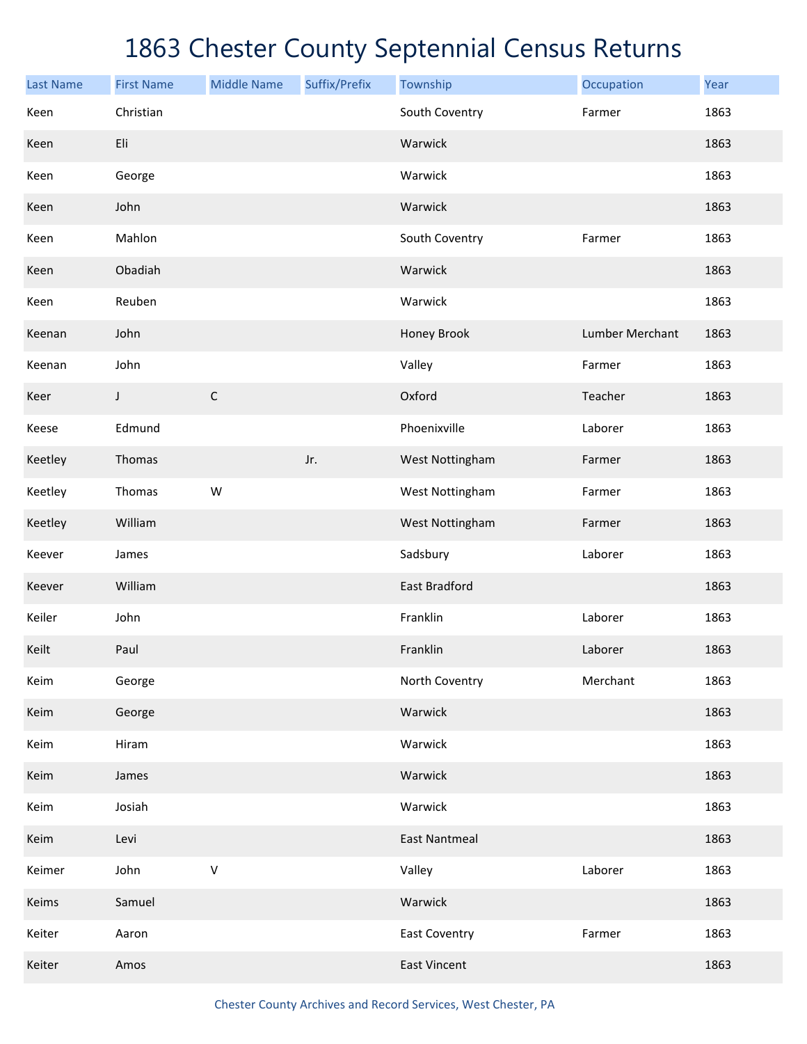# 1863 Chester County Septennial Census Returns

| Last Name | First Name | Middle Name | Suffix/Prefix | Township | Occupation | Year |
|---|---|---|---|---|---|---|
| Keen | Christian | | | South Coventry | Farmer | 1863 |
| Keen | Eli | | | Warwick | | 1863 |
| Keen | George | | | Warwick | | 1863 |
| Keen | John | | | Warwick | | 1863 |
| Keen | Mahlon | | | South Coventry | Farmer | 1863 |
| Keen | Obadiah | | | Warwick | | 1863 |
| Keen | Reuben | | | Warwick | | 1863 |
| Keenan | John | | | Honey Brook | Lumber Merchant | 1863 |
| Keenan | John | | | Valley | Farmer | 1863 |
| Keer | J | C | | Oxford | Teacher | 1863 |
| Keese | Edmund | | | Phoenixville | Laborer | 1863 |
| Keetley | Thomas | | Jr. | West Nottingham | Farmer | 1863 |
| Keetley | Thomas | W | | West Nottingham | Farmer | 1863 |
| Keetley | William | | | West Nottingham | Farmer | 1863 |
| Keever | James | | | Sadsbury | Laborer | 1863 |
| Keever | William | | | East Bradford | | 1863 |
| Keiler | John | | | Franklin | Laborer | 1863 |
| Keilt | Paul | | | Franklin | Laborer | 1863 |
| Keim | George | | | North Coventry | Merchant | 1863 |
| Keim | George | | | Warwick | | 1863 |
| Keim | Hiram | | | Warwick | | 1863 |
| Keim | James | | | Warwick | | 1863 |
| Keim | Josiah | | | Warwick | | 1863 |
| Keim | Levi | | | East Nantmeal | | 1863 |
| Keimer | John | V | | Valley | Laborer | 1863 |
| Keims | Samuel | | | Warwick | | 1863 |
| Keiter | Aaron | | | East Coventry | Farmer | 1863 |
| Keiter | Amos | | | East Vincent | | 1863 |

Chester County Archives and Record Services, West Chester, PA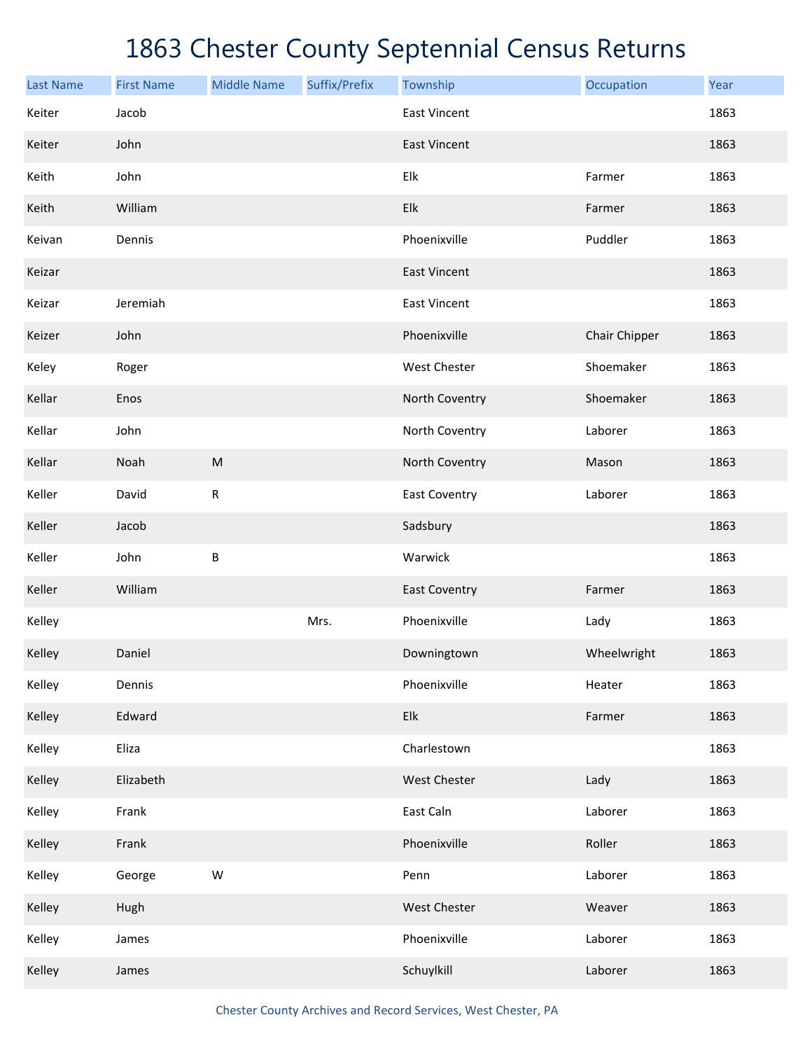# 1863 Chester County Septennial Census Returns

| Last Name | First Name | Middle Name | Suffix/Prefix | Township | Occupation | Year |
| --- | --- | --- | --- | --- | --- | --- |
| Keiter | Jacob | | | East Vincent | | 1863 |
| Keiter | John | | | East Vincent | | 1863 |
| Keith | John | | | Elk | Farmer | 1863 |
| Keith | William | | | Elk | Farmer | 1863 |
| Keivan | Dennis | | | Phoenixville | Puddler | 1863 |
| Keizar | | | | East Vincent | | 1863 |
| Keizar | Jeremiah | | | East Vincent | | 1863 |
| Keizer | John | | | Phoenixville | Chair Chipper | 1863 |
| Keley | Roger | | | West Chester | Shoemaker | 1863 |
| Kellar | Enos | | | North Coventry | Shoemaker | 1863 |
| Kellar | John | | | North Coventry | Laborer | 1863 |
| Kellar | Noah | M | | North Coventry | Mason | 1863 |
| Keller | David | R | | East Coventry | Laborer | 1863 |
| Keller | Jacob | | | Sadsbury | | 1863 |
| Keller | John | B | | Warwick | | 1863 |
| Keller | William | | | East Coventry | Farmer | 1863 |
| Kelley | | | Mrs. | Phoenixville | Lady | 1863 |
| Kelley | Daniel | | | Downingtown | Wheelwright | 1863 |
| Kelley | Dennis | | | Phoenixville | Heater | 1863 |
| Kelley | Edward | | | Elk | Farmer | 1863 |
| Kelley | Eliza | | | Charlestown | | 1863 |
| Kelley | Elizabeth | | | West Chester | Lady | 1863 |
| Kelley | Frank | | | East Caln | Laborer | 1863 |
| Kelley | Frank | | | Phoenixville | Roller | 1863 |
| Kelley | George | W | | Penn | Laborer | 1863 |
| Kelley | Hugh | | | West Chester | Weaver | 1863 |
| Kelley | James | | | Phoenixville | Laborer | 1863 |
| Kelley | James | | | Schuylkill | Laborer | 1863 |

Chester County Archives and Record Services, West Chester, PA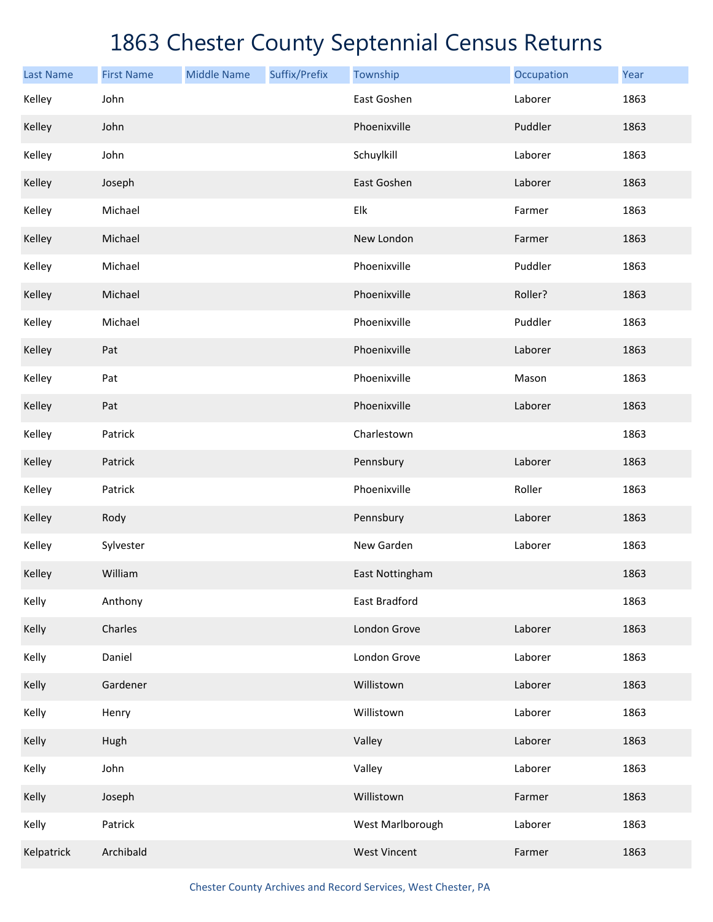# 1863 Chester County Septennial Census Returns

| Last Name | First Name | Middle Name | Suffix/Prefix | Township | Occupation | Year |
|---|---|---|---|---|---|---|
| Kelley | John | | | East Goshen | Laborer | 1863 |
| Kelley | John | | | Phoenixville | Puddler | 1863 |
| Kelley | John | | | Schuylkill | Laborer | 1863 |
| Kelley | Joseph | | | East Goshen | Laborer | 1863 |
| Kelley | Michael | | | Elk | Farmer | 1863 |
| Kelley | Michael | | | New London | Farmer | 1863 |
| Kelley | Michael | | | Phoenixville | Puddler | 1863 |
| Kelley | Michael | | | Phoenixville | Roller? | 1863 |
| Kelley | Michael | | | Phoenixville | Puddler | 1863 |
| Kelley | Pat | | | Phoenixville | Laborer | 1863 |
| Kelley | Pat | | | Phoenixville | Mason | 1863 |
| Kelley | Pat | | | Phoenixville | Laborer | 1863 |
| Kelley | Patrick | | | Charlestown | | 1863 |
| Kelley | Patrick | | | Pennsbury | Laborer | 1863 |
| Kelley | Patrick | | | Phoenixville | Roller | 1863 |
| Kelley | Rody | | | Pennsbury | Laborer | 1863 |
| Kelley | Sylvester | | | New Garden | Laborer | 1863 |
| Kelley | William | | | East Nottingham | | 1863 |
| Kelly | Anthony | | | East Bradford | | 1863 |
| Kelly | Charles | | | London Grove | Laborer | 1863 |
| Kelly | Daniel | | | London Grove | Laborer | 1863 |
| Kelly | Gardener | | | Willistown | Laborer | 1863 |
| Kelly | Henry | | | Willistown | Laborer | 1863 |
| Kelly | Hugh | | | Valley | Laborer | 1863 |
| Kelly | John | | | Valley | Laborer | 1863 |
| Kelly | Joseph | | | Willistown | Farmer | 1863 |
| Kelly | Patrick | | | West Marlborough | Laborer | 1863 |
| Kelpatrick | Archibald | | | West Vincent | Farmer | 1863 |

Chester County Archives and Record Services, West Chester, PA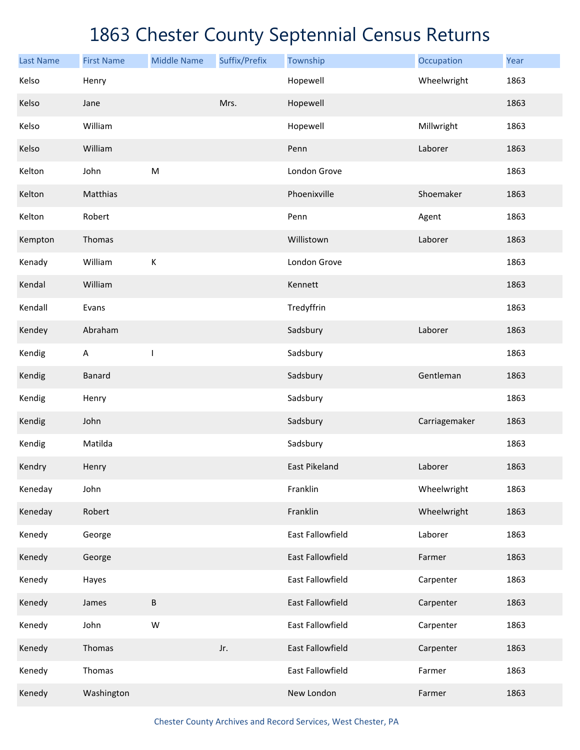# 1863 Chester County Septennial Census Returns

| Last Name | First Name | Middle Name | Suffix/Prefix | Township | Occupation | Year |
|---|---|---|---|---|---|---|
| Kelso | Henry | | | Hopewell | Wheelwright | 1863 |
| Kelso | Jane | | Mrs. | Hopewell | | 1863 |
| Kelso | William | | | Hopewell | Millwright | 1863 |
| Kelso | William | | | Penn | Laborer | 1863 |
| Kelton | John | M | | London Grove | | 1863 |
| Kelton | Matthias | | | Phoenixville | Shoemaker | 1863 |
| Kelton | Robert | | | Penn | Agent | 1863 |
| Kempton | Thomas | | | Willistown | Laborer | 1863 |
| Kenady | William | K | | London Grove | | 1863 |
| Kendal | William | | | Kennett | | 1863 |
| Kendall | Evans | | | Tredyffrin | | 1863 |
| Kendey | Abraham | | | Sadsbury | Laborer | 1863 |
| Kendig | A | I | | Sadsbury | | 1863 |
| Kendig | Banard | | | Sadsbury | Gentleman | 1863 |
| Kendig | Henry | | | Sadsbury | | 1863 |
| Kendig | John | | | Sadsbury | Carriagemaker | 1863 |
| Kendig | Matilda | | | Sadsbury | | 1863 |
| Kendry | Henry | | | East Pikeland | Laborer | 1863 |
| Keneday | John | | | Franklin | Wheelwright | 1863 |
| Keneday | Robert | | | Franklin | Wheelwright | 1863 |
| Kenedy | George | | | East Fallowfield | Laborer | 1863 |
| Kenedy | George | | | East Fallowfield | Farmer | 1863 |
| Kenedy | Hayes | | | East Fallowfield | Carpenter | 1863 |
| Kenedy | James | B | | East Fallowfield | Carpenter | 1863 |
| Kenedy | John | W | | East Fallowfield | Carpenter | 1863 |
| Kenedy | Thomas | | Jr. | East Fallowfield | Carpenter | 1863 |
| Kenedy | Thomas | | | East Fallowfield | Farmer | 1863 |
| Kenedy | Washington | | | New London | Farmer | 1863 |

Chester County Archives and Record Services, West Chester, PA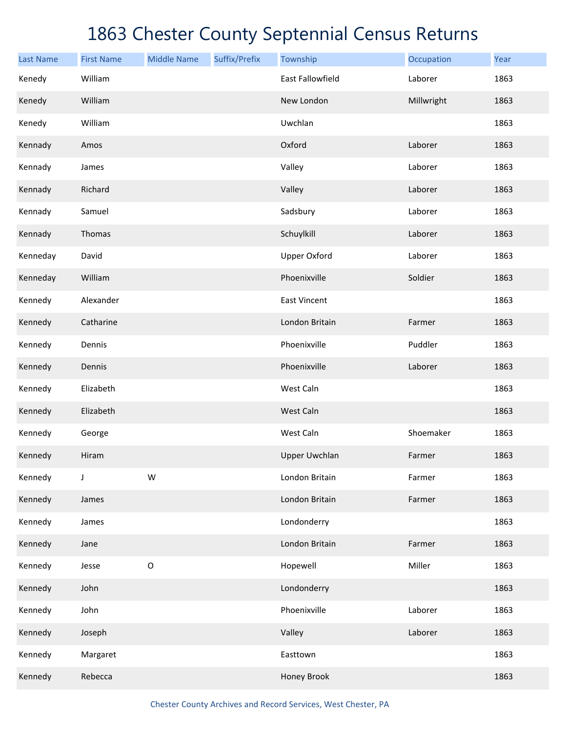# 1863 Chester County Septennial Census Returns

| Last Name | First Name | Middle Name | Suffix/Prefix | Township | Occupation | Year |
|---|---|---|---|---|---|---|
| Kenedy | William | | | East Fallowfield | Laborer | 1863 |
| Kenedy | William | | | New London | Millwright | 1863 |
| Kenedy | William | | | Uwchlan | | 1863 |
| Kennady | Amos | | | Oxford | Laborer | 1863 |
| Kennady | James | | | Valley | Laborer | 1863 |
| Kennady | Richard | | | Valley | Laborer | 1863 |
| Kennady | Samuel | | | Sadsbury | Laborer | 1863 |
| Kennady | Thomas | | | Schuylkill | Laborer | 1863 |
| Kenneday | David | | | Upper Oxford | Laborer | 1863 |
| Kenneday | William | | | Phoenixville | Soldier | 1863 |
| Kennedy | Alexander | | | East Vincent | | 1863 |
| Kennedy | Catharine | | | London Britain | Farmer | 1863 |
| Kennedy | Dennis | | | Phoenixville | Puddler | 1863 |
| Kennedy | Dennis | | | Phoenixville | Laborer | 1863 |
| Kennedy | Elizabeth | | | West Caln | | 1863 |
| Kennedy | Elizabeth | | | West Caln | | 1863 |
| Kennedy | George | | | West Caln | Shoemaker | 1863 |
| Kennedy | Hiram | | | Upper Uwchlan | Farmer | 1863 |
| Kennedy | J | W | | London Britain | Farmer | 1863 |
| Kennedy | James | | | London Britain | Farmer | 1863 |
| Kennedy | James | | | Londonderry | | 1863 |
| Kennedy | Jane | | | London Britain | Farmer | 1863 |
| Kennedy | Jesse | O | | Hopewell | Miller | 1863 |
| Kennedy | John | | | Londonderry | | 1863 |
| Kennedy | John | | | Phoenixville | Laborer | 1863 |
| Kennedy | Joseph | | | Valley | Laborer | 1863 |
| Kennedy | Margaret | | | Easttown | | 1863 |
| Kennedy | Rebecca | | | Honey Brook | | 1863 |

Chester County Archives and Record Services, West Chester, PA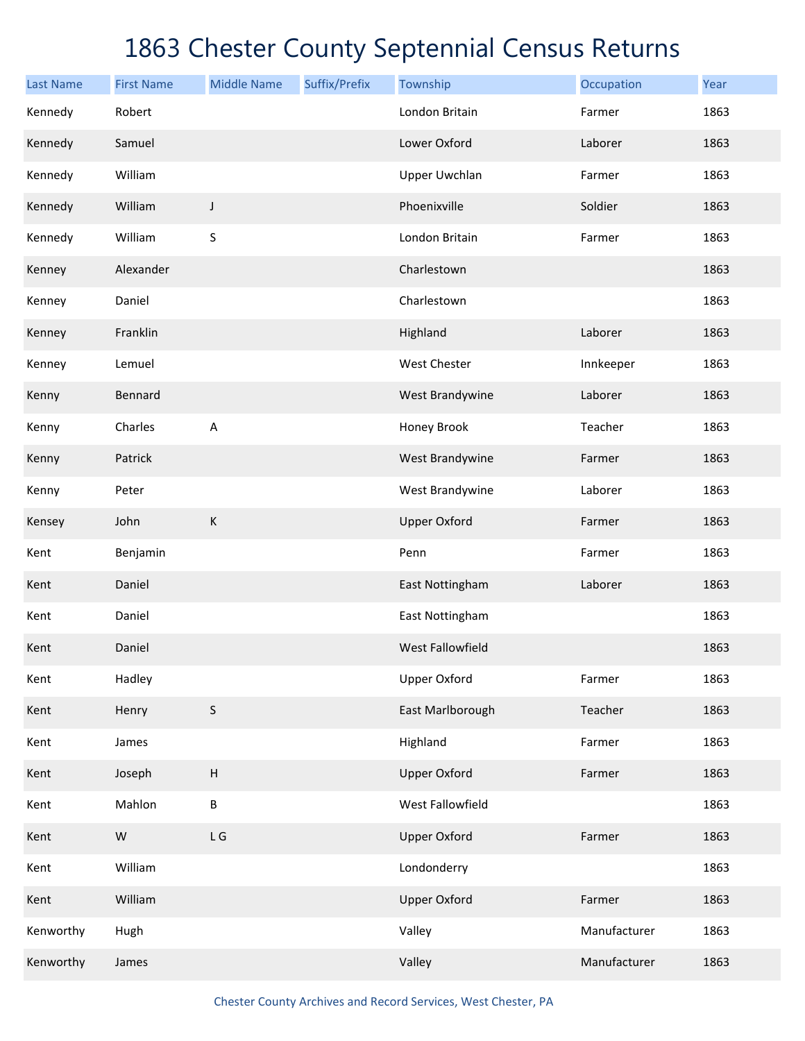# 1863 Chester County Septennial Census Returns

| Last Name | First Name | Middle Name | Suffix/Prefix | Township | Occupation | Year |
|---|---|---|---|---|---|---|
| Kennedy | Robert | | | London Britain | Farmer | 1863 |
| Kennedy | Samuel | | | Lower Oxford | Laborer | 1863 |
| Kennedy | William | | | Upper Uwchlan | Farmer | 1863 |
| Kennedy | William | J | | Phoenixville | Soldier | 1863 |
| Kennedy | William | S | | London Britain | Farmer | 1863 |
| Kenney | Alexander | | | Charlestown | | 1863 |
| Kenney | Daniel | | | Charlestown | | 1863 |
| Kenney | Franklin | | | Highland | Laborer | 1863 |
| Kenney | Lemuel | | | West Chester | Innkeeper | 1863 |
| Kenny | Bennard | | | West Brandywine | Laborer | 1863 |
| Kenny | Charles | A | | Honey Brook | Teacher | 1863 |
| Kenny | Patrick | | | West Brandywine | Farmer | 1863 |
| Kenny | Peter | | | West Brandywine | Laborer | 1863 |
| Kensey | John | K | | Upper Oxford | Farmer | 1863 |
| Kent | Benjamin | | | Penn | Farmer | 1863 |
| Kent | Daniel | | | East Nottingham | Laborer | 1863 |
| Kent | Daniel | | | East Nottingham | | 1863 |
| Kent | Daniel | | | West Fallowfield | | 1863 |
| Kent | Hadley | | | Upper Oxford | Farmer | 1863 |
| Kent | Henry | S | | East Marlborough | Teacher | 1863 |
| Kent | James | | | Highland | Farmer | 1863 |
| Kent | Joseph | H | | Upper Oxford | Farmer | 1863 |
| Kent | Mahlon | B | | West Fallowfield | | 1863 |
| Kent | W | L G | | Upper Oxford | Farmer | 1863 |
| Kent | William | | | Londonderry | | 1863 |
| Kent | William | | | Upper Oxford | Farmer | 1863 |
| Kenworthy | Hugh | | | Valley | Manufacturer | 1863 |
| Kenworthy | James | | | Valley | Manufacturer | 1863 |

Chester County Archives and Record Services, West Chester, PA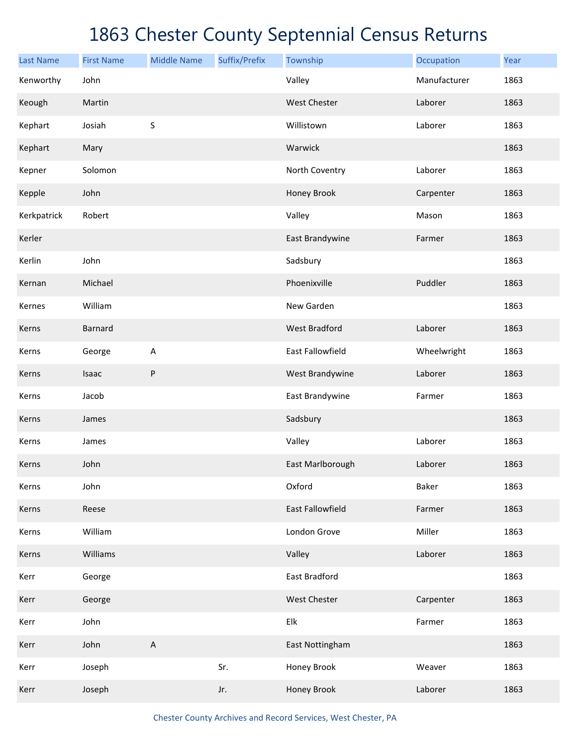# 1863 Chester County Septennial Census Returns

| Last Name | First Name | Middle Name | Suffix/Prefix | Township | Occupation | Year |
|---|---|---|---|---|---|---|
| Kenworthy | John | | | Valley | Manufacturer | 1863 |
| Keough | Martin | | | West Chester | Laborer | 1863 |
| Kephart | Josiah | S | | Willistown | Laborer | 1863 |
| Kephart | Mary | | | Warwick | | 1863 |
| Kepner | Solomon | | | North Coventry | Laborer | 1863 |
| Kepple | John | | | Honey Brook | Carpenter | 1863 |
| Kerkpatrick | Robert | | | Valley | Mason | 1863 |
| Kerler | | | | East Brandywine | Farmer | 1863 |
| Kerlin | John | | | Sadsbury | | 1863 |
| Kernan | Michael | | | Phoenixville | Puddler | 1863 |
| Kernes | William | | | New Garden | | 1863 |
| Kerns | Barnard | | | West Bradford | Laborer | 1863 |
| Kerns | George | A | | East Fallowfield | Wheelwright | 1863 |
| Kerns | Isaac | P | | West Brandywine | Laborer | 1863 |
| Kerns | Jacob | | | East Brandywine | Farmer | 1863 |
| Kerns | James | | | Sadsbury | | 1863 |
| Kerns | James | | | Valley | Laborer | 1863 |
| Kerns | John | | | East Marlborough | Laborer | 1863 |
| Kerns | John | | | Oxford | Baker | 1863 |
| Kerns | Reese | | | East Fallowfield | Farmer | 1863 |
| Kerns | William | | | London Grove | Miller | 1863 |
| Kerns | Williams | | | Valley | Laborer | 1863 |
| Kerr | George | | | East Bradford | | 1863 |
| Kerr | George | | | West Chester | Carpenter | 1863 |
| Kerr | John | | | Elk | Farmer | 1863 |
| Kerr | John | A | | East Nottingham | | 1863 |
| Kerr | Joseph | | Sr. | Honey Brook | Weaver | 1863 |
| Kerr | Joseph | | Jr. | Honey Brook | Laborer | 1863 |

Chester County Archives and Record Services, West Chester, PA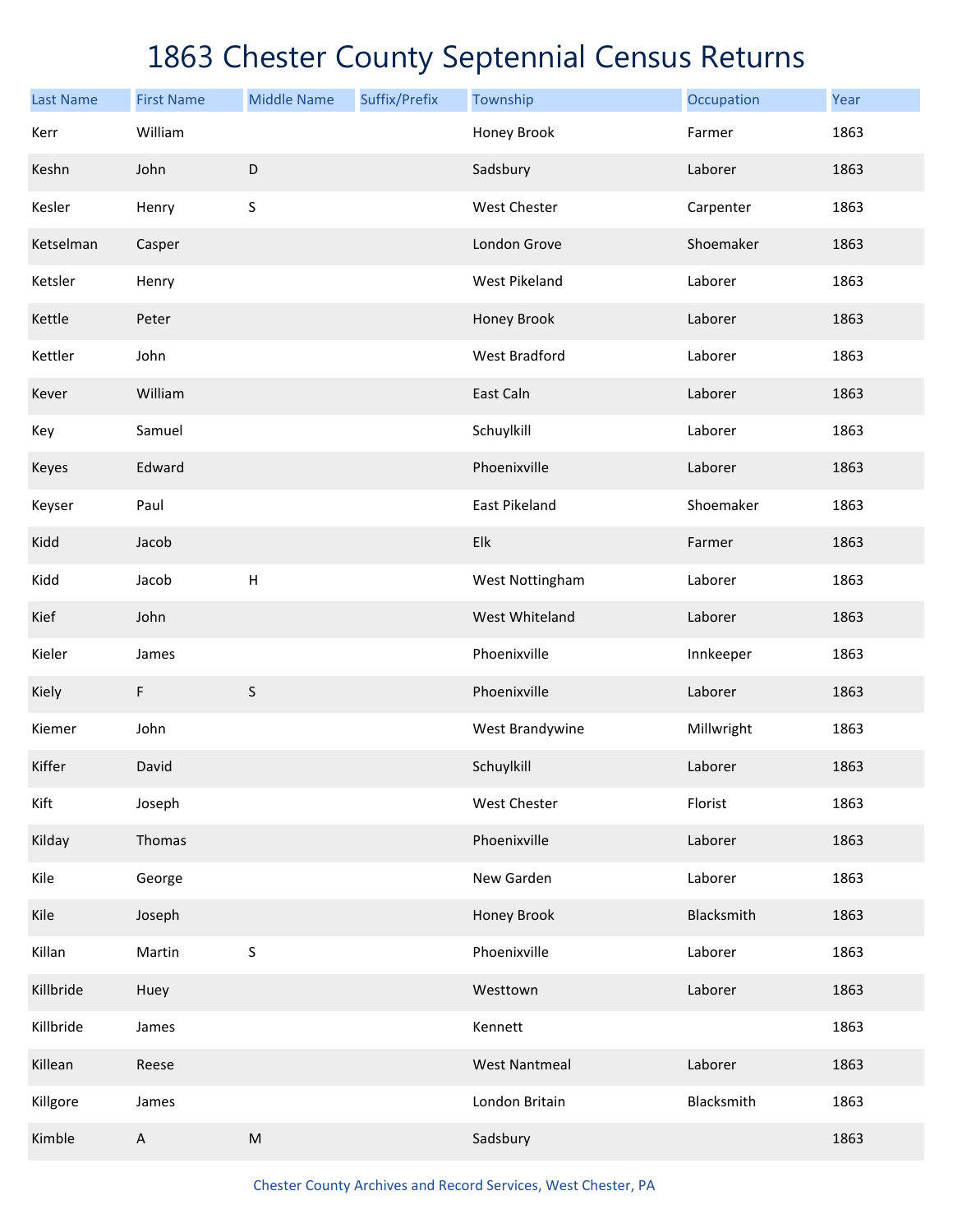# 1863 Chester County Septennial Census Returns

| Last Name | First Name | Middle Name | Suffix/Prefix | Township | Occupation | Year |
|---|---|---|---|---|---|---|
| Kerr | William | | | Honey Brook | Farmer | 1863 |
| Keshn | John | D | | Sadsbury | Laborer | 1863 |
| Kesler | Henry | S | | West Chester | Carpenter | 1863 |
| Ketselman | Casper | | | London Grove | Shoemaker | 1863 |
| Ketsler | Henry | | | West Pikeland | Laborer | 1863 |
| Kettle | Peter | | | Honey Brook | Laborer | 1863 |
| Kettler | John | | | West Bradford | Laborer | 1863 |
| Kever | William | | | East Caln | Laborer | 1863 |
| Key | Samuel | | | Schuylkill | Laborer | 1863 |
| Keyes | Edward | | | Phoenixville | Laborer | 1863 |
| Keyser | Paul | | | East Pikeland | Shoemaker | 1863 |
| Kidd | Jacob | | | Elk | Farmer | 1863 |
| Kidd | Jacob | H | | West Nottingham | Laborer | 1863 |
| Kief | John | | | West Whiteland | Laborer | 1863 |
| Kieler | James | | | Phoenixville | Innkeeper | 1863 |
| Kiely | F | S | | Phoenixville | Laborer | 1863 |
| Kiemer | John | | | West Brandywine | Millwright | 1863 |
| Kiffer | David | | | Schuylkill | Laborer | 1863 |
| Kift | Joseph | | | West Chester | Florist | 1863 |
| Kilday | Thomas | | | Phoenixville | Laborer | 1863 |
| Kile | George | | | New Garden | Laborer | 1863 |
| Kile | Joseph | | | Honey Brook | Blacksmith | 1863 |
| Killan | Martin | S | | Phoenixville | Laborer | 1863 |
| Killbride | Huey | | | Westtown | Laborer | 1863 |
| Killbride | James | | | Kennett | | 1863 |
| Killean | Reese | | | West Nantmeal | Laborer | 1863 |
| Killgore | James | | | London Britain | Blacksmith | 1863 |
| Kimble | A | M | | Sadsbury | | 1863 |

Chester County Archives and Record Services, West Chester, PA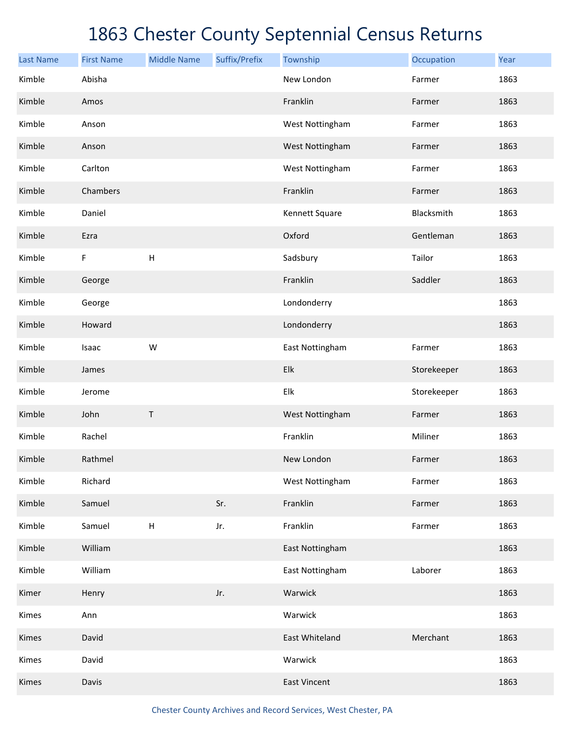# 1863 Chester County Septennial Census Returns

| Last Name | First Name | Middle Name | Suffix/Prefix | Township | Occupation | Year |
|---|---|---|---|---|---|---|
| Kimble | Abisha | | | New London | Farmer | 1863 |
| Kimble | Amos | | | Franklin | Farmer | 1863 |
| Kimble | Anson | | | West Nottingham | Farmer | 1863 |
| Kimble | Anson | | | West Nottingham | Farmer | 1863 |
| Kimble | Carlton | | | West Nottingham | Farmer | 1863 |
| Kimble | Chambers | | | Franklin | Farmer | 1863 |
| Kimble | Daniel | | | Kennett Square | Blacksmith | 1863 |
| Kimble | Ezra | | | Oxford | Gentleman | 1863 |
| Kimble | F | H | | Sadsbury | Tailor | 1863 |
| Kimble | George | | | Franklin | Saddler | 1863 |
| Kimble | George | | | Londonderry | | 1863 |
| Kimble | Howard | | | Londonderry | | 1863 |
| Kimble | Isaac | W | | East Nottingham | Farmer | 1863 |
| Kimble | James | | | Elk | Storekeeper | 1863 |
| Kimble | Jerome | | | Elk | Storekeeper | 1863 |
| Kimble | John | T | | West Nottingham | Farmer | 1863 |
| Kimble | Rachel | | | Franklin | Miliner | 1863 |
| Kimble | Rathmel | | | New London | Farmer | 1863 |
| Kimble | Richard | | | West Nottingham | Farmer | 1863 |
| Kimble | Samuel | | Sr. | Franklin | Farmer | 1863 |
| Kimble | Samuel | H | Jr. | Franklin | Farmer | 1863 |
| Kimble | William | | | East Nottingham | | 1863 |
| Kimble | William | | | East Nottingham | Laborer | 1863 |
| Kimer | Henry | | Jr. | Warwick | | 1863 |
| Kimes | Ann | | | Warwick | | 1863 |
| Kimes | David | | | East Whiteland | Merchant | 1863 |
| Kimes | David | | | Warwick | | 1863 |
| Kimes | Davis | | | East Vincent | | 1863 |

Chester County Archives and Record Services, West Chester, PA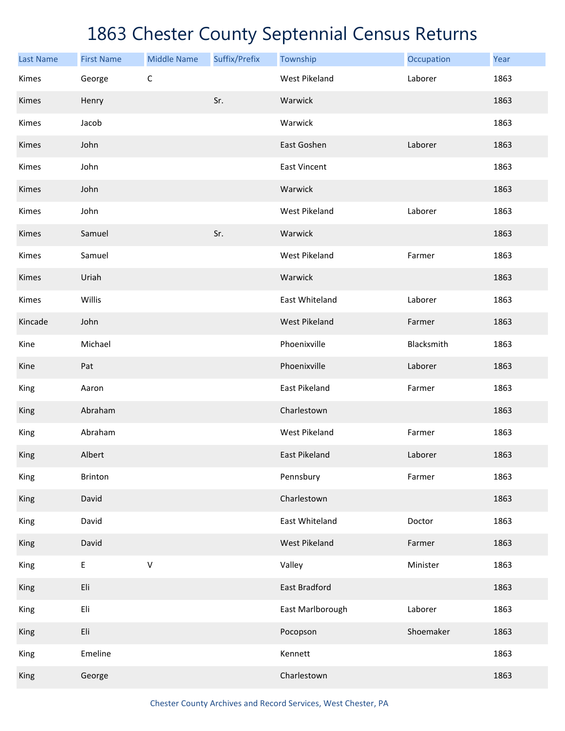# 1863 Chester County Septennial Census Returns

| Last Name | First Name | Middle Name | Suffix/Prefix | Township | Occupation | Year |
|---|---|---|---|---|---|---|
| Kimes | George | C | | West Pikeland | Laborer | 1863 |
| Kimes | Henry | | Sr. | Warwick | | 1863 |
| Kimes | Jacob | | | Warwick | | 1863 |
| Kimes | John | | | East Goshen | Laborer | 1863 |
| Kimes | John | | | East Vincent | | 1863 |
| Kimes | John | | | Warwick | | 1863 |
| Kimes | John | | | West Pikeland | Laborer | 1863 |
| Kimes | Samuel | | Sr. | Warwick | | 1863 |
| Kimes | Samuel | | | West Pikeland | Farmer | 1863 |
| Kimes | Uriah | | | Warwick | | 1863 |
| Kimes | Willis | | | East Whiteland | Laborer | 1863 |
| Kincade | John | | | West Pikeland | Farmer | 1863 |
| Kine | Michael | | | Phoenixville | Blacksmith | 1863 |
| Kine | Pat | | | Phoenixville | Laborer | 1863 |
| King | Aaron | | | East Pikeland | Farmer | 1863 |
| King | Abraham | | | Charlestown | | 1863 |
| King | Abraham | | | West Pikeland | Farmer | 1863 |
| King | Albert | | | East Pikeland | Laborer | 1863 |
| King | Brinton | | | Pennsbury | Farmer | 1863 |
| King | David | | | Charlestown | | 1863 |
| King | David | | | East Whiteland | Doctor | 1863 |
| King | David | | | West Pikeland | Farmer | 1863 |
| King | E | V | | Valley | Minister | 1863 |
| King | Eli | | | East Bradford | | 1863 |
| King | Eli | | | East Marlborough | Laborer | 1863 |
| King | Eli | | | Pocopson | Shoemaker | 1863 |
| King | Emeline | | | Kennett | | 1863 |
| King | George | | | Charlestown | | 1863 |

Chester County Archives and Record Services, West Chester, PA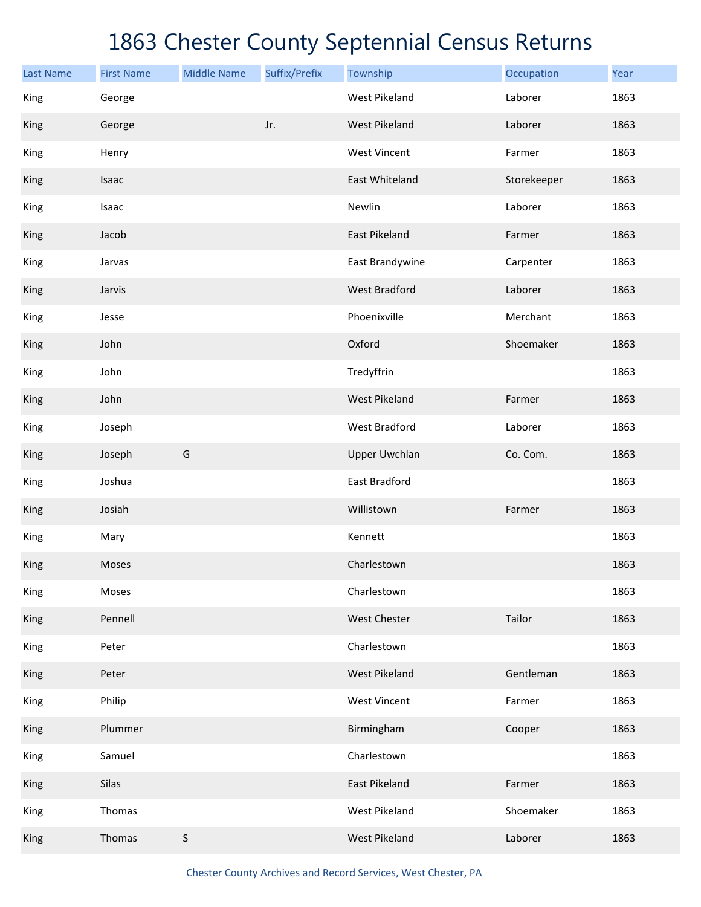# 1863 Chester County Septennial Census Returns

| Last Name | First Name | Middle Name | Suffix/Prefix | Township | Occupation | Year |
|---|---|---|---|---|---|---|
| King | George | | | West Pikeland | Laborer | 1863 |
| King | George | | Jr. | West Pikeland | Laborer | 1863 |
| King | Henry | | | West Vincent | Farmer | 1863 |
| King | Isaac | | | East Whiteland | Storekeeper | 1863 |
| King | Isaac | | | Newlin | Laborer | 1863 |
| King | Jacob | | | East Pikeland | Farmer | 1863 |
| King | Jarvas | | | East Brandywine | Carpenter | 1863 |
| King | Jarvis | | | West Bradford | Laborer | 1863 |
| King | Jesse | | | Phoenixville | Merchant | 1863 |
| King | John | | | Oxford | Shoemaker | 1863 |
| King | John | | | Tredyffrin | | 1863 |
| King | John | | | West Pikeland | Farmer | 1863 |
| King | Joseph | | | West Bradford | Laborer | 1863 |
| King | Joseph | G | | Upper Uwchlan | Co. Com. | 1863 |
| King | Joshua | | | East Bradford | | 1863 |
| King | Josiah | | | Willistown | Farmer | 1863 |
| King | Mary | | | Kennett | | 1863 |
| King | Moses | | | Charlestown | | 1863 |
| King | Moses | | | Charlestown | | 1863 |
| King | Pennell | | | West Chester | Tailor | 1863 |
| King | Peter | | | Charlestown | | 1863 |
| King | Peter | | | West Pikeland | Gentleman | 1863 |
| King | Philip | | | West Vincent | Farmer | 1863 |
| King | Plummer | | | Birmingham | Cooper | 1863 |
| King | Samuel | | | Charlestown | | 1863 |
| King | Silas | | | East Pikeland | Farmer | 1863 |
| King | Thomas | | | West Pikeland | Shoemaker | 1863 |
| King | Thomas | S | | West Pikeland | Laborer | 1863 |

Chester County Archives and Record Services, West Chester, PA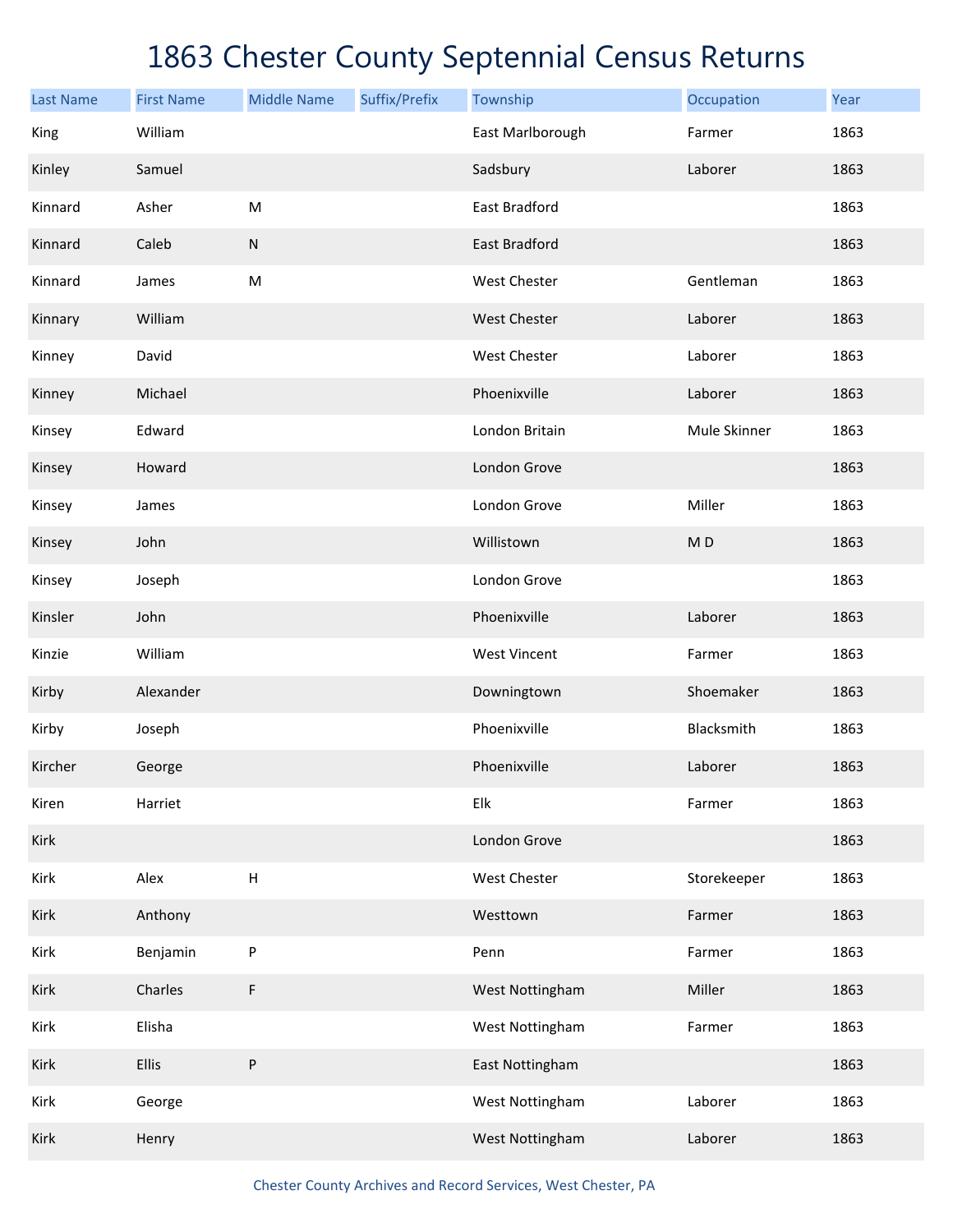# 1863 Chester County Septennial Census Returns

| Last Name | First Name | Middle Name | Suffix/Prefix | Township | Occupation | Year |
|---|---|---|---|---|---|---|
| King | William | | | East Marlborough | Farmer | 1863 |
| Kinley | Samuel | | | Sadsbury | Laborer | 1863 |
| Kinnard | Asher | M | | East Bradford | | 1863 |
| Kinnard | Caleb | N | | East Bradford | | 1863 |
| Kinnard | James | M | | West Chester | Gentleman | 1863 |
| Kinnary | William | | | West Chester | Laborer | 1863 |
| Kinney | David | | | West Chester | Laborer | 1863 |
| Kinney | Michael | | | Phoenixville | Laborer | 1863 |
| Kinsey | Edward | | | London Britain | Mule Skinner | 1863 |
| Kinsey | Howard | | | London Grove | | 1863 |
| Kinsey | James | | | London Grove | Miller | 1863 |
| Kinsey | John | | | Willistown | M D | 1863 |
| Kinsey | Joseph | | | London Grove | | 1863 |
| Kinsler | John | | | Phoenixville | Laborer | 1863 |
| Kinzie | William | | | West Vincent | Farmer | 1863 |
| Kirby | Alexander | | | Downingtown | Shoemaker | 1863 |
| Kirby | Joseph | | | Phoenixville | Blacksmith | 1863 |
| Kircher | George | | | Phoenixville | Laborer | 1863 |
| Kiren | Harriet | | | Elk | Farmer | 1863 |
| Kirk | | | | London Grove | | 1863 |
| Kirk | Alex | H | | West Chester | Storekeeper | 1863 |
| Kirk | Anthony | | | Westtown | Farmer | 1863 |
| Kirk | Benjamin | P | | Penn | Farmer | 1863 |
| Kirk | Charles | F | | West Nottingham | Miller | 1863 |
| Kirk | Elisha | | | West Nottingham | Farmer | 1863 |
| Kirk | Ellis | P | | East Nottingham | | 1863 |
| Kirk | George | | | West Nottingham | Laborer | 1863 |
| Kirk | Henry | | | West Nottingham | Laborer | 1863 |

Chester County Archives and Record Services, West Chester, PA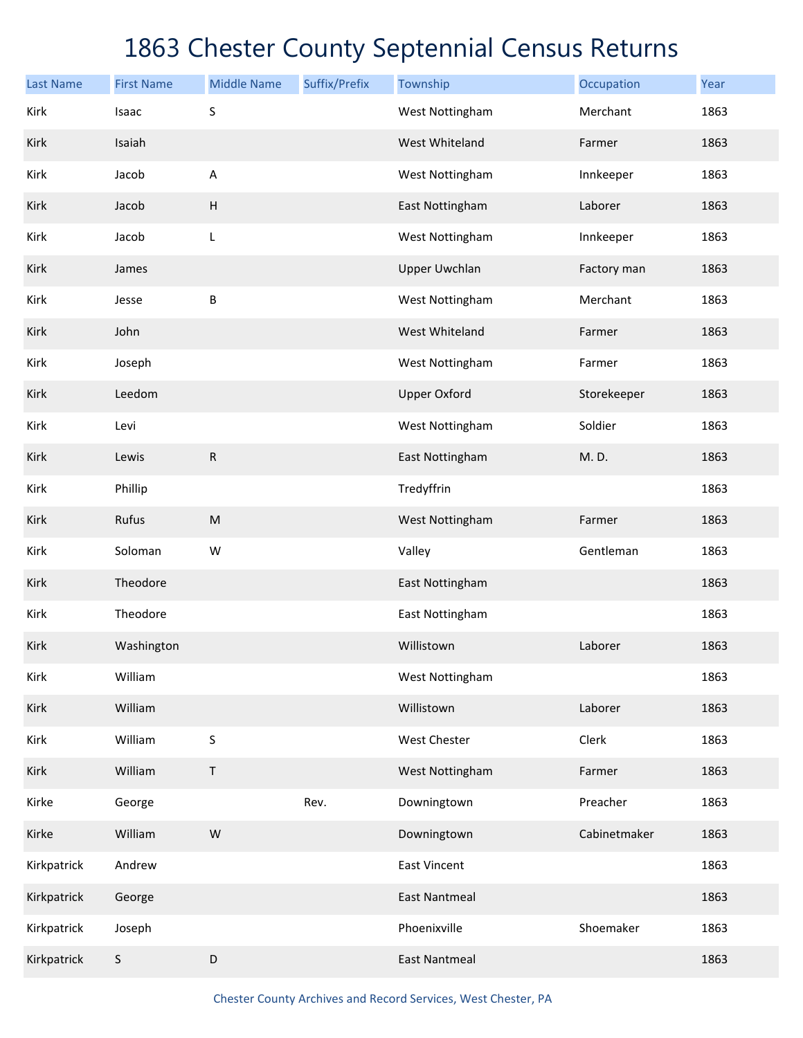# 1863 Chester County Septennial Census Returns

| Last Name | First Name | Middle Name | Suffix/Prefix | Township | Occupation | Year |
|---|---|---|---|---|---|---|
| Kirk | Isaac | S | | West Nottingham | Merchant | 1863 |
| Kirk | Isaiah | | | West Whiteland | Farmer | 1863 |
| Kirk | Jacob | A | | West Nottingham | Innkeeper | 1863 |
| Kirk | Jacob | H | | East Nottingham | Laborer | 1863 |
| Kirk | Jacob | L | | West Nottingham | Innkeeper | 1863 |
| Kirk | James | | | Upper Uwchlan | Factory man | 1863 |
| Kirk | Jesse | B | | West Nottingham | Merchant | 1863 |
| Kirk | John | | | West Whiteland | Farmer | 1863 |
| Kirk | Joseph | | | West Nottingham | Farmer | 1863 |
| Kirk | Leedom | | | Upper Oxford | Storekeeper | 1863 |
| Kirk | Levi | | | West Nottingham | Soldier | 1863 |
| Kirk | Lewis | R | | East Nottingham | M. D. | 1863 |
| Kirk | Phillip | | | Tredyffrin | | 1863 |
| Kirk | Rufus | M | | West Nottingham | Farmer | 1863 |
| Kirk | Soloman | W | | Valley | Gentleman | 1863 |
| Kirk | Theodore | | | East Nottingham | | 1863 |
| Kirk | Theodore | | | East Nottingham | | 1863 |
| Kirk | Washington | | | Willistown | Laborer | 1863 |
| Kirk | William | | | West Nottingham | | 1863 |
| Kirk | William | | | Willistown | Laborer | 1863 |
| Kirk | William | S | | West Chester | Clerk | 1863 |
| Kirk | William | T | | West Nottingham | Farmer | 1863 |
| Kirke | George | | Rev. | Downingtown | Preacher | 1863 |
| Kirke | William | W | | Downingtown | Cabinetmaker | 1863 |
| Kirkpatrick | Andrew | | | East Vincent | | 1863 |
| Kirkpatrick | George | | | East Nantmeal | | 1863 |
| Kirkpatrick | Joseph | | | Phoenixville | Shoemaker | 1863 |
| Kirkpatrick | S | D | | East Nantmeal | | 1863 |

Chester County Archives and Record Services, West Chester, PA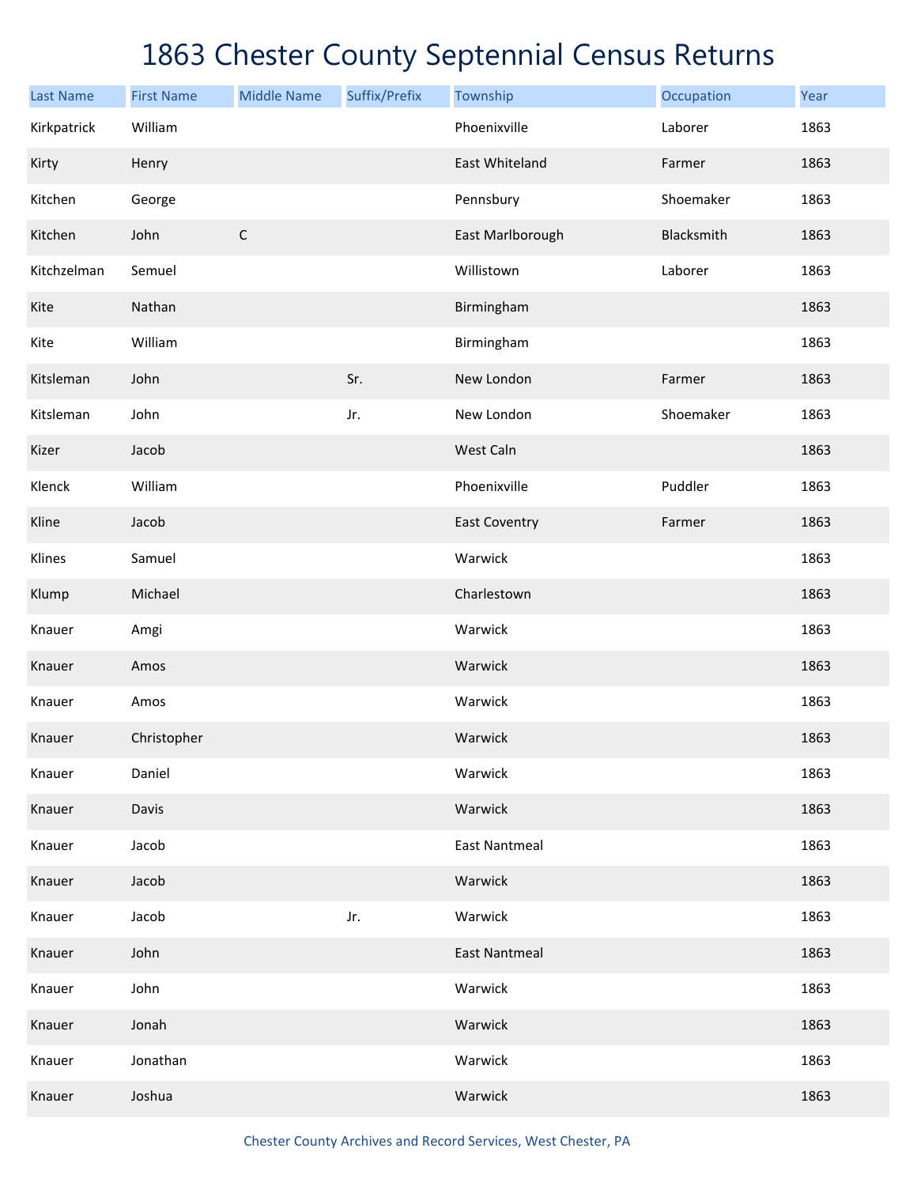# 1863 Chester County Septennial Census Returns

| Last Name | First Name | Middle Name | Suffix/Prefix | Township | Occupation | Year |
|---|---|---|---|---|---|---|
| Kirkpatrick | William | | | Phoenixville | Laborer | 1863 |
| Kirty | Henry | | | East Whiteland | Farmer | 1863 |
| Kitchen | George | | | Pennsbury | Shoemaker | 1863 |
| Kitchen | John | C | | East Marlborough | Blacksmith | 1863 |
| Kitchzelman | Semuel | | | Willistown | Laborer | 1863 |
| Kite | Nathan | | | Birmingham | | 1863 |
| Kite | William | | | Birmingham | | 1863 |
| Kitsleman | John | | Sr. | New London | Farmer | 1863 |
| Kitsleman | John | | Jr. | New London | Shoemaker | 1863 |
| Kizer | Jacob | | | West Caln | | 1863 |
| Klenck | William | | | Phoenixville | Puddler | 1863 |
| Kline | Jacob | | | East Coventry | Farmer | 1863 |
| Klines | Samuel | | | Warwick | | 1863 |
| Klump | Michael | | | Charlestown | | 1863 |
| Knauer | Amgi | | | Warwick | | 1863 |
| Knauer | Amos | | | Warwick | | 1863 |
| Knauer | Amos | | | Warwick | | 1863 |
| Knauer | Christopher | | | Warwick | | 1863 |
| Knauer | Daniel | | | Warwick | | 1863 |
| Knauer | Davis | | | Warwick | | 1863 |
| Knauer | Jacob | | | East Nantmeal | | 1863 |
| Knauer | Jacob | | | Warwick | | 1863 |
| Knauer | Jacob | | Jr. | Warwick | | 1863 |
| Knauer | John | | | East Nantmeal | | 1863 |
| Knauer | John | | | Warwick | | 1863 |
| Knauer | Jonah | | | Warwick | | 1863 |
| Knauer | Jonathan | | | Warwick | | 1863 |
| Knauer | Joshua | | | Warwick | | 1863 |

Chester County Archives and Record Services, West Chester, PA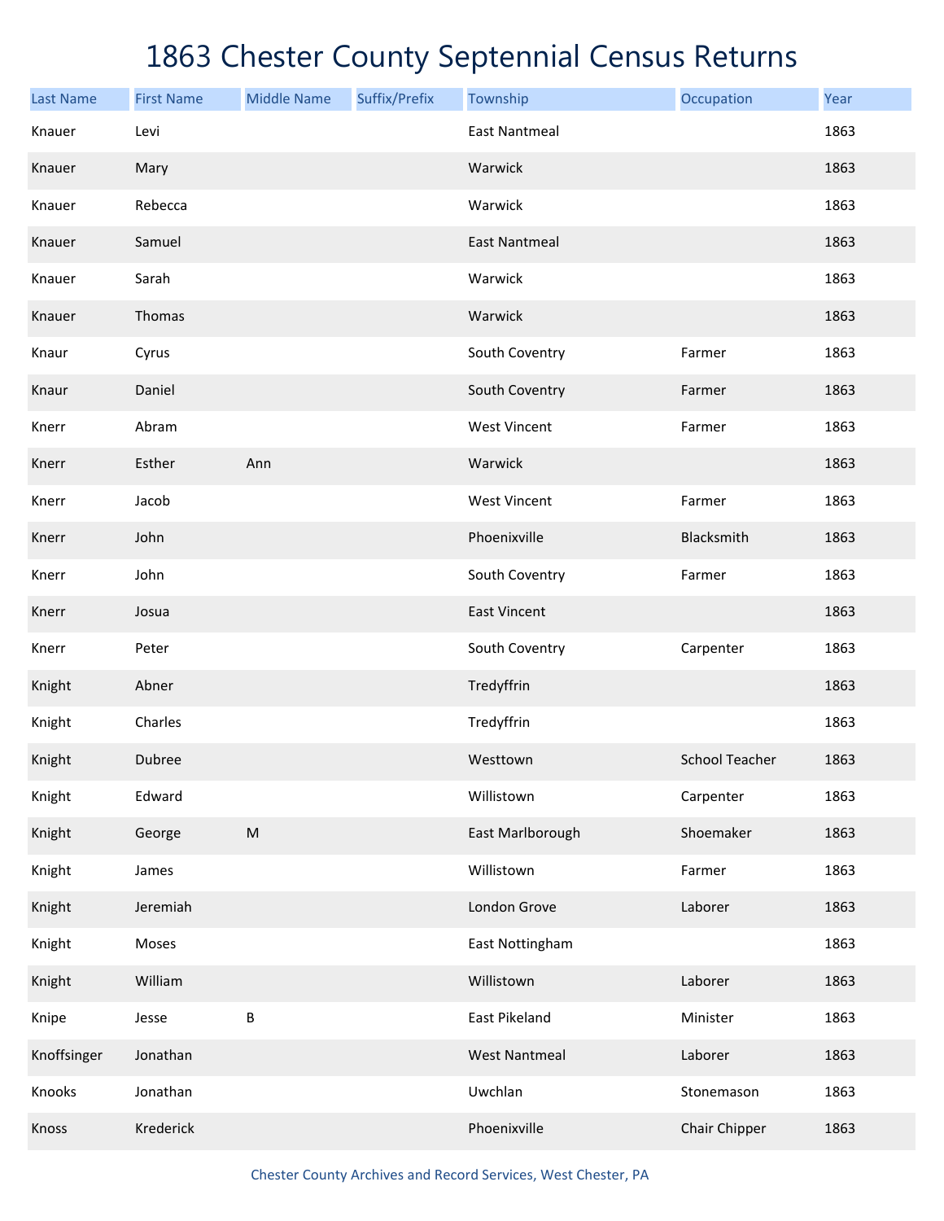# 1863 Chester County Septennial Census Returns

| Last Name | First Name | Middle Name | Suffix/Prefix | Township | Occupation | Year |
|---|---|---|---|---|---|---|
| Knauer | Levi | | | East Nantmeal | | 1863 |
| Knauer | Mary | | | Warwick | | 1863 |
| Knauer | Rebecca | | | Warwick | | 1863 |
| Knauer | Samuel | | | East Nantmeal | | 1863 |
| Knauer | Sarah | | | Warwick | | 1863 |
| Knauer | Thomas | | | Warwick | | 1863 |
| Knaur | Cyrus | | | South Coventry | Farmer | 1863 |
| Knaur | Daniel | | | South Coventry | Farmer | 1863 |
| Knerr | Abram | | | West Vincent | Farmer | 1863 |
| Knerr | Esther | Ann | | Warwick | | 1863 |
| Knerr | Jacob | | | West Vincent | Farmer | 1863 |
| Knerr | John | | | Phoenixville | Blacksmith | 1863 |
| Knerr | John | | | South Coventry | Farmer | 1863 |
| Knerr | Josua | | | East Vincent | | 1863 |
| Knerr | Peter | | | South Coventry | Carpenter | 1863 |
| Knight | Abner | | | Tredyffrin | | 1863 |
| Knight | Charles | | | Tredyffrin | | 1863 |
| Knight | Dubree | | | Westtown | School Teacher | 1863 |
| Knight | Edward | | | Willistown | Carpenter | 1863 |
| Knight | George | M | | East Marlborough | Shoemaker | 1863 |
| Knight | James | | | Willistown | Farmer | 1863 |
| Knight | Jeremiah | | | London Grove | Laborer | 1863 |
| Knight | Moses | | | East Nottingham | | 1863 |
| Knight | William | | | Willistown | Laborer | 1863 |
| Knipe | Jesse | B | | East Pikeland | Minister | 1863 |
| Knoffsinger | Jonathan | | | West Nantmeal | Laborer | 1863 |
| Knooks | Jonathan | | | Uwchlan | Stonemason | 1863 |
| Knoss | Krederick | | | Phoenixville | Chair Chipper | 1863 |

Chester County Archives and Record Services, West Chester, PA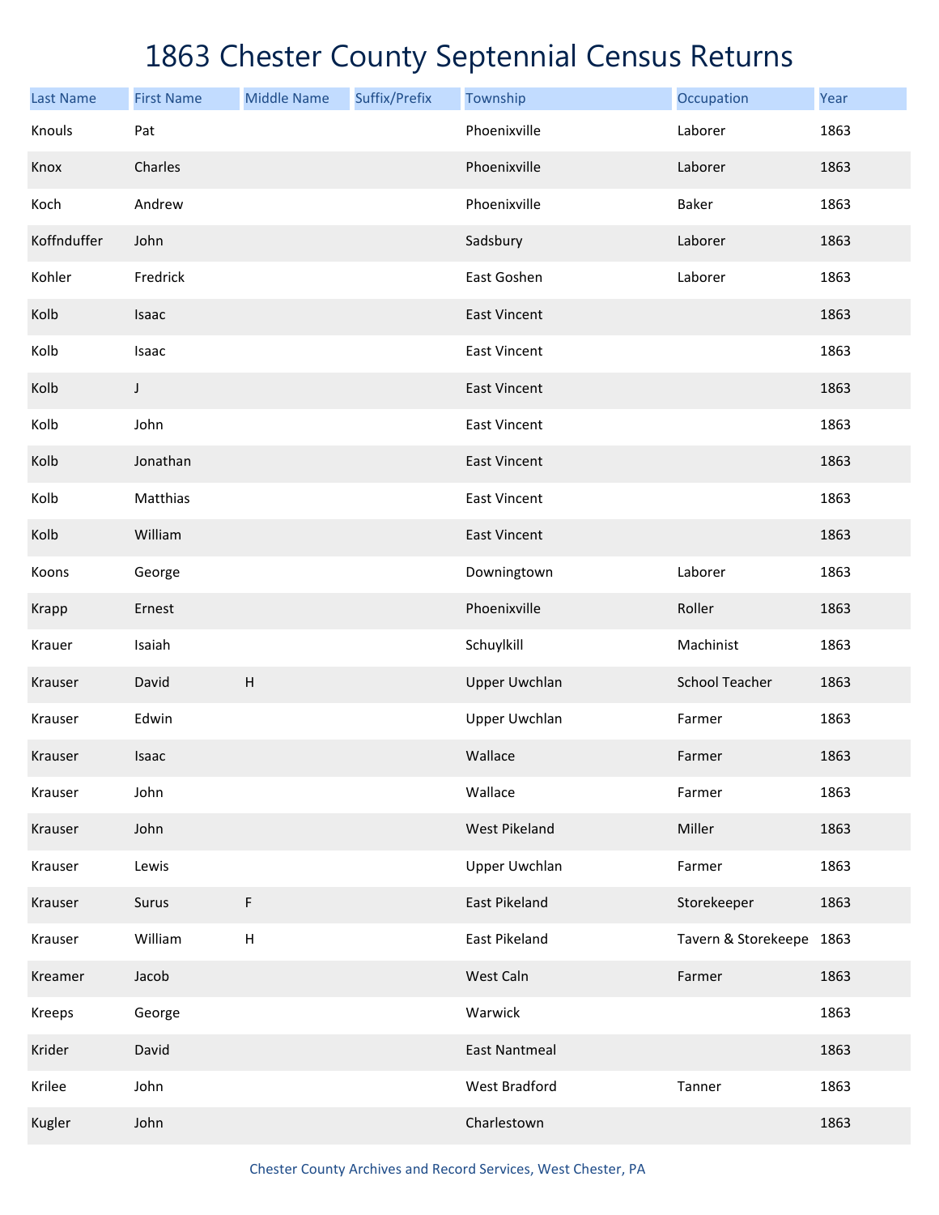# 1863 Chester County Septennial Census Returns

| Last Name | First Name | Middle Name | Suffix/Prefix | Township | Occupation | Year |
|---|---|---|---|---|---|---|
| Knouls | Pat | | | Phoenixville | Laborer | 1863 |
| Knox | Charles | | | Phoenixville | Laborer | 1863 |
| Koch | Andrew | | | Phoenixville | Baker | 1863 |
| Koffnduffer | John | | | Sadsbury | Laborer | 1863 |
| Kohler | Fredrick | | | East Goshen | Laborer | 1863 |
| Kolb | Isaac | | | East Vincent | | 1863 |
| Kolb | Isaac | | | East Vincent | | 1863 |
| Kolb | J | | | East Vincent | | 1863 |
| Kolb | John | | | East Vincent | | 1863 |
| Kolb | Jonathan | | | East Vincent | | 1863 |
| Kolb | Matthias | | | East Vincent | | 1863 |
| Kolb | William | | | East Vincent | | 1863 |
| Koons | George | | | Downingtown | Laborer | 1863 |
| Krapp | Ernest | | | Phoenixville | Roller | 1863 |
| Krauer | Isaiah | | | Schuylkill | Machinist | 1863 |
| Krauser | David | H | | Upper Uwchlan | School Teacher | 1863 |
| Krauser | Edwin | | | Upper Uwchlan | Farmer | 1863 |
| Krauser | Isaac | | | Wallace | Farmer | 1863 |
| Krauser | John | | | Wallace | Farmer | 1863 |
| Krauser | John | | | West Pikeland | Miller | 1863 |
| Krauser | Lewis | | | Upper Uwchlan | Farmer | 1863 |
| Krauser | Surus | F | | East Pikeland | Storekeeper | 1863 |
| Krauser | William | H | | East Pikeland | Tavern & Storekeepe | 1863 |
| Kreamer | Jacob | | | West Caln | Farmer | 1863 |
| Kreeps | George | | | Warwick | | 1863 |
| Krider | David | | | East Nantmeal | | 1863 |
| Krilee | John | | | West Bradford | Tanner | 1863 |
| Kugler | John | | | Charlestown | | 1863 |

Chester County Archives and Record Services, West Chester, PA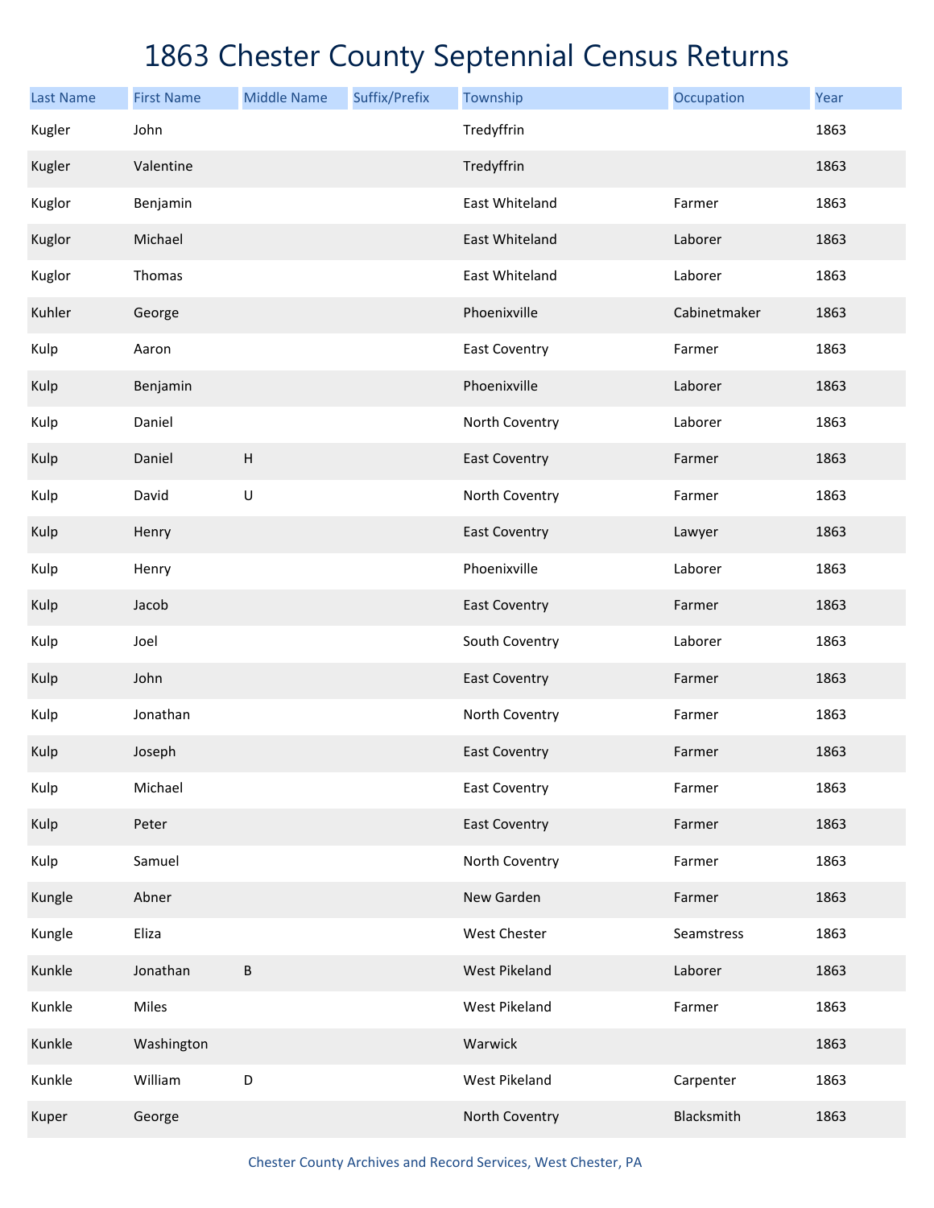# 1863 Chester County Septennial Census Returns

| Last Name | First Name | Middle Name | Suffix/Prefix | Township | Occupation | Year |
|---|---|---|---|---|---|---|
| Kugler | John | | | Tredyffrin | | 1863 |
| Kugler | Valentine | | | Tredyffrin | | 1863 |
| Kuglor | Benjamin | | | East Whiteland | Farmer | 1863 |
| Kuglor | Michael | | | East Whiteland | Laborer | 1863 |
| Kuglor | Thomas | | | East Whiteland | Laborer | 1863 |
| Kuhler | George | | | Phoenixville | Cabinetmaker | 1863 |
| Kulp | Aaron | | | East Coventry | Farmer | 1863 |
| Kulp | Benjamin | | | Phoenixville | Laborer | 1863 |
| Kulp | Daniel | | | North Coventry | Laborer | 1863 |
| Kulp | Daniel | H | | East Coventry | Farmer | 1863 |
| Kulp | David | U | | North Coventry | Farmer | 1863 |
| Kulp | Henry | | | East Coventry | Lawyer | 1863 |
| Kulp | Henry | | | Phoenixville | Laborer | 1863 |
| Kulp | Jacob | | | East Coventry | Farmer | 1863 |
| Kulp | Joel | | | South Coventry | Laborer | 1863 |
| Kulp | John | | | East Coventry | Farmer | 1863 |
| Kulp | Jonathan | | | North Coventry | Farmer | 1863 |
| Kulp | Joseph | | | East Coventry | Farmer | 1863 |
| Kulp | Michael | | | East Coventry | Farmer | 1863 |
| Kulp | Peter | | | East Coventry | Farmer | 1863 |
| Kulp | Samuel | | | North Coventry | Farmer | 1863 |
| Kungle | Abner | | | New Garden | Farmer | 1863 |
| Kungle | Eliza | | | West Chester | Seamstress | 1863 |
| Kunkle | Jonathan | B | | West Pikeland | Laborer | 1863 |
| Kunkle | Miles | | | West Pikeland | Farmer | 1863 |
| Kunkle | Washington | | | Warwick | | 1863 |
| Kunkle | William | D | | West Pikeland | Carpenter | 1863 |
| Kuper | George | | | North Coventry | Blacksmith | 1863 |

Chester County Archives and Record Services, West Chester, PA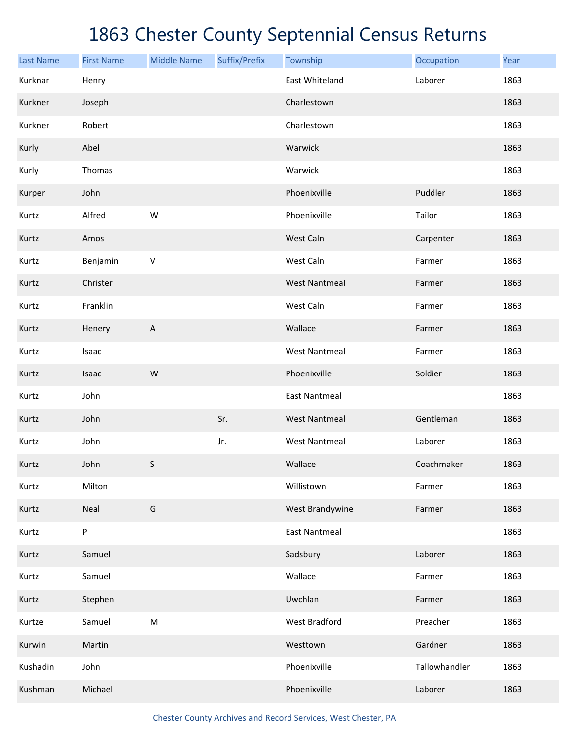# 1863 Chester County Septennial Census Returns

| Last Name | First Name | Middle Name | Suffix/Prefix | Township | Occupation | Year |
|---|---|---|---|---|---|---|
| Kurknar | Henry | | | East Whiteland | Laborer | 1863 |
| Kurkner | Joseph | | | Charlestown | | 1863 |
| Kurkner | Robert | | | Charlestown | | 1863 |
| Kurly | Abel | | | Warwick | | 1863 |
| Kurly | Thomas | | | Warwick | | 1863 |
| Kurper | John | | | Phoenixville | Puddler | 1863 |
| Kurtz | Alfred | W | | Phoenixville | Tailor | 1863 |
| Kurtz | Amos | | | West Caln | Carpenter | 1863 |
| Kurtz | Benjamin | V | | West Caln | Farmer | 1863 |
| Kurtz | Christer | | | West Nantmeal | Farmer | 1863 |
| Kurtz | Franklin | | | West Caln | Farmer | 1863 |
| Kurtz | Henery | A | | Wallace | Farmer | 1863 |
| Kurtz | Isaac | | | West Nantmeal | Farmer | 1863 |
| Kurtz | Isaac | W | | Phoenixville | Soldier | 1863 |
| Kurtz | John | | | East Nantmeal | | 1863 |
| Kurtz | John | | Sr. | West Nantmeal | Gentleman | 1863 |
| Kurtz | John | | Jr. | West Nantmeal | Laborer | 1863 |
| Kurtz | John | S | | Wallace | Coachmaker | 1863 |
| Kurtz | Milton | | | Willistown | Farmer | 1863 |
| Kurtz | Neal | G | | West Brandywine | Farmer | 1863 |
| Kurtz | P | | | East Nantmeal | | 1863 |
| Kurtz | Samuel | | | Sadsbury | Laborer | 1863 |
| Kurtz | Samuel | | | Wallace | Farmer | 1863 |
| Kurtz | Stephen | | | Uwchlan | Farmer | 1863 |
| Kurtze | Samuel | M | | West Bradford | Preacher | 1863 |
| Kurwin | Martin | | | Westtown | Gardner | 1863 |
| Kushadin | John | | | Phoenixville | Tallowhandler | 1863 |
| Kushman | Michael | | | Phoenixville | Laborer | 1863 |

Chester County Archives and Record Services, West Chester, PA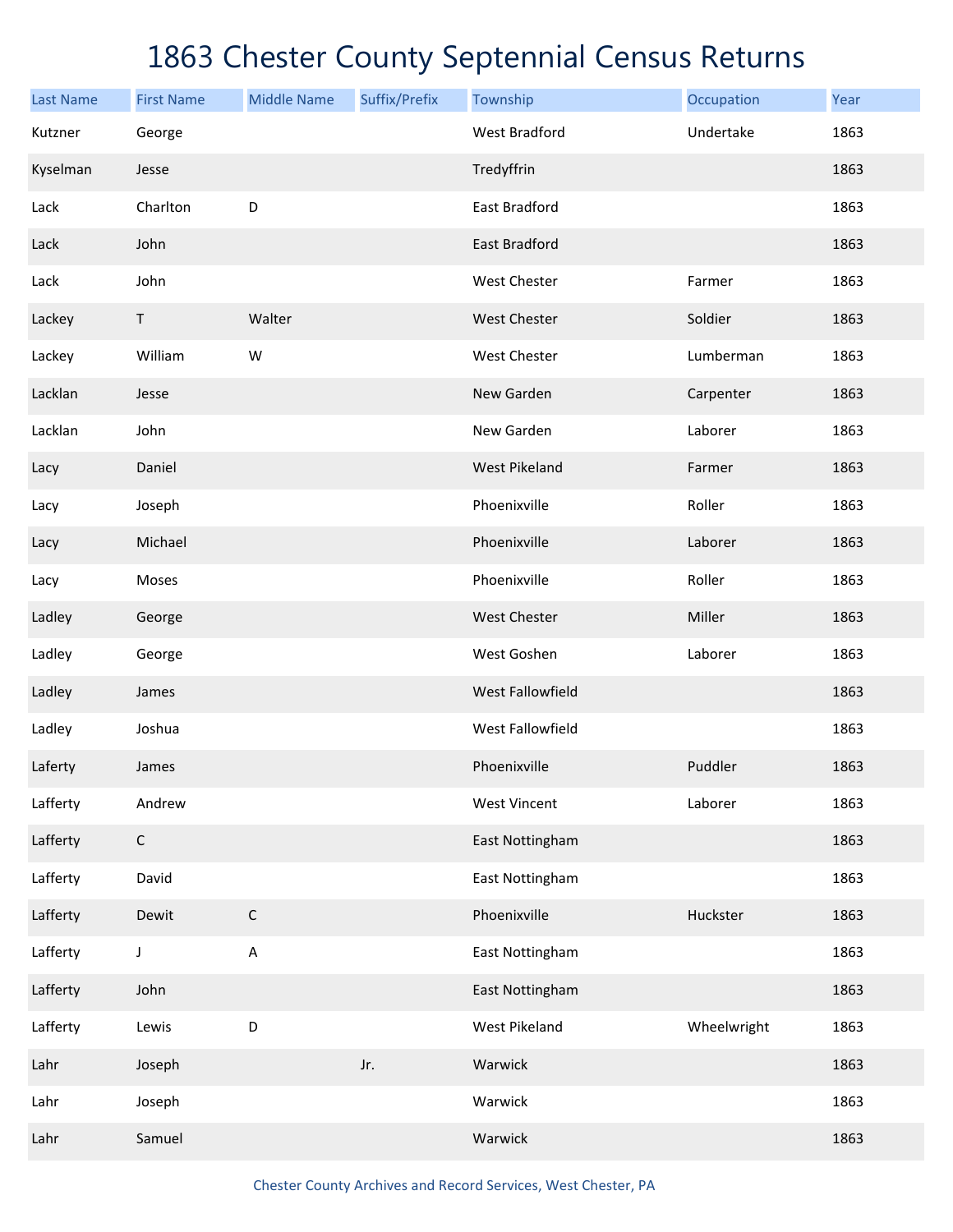# 1863 Chester County Septennial Census Returns

| Last Name | First Name | Middle Name | Suffix/Prefix | Township | Occupation | Year |
|---|---|---|---|---|---|---|
| Kutzner | George | | | West Bradford | Undertake | 1863 |
| Kyselman | Jesse | | | Tredyffrin | | 1863 |
| Lack | Charlton | D | | East Bradford | | 1863 |
| Lack | John | | | East Bradford | | 1863 |
| Lack | John | | | West Chester | Farmer | 1863 |
| Lackey | T | Walter | | West Chester | Soldier | 1863 |
| Lackey | William | W | | West Chester | Lumberman | 1863 |
| Lacklan | Jesse | | | New Garden | Carpenter | 1863 |
| Lacklan | John | | | New Garden | Laborer | 1863 |
| Lacy | Daniel | | | West Pikeland | Farmer | 1863 |
| Lacy | Joseph | | | Phoenixville | Roller | 1863 |
| Lacy | Michael | | | Phoenixville | Laborer | 1863 |
| Lacy | Moses | | | Phoenixville | Roller | 1863 |
| Ladley | George | | | West Chester | Miller | 1863 |
| Ladley | George | | | West Goshen | Laborer | 1863 |
| Ladley | James | | | West Fallowfield | | 1863 |
| Ladley | Joshua | | | West Fallowfield | | 1863 |
| Laferty | James | | | Phoenixville | Puddler | 1863 |
| Lafferty | Andrew | | | West Vincent | Laborer | 1863 |
| Lafferty | C | | | East Nottingham | | 1863 |
| Lafferty | David | | | East Nottingham | | 1863 |
| Lafferty | Dewit | C | | Phoenixville | Huckster | 1863 |
| Lafferty | J | A | | East Nottingham | | 1863 |
| Lafferty | John | | | East Nottingham | | 1863 |
| Lafferty | Lewis | D | | West Pikeland | Wheelwright | 1863 |
| Lahr | Joseph | | Jr. | Warwick | | 1863 |
| Lahr | Joseph | | | Warwick | | 1863 |
| Lahr | Samuel | | | Warwick | | 1863 |

Chester County Archives and Record Services, West Chester, PA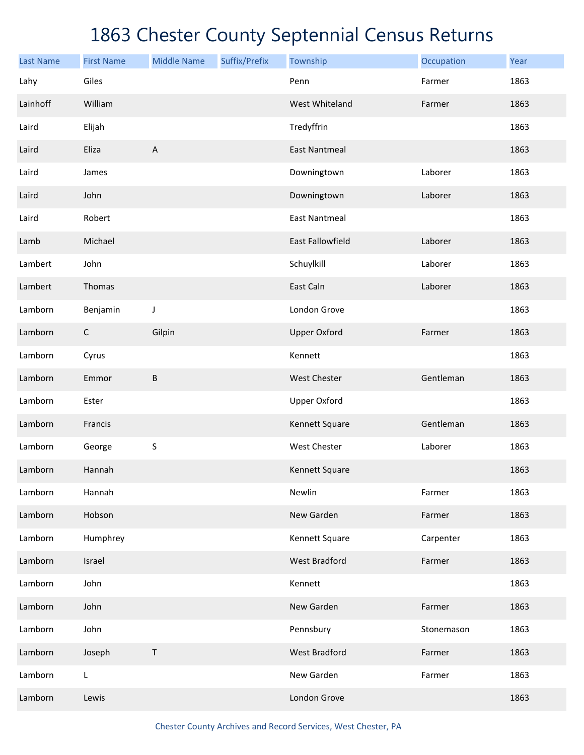# 1863 Chester County Septennial Census Returns

| Last Name | First Name | Middle Name | Suffix/Prefix | Township | Occupation | Year |
|---|---|---|---|---|---|---|
| Lahy | Giles | | | Penn | Farmer | 1863 |
| Lainhoff | William | | | West Whiteland | Farmer | 1863 |
| Laird | Elijah | | | Tredyffrin | | 1863 |
| Laird | Eliza | A | | East Nantmeal | | 1863 |
| Laird | James | | | Downingtown | Laborer | 1863 |
| Laird | John | | | Downingtown | Laborer | 1863 |
| Laird | Robert | | | East Nantmeal | | 1863 |
| Lamb | Michael | | | East Fallowfield | Laborer | 1863 |
| Lambert | John | | | Schuylkill | Laborer | 1863 |
| Lambert | Thomas | | | East Caln | Laborer | 1863 |
| Lamborn | Benjamin | J | | London Grove | | 1863 |
| Lamborn | C | Gilpin | | Upper Oxford | Farmer | 1863 |
| Lamborn | Cyrus | | | Kennett | | 1863 |
| Lamborn | Emmor | B | | West Chester | Gentleman | 1863 |
| Lamborn | Ester | | | Upper Oxford | | 1863 |
| Lamborn | Francis | | | Kennett Square | Gentleman | 1863 |
| Lamborn | George | S | | West Chester | Laborer | 1863 |
| Lamborn | Hannah | | | Kennett Square | | 1863 |
| Lamborn | Hannah | | | Newlin | Farmer | 1863 |
| Lamborn | Hobson | | | New Garden | Farmer | 1863 |
| Lamborn | Humphrey | | | Kennett Square | Carpenter | 1863 |
| Lamborn | Israel | | | West Bradford | Farmer | 1863 |
| Lamborn | John | | | Kennett | | 1863 |
| Lamborn | John | | | New Garden | Farmer | 1863 |
| Lamborn | John | | | Pennsbury | Stonemason | 1863 |
| Lamborn | Joseph | T | | West Bradford | Farmer | 1863 |
| Lamborn | L | | | New Garden | Farmer | 1863 |
| Lamborn | Lewis | | | London Grove | | 1863 |

Chester County Archives and Record Services, West Chester, PA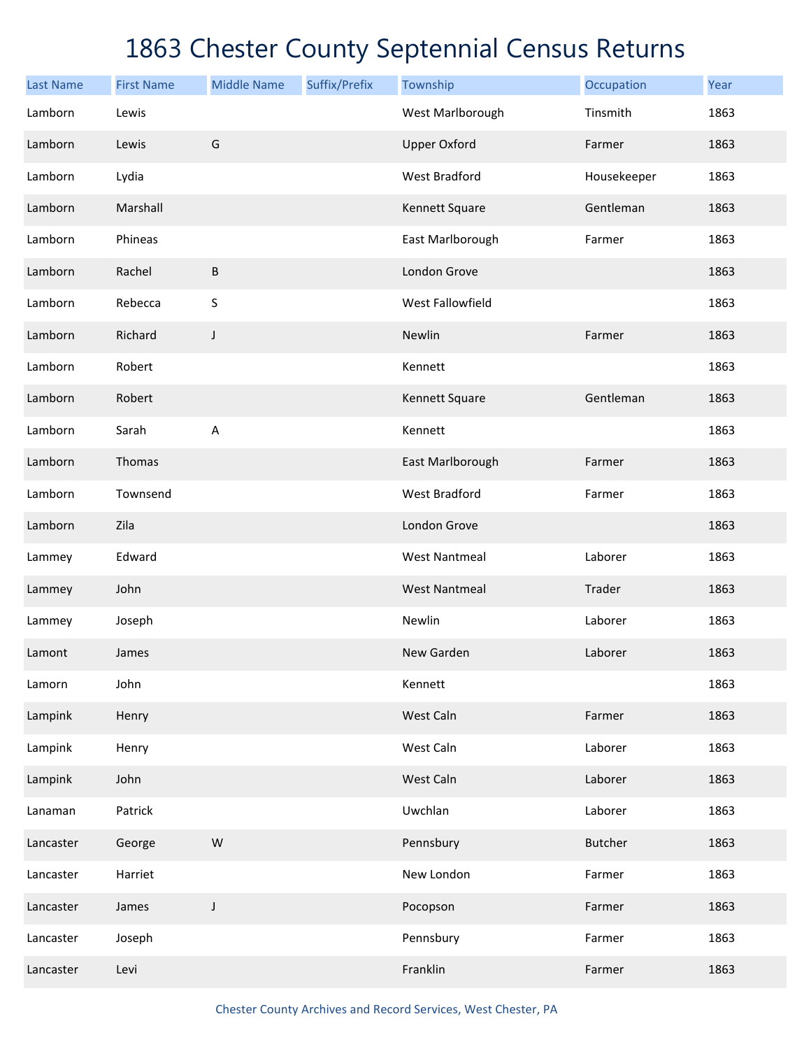# 1863 Chester County Septennial Census Returns

| Last Name | First Name | Middle Name | Suffix/Prefix | Township | Occupation | Year |
|---|---|---|---|---|---|---|
| Lamborn | Lewis | | | West Marlborough | Tinsmith | 1863 |
| Lamborn | Lewis | G | | Upper Oxford | Farmer | 1863 |
| Lamborn | Lydia | | | West Bradford | Housekeeper | 1863 |
| Lamborn | Marshall | | | Kennett Square | Gentleman | 1863 |
| Lamborn | Phineas | | | East Marlborough | Farmer | 1863 |
| Lamborn | Rachel | B | | London Grove | | 1863 |
| Lamborn | Rebecca | S | | West Fallowfield | | 1863 |
| Lamborn | Richard | J | | Newlin | Farmer | 1863 |
| Lamborn | Robert | | | Kennett | | 1863 |
| Lamborn | Robert | | | Kennett Square | Gentleman | 1863 |
| Lamborn | Sarah | A | | Kennett | | 1863 |
| Lamborn | Thomas | | | East Marlborough | Farmer | 1863 |
| Lamborn | Townsend | | | West Bradford | Farmer | 1863 |
| Lamborn | Zila | | | London Grove | | 1863 |
| Lammey | Edward | | | West Nantmeal | Laborer | 1863 |
| Lammey | John | | | West Nantmeal | Trader | 1863 |
| Lammey | Joseph | | | Newlin | Laborer | 1863 |
| Lamont | James | | | New Garden | Laborer | 1863 |
| Lamorn | John | | | Kennett | | 1863 |
| Lampink | Henry | | | West Caln | Farmer | 1863 |
| Lampink | Henry | | | West Caln | Laborer | 1863 |
| Lampink | John | | | West Caln | Laborer | 1863 |
| Lanaman | Patrick | | | Uwchlan | Laborer | 1863 |
| Lancaster | George | W | | Pennsbury | Butcher | 1863 |
| Lancaster | Harriet | | | New London | Farmer | 1863 |
| Lancaster | James | J | | Pocopson | Farmer | 1863 |
| Lancaster | Joseph | | | Pennsbury | Farmer | 1863 |
| Lancaster | Levi | | | Franklin | Farmer | 1863 |

Chester County Archives and Record Services, West Chester, PA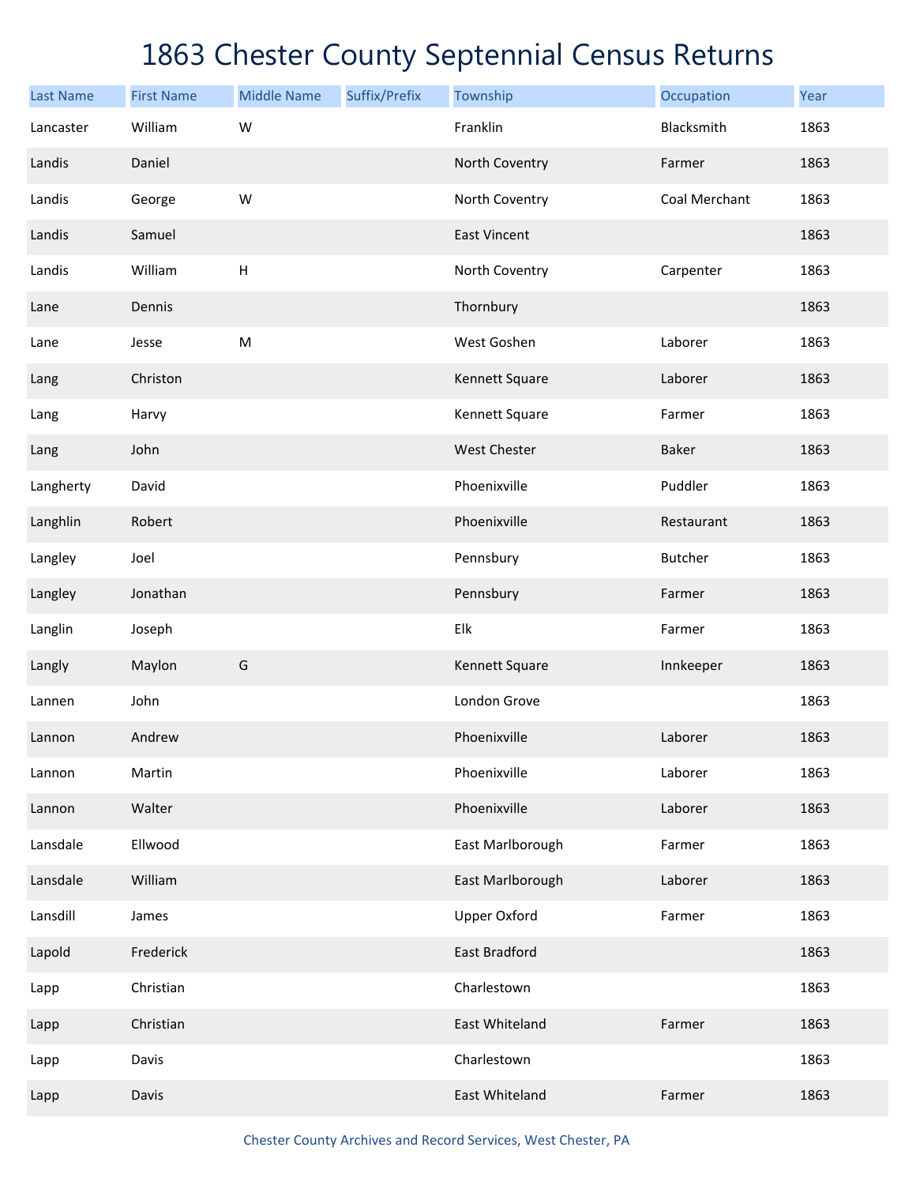# 1863 Chester County Septennial Census Returns

| Last Name | First Name | Middle Name | Suffix/Prefix | Township | Occupation | Year |
|---|---|---|---|---|---|---|
| Lancaster | William | W | | Franklin | Blacksmith | 1863 |
| Landis | Daniel | | | North Coventry | Farmer | 1863 |
| Landis | George | W | | North Coventry | Coal Merchant | 1863 |
| Landis | Samuel | | | East Vincent | | 1863 |
| Landis | William | H | | North Coventry | Carpenter | 1863 |
| Lane | Dennis | | | Thornbury | | 1863 |
| Lane | Jesse | M | | West Goshen | Laborer | 1863 |
| Lang | Christon | | | Kennett Square | Laborer | 1863 |
| Lang | Harvy | | | Kennett Square | Farmer | 1863 |
| Lang | John | | | West Chester | Baker | 1863 |
| Langherty | David | | | Phoenixville | Puddler | 1863 |
| Langhlin | Robert | | | Phoenixville | Restaurant | 1863 |
| Langley | Joel | | | Pennsbury | Butcher | 1863 |
| Langley | Jonathan | | | Pennsbury | Farmer | 1863 |
| Langlin | Joseph | | | Elk | Farmer | 1863 |
| Langly | Maylon | G | | Kennett Square | Innkeeper | 1863 |
| Lannen | John | | | London Grove | | 1863 |
| Lannon | Andrew | | | Phoenixville | Laborer | 1863 |
| Lannon | Martin | | | Phoenixville | Laborer | 1863 |
| Lannon | Walter | | | Phoenixville | Laborer | 1863 |
| Lansdale | Ellwood | | | East Marlborough | Farmer | 1863 |
| Lansdale | William | | | East Marlborough | Laborer | 1863 |
| Lansdill | James | | | Upper Oxford | Farmer | 1863 |
| Lapold | Frederick | | | East Bradford | | 1863 |
| Lapp | Christian | | | Charlestown | | 1863 |
| Lapp | Christian | | | East Whiteland | Farmer | 1863 |
| Lapp | Davis | | | Charlestown | | 1863 |
| Lapp | Davis | | | East Whiteland | Farmer | 1863 |

Chester County Archives and Record Services, West Chester, PA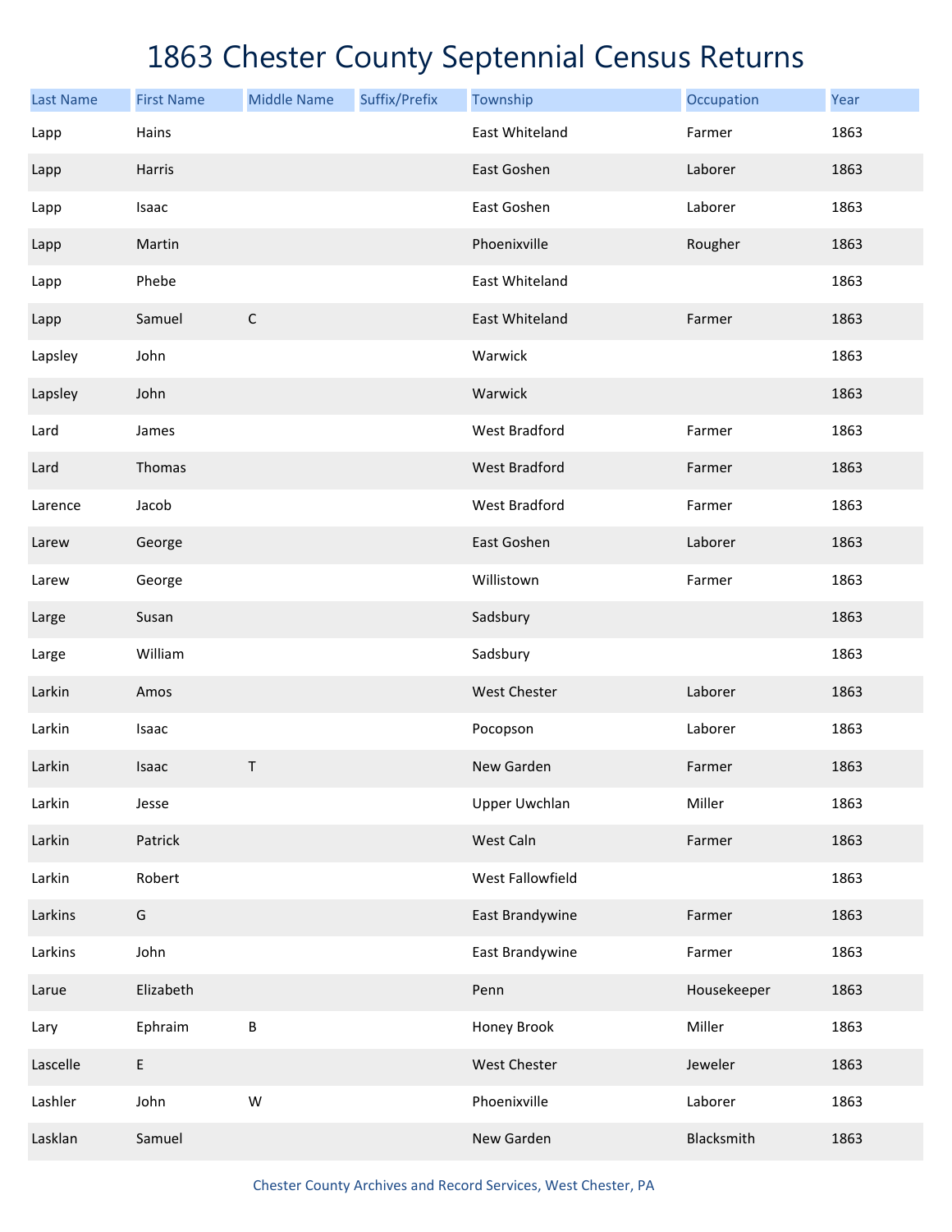# 1863 Chester County Septennial Census Returns

| Last Name | First Name | Middle Name | Suffix/Prefix | Township | Occupation | Year |
|---|---|---|---|---|---|---|
| Lapp | Hains | | | East Whiteland | Farmer | 1863 |
| Lapp | Harris | | | East Goshen | Laborer | 1863 |
| Lapp | Isaac | | | East Goshen | Laborer | 1863 |
| Lapp | Martin | | | Phoenixville | Rougher | 1863 |
| Lapp | Phebe | | | East Whiteland | | 1863 |
| Lapp | Samuel | C | | East Whiteland | Farmer | 1863 |
| Lapsley | John | | | Warwick | | 1863 |
| Lapsley | John | | | Warwick | | 1863 |
| Lard | James | | | West Bradford | Farmer | 1863 |
| Lard | Thomas | | | West Bradford | Farmer | 1863 |
| Larence | Jacob | | | West Bradford | Farmer | 1863 |
| Larew | George | | | East Goshen | Laborer | 1863 |
| Larew | George | | | Willistown | Farmer | 1863 |
| Large | Susan | | | Sadsbury | | 1863 |
| Large | William | | | Sadsbury | | 1863 |
| Larkin | Amos | | | West Chester | Laborer | 1863 |
| Larkin | Isaac | | | Pocopson | Laborer | 1863 |
| Larkin | Isaac | T | | New Garden | Farmer | 1863 |
| Larkin | Jesse | | | Upper Uwchlan | Miller | 1863 |
| Larkin | Patrick | | | West Caln | Farmer | 1863 |
| Larkin | Robert | | | West Fallowfield | | 1863 |
| Larkins | G | | | East Brandywine | Farmer | 1863 |
| Larkins | John | | | East Brandywine | Farmer | 1863 |
| Larue | Elizabeth | | | Penn | Housekeeper | 1863 |
| Lary | Ephraim | B | | Honey Brook | Miller | 1863 |
| Lascelle | E | | | West Chester | Jeweler | 1863 |
| Lashler | John | W | | Phoenixville | Laborer | 1863 |
| Lasklan | Samuel | | | New Garden | Blacksmith | 1863 |

Chester County Archives and Record Services, West Chester, PA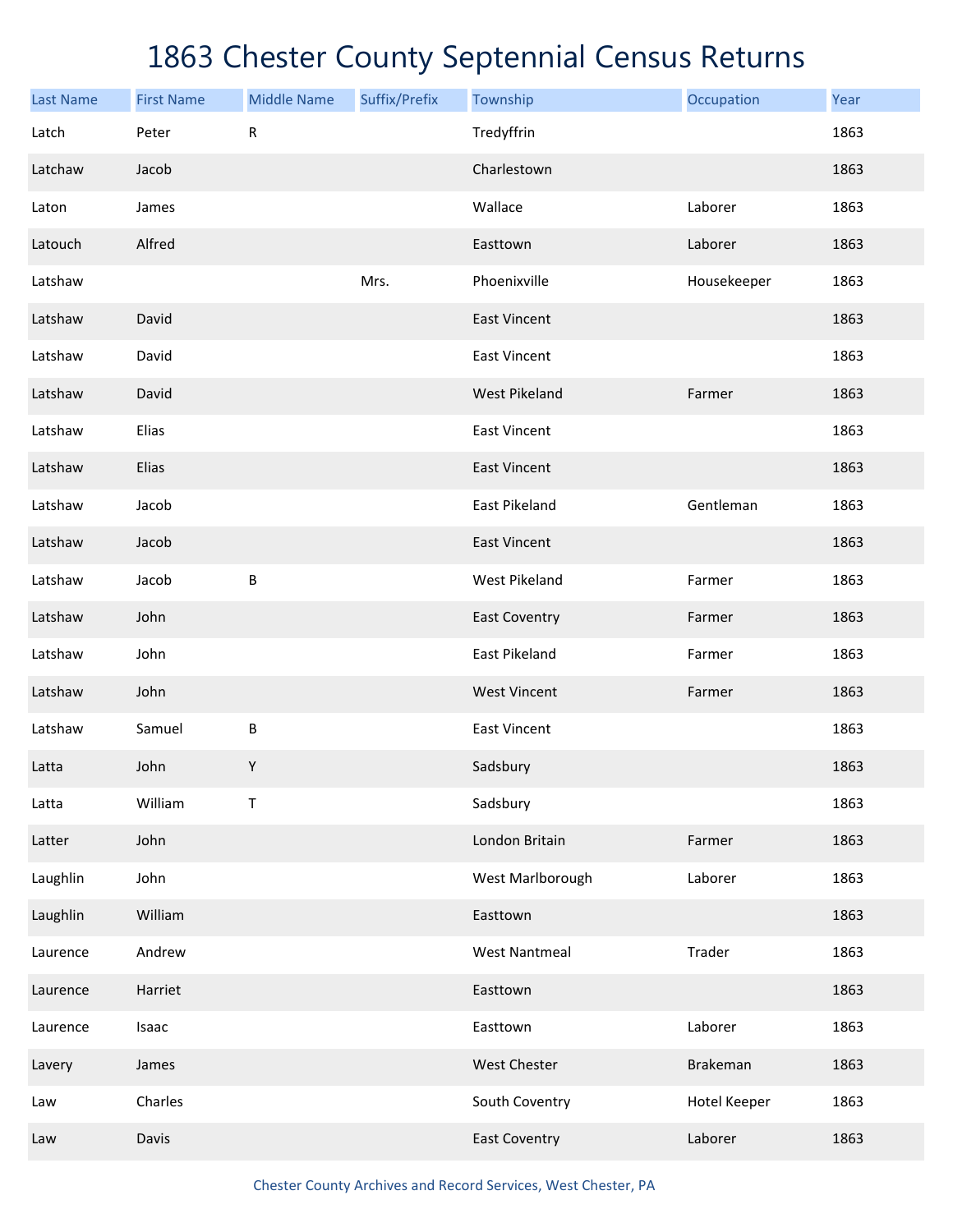# 1863 Chester County Septennial Census Returns

| Last Name | First Name | Middle Name | Suffix/Prefix | Township | Occupation | Year |
|---|---|---|---|---|---|---|
| Latch | Peter | R | | Tredyffrin | | 1863 |
| Latchaw | Jacob | | | Charlestown | | 1863 |
| Laton | James | | | Wallace | Laborer | 1863 |
| Latouch | Alfred | | | Easttown | Laborer | 1863 |
| Latshaw | | | Mrs. | Phoenixville | Housekeeper | 1863 |
| Latshaw | David | | | East Vincent | | 1863 |
| Latshaw | David | | | East Vincent | | 1863 |
| Latshaw | David | | | West Pikeland | Farmer | 1863 |
| Latshaw | Elias | | | East Vincent | | 1863 |
| Latshaw | Elias | | | East Vincent | | 1863 |
| Latshaw | Jacob | | | East Pikeland | Gentleman | 1863 |
| Latshaw | Jacob | | | East Vincent | | 1863 |
| Latshaw | Jacob | B | | West Pikeland | Farmer | 1863 |
| Latshaw | John | | | East Coventry | Farmer | 1863 |
| Latshaw | John | | | East Pikeland | Farmer | 1863 |
| Latshaw | John | | | West Vincent | Farmer | 1863 |
| Latshaw | Samuel | B | | East Vincent | | 1863 |
| Latta | John | Y | | Sadsbury | | 1863 |
| Latta | William | T | | Sadsbury | | 1863 |
| Latter | John | | | London Britain | Farmer | 1863 |
| Laughlin | John | | | West Marlborough | Laborer | 1863 |
| Laughlin | William | | | Easttown | | 1863 |
| Laurence | Andrew | | | West Nantmeal | Trader | 1863 |
| Laurence | Harriet | | | Easttown | | 1863 |
| Laurence | Isaac | | | Easttown | Laborer | 1863 |
| Lavery | James | | | West Chester | Brakeman | 1863 |
| Law | Charles | | | South Coventry | Hotel Keeper | 1863 |
| Law | Davis | | | East Coventry | Laborer | 1863 |

Chester County Archives and Record Services, West Chester, PA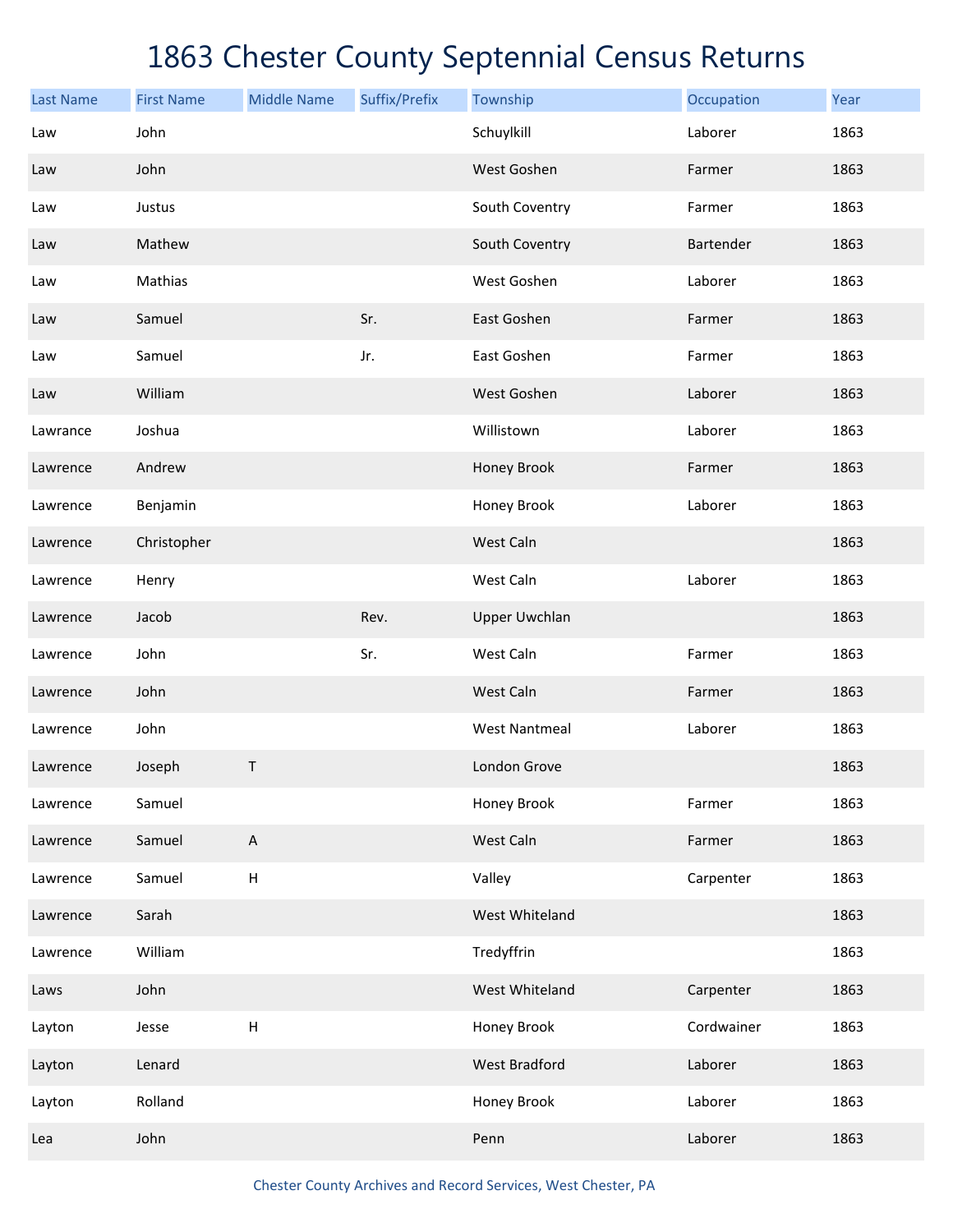# 1863 Chester County Septennial Census Returns

| Last Name | First Name | Middle Name | Suffix/Prefix | Township | Occupation | Year |
|---|---|---|---|---|---|---|
| Law | John | | | Schuylkill | Laborer | 1863 |
| Law | John | | | West Goshen | Farmer | 1863 |
| Law | Justus | | | South Coventry | Farmer | 1863 |
| Law | Mathew | | | South Coventry | Bartender | 1863 |
| Law | Mathias | | | West Goshen | Laborer | 1863 |
| Law | Samuel | | Sr. | East Goshen | Farmer | 1863 |
| Law | Samuel | | Jr. | East Goshen | Farmer | 1863 |
| Law | William | | | West Goshen | Laborer | 1863 |
| Lawrance | Joshua | | | Willistown | Laborer | 1863 |
| Lawrence | Andrew | | | Honey Brook | Farmer | 1863 |
| Lawrence | Benjamin | | | Honey Brook | Laborer | 1863 |
| Lawrence | Christopher | | | West Caln | | 1863 |
| Lawrence | Henry | | | West Caln | Laborer | 1863 |
| Lawrence | Jacob | | Rev. | Upper Uwchlan | | 1863 |
| Lawrence | John | | Sr. | West Caln | Farmer | 1863 |
| Lawrence | John | | | West Caln | Farmer | 1863 |
| Lawrence | John | | | West Nantmeal | Laborer | 1863 |
| Lawrence | Joseph | T | | London Grove | | 1863 |
| Lawrence | Samuel | | | Honey Brook | Farmer | 1863 |
| Lawrence | Samuel | A | | West Caln | Farmer | 1863 |
| Lawrence | Samuel | H | | Valley | Carpenter | 1863 |
| Lawrence | Sarah | | | West Whiteland | | 1863 |
| Lawrence | William | | | Tredyffrin | | 1863 |
| Laws | John | | | West Whiteland | Carpenter | 1863 |
| Layton | Jesse | H | | Honey Brook | Cordwainer | 1863 |
| Layton | Lenard | | | West Bradford | Laborer | 1863 |
| Layton | Rolland | | | Honey Brook | Laborer | 1863 |
| Lea | John | | | Penn | Laborer | 1863 |

Chester County Archives and Record Services, West Chester, PA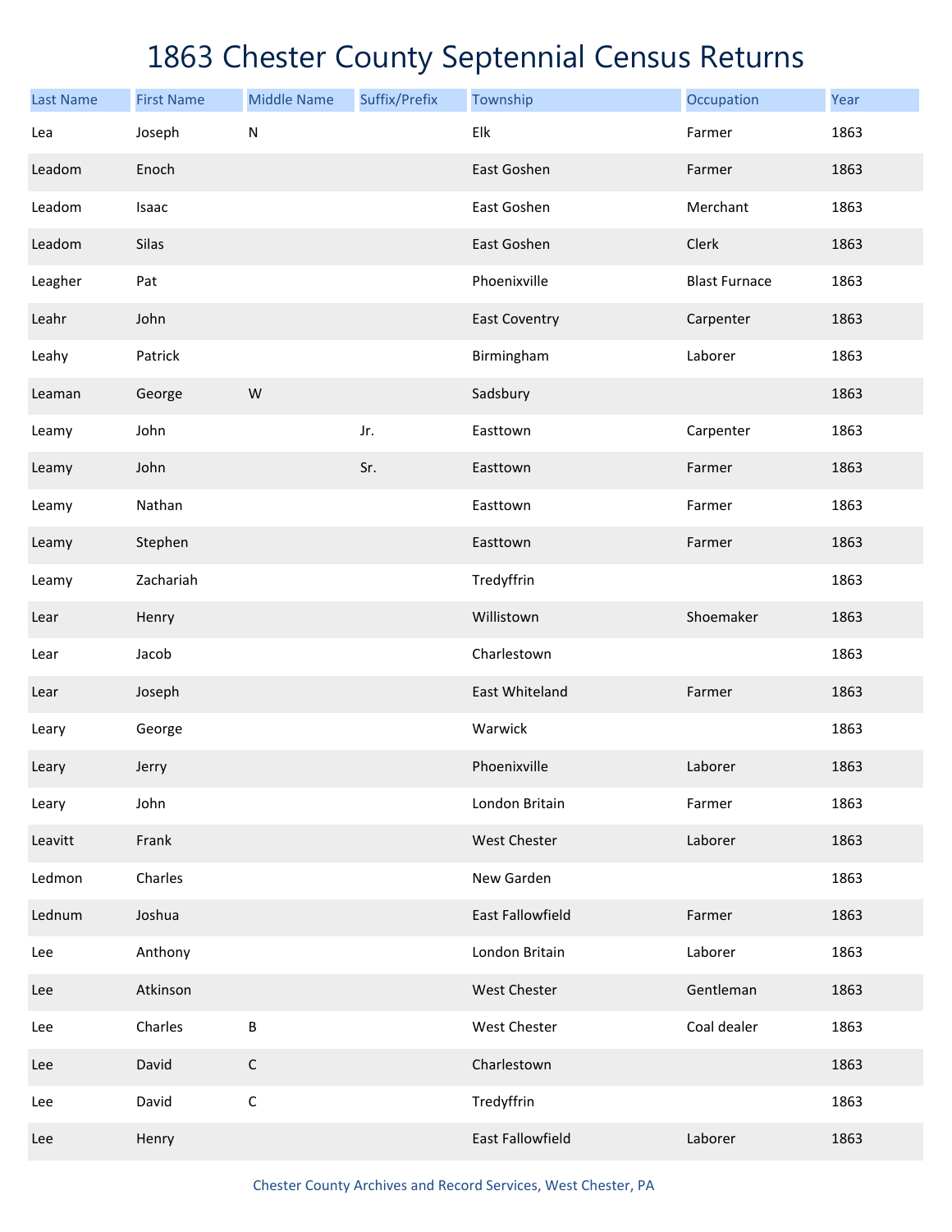# 1863 Chester County Septennial Census Returns

| Last Name | First Name | Middle Name | Suffix/Prefix | Township | Occupation | Year |
|---|---|---|---|---|---|---|
| Lea | Joseph | N | | Elk | Farmer | 1863 |
| Leadom | Enoch | | | East Goshen | Farmer | 1863 |
| Leadom | Isaac | | | East Goshen | Merchant | 1863 |
| Leadom | Silas | | | East Goshen | Clerk | 1863 |
| Leagher | Pat | | | Phoenixville | Blast Furnace | 1863 |
| Leahr | John | | | East Coventry | Carpenter | 1863 |
| Leahy | Patrick | | | Birmingham | Laborer | 1863 |
| Leaman | George | W | | Sadsbury | | 1863 |
| Leamy | John | | Jr. | Easttown | Carpenter | 1863 |
| Leamy | John | | Sr. | Easttown | Farmer | 1863 |
| Leamy | Nathan | | | Easttown | Farmer | 1863 |
| Leamy | Stephen | | | Easttown | Farmer | 1863 |
| Leamy | Zachariah | | | Tredyffrin | | 1863 |
| Lear | Henry | | | Willistown | Shoemaker | 1863 |
| Lear | Jacob | | | Charlestown | | 1863 |
| Lear | Joseph | | | East Whiteland | Farmer | 1863 |
| Leary | George | | | Warwick | | 1863 |
| Leary | Jerry | | | Phoenixville | Laborer | 1863 |
| Leary | John | | | London Britain | Farmer | 1863 |
| Leavitt | Frank | | | West Chester | Laborer | 1863 |
| Ledmon | Charles | | | New Garden | | 1863 |
| Lednum | Joshua | | | East Fallowfield | Farmer | 1863 |
| Lee | Anthony | | | London Britain | Laborer | 1863 |
| Lee | Atkinson | | | West Chester | Gentleman | 1863 |
| Lee | Charles | B | | West Chester | Coal dealer | 1863 |
| Lee | David | C | | Charlestown | | 1863 |
| Lee | David | C | | Tredyffrin | | 1863 |
| Lee | Henry | | | East Fallowfield | Laborer | 1863 |

Chester County Archives and Record Services, West Chester, PA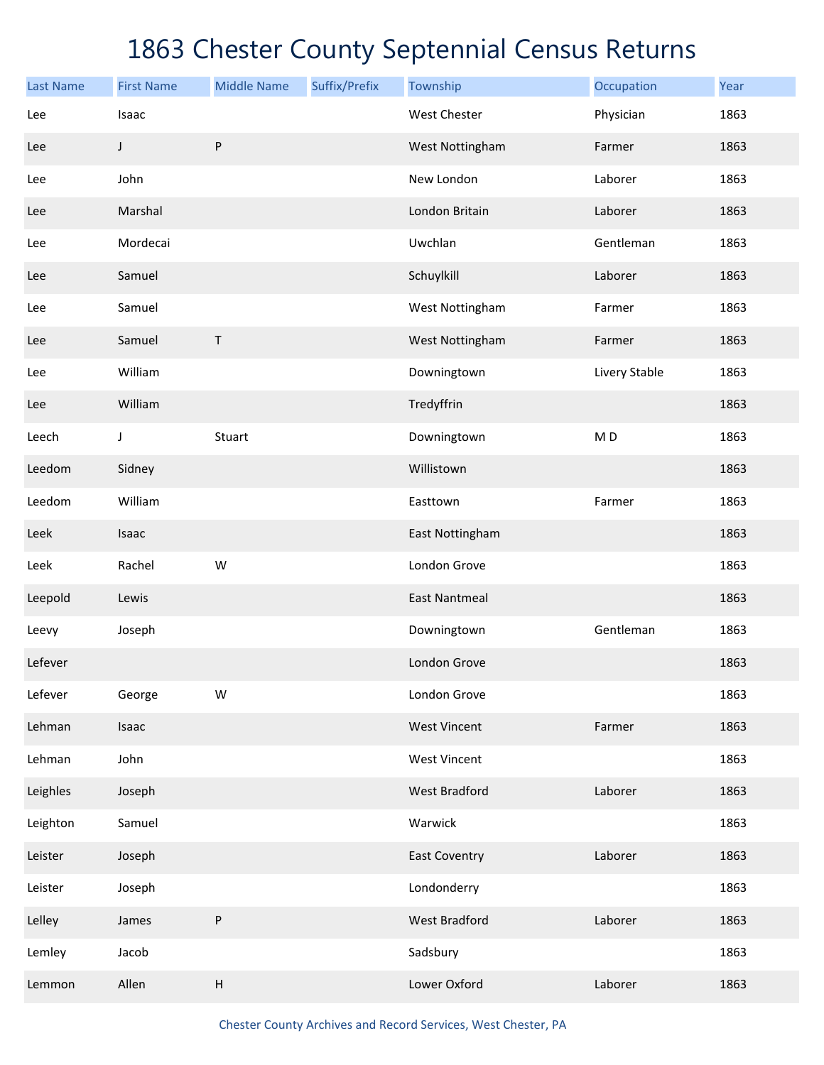# 1863 Chester County Septennial Census Returns

| Last Name | First Name | Middle Name | Suffix/Prefix | Township | Occupation | Year |
|---|---|---|---|---|---|---|
| Lee | Isaac | | | West Chester | Physician | 1863 |
| Lee | J | P | | West Nottingham | Farmer | 1863 |
| Lee | John | | | New London | Laborer | 1863 |
| Lee | Marshal | | | London Britain | Laborer | 1863 |
| Lee | Mordecai | | | Uwchlan | Gentleman | 1863 |
| Lee | Samuel | | | Schuylkill | Laborer | 1863 |
| Lee | Samuel | | | West Nottingham | Farmer | 1863 |
| Lee | Samuel | T | | West Nottingham | Farmer | 1863 |
| Lee | William | | | Downingtown | Livery Stable | 1863 |
| Lee | William | | | Tredyffrin | | 1863 |
| Leech | J | Stuart | | Downingtown | M D | 1863 |
| Leedom | Sidney | | | Willistown | | 1863 |
| Leedom | William | | | Easttown | Farmer | 1863 |
| Leek | Isaac | | | East Nottingham | | 1863 |
| Leek | Rachel | W | | London Grove | | 1863 |
| Leepold | Lewis | | | East Nantmeal | | 1863 |
| Leevy | Joseph | | | Downingtown | Gentleman | 1863 |
| Lefever | | | | London Grove | | 1863 |
| Lefever | George | W | | London Grove | | 1863 |
| Lehman | Isaac | | | West Vincent | Farmer | 1863 |
| Lehman | John | | | West Vincent | | 1863 |
| Leighles | Joseph | | | West Bradford | Laborer | 1863 |
| Leighton | Samuel | | | Warwick | | 1863 |
| Leister | Joseph | | | East Coventry | Laborer | 1863 |
| Leister | Joseph | | | Londonderry | | 1863 |
| Lelley | James | P | | West Bradford | Laborer | 1863 |
| Lemley | Jacob | | | Sadsbury | | 1863 |
| Lemmon | Allen | H | | Lower Oxford | Laborer | 1863 |

Chester County Archives and Record Services, West Chester, PA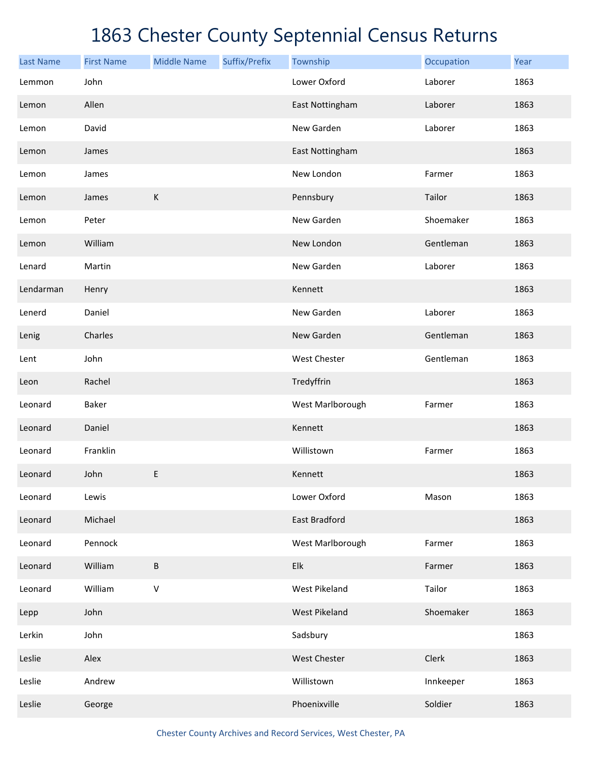# 1863 Chester County Septennial Census Returns

| Last Name | First Name | Middle Name | Suffix/Prefix | Township | Occupation | Year |
|---|---|---|---|---|---|---|
| Lemmon | John | | | Lower Oxford | Laborer | 1863 |
| Lemon | Allen | | | East Nottingham | Laborer | 1863 |
| Lemon | David | | | New Garden | Laborer | 1863 |
| Lemon | James | | | East Nottingham | | 1863 |
| Lemon | James | | | New London | Farmer | 1863 |
| Lemon | James | K | | Pennsbury | Tailor | 1863 |
| Lemon | Peter | | | New Garden | Shoemaker | 1863 |
| Lemon | William | | | New London | Gentleman | 1863 |
| Lenard | Martin | | | New Garden | Laborer | 1863 |
| Lendarman | Henry | | | Kennett | | 1863 |
| Lenerd | Daniel | | | New Garden | Laborer | 1863 |
| Lenig | Charles | | | New Garden | Gentleman | 1863 |
| Lent | John | | | West Chester | Gentleman | 1863 |
| Leon | Rachel | | | Tredyffrin | | 1863 |
| Leonard | Baker | | | West Marlborough | Farmer | 1863 |
| Leonard | Daniel | | | Kennett | | 1863 |
| Leonard | Franklin | | | Willistown | Farmer | 1863 |
| Leonard | John | E | | Kennett | | 1863 |
| Leonard | Lewis | | | Lower Oxford | Mason | 1863 |
| Leonard | Michael | | | East Bradford | | 1863 |
| Leonard | Pennock | | | West Marlborough | Farmer | 1863 |
| Leonard | William | B | | Elk | Farmer | 1863 |
| Leonard | William | V | | West Pikeland | Tailor | 1863 |
| Lepp | John | | | West Pikeland | Shoemaker | 1863 |
| Lerkin | John | | | Sadsbury | | 1863 |
| Leslie | Alex | | | West Chester | Clerk | 1863 |
| Leslie | Andrew | | | Willistown | Innkeeper | 1863 |
| Leslie | George | | | Phoenixville | Soldier | 1863 |

Chester County Archives and Record Services, West Chester, PA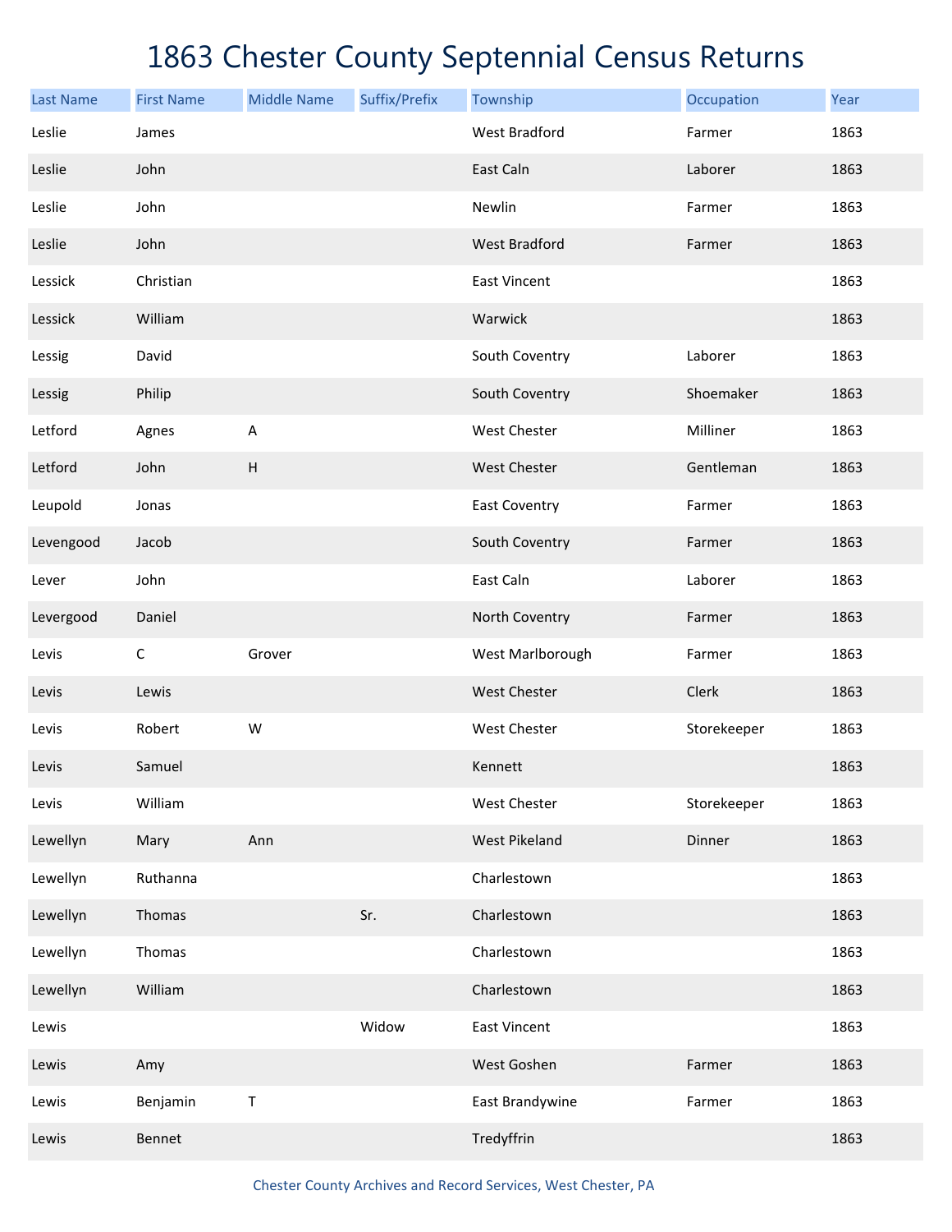# 1863 Chester County Septennial Census Returns

| Last Name | First Name | Middle Name | Suffix/Prefix | Township | Occupation | Year |
|---|---|---|---|---|---|---|
| Leslie | James | | | West Bradford | Farmer | 1863 |
| Leslie | John | | | East Caln | Laborer | 1863 |
| Leslie | John | | | Newlin | Farmer | 1863 |
| Leslie | John | | | West Bradford | Farmer | 1863 |
| Lessick | Christian | | | East Vincent | | 1863 |
| Lessick | William | | | Warwick | | 1863 |
| Lessig | David | | | South Coventry | Laborer | 1863 |
| Lessig | Philip | | | South Coventry | Shoemaker | 1863 |
| Letford | Agnes | A | | West Chester | Milliner | 1863 |
| Letford | John | H | | West Chester | Gentleman | 1863 |
| Leupold | Jonas | | | East Coventry | Farmer | 1863 |
| Levengood | Jacob | | | South Coventry | Farmer | 1863 |
| Lever | John | | | East Caln | Laborer | 1863 |
| Levergood | Daniel | | | North Coventry | Farmer | 1863 |
| Levis | C | Grover | | West Marlborough | Farmer | 1863 |
| Levis | Lewis | | | West Chester | Clerk | 1863 |
| Levis | Robert | W | | West Chester | Storekeeper | 1863 |
| Levis | Samuel | | | Kennett | | 1863 |
| Levis | William | | | West Chester | Storekeeper | 1863 |
| Lewellyn | Mary | Ann | | West Pikeland | Dinner | 1863 |
| Lewellyn | Ruthanna | | | Charlestown | | 1863 |
| Lewellyn | Thomas | | Sr. | Charlestown | | 1863 |
| Lewellyn | Thomas | | | Charlestown | | 1863 |
| Lewellyn | William | | | Charlestown | | 1863 |
| Lewis | | | Widow | East Vincent | | 1863 |
| Lewis | Amy | | | West Goshen | Farmer | 1863 |
| Lewis | Benjamin | T | | East Brandywine | Farmer | 1863 |
| Lewis | Bennet | | | Tredyffrin | | 1863 |

Chester County Archives and Record Services, West Chester, PA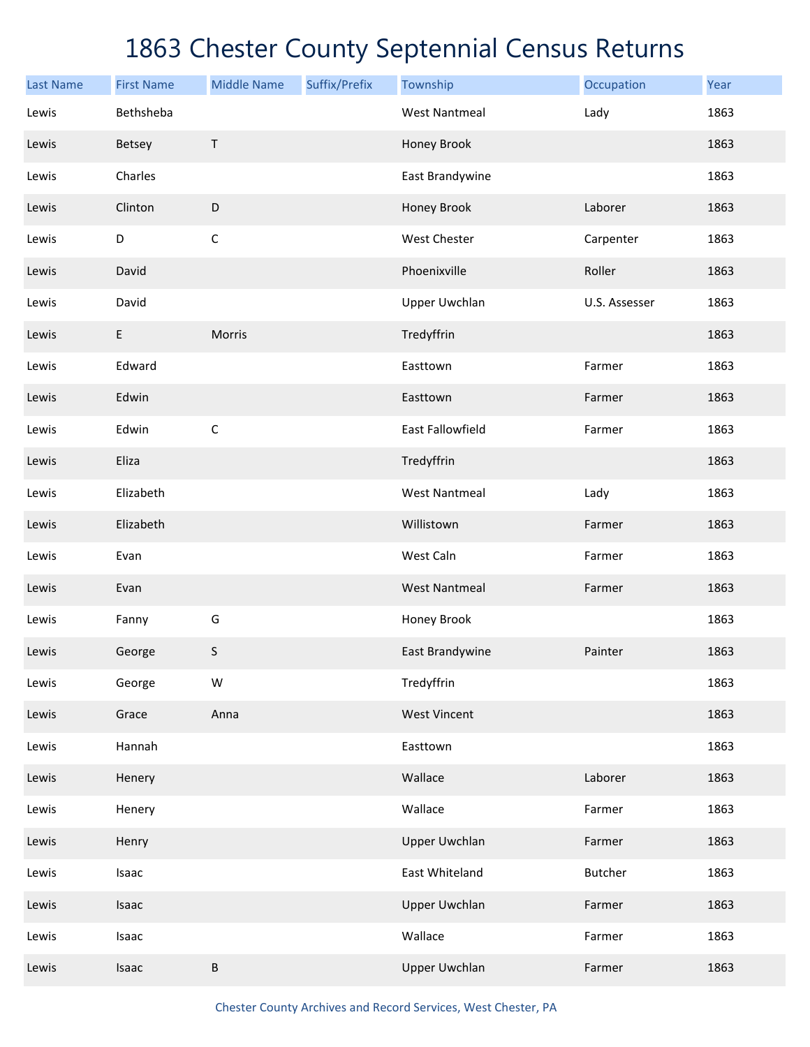# 1863 Chester County Septennial Census Returns

| Last Name | First Name | Middle Name | Suffix/Prefix | Township | Occupation | Year |
|---|---|---|---|---|---|---|
| Lewis | Bethsheba | | | West Nantmeal | Lady | 1863 |
| Lewis | Betsey | T | | Honey Brook | | 1863 |
| Lewis | Charles | | | East Brandywine | | 1863 |
| Lewis | Clinton | D | | Honey Brook | Laborer | 1863 |
| Lewis | D | C | | West Chester | Carpenter | 1863 |
| Lewis | David | | | Phoenixville | Roller | 1863 |
| Lewis | David | | | Upper Uwchlan | U.S. Assesser | 1863 |
| Lewis | E | Morris | | Tredyffrin | | 1863 |
| Lewis | Edward | | | Easttown | Farmer | 1863 |
| Lewis | Edwin | | | Easttown | Farmer | 1863 |
| Lewis | Edwin | C | | East Fallowfield | Farmer | 1863 |
| Lewis | Eliza | | | Tredyffrin | | 1863 |
| Lewis | Elizabeth | | | West Nantmeal | Lady | 1863 |
| Lewis | Elizabeth | | | Willistown | Farmer | 1863 |
| Lewis | Evan | | | West Caln | Farmer | 1863 |
| Lewis | Evan | | | West Nantmeal | Farmer | 1863 |
| Lewis | Fanny | G | | Honey Brook | | 1863 |
| Lewis | George | S | | East Brandywine | Painter | 1863 |
| Lewis | George | W | | Tredyffrin | | 1863 |
| Lewis | Grace | Anna | | West Vincent | | 1863 |
| Lewis | Hannah | | | Easttown | | 1863 |
| Lewis | Henery | | | Wallace | Laborer | 1863 |
| Lewis | Henery | | | Wallace | Farmer | 1863 |
| Lewis | Henry | | | Upper Uwchlan | Farmer | 1863 |
| Lewis | Isaac | | | East Whiteland | Butcher | 1863 |
| Lewis | Isaac | | | Upper Uwchlan | Farmer | 1863 |
| Lewis | Isaac | | | Wallace | Farmer | 1863 |
| Lewis | Isaac | B | | Upper Uwchlan | Farmer | 1863 |

Chester County Archives and Record Services, West Chester, PA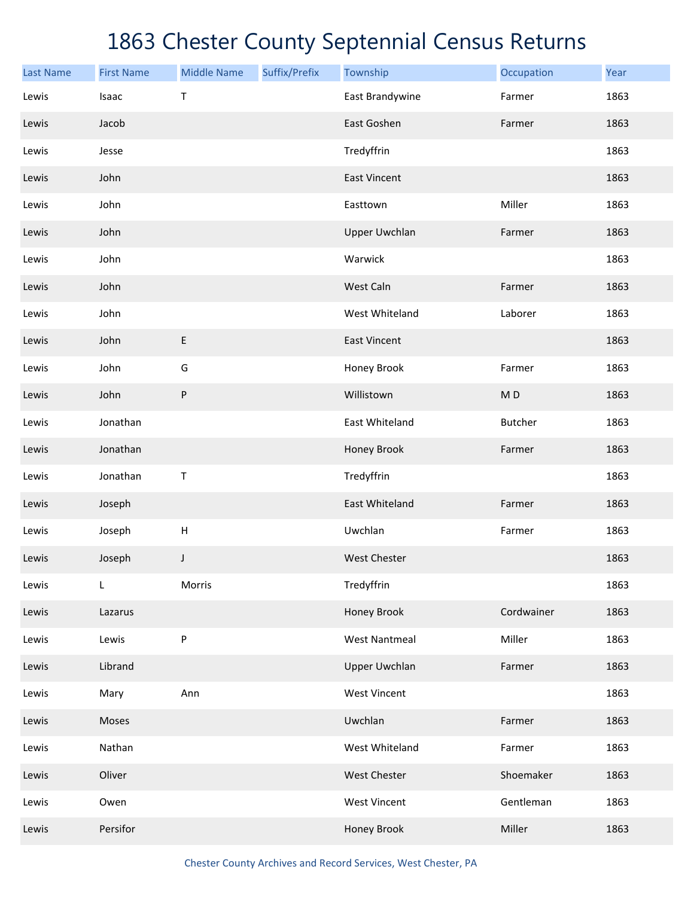# 1863 Chester County Septennial Census Returns

| Last Name | First Name | Middle Name | Suffix/Prefix | Township | Occupation | Year |
|---|---|---|---|---|---|---|
| Lewis | Isaac | T | | East Brandywine | Farmer | 1863 |
| Lewis | Jacob | | | East Goshen | Farmer | 1863 |
| Lewis | Jesse | | | Tredyffrin | | 1863 |
| Lewis | John | | | East Vincent | | 1863 |
| Lewis | John | | | Easttown | Miller | 1863 |
| Lewis | John | | | Upper Uwchlan | Farmer | 1863 |
| Lewis | John | | | Warwick | | 1863 |
| Lewis | John | | | West Caln | Farmer | 1863 |
| Lewis | John | | | West Whiteland | Laborer | 1863 |
| Lewis | John | E | | East Vincent | | 1863 |
| Lewis | John | G | | Honey Brook | Farmer | 1863 |
| Lewis | John | P | | Willistown | M D | 1863 |
| Lewis | Jonathan | | | East Whiteland | Butcher | 1863 |
| Lewis | Jonathan | | | Honey Brook | Farmer | 1863 |
| Lewis | Jonathan | T | | Tredyffrin | | 1863 |
| Lewis | Joseph | | | East Whiteland | Farmer | 1863 |
| Lewis | Joseph | H | | Uwchlan | Farmer | 1863 |
| Lewis | Joseph | J | | West Chester | | 1863 |
| Lewis | L | Morris | | Tredyffrin | | 1863 |
| Lewis | Lazarus | | | Honey Brook | Cordwainer | 1863 |
| Lewis | Lewis | P | | West Nantmeal | Miller | 1863 |
| Lewis | Librand | | | Upper Uwchlan | Farmer | 1863 |
| Lewis | Mary | Ann | | West Vincent | | 1863 |
| Lewis | Moses | | | Uwchlan | Farmer | 1863 |
| Lewis | Nathan | | | West Whiteland | Farmer | 1863 |
| Lewis | Oliver | | | West Chester | Shoemaker | 1863 |
| Lewis | Owen | | | West Vincent | Gentleman | 1863 |
| Lewis | Persifor | | | Honey Brook | Miller | 1863 |

Chester County Archives and Record Services, West Chester, PA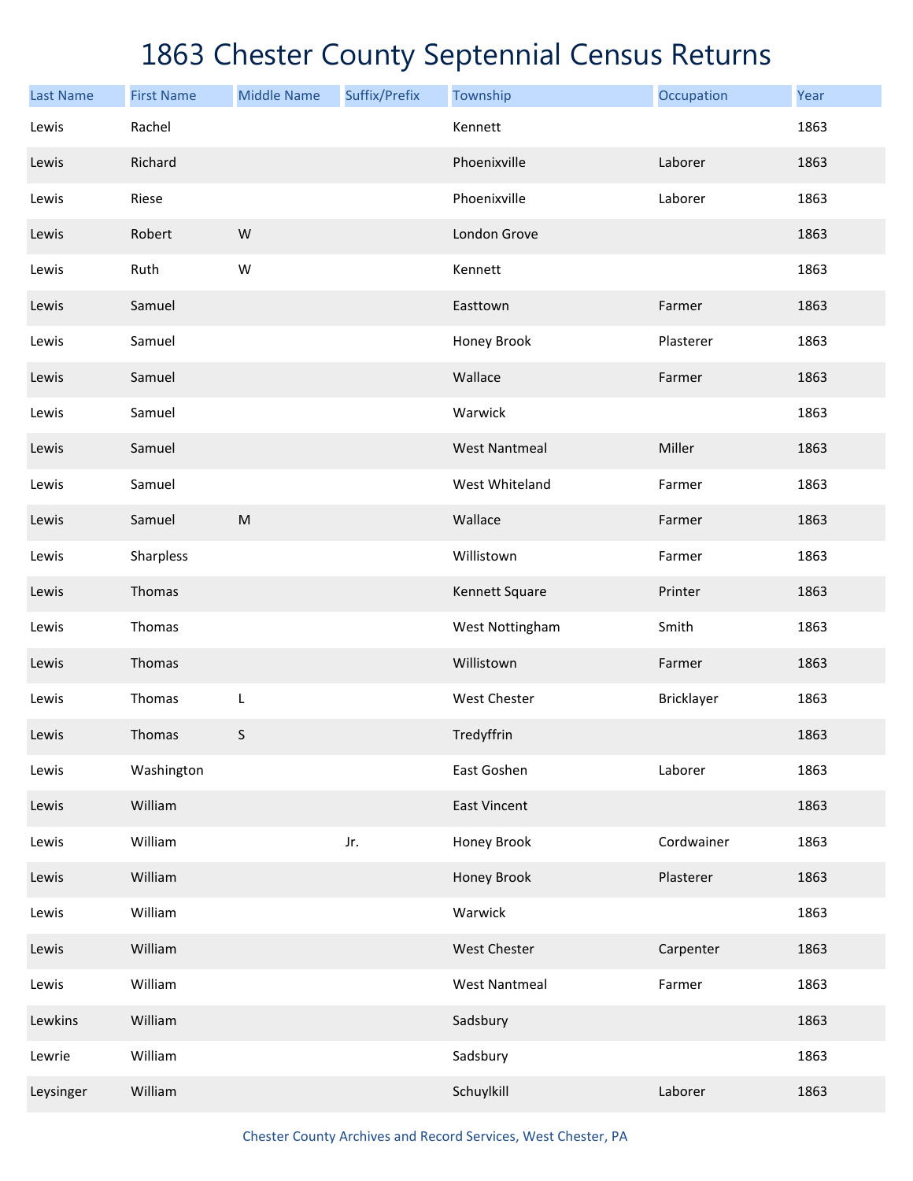# 1863 Chester County Septennial Census Returns

| Last Name | First Name | Middle Name | Suffix/Prefix | Township | Occupation | Year |
|---|---|---|---|---|---|---|
| Lewis | Rachel | | | Kennett | | 1863 |
| Lewis | Richard | | | Phoenixville | Laborer | 1863 |
| Lewis | Riese | | | Phoenixville | Laborer | 1863 |
| Lewis | Robert | W | | London Grove | | 1863 |
| Lewis | Ruth | W | | Kennett | | 1863 |
| Lewis | Samuel | | | Easttown | Farmer | 1863 |
| Lewis | Samuel | | | Honey Brook | Plasterer | 1863 |
| Lewis | Samuel | | | Wallace | Farmer | 1863 |
| Lewis | Samuel | | | Warwick | | 1863 |
| Lewis | Samuel | | | West Nantmeal | Miller | 1863 |
| Lewis | Samuel | | | West Whiteland | Farmer | 1863 |
| Lewis | Samuel | M | | Wallace | Farmer | 1863 |
| Lewis | Sharpless | | | Willistown | Farmer | 1863 |
| Lewis | Thomas | | | Kennett Square | Printer | 1863 |
| Lewis | Thomas | | | West Nottingham | Smith | 1863 |
| Lewis | Thomas | | | Willistown | Farmer | 1863 |
| Lewis | Thomas | L | | West Chester | Bricklayer | 1863 |
| Lewis | Thomas | S | | Tredyffrin | | 1863 |
| Lewis | Washington | | | East Goshen | Laborer | 1863 |
| Lewis | William | | | East Vincent | | 1863 |
| Lewis | William | | Jr. | Honey Brook | Cordwainer | 1863 |
| Lewis | William | | | Honey Brook | Plasterer | 1863 |
| Lewis | William | | | Warwick | | 1863 |
| Lewis | William | | | West Chester | Carpenter | 1863 |
| Lewis | William | | | West Nantmeal | Farmer | 1863 |
| Lewkins | William | | | Sadsbury | | 1863 |
| Lewrie | William | | | Sadsbury | | 1863 |
| Leysinger | William | | | Schuylkill | Laborer | 1863 |

Chester County Archives and Record Services, West Chester, PA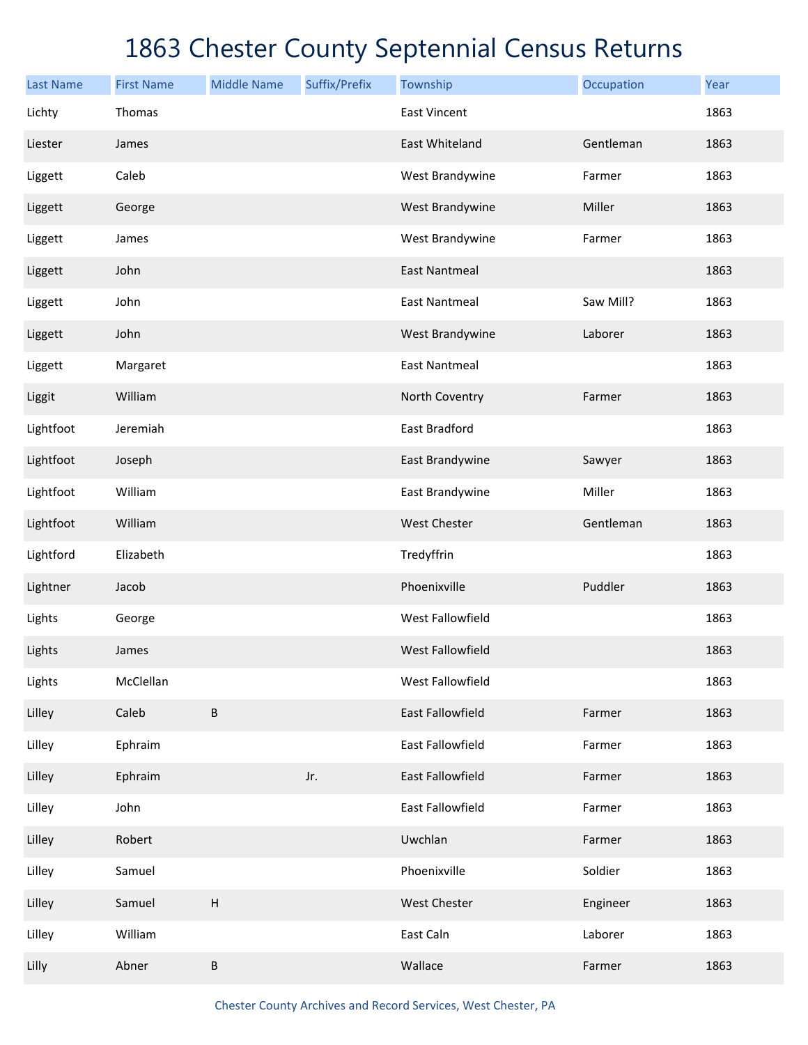# 1863 Chester County Septennial Census Returns

| Last Name | First Name | Middle Name | Suffix/Prefix | Township | Occupation | Year |
|---|---|---|---|---|---|---|
| Lichty | Thomas | | | East Vincent | | 1863 |
| Liester | James | | | East Whiteland | Gentleman | 1863 |
| Liggett | Caleb | | | West Brandywine | Farmer | 1863 |
| Liggett | George | | | West Brandywine | Miller | 1863 |
| Liggett | James | | | West Brandywine | Farmer | 1863 |
| Liggett | John | | | East Nantmeal | | 1863 |
| Liggett | John | | | East Nantmeal | Saw Mill? | 1863 |
| Liggett | John | | | West Brandywine | Laborer | 1863 |
| Liggett | Margaret | | | East Nantmeal | | 1863 |
| Liggit | William | | | North Coventry | Farmer | 1863 |
| Lightfoot | Jeremiah | | | East Bradford | | 1863 |
| Lightfoot | Joseph | | | East Brandywine | Sawyer | 1863 |
| Lightfoot | William | | | East Brandywine | Miller | 1863 |
| Lightfoot | William | | | West Chester | Gentleman | 1863 |
| Lightford | Elizabeth | | | Tredyffrin | | 1863 |
| Lightner | Jacob | | | Phoenixville | Puddler | 1863 |
| Lights | George | | | West Fallowfield | | 1863 |
| Lights | James | | | West Fallowfield | | 1863 |
| Lights | McClellan | | | West Fallowfield | | 1863 |
| Lilley | Caleb | B | | East Fallowfield | Farmer | 1863 |
| Lilley | Ephraim | | | East Fallowfield | Farmer | 1863 |
| Lilley | Ephraim | | Jr. | East Fallowfield | Farmer | 1863 |
| Lilley | John | | | East Fallowfield | Farmer | 1863 |
| Lilley | Robert | | | Uwchlan | Farmer | 1863 |
| Lilley | Samuel | | | Phoenixville | Soldier | 1863 |
| Lilley | Samuel | H | | West Chester | Engineer | 1863 |
| Lilley | William | | | East Caln | Laborer | 1863 |
| Lilly | Abner | B | | Wallace | Farmer | 1863 |

Chester County Archives and Record Services, West Chester, PA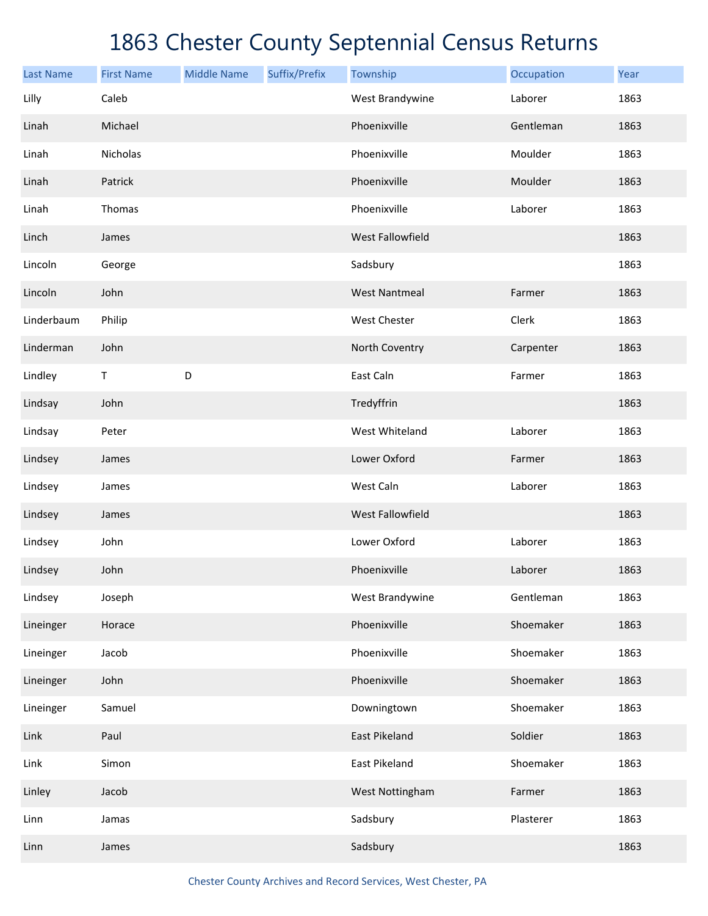# 1863 Chester County Septennial Census Returns

| Last Name | First Name | Middle Name | Suffix/Prefix | Township | Occupation | Year |
|---|---|---|---|---|---|---|
| Lilly | Caleb | | | West Brandywine | Laborer | 1863 |
| Linah | Michael | | | Phoenixville | Gentleman | 1863 |
| Linah | Nicholas | | | Phoenixville | Moulder | 1863 |
| Linah | Patrick | | | Phoenixville | Moulder | 1863 |
| Linah | Thomas | | | Phoenixville | Laborer | 1863 |
| Linch | James | | | West Fallowfield | | 1863 |
| Lincoln | George | | | Sadsbury | | 1863 |
| Lincoln | John | | | West Nantmeal | Farmer | 1863 |
| Linderbaum | Philip | | | West Chester | Clerk | 1863 |
| Linderman | John | | | North Coventry | Carpenter | 1863 |
| Lindley | T | D | | East Caln | Farmer | 1863 |
| Lindsay | John | | | Tredyffrin | | 1863 |
| Lindsay | Peter | | | West Whiteland | Laborer | 1863 |
| Lindsey | James | | | Lower Oxford | Farmer | 1863 |
| Lindsey | James | | | West Caln | Laborer | 1863 |
| Lindsey | James | | | West Fallowfield | | 1863 |
| Lindsey | John | | | Lower Oxford | Laborer | 1863 |
| Lindsey | John | | | Phoenixville | Laborer | 1863 |
| Lindsey | Joseph | | | West Brandywine | Gentleman | 1863 |
| Lineinger | Horace | | | Phoenixville | Shoemaker | 1863 |
| Lineinger | Jacob | | | Phoenixville | Shoemaker | 1863 |
| Lineinger | John | | | Phoenixville | Shoemaker | 1863 |
| Lineinger | Samuel | | | Downingtown | Shoemaker | 1863 |
| Link | Paul | | | East Pikeland | Soldier | 1863 |
| Link | Simon | | | East Pikeland | Shoemaker | 1863 |
| Linley | Jacob | | | West Nottingham | Farmer | 1863 |
| Linn | Jamas | | | Sadsbury | Plasterer | 1863 |
| Linn | James | | | Sadsbury | | 1863 |

Chester County Archives and Record Services, West Chester, PA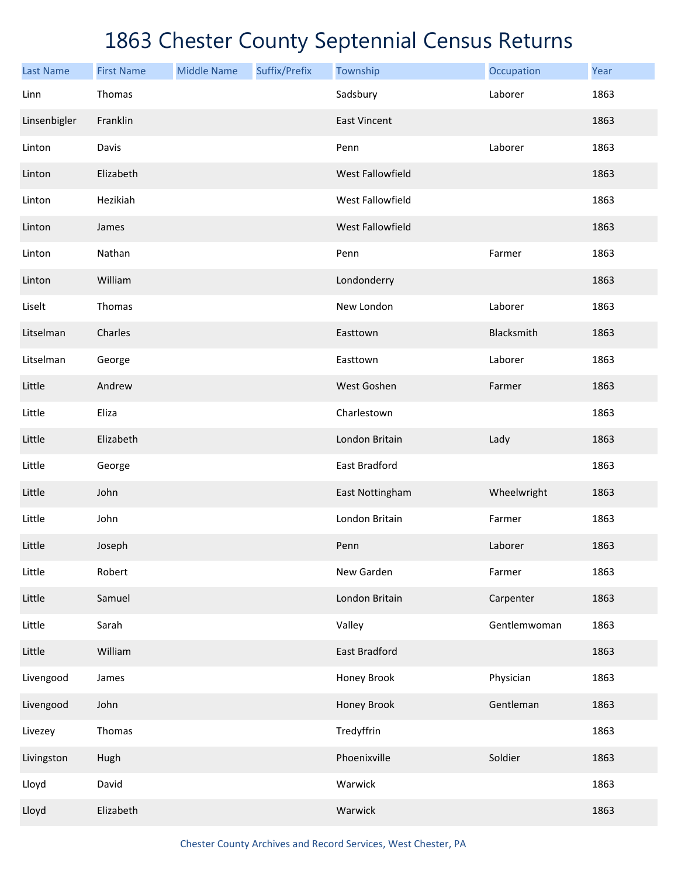# 1863 Chester County Septennial Census Returns

| Last Name | First Name | Middle Name | Suffix/Prefix | Township | Occupation | Year |
|---|---|---|---|---|---|---|
| Linn | Thomas | | | Sadsbury | Laborer | 1863 |
| Linsenbigler | Franklin | | | East Vincent | | 1863 |
| Linton | Davis | | | Penn | Laborer | 1863 |
| Linton | Elizabeth | | | West Fallowfield | | 1863 |
| Linton | Hezikiah | | | West Fallowfield | | 1863 |
| Linton | James | | | West Fallowfield | | 1863 |
| Linton | Nathan | | | Penn | Farmer | 1863 |
| Linton | William | | | Londonderry | | 1863 |
| Liselt | Thomas | | | New London | Laborer | 1863 |
| Litselman | Charles | | | Easttown | Blacksmith | 1863 |
| Litselman | George | | | Easttown | Laborer | 1863 |
| Little | Andrew | | | West Goshen | Farmer | 1863 |
| Little | Eliza | | | Charlestown | | 1863 |
| Little | Elizabeth | | | London Britain | Lady | 1863 |
| Little | George | | | East Bradford | | 1863 |
| Little | John | | | East Nottingham | Wheelwright | 1863 |
| Little | John | | | London Britain | Farmer | 1863 |
| Little | Joseph | | | Penn | Laborer | 1863 |
| Little | Robert | | | New Garden | Farmer | 1863 |
| Little | Samuel | | | London Britain | Carpenter | 1863 |
| Little | Sarah | | | Valley | Gentlemwoman | 1863 |
| Little | William | | | East Bradford | | 1863 |
| Livengood | James | | | Honey Brook | Physician | 1863 |
| Livengood | John | | | Honey Brook | Gentleman | 1863 |
| Livezey | Thomas | | | Tredyffrin | | 1863 |
| Livingston | Hugh | | | Phoenixville | Soldier | 1863 |
| Lloyd | David | | | Warwick | | 1863 |
| Lloyd | Elizabeth | | | Warwick | | 1863 |

Chester County Archives and Record Services, West Chester, PA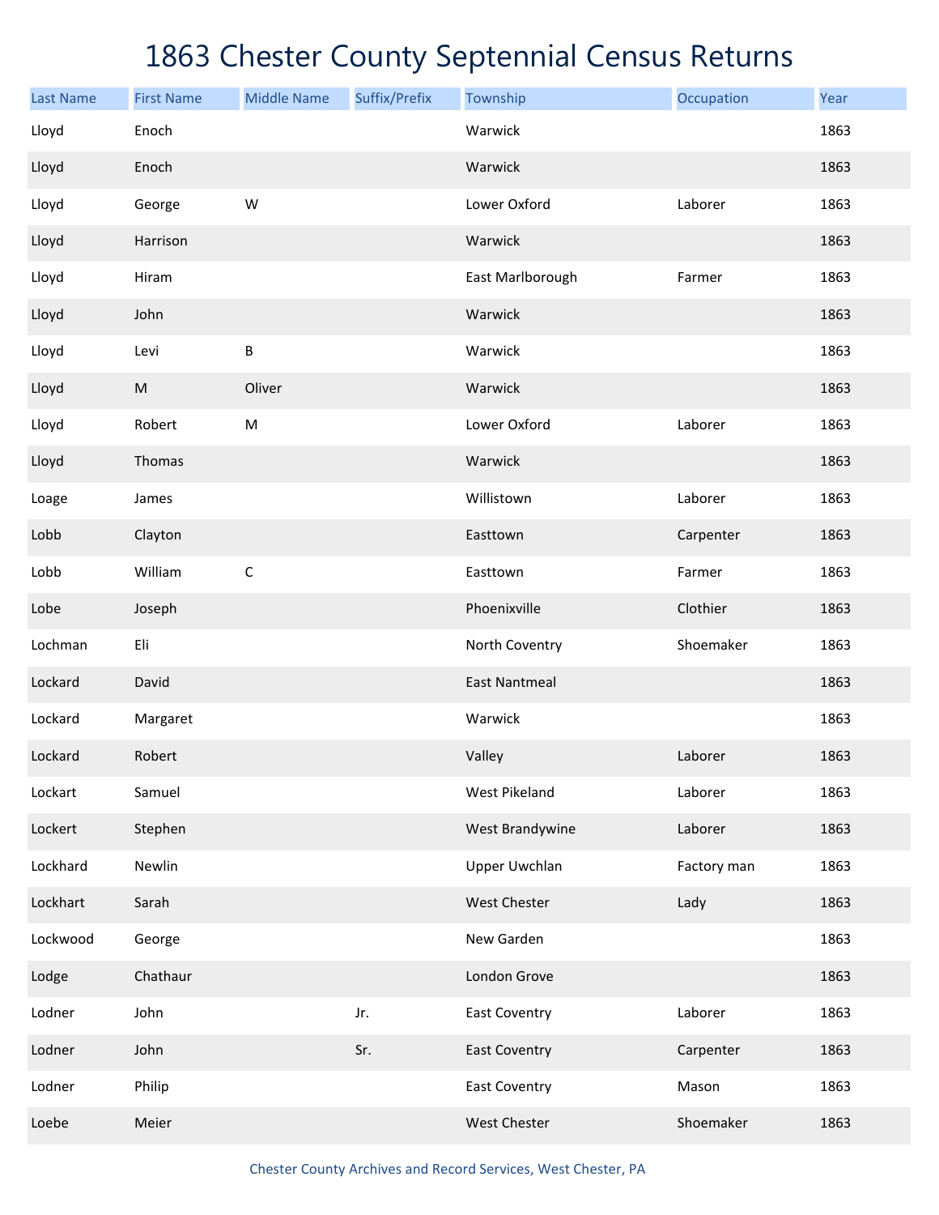# 1863 Chester County Septennial Census Returns

| Last Name | First Name | Middle Name | Suffix/Prefix | Township | Occupation | Year |
|---|---|---|---|---|---|---|
| Lloyd | Enoch | | | Warwick | | 1863 |
| Lloyd | Enoch | | | Warwick | | 1863 |
| Lloyd | George | W | | Lower Oxford | Laborer | 1863 |
| Lloyd | Harrison | | | Warwick | | 1863 |
| Lloyd | Hiram | | | East Marlborough | Farmer | 1863 |
| Lloyd | John | | | Warwick | | 1863 |
| Lloyd | Levi | B | | Warwick | | 1863 |
| Lloyd | M | Oliver | | Warwick | | 1863 |
| Lloyd | Robert | M | | Lower Oxford | Laborer | 1863 |
| Lloyd | Thomas | | | Warwick | | 1863 |
| Loage | James | | | Willistown | Laborer | 1863 |
| Lobb | Clayton | | | Easttown | Carpenter | 1863 |
| Lobb | William | C | | Easttown | Farmer | 1863 |
| Lobe | Joseph | | | Phoenixville | Clothier | 1863 |
| Lochman | Eli | | | North Coventry | Shoemaker | 1863 |
| Lockard | David | | | East Nantmeal | | 1863 |
| Lockard | Margaret | | | Warwick | | 1863 |
| Lockard | Robert | | | Valley | Laborer | 1863 |
| Lockart | Samuel | | | West Pikeland | Laborer | 1863 |
| Lockert | Stephen | | | West Brandywine | Laborer | 1863 |
| Lockhard | Newlin | | | Upper Uwchlan | Factory man | 1863 |
| Lockhart | Sarah | | | West Chester | Lady | 1863 |
| Lockwood | George | | | New Garden | | 1863 |
| Lodge | Chathaur | | | London Grove | | 1863 |
| Lodner | John | | Jr. | East Coventry | Laborer | 1863 |
| Lodner | John | | Sr. | East Coventry | Carpenter | 1863 |
| Lodner | Philip | | | East Coventry | Mason | 1863 |
| Loebe | Meier | | | West Chester | Shoemaker | 1863 |

Chester County Archives and Record Services, West Chester, PA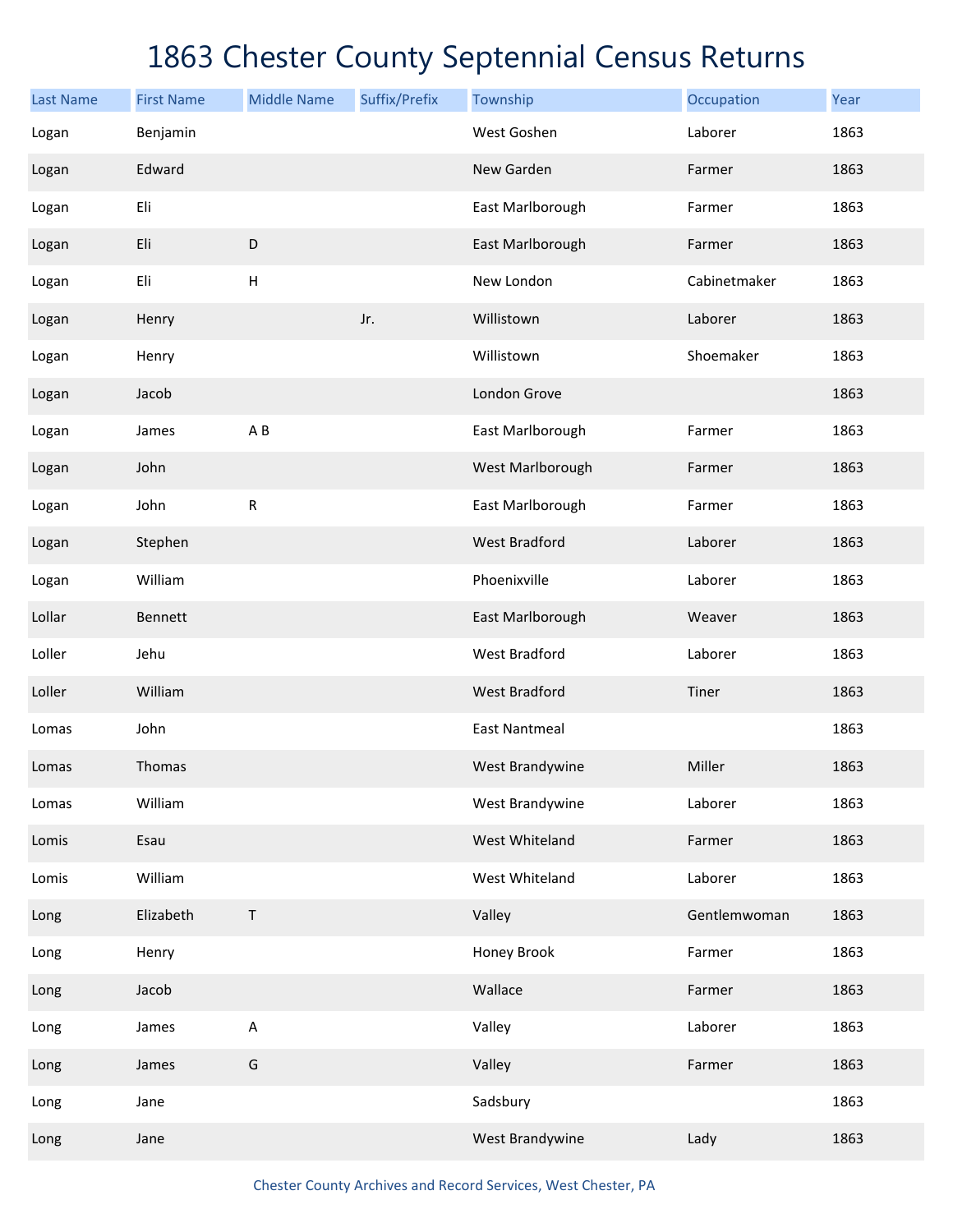# 1863 Chester County Septennial Census Returns

| Last Name | First Name | Middle Name | Suffix/Prefix | Township | Occupation | Year |
|---|---|---|---|---|---|---|
| Logan | Benjamin | | | West Goshen | Laborer | 1863 |
| Logan | Edward | | | New Garden | Farmer | 1863 |
| Logan | Eli | | | East Marlborough | Farmer | 1863 |
| Logan | Eli | D | | East Marlborough | Farmer | 1863 |
| Logan | Eli | H | | New London | Cabinetmaker | 1863 |
| Logan | Henry | | Jr. | Willistown | Laborer | 1863 |
| Logan | Henry | | | Willistown | Shoemaker | 1863 |
| Logan | Jacob | | | London Grove | | 1863 |
| Logan | James | A B | | East Marlborough | Farmer | 1863 |
| Logan | John | | | West Marlborough | Farmer | 1863 |
| Logan | John | R | | East Marlborough | Farmer | 1863 |
| Logan | Stephen | | | West Bradford | Laborer | 1863 |
| Logan | William | | | Phoenixville | Laborer | 1863 |
| Lollar | Bennett | | | East Marlborough | Weaver | 1863 |
| Loller | Jehu | | | West Bradford | Laborer | 1863 |
| Loller | William | | | West Bradford | Tiner | 1863 |
| Lomas | John | | | East Nantmeal | | 1863 |
| Lomas | Thomas | | | West Brandywine | Miller | 1863 |
| Lomas | William | | | West Brandywine | Laborer | 1863 |
| Lomis | Esau | | | West Whiteland | Farmer | 1863 |
| Lomis | William | | | West Whiteland | Laborer | 1863 |
| Long | Elizabeth | T | | Valley | Gentlemwoman | 1863 |
| Long | Henry | | | Honey Brook | Farmer | 1863 |
| Long | Jacob | | | Wallace | Farmer | 1863 |
| Long | James | A | | Valley | Laborer | 1863 |
| Long | James | G | | Valley | Farmer | 1863 |
| Long | Jane | | | Sadsbury | | 1863 |
| Long | Jane | | | West Brandywine | Lady | 1863 |

Chester County Archives and Record Services, West Chester, PA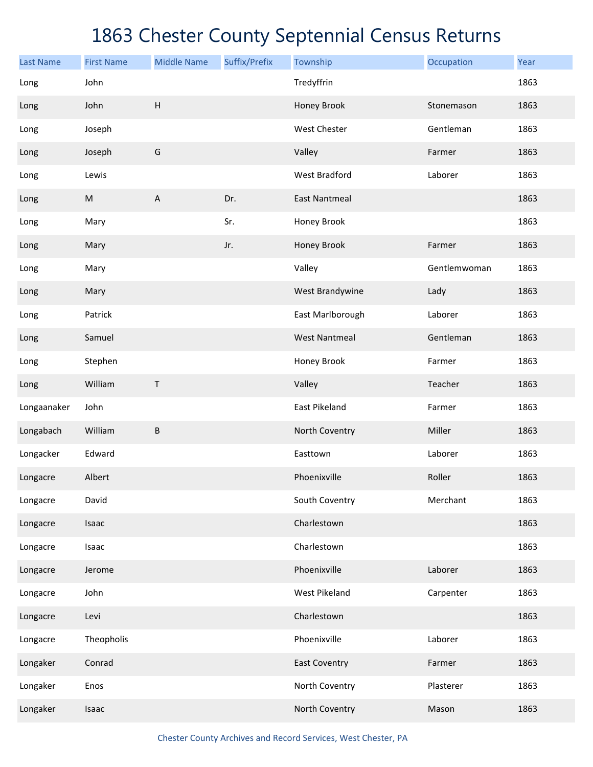# 1863 Chester County Septennial Census Returns

| Last Name | First Name | Middle Name | Suffix/Prefix | Township | Occupation | Year |
|---|---|---|---|---|---|---|
| Long | John | | | Tredyffrin | | 1863 |
| Long | John | H | | Honey Brook | Stonemason | 1863 |
| Long | Joseph | | | West Chester | Gentleman | 1863 |
| Long | Joseph | G | | Valley | Farmer | 1863 |
| Long | Lewis | | | West Bradford | Laborer | 1863 |
| Long | M | A | Dr. | East Nantmeal | | 1863 |
| Long | Mary | | Sr. | Honey Brook | | 1863 |
| Long | Mary | | Jr. | Honey Brook | Farmer | 1863 |
| Long | Mary | | | Valley | Gentlemwoman | 1863 |
| Long | Mary | | | West Brandywine | Lady | 1863 |
| Long | Patrick | | | East Marlborough | Laborer | 1863 |
| Long | Samuel | | | West Nantmeal | Gentleman | 1863 |
| Long | Stephen | | | Honey Brook | Farmer | 1863 |
| Long | William | T | | Valley | Teacher | 1863 |
| Longaanaker | John | | | East Pikeland | Farmer | 1863 |
| Longabach | William | B | | North Coventry | Miller | 1863 |
| Longacker | Edward | | | Easttown | Laborer | 1863 |
| Longacre | Albert | | | Phoenixville | Roller | 1863 |
| Longacre | David | | | South Coventry | Merchant | 1863 |
| Longacre | Isaac | | | Charlestown | | 1863 |
| Longacre | Isaac | | | Charlestown | | 1863 |
| Longacre | Jerome | | | Phoenixville | Laborer | 1863 |
| Longacre | John | | | West Pikeland | Carpenter | 1863 |
| Longacre | Levi | | | Charlestown | | 1863 |
| Longacre | Theopholis | | | Phoenixville | Laborer | 1863 |
| Longaker | Conrad | | | East Coventry | Farmer | 1863 |
| Longaker | Enos | | | North Coventry | Plasterer | 1863 |
| Longaker | Isaac | | | North Coventry | Mason | 1863 |

Chester County Archives and Record Services, West Chester, PA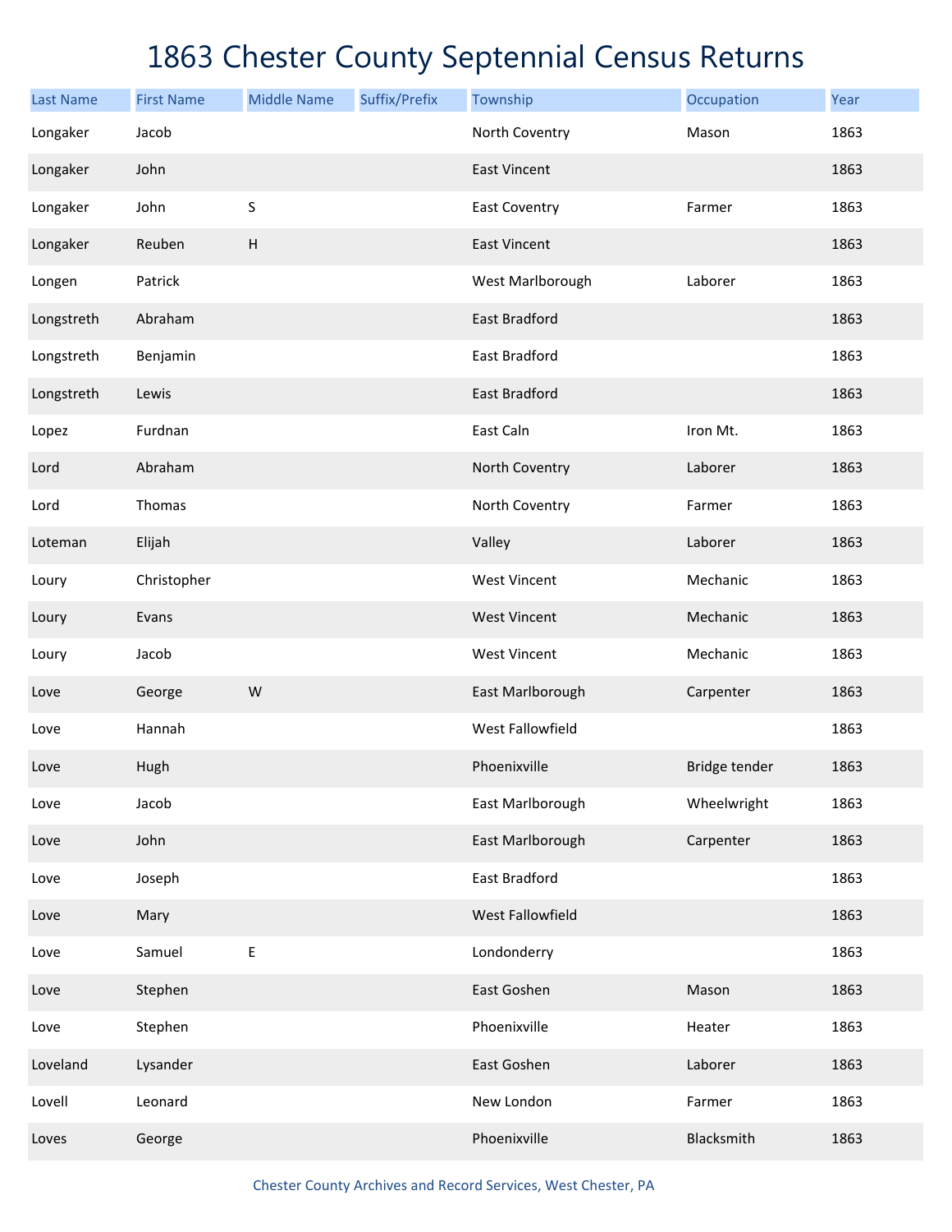# 1863 Chester County Septennial Census Returns

| Last Name | First Name | Middle Name | Suffix/Prefix | Township | Occupation | Year |
|---|---|---|---|---|---|---|
| Longaker | Jacob | | | North Coventry | Mason | 1863 |
| Longaker | John | | | East Vincent | | 1863 |
| Longaker | John | S | | East Coventry | Farmer | 1863 |
| Longaker | Reuben | H | | East Vincent | | 1863 |
| Longen | Patrick | | | West Marlborough | Laborer | 1863 |
| Longstreth | Abraham | | | East Bradford | | 1863 |
| Longstreth | Benjamin | | | East Bradford | | 1863 |
| Longstreth | Lewis | | | East Bradford | | 1863 |
| Lopez | Furdnan | | | East Caln | Iron Mt. | 1863 |
| Lord | Abraham | | | North Coventry | Laborer | 1863 |
| Lord | Thomas | | | North Coventry | Farmer | 1863 |
| Loteman | Elijah | | | Valley | Laborer | 1863 |
| Loury | Christopher | | | West Vincent | Mechanic | 1863 |
| Loury | Evans | | | West Vincent | Mechanic | 1863 |
| Loury | Jacob | | | West Vincent | Mechanic | 1863 |
| Love | George | W | | East Marlborough | Carpenter | 1863 |
| Love | Hannah | | | West Fallowfield | | 1863 |
| Love | Hugh | | | Phoenixville | Bridge tender | 1863 |
| Love | Jacob | | | East Marlborough | Wheelwright | 1863 |
| Love | John | | | East Marlborough | Carpenter | 1863 |
| Love | Joseph | | | East Bradford | | 1863 |
| Love | Mary | | | West Fallowfield | | 1863 |
| Love | Samuel | E | | Londonderry | | 1863 |
| Love | Stephen | | | East Goshen | Mason | 1863 |
| Love | Stephen | | | Phoenixville | Heater | 1863 |
| Loveland | Lysander | | | East Goshen | Laborer | 1863 |
| Lovell | Leonard | | | New London | Farmer | 1863 |
| Loves | George | | | Phoenixville | Blacksmith | 1863 |

Chester County Archives and Record Services, West Chester, PA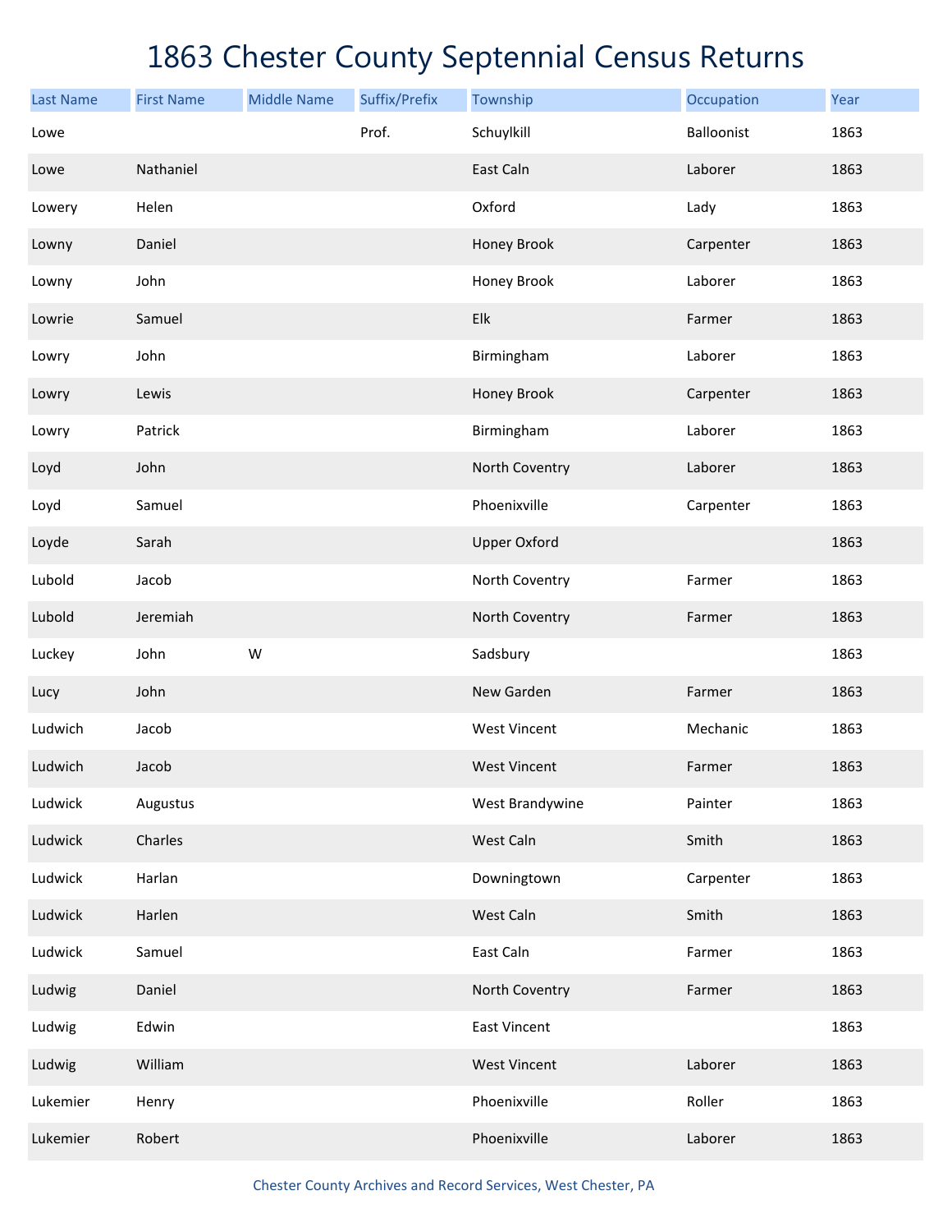# 1863 Chester County Septennial Census Returns

| Last Name | First Name | Middle Name | Suffix/Prefix | Township | Occupation | Year |
|---|---|---|---|---|---|---|
| Lowe | | | Prof. | Schuylkill | Balloonist | 1863 |
| Lowe | Nathaniel | | | East Caln | Laborer | 1863 |
| Lowery | Helen | | | Oxford | Lady | 1863 |
| Lowny | Daniel | | | Honey Brook | Carpenter | 1863 |
| Lowny | John | | | Honey Brook | Laborer | 1863 |
| Lowrie | Samuel | | | Elk | Farmer | 1863 |
| Lowry | John | | | Birmingham | Laborer | 1863 |
| Lowry | Lewis | | | Honey Brook | Carpenter | 1863 |
| Lowry | Patrick | | | Birmingham | Laborer | 1863 |
| Loyd | John | | | North Coventry | Laborer | 1863 |
| Loyd | Samuel | | | Phoenixville | Carpenter | 1863 |
| Loyde | Sarah | | | Upper Oxford | | 1863 |
| Lubold | Jacob | | | North Coventry | Farmer | 1863 |
| Lubold | Jeremiah | | | North Coventry | Farmer | 1863 |
| Luckey | John | W | | Sadsbury | | 1863 |
| Lucy | John | | | New Garden | Farmer | 1863 |
| Ludwich | Jacob | | | West Vincent | Mechanic | 1863 |
| Ludwich | Jacob | | | West Vincent | Farmer | 1863 |
| Ludwick | Augustus | | | West Brandywine | Painter | 1863 |
| Ludwick | Charles | | | West Caln | Smith | 1863 |
| Ludwick | Harlan | | | Downingtown | Carpenter | 1863 |
| Ludwick | Harlen | | | West Caln | Smith | 1863 |
| Ludwick | Samuel | | | East Caln | Farmer | 1863 |
| Ludwig | Daniel | | | North Coventry | Farmer | 1863 |
| Ludwig | Edwin | | | East Vincent | | 1863 |
| Ludwig | William | | | West Vincent | Laborer | 1863 |
| Lukemier | Henry | | | Phoenixville | Roller | 1863 |
| Lukemier | Robert | | | Phoenixville | Laborer | 1863 |

Chester County Archives and Record Services, West Chester, PA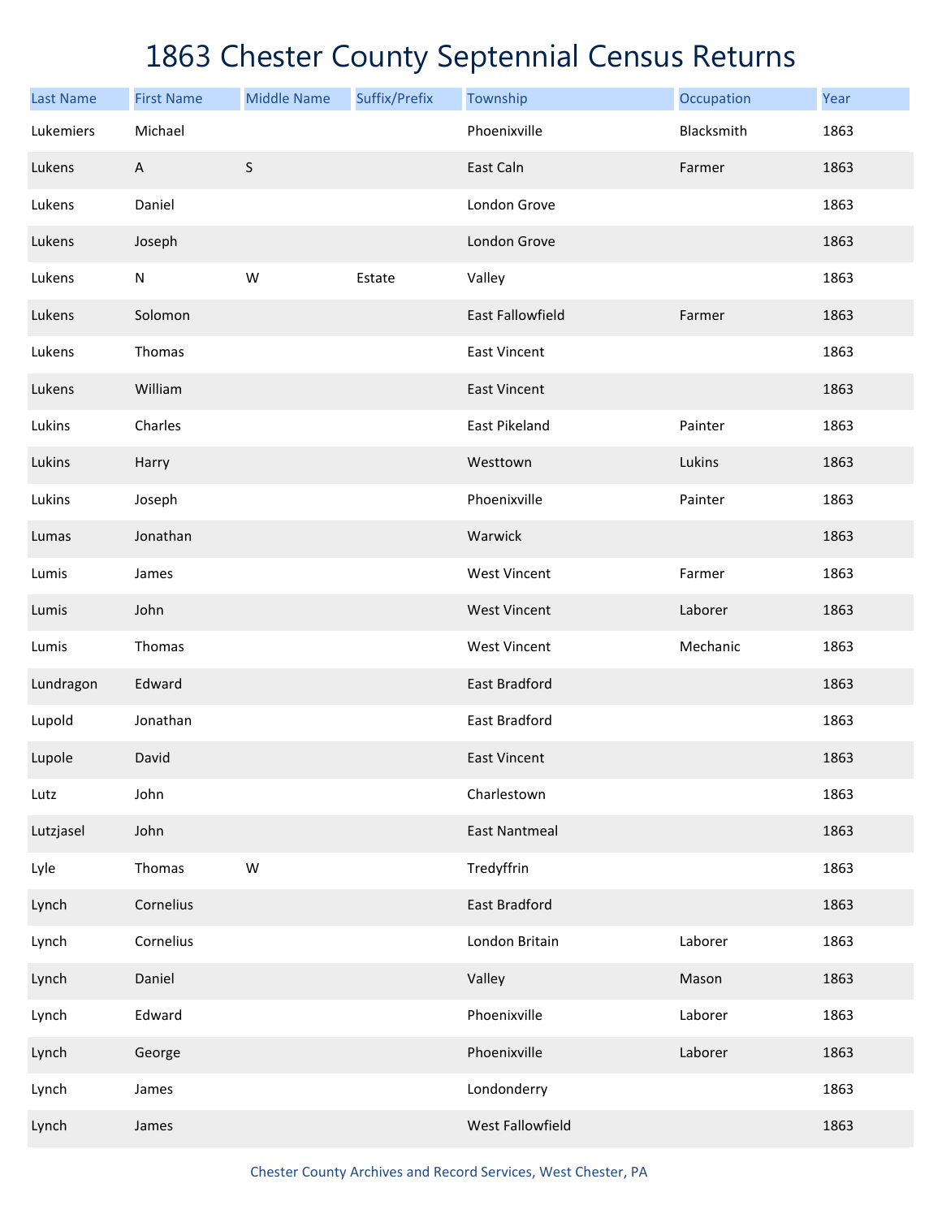# 1863 Chester County Septennial Census Returns

| Last Name | First Name | Middle Name | Suffix/Prefix | Township | Occupation | Year |
|---|---|---|---|---|---|---|
| Lukemiers | Michael | | | Phoenixville | Blacksmith | 1863 |
| Lukens | A | S | | East Caln | Farmer | 1863 |
| Lukens | Daniel | | | London Grove | | 1863 |
| Lukens | Joseph | | | London Grove | | 1863 |
| Lukens | N | W | Estate | Valley | | 1863 |
| Lukens | Solomon | | | East Fallowfield | Farmer | 1863 |
| Lukens | Thomas | | | East Vincent | | 1863 |
| Lukens | William | | | East Vincent | | 1863 |
| Lukins | Charles | | | East Pikeland | Painter | 1863 |
| Lukins | Harry | | | Westtown | Lukins | 1863 |
| Lukins | Joseph | | | Phoenixville | Painter | 1863 |
| Lumas | Jonathan | | | Warwick | | 1863 |
| Lumis | James | | | West Vincent | Farmer | 1863 |
| Lumis | John | | | West Vincent | Laborer | 1863 |
| Lumis | Thomas | | | West Vincent | Mechanic | 1863 |
| Lundragon | Edward | | | East Bradford | | 1863 |
| Lupold | Jonathan | | | East Bradford | | 1863 |
| Lupole | David | | | East Vincent | | 1863 |
| Lutz | John | | | Charlestown | | 1863 |
| Lutzjasel | John | | | East Nantmeal | | 1863 |
| Lyle | Thomas | W | | Tredyffrin | | 1863 |
| Lynch | Cornelius | | | East Bradford | | 1863 |
| Lynch | Cornelius | | | London Britain | Laborer | 1863 |
| Lynch | Daniel | | | Valley | Mason | 1863 |
| Lynch | Edward | | | Phoenixville | Laborer | 1863 |
| Lynch | George | | | Phoenixville | Laborer | 1863 |
| Lynch | James | | | Londonderry | | 1863 |
| Lynch | James | | | West Fallowfield | | 1863 |

Chester County Archives and Record Services, West Chester, PA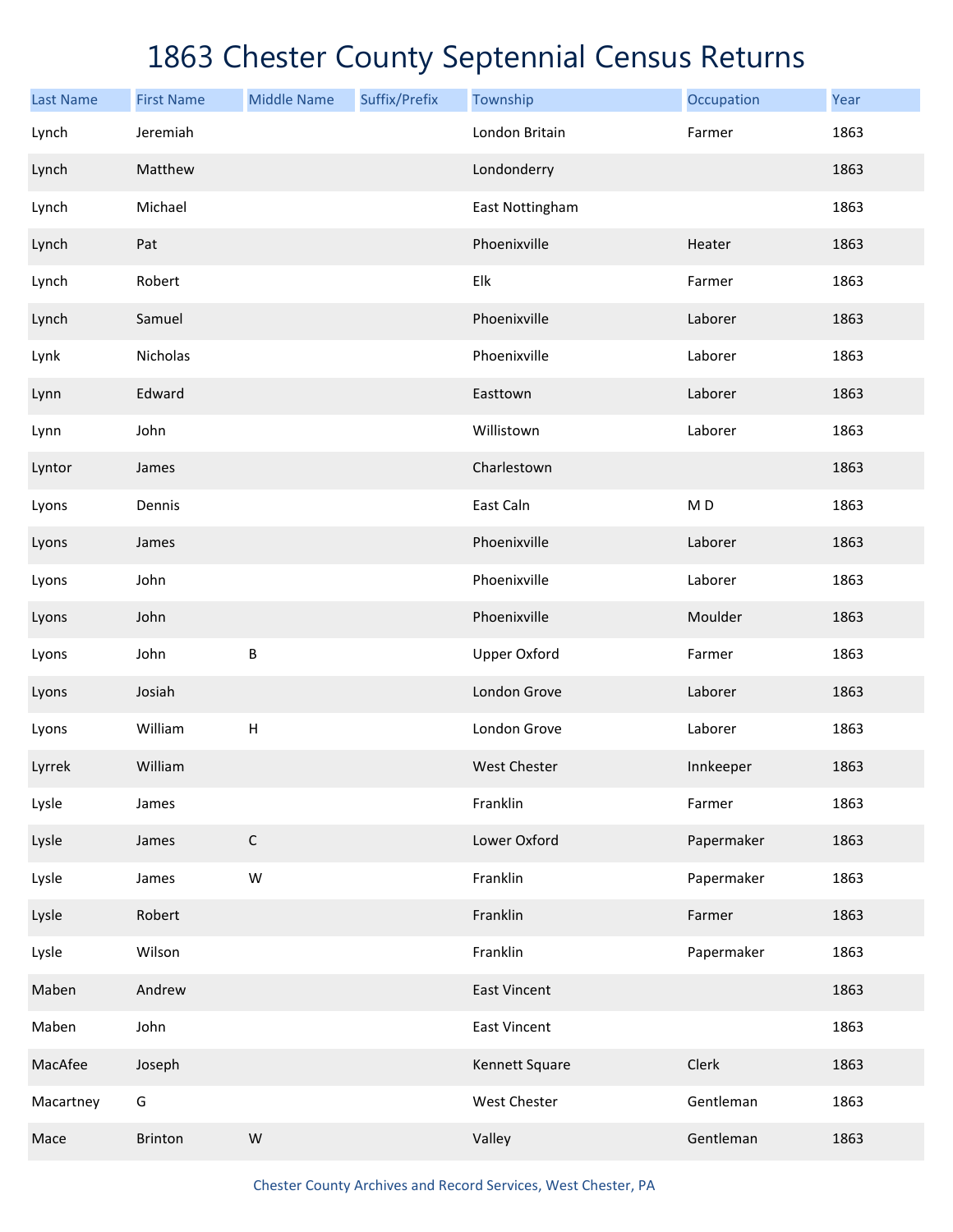# 1863 Chester County Septennial Census Returns

| Last Name | First Name | Middle Name | Suffix/Prefix | Township | Occupation | Year |
|---|---|---|---|---|---|---|
| Lynch | Jeremiah | | | London Britain | Farmer | 1863 |
| Lynch | Matthew | | | Londonderry | | 1863 |
| Lynch | Michael | | | East Nottingham | | 1863 |
| Lynch | Pat | | | Phoenixville | Heater | 1863 |
| Lynch | Robert | | | Elk | Farmer | 1863 |
| Lynch | Samuel | | | Phoenixville | Laborer | 1863 |
| Lynk | Nicholas | | | Phoenixville | Laborer | 1863 |
| Lynn | Edward | | | Easttown | Laborer | 1863 |
| Lynn | John | | | Willistown | Laborer | 1863 |
| Lyntor | James | | | Charlestown | | 1863 |
| Lyons | Dennis | | | East Caln | M D | 1863 |
| Lyons | James | | | Phoenixville | Laborer | 1863 |
| Lyons | John | | | Phoenixville | Laborer | 1863 |
| Lyons | John | | | Phoenixville | Moulder | 1863 |
| Lyons | John | B | | Upper Oxford | Farmer | 1863 |
| Lyons | Josiah | | | London Grove | Laborer | 1863 |
| Lyons | William | H | | London Grove | Laborer | 1863 |
| Lyrrek | William | | | West Chester | Innkeeper | 1863 |
| Lysle | James | | | Franklin | Farmer | 1863 |
| Lysle | James | C | | Lower Oxford | Papermaker | 1863 |
| Lysle | James | W | | Franklin | Papermaker | 1863 |
| Lysle | Robert | | | Franklin | Farmer | 1863 |
| Lysle | Wilson | | | Franklin | Papermaker | 1863 |
| Maben | Andrew | | | East Vincent | | 1863 |
| Maben | John | | | East Vincent | | 1863 |
| MacAfee | Joseph | | | Kennett Square | Clerk | 1863 |
| Macartney | G | | | West Chester | Gentleman | 1863 |
| Mace | Brinton | W | | Valley | Gentleman | 1863 |

Chester County Archives and Record Services, West Chester, PA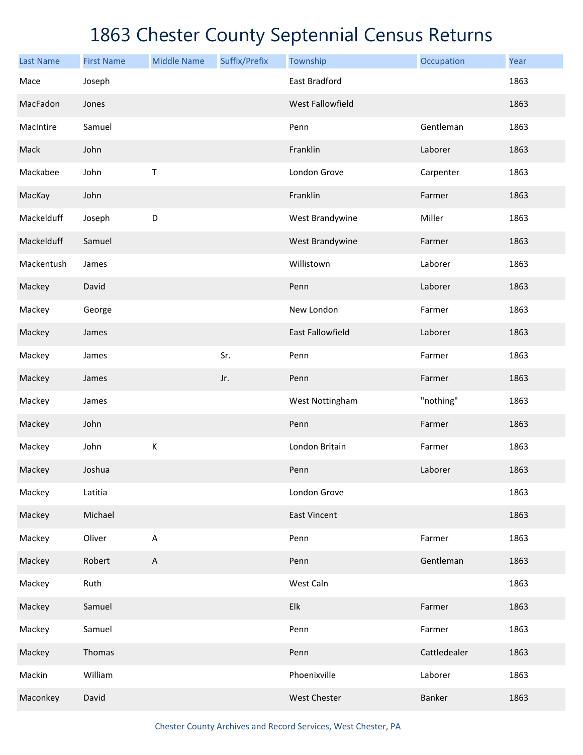# 1863 Chester County Septennial Census Returns

| Last Name | First Name | Middle Name | Suffix/Prefix | Township | Occupation | Year |
|---|---|---|---|---|---|---|
| Mace | Joseph | | | East Bradford | | 1863 |
| MacFadon | Jones | | | West Fallowfield | | 1863 |
| MacIntire | Samuel | | | Penn | Gentleman | 1863 |
| Mack | John | | | Franklin | Laborer | 1863 |
| Mackabee | John | T | | London Grove | Carpenter | 1863 |
| MacKay | John | | | Franklin | Farmer | 1863 |
| Mackelduff | Joseph | D | | West Brandywine | Miller | 1863 |
| Mackelduff | Samuel | | | West Brandywine | Farmer | 1863 |
| Mackentush | James | | | Willistown | Laborer | 1863 |
| Mackey | David | | | Penn | Laborer | 1863 |
| Mackey | George | | | New London | Farmer | 1863 |
| Mackey | James | | | East Fallowfield | Laborer | 1863 |
| Mackey | James | | Sr. | Penn | Farmer | 1863 |
| Mackey | James | | Jr. | Penn | Farmer | 1863 |
| Mackey | James | | | West Nottingham | "nothing" | 1863 |
| Mackey | John | | | Penn | Farmer | 1863 |
| Mackey | John | K | | London Britain | Farmer | 1863 |
| Mackey | Joshua | | | Penn | Laborer | 1863 |
| Mackey | Latitia | | | London Grove | | 1863 |
| Mackey | Michael | | | East Vincent | | 1863 |
| Mackey | Oliver | A | | Penn | Farmer | 1863 |
| Mackey | Robert | A | | Penn | Gentleman | 1863 |
| Mackey | Ruth | | | West Caln | | 1863 |
| Mackey | Samuel | | | Elk | Farmer | 1863 |
| Mackey | Samuel | | | Penn | Farmer | 1863 |
| Mackey | Thomas | | | Penn | Cattledealer | 1863 |
| Mackin | William | | | Phoenixville | Laborer | 1863 |
| Maconkey | David | | | West Chester | Banker | 1863 |

Chester County Archives and Record Services, West Chester, PA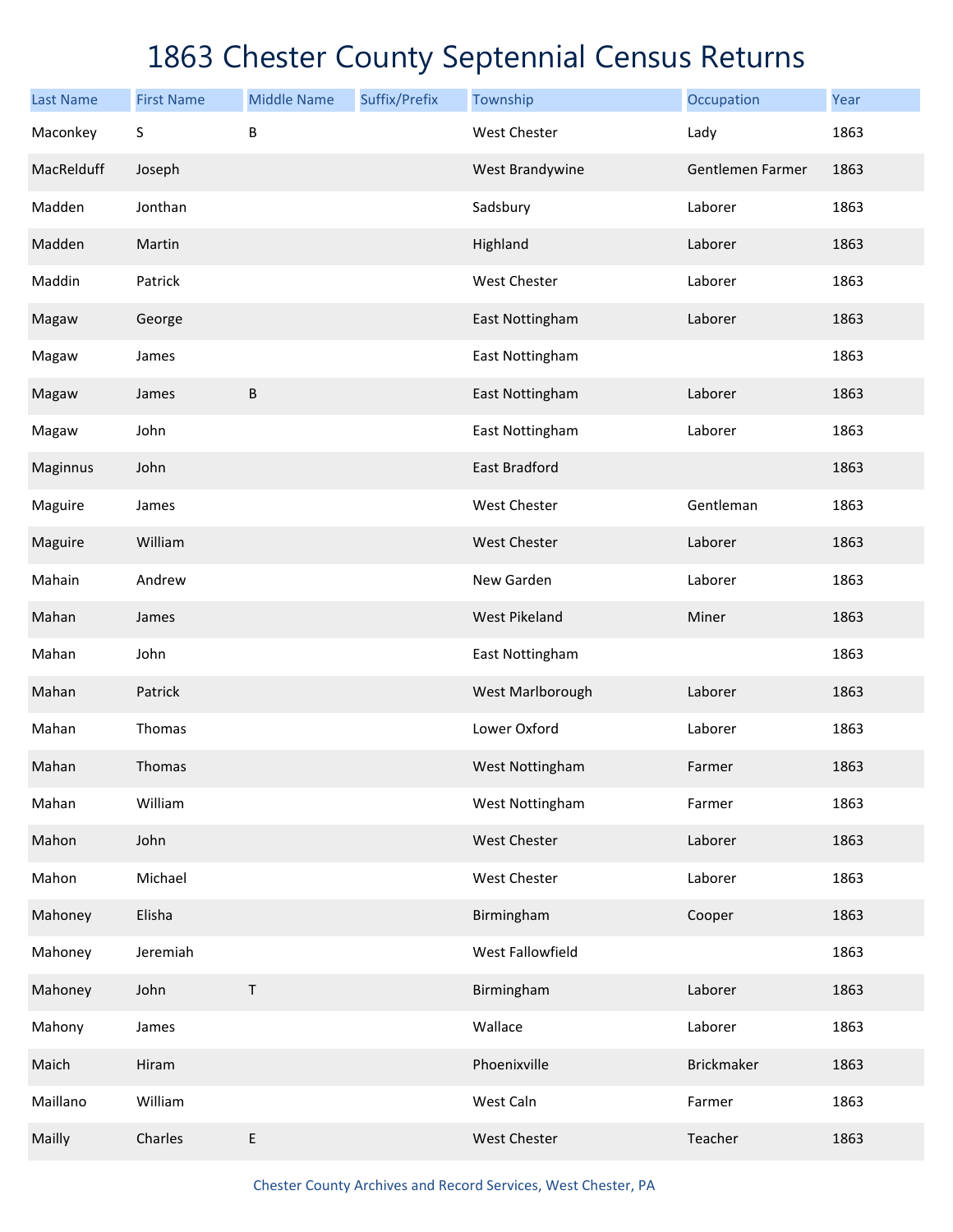# 1863 Chester County Septennial Census Returns

| Last Name | First Name | Middle Name | Suffix/Prefix | Township | Occupation | Year |
|---|---|---|---|---|---|---|
| Maconkey | S | B | | West Chester | Lady | 1863 |
| MacRelduff | Joseph | | | West Brandywine | Gentlemen Farmer | 1863 |
| Madden | Jonthan | | | Sadsbury | Laborer | 1863 |
| Madden | Martin | | | Highland | Laborer | 1863 |
| Maddin | Patrick | | | West Chester | Laborer | 1863 |
| Magaw | George | | | East Nottingham | Laborer | 1863 |
| Magaw | James | | | East Nottingham | | 1863 |
| Magaw | James | B | | East Nottingham | Laborer | 1863 |
| Magaw | John | | | East Nottingham | Laborer | 1863 |
| Maginnus | John | | | East Bradford | | 1863 |
| Maguire | James | | | West Chester | Gentleman | 1863 |
| Maguire | William | | | West Chester | Laborer | 1863 |
| Mahain | Andrew | | | New Garden | Laborer | 1863 |
| Mahan | James | | | West Pikeland | Miner | 1863 |
| Mahan | John | | | East Nottingham | | 1863 |
| Mahan | Patrick | | | West Marlborough | Laborer | 1863 |
| Mahan | Thomas | | | Lower Oxford | Laborer | 1863 |
| Mahan | Thomas | | | West Nottingham | Farmer | 1863 |
| Mahan | William | | | West Nottingham | Farmer | 1863 |
| Mahon | John | | | West Chester | Laborer | 1863 |
| Mahon | Michael | | | West Chester | Laborer | 1863 |
| Mahoney | Elisha | | | Birmingham | Cooper | 1863 |
| Mahoney | Jeremiah | | | West Fallowfield | | 1863 |
| Mahoney | John | T | | Birmingham | Laborer | 1863 |
| Mahony | James | | | Wallace | Laborer | 1863 |
| Maich | Hiram | | | Phoenixville | Brickmaker | 1863 |
| Maillano | William | | | West Caln | Farmer | 1863 |
| Mailly | Charles | E | | West Chester | Teacher | 1863 |

Chester County Archives and Record Services, West Chester, PA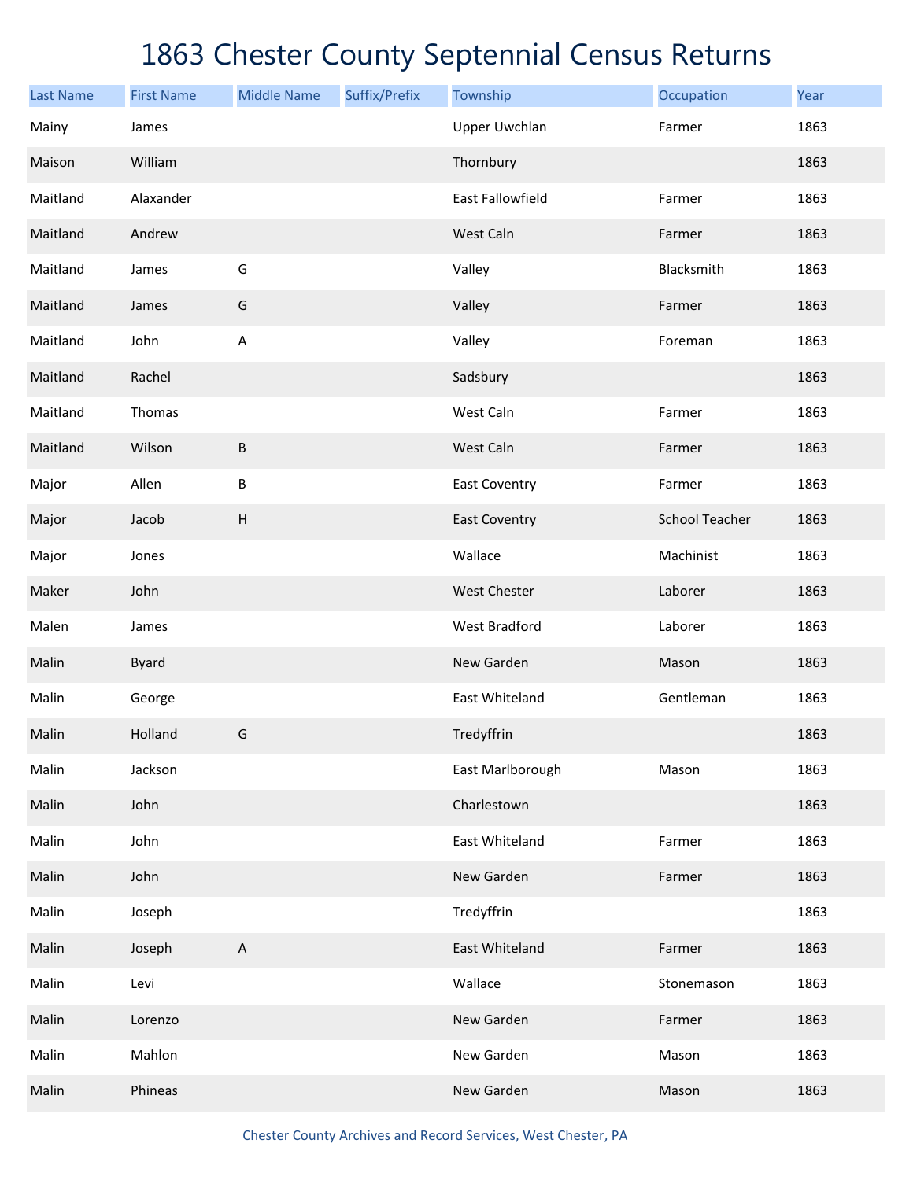# 1863 Chester County Septennial Census Returns

| Last Name | First Name | Middle Name | Suffix/Prefix | Township | Occupation | Year |
|---|---|---|---|---|---|---|
| Mainy | James | | | Upper Uwchlan | Farmer | 1863 |
| Maison | William | | | Thornbury | | 1863 |
| Maitland | Alaxander | | | East Fallowfield | Farmer | 1863 |
| Maitland | Andrew | | | West Caln | Farmer | 1863 |
| Maitland | James | G | | Valley | Blacksmith | 1863 |
| Maitland | James | G | | Valley | Farmer | 1863 |
| Maitland | John | A | | Valley | Foreman | 1863 |
| Maitland | Rachel | | | Sadsbury | | 1863 |
| Maitland | Thomas | | | West Caln | Farmer | 1863 |
| Maitland | Wilson | B | | West Caln | Farmer | 1863 |
| Major | Allen | B | | East Coventry | Farmer | 1863 |
| Major | Jacob | H | | East Coventry | School Teacher | 1863 |
| Major | Jones | | | Wallace | Machinist | 1863 |
| Maker | John | | | West Chester | Laborer | 1863 |
| Malen | James | | | West Bradford | Laborer | 1863 |
| Malin | Byard | | | New Garden | Mason | 1863 |
| Malin | George | | | East Whiteland | Gentleman | 1863 |
| Malin | Holland | G | | Tredyffrin | | 1863 |
| Malin | Jackson | | | East Marlborough | Mason | 1863 |
| Malin | John | | | Charlestown | | 1863 |
| Malin | John | | | East Whiteland | Farmer | 1863 |
| Malin | John | | | New Garden | Farmer | 1863 |
| Malin | Joseph | | | Tredyffrin | | 1863 |
| Malin | Joseph | A | | East Whiteland | Farmer | 1863 |
| Malin | Levi | | | Wallace | Stonemason | 1863 |
| Malin | Lorenzo | | | New Garden | Farmer | 1863 |
| Malin | Mahlon | | | New Garden | Mason | 1863 |
| Malin | Phineas | | | New Garden | Mason | 1863 |

Chester County Archives and Record Services, West Chester, PA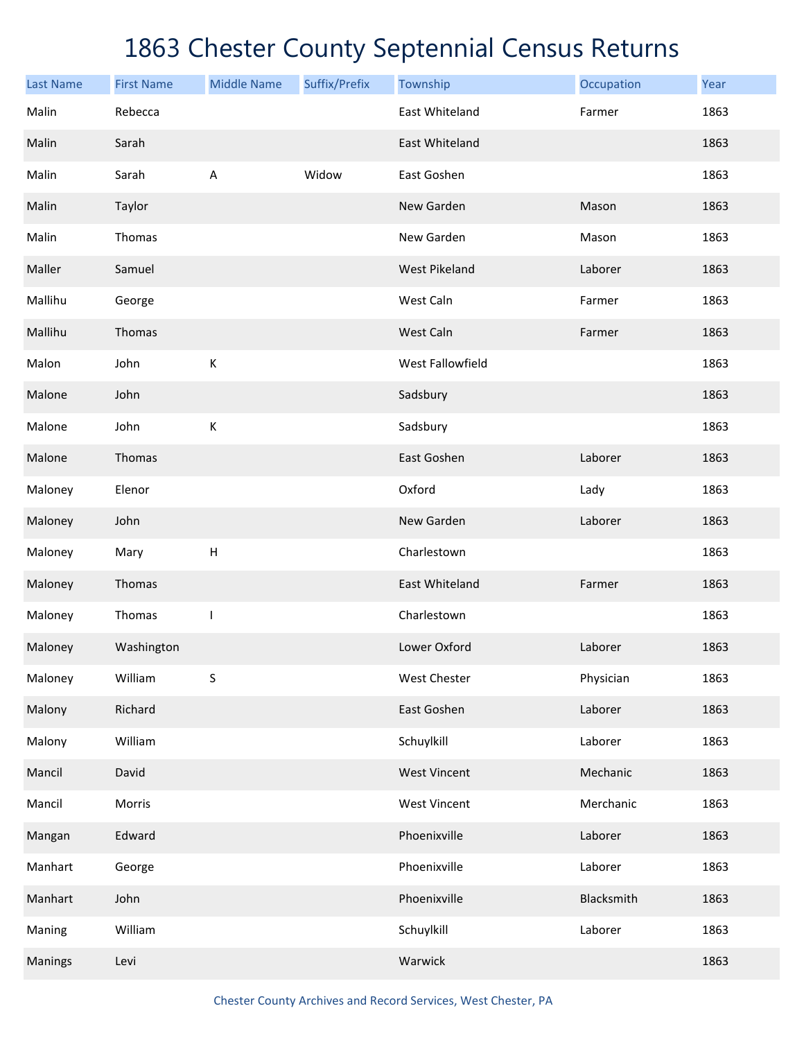# 1863 Chester County Septennial Census Returns

| Last Name | First Name | Middle Name | Suffix/Prefix | Township | Occupation | Year |
|---|---|---|---|---|---|---|
| Malin | Rebecca | | | East Whiteland | Farmer | 1863 |
| Malin | Sarah | | | East Whiteland | | 1863 |
| Malin | Sarah | A | Widow | East Goshen | | 1863 |
| Malin | Taylor | | | New Garden | Mason | 1863 |
| Malin | Thomas | | | New Garden | Mason | 1863 |
| Maller | Samuel | | | West Pikeland | Laborer | 1863 |
| Mallihu | George | | | West Caln | Farmer | 1863 |
| Mallihu | Thomas | | | West Caln | Farmer | 1863 |
| Malon | John | K | | West Fallowfield | | 1863 |
| Malone | John | | | Sadsbury | | 1863 |
| Malone | John | K | | Sadsbury | | 1863 |
| Malone | Thomas | | | East Goshen | Laborer | 1863 |
| Maloney | Elenor | | | Oxford | Lady | 1863 |
| Maloney | John | | | New Garden | Laborer | 1863 |
| Maloney | Mary | H | | Charlestown | | 1863 |
| Maloney | Thomas | | | East Whiteland | Farmer | 1863 |
| Maloney | Thomas | I | | Charlestown | | 1863 |
| Maloney | Washington | | | Lower Oxford | Laborer | 1863 |
| Maloney | William | S | | West Chester | Physician | 1863 |
| Malony | Richard | | | East Goshen | Laborer | 1863 |
| Malony | William | | | Schuylkill | Laborer | 1863 |
| Mancil | David | | | West Vincent | Mechanic | 1863 |
| Mancil | Morris | | | West Vincent | Merchanic | 1863 |
| Mangan | Edward | | | Phoenixville | Laborer | 1863 |
| Manhart | George | | | Phoenixville | Laborer | 1863 |
| Manhart | John | | | Phoenixville | Blacksmith | 1863 |
| Maning | William | | | Schuylkill | Laborer | 1863 |
| Manings | Levi | | | Warwick | | 1863 |

Chester County Archives and Record Services, West Chester, PA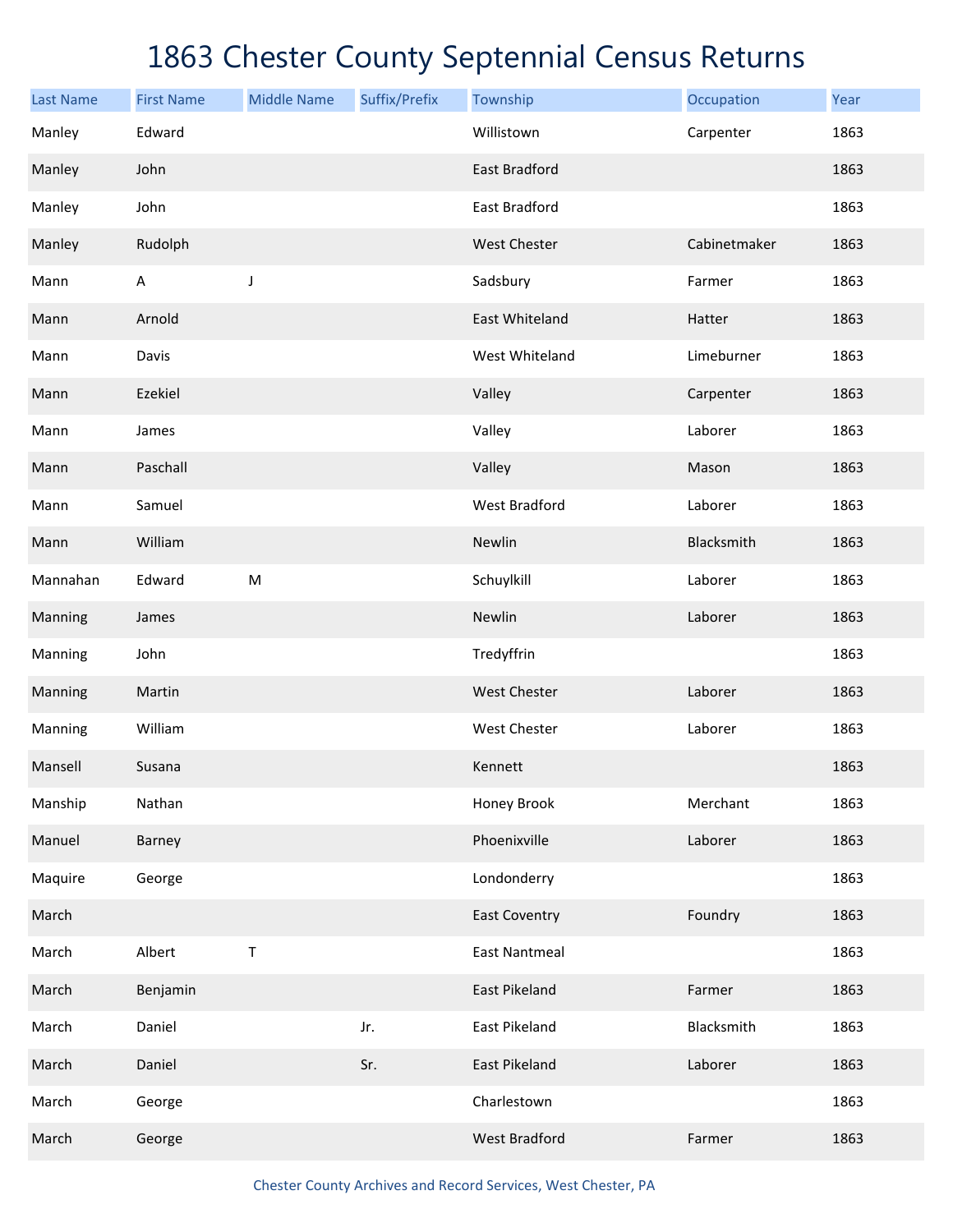# 1863 Chester County Septennial Census Returns

| Last Name | First Name | Middle Name | Suffix/Prefix | Township | Occupation | Year |
|---|---|---|---|---|---|---|
| Manley | Edward | | | Willistown | Carpenter | 1863 |
| Manley | John | | | East Bradford | | 1863 |
| Manley | John | | | East Bradford | | 1863 |
| Manley | Rudolph | | | West Chester | Cabinetmaker | 1863 |
| Mann | A | J | | Sadsbury | Farmer | 1863 |
| Mann | Arnold | | | East Whiteland | Hatter | 1863 |
| Mann | Davis | | | West Whiteland | Limeburner | 1863 |
| Mann | Ezekiel | | | Valley | Carpenter | 1863 |
| Mann | James | | | Valley | Laborer | 1863 |
| Mann | Paschall | | | Valley | Mason | 1863 |
| Mann | Samuel | | | West Bradford | Laborer | 1863 |
| Mann | William | | | Newlin | Blacksmith | 1863 |
| Mannahan | Edward | M | | Schuylkill | Laborer | 1863 |
| Manning | James | | | Newlin | Laborer | 1863 |
| Manning | John | | | Tredyffrin | | 1863 |
| Manning | Martin | | | West Chester | Laborer | 1863 |
| Manning | William | | | West Chester | Laborer | 1863 |
| Mansell | Susana | | | Kennett | | 1863 |
| Manship | Nathan | | | Honey Brook | Merchant | 1863 |
| Manuel | Barney | | | Phoenixville | Laborer | 1863 |
| Maquire | George | | | Londonderry | | 1863 |
| March | | | | East Coventry | Foundry | 1863 |
| March | Albert | T | | East Nantmeal | | 1863 |
| March | Benjamin | | | East Pikeland | Farmer | 1863 |
| March | Daniel | | Jr. | East Pikeland | Blacksmith | 1863 |
| March | Daniel | | Sr. | East Pikeland | Laborer | 1863 |
| March | George | | | Charlestown | | 1863 |
| March | George | | | West Bradford | Farmer | 1863 |

Chester County Archives and Record Services, West Chester, PA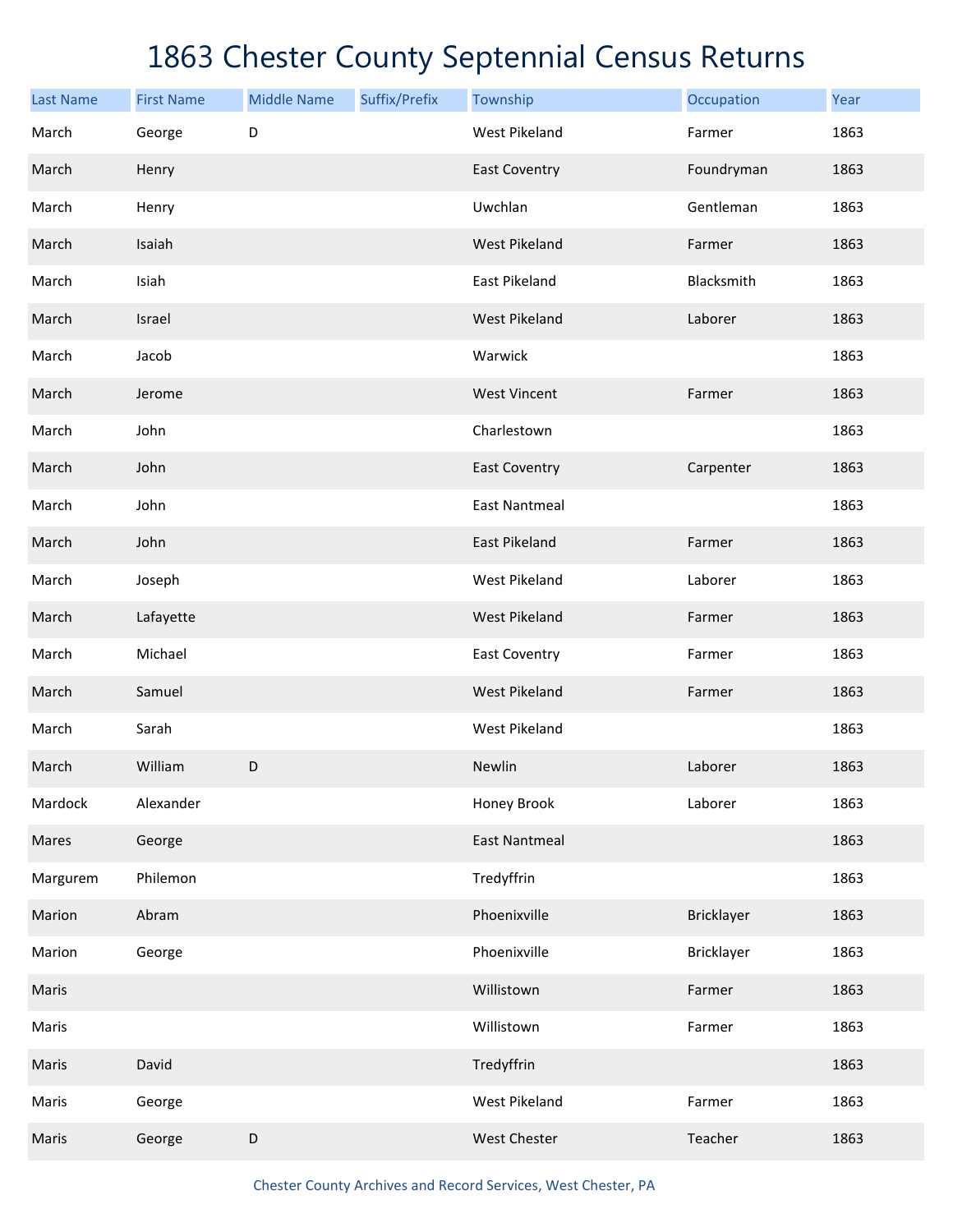# 1863 Chester County Septennial Census Returns

| Last Name | First Name | Middle Name | Suffix/Prefix | Township | Occupation | Year |
|---|---|---|---|---|---|---|
| March | George | D | | West Pikeland | Farmer | 1863 |
| March | Henry | | | East Coventry | Foundryman | 1863 |
| March | Henry | | | Uwchlan | Gentleman | 1863 |
| March | Isaiah | | | West Pikeland | Farmer | 1863 |
| March | Isiah | | | East Pikeland | Blacksmith | 1863 |
| March | Israel | | | West Pikeland | Laborer | 1863 |
| March | Jacob | | | Warwick | | 1863 |
| March | Jerome | | | West Vincent | Farmer | 1863 |
| March | John | | | Charlestown | | 1863 |
| March | John | | | East Coventry | Carpenter | 1863 |
| March | John | | | East Nantmeal | | 1863 |
| March | John | | | East Pikeland | Farmer | 1863 |
| March | Joseph | | | West Pikeland | Laborer | 1863 |
| March | Lafayette | | | West Pikeland | Farmer | 1863 |
| March | Michael | | | East Coventry | Farmer | 1863 |
| March | Samuel | | | West Pikeland | Farmer | 1863 |
| March | Sarah | | | West Pikeland | | 1863 |
| March | William | D | | Newlin | Laborer | 1863 |
| Mardock | Alexander | | | Honey Brook | Laborer | 1863 |
| Mares | George | | | East Nantmeal | | 1863 |
| Margurem | Philemon | | | Tredyffrin | | 1863 |
| Marion | Abram | | | Phoenixville | Bricklayer | 1863 |
| Marion | George | | | Phoenixville | Bricklayer | 1863 |
| Maris | | | | Willistown | Farmer | 1863 |
| Maris | | | | Willistown | Farmer | 1863 |
| Maris | David | | | Tredyffrin | | 1863 |
| Maris | George | | | West Pikeland | Farmer | 1863 |
| Maris | George | D | | West Chester | Teacher | 1863 |

Chester County Archives and Record Services, West Chester, PA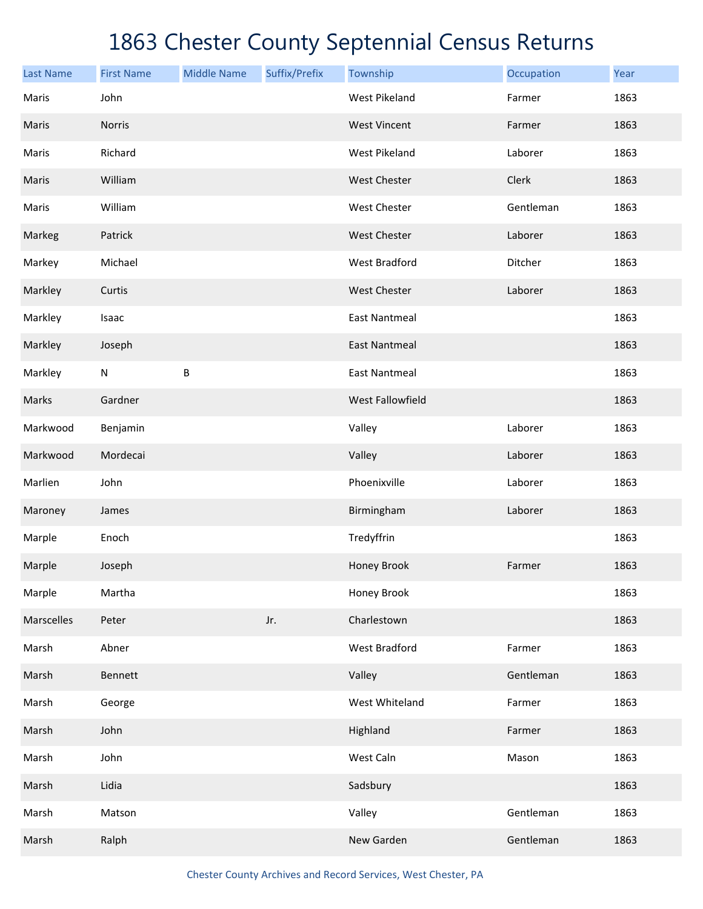# 1863 Chester County Septennial Census Returns

| Last Name | First Name | Middle Name | Suffix/Prefix | Township | Occupation | Year |
|---|---|---|---|---|---|---|
| Maris | John | | | West Pikeland | Farmer | 1863 |
| Maris | Norris | | | West Vincent | Farmer | 1863 |
| Maris | Richard | | | West Pikeland | Laborer | 1863 |
| Maris | William | | | West Chester | Clerk | 1863 |
| Maris | William | | | West Chester | Gentleman | 1863 |
| Markeg | Patrick | | | West Chester | Laborer | 1863 |
| Markey | Michael | | | West Bradford | Ditcher | 1863 |
| Markley | Curtis | | | West Chester | Laborer | 1863 |
| Markley | Isaac | | | East Nantmeal | | 1863 |
| Markley | Joseph | | | East Nantmeal | | 1863 |
| Markley | N | B | | East Nantmeal | | 1863 |
| Marks | Gardner | | | West Fallowfield | | 1863 |
| Markwood | Benjamin | | | Valley | Laborer | 1863 |
| Markwood | Mordecai | | | Valley | Laborer | 1863 |
| Marlien | John | | | Phoenixville | Laborer | 1863 |
| Maroney | James | | | Birmingham | Laborer | 1863 |
| Marple | Enoch | | | Tredyffrin | | 1863 |
| Marple | Joseph | | | Honey Brook | Farmer | 1863 |
| Marple | Martha | | | Honey Brook | | 1863 |
| Marscelles | Peter | | Jr. | Charlestown | | 1863 |
| Marsh | Abner | | | West Bradford | Farmer | 1863 |
| Marsh | Bennett | | | Valley | Gentleman | 1863 |
| Marsh | George | | | West Whiteland | Farmer | 1863 |
| Marsh | John | | | Highland | Farmer | 1863 |
| Marsh | John | | | West Caln | Mason | 1863 |
| Marsh | Lidia | | | Sadsbury | | 1863 |
| Marsh | Matson | | | Valley | Gentleman | 1863 |
| Marsh | Ralph | | | New Garden | Gentleman | 1863 |

Chester County Archives and Record Services, West Chester, PA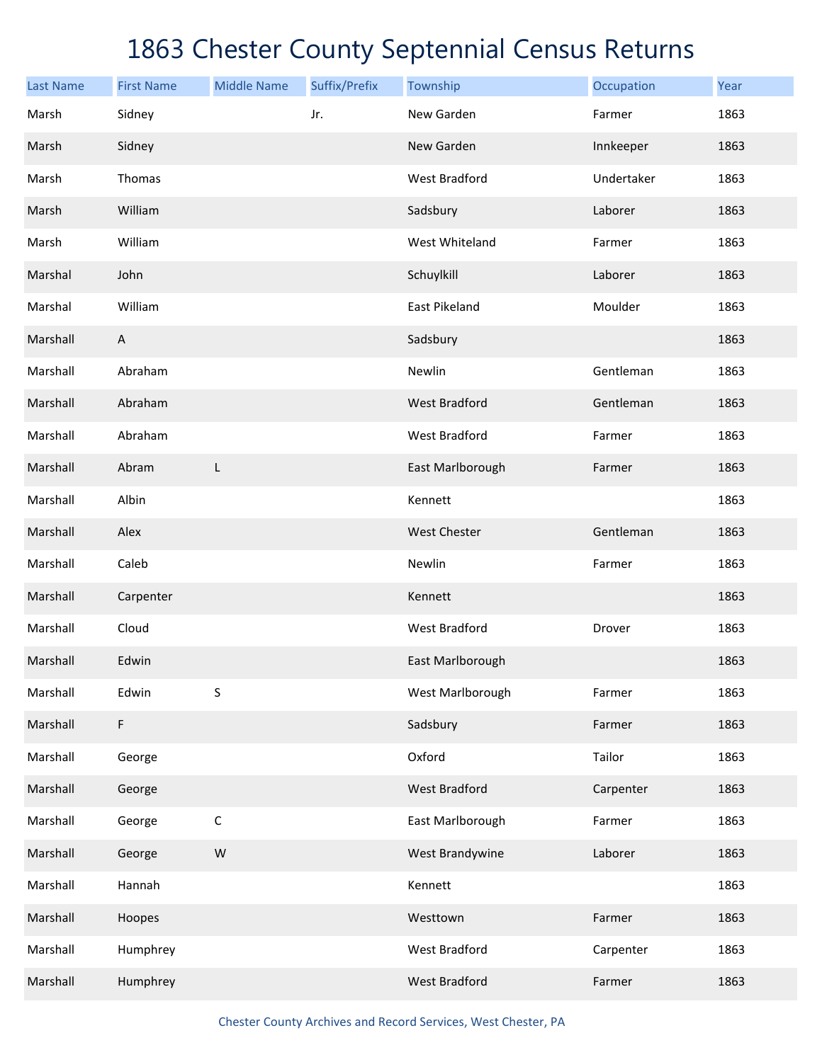# 1863 Chester County Septennial Census Returns

| Last Name | First Name | Middle Name | Suffix/Prefix | Township | Occupation | Year |
|---|---|---|---|---|---|---|
| Marsh | Sidney | | Jr. | New Garden | Farmer | 1863 |
| Marsh | Sidney | | | New Garden | Innkeeper | 1863 |
| Marsh | Thomas | | | West Bradford | Undertaker | 1863 |
| Marsh | William | | | Sadsbury | Laborer | 1863 |
| Marsh | William | | | West Whiteland | Farmer | 1863 |
| Marshal | John | | | Schuylkill | Laborer | 1863 |
| Marshal | William | | | East Pikeland | Moulder | 1863 |
| Marshall | A | | | Sadsbury | | 1863 |
| Marshall | Abraham | | | Newlin | Gentleman | 1863 |
| Marshall | Abraham | | | West Bradford | Gentleman | 1863 |
| Marshall | Abraham | | | West Bradford | Farmer | 1863 |
| Marshall | Abram | L | | East Marlborough | Farmer | 1863 |
| Marshall | Albin | | | Kennett | | 1863 |
| Marshall | Alex | | | West Chester | Gentleman | 1863 |
| Marshall | Caleb | | | Newlin | Farmer | 1863 |
| Marshall | Carpenter | | | Kennett | | 1863 |
| Marshall | Cloud | | | West Bradford | Drover | 1863 |
| Marshall | Edwin | | | East Marlborough | | 1863 |
| Marshall | Edwin | S | | West Marlborough | Farmer | 1863 |
| Marshall | F | | | Sadsbury | Farmer | 1863 |
| Marshall | George | | | Oxford | Tailor | 1863 |
| Marshall | George | | | West Bradford | Carpenter | 1863 |
| Marshall | George | C | | East Marlborough | Farmer | 1863 |
| Marshall | George | W | | West Brandywine | Laborer | 1863 |
| Marshall | Hannah | | | Kennett | | 1863 |
| Marshall | Hoopes | | | Westtown | Farmer | 1863 |
| Marshall | Humphrey | | | West Bradford | Carpenter | 1863 |
| Marshall | Humphrey | | | West Bradford | Farmer | 1863 |

Chester County Archives and Record Services, West Chester, PA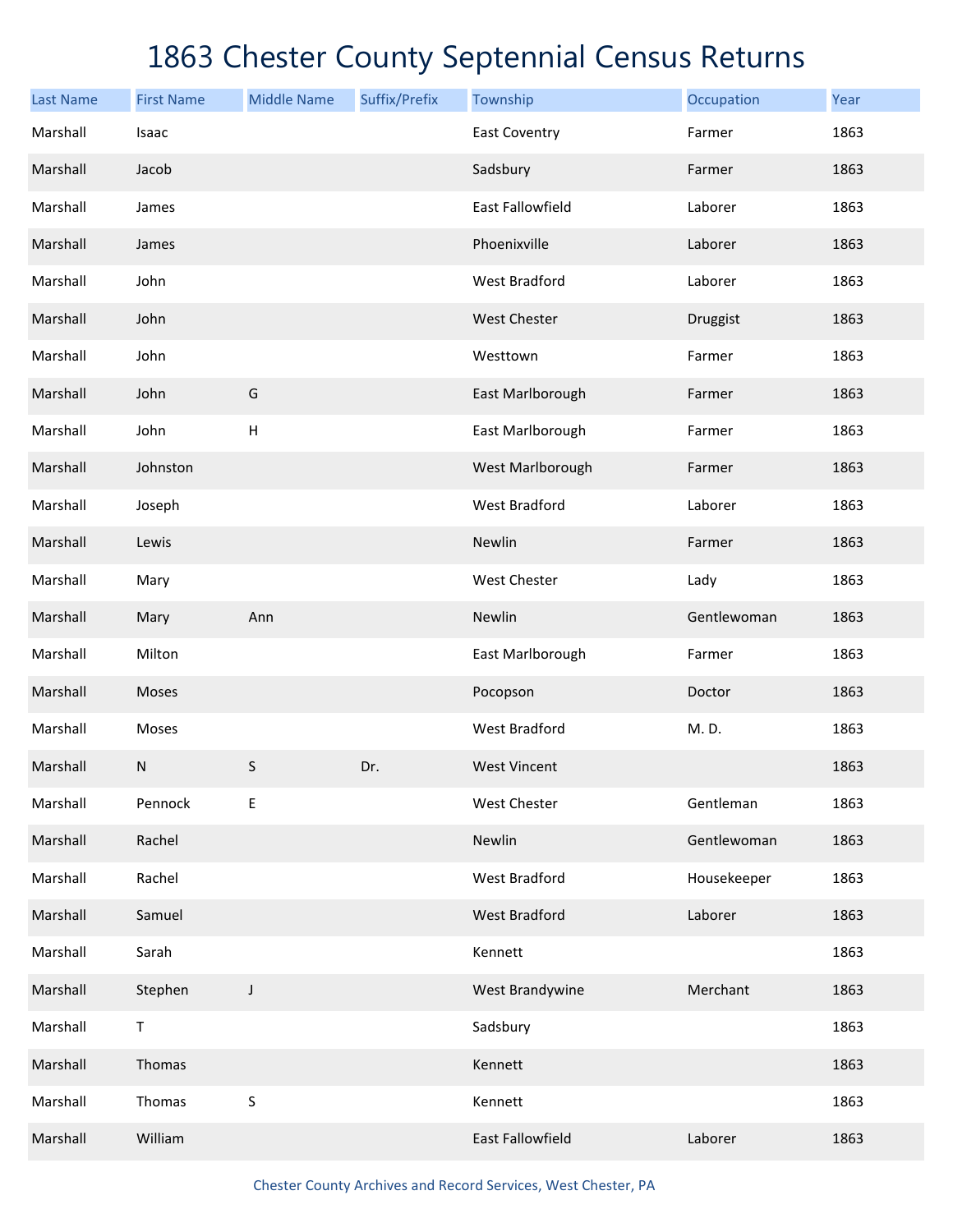# 1863 Chester County Septennial Census Returns

| Last Name | First Name | Middle Name | Suffix/Prefix | Township | Occupation | Year |
|---|---|---|---|---|---|---|
| Marshall | Isaac | | | East Coventry | Farmer | 1863 |
| Marshall | Jacob | | | Sadsbury | Farmer | 1863 |
| Marshall | James | | | East Fallowfield | Laborer | 1863 |
| Marshall | James | | | Phoenixville | Laborer | 1863 |
| Marshall | John | | | West Bradford | Laborer | 1863 |
| Marshall | John | | | West Chester | Druggist | 1863 |
| Marshall | John | | | Westtown | Farmer | 1863 |
| Marshall | John | G | | East Marlborough | Farmer | 1863 |
| Marshall | John | H | | East Marlborough | Farmer | 1863 |
| Marshall | Johnston | | | West Marlborough | Farmer | 1863 |
| Marshall | Joseph | | | West Bradford | Laborer | 1863 |
| Marshall | Lewis | | | Newlin | Farmer | 1863 |
| Marshall | Mary | | | West Chester | Lady | 1863 |
| Marshall | Mary | Ann | | Newlin | Gentlewoman | 1863 |
| Marshall | Milton | | | East Marlborough | Farmer | 1863 |
| Marshall | Moses | | | Pocopson | Doctor | 1863 |
| Marshall | Moses | | | West Bradford | M. D. | 1863 |
| Marshall | N | S | Dr. | West Vincent | | 1863 |
| Marshall | Pennock | E | | West Chester | Gentleman | 1863 |
| Marshall | Rachel | | | Newlin | Gentlewoman | 1863 |
| Marshall | Rachel | | | West Bradford | Housekeeper | 1863 |
| Marshall | Samuel | | | West Bradford | Laborer | 1863 |
| Marshall | Sarah | | | Kennett | | 1863 |
| Marshall | Stephen | J | | West Brandywine | Merchant | 1863 |
| Marshall | T | | | Sadsbury | | 1863 |
| Marshall | Thomas | | | Kennett | | 1863 |
| Marshall | Thomas | S | | Kennett | | 1863 |
| Marshall | William | | | East Fallowfield | Laborer | 1863 |

Chester County Archives and Record Services, West Chester, PA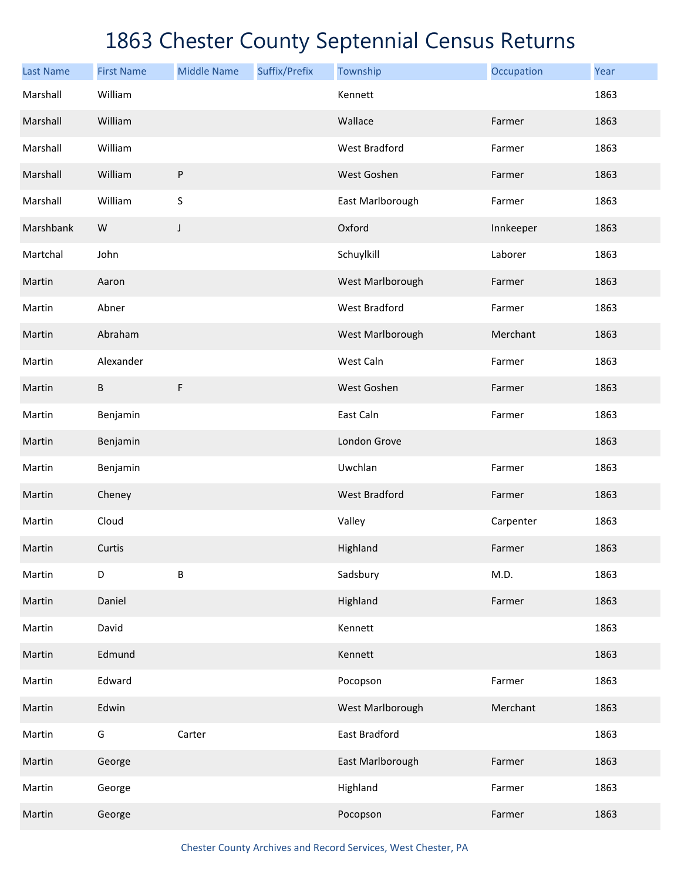# 1863 Chester County Septennial Census Returns

| Last Name | First Name | Middle Name | Suffix/Prefix | Township | Occupation | Year |
|---|---|---|---|---|---|---|
| Marshall | William | | | Kennett | | 1863 |
| Marshall | William | | | Wallace | Farmer | 1863 |
| Marshall | William | | | West Bradford | Farmer | 1863 |
| Marshall | William | P | | West Goshen | Farmer | 1863 |
| Marshall | William | S | | East Marlborough | Farmer | 1863 |
| Marshbank | W | J | | Oxford | Innkeeper | 1863 |
| Martchal | John | | | Schuylkill | Laborer | 1863 |
| Martin | Aaron | | | West Marlborough | Farmer | 1863 |
| Martin | Abner | | | West Bradford | Farmer | 1863 |
| Martin | Abraham | | | West Marlborough | Merchant | 1863 |
| Martin | Alexander | | | West Caln | Farmer | 1863 |
| Martin | B | F | | West Goshen | Farmer | 1863 |
| Martin | Benjamin | | | East Caln | Farmer | 1863 |
| Martin | Benjamin | | | London Grove | | 1863 |
| Martin | Benjamin | | | Uwchlan | Farmer | 1863 |
| Martin | Cheney | | | West Bradford | Farmer | 1863 |
| Martin | Cloud | | | Valley | Carpenter | 1863 |
| Martin | Curtis | | | Highland | Farmer | 1863 |
| Martin | D | B | | Sadsbury | M.D. | 1863 |
| Martin | Daniel | | | Highland | Farmer | 1863 |
| Martin | David | | | Kennett | | 1863 |
| Martin | Edmund | | | Kennett | | 1863 |
| Martin | Edward | | | Pocopson | Farmer | 1863 |
| Martin | Edwin | | | West Marlborough | Merchant | 1863 |
| Martin | G | Carter | | East Bradford | | 1863 |
| Martin | George | | | East Marlborough | Farmer | 1863 |
| Martin | George | | | Highland | Farmer | 1863 |
| Martin | George | | | Pocopson | Farmer | 1863 |

Chester County Archives and Record Services, West Chester, PA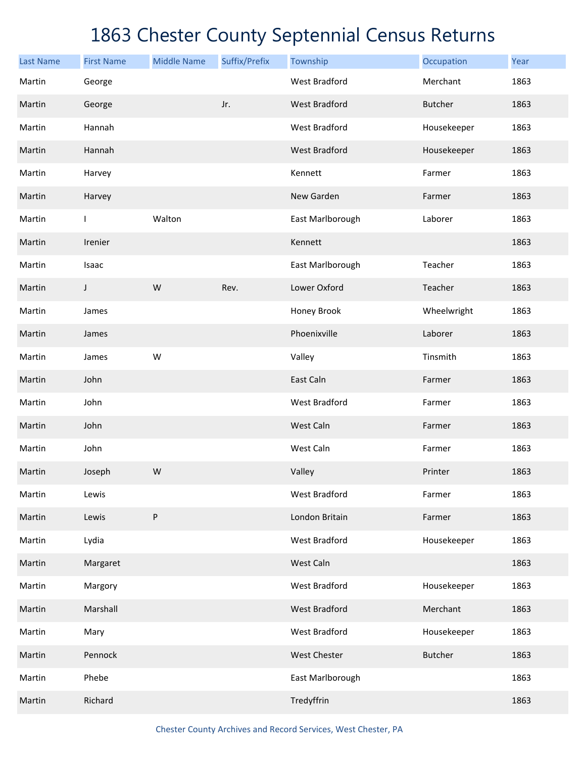# 1863 Chester County Septennial Census Returns

| Last Name | First Name | Middle Name | Suffix/Prefix | Township | Occupation | Year |
|---|---|---|---|---|---|---|
| Martin | George | | | West Bradford | Merchant | 1863 |
| Martin | George | | Jr. | West Bradford | Butcher | 1863 |
| Martin | Hannah | | | West Bradford | Housekeeper | 1863 |
| Martin | Hannah | | | West Bradford | Housekeeper | 1863 |
| Martin | Harvey | | | Kennett | Farmer | 1863 |
| Martin | Harvey | | | New Garden | Farmer | 1863 |
| Martin | I | Walton | | East Marlborough | Laborer | 1863 |
| Martin | Irenier | | | Kennett | | 1863 |
| Martin | Isaac | | | East Marlborough | Teacher | 1863 |
| Martin | J | W | Rev. | Lower Oxford | Teacher | 1863 |
| Martin | James | | | Honey Brook | Wheelwright | 1863 |
| Martin | James | | | Phoenixville | Laborer | 1863 |
| Martin | James | W | | Valley | Tinsmith | 1863 |
| Martin | John | | | East Caln | Farmer | 1863 |
| Martin | John | | | West Bradford | Farmer | 1863 |
| Martin | John | | | West Caln | Farmer | 1863 |
| Martin | John | | | West Caln | Farmer | 1863 |
| Martin | Joseph | W | | Valley | Printer | 1863 |
| Martin | Lewis | | | West Bradford | Farmer | 1863 |
| Martin | Lewis | P | | London Britain | Farmer | 1863 |
| Martin | Lydia | | | West Bradford | Housekeeper | 1863 |
| Martin | Margaret | | | West Caln | | 1863 |
| Martin | Margory | | | West Bradford | Housekeeper | 1863 |
| Martin | Marshall | | | West Bradford | Merchant | 1863 |
| Martin | Mary | | | West Bradford | Housekeeper | 1863 |
| Martin | Pennock | | | West Chester | Butcher | 1863 |
| Martin | Phebe | | | East Marlborough | | 1863 |
| Martin | Richard | | | Tredyffrin | | 1863 |

Chester County Archives and Record Services, West Chester, PA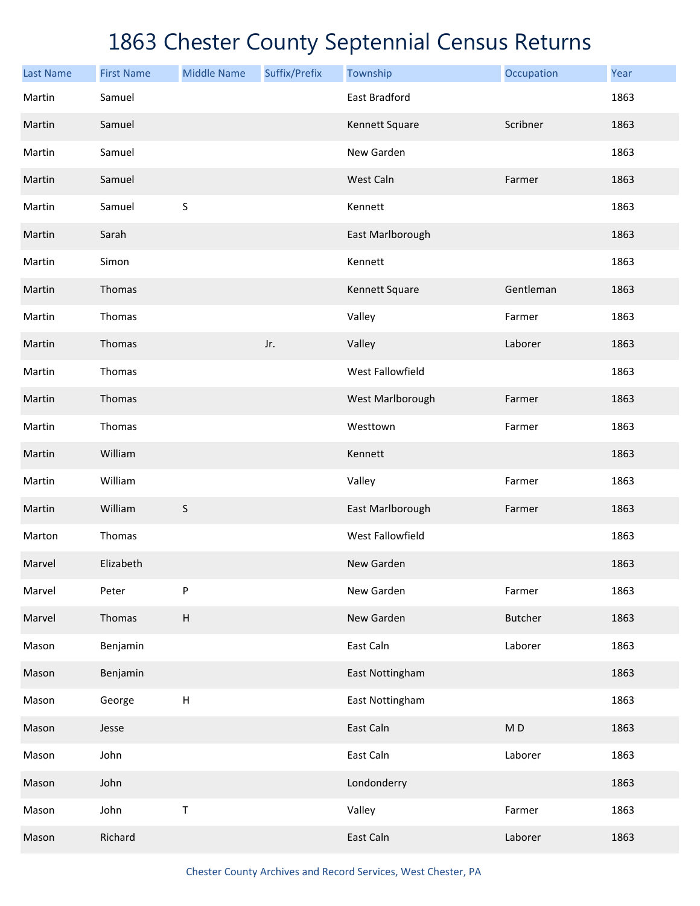# 1863 Chester County Septennial Census Returns

| Last Name | First Name | Middle Name | Suffix/Prefix | Township | Occupation | Year |
|---|---|---|---|---|---|---|
| Martin | Samuel | | | East Bradford | | 1863 |
| Martin | Samuel | | | Kennett Square | Scribner | 1863 |
| Martin | Samuel | | | New Garden | | 1863 |
| Martin | Samuel | | | West Caln | Farmer | 1863 |
| Martin | Samuel | S | | Kennett | | 1863 |
| Martin | Sarah | | | East Marlborough | | 1863 |
| Martin | Simon | | | Kennett | | 1863 |
| Martin | Thomas | | | Kennett Square | Gentleman | 1863 |
| Martin | Thomas | | | Valley | Farmer | 1863 |
| Martin | Thomas | | Jr. | Valley | Laborer | 1863 |
| Martin | Thomas | | | West Fallowfield | | 1863 |
| Martin | Thomas | | | West Marlborough | Farmer | 1863 |
| Martin | Thomas | | | Westtown | Farmer | 1863 |
| Martin | William | | | Kennett | | 1863 |
| Martin | William | | | Valley | Farmer | 1863 |
| Martin | William | S | | East Marlborough | Farmer | 1863 |
| Marton | Thomas | | | West Fallowfield | | 1863 |
| Marvel | Elizabeth | | | New Garden | | 1863 |
| Marvel | Peter | P | | New Garden | Farmer | 1863 |
| Marvel | Thomas | H | | New Garden | Butcher | 1863 |
| Mason | Benjamin | | | East Caln | Laborer | 1863 |
| Mason | Benjamin | | | East Nottingham | | 1863 |
| Mason | George | H | | East Nottingham | | 1863 |
| Mason | Jesse | | | East Caln | M D | 1863 |
| Mason | John | | | East Caln | Laborer | 1863 |
| Mason | John | | | Londonderry | | 1863 |
| Mason | John | T | | Valley | Farmer | 1863 |
| Mason | Richard | | | East Caln | Laborer | 1863 |

Chester County Archives and Record Services, West Chester, PA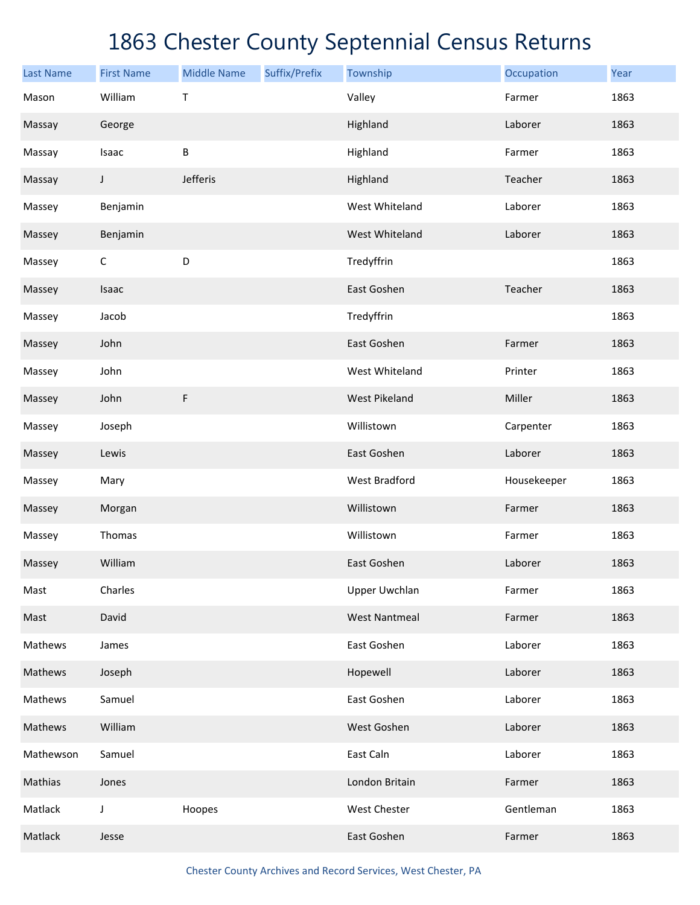# 1863 Chester County Septennial Census Returns

| Last Name | First Name | Middle Name | Suffix/Prefix | Township | Occupation | Year |
|---|---|---|---|---|---|---|
| Mason | William | T | | Valley | Farmer | 1863 |
| Massay | George | | | Highland | Laborer | 1863 |
| Massay | Isaac | B | | Highland | Farmer | 1863 |
| Massay | J | Jefferis | | Highland | Teacher | 1863 |
| Massey | Benjamin | | | West Whiteland | Laborer | 1863 |
| Massey | Benjamin | | | West Whiteland | Laborer | 1863 |
| Massey | C | D | | Tredyffrin | | 1863 |
| Massey | Isaac | | | East Goshen | Teacher | 1863 |
| Massey | Jacob | | | Tredyffrin | | 1863 |
| Massey | John | | | East Goshen | Farmer | 1863 |
| Massey | John | | | West Whiteland | Printer | 1863 |
| Massey | John | F | | West Pikeland | Miller | 1863 |
| Massey | Joseph | | | Willistown | Carpenter | 1863 |
| Massey | Lewis | | | East Goshen | Laborer | 1863 |
| Massey | Mary | | | West Bradford | Housekeeper | 1863 |
| Massey | Morgan | | | Willistown | Farmer | 1863 |
| Massey | Thomas | | | Willistown | Farmer | 1863 |
| Massey | William | | | East Goshen | Laborer | 1863 |
| Mast | Charles | | | Upper Uwchlan | Farmer | 1863 |
| Mast | David | | | West Nantmeal | Farmer | 1863 |
| Mathews | James | | | East Goshen | Laborer | 1863 |
| Mathews | Joseph | | | Hopewell | Laborer | 1863 |
| Mathews | Samuel | | | East Goshen | Laborer | 1863 |
| Mathews | William | | | West Goshen | Laborer | 1863 |
| Mathewson | Samuel | | | East Caln | Laborer | 1863 |
| Mathias | Jones | | | London Britain | Farmer | 1863 |
| Matlack | J | Hoopes | | West Chester | Gentleman | 1863 |
| Matlack | Jesse | | | East Goshen | Farmer | 1863 |

Chester County Archives and Record Services, West Chester, PA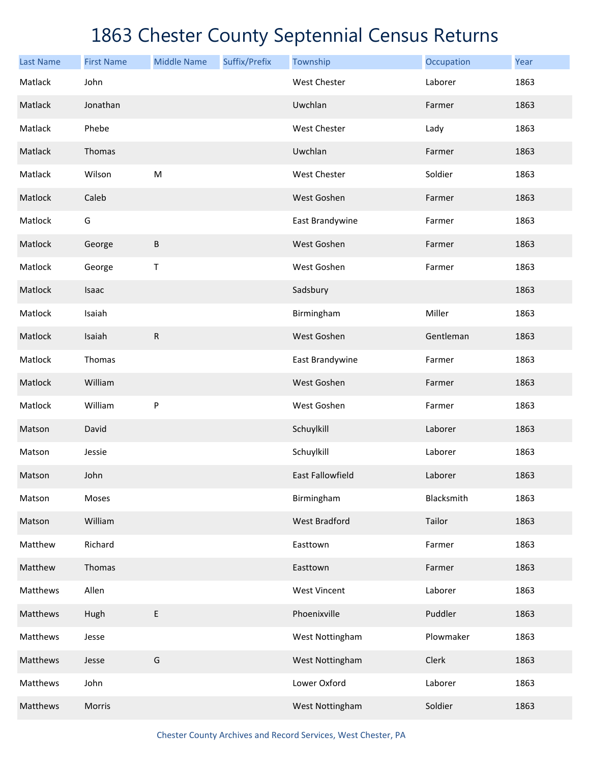# 1863 Chester County Septennial Census Returns

| Last Name | First Name | Middle Name | Suffix/Prefix | Township | Occupation | Year |
|---|---|---|---|---|---|---|
| Matlack | John | | | West Chester | Laborer | 1863 |
| Matlack | Jonathan | | | Uwchlan | Farmer | 1863 |
| Matlack | Phebe | | | West Chester | Lady | 1863 |
| Matlack | Thomas | | | Uwchlan | Farmer | 1863 |
| Matlack | Wilson | M | | West Chester | Soldier | 1863 |
| Matlock | Caleb | | | West Goshen | Farmer | 1863 |
| Matlock | G | | | East Brandywine | Farmer | 1863 |
| Matlock | George | B | | West Goshen | Farmer | 1863 |
| Matlock | George | T | | West Goshen | Farmer | 1863 |
| Matlock | Isaac | | | Sadsbury | | 1863 |
| Matlock | Isaiah | | | Birmingham | Miller | 1863 |
| Matlock | Isaiah | R | | West Goshen | Gentleman | 1863 |
| Matlock | Thomas | | | East Brandywine | Farmer | 1863 |
| Matlock | William | | | West Goshen | Farmer | 1863 |
| Matlock | William | P | | West Goshen | Farmer | 1863 |
| Matson | David | | | Schuylkill | Laborer | 1863 |
| Matson | Jessie | | | Schuylkill | Laborer | 1863 |
| Matson | John | | | East Fallowfield | Laborer | 1863 |
| Matson | Moses | | | Birmingham | Blacksmith | 1863 |
| Matson | William | | | West Bradford | Tailor | 1863 |
| Matthew | Richard | | | Easttown | Farmer | 1863 |
| Matthew | Thomas | | | Easttown | Farmer | 1863 |
| Matthews | Allen | | | West Vincent | Laborer | 1863 |
| Matthews | Hugh | E | | Phoenixville | Puddler | 1863 |
| Matthews | Jesse | | | West Nottingham | Plowmaker | 1863 |
| Matthews | Jesse | G | | West Nottingham | Clerk | 1863 |
| Matthews | John | | | Lower Oxford | Laborer | 1863 |
| Matthews | Morris | | | West Nottingham | Soldier | 1863 |

Chester County Archives and Record Services, West Chester, PA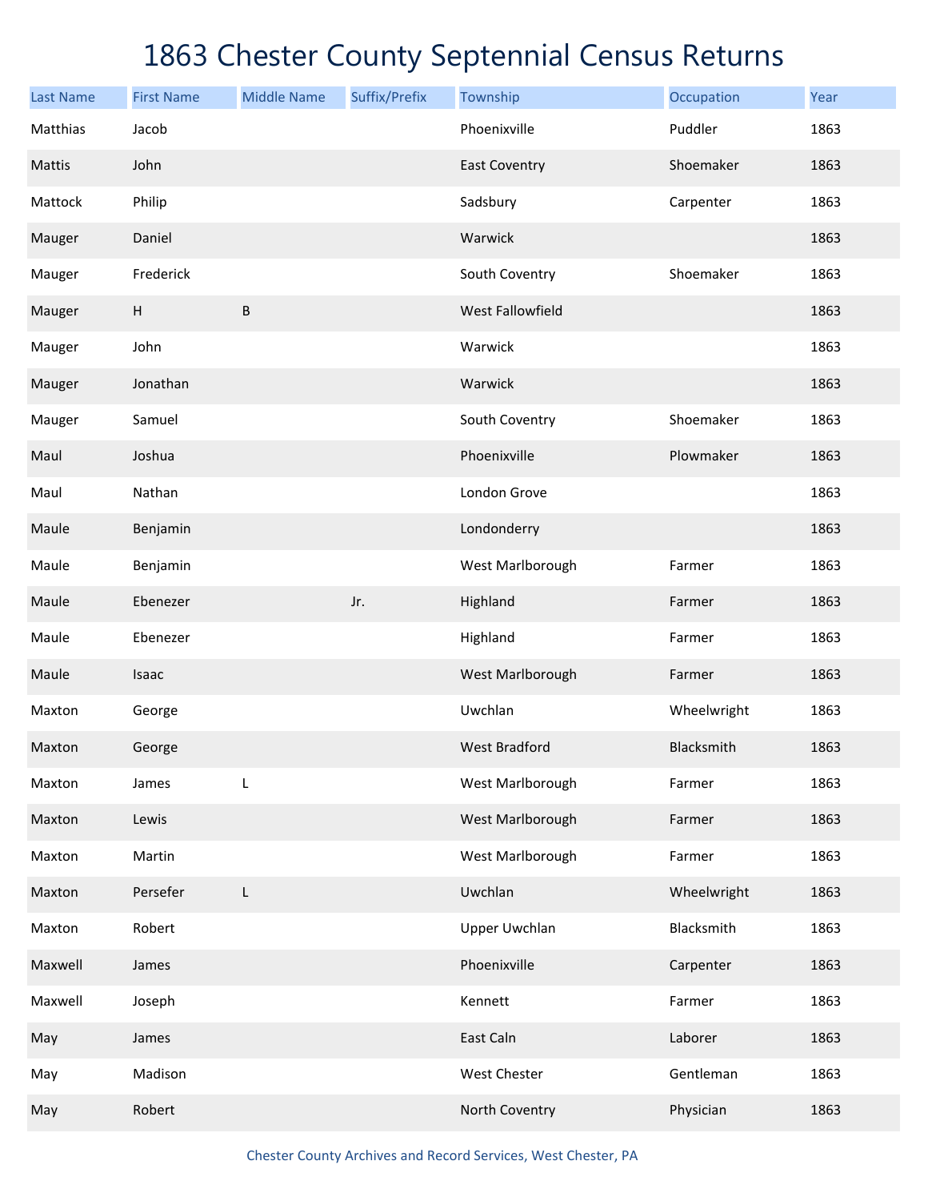# 1863 Chester County Septennial Census Returns

| Last Name | First Name | Middle Name | Suffix/Prefix | Township | Occupation | Year |
|---|---|---|---|---|---|---|
| Matthias | Jacob | | | Phoenixville | Puddler | 1863 |
| Mattis | John | | | East Coventry | Shoemaker | 1863 |
| Mattock | Philip | | | Sadsbury | Carpenter | 1863 |
| Mauger | Daniel | | | Warwick | | 1863 |
| Mauger | Frederick | | | South Coventry | Shoemaker | 1863 |
| Mauger | H | B | | West Fallowfield | | 1863 |
| Mauger | John | | | Warwick | | 1863 |
| Mauger | Jonathan | | | Warwick | | 1863 |
| Mauger | Samuel | | | South Coventry | Shoemaker | 1863 |
| Maul | Joshua | | | Phoenixville | Plowmaker | 1863 |
| Maul | Nathan | | | London Grove | | 1863 |
| Maule | Benjamin | | | Londonderry | | 1863 |
| Maule | Benjamin | | | West Marlborough | Farmer | 1863 |
| Maule | Ebenezer | | Jr. | Highland | Farmer | 1863 |
| Maule | Ebenezer | | | Highland | Farmer | 1863 |
| Maule | Isaac | | | West Marlborough | Farmer | 1863 |
| Maxton | George | | | Uwchlan | Wheelwright | 1863 |
| Maxton | George | | | West Bradford | Blacksmith | 1863 |
| Maxton | James | L | | West Marlborough | Farmer | 1863 |
| Maxton | Lewis | | | West Marlborough | Farmer | 1863 |
| Maxton | Martin | | | West Marlborough | Farmer | 1863 |
| Maxton | Persefer | L | | Uwchlan | Wheelwright | 1863 |
| Maxton | Robert | | | Upper Uwchlan | Blacksmith | 1863 |
| Maxwell | James | | | Phoenixville | Carpenter | 1863 |
| Maxwell | Joseph | | | Kennett | Farmer | 1863 |
| May | James | | | East Caln | Laborer | 1863 |
| May | Madison | | | West Chester | Gentleman | 1863 |
| May | Robert | | | North Coventry | Physician | 1863 |

Chester County Archives and Record Services, West Chester, PA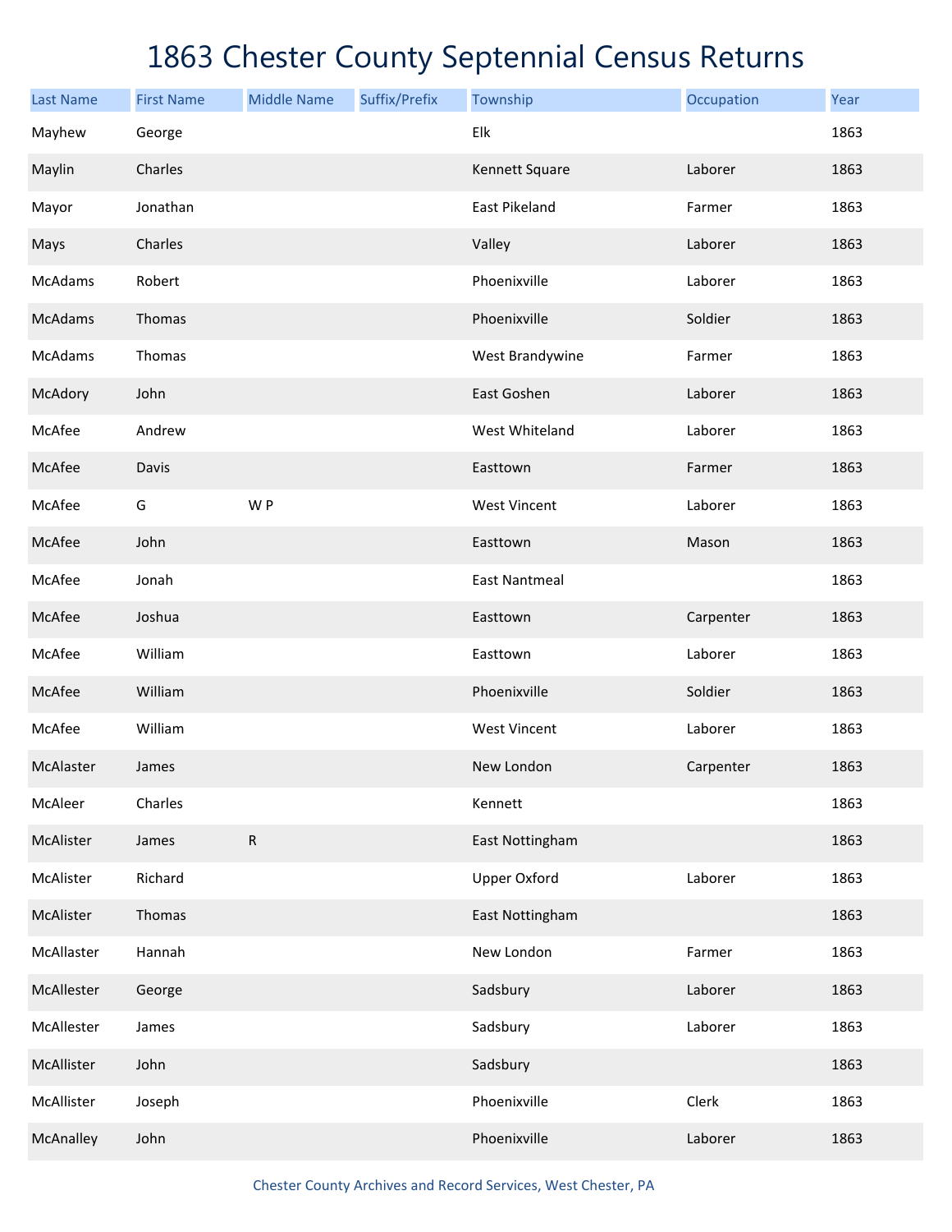# 1863 Chester County Septennial Census Returns

| Last Name | First Name | Middle Name | Suffix/Prefix | Township | Occupation | Year |
|---|---|---|---|---|---|---|
| Mayhew | George | | | Elk | | 1863 |
| Maylin | Charles | | | Kennett Square | Laborer | 1863 |
| Mayor | Jonathan | | | East Pikeland | Farmer | 1863 |
| Mays | Charles | | | Valley | Laborer | 1863 |
| McAdams | Robert | | | Phoenixville | Laborer | 1863 |
| McAdams | Thomas | | | Phoenixville | Soldier | 1863 |
| McAdams | Thomas | | | West Brandywine | Farmer | 1863 |
| McAdory | John | | | East Goshen | Laborer | 1863 |
| McAfee | Andrew | | | West Whiteland | Laborer | 1863 |
| McAfee | Davis | | | Easttown | Farmer | 1863 |
| McAfee | G | W P | | West Vincent | Laborer | 1863 |
| McAfee | John | | | Easttown | Mason | 1863 |
| McAfee | Jonah | | | East Nantmeal | | 1863 |
| McAfee | Joshua | | | Easttown | Carpenter | 1863 |
| McAfee | William | | | Easttown | Laborer | 1863 |
| McAfee | William | | | Phoenixville | Soldier | 1863 |
| McAfee | William | | | West Vincent | Laborer | 1863 |
| McAlaster | James | | | New London | Carpenter | 1863 |
| McAleer | Charles | | | Kennett | | 1863 |
| McAlister | James | R | | East Nottingham | | 1863 |
| McAlister | Richard | | | Upper Oxford | Laborer | 1863 |
| McAlister | Thomas | | | East Nottingham | | 1863 |
| McAllaster | Hannah | | | New London | Farmer | 1863 |
| McAllester | George | | | Sadsbury | Laborer | 1863 |
| McAllester | James | | | Sadsbury | Laborer | 1863 |
| McAllister | John | | | Sadsbury | | 1863 |
| McAllister | Joseph | | | Phoenixville | Clerk | 1863 |
| McAnalley | John | | | Phoenixville | Laborer | 1863 |

Chester County Archives and Record Services, West Chester, PA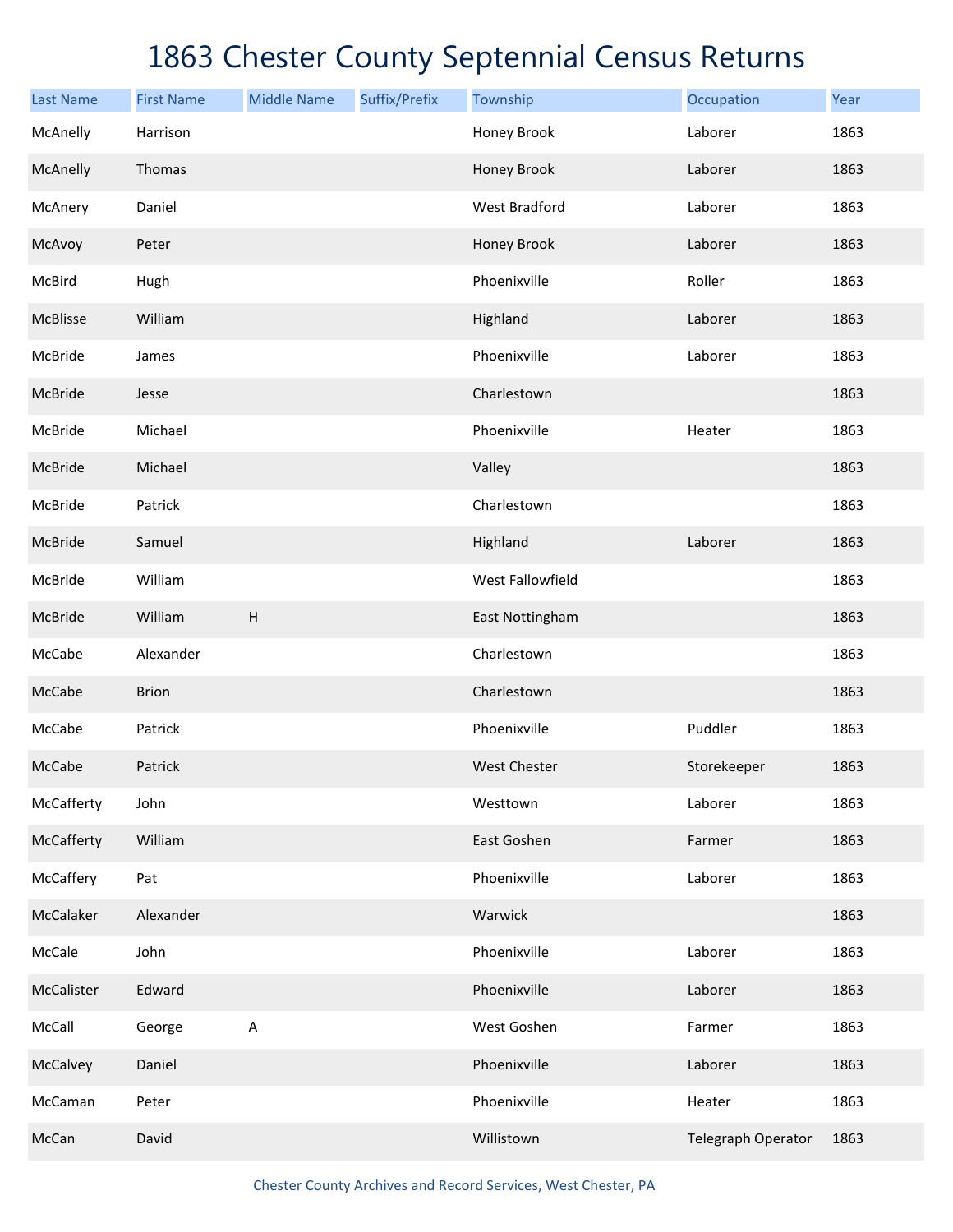# 1863 Chester County Septennial Census Returns

| Last Name | First Name | Middle Name | Suffix/Prefix | Township | Occupation | Year |
|---|---|---|---|---|---|---|
| McAnelly | Harrison | | | Honey Brook | Laborer | 1863 |
| McAnelly | Thomas | | | Honey Brook | Laborer | 1863 |
| McAnery | Daniel | | | West Bradford | Laborer | 1863 |
| McAvoy | Peter | | | Honey Brook | Laborer | 1863 |
| McBird | Hugh | | | Phoenixville | Roller | 1863 |
| McBlisse | William | | | Highland | Laborer | 1863 |
| McBride | James | | | Phoenixville | Laborer | 1863 |
| McBride | Jesse | | | Charlestown | | 1863 |
| McBride | Michael | | | Phoenixville | Heater | 1863 |
| McBride | Michael | | | Valley | | 1863 |
| McBride | Patrick | | | Charlestown | | 1863 |
| McBride | Samuel | | | Highland | Laborer | 1863 |
| McBride | William | | | West Fallowfield | | 1863 |
| McBride | William | H | | East Nottingham | | 1863 |
| McCabe | Alexander | | | Charlestown | | 1863 |
| McCabe | Brion | | | Charlestown | | 1863 |
| McCabe | Patrick | | | Phoenixville | Puddler | 1863 |
| McCabe | Patrick | | | West Chester | Storekeeper | 1863 |
| McCafferty | John | | | Westtown | Laborer | 1863 |
| McCafferty | William | | | East Goshen | Farmer | 1863 |
| McCaffery | Pat | | | Phoenixville | Laborer | 1863 |
| McCalaker | Alexander | | | Warwick | | 1863 |
| McCale | John | | | Phoenixville | Laborer | 1863 |
| McCalister | Edward | | | Phoenixville | Laborer | 1863 |
| McCall | George | A | | West Goshen | Farmer | 1863 |
| McCalvey | Daniel | | | Phoenixville | Laborer | 1863 |
| McCaman | Peter | | | Phoenixville | Heater | 1863 |
| McCan | David | | | Willistown | Telegraph Operator | 1863 |

Chester County Archives and Record Services, West Chester, PA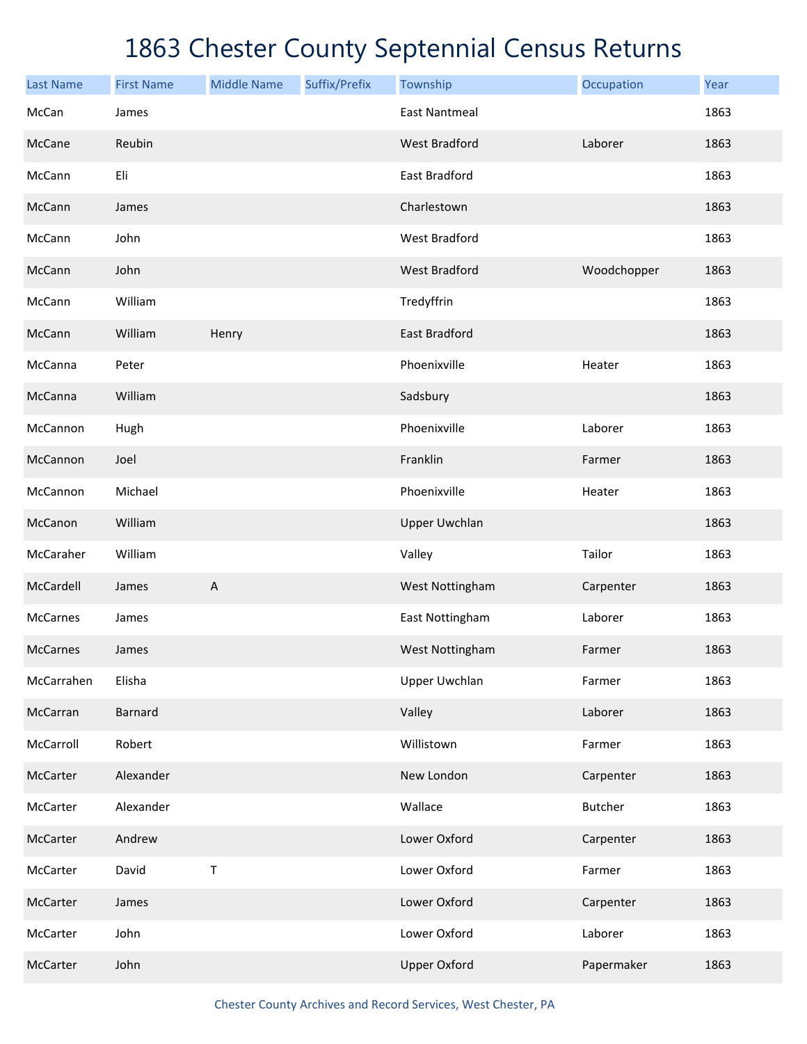# 1863 Chester County Septennial Census Returns

| Last Name | First Name | Middle Name | Suffix/Prefix | Township | Occupation | Year |
|---|---|---|---|---|---|---|
| McCan | James | | | East Nantmeal | | 1863 |
| McCane | Reubin | | | West Bradford | Laborer | 1863 |
| McCann | Eli | | | East Bradford | | 1863 |
| McCann | James | | | Charlestown | | 1863 |
| McCann | John | | | West Bradford | | 1863 |
| McCann | John | | | West Bradford | Woodchopper | 1863 |
| McCann | William | | | Tredyffrin | | 1863 |
| McCann | William | Henry | | East Bradford | | 1863 |
| McCanna | Peter | | | Phoenixville | Heater | 1863 |
| McCanna | William | | | Sadsbury | | 1863 |
| McCannon | Hugh | | | Phoenixville | Laborer | 1863 |
| McCannon | Joel | | | Franklin | Farmer | 1863 |
| McCannon | Michael | | | Phoenixville | Heater | 1863 |
| McCanon | William | | | Upper Uwchlan | | 1863 |
| McCaraher | William | | | Valley | Tailor | 1863 |
| McCardell | James | A | | West Nottingham | Carpenter | 1863 |
| McCarnes | James | | | East Nottingham | Laborer | 1863 |
| McCarnes | James | | | West Nottingham | Farmer | 1863 |
| McCarrahen | Elisha | | | Upper Uwchlan | Farmer | 1863 |
| McCarran | Barnard | | | Valley | Laborer | 1863 |
| McCarroll | Robert | | | Willistown | Farmer | 1863 |
| McCarter | Alexander | | | New London | Carpenter | 1863 |
| McCarter | Alexander | | | Wallace | Butcher | 1863 |
| McCarter | Andrew | | | Lower Oxford | Carpenter | 1863 |
| McCarter | David | T | | Lower Oxford | Farmer | 1863 |
| McCarter | James | | | Lower Oxford | Carpenter | 1863 |
| McCarter | John | | | Lower Oxford | Laborer | 1863 |
| McCarter | John | | | Upper Oxford | Papermaker | 1863 |

Chester County Archives and Record Services, West Chester, PA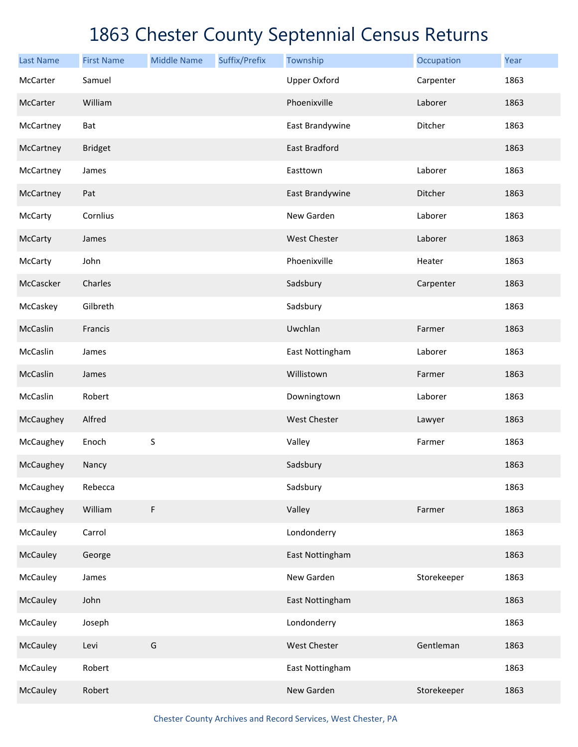# 1863 Chester County Septennial Census Returns

| Last Name | First Name | Middle Name | Suffix/Prefix | Township | Occupation | Year |
|---|---|---|---|---|---|---|
| McCarter | Samuel | | | Upper Oxford | Carpenter | 1863 |
| McCarter | William | | | Phoenixville | Laborer | 1863 |
| McCartney | Bat | | | East Brandywine | Ditcher | 1863 |
| McCartney | Bridget | | | East Bradford | | 1863 |
| McCartney | James | | | Easttown | Laborer | 1863 |
| McCartney | Pat | | | East Brandywine | Ditcher | 1863 |
| McCarty | Cornlius | | | New Garden | Laborer | 1863 |
| McCarty | James | | | West Chester | Laborer | 1863 |
| McCarty | John | | | Phoenixville | Heater | 1863 |
| McCascker | Charles | | | Sadsbury | Carpenter | 1863 |
| McCaskey | Gilbreth | | | Sadsbury | | 1863 |
| McCaslin | Francis | | | Uwchlan | Farmer | 1863 |
| McCaslin | James | | | East Nottingham | Laborer | 1863 |
| McCaslin | James | | | Willistown | Farmer | 1863 |
| McCaslin | Robert | | | Downingtown | Laborer | 1863 |
| McCaughey | Alfred | | | West Chester | Lawyer | 1863 |
| McCaughey | Enoch | S | | Valley | Farmer | 1863 |
| McCaughey | Nancy | | | Sadsbury | | 1863 |
| McCaughey | Rebecca | | | Sadsbury | | 1863 |
| McCaughey | William | F | | Valley | Farmer | 1863 |
| McCauley | Carrol | | | Londonderry | | 1863 |
| McCauley | George | | | East Nottingham | | 1863 |
| McCauley | James | | | New Garden | Storekeeper | 1863 |
| McCauley | John | | | East Nottingham | | 1863 |
| McCauley | Joseph | | | Londonderry | | 1863 |
| McCauley | Levi | G | | West Chester | Gentleman | 1863 |
| McCauley | Robert | | | East Nottingham | | 1863 |
| McCauley | Robert | | | New Garden | Storekeeper | 1863 |

Chester County Archives and Record Services, West Chester, PA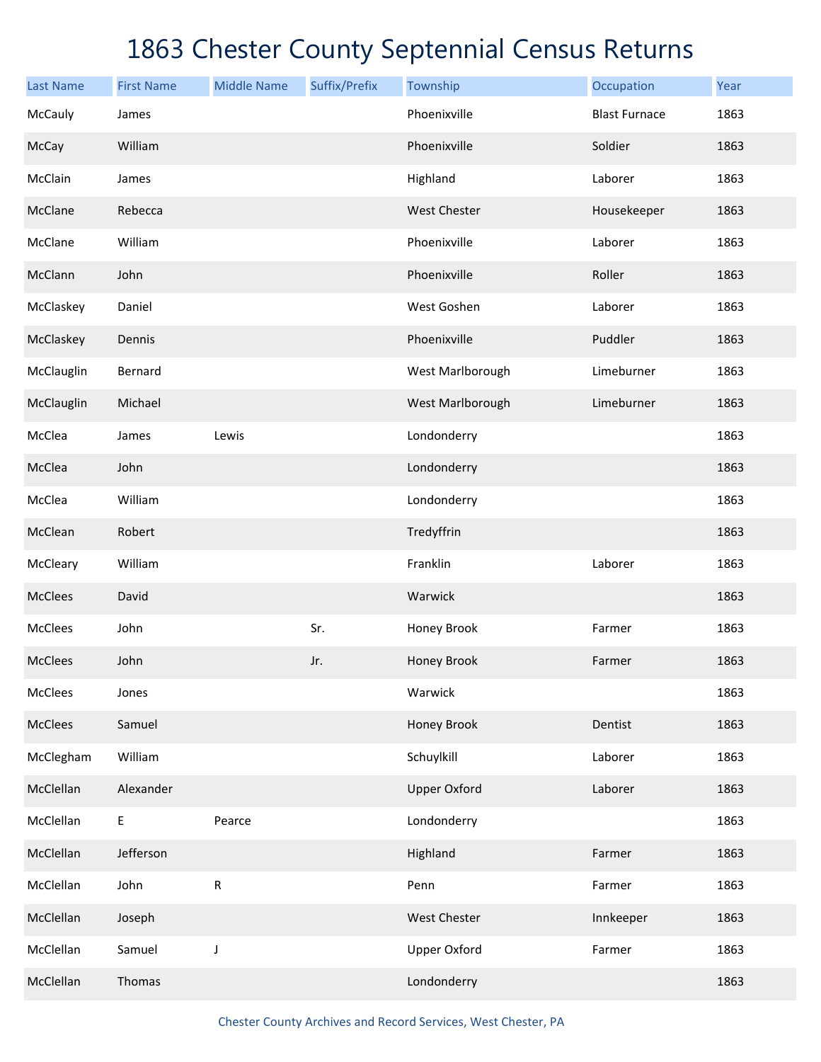# 1863 Chester County Septennial Census Returns

| Last Name | First Name | Middle Name | Suffix/Prefix | Township | Occupation | Year |
|---|---|---|---|---|---|---|
| McCauly | James | | | Phoenixville | Blast Furnace | 1863 |
| McCay | William | | | Phoenixville | Soldier | 1863 |
| McClain | James | | | Highland | Laborer | 1863 |
| McClane | Rebecca | | | West Chester | Housekeeper | 1863 |
| McClane | William | | | Phoenixville | Laborer | 1863 |
| McClann | John | | | Phoenixville | Roller | 1863 |
| McClaskey | Daniel | | | West Goshen | Laborer | 1863 |
| McClaskey | Dennis | | | Phoenixville | Puddler | 1863 |
| McClauglin | Bernard | | | West Marlborough | Limeburner | 1863 |
| McClauglin | Michael | | | West Marlborough | Limeburner | 1863 |
| McClea | James | Lewis | | Londonderry | | 1863 |
| McClea | John | | | Londonderry | | 1863 |
| McClea | William | | | Londonderry | | 1863 |
| McClean | Robert | | | Tredyffrin | | 1863 |
| McCleary | William | | | Franklin | Laborer | 1863 |
| McClees | David | | | Warwick | | 1863 |
| McClees | John | | Sr. | Honey Brook | Farmer | 1863 |
| McClees | John | | Jr. | Honey Brook | Farmer | 1863 |
| McClees | Jones | | | Warwick | | 1863 |
| McClees | Samuel | | | Honey Brook | Dentist | 1863 |
| McClegham | William | | | Schuylkill | Laborer | 1863 |
| McClellan | Alexander | | | Upper Oxford | Laborer | 1863 |
| McClellan | E | Pearce | | Londonderry | | 1863 |
| McClellan | Jefferson | | | Highland | Farmer | 1863 |
| McClellan | John | R | | Penn | Farmer | 1863 |
| McClellan | Joseph | | | West Chester | Innkeeper | 1863 |
| McClellan | Samuel | J | | Upper Oxford | Farmer | 1863 |
| McClellan | Thomas | | | Londonderry | | 1863 |

Chester County Archives and Record Services, West Chester, PA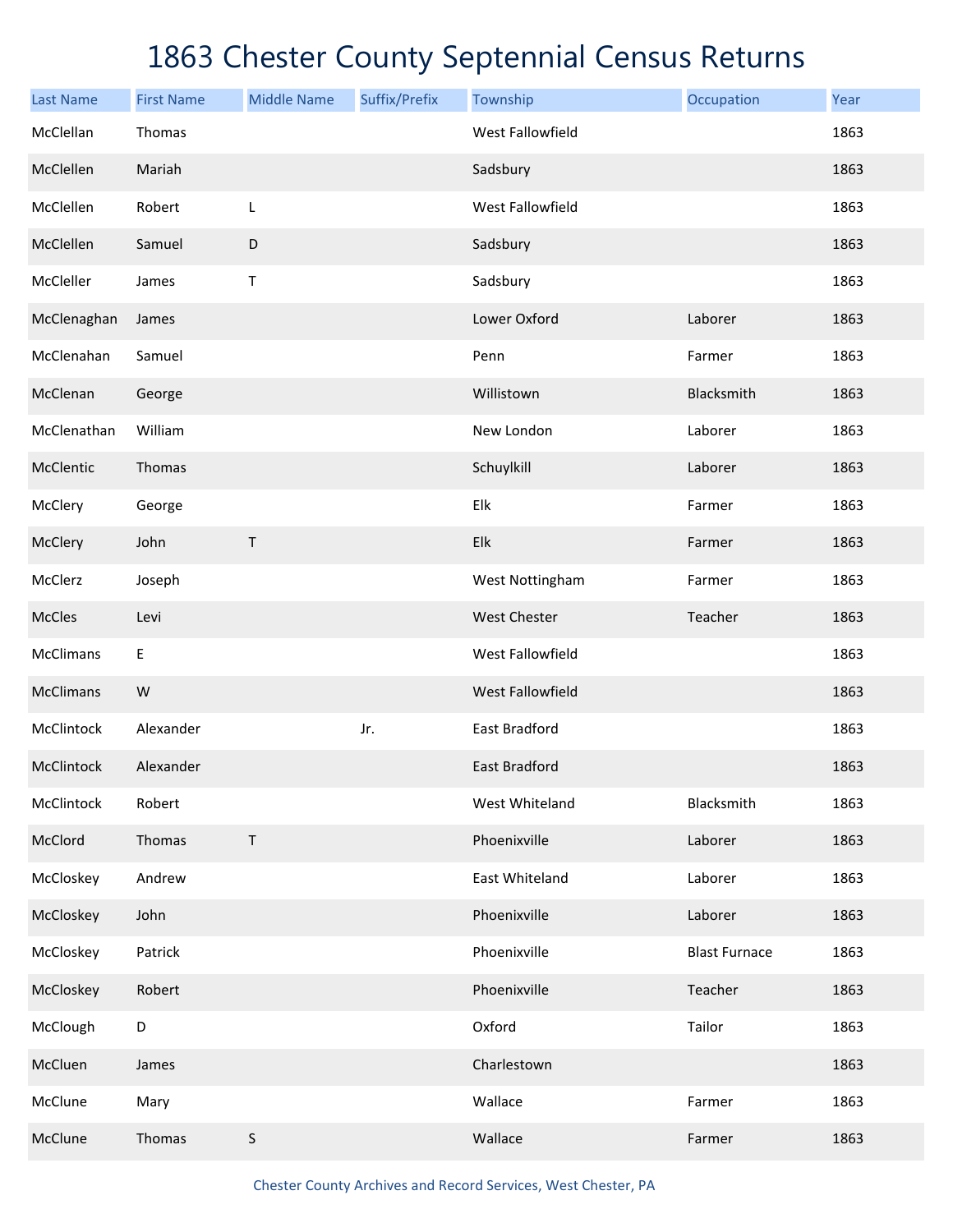# 1863 Chester County Septennial Census Returns

| Last Name | First Name | Middle Name | Suffix/Prefix | Township | Occupation | Year |
|---|---|---|---|---|---|---|
| McClellan | Thomas | | | West Fallowfield | | 1863 |
| McClellen | Mariah | | | Sadsbury | | 1863 |
| McClellen | Robert | L | | West Fallowfield | | 1863 |
| McClellen | Samuel | D | | Sadsbury | | 1863 |
| McCleller | James | T | | Sadsbury | | 1863 |
| McClenaghan | James | | | Lower Oxford | Laborer | 1863 |
| McClenahan | Samuel | | | Penn | Farmer | 1863 |
| McClenan | George | | | Willistown | Blacksmith | 1863 |
| McClenathan | William | | | New London | Laborer | 1863 |
| McClentic | Thomas | | | Schuylkill | Laborer | 1863 |
| McClery | George | | | Elk | Farmer | 1863 |
| McClery | John | T | | Elk | Farmer | 1863 |
| McClerz | Joseph | | | West Nottingham | Farmer | 1863 |
| McCles | Levi | | | West Chester | Teacher | 1863 |
| McClimans | E | | | West Fallowfield | | 1863 |
| McClimans | W | | | West Fallowfield | | 1863 |
| McClintock | Alexander | | Jr. | East Bradford | | 1863 |
| McClintock | Alexander | | | East Bradford | | 1863 |
| McClintock | Robert | | | West Whiteland | Blacksmith | 1863 |
| McClord | Thomas | T | | Phoenixville | Laborer | 1863 |
| McCloskey | Andrew | | | East Whiteland | Laborer | 1863 |
| McCloskey | John | | | Phoenixville | Laborer | 1863 |
| McCloskey | Patrick | | | Phoenixville | Blast Furnace | 1863 |
| McCloskey | Robert | | | Phoenixville | Teacher | 1863 |
| McClough | D | | | Oxford | Tailor | 1863 |
| McCluen | James | | | Charlestown | | 1863 |
| McClune | Mary | | | Wallace | Farmer | 1863 |
| McClune | Thomas | S | | Wallace | Farmer | 1863 |

Chester County Archives and Record Services, West Chester, PA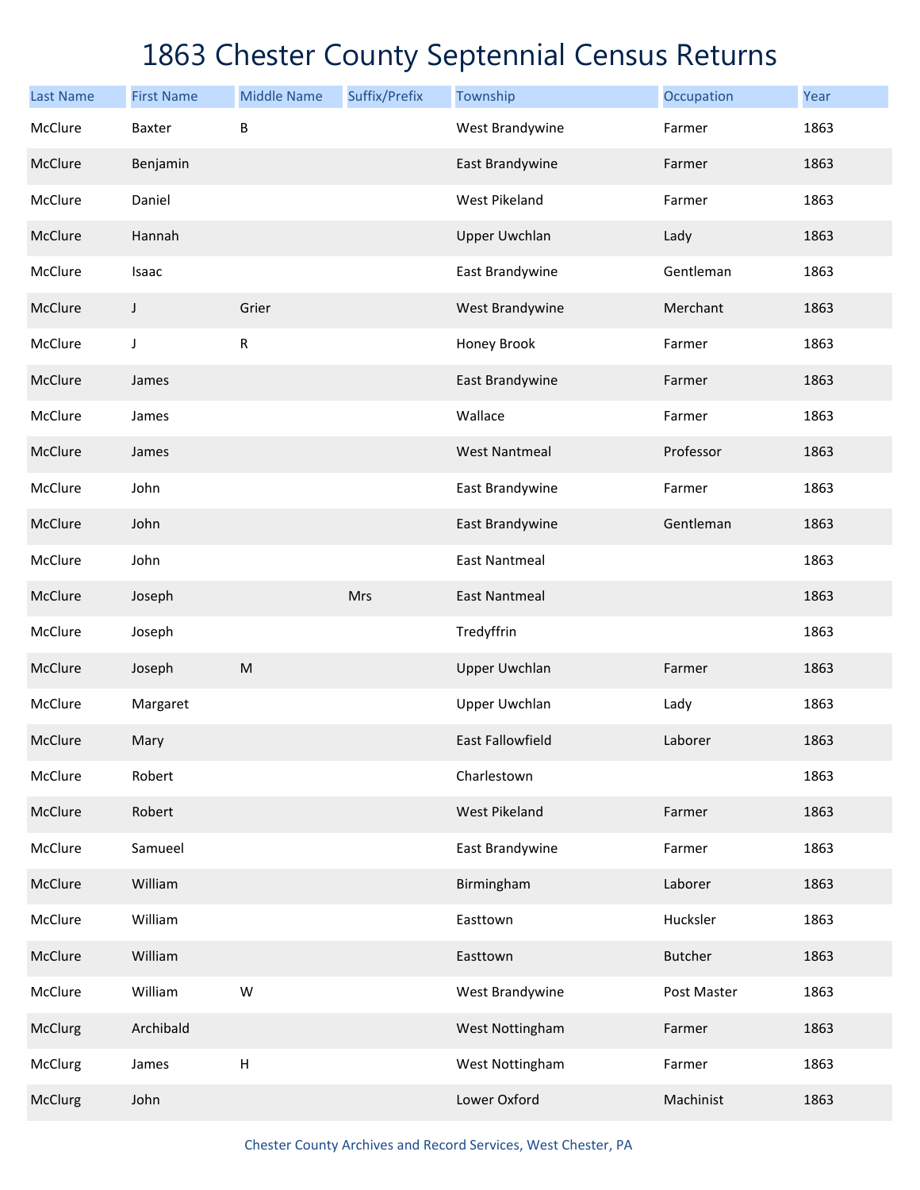# 1863 Chester County Septennial Census Returns

| Last Name | First Name | Middle Name | Suffix/Prefix | Township | Occupation | Year |
|---|---|---|---|---|---|---|
| McClure | Baxter | B | | West Brandywine | Farmer | 1863 |
| McClure | Benjamin | | | East Brandywine | Farmer | 1863 |
| McClure | Daniel | | | West Pikeland | Farmer | 1863 |
| McClure | Hannah | | | Upper Uwchlan | Lady | 1863 |
| McClure | Isaac | | | East Brandywine | Gentleman | 1863 |
| McClure | J | Grier | | West Brandywine | Merchant | 1863 |
| McClure | J | R | | Honey Brook | Farmer | 1863 |
| McClure | James | | | East Brandywine | Farmer | 1863 |
| McClure | James | | | Wallace | Farmer | 1863 |
| McClure | James | | | West Nantmeal | Professor | 1863 |
| McClure | John | | | East Brandywine | Farmer | 1863 |
| McClure | John | | | East Brandywine | Gentleman | 1863 |
| McClure | John | | | East Nantmeal | | 1863 |
| McClure | Joseph | | Mrs | East Nantmeal | | 1863 |
| McClure | Joseph | | | Tredyffrin | | 1863 |
| McClure | Joseph | M | | Upper Uwchlan | Farmer | 1863 |
| McClure | Margaret | | | Upper Uwchlan | Lady | 1863 |
| McClure | Mary | | | East Fallowfield | Laborer | 1863 |
| McClure | Robert | | | Charlestown | | 1863 |
| McClure | Robert | | | West Pikeland | Farmer | 1863 |
| McClure | Samueel | | | East Brandywine | Farmer | 1863 |
| McClure | William | | | Birmingham | Laborer | 1863 |
| McClure | William | | | Easttown | Hucksler | 1863 |
| McClure | William | | | Easttown | Butcher | 1863 |
| McClure | William | W | | West Brandywine | Post Master | 1863 |
| McClurg | Archibald | | | West Nottingham | Farmer | 1863 |
| McClurg | James | H | | West Nottingham | Farmer | 1863 |
| McClurg | John | | | Lower Oxford | Machinist | 1863 |

Chester County Archives and Record Services, West Chester, PA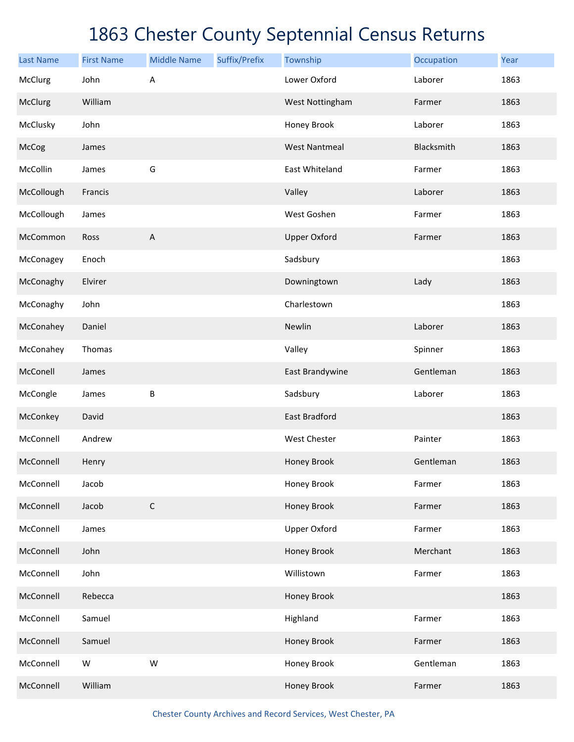# 1863 Chester County Septennial Census Returns

| Last Name | First Name | Middle Name | Suffix/Prefix | Township | Occupation | Year |
|---|---|---|---|---|---|---|
| McClurg | John | A | | Lower Oxford | Laborer | 1863 |
| McClurg | William | | | West Nottingham | Farmer | 1863 |
| McClusky | John | | | Honey Brook | Laborer | 1863 |
| McCog | James | | | West Nantmeal | Blacksmith | 1863 |
| McCollin | James | G | | East Whiteland | Farmer | 1863 |
| McCollough | Francis | | | Valley | Laborer | 1863 |
| McCollough | James | | | West Goshen | Farmer | 1863 |
| McCommon | Ross | A | | Upper Oxford | Farmer | 1863 |
| McConagey | Enoch | | | Sadsbury | | 1863 |
| McConaghy | Elvirer | | | Downingtown | Lady | 1863 |
| McConaghy | John | | | Charlestown | | 1863 |
| McConahey | Daniel | | | Newlin | Laborer | 1863 |
| McConahey | Thomas | | | Valley | Spinner | 1863 |
| McConell | James | | | East Brandywine | Gentleman | 1863 |
| McCongle | James | B | | Sadsbury | Laborer | 1863 |
| McConkey | David | | | East Bradford | | 1863 |
| McConnell | Andrew | | | West Chester | Painter | 1863 |
| McConnell | Henry | | | Honey Brook | Gentleman | 1863 |
| McConnell | Jacob | | | Honey Brook | Farmer | 1863 |
| McConnell | Jacob | C | | Honey Brook | Farmer | 1863 |
| McConnell | James | | | Upper Oxford | Farmer | 1863 |
| McConnell | John | | | Honey Brook | Merchant | 1863 |
| McConnell | John | | | Willistown | Farmer | 1863 |
| McConnell | Rebecca | | | Honey Brook | | 1863 |
| McConnell | Samuel | | | Highland | Farmer | 1863 |
| McConnell | Samuel | | | Honey Brook | Farmer | 1863 |
| McConnell | W | W | | Honey Brook | Gentleman | 1863 |
| McConnell | William | | | Honey Brook | Farmer | 1863 |

Chester County Archives and Record Services, West Chester, PA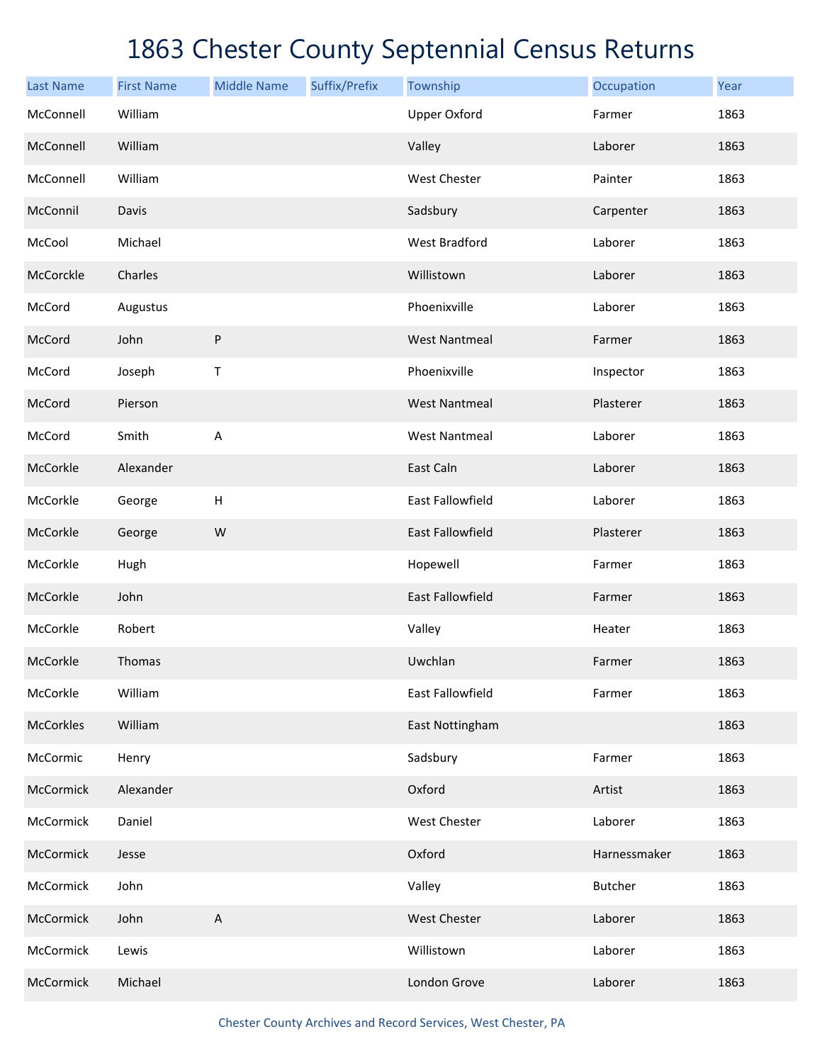# 1863 Chester County Septennial Census Returns

| Last Name | First Name | Middle Name | Suffix/Prefix | Township | Occupation | Year |
|---|---|---|---|---|---|---|
| McConnell | William | | | Upper Oxford | Farmer | 1863 |
| McConnell | William | | | Valley | Laborer | 1863 |
| McConnell | William | | | West Chester | Painter | 1863 |
| McConnil | Davis | | | Sadsbury | Carpenter | 1863 |
| McCool | Michael | | | West Bradford | Laborer | 1863 |
| McCorckle | Charles | | | Willistown | Laborer | 1863 |
| McCord | Augustus | | | Phoenixville | Laborer | 1863 |
| McCord | John | P | | West Nantmeal | Farmer | 1863 |
| McCord | Joseph | T | | Phoenixville | Inspector | 1863 |
| McCord | Pierson | | | West Nantmeal | Plasterer | 1863 |
| McCord | Smith | A | | West Nantmeal | Laborer | 1863 |
| McCorkle | Alexander | | | East Caln | Laborer | 1863 |
| McCorkle | George | H | | East Fallowfield | Laborer | 1863 |
| McCorkle | George | W | | East Fallowfield | Plasterer | 1863 |
| McCorkle | Hugh | | | Hopewell | Farmer | 1863 |
| McCorkle | John | | | East Fallowfield | Farmer | 1863 |
| McCorkle | Robert | | | Valley | Heater | 1863 |
| McCorkle | Thomas | | | Uwchlan | Farmer | 1863 |
| McCorkle | William | | | East Fallowfield | Farmer | 1863 |
| McCorkles | William | | | East Nottingham | | 1863 |
| McCormic | Henry | | | Sadsbury | Farmer | 1863 |
| McCormick | Alexander | | | Oxford | Artist | 1863 |
| McCormick | Daniel | | | West Chester | Laborer | 1863 |
| McCormick | Jesse | | | Oxford | Harnessmaker | 1863 |
| McCormick | John | | | Valley | Butcher | 1863 |
| McCormick | John | A | | West Chester | Laborer | 1863 |
| McCormick | Lewis | | | Willistown | Laborer | 1863 |
| McCormick | Michael | | | London Grove | Laborer | 1863 |

Chester County Archives and Record Services, West Chester, PA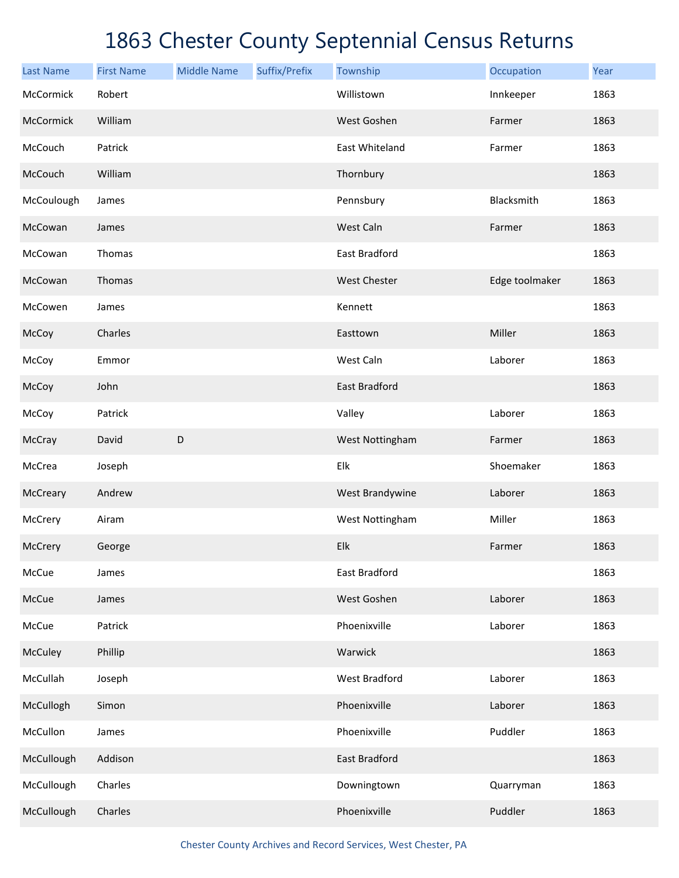# 1863 Chester County Septennial Census Returns

| Last Name | First Name | Middle Name | Suffix/Prefix | Township | Occupation | Year |
|---|---|---|---|---|---|---|
| McCormick | Robert | | | Willistown | Innkeeper | 1863 |
| McCormick | William | | | West Goshen | Farmer | 1863 |
| McCouch | Patrick | | | East Whiteland | Farmer | 1863 |
| McCouch | William | | | Thornbury | | 1863 |
| McCoulough | James | | | Pennsbury | Blacksmith | 1863 |
| McCowan | James | | | West Caln | Farmer | 1863 |
| McCowan | Thomas | | | East Bradford | | 1863 |
| McCowan | Thomas | | | West Chester | Edge toolmaker | 1863 |
| McCowen | James | | | Kennett | | 1863 |
| McCoy | Charles | | | Easttown | Miller | 1863 |
| McCoy | Emmor | | | West Caln | Laborer | 1863 |
| McCoy | John | | | East Bradford | | 1863 |
| McCoy | Patrick | | | Valley | Laborer | 1863 |
| McCray | David | D | | West Nottingham | Farmer | 1863 |
| McCrea | Joseph | | | Elk | Shoemaker | 1863 |
| McCreary | Andrew | | | West Brandywine | Laborer | 1863 |
| McCrery | Airam | | | West Nottingham | Miller | 1863 |
| McCrery | George | | | Elk | Farmer | 1863 |
| McCue | James | | | East Bradford | | 1863 |
| McCue | James | | | West Goshen | Laborer | 1863 |
| McCue | Patrick | | | Phoenixville | Laborer | 1863 |
| McCuley | Phillip | | | Warwick | | 1863 |
| McCullah | Joseph | | | West Bradford | Laborer | 1863 |
| McCullogh | Simon | | | Phoenixville | Laborer | 1863 |
| McCullon | James | | | Phoenixville | Puddler | 1863 |
| McCullough | Addison | | | East Bradford | | 1863 |
| McCullough | Charles | | | Downingtown | Quarryman | 1863 |
| McCullough | Charles | | | Phoenixville | Puddler | 1863 |

Chester County Archives and Record Services, West Chester, PA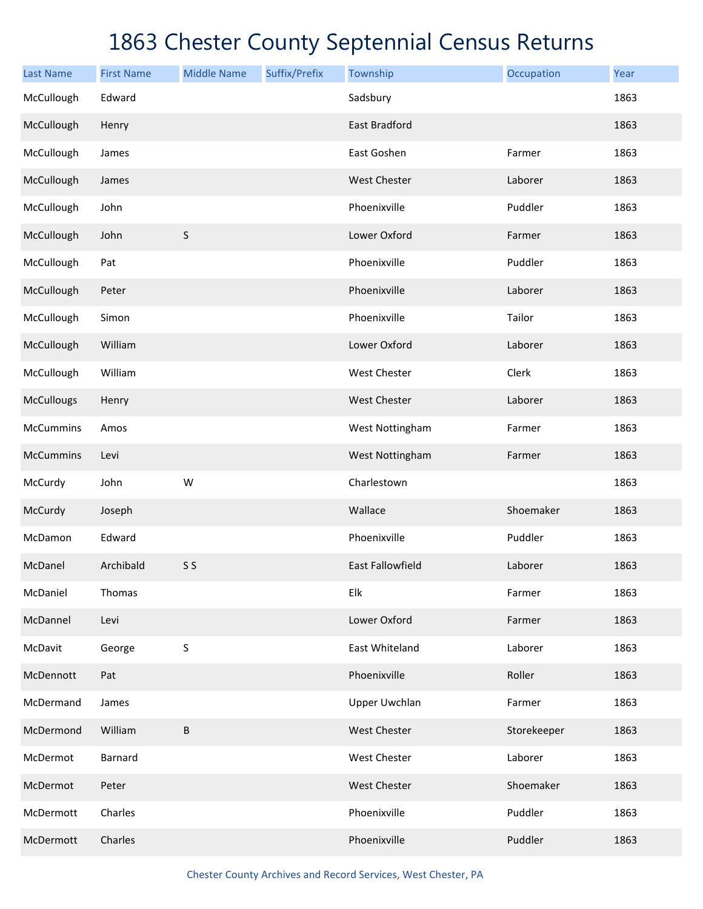# 1863 Chester County Septennial Census Returns

| Last Name | First Name | Middle Name | Suffix/Prefix | Township | Occupation | Year |
|---|---|---|---|---|---|---|
| McCullough | Edward | | | Sadsbury | | 1863 |
| McCullough | Henry | | | East Bradford | | 1863 |
| McCullough | James | | | East Goshen | Farmer | 1863 |
| McCullough | James | | | West Chester | Laborer | 1863 |
| McCullough | John | | | Phoenixville | Puddler | 1863 |
| McCullough | John | S | | Lower Oxford | Farmer | 1863 |
| McCullough | Pat | | | Phoenixville | Puddler | 1863 |
| McCullough | Peter | | | Phoenixville | Laborer | 1863 |
| McCullough | Simon | | | Phoenixville | Tailor | 1863 |
| McCullough | William | | | Lower Oxford | Laborer | 1863 |
| McCullough | William | | | West Chester | Clerk | 1863 |
| McCullougs | Henry | | | West Chester | Laborer | 1863 |
| McCummins | Amos | | | West Nottingham | Farmer | 1863 |
| McCummins | Levi | | | West Nottingham | Farmer | 1863 |
| McCurdy | John | W | | Charlestown | | 1863 |
| McCurdy | Joseph | | | Wallace | Shoemaker | 1863 |
| McDamon | Edward | | | Phoenixville | Puddler | 1863 |
| McDanel | Archibald | S S | | East Fallowfield | Laborer | 1863 |
| McDaniel | Thomas | | | Elk | Farmer | 1863 |
| McDannel | Levi | | | Lower Oxford | Farmer | 1863 |
| McDavit | George | S | | East Whiteland | Laborer | 1863 |
| McDennott | Pat | | | Phoenixville | Roller | 1863 |
| McDermand | James | | | Upper Uwchlan | Farmer | 1863 |
| McDermond | William | B | | West Chester | Storekeeper | 1863 |
| McDermot | Barnard | | | West Chester | Laborer | 1863 |
| McDermot | Peter | | | West Chester | Shoemaker | 1863 |
| McDermott | Charles | | | Phoenixville | Puddler | 1863 |
| McDermott | Charles | | | Phoenixville | Puddler | 1863 |

Chester County Archives and Record Services, West Chester, PA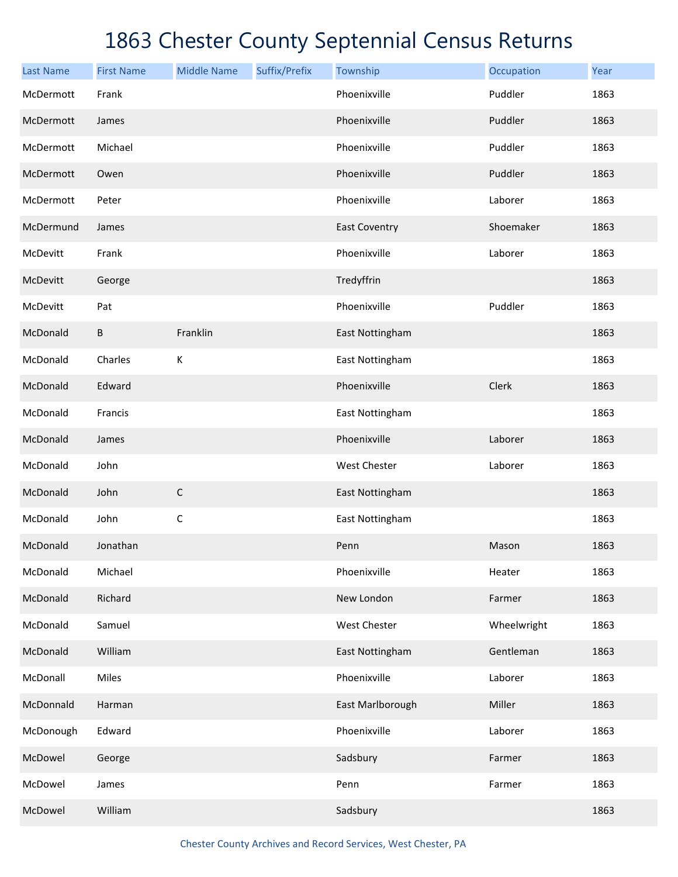# 1863 Chester County Septennial Census Returns

| Last Name | First Name | Middle Name | Suffix/Prefix | Township | Occupation | Year |
|---|---|---|---|---|---|---|
| McDermott | Frank | | | Phoenixville | Puddler | 1863 |
| McDermott | James | | | Phoenixville | Puddler | 1863 |
| McDermott | Michael | | | Phoenixville | Puddler | 1863 |
| McDermott | Owen | | | Phoenixville | Puddler | 1863 |
| McDermott | Peter | | | Phoenixville | Laborer | 1863 |
| McDermund | James | | | East Coventry | Shoemaker | 1863 |
| McDevitt | Frank | | | Phoenixville | Laborer | 1863 |
| McDevitt | George | | | Tredyffrin | | 1863 |
| McDevitt | Pat | | | Phoenixville | Puddler | 1863 |
| McDonald | B | Franklin | | East Nottingham | | 1863 |
| McDonald | Charles | K | | East Nottingham | | 1863 |
| McDonald | Edward | | | Phoenixville | Clerk | 1863 |
| McDonald | Francis | | | East Nottingham | | 1863 |
| McDonald | James | | | Phoenixville | Laborer | 1863 |
| McDonald | John | | | West Chester | Laborer | 1863 |
| McDonald | John | C | | East Nottingham | | 1863 |
| McDonald | John | C | | East Nottingham | | 1863 |
| McDonald | Jonathan | | | Penn | Mason | 1863 |
| McDonald | Michael | | | Phoenixville | Heater | 1863 |
| McDonald | Richard | | | New London | Farmer | 1863 |
| McDonald | Samuel | | | West Chester | Wheelwright | 1863 |
| McDonald | William | | | East Nottingham | Gentleman | 1863 |
| McDonall | Miles | | | Phoenixville | Laborer | 1863 |
| McDonnald | Harman | | | East Marlborough | Miller | 1863 |
| McDonough | Edward | | | Phoenixville | Laborer | 1863 |
| McDowel | George | | | Sadsbury | Farmer | 1863 |
| McDowel | James | | | Penn | Farmer | 1863 |
| McDowel | William | | | Sadsbury | | 1863 |

Chester County Archives and Record Services, West Chester, PA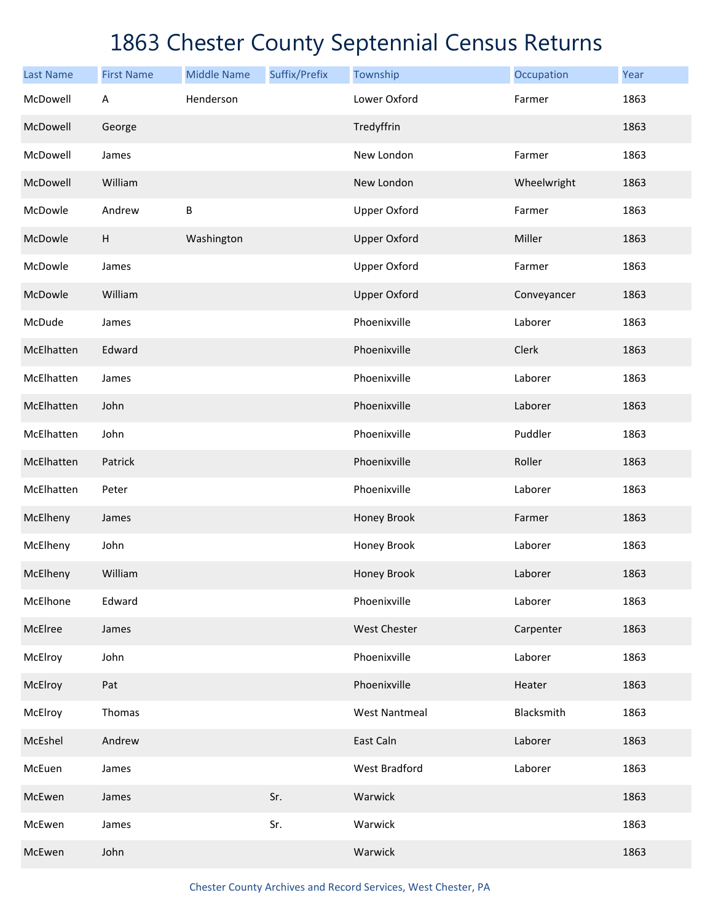# 1863 Chester County Septennial Census Returns

| Last Name | First Name | Middle Name | Suffix/Prefix | Township | Occupation | Year |
|---|---|---|---|---|---|---|
| McDowell | A | Henderson | | Lower Oxford | Farmer | 1863 |
| McDowell | George | | | Tredyffrin | | 1863 |
| McDowell | James | | | New London | Farmer | 1863 |
| McDowell | William | | | New London | Wheelwright | 1863 |
| McDowle | Andrew | B | | Upper Oxford | Farmer | 1863 |
| McDowle | H | Washington | | Upper Oxford | Miller | 1863 |
| McDowle | James | | | Upper Oxford | Farmer | 1863 |
| McDowle | William | | | Upper Oxford | Conveyancer | 1863 |
| McDude | James | | | Phoenixville | Laborer | 1863 |
| McElhatten | Edward | | | Phoenixville | Clerk | 1863 |
| McElhatten | James | | | Phoenixville | Laborer | 1863 |
| McElhatten | John | | | Phoenixville | Laborer | 1863 |
| McElhatten | John | | | Phoenixville | Puddler | 1863 |
| McElhatten | Patrick | | | Phoenixville | Roller | 1863 |
| McElhatten | Peter | | | Phoenixville | Laborer | 1863 |
| McElheny | James | | | Honey Brook | Farmer | 1863 |
| McElheny | John | | | Honey Brook | Laborer | 1863 |
| McElheny | William | | | Honey Brook | Laborer | 1863 |
| McElhone | Edward | | | Phoenixville | Laborer | 1863 |
| McElree | James | | | West Chester | Carpenter | 1863 |
| McElroy | John | | | Phoenixville | Laborer | 1863 |
| McElroy | Pat | | | Phoenixville | Heater | 1863 |
| McElroy | Thomas | | | West Nantmeal | Blacksmith | 1863 |
| McEshel | Andrew | | | East Caln | Laborer | 1863 |
| McEuen | James | | | West Bradford | Laborer | 1863 |
| McEwen | James | | Sr. | Warwick | | 1863 |
| McEwen | James | | Sr. | Warwick | | 1863 |
| McEwen | John | | | Warwick | | 1863 |

Chester County Archives and Record Services, West Chester, PA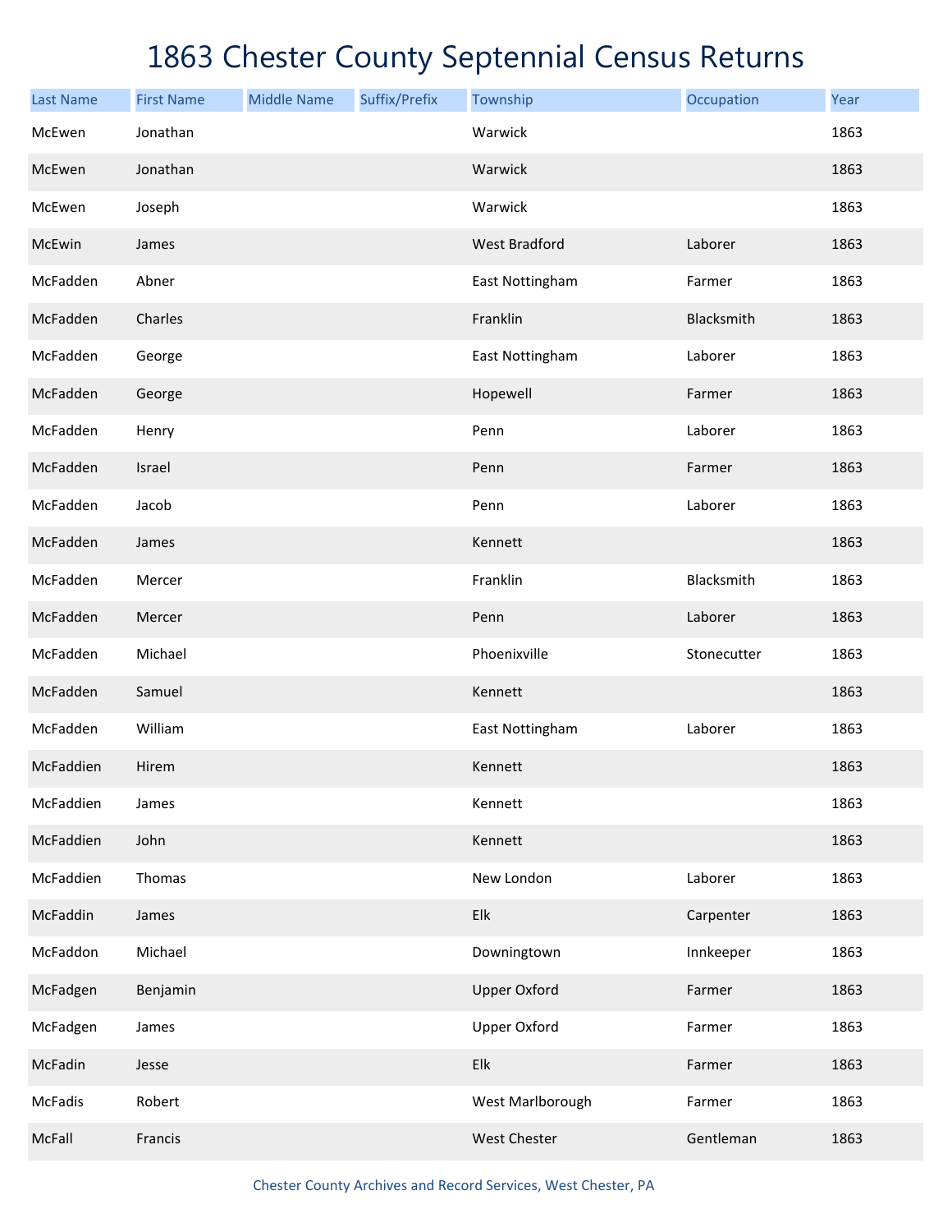# 1863 Chester County Septennial Census Returns

| Last Name | First Name | Middle Name | Suffix/Prefix | Township | Occupation | Year |
|---|---|---|---|---|---|---|
| McEwen | Jonathan | | | Warwick | | 1863 |
| McEwen | Jonathan | | | Warwick | | 1863 |
| McEwen | Joseph | | | Warwick | | 1863 |
| McEwin | James | | | West Bradford | Laborer | 1863 |
| McFadden | Abner | | | East Nottingham | Farmer | 1863 |
| McFadden | Charles | | | Franklin | Blacksmith | 1863 |
| McFadden | George | | | East Nottingham | Laborer | 1863 |
| McFadden | George | | | Hopewell | Farmer | 1863 |
| McFadden | Henry | | | Penn | Laborer | 1863 |
| McFadden | Israel | | | Penn | Farmer | 1863 |
| McFadden | Jacob | | | Penn | Laborer | 1863 |
| McFadden | James | | | Kennett | | 1863 |
| McFadden | Mercer | | | Franklin | Blacksmith | 1863 |
| McFadden | Mercer | | | Penn | Laborer | 1863 |
| McFadden | Michael | | | Phoenixville | Stonecutter | 1863 |
| McFadden | Samuel | | | Kennett | | 1863 |
| McFadden | William | | | East Nottingham | Laborer | 1863 |
| McFaddien | Hirem | | | Kennett | | 1863 |
| McFaddien | James | | | Kennett | | 1863 |
| McFaddien | John | | | Kennett | | 1863 |
| McFaddien | Thomas | | | New London | Laborer | 1863 |
| McFaddin | James | | | Elk | Carpenter | 1863 |
| McFaddon | Michael | | | Downingtown | Innkeeper | 1863 |
| McFadgen | Benjamin | | | Upper Oxford | Farmer | 1863 |
| McFadgen | James | | | Upper Oxford | Farmer | 1863 |
| McFadin | Jesse | | | Elk | Farmer | 1863 |
| McFadis | Robert | | | West Marlborough | Farmer | 1863 |
| McFall | Francis | | | West Chester | Gentleman | 1863 |

Chester County Archives and Record Services, West Chester, PA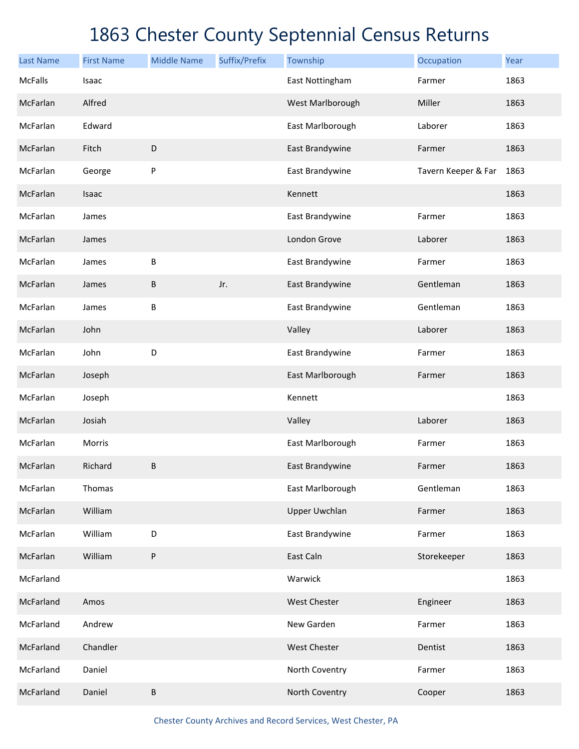# 1863 Chester County Septennial Census Returns

| Last Name | First Name | Middle Name | Suffix/Prefix | Township | Occupation | Year |
|---|---|---|---|---|---|---|
| McFalls | Isaac | | | East Nottingham | Farmer | 1863 |
| McFarlan | Alfred | | | West Marlborough | Miller | 1863 |
| McFarlan | Edward | | | East Marlborough | Laborer | 1863 |
| McFarlan | Fitch | D | | East Brandywine | Farmer | 1863 |
| McFarlan | George | P | | East Brandywine | Tavern Keeper & Far | 1863 |
| McFarlan | Isaac | | | Kennett | | 1863 |
| McFarlan | James | | | East Brandywine | Farmer | 1863 |
| McFarlan | James | | | London Grove | Laborer | 1863 |
| McFarlan | James | B | | East Brandywine | Farmer | 1863 |
| McFarlan | James | B | Jr. | East Brandywine | Gentleman | 1863 |
| McFarlan | James | B | | East Brandywine | Gentleman | 1863 |
| McFarlan | John | | | Valley | Laborer | 1863 |
| McFarlan | John | D | | East Brandywine | Farmer | 1863 |
| McFarlan | Joseph | | | East Marlborough | Farmer | 1863 |
| McFarlan | Joseph | | | Kennett | | 1863 |
| McFarlan | Josiah | | | Valley | Laborer | 1863 |
| McFarlan | Morris | | | East Marlborough | Farmer | 1863 |
| McFarlan | Richard | B | | East Brandywine | Farmer | 1863 |
| McFarlan | Thomas | | | East Marlborough | Gentleman | 1863 |
| McFarlan | William | | | Upper Uwchlan | Farmer | 1863 |
| McFarlan | William | D | | East Brandywine | Farmer | 1863 |
| McFarlan | William | P | | East Caln | Storekeeper | 1863 |
| McFarland | | | | Warwick | | 1863 |
| McFarland | Amos | | | West Chester | Engineer | 1863 |
| McFarland | Andrew | | | New Garden | Farmer | 1863 |
| McFarland | Chandler | | | West Chester | Dentist | 1863 |
| McFarland | Daniel | | | North Coventry | Farmer | 1863 |
| McFarland | Daniel | B | | North Coventry | Cooper | 1863 |

Chester County Archives and Record Services, West Chester, PA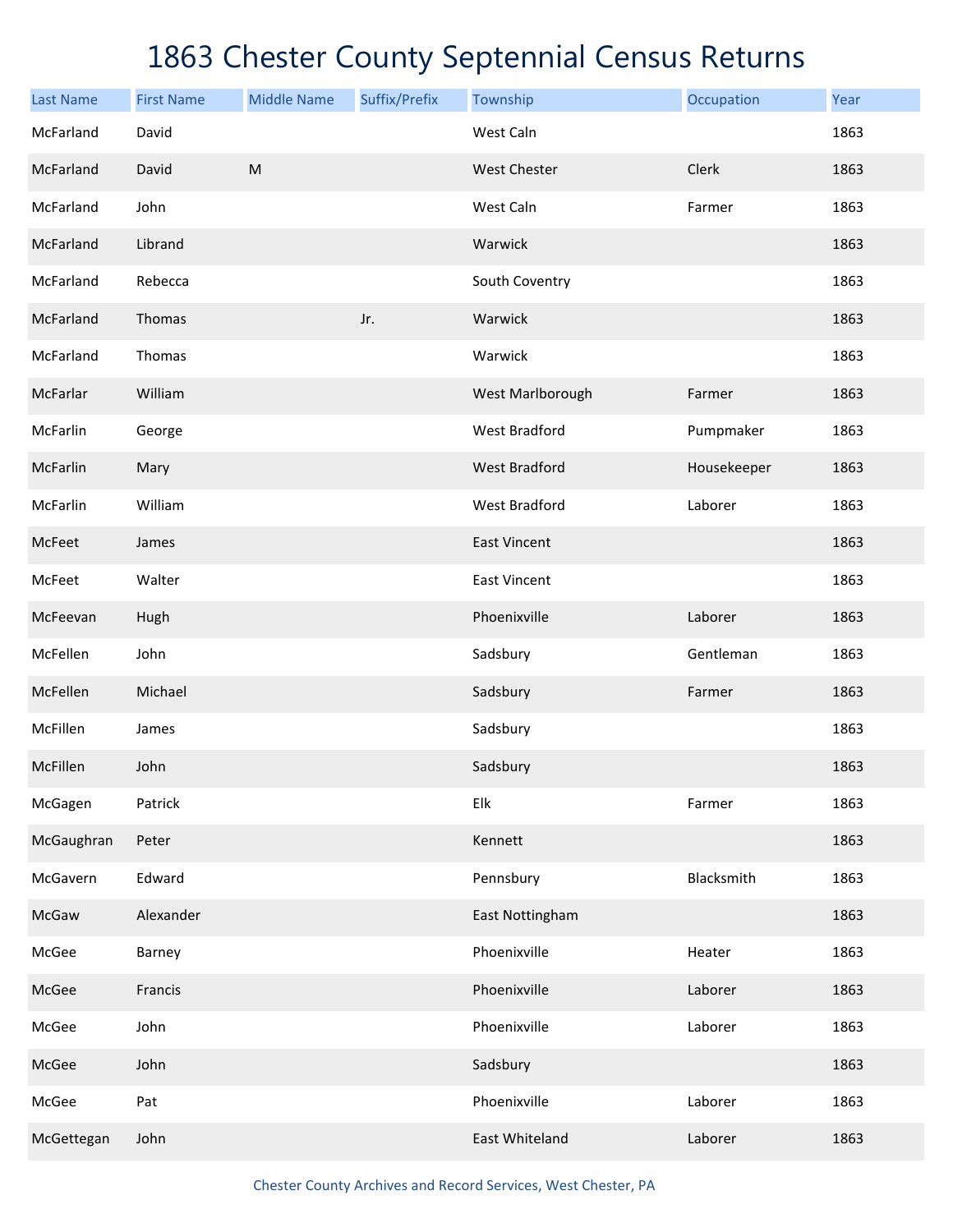# 1863 Chester County Septennial Census Returns

| Last Name | First Name | Middle Name | Suffix/Prefix | Township | Occupation | Year |
|---|---|---|---|---|---|---|
| McFarland | David | | | West Caln | | 1863 |
| McFarland | David | M | | West Chester | Clerk | 1863 |
| McFarland | John | | | West Caln | Farmer | 1863 |
| McFarland | Librand | | | Warwick | | 1863 |
| McFarland | Rebecca | | | South Coventry | | 1863 |
| McFarland | Thomas | | Jr. | Warwick | | 1863 |
| McFarland | Thomas | | | Warwick | | 1863 |
| McFarlar | William | | | West Marlborough | Farmer | 1863 |
| McFarlin | George | | | West Bradford | Pumpmaker | 1863 |
| McFarlin | Mary | | | West Bradford | Housekeeper | 1863 |
| McFarlin | William | | | West Bradford | Laborer | 1863 |
| McFeet | James | | | East Vincent | | 1863 |
| McFeet | Walter | | | East Vincent | | 1863 |
| McFeevan | Hugh | | | Phoenixville | Laborer | 1863 |
| McFellen | John | | | Sadsbury | Gentleman | 1863 |
| McFellen | Michael | | | Sadsbury | Farmer | 1863 |
| McFillen | James | | | Sadsbury | | 1863 |
| McFillen | John | | | Sadsbury | | 1863 |
| McGagen | Patrick | | | Elk | Farmer | 1863 |
| McGaughran | Peter | | | Kennett | | 1863 |
| McGavern | Edward | | | Pennsbury | Blacksmith | 1863 |
| McGaw | Alexander | | | East Nottingham | | 1863 |
| McGee | Barney | | | Phoenixville | Heater | 1863 |
| McGee | Francis | | | Phoenixville | Laborer | 1863 |
| McGee | John | | | Phoenixville | Laborer | 1863 |
| McGee | John | | | Sadsbury | | 1863 |
| McGee | Pat | | | Phoenixville | Laborer | 1863 |
| McGettegan | John | | | East Whiteland | Laborer | 1863 |

Chester County Archives and Record Services, West Chester, PA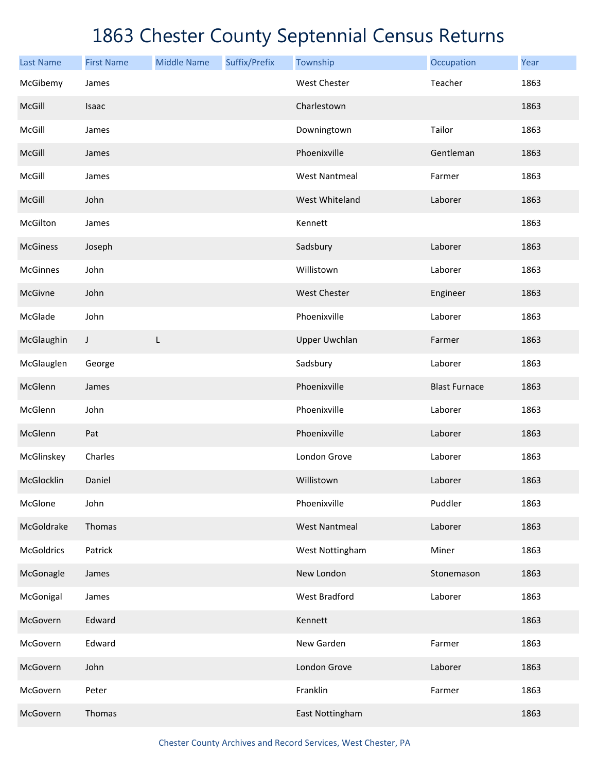# 1863 Chester County Septennial Census Returns

| Last Name | First Name | Middle Name | Suffix/Prefix | Township | Occupation | Year |
|---|---|---|---|---|---|---|
| McGibemy | James | | | West Chester | Teacher | 1863 |
| McGill | Isaac | | | Charlestown | | 1863 |
| McGill | James | | | Downingtown | Tailor | 1863 |
| McGill | James | | | Phoenixville | Gentleman | 1863 |
| McGill | James | | | West Nantmeal | Farmer | 1863 |
| McGill | John | | | West Whiteland | Laborer | 1863 |
| McGilton | James | | | Kennett | | 1863 |
| McGiness | Joseph | | | Sadsbury | Laborer | 1863 |
| McGinnes | John | | | Willistown | Laborer | 1863 |
| McGivne | John | | | West Chester | Engineer | 1863 |
| McGlade | John | | | Phoenixville | Laborer | 1863 |
| McGlaughin | J | L | | Upper Uwchlan | Farmer | 1863 |
| McGlauglen | George | | | Sadsbury | Laborer | 1863 |
| McGlenn | James | | | Phoenixville | Blast Furnace | 1863 |
| McGlenn | John | | | Phoenixville | Laborer | 1863 |
| McGlenn | Pat | | | Phoenixville | Laborer | 1863 |
| McGlinskey | Charles | | | London Grove | Laborer | 1863 |
| McGlocklin | Daniel | | | Willistown | Laborer | 1863 |
| McGlone | John | | | Phoenixville | Puddler | 1863 |
| McGoldrake | Thomas | | | West Nantmeal | Laborer | 1863 |
| McGoldrics | Patrick | | | West Nottingham | Miner | 1863 |
| McGonagle | James | | | New London | Stonemason | 1863 |
| McGonigal | James | | | West Bradford | Laborer | 1863 |
| McGovern | Edward | | | Kennett | | 1863 |
| McGovern | Edward | | | New Garden | Farmer | 1863 |
| McGovern | John | | | London Grove | Laborer | 1863 |
| McGovern | Peter | | | Franklin | Farmer | 1863 |
| McGovern | Thomas | | | East Nottingham | | 1863 |

Chester County Archives and Record Services, West Chester, PA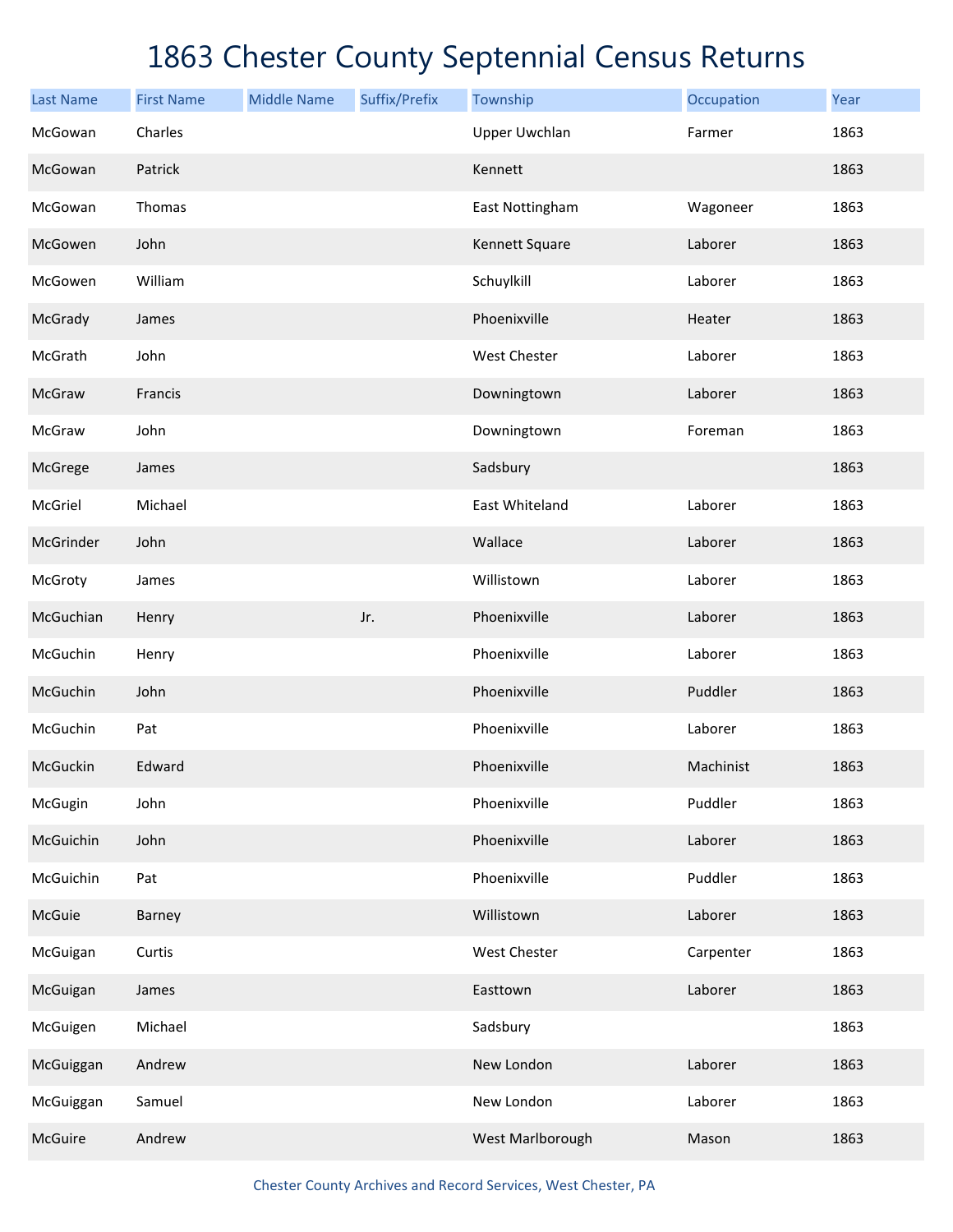# 1863 Chester County Septennial Census Returns

| Last Name | First Name | Middle Name | Suffix/Prefix | Township | Occupation | Year |
|---|---|---|---|---|---|---|
| McGowan | Charles | | | Upper Uwchlan | Farmer | 1863 |
| McGowan | Patrick | | | Kennett | | 1863 |
| McGowan | Thomas | | | East Nottingham | Wagoneer | 1863 |
| McGowen | John | | | Kennett Square | Laborer | 1863 |
| McGowen | William | | | Schuylkill | Laborer | 1863 |
| McGrady | James | | | Phoenixville | Heater | 1863 |
| McGrath | John | | | West Chester | Laborer | 1863 |
| McGraw | Francis | | | Downingtown | Laborer | 1863 |
| McGraw | John | | | Downingtown | Foreman | 1863 |
| McGrege | James | | | Sadsbury | | 1863 |
| McGriel | Michael | | | East Whiteland | Laborer | 1863 |
| McGrinder | John | | | Wallace | Laborer | 1863 |
| McGroty | James | | | Willistown | Laborer | 1863 |
| McGuchian | Henry | | Jr. | Phoenixville | Laborer | 1863 |
| McGuchin | Henry | | | Phoenixville | Laborer | 1863 |
| McGuchin | John | | | Phoenixville | Puddler | 1863 |
| McGuchin | Pat | | | Phoenixville | Laborer | 1863 |
| McGuckin | Edward | | | Phoenixville | Machinist | 1863 |
| McGugin | John | | | Phoenixville | Puddler | 1863 |
| McGuichin | John | | | Phoenixville | Laborer | 1863 |
| McGuichin | Pat | | | Phoenixville | Puddler | 1863 |
| McGuie | Barney | | | Willistown | Laborer | 1863 |
| McGuigan | Curtis | | | West Chester | Carpenter | 1863 |
| McGuigan | James | | | Easttown | Laborer | 1863 |
| McGuigen | Michael | | | Sadsbury | | 1863 |
| McGuiggan | Andrew | | | New London | Laborer | 1863 |
| McGuiggan | Samuel | | | New London | Laborer | 1863 |
| McGuire | Andrew | | | West Marlborough | Mason | 1863 |

Chester County Archives and Record Services, West Chester, PA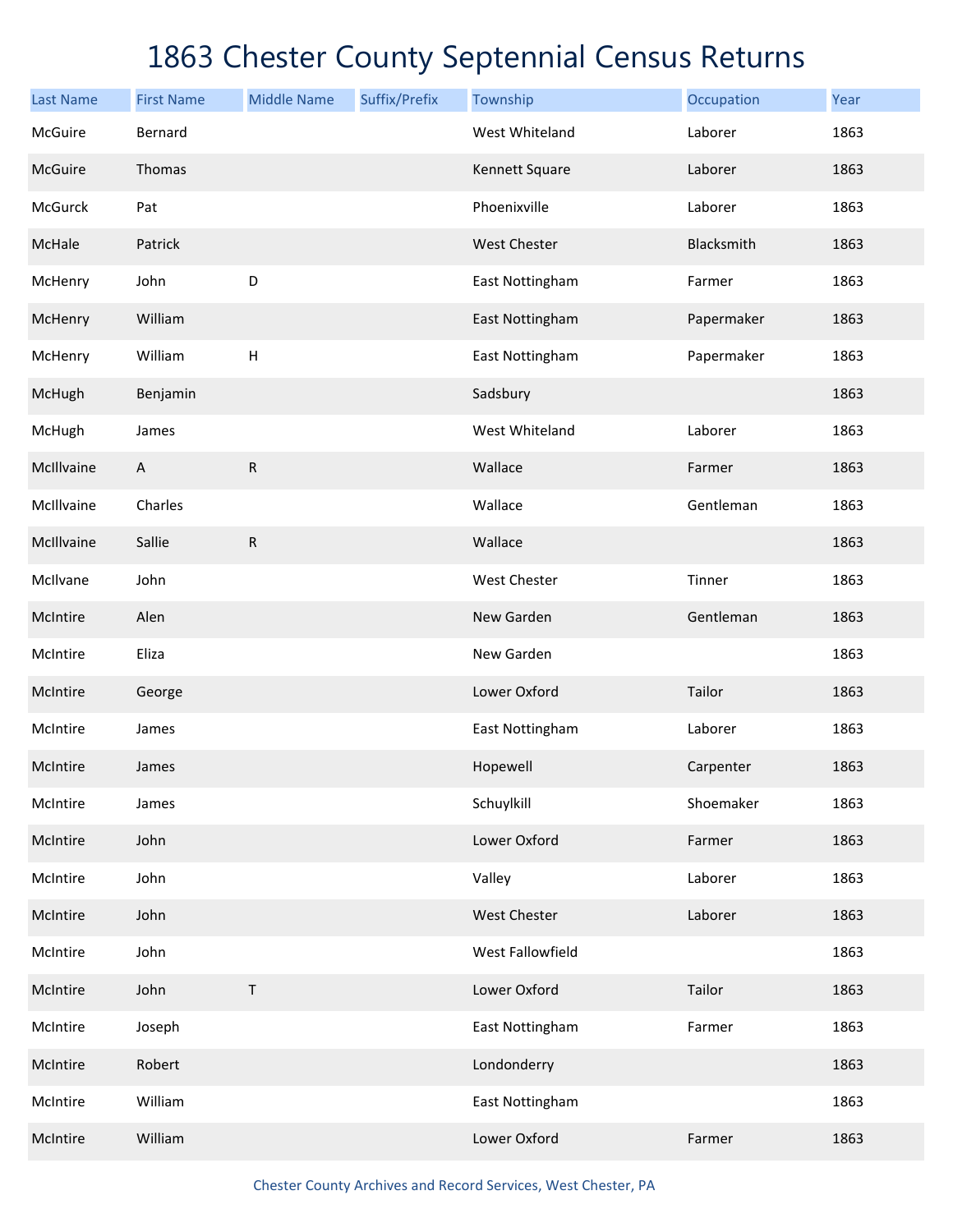# 1863 Chester County Septennial Census Returns

| Last Name | First Name | Middle Name | Suffix/Prefix | Township | Occupation | Year |
|---|---|---|---|---|---|---|
| McGuire | Bernard | | | West Whiteland | Laborer | 1863 |
| McGuire | Thomas | | | Kennett Square | Laborer | 1863 |
| McGurck | Pat | | | Phoenixville | Laborer | 1863 |
| McHale | Patrick | | | West Chester | Blacksmith | 1863 |
| McHenry | John | D | | East Nottingham | Farmer | 1863 |
| McHenry | William | | | East Nottingham | Papermaker | 1863 |
| McHenry | William | H | | East Nottingham | Papermaker | 1863 |
| McHugh | Benjamin | | | Sadsbury | | 1863 |
| McHugh | James | | | West Whiteland | Laborer | 1863 |
| McIllvaine | A | R | | Wallace | Farmer | 1863 |
| McIllvaine | Charles | | | Wallace | Gentleman | 1863 |
| McIllvaine | Sallie | R | | Wallace | | 1863 |
| McIlvane | John | | | West Chester | Tinner | 1863 |
| McIntire | Alen | | | New Garden | Gentleman | 1863 |
| McIntire | Eliza | | | New Garden | | 1863 |
| McIntire | George | | | Lower Oxford | Tailor | 1863 |
| McIntire | James | | | East Nottingham | Laborer | 1863 |
| McIntire | James | | | Hopewell | Carpenter | 1863 |
| McIntire | James | | | Schuylkill | Shoemaker | 1863 |
| McIntire | John | | | Lower Oxford | Farmer | 1863 |
| McIntire | John | | | Valley | Laborer | 1863 |
| McIntire | John | | | West Chester | Laborer | 1863 |
| McIntire | John | | | West Fallowfield | | 1863 |
| McIntire | John | T | | Lower Oxford | Tailor | 1863 |
| McIntire | Joseph | | | East Nottingham | Farmer | 1863 |
| McIntire | Robert | | | Londonderry | | 1863 |
| McIntire | William | | | East Nottingham | | 1863 |
| McIntire | William | | | Lower Oxford | Farmer | 1863 |

Chester County Archives and Record Services, West Chester, PA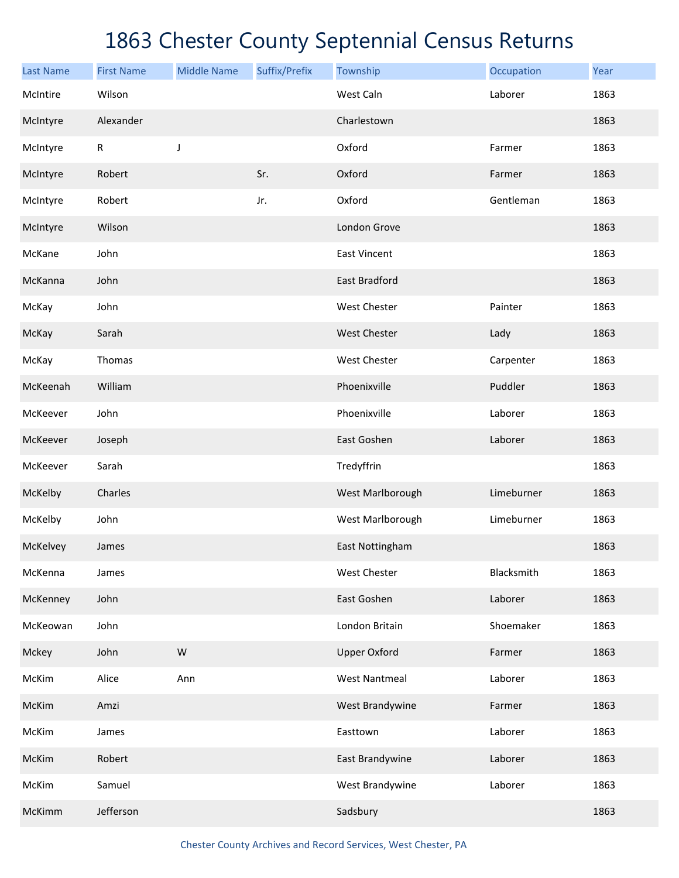# 1863 Chester County Septennial Census Returns

| Last Name | First Name | Middle Name | Suffix/Prefix | Township | Occupation | Year |
|---|---|---|---|---|---|---|
| McIntire | Wilson | | | West Caln | Laborer | 1863 |
| McIntyre | Alexander | | | Charlestown | | 1863 |
| McIntyre | R | J | | Oxford | Farmer | 1863 |
| McIntyre | Robert | | Sr. | Oxford | Farmer | 1863 |
| McIntyre | Robert | | Jr. | Oxford | Gentleman | 1863 |
| McIntyre | Wilson | | | London Grove | | 1863 |
| McKane | John | | | East Vincent | | 1863 |
| McKanna | John | | | East Bradford | | 1863 |
| McKay | John | | | West Chester | Painter | 1863 |
| McKay | Sarah | | | West Chester | Lady | 1863 |
| McKay | Thomas | | | West Chester | Carpenter | 1863 |
| McKeenah | William | | | Phoenixville | Puddler | 1863 |
| McKeever | John | | | Phoenixville | Laborer | 1863 |
| McKeever | Joseph | | | East Goshen | Laborer | 1863 |
| McKeever | Sarah | | | Tredyffrin | | 1863 |
| McKelby | Charles | | | West Marlborough | Limeburner | 1863 |
| McKelby | John | | | West Marlborough | Limeburner | 1863 |
| McKelvey | James | | | East Nottingham | | 1863 |
| McKenna | James | | | West Chester | Blacksmith | 1863 |
| McKenney | John | | | East Goshen | Laborer | 1863 |
| McKeowan | John | | | London Britain | Shoemaker | 1863 |
| Mckey | John | W | | Upper Oxford | Farmer | 1863 |
| McKim | Alice | Ann | | West Nantmeal | Laborer | 1863 |
| McKim | Amzi | | | West Brandywine | Farmer | 1863 |
| McKim | James | | | Easttown | Laborer | 1863 |
| McKim | Robert | | | East Brandywine | Laborer | 1863 |
| McKim | Samuel | | | West Brandywine | Laborer | 1863 |
| McKimm | Jefferson | | | Sadsbury | | 1863 |

Chester County Archives and Record Services, West Chester, PA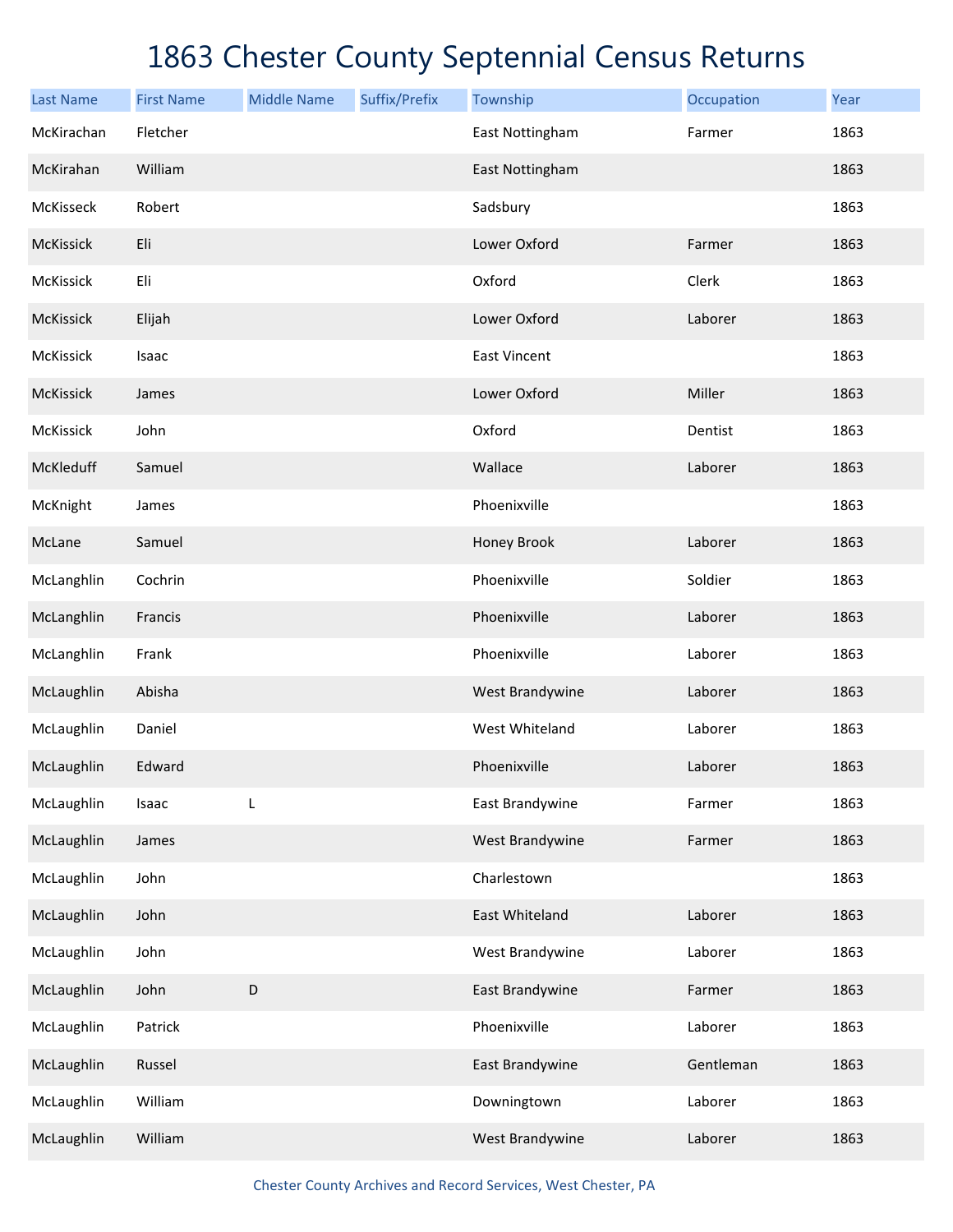# 1863 Chester County Septennial Census Returns

| Last Name | First Name | Middle Name | Suffix/Prefix | Township | Occupation | Year |
|---|---|---|---|---|---|---|
| McKirachan | Fletcher | | | East Nottingham | Farmer | 1863 |
| McKirahan | William | | | East Nottingham | | 1863 |
| McKisseck | Robert | | | Sadsbury | | 1863 |
| McKissick | Eli | | | Lower Oxford | Farmer | 1863 |
| McKissick | Eli | | | Oxford | Clerk | 1863 |
| McKissick | Elijah | | | Lower Oxford | Laborer | 1863 |
| McKissick | Isaac | | | East Vincent | | 1863 |
| McKissick | James | | | Lower Oxford | Miller | 1863 |
| McKissick | John | | | Oxford | Dentist | 1863 |
| McKleduff | Samuel | | | Wallace | Laborer | 1863 |
| McKnight | James | | | Phoenixville | | 1863 |
| McLane | Samuel | | | Honey Brook | Laborer | 1863 |
| McLanghlin | Cochrin | | | Phoenixville | Soldier | 1863 |
| McLanghlin | Francis | | | Phoenixville | Laborer | 1863 |
| McLanghlin | Frank | | | Phoenixville | Laborer | 1863 |
| McLaughlin | Abisha | | | West Brandywine | Laborer | 1863 |
| McLaughlin | Daniel | | | West Whiteland | Laborer | 1863 |
| McLaughlin | Edward | | | Phoenixville | Laborer | 1863 |
| McLaughlin | Isaac | L | | East Brandywine | Farmer | 1863 |
| McLaughlin | James | | | West Brandywine | Farmer | 1863 |
| McLaughlin | John | | | Charlestown | | 1863 |
| McLaughlin | John | | | East Whiteland | Laborer | 1863 |
| McLaughlin | John | | | West Brandywine | Laborer | 1863 |
| McLaughlin | John | D | | East Brandywine | Farmer | 1863 |
| McLaughlin | Patrick | | | Phoenixville | Laborer | 1863 |
| McLaughlin | Russel | | | East Brandywine | Gentleman | 1863 |
| McLaughlin | William | | | Downingtown | Laborer | 1863 |
| McLaughlin | William | | | West Brandywine | Laborer | 1863 |

Chester County Archives and Record Services, West Chester, PA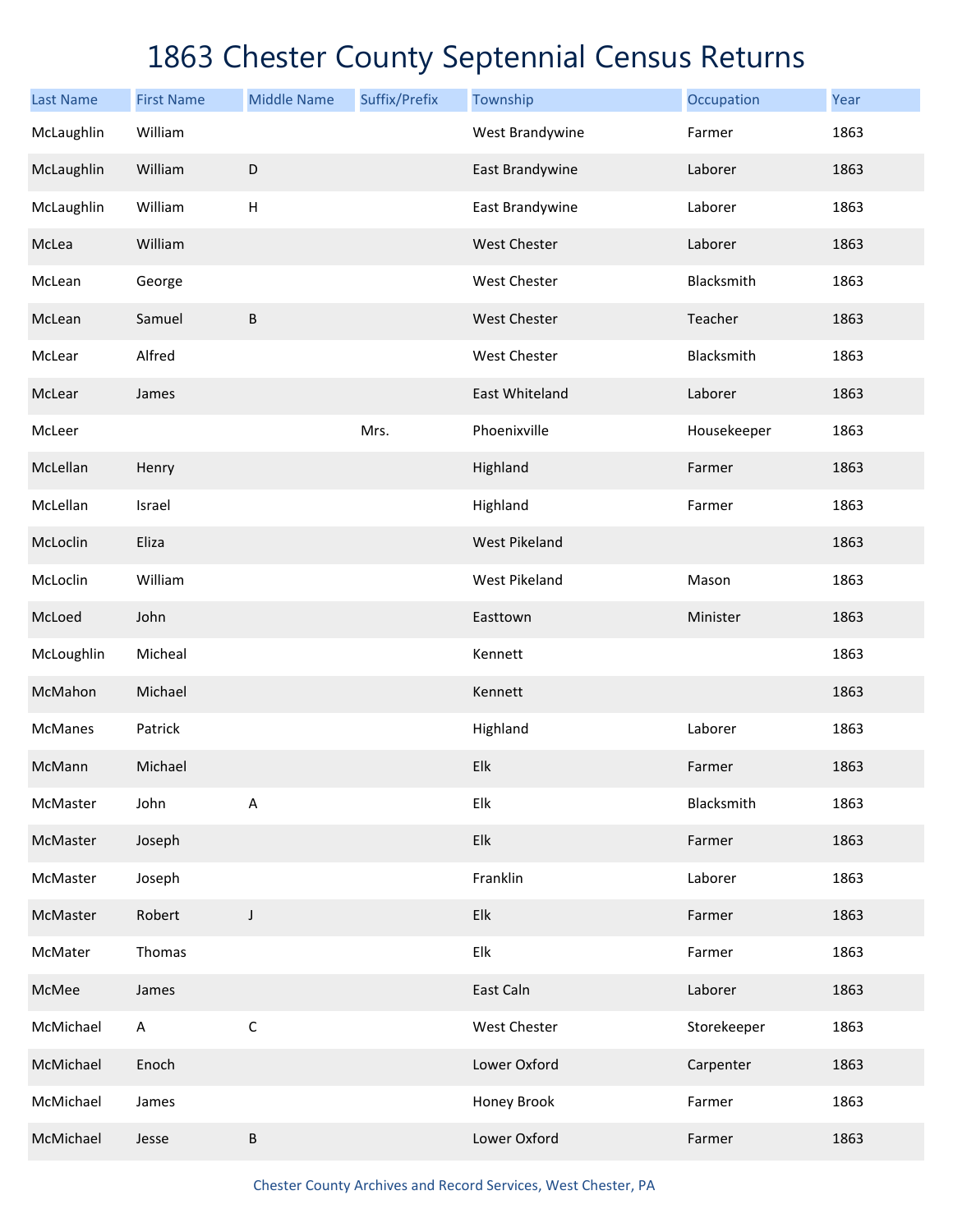# 1863 Chester County Septennial Census Returns

| Last Name | First Name | Middle Name | Suffix/Prefix | Township | Occupation | Year |
|---|---|---|---|---|---|---|
| McLaughlin | William | | | West Brandywine | Farmer | 1863 |
| McLaughlin | William | D | | East Brandywine | Laborer | 1863 |
| McLaughlin | William | H | | East Brandywine | Laborer | 1863 |
| McLea | William | | | West Chester | Laborer | 1863 |
| McLean | George | | | West Chester | Blacksmith | 1863 |
| McLean | Samuel | B | | West Chester | Teacher | 1863 |
| McLear | Alfred | | | West Chester | Blacksmith | 1863 |
| McLear | James | | | East Whiteland | Laborer | 1863 |
| McLeer | | | Mrs. | Phoenixville | Housekeeper | 1863 |
| McLellan | Henry | | | Highland | Farmer | 1863 |
| McLellan | Israel | | | Highland | Farmer | 1863 |
| McLoclin | Eliza | | | West Pikeland | | 1863 |
| McLoclin | William | | | West Pikeland | Mason | 1863 |
| McLoed | John | | | Easttown | Minister | 1863 |
| McLoughlin | Micheal | | | Kennett | | 1863 |
| McMahon | Michael | | | Kennett | | 1863 |
| McManes | Patrick | | | Highland | Laborer | 1863 |
| McMann | Michael | | | Elk | Farmer | 1863 |
| McMaster | John | A | | Elk | Blacksmith | 1863 |
| McMaster | Joseph | | | Elk | Farmer | 1863 |
| McMaster | Joseph | | | Franklin | Laborer | 1863 |
| McMaster | Robert | J | | Elk | Farmer | 1863 |
| McMater | Thomas | | | Elk | Farmer | 1863 |
| McMee | James | | | East Caln | Laborer | 1863 |
| McMichael | A | C | | West Chester | Storekeeper | 1863 |
| McMichael | Enoch | | | Lower Oxford | Carpenter | 1863 |
| McMichael | James | | | Honey Brook | Farmer | 1863 |
| McMichael | Jesse | B | | Lower Oxford | Farmer | 1863 |

Chester County Archives and Record Services, West Chester, PA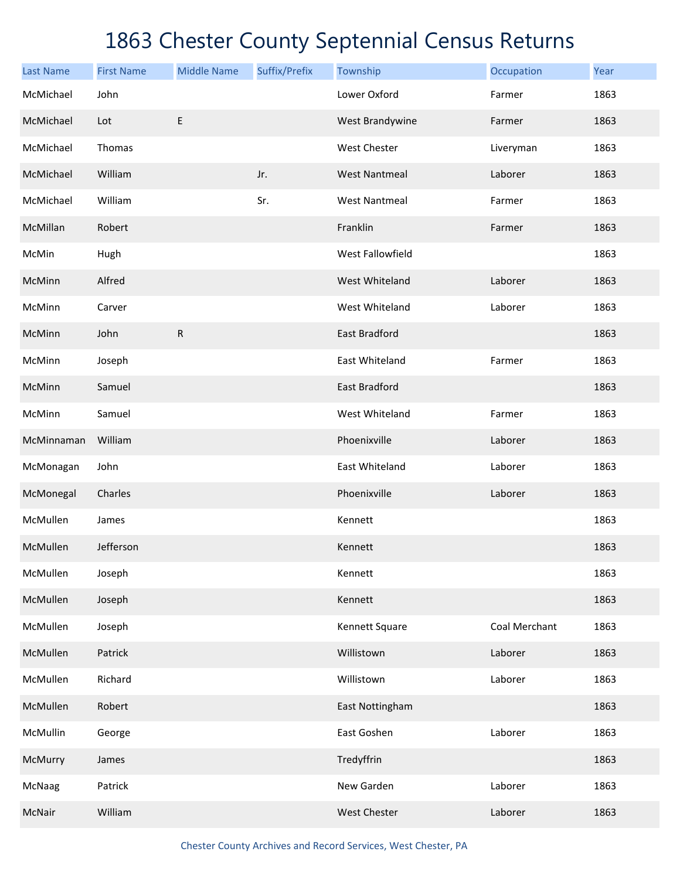# 1863 Chester County Septennial Census Returns

| Last Name | First Name | Middle Name | Suffix/Prefix | Township | Occupation | Year |
|---|---|---|---|---|---|---|
| McMichael | John | | | Lower Oxford | Farmer | 1863 |
| McMichael | Lot | E | | West Brandywine | Farmer | 1863 |
| McMichael | Thomas | | | West Chester | Liveryman | 1863 |
| McMichael | William | | Jr. | West Nantmeal | Laborer | 1863 |
| McMichael | William | | Sr. | West Nantmeal | Farmer | 1863 |
| McMillan | Robert | | | Franklin | Farmer | 1863 |
| McMin | Hugh | | | West Fallowfield | | 1863 |
| McMinn | Alfred | | | West Whiteland | Laborer | 1863 |
| McMinn | Carver | | | West Whiteland | Laborer | 1863 |
| McMinn | John | R | | East Bradford | | 1863 |
| McMinn | Joseph | | | East Whiteland | Farmer | 1863 |
| McMinn | Samuel | | | East Bradford | | 1863 |
| McMinn | Samuel | | | West Whiteland | Farmer | 1863 |
| McMinnaman | William | | | Phoenixville | Laborer | 1863 |
| McMonagan | John | | | East Whiteland | Laborer | 1863 |
| McMonegal | Charles | | | Phoenixville | Laborer | 1863 |
| McMullen | James | | | Kennett | | 1863 |
| McMullen | Jefferson | | | Kennett | | 1863 |
| McMullen | Joseph | | | Kennett | | 1863 |
| McMullen | Joseph | | | Kennett | | 1863 |
| McMullen | Joseph | | | Kennett Square | Coal Merchant | 1863 |
| McMullen | Patrick | | | Willistown | Laborer | 1863 |
| McMullen | Richard | | | Willistown | Laborer | 1863 |
| McMullen | Robert | | | East Nottingham | | 1863 |
| McMullin | George | | | East Goshen | Laborer | 1863 |
| McMurry | James | | | Tredyffrin | | 1863 |
| McNaag | Patrick | | | New Garden | Laborer | 1863 |
| McNair | William | | | West Chester | Laborer | 1863 |

Chester County Archives and Record Services, West Chester, PA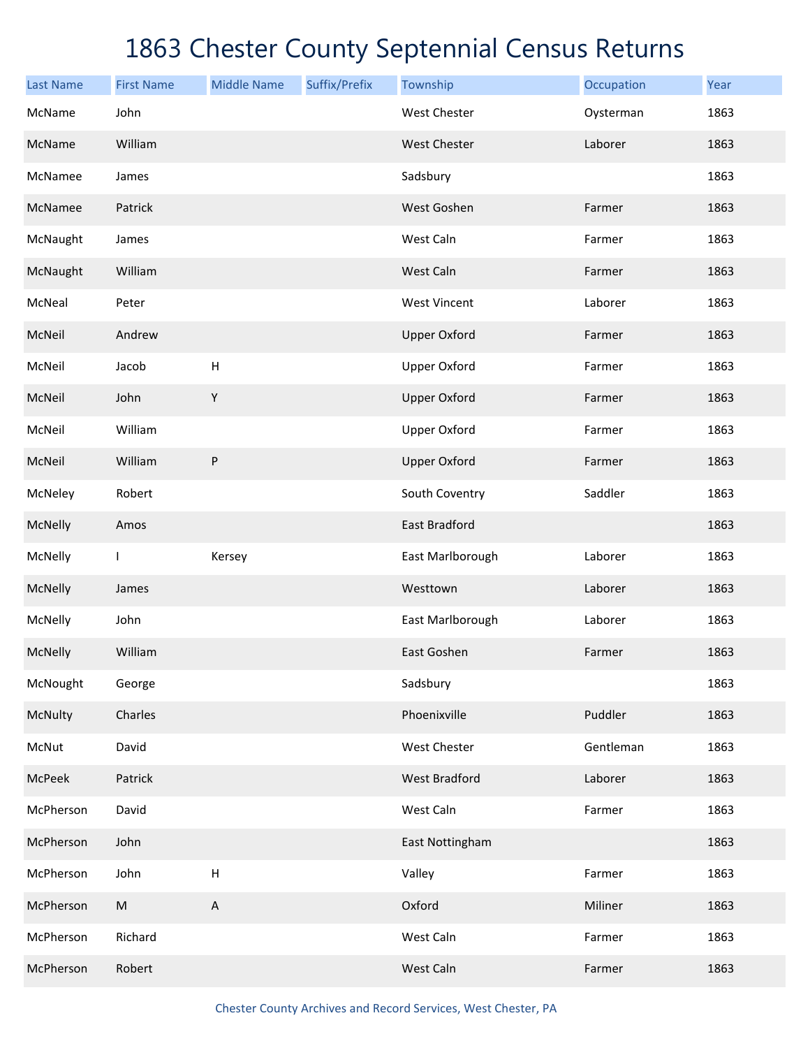# 1863 Chester County Septennial Census Returns

| Last Name | First Name | Middle Name | Suffix/Prefix | Township | Occupation | Year |
|---|---|---|---|---|---|---|
| McName | John | | | West Chester | Oysterman | 1863 |
| McName | William | | | West Chester | Laborer | 1863 |
| McNamee | James | | | Sadsbury | | 1863 |
| McNamee | Patrick | | | West Goshen | Farmer | 1863 |
| McNaught | James | | | West Caln | Farmer | 1863 |
| McNaught | William | | | West Caln | Farmer | 1863 |
| McNeal | Peter | | | West Vincent | Laborer | 1863 |
| McNeil | Andrew | | | Upper Oxford | Farmer | 1863 |
| McNeil | Jacob | H | | Upper Oxford | Farmer | 1863 |
| McNeil | John | Y | | Upper Oxford | Farmer | 1863 |
| McNeil | William | | | Upper Oxford | Farmer | 1863 |
| McNeil | William | P | | Upper Oxford | Farmer | 1863 |
| McNeley | Robert | | | South Coventry | Saddler | 1863 |
| McNelly | Amos | | | East Bradford | | 1863 |
| McNelly | I | Kersey | | East Marlborough | Laborer | 1863 |
| McNelly | James | | | Westtown | Laborer | 1863 |
| McNelly | John | | | East Marlborough | Laborer | 1863 |
| McNelly | William | | | East Goshen | Farmer | 1863 |
| McNought | George | | | Sadsbury | | 1863 |
| McNulty | Charles | | | Phoenixville | Puddler | 1863 |
| McNut | David | | | West Chester | Gentleman | 1863 |
| McPeek | Patrick | | | West Bradford | Laborer | 1863 |
| McPherson | David | | | West Caln | Farmer | 1863 |
| McPherson | John | | | East Nottingham | | 1863 |
| McPherson | John | H | | Valley | Farmer | 1863 |
| McPherson | M | A | | Oxford | Miliner | 1863 |
| McPherson | Richard | | | West Caln | Farmer | 1863 |
| McPherson | Robert | | | West Caln | Farmer | 1863 |

Chester County Archives and Record Services, West Chester, PA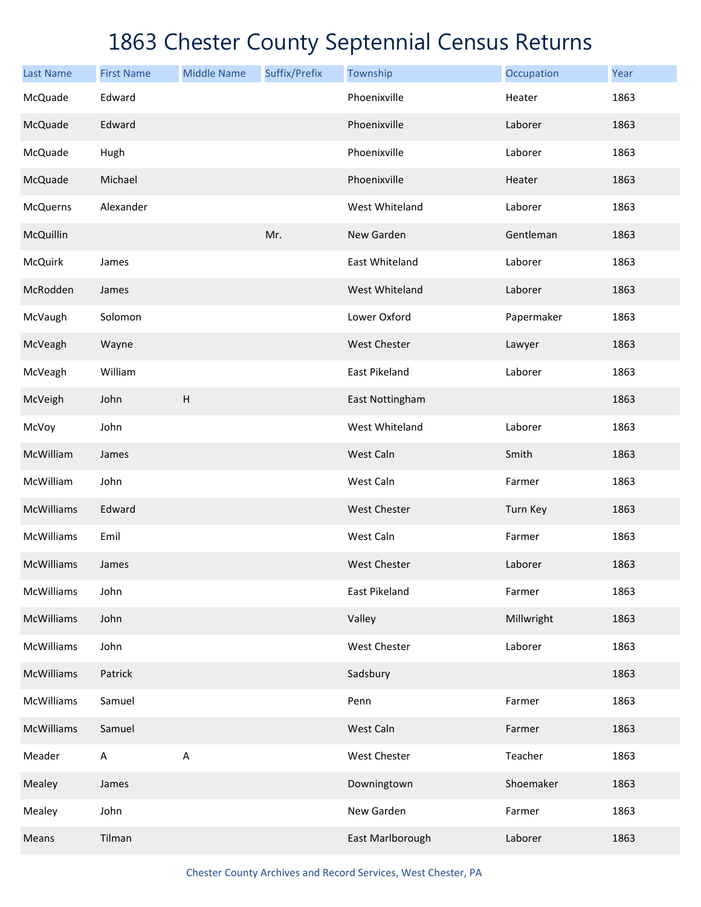# 1863 Chester County Septennial Census Returns

| Last Name | First Name | Middle Name | Suffix/Prefix | Township | Occupation | Year |
|---|---|---|---|---|---|---|
| McQuade | Edward | | | Phoenixville | Heater | 1863 |
| McQuade | Edward | | | Phoenixville | Laborer | 1863 |
| McQuade | Hugh | | | Phoenixville | Laborer | 1863 |
| McQuade | Michael | | | Phoenixville | Heater | 1863 |
| McQuerns | Alexander | | | West Whiteland | Laborer | 1863 |
| McQuillin | | | Mr. | New Garden | Gentleman | 1863 |
| McQuirk | James | | | East Whiteland | Laborer | 1863 |
| McRodden | James | | | West Whiteland | Laborer | 1863 |
| McVaugh | Solomon | | | Lower Oxford | Papermaker | 1863 |
| McVeagh | Wayne | | | West Chester | Lawyer | 1863 |
| McVeagh | William | | | East Pikeland | Laborer | 1863 |
| McVeigh | John | H | | East Nottingham | | 1863 |
| McVoy | John | | | West Whiteland | Laborer | 1863 |
| McWilliam | James | | | West Caln | Smith | 1863 |
| McWilliam | John | | | West Caln | Farmer | 1863 |
| McWilliams | Edward | | | West Chester | Turn Key | 1863 |
| McWilliams | Emil | | | West Caln | Farmer | 1863 |
| McWilliams | James | | | West Chester | Laborer | 1863 |
| McWilliams | John | | | East Pikeland | Farmer | 1863 |
| McWilliams | John | | | Valley | Millwright | 1863 |
| McWilliams | John | | | West Chester | Laborer | 1863 |
| McWilliams | Patrick | | | Sadsbury | | 1863 |
| McWilliams | Samuel | | | Penn | Farmer | 1863 |
| McWilliams | Samuel | | | West Caln | Farmer | 1863 |
| Meader | A | A | | West Chester | Teacher | 1863 |
| Mealey | James | | | Downingtown | Shoemaker | 1863 |
| Mealey | John | | | New Garden | Farmer | 1863 |
| Means | Tilman | | | East Marlborough | Laborer | 1863 |

Chester County Archives and Record Services, West Chester, PA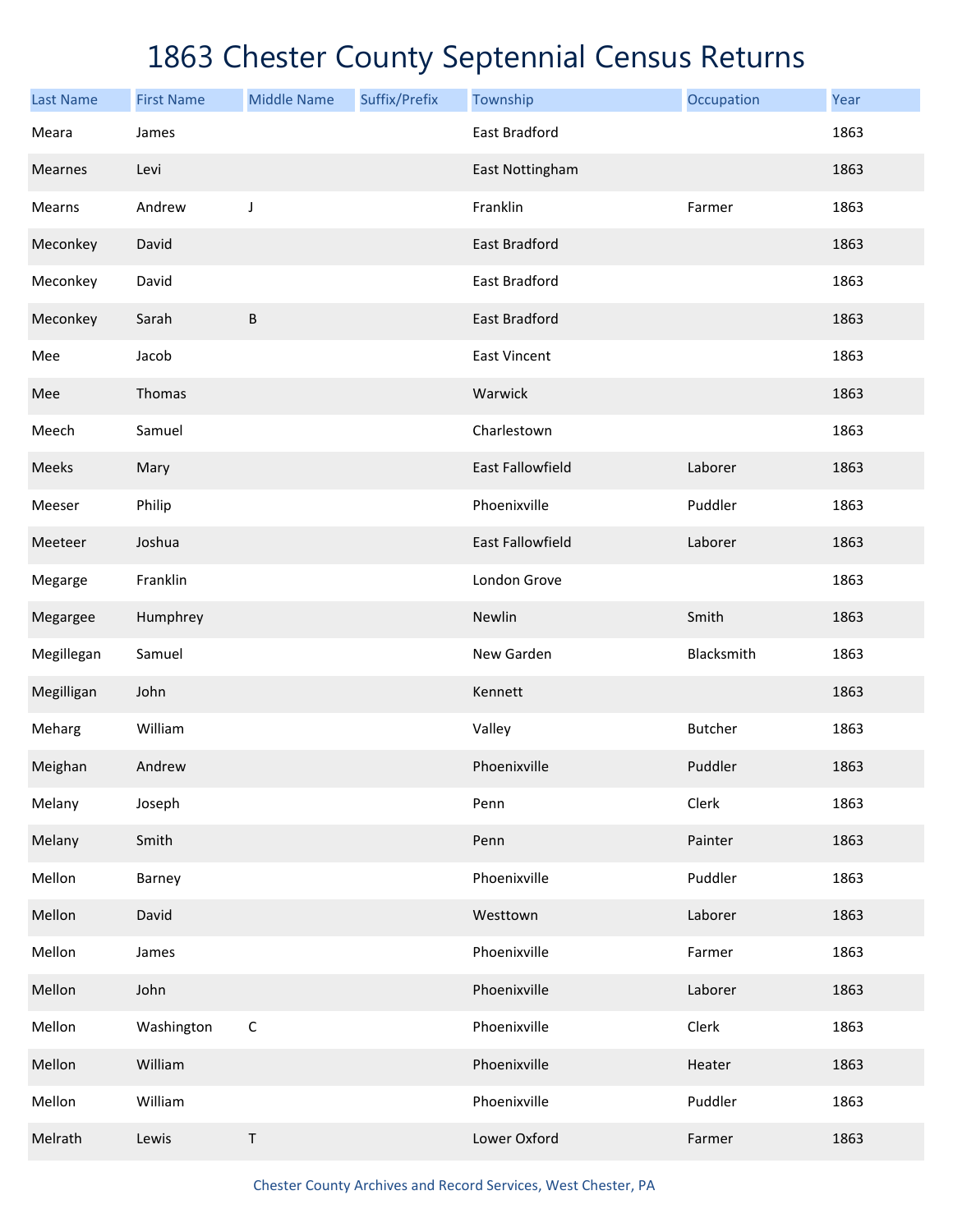# 1863 Chester County Septennial Census Returns

| Last Name | First Name | Middle Name | Suffix/Prefix | Township | Occupation | Year |
|---|---|---|---|---|---|---|
| Meara | James | | | East Bradford | | 1863 |
| Mearnes | Levi | | | East Nottingham | | 1863 |
| Mearns | Andrew | J | | Franklin | Farmer | 1863 |
| Meconkey | David | | | East Bradford | | 1863 |
| Meconkey | David | | | East Bradford | | 1863 |
| Meconkey | Sarah | B | | East Bradford | | 1863 |
| Mee | Jacob | | | East Vincent | | 1863 |
| Mee | Thomas | | | Warwick | | 1863 |
| Meech | Samuel | | | Charlestown | | 1863 |
| Meeks | Mary | | | East Fallowfield | Laborer | 1863 |
| Meeser | Philip | | | Phoenixville | Puddler | 1863 |
| Meeteer | Joshua | | | East Fallowfield | Laborer | 1863 |
| Megarge | Franklin | | | London Grove | | 1863 |
| Megargee | Humphrey | | | Newlin | Smith | 1863 |
| Megillegan | Samuel | | | New Garden | Blacksmith | 1863 |
| Megilligan | John | | | Kennett | | 1863 |
| Meharg | William | | | Valley | Butcher | 1863 |
| Meighan | Andrew | | | Phoenixville | Puddler | 1863 |
| Melany | Joseph | | | Penn | Clerk | 1863 |
| Melany | Smith | | | Penn | Painter | 1863 |
| Mellon | Barney | | | Phoenixville | Puddler | 1863 |
| Mellon | David | | | Westtown | Laborer | 1863 |
| Mellon | James | | | Phoenixville | Farmer | 1863 |
| Mellon | John | | | Phoenixville | Laborer | 1863 |
| Mellon | Washington | C | | Phoenixville | Clerk | 1863 |
| Mellon | William | | | Phoenixville | Heater | 1863 |
| Mellon | William | | | Phoenixville | Puddler | 1863 |
| Melrath | Lewis | T | | Lower Oxford | Farmer | 1863 |

Chester County Archives and Record Services, West Chester, PA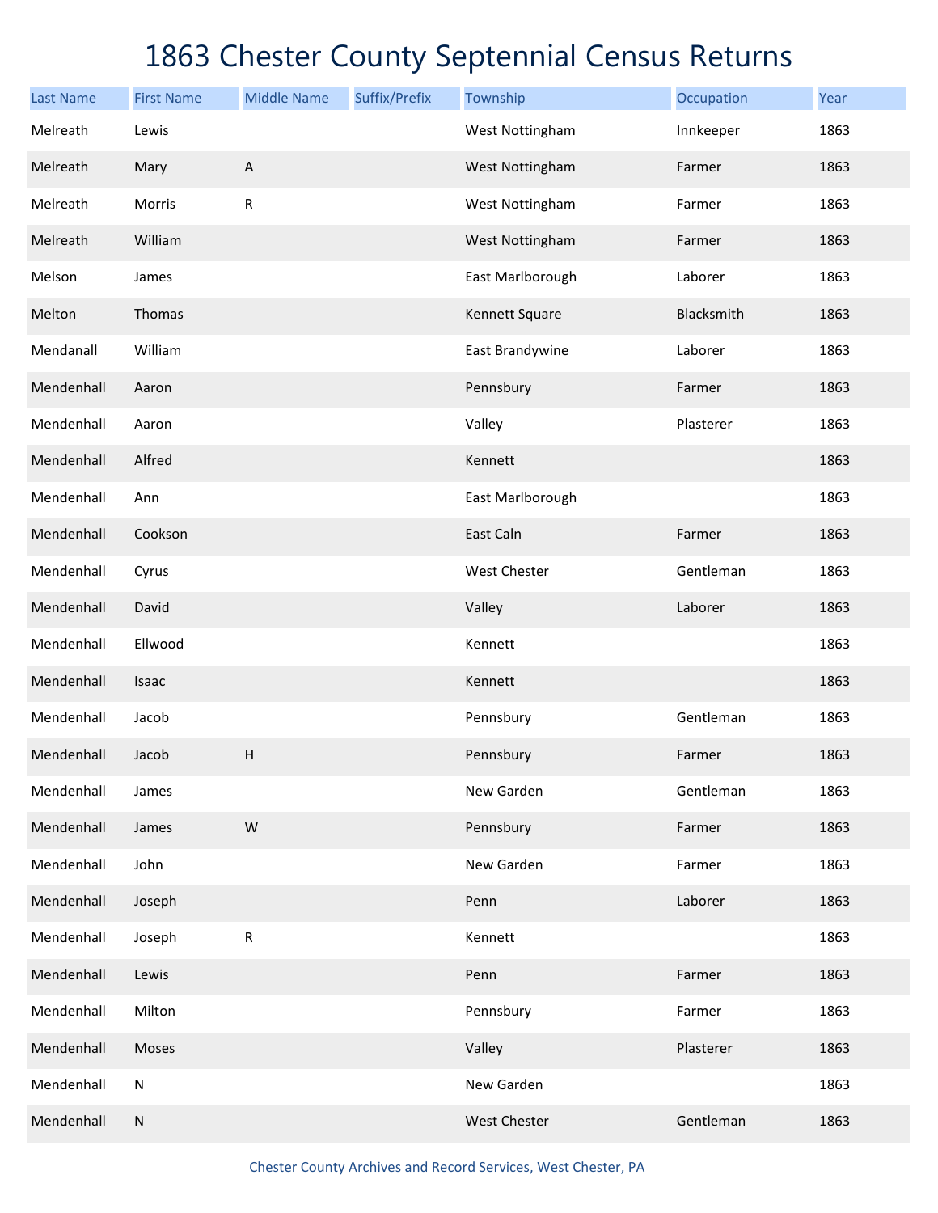# 1863 Chester County Septennial Census Returns

| Last Name | First Name | Middle Name | Suffix/Prefix | Township | Occupation | Year |
|---|---|---|---|---|---|---|
| Melreath | Lewis | | | West Nottingham | Innkeeper | 1863 |
| Melreath | Mary | A | | West Nottingham | Farmer | 1863 |
| Melreath | Morris | R | | West Nottingham | Farmer | 1863 |
| Melreath | William | | | West Nottingham | Farmer | 1863 |
| Melson | James | | | East Marlborough | Laborer | 1863 |
| Melton | Thomas | | | Kennett Square | Blacksmith | 1863 |
| Mendanall | William | | | East Brandywine | Laborer | 1863 |
| Mendenhall | Aaron | | | Pennsbury | Farmer | 1863 |
| Mendenhall | Aaron | | | Valley | Plasterer | 1863 |
| Mendenhall | Alfred | | | Kennett | | 1863 |
| Mendenhall | Ann | | | East Marlborough | | 1863 |
| Mendenhall | Cookson | | | East Caln | Farmer | 1863 |
| Mendenhall | Cyrus | | | West Chester | Gentleman | 1863 |
| Mendenhall | David | | | Valley | Laborer | 1863 |
| Mendenhall | Ellwood | | | Kennett | | 1863 |
| Mendenhall | Isaac | | | Kennett | | 1863 |
| Mendenhall | Jacob | | | Pennsbury | Gentleman | 1863 |
| Mendenhall | Jacob | H | | Pennsbury | Farmer | 1863 |
| Mendenhall | James | | | New Garden | Gentleman | 1863 |
| Mendenhall | James | W | | Pennsbury | Farmer | 1863 |
| Mendenhall | John | | | New Garden | Farmer | 1863 |
| Mendenhall | Joseph | | | Penn | Laborer | 1863 |
| Mendenhall | Joseph | R | | Kennett | | 1863 |
| Mendenhall | Lewis | | | Penn | Farmer | 1863 |
| Mendenhall | Milton | | | Pennsbury | Farmer | 1863 |
| Mendenhall | Moses | | | Valley | Plasterer | 1863 |
| Mendenhall | N | | | New Garden | | 1863 |
| Mendenhall | N | | | West Chester | Gentleman | 1863 |

Chester County Archives and Record Services, West Chester, PA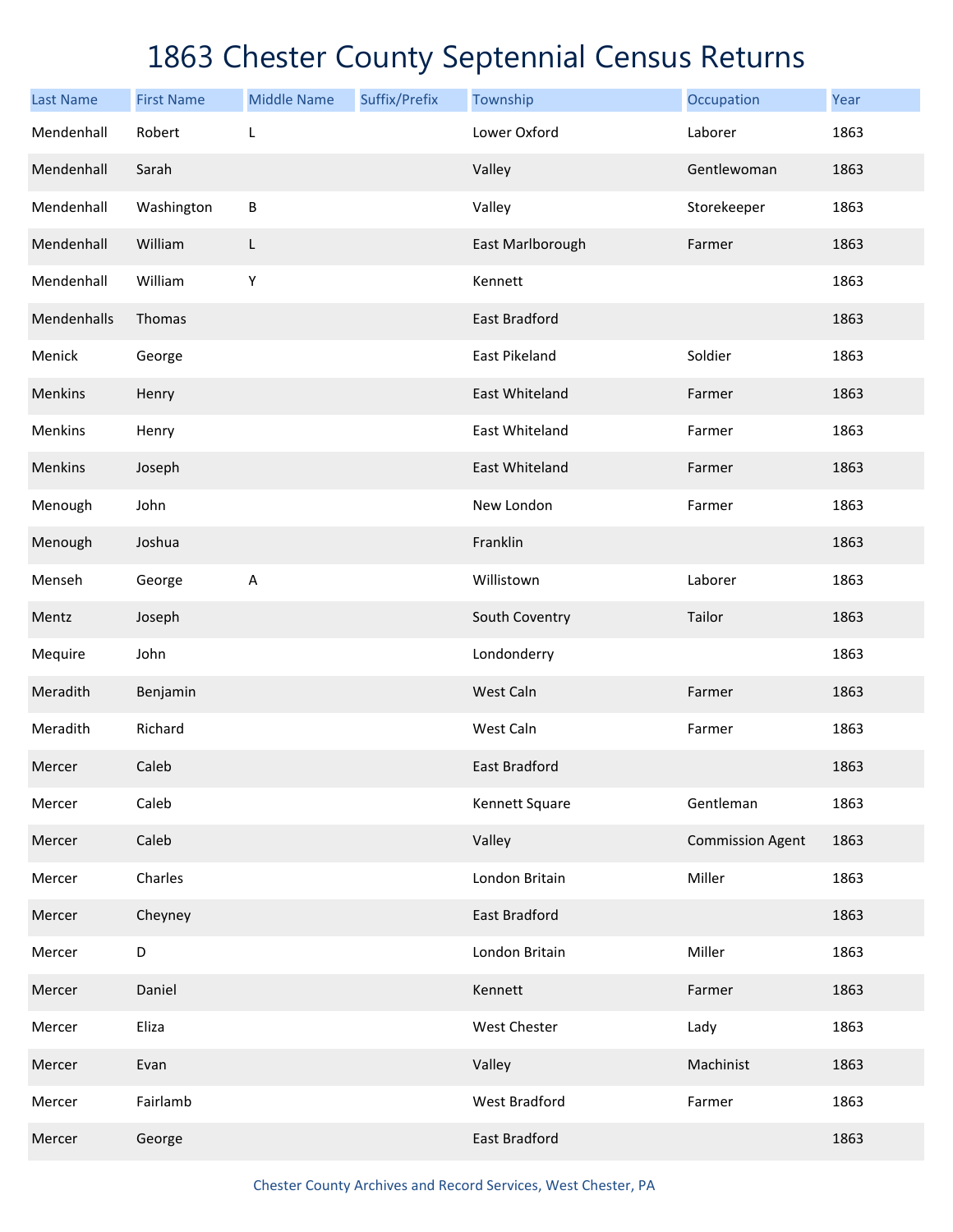# 1863 Chester County Septennial Census Returns

| Last Name | First Name | Middle Name | Suffix/Prefix | Township | Occupation | Year |
|---|---|---|---|---|---|---|
| Mendenhall | Robert | L | | Lower Oxford | Laborer | 1863 |
| Mendenhall | Sarah | | | Valley | Gentlewoman | 1863 |
| Mendenhall | Washington | B | | Valley | Storekeeper | 1863 |
| Mendenhall | William | L | | East Marlborough | Farmer | 1863 |
| Mendenhall | William | Y | | Kennett | | 1863 |
| Mendenhalls | Thomas | | | East Bradford | | 1863 |
| Menick | George | | | East Pikeland | Soldier | 1863 |
| Menkins | Henry | | | East Whiteland | Farmer | 1863 |
| Menkins | Henry | | | East Whiteland | Farmer | 1863 |
| Menkins | Joseph | | | East Whiteland | Farmer | 1863 |
| Menough | John | | | New London | Farmer | 1863 |
| Menough | Joshua | | | Franklin | | 1863 |
| Menseh | George | A | | Willistown | Laborer | 1863 |
| Mentz | Joseph | | | South Coventry | Tailor | 1863 |
| Mequire | John | | | Londonderry | | 1863 |
| Meradith | Benjamin | | | West Caln | Farmer | 1863 |
| Meradith | Richard | | | West Caln | Farmer | 1863 |
| Mercer | Caleb | | | East Bradford | | 1863 |
| Mercer | Caleb | | | Kennett Square | Gentleman | 1863 |
| Mercer | Caleb | | | Valley | Commission Agent | 1863 |
| Mercer | Charles | | | London Britain | Miller | 1863 |
| Mercer | Cheyney | | | East Bradford | | 1863 |
| Mercer | D | | | London Britain | Miller | 1863 |
| Mercer | Daniel | | | Kennett | Farmer | 1863 |
| Mercer | Eliza | | | West Chester | Lady | 1863 |
| Mercer | Evan | | | Valley | Machinist | 1863 |
| Mercer | Fairlamb | | | West Bradford | Farmer | 1863 |
| Mercer | George | | | East Bradford | | 1863 |

Chester County Archives and Record Services, West Chester, PA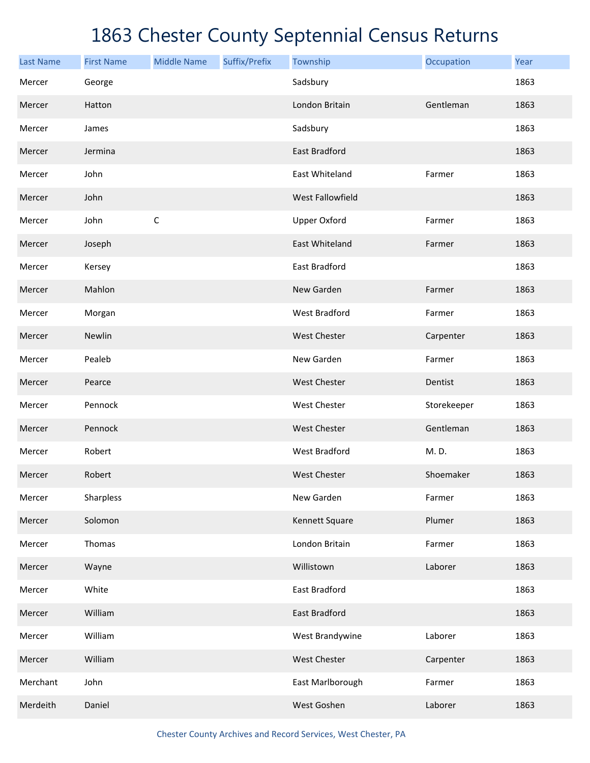# 1863 Chester County Septennial Census Returns

| Last Name | First Name | Middle Name | Suffix/Prefix | Township | Occupation | Year |
|---|---|---|---|---|---|---|
| Mercer | George | | | Sadsbury | | 1863 |
| Mercer | Hatton | | | London Britain | Gentleman | 1863 |
| Mercer | James | | | Sadsbury | | 1863 |
| Mercer | Jermina | | | East Bradford | | 1863 |
| Mercer | John | | | East Whiteland | Farmer | 1863 |
| Mercer | John | | | West Fallowfield | | 1863 |
| Mercer | John | C | | Upper Oxford | Farmer | 1863 |
| Mercer | Joseph | | | East Whiteland | Farmer | 1863 |
| Mercer | Kersey | | | East Bradford | | 1863 |
| Mercer | Mahlon | | | New Garden | Farmer | 1863 |
| Mercer | Morgan | | | West Bradford | Farmer | 1863 |
| Mercer | Newlin | | | West Chester | Carpenter | 1863 |
| Mercer | Pealeb | | | New Garden | Farmer | 1863 |
| Mercer | Pearce | | | West Chester | Dentist | 1863 |
| Mercer | Pennock | | | West Chester | Storekeeper | 1863 |
| Mercer | Pennock | | | West Chester | Gentleman | 1863 |
| Mercer | Robert | | | West Bradford | M. D. | 1863 |
| Mercer | Robert | | | West Chester | Shoemaker | 1863 |
| Mercer | Sharpless | | | New Garden | Farmer | 1863 |
| Mercer | Solomon | | | Kennett Square | Plumer | 1863 |
| Mercer | Thomas | | | London Britain | Farmer | 1863 |
| Mercer | Wayne | | | Willistown | Laborer | 1863 |
| Mercer | White | | | East Bradford | | 1863 |
| Mercer | William | | | East Bradford | | 1863 |
| Mercer | William | | | West Brandywine | Laborer | 1863 |
| Mercer | William | | | West Chester | Carpenter | 1863 |
| Merchant | John | | | East Marlborough | Farmer | 1863 |
| Merdeith | Daniel | | | West Goshen | Laborer | 1863 |

Chester County Archives and Record Services, West Chester, PA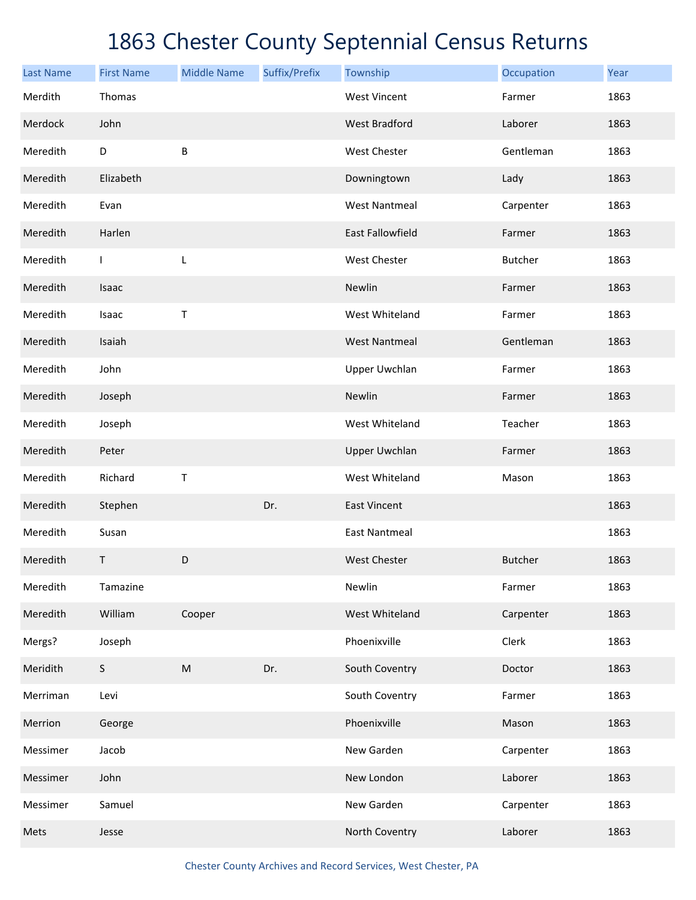# 1863 Chester County Septennial Census Returns

| Last Name | First Name | Middle Name | Suffix/Prefix | Township | Occupation | Year |
|---|---|---|---|---|---|---|
| Merdith | Thomas | | | West Vincent | Farmer | 1863 |
| Merdock | John | | | West Bradford | Laborer | 1863 |
| Meredith | D | B | | West Chester | Gentleman | 1863 |
| Meredith | Elizabeth | | | Downingtown | Lady | 1863 |
| Meredith | Evan | | | West Nantmeal | Carpenter | 1863 |
| Meredith | Harlen | | | East Fallowfield | Farmer | 1863 |
| Meredith | I | L | | West Chester | Butcher | 1863 |
| Meredith | Isaac | | | Newlin | Farmer | 1863 |
| Meredith | Isaac | T | | West Whiteland | Farmer | 1863 |
| Meredith | Isaiah | | | West Nantmeal | Gentleman | 1863 |
| Meredith | John | | | Upper Uwchlan | Farmer | 1863 |
| Meredith | Joseph | | | Newlin | Farmer | 1863 |
| Meredith | Joseph | | | West Whiteland | Teacher | 1863 |
| Meredith | Peter | | | Upper Uwchlan | Farmer | 1863 |
| Meredith | Richard | T | | West Whiteland | Mason | 1863 |
| Meredith | Stephen | | Dr. | East Vincent | | 1863 |
| Meredith | Susan | | | East Nantmeal | | 1863 |
| Meredith | T | D | | West Chester | Butcher | 1863 |
| Meredith | Tamazine | | | Newlin | Farmer | 1863 |
| Meredith | William | Cooper | | West Whiteland | Carpenter | 1863 |
| Mergs? | Joseph | | | Phoenixville | Clerk | 1863 |
| Meridith | S | M | Dr. | South Coventry | Doctor | 1863 |
| Merriman | Levi | | | South Coventry | Farmer | 1863 |
| Merrion | George | | | Phoenixville | Mason | 1863 |
| Messimer | Jacob | | | New Garden | Carpenter | 1863 |
| Messimer | John | | | New London | Laborer | 1863 |
| Messimer | Samuel | | | New Garden | Carpenter | 1863 |
| Mets | Jesse | | | North Coventry | Laborer | 1863 |

Chester County Archives and Record Services, West Chester, PA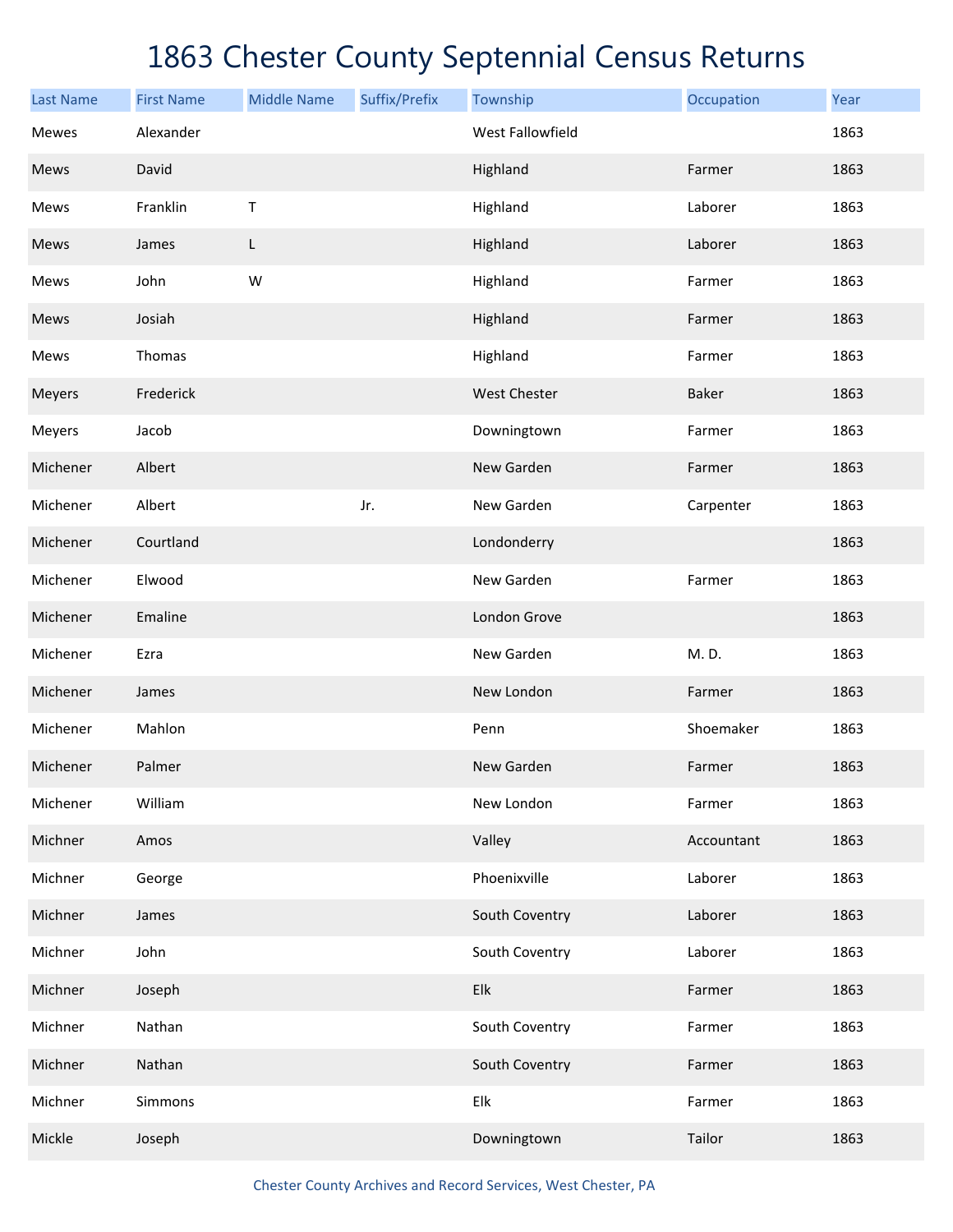# 1863 Chester County Septennial Census Returns

| Last Name | First Name | Middle Name | Suffix/Prefix | Township | Occupation | Year |
|---|---|---|---|---|---|---|
| Mewes | Alexander | | | West Fallowfield | | 1863 |
| Mews | David | | | Highland | Farmer | 1863 |
| Mews | Franklin | T | | Highland | Laborer | 1863 |
| Mews | James | L | | Highland | Laborer | 1863 |
| Mews | John | W | | Highland | Farmer | 1863 |
| Mews | Josiah | | | Highland | Farmer | 1863 |
| Mews | Thomas | | | Highland | Farmer | 1863 |
| Meyers | Frederick | | | West Chester | Baker | 1863 |
| Meyers | Jacob | | | Downingtown | Farmer | 1863 |
| Michener | Albert | | | New Garden | Farmer | 1863 |
| Michener | Albert | | Jr. | New Garden | Carpenter | 1863 |
| Michener | Courtland | | | Londonderry | | 1863 |
| Michener | Elwood | | | New Garden | Farmer | 1863 |
| Michener | Emaline | | | London Grove | | 1863 |
| Michener | Ezra | | | New Garden | M. D. | 1863 |
| Michener | James | | | New London | Farmer | 1863 |
| Michener | Mahlon | | | Penn | Shoemaker | 1863 |
| Michener | Palmer | | | New Garden | Farmer | 1863 |
| Michener | William | | | New London | Farmer | 1863 |
| Michner | Amos | | | Valley | Accountant | 1863 |
| Michner | George | | | Phoenixville | Laborer | 1863 |
| Michner | James | | | South Coventry | Laborer | 1863 |
| Michner | John | | | South Coventry | Laborer | 1863 |
| Michner | Joseph | | | Elk | Farmer | 1863 |
| Michner | Nathan | | | South Coventry | Farmer | 1863 |
| Michner | Nathan | | | South Coventry | Farmer | 1863 |
| Michner | Simmons | | | Elk | Farmer | 1863 |
| Mickle | Joseph | | | Downingtown | Tailor | 1863 |

Chester County Archives and Record Services, West Chester, PA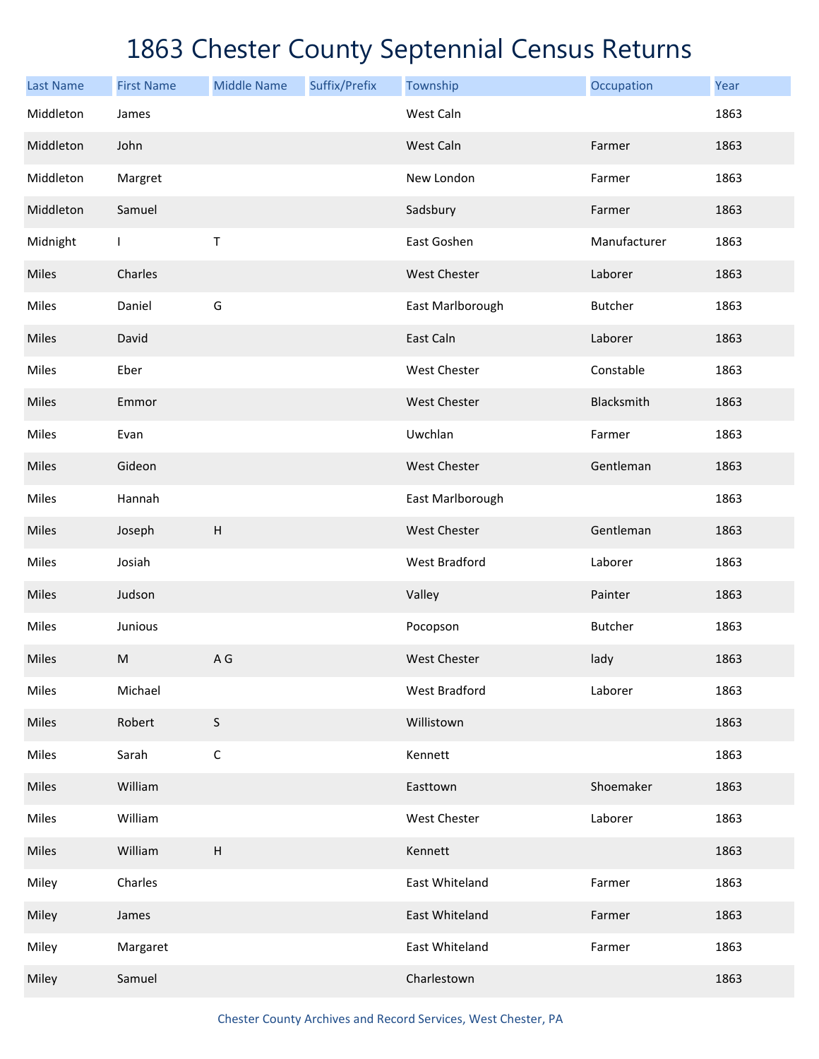# 1863 Chester County Septennial Census Returns

| Last Name | First Name | Middle Name | Suffix/Prefix | Township | Occupation | Year |
|---|---|---|---|---|---|---|
| Middleton | James | | | West Caln | | 1863 |
| Middleton | John | | | West Caln | Farmer | 1863 |
| Middleton | Margret | | | New London | Farmer | 1863 |
| Middleton | Samuel | | | Sadsbury | Farmer | 1863 |
| Midnight | I | T | | East Goshen | Manufacturer | 1863 |
| Miles | Charles | | | West Chester | Laborer | 1863 |
| Miles | Daniel | G | | East Marlborough | Butcher | 1863 |
| Miles | David | | | East Caln | Laborer | 1863 |
| Miles | Eber | | | West Chester | Constable | 1863 |
| Miles | Emmor | | | West Chester | Blacksmith | 1863 |
| Miles | Evan | | | Uwchlan | Farmer | 1863 |
| Miles | Gideon | | | West Chester | Gentleman | 1863 |
| Miles | Hannah | | | East Marlborough | | 1863 |
| Miles | Joseph | H | | West Chester | Gentleman | 1863 |
| Miles | Josiah | | | West Bradford | Laborer | 1863 |
| Miles | Judson | | | Valley | Painter | 1863 |
| Miles | Junious | | | Pocopson | Butcher | 1863 |
| Miles | M | A G | | West Chester | lady | 1863 |
| Miles | Michael | | | West Bradford | Laborer | 1863 |
| Miles | Robert | S | | Willistown | | 1863 |
| Miles | Sarah | C | | Kennett | | 1863 |
| Miles | William | | | Easttown | Shoemaker | 1863 |
| Miles | William | | | West Chester | Laborer | 1863 |
| Miles | William | H | | Kennett | | 1863 |
| Miley | Charles | | | East Whiteland | Farmer | 1863 |
| Miley | James | | | East Whiteland | Farmer | 1863 |
| Miley | Margaret | | | East Whiteland | Farmer | 1863 |
| Miley | Samuel | | | Charlestown | | 1863 |

Chester County Archives and Record Services, West Chester, PA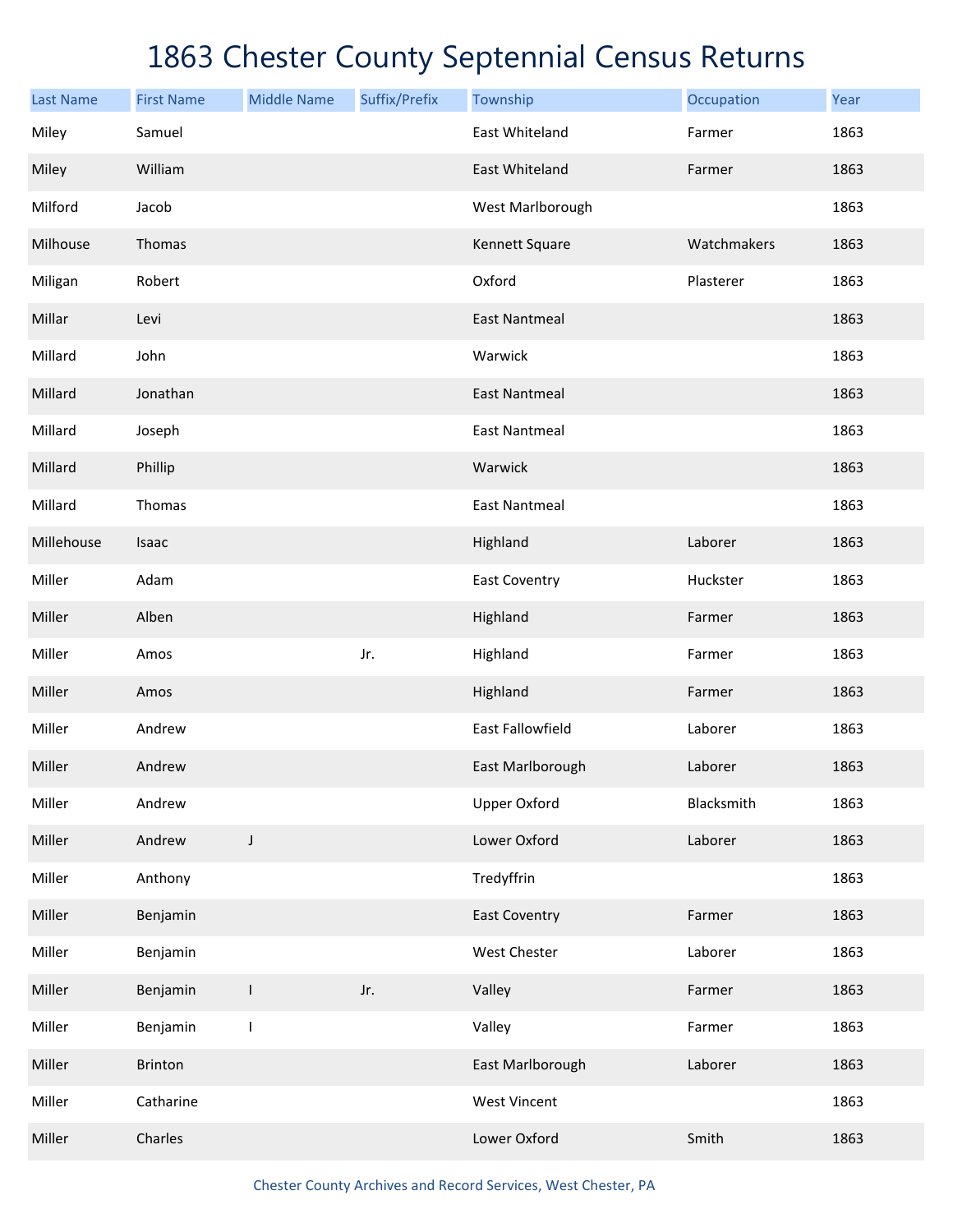# 1863 Chester County Septennial Census Returns

| Last Name | First Name | Middle Name | Suffix/Prefix | Township | Occupation | Year |
|---|---|---|---|---|---|---|
| Miley | Samuel | | | East Whiteland | Farmer | 1863 |
| Miley | William | | | East Whiteland | Farmer | 1863 |
| Milford | Jacob | | | West Marlborough | | 1863 |
| Milhouse | Thomas | | | Kennett Square | Watchmakers | 1863 |
| Miligan | Robert | | | Oxford | Plasterer | 1863 |
| Millar | Levi | | | East Nantmeal | | 1863 |
| Millard | John | | | Warwick | | 1863 |
| Millard | Jonathan | | | East Nantmeal | | 1863 |
| Millard | Joseph | | | East Nantmeal | | 1863 |
| Millard | Phillip | | | Warwick | | 1863 |
| Millard | Thomas | | | East Nantmeal | | 1863 |
| Millehouse | Isaac | | | Highland | Laborer | 1863 |
| Miller | Adam | | | East Coventry | Huckster | 1863 |
| Miller | Alben | | | Highland | Farmer | 1863 |
| Miller | Amos | | Jr. | Highland | Farmer | 1863 |
| Miller | Amos | | | Highland | Farmer | 1863 |
| Miller | Andrew | | | East Fallowfield | Laborer | 1863 |
| Miller | Andrew | | | East Marlborough | Laborer | 1863 |
| Miller | Andrew | | | Upper Oxford | Blacksmith | 1863 |
| Miller | Andrew | J | | Lower Oxford | Laborer | 1863 |
| Miller | Anthony | | | Tredyffrin | | 1863 |
| Miller | Benjamin | | | East Coventry | Farmer | 1863 |
| Miller | Benjamin | | | West Chester | Laborer | 1863 |
| Miller | Benjamin | I | Jr. | Valley | Farmer | 1863 |
| Miller | Benjamin | I | | Valley | Farmer | 1863 |
| Miller | Brinton | | | East Marlborough | Laborer | 1863 |
| Miller | Catharine | | | West Vincent | | 1863 |
| Miller | Charles | | | Lower Oxford | Smith | 1863 |

Chester County Archives and Record Services, West Chester, PA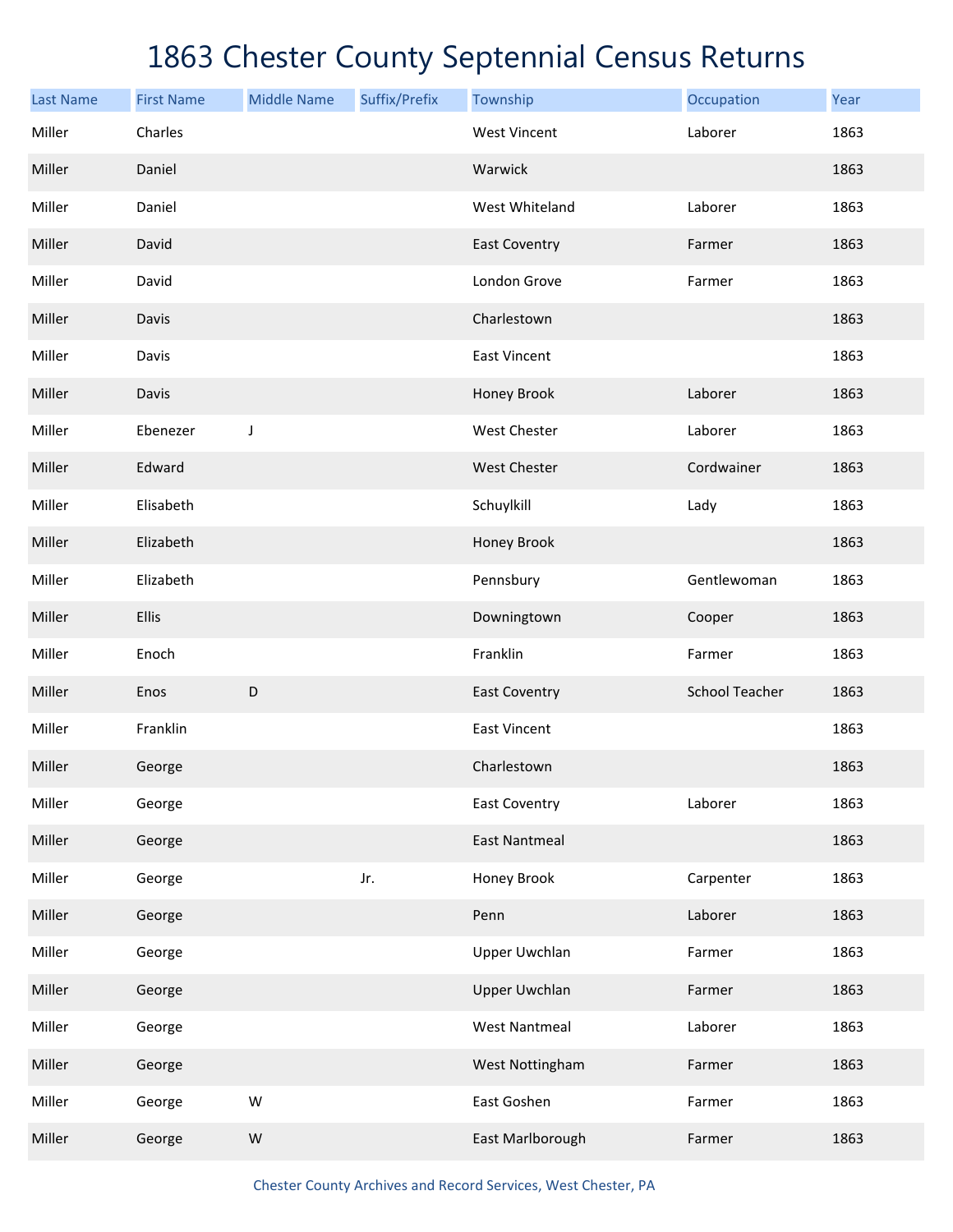# 1863 Chester County Septennial Census Returns

| Last Name | First Name | Middle Name | Suffix/Prefix | Township | Occupation | Year |
|---|---|---|---|---|---|---|
| Miller | Charles | | | West Vincent | Laborer | 1863 |
| Miller | Daniel | | | Warwick | | 1863 |
| Miller | Daniel | | | West Whiteland | Laborer | 1863 |
| Miller | David | | | East Coventry | Farmer | 1863 |
| Miller | David | | | London Grove | Farmer | 1863 |
| Miller | Davis | | | Charlestown | | 1863 |
| Miller | Davis | | | East Vincent | | 1863 |
| Miller | Davis | | | Honey Brook | Laborer | 1863 |
| Miller | Ebenezer | J | | West Chester | Laborer | 1863 |
| Miller | Edward | | | West Chester | Cordwainer | 1863 |
| Miller | Elisabeth | | | Schuylkill | Lady | 1863 |
| Miller | Elizabeth | | | Honey Brook | | 1863 |
| Miller | Elizabeth | | | Pennsbury | Gentlewoman | 1863 |
| Miller | Ellis | | | Downingtown | Cooper | 1863 |
| Miller | Enoch | | | Franklin | Farmer | 1863 |
| Miller | Enos | D | | East Coventry | School Teacher | 1863 |
| Miller | Franklin | | | East Vincent | | 1863 |
| Miller | George | | | Charlestown | | 1863 |
| Miller | George | | | East Coventry | Laborer | 1863 |
| Miller | George | | | East Nantmeal | | 1863 |
| Miller | George | | Jr. | Honey Brook | Carpenter | 1863 |
| Miller | George | | | Penn | Laborer | 1863 |
| Miller | George | | | Upper Uwchlan | Farmer | 1863 |
| Miller | George | | | Upper Uwchlan | Farmer | 1863 |
| Miller | George | | | West Nantmeal | Laborer | 1863 |
| Miller | George | | | West Nottingham | Farmer | 1863 |
| Miller | George | W | | East Goshen | Farmer | 1863 |
| Miller | George | W | | East Marlborough | Farmer | 1863 |

Chester County Archives and Record Services, West Chester, PA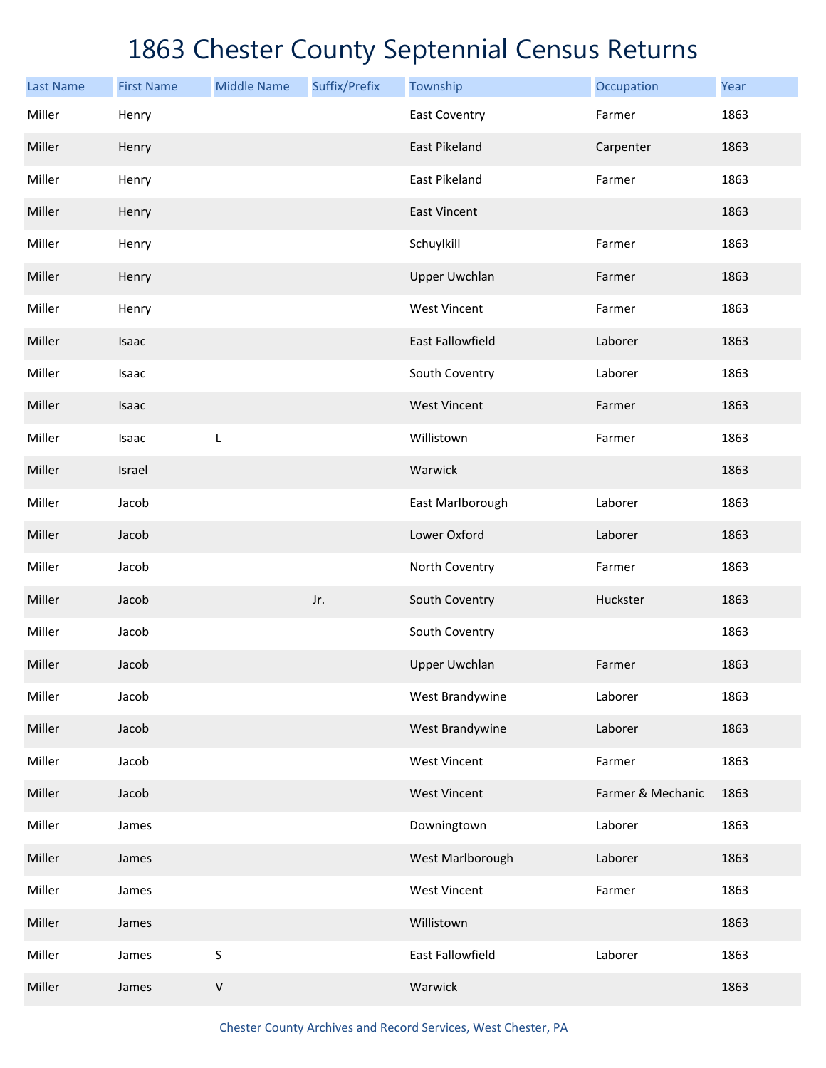# 1863 Chester County Septennial Census Returns

| Last Name | First Name | Middle Name | Suffix/Prefix | Township | Occupation | Year |
|---|---|---|---|---|---|---|
| Miller | Henry | | | East Coventry | Farmer | 1863 |
| Miller | Henry | | | East Pikeland | Carpenter | 1863 |
| Miller | Henry | | | East Pikeland | Farmer | 1863 |
| Miller | Henry | | | East Vincent | | 1863 |
| Miller | Henry | | | Schuylkill | Farmer | 1863 |
| Miller | Henry | | | Upper Uwchlan | Farmer | 1863 |
| Miller | Henry | | | West Vincent | Farmer | 1863 |
| Miller | Isaac | | | East Fallowfield | Laborer | 1863 |
| Miller | Isaac | | | South Coventry | Laborer | 1863 |
| Miller | Isaac | | | West Vincent | Farmer | 1863 |
| Miller | Isaac | L | | Willistown | Farmer | 1863 |
| Miller | Israel | | | Warwick | | 1863 |
| Miller | Jacob | | | East Marlborough | Laborer | 1863 |
| Miller | Jacob | | | Lower Oxford | Laborer | 1863 |
| Miller | Jacob | | | North Coventry | Farmer | 1863 |
| Miller | Jacob | | Jr. | South Coventry | Huckster | 1863 |
| Miller | Jacob | | | South Coventry | | 1863 |
| Miller | Jacob | | | Upper Uwchlan | Farmer | 1863 |
| Miller | Jacob | | | West Brandywine | Laborer | 1863 |
| Miller | Jacob | | | West Brandywine | Laborer | 1863 |
| Miller | Jacob | | | West Vincent | Farmer | 1863 |
| Miller | Jacob | | | West Vincent | Farmer & Mechanic | 1863 |
| Miller | James | | | Downingtown | Laborer | 1863 |
| Miller | James | | | West Marlborough | Laborer | 1863 |
| Miller | James | | | West Vincent | Farmer | 1863 |
| Miller | James | | | Willistown | | 1863 |
| Miller | James | S | | East Fallowfield | Laborer | 1863 |
| Miller | James | V | | Warwick | | 1863 |

Chester County Archives and Record Services, West Chester, PA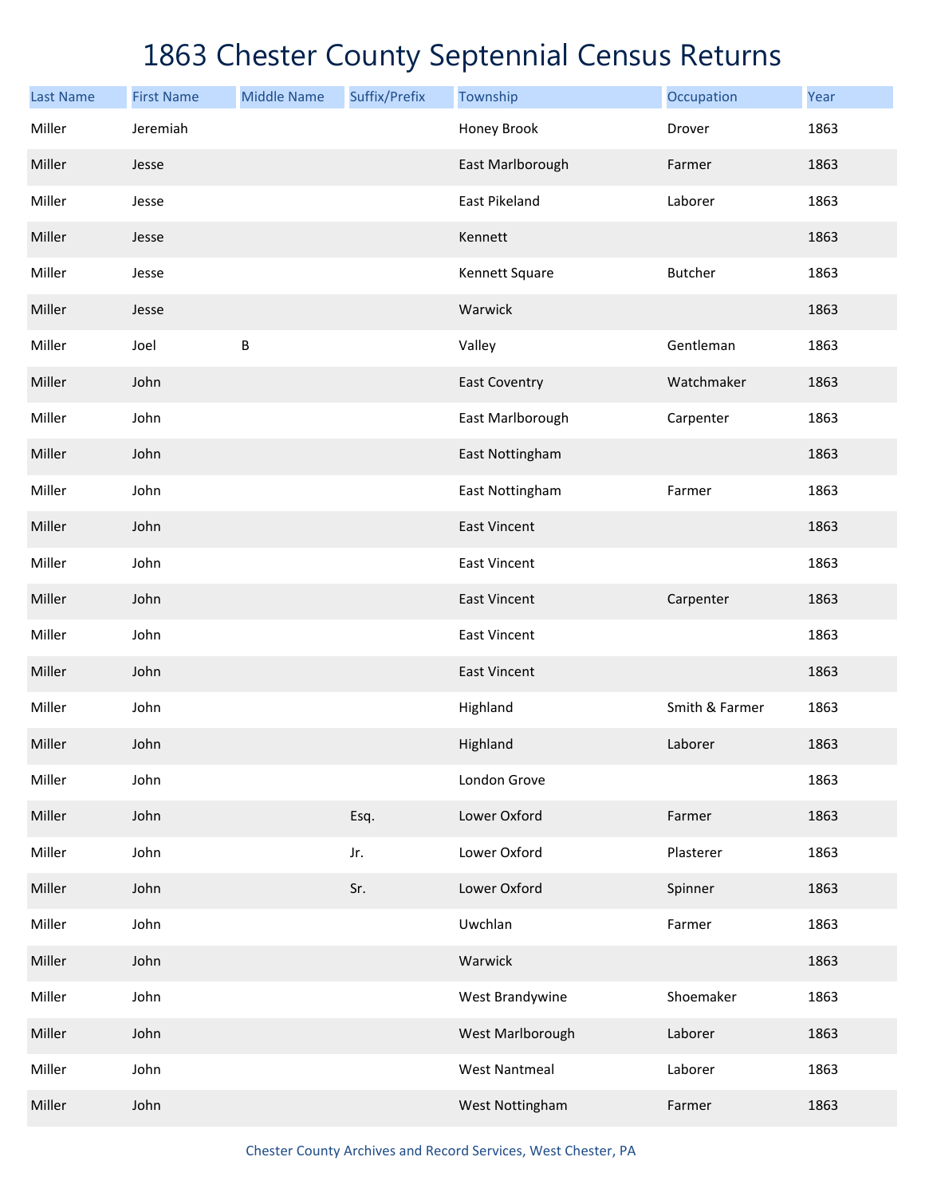# 1863 Chester County Septennial Census Returns

| Last Name | First Name | Middle Name | Suffix/Prefix | Township | Occupation | Year |
|---|---|---|---|---|---|---|
| Miller | Jeremiah | | | Honey Brook | Drover | 1863 |
| Miller | Jesse | | | East Marlborough | Farmer | 1863 |
| Miller | Jesse | | | East Pikeland | Laborer | 1863 |
| Miller | Jesse | | | Kennett | | 1863 |
| Miller | Jesse | | | Kennett Square | Butcher | 1863 |
| Miller | Jesse | | | Warwick | | 1863 |
| Miller | Joel | B | | Valley | Gentleman | 1863 |
| Miller | John | | | East Coventry | Watchmaker | 1863 |
| Miller | John | | | East Marlborough | Carpenter | 1863 |
| Miller | John | | | East Nottingham | | 1863 |
| Miller | John | | | East Nottingham | Farmer | 1863 |
| Miller | John | | | East Vincent | | 1863 |
| Miller | John | | | East Vincent | | 1863 |
| Miller | John | | | East Vincent | Carpenter | 1863 |
| Miller | John | | | East Vincent | | 1863 |
| Miller | John | | | East Vincent | | 1863 |
| Miller | John | | | Highland | Smith & Farmer | 1863 |
| Miller | John | | | Highland | Laborer | 1863 |
| Miller | John | | | London Grove | | 1863 |
| Miller | John | | Esq. | Lower Oxford | Farmer | 1863 |
| Miller | John | | Jr. | Lower Oxford | Plasterer | 1863 |
| Miller | John | | Sr. | Lower Oxford | Spinner | 1863 |
| Miller | John | | | Uwchlan | Farmer | 1863 |
| Miller | John | | | Warwick | | 1863 |
| Miller | John | | | West Brandywine | Shoemaker | 1863 |
| Miller | John | | | West Marlborough | Laborer | 1863 |
| Miller | John | | | West Nantmeal | Laborer | 1863 |
| Miller | John | | | West Nottingham | Farmer | 1863 |

Chester County Archives and Record Services, West Chester, PA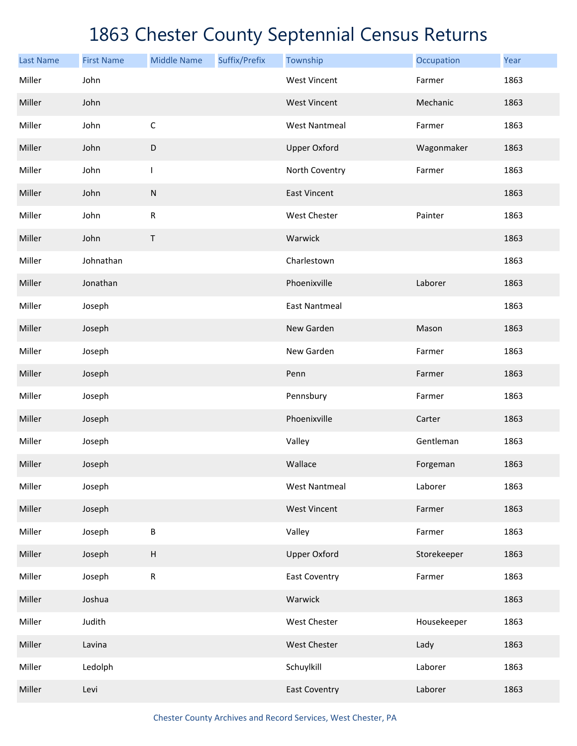# 1863 Chester County Septennial Census Returns

| Last Name | First Name | Middle Name | Suffix/Prefix | Township | Occupation | Year |
|---|---|---|---|---|---|---|
| Miller | John | | | West Vincent | Farmer | 1863 |
| Miller | John | | | West Vincent | Mechanic | 1863 |
| Miller | John | C | | West Nantmeal | Farmer | 1863 |
| Miller | John | D | | Upper Oxford | Wagonmaker | 1863 |
| Miller | John | I | | North Coventry | Farmer | 1863 |
| Miller | John | N | | East Vincent | | 1863 |
| Miller | John | R | | West Chester | Painter | 1863 |
| Miller | John | T | | Warwick | | 1863 |
| Miller | Johnathan | | | Charlestown | | 1863 |
| Miller | Jonathan | | | Phoenixville | Laborer | 1863 |
| Miller | Joseph | | | East Nantmeal | | 1863 |
| Miller | Joseph | | | New Garden | Mason | 1863 |
| Miller | Joseph | | | New Garden | Farmer | 1863 |
| Miller | Joseph | | | Penn | Farmer | 1863 |
| Miller | Joseph | | | Pennsbury | Farmer | 1863 |
| Miller | Joseph | | | Phoenixville | Carter | 1863 |
| Miller | Joseph | | | Valley | Gentleman | 1863 |
| Miller | Joseph | | | Wallace | Forgeman | 1863 |
| Miller | Joseph | | | West Nantmeal | Laborer | 1863 |
| Miller | Joseph | | | West Vincent | Farmer | 1863 |
| Miller | Joseph | B | | Valley | Farmer | 1863 |
| Miller | Joseph | H | | Upper Oxford | Storekeeper | 1863 |
| Miller | Joseph | R | | East Coventry | Farmer | 1863 |
| Miller | Joshua | | | Warwick | | 1863 |
| Miller | Judith | | | West Chester | Housekeeper | 1863 |
| Miller | Lavina | | | West Chester | Lady | 1863 |
| Miller | Ledolph | | | Schuylkill | Laborer | 1863 |
| Miller | Levi | | | East Coventry | Laborer | 1863 |

Chester County Archives and Record Services, West Chester, PA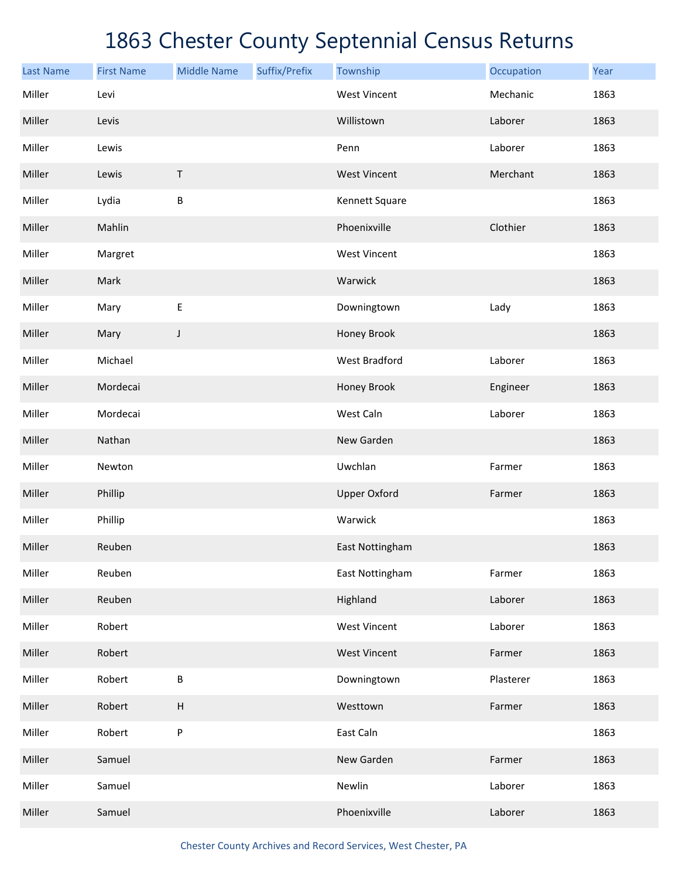# 1863 Chester County Septennial Census Returns

| Last Name | First Name | Middle Name | Suffix/Prefix | Township | Occupation | Year |
|---|---|---|---|---|---|---|
| Miller | Levi | | | West Vincent | Mechanic | 1863 |
| Miller | Levis | | | Willistown | Laborer | 1863 |
| Miller | Lewis | | | Penn | Laborer | 1863 |
| Miller | Lewis | T | | West Vincent | Merchant | 1863 |
| Miller | Lydia | B | | Kennett Square | | 1863 |
| Miller | Mahlin | | | Phoenixville | Clothier | 1863 |
| Miller | Margret | | | West Vincent | | 1863 |
| Miller | Mark | | | Warwick | | 1863 |
| Miller | Mary | E | | Downingtown | Lady | 1863 |
| Miller | Mary | J | | Honey Brook | | 1863 |
| Miller | Michael | | | West Bradford | Laborer | 1863 |
| Miller | Mordecai | | | Honey Brook | Engineer | 1863 |
| Miller | Mordecai | | | West Caln | Laborer | 1863 |
| Miller | Nathan | | | New Garden | | 1863 |
| Miller | Newton | | | Uwchlan | Farmer | 1863 |
| Miller | Phillip | | | Upper Oxford | Farmer | 1863 |
| Miller | Phillip | | | Warwick | | 1863 |
| Miller | Reuben | | | East Nottingham | | 1863 |
| Miller | Reuben | | | East Nottingham | Farmer | 1863 |
| Miller | Reuben | | | Highland | Laborer | 1863 |
| Miller | Robert | | | West Vincent | Laborer | 1863 |
| Miller | Robert | | | West Vincent | Farmer | 1863 |
| Miller | Robert | B | | Downingtown | Plasterer | 1863 |
| Miller | Robert | H | | Westtown | Farmer | 1863 |
| Miller | Robert | P | | East Caln | | 1863 |
| Miller | Samuel | | | New Garden | Farmer | 1863 |
| Miller | Samuel | | | Newlin | Laborer | 1863 |
| Miller | Samuel | | | Phoenixville | Laborer | 1863 |

Chester County Archives and Record Services, West Chester, PA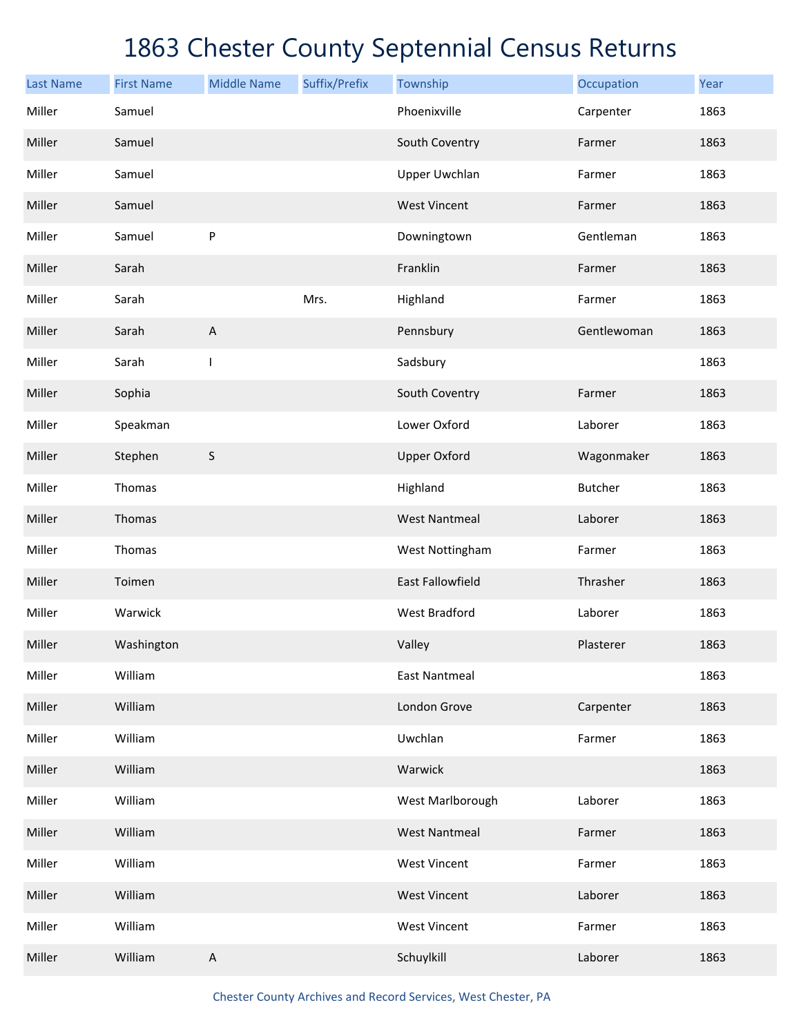# 1863 Chester County Septennial Census Returns

| Last Name | First Name | Middle Name | Suffix/Prefix | Township | Occupation | Year |
|---|---|---|---|---|---|---|
| Miller | Samuel | | | Phoenixville | Carpenter | 1863 |
| Miller | Samuel | | | South Coventry | Farmer | 1863 |
| Miller | Samuel | | | Upper Uwchlan | Farmer | 1863 |
| Miller | Samuel | | | West Vincent | Farmer | 1863 |
| Miller | Samuel | P | | Downingtown | Gentleman | 1863 |
| Miller | Sarah | | | Franklin | Farmer | 1863 |
| Miller | Sarah | | Mrs. | Highland | Farmer | 1863 |
| Miller | Sarah | A | | Pennsbury | Gentlewoman | 1863 |
| Miller | Sarah | I | | Sadsbury | | 1863 |
| Miller | Sophia | | | South Coventry | Farmer | 1863 |
| Miller | Speakman | | | Lower Oxford | Laborer | 1863 |
| Miller | Stephen | S | | Upper Oxford | Wagonmaker | 1863 |
| Miller | Thomas | | | Highland | Butcher | 1863 |
| Miller | Thomas | | | West Nantmeal | Laborer | 1863 |
| Miller | Thomas | | | West Nottingham | Farmer | 1863 |
| Miller | Toimen | | | East Fallowfield | Thrasher | 1863 |
| Miller | Warwick | | | West Bradford | Laborer | 1863 |
| Miller | Washington | | | Valley | Plasterer | 1863 |
| Miller | William | | | East Nantmeal | | 1863 |
| Miller | William | | | London Grove | Carpenter | 1863 |
| Miller | William | | | Uwchlan | Farmer | 1863 |
| Miller | William | | | Warwick | | 1863 |
| Miller | William | | | West Marlborough | Laborer | 1863 |
| Miller | William | | | West Nantmeal | Farmer | 1863 |
| Miller | William | | | West Vincent | Farmer | 1863 |
| Miller | William | | | West Vincent | Laborer | 1863 |
| Miller | William | | | West Vincent | Farmer | 1863 |
| Miller | William | A | | Schuylkill | Laborer | 1863 |

Chester County Archives and Record Services, West Chester, PA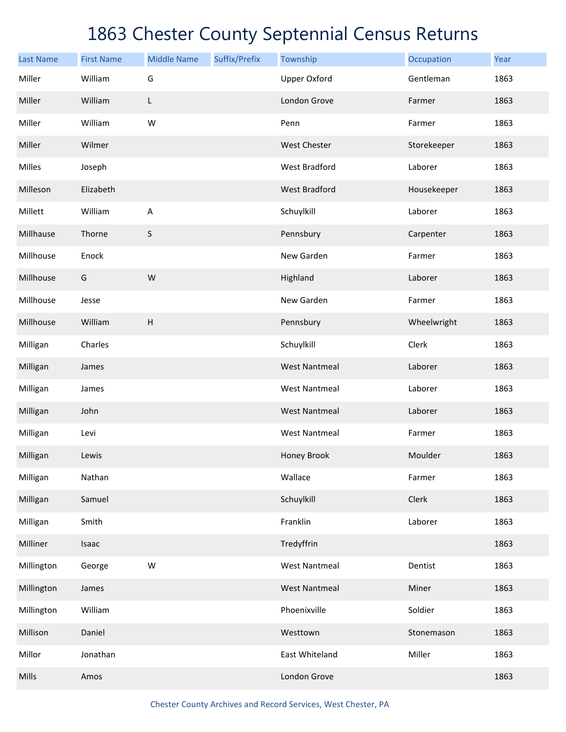# 1863 Chester County Septennial Census Returns

| Last Name | First Name | Middle Name | Suffix/Prefix | Township | Occupation | Year |
|---|---|---|---|---|---|---|
| Miller | William | G | | Upper Oxford | Gentleman | 1863 |
| Miller | William | L | | London Grove | Farmer | 1863 |
| Miller | William | W | | Penn | Farmer | 1863 |
| Miller | Wilmer | | | West Chester | Storekeeper | 1863 |
| Milles | Joseph | | | West Bradford | Laborer | 1863 |
| Milleson | Elizabeth | | | West Bradford | Housekeeper | 1863 |
| Millett | William | A | | Schuylkill | Laborer | 1863 |
| Millhause | Thorne | S | | Pennsbury | Carpenter | 1863 |
| Millhouse | Enock | | | New Garden | Farmer | 1863 |
| Millhouse | G | W | | Highland | Laborer | 1863 |
| Millhouse | Jesse | | | New Garden | Farmer | 1863 |
| Millhouse | William | H | | Pennsbury | Wheelwright | 1863 |
| Milligan | Charles | | | Schuylkill | Clerk | 1863 |
| Milligan | James | | | West Nantmeal | Laborer | 1863 |
| Milligan | James | | | West Nantmeal | Laborer | 1863 |
| Milligan | John | | | West Nantmeal | Laborer | 1863 |
| Milligan | Levi | | | West Nantmeal | Farmer | 1863 |
| Milligan | Lewis | | | Honey Brook | Moulder | 1863 |
| Milligan | Nathan | | | Wallace | Farmer | 1863 |
| Milligan | Samuel | | | Schuylkill | Clerk | 1863 |
| Milligan | Smith | | | Franklin | Laborer | 1863 |
| Milliner | Isaac | | | Tredyffrin | | 1863 |
| Millington | George | W | | West Nantmeal | Dentist | 1863 |
| Millington | James | | | West Nantmeal | Miner | 1863 |
| Millington | William | | | Phoenixville | Soldier | 1863 |
| Millison | Daniel | | | Westtown | Stonemason | 1863 |
| Millor | Jonathan | | | East Whiteland | Miller | 1863 |
| Mills | Amos | | | London Grove | | 1863 |

Chester County Archives and Record Services, West Chester, PA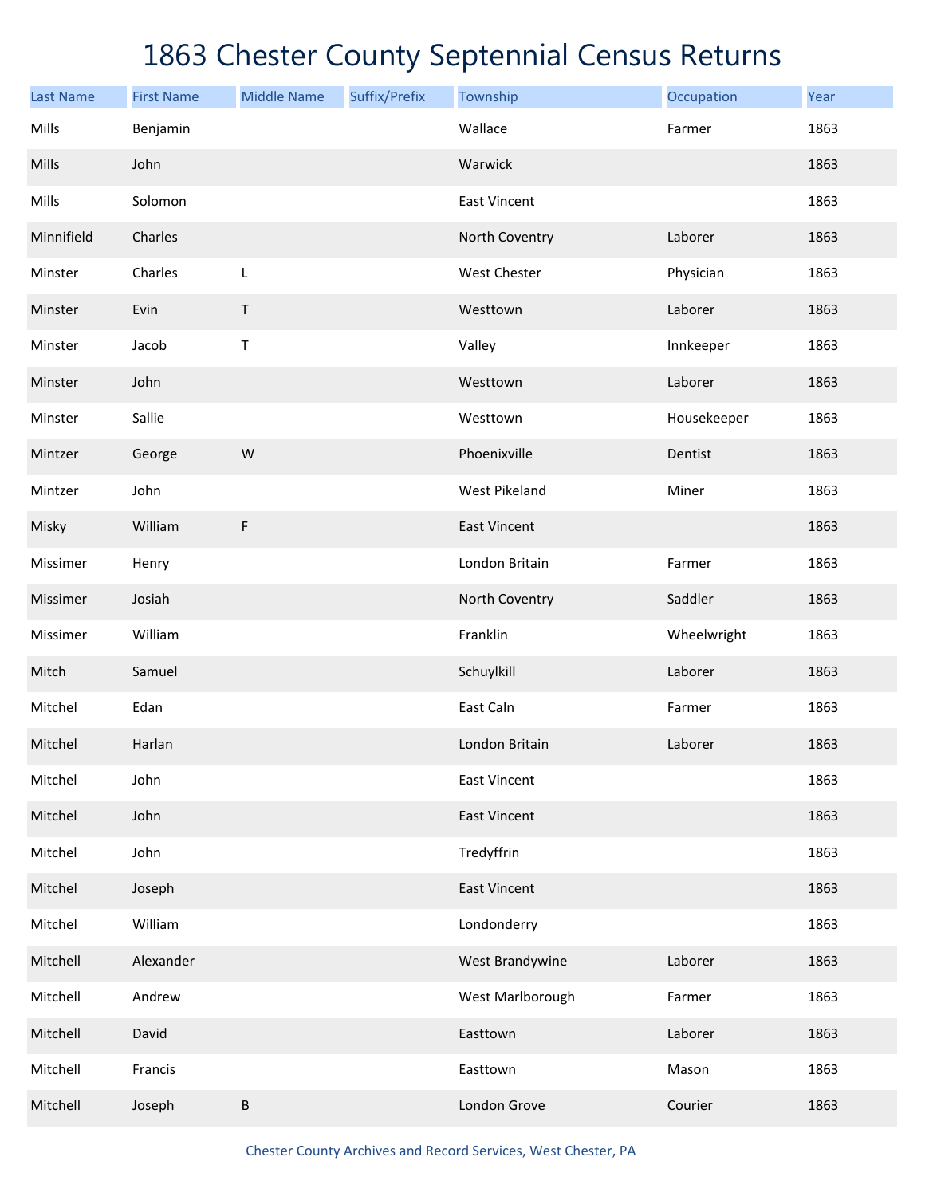# 1863 Chester County Septennial Census Returns

| Last Name | First Name | Middle Name | Suffix/Prefix | Township | Occupation | Year |
|---|---|---|---|---|---|---|
| Mills | Benjamin | | | Wallace | Farmer | 1863 |
| Mills | John | | | Warwick | | 1863 |
| Mills | Solomon | | | East Vincent | | 1863 |
| Minnifield | Charles | | | North Coventry | Laborer | 1863 |
| Minster | Charles | L | | West Chester | Physician | 1863 |
| Minster | Evin | T | | Westtown | Laborer | 1863 |
| Minster | Jacob | T | | Valley | Innkeeper | 1863 |
| Minster | John | | | Westtown | Laborer | 1863 |
| Minster | Sallie | | | Westtown | Housekeeper | 1863 |
| Mintzer | George | W | | Phoenixville | Dentist | 1863 |
| Mintzer | John | | | West Pikeland | Miner | 1863 |
| Misky | William | F | | East Vincent | | 1863 |
| Missimer | Henry | | | London Britain | Farmer | 1863 |
| Missimer | Josiah | | | North Coventry | Saddler | 1863 |
| Missimer | William | | | Franklin | Wheelwright | 1863 |
| Mitch | Samuel | | | Schuylkill | Laborer | 1863 |
| Mitchel | Edan | | | East Caln | Farmer | 1863 |
| Mitchel | Harlan | | | London Britain | Laborer | 1863 |
| Mitchel | John | | | East Vincent | | 1863 |
| Mitchel | John | | | East Vincent | | 1863 |
| Mitchel | John | | | Tredyffrin | | 1863 |
| Mitchel | Joseph | | | East Vincent | | 1863 |
| Mitchel | William | | | Londonderry | | 1863 |
| Mitchell | Alexander | | | West Brandywine | Laborer | 1863 |
| Mitchell | Andrew | | | West Marlborough | Farmer | 1863 |
| Mitchell | David | | | Easttown | Laborer | 1863 |
| Mitchell | Francis | | | Easttown | Mason | 1863 |
| Mitchell | Joseph | B | | London Grove | Courier | 1863 |

Chester County Archives and Record Services, West Chester, PA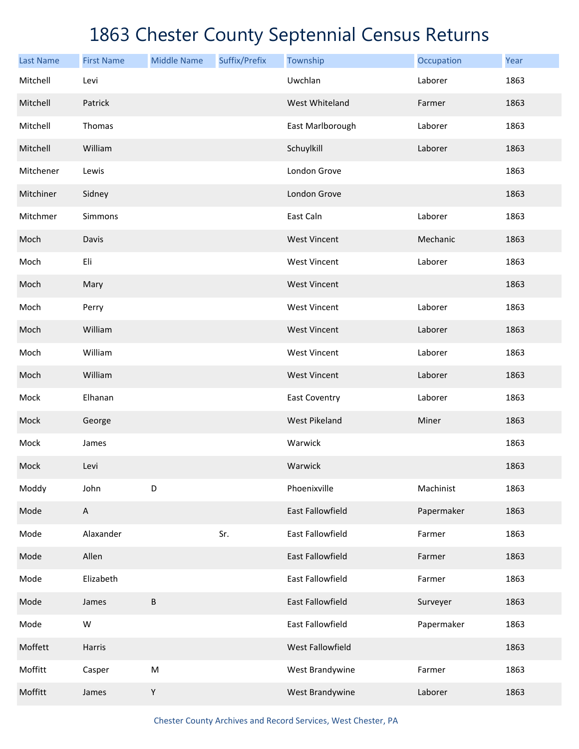# 1863 Chester County Septennial Census Returns

| Last Name | First Name | Middle Name | Suffix/Prefix | Township | Occupation | Year |
|---|---|---|---|---|---|---|
| Mitchell | Levi | | | Uwchlan | Laborer | 1863 |
| Mitchell | Patrick | | | West Whiteland | Farmer | 1863 |
| Mitchell | Thomas | | | East Marlborough | Laborer | 1863 |
| Mitchell | William | | | Schuylkill | Laborer | 1863 |
| Mitchener | Lewis | | | London Grove | | 1863 |
| Mitchiner | Sidney | | | London Grove | | 1863 |
| Mitchmer | Simmons | | | East Caln | Laborer | 1863 |
| Moch | Davis | | | West Vincent | Mechanic | 1863 |
| Moch | Eli | | | West Vincent | Laborer | 1863 |
| Moch | Mary | | | West Vincent | | 1863 |
| Moch | Perry | | | West Vincent | Laborer | 1863 |
| Moch | William | | | West Vincent | Laborer | 1863 |
| Moch | William | | | West Vincent | Laborer | 1863 |
| Moch | William | | | West Vincent | Laborer | 1863 |
| Mock | Elhanan | | | East Coventry | Laborer | 1863 |
| Mock | George | | | West Pikeland | Miner | 1863 |
| Mock | James | | | Warwick | | 1863 |
| Mock | Levi | | | Warwick | | 1863 |
| Moddy | John | D | | Phoenixville | Machinist | 1863 |
| Mode | A | | | East Fallowfield | Papermaker | 1863 |
| Mode | Alaxander | | Sr. | East Fallowfield | Farmer | 1863 |
| Mode | Allen | | | East Fallowfield | Farmer | 1863 |
| Mode | Elizabeth | | | East Fallowfield | Farmer | 1863 |
| Mode | James | B | | East Fallowfield | Surveyer | 1863 |
| Mode | W | | | East Fallowfield | Papermaker | 1863 |
| Moffett | Harris | | | West Fallowfield | | 1863 |
| Moffitt | Casper | M | | West Brandywine | Farmer | 1863 |
| Moffitt | James | Y | | West Brandywine | Laborer | 1863 |

Chester County Archives and Record Services, West Chester, PA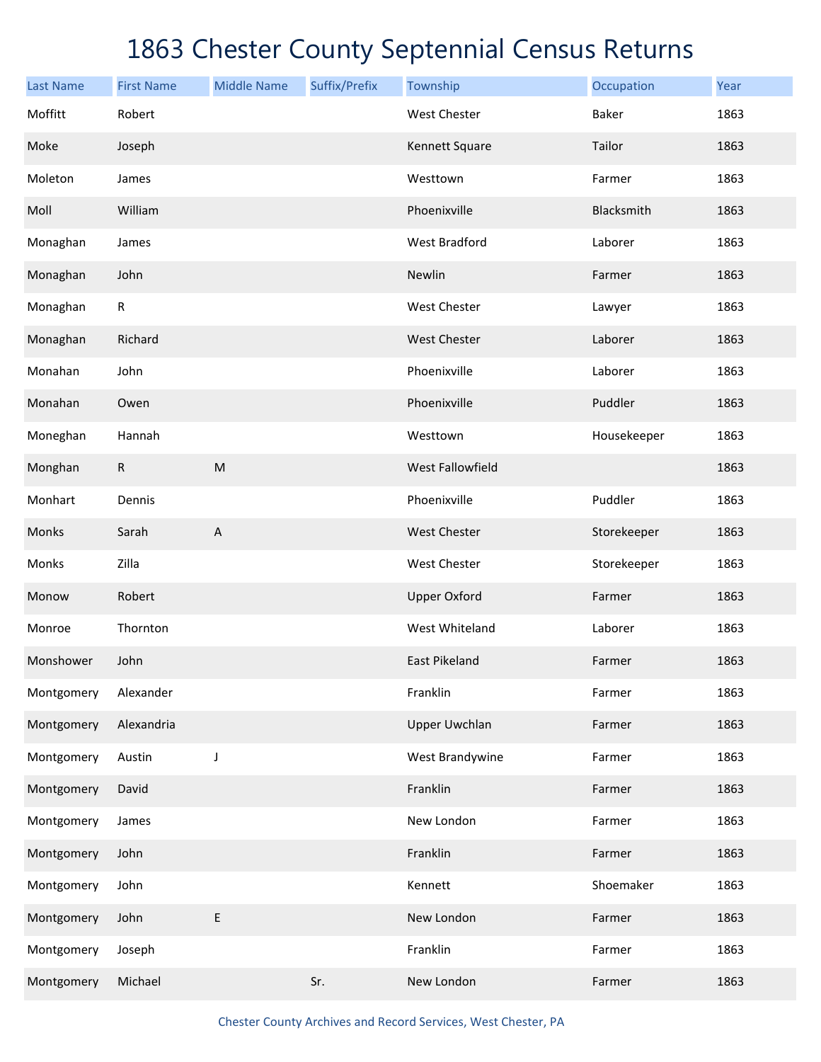# 1863 Chester County Septennial Census Returns

| Last Name | First Name | Middle Name | Suffix/Prefix | Township | Occupation | Year |
|---|---|---|---|---|---|---|
| Moffitt | Robert | | | West Chester | Baker | 1863 |
| Moke | Joseph | | | Kennett Square | Tailor | 1863 |
| Moleton | James | | | Westtown | Farmer | 1863 |
| Moll | William | | | Phoenixville | Blacksmith | 1863 |
| Monaghan | James | | | West Bradford | Laborer | 1863 |
| Monaghan | John | | | Newlin | Farmer | 1863 |
| Monaghan | R | | | West Chester | Lawyer | 1863 |
| Monaghan | Richard | | | West Chester | Laborer | 1863 |
| Monahan | John | | | Phoenixville | Laborer | 1863 |
| Monahan | Owen | | | Phoenixville | Puddler | 1863 |
| Moneghan | Hannah | | | Westtown | Housekeeper | 1863 |
| Monghan | R | M | | West Fallowfield | | 1863 |
| Monhart | Dennis | | | Phoenixville | Puddler | 1863 |
| Monks | Sarah | A | | West Chester | Storekeeper | 1863 |
| Monks | Zilla | | | West Chester | Storekeeper | 1863 |
| Monow | Robert | | | Upper Oxford | Farmer | 1863 |
| Monroe | Thornton | | | West Whiteland | Laborer | 1863 |
| Monshower | John | | | East Pikeland | Farmer | 1863 |
| Montgomery | Alexander | | | Franklin | Farmer | 1863 |
| Montgomery | Alexandria | | | Upper Uwchlan | Farmer | 1863 |
| Montgomery | Austin | J | | West Brandywine | Farmer | 1863 |
| Montgomery | David | | | Franklin | Farmer | 1863 |
| Montgomery | James | | | New London | Farmer | 1863 |
| Montgomery | John | | | Franklin | Farmer | 1863 |
| Montgomery | John | | | Kennett | Shoemaker | 1863 |
| Montgomery | John | E | | New London | Farmer | 1863 |
| Montgomery | Joseph | | | Franklin | Farmer | 1863 |
| Montgomery | Michael | | Sr. | New London | Farmer | 1863 |

Chester County Archives and Record Services, West Chester, PA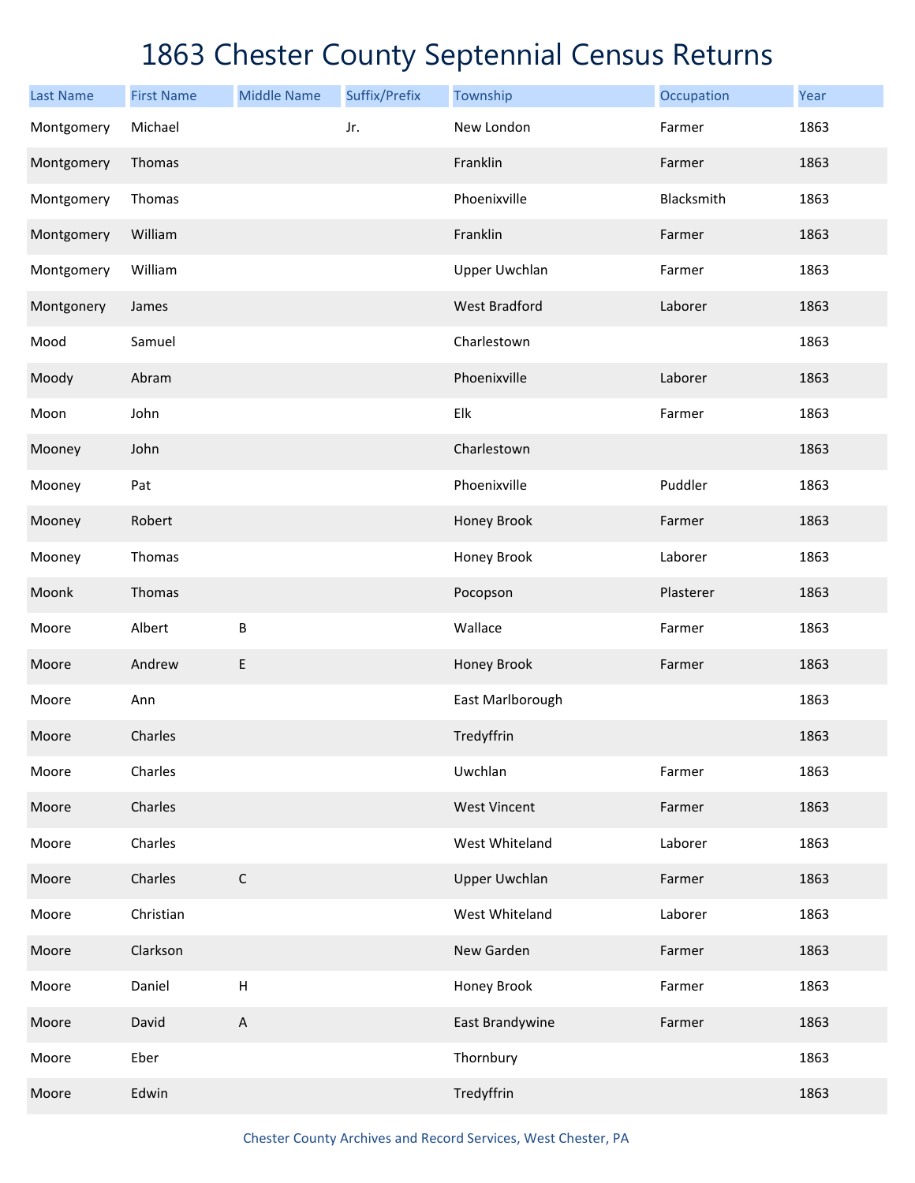# 1863 Chester County Septennial Census Returns

| Last Name | First Name | Middle Name | Suffix/Prefix | Township | Occupation | Year |
|---|---|---|---|---|---|---|
| Montgomery | Michael | | Jr. | New London | Farmer | 1863 |
| Montgomery | Thomas | | | Franklin | Farmer | 1863 |
| Montgomery | Thomas | | | Phoenixville | Blacksmith | 1863 |
| Montgomery | William | | | Franklin | Farmer | 1863 |
| Montgomery | William | | | Upper Uwchlan | Farmer | 1863 |
| Montgonery | James | | | West Bradford | Laborer | 1863 |
| Mood | Samuel | | | Charlestown | | 1863 |
| Moody | Abram | | | Phoenixville | Laborer | 1863 |
| Moon | John | | | Elk | Farmer | 1863 |
| Mooney | John | | | Charlestown | | 1863 |
| Mooney | Pat | | | Phoenixville | Puddler | 1863 |
| Mooney | Robert | | | Honey Brook | Farmer | 1863 |
| Mooney | Thomas | | | Honey Brook | Laborer | 1863 |
| Moonk | Thomas | | | Pocopson | Plasterer | 1863 |
| Moore | Albert | B | | Wallace | Farmer | 1863 |
| Moore | Andrew | E | | Honey Brook | Farmer | 1863 |
| Moore | Ann | | | East Marlborough | | 1863 |
| Moore | Charles | | | Tredyffrin | | 1863 |
| Moore | Charles | | | Uwchlan | Farmer | 1863 |
| Moore | Charles | | | West Vincent | Farmer | 1863 |
| Moore | Charles | | | West Whiteland | Laborer | 1863 |
| Moore | Charles | C | | Upper Uwchlan | Farmer | 1863 |
| Moore | Christian | | | West Whiteland | Laborer | 1863 |
| Moore | Clarkson | | | New Garden | Farmer | 1863 |
| Moore | Daniel | H | | Honey Brook | Farmer | 1863 |
| Moore | David | A | | East Brandywine | Farmer | 1863 |
| Moore | Eber | | | Thornbury | | 1863 |
| Moore | Edwin | | | Tredyffrin | | 1863 |

Chester County Archives and Record Services, West Chester, PA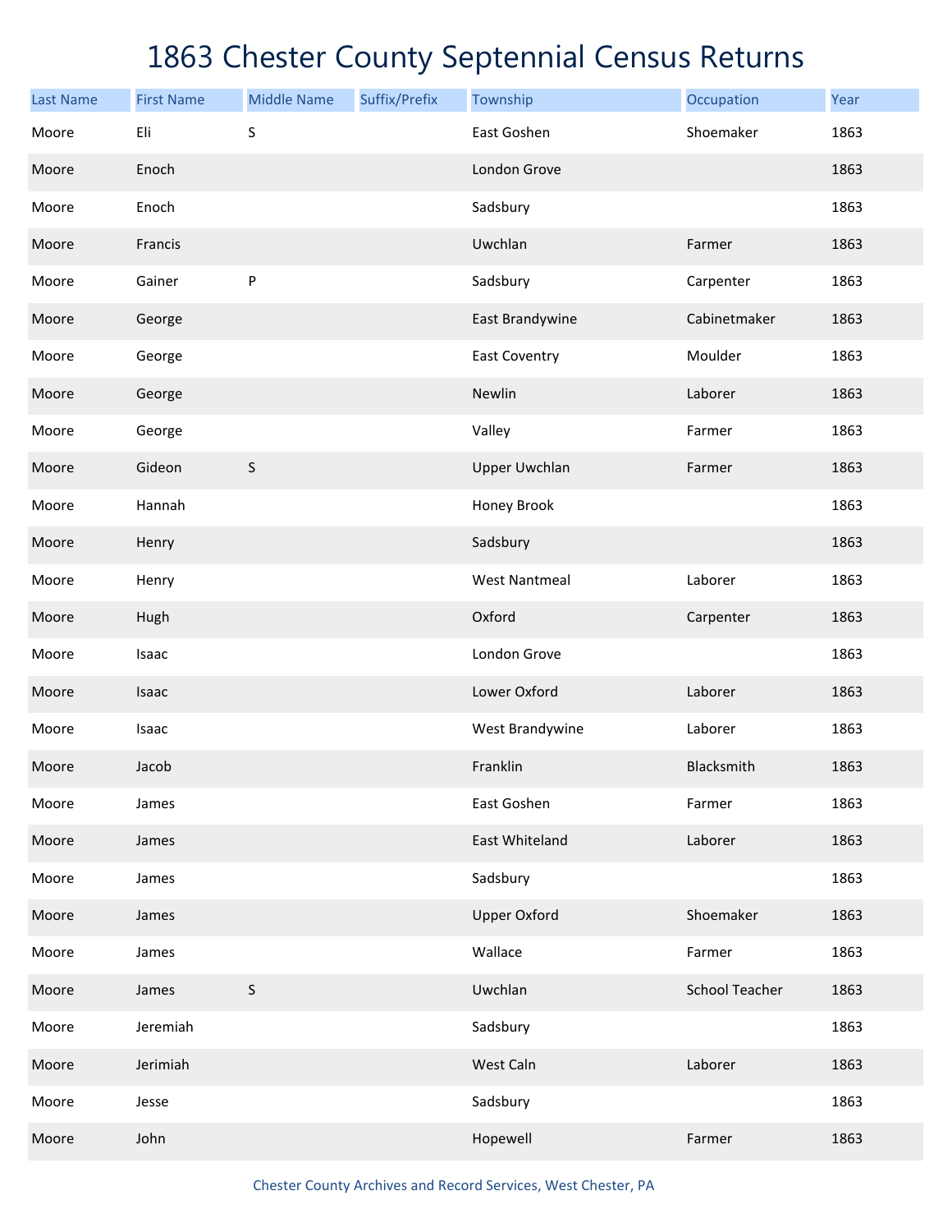# 1863 Chester County Septennial Census Returns

| Last Name | First Name | Middle Name | Suffix/Prefix | Township | Occupation | Year |
|---|---|---|---|---|---|---|
| Moore | Eli | S | | East Goshen | Shoemaker | 1863 |
| Moore | Enoch | | | London Grove | | 1863 |
| Moore | Enoch | | | Sadsbury | | 1863 |
| Moore | Francis | | | Uwchlan | Farmer | 1863 |
| Moore | Gainer | P | | Sadsbury | Carpenter | 1863 |
| Moore | George | | | East Brandywine | Cabinetmaker | 1863 |
| Moore | George | | | East Coventry | Moulder | 1863 |
| Moore | George | | | Newlin | Laborer | 1863 |
| Moore | George | | | Valley | Farmer | 1863 |
| Moore | Gideon | S | | Upper Uwchlan | Farmer | 1863 |
| Moore | Hannah | | | Honey Brook | | 1863 |
| Moore | Henry | | | Sadsbury | | 1863 |
| Moore | Henry | | | West Nantmeal | Laborer | 1863 |
| Moore | Hugh | | | Oxford | Carpenter | 1863 |
| Moore | Isaac | | | London Grove | | 1863 |
| Moore | Isaac | | | Lower Oxford | Laborer | 1863 |
| Moore | Isaac | | | West Brandywine | Laborer | 1863 |
| Moore | Jacob | | | Franklin | Blacksmith | 1863 |
| Moore | James | | | East Goshen | Farmer | 1863 |
| Moore | James | | | East Whiteland | Laborer | 1863 |
| Moore | James | | | Sadsbury | | 1863 |
| Moore | James | | | Upper Oxford | Shoemaker | 1863 |
| Moore | James | | | Wallace | Farmer | 1863 |
| Moore | James | S | | Uwchlan | School Teacher | 1863 |
| Moore | Jeremiah | | | Sadsbury | | 1863 |
| Moore | Jerimiah | | | West Caln | Laborer | 1863 |
| Moore | Jesse | | | Sadsbury | | 1863 |
| Moore | John | | | Hopewell | Farmer | 1863 |

Chester County Archives and Record Services, West Chester, PA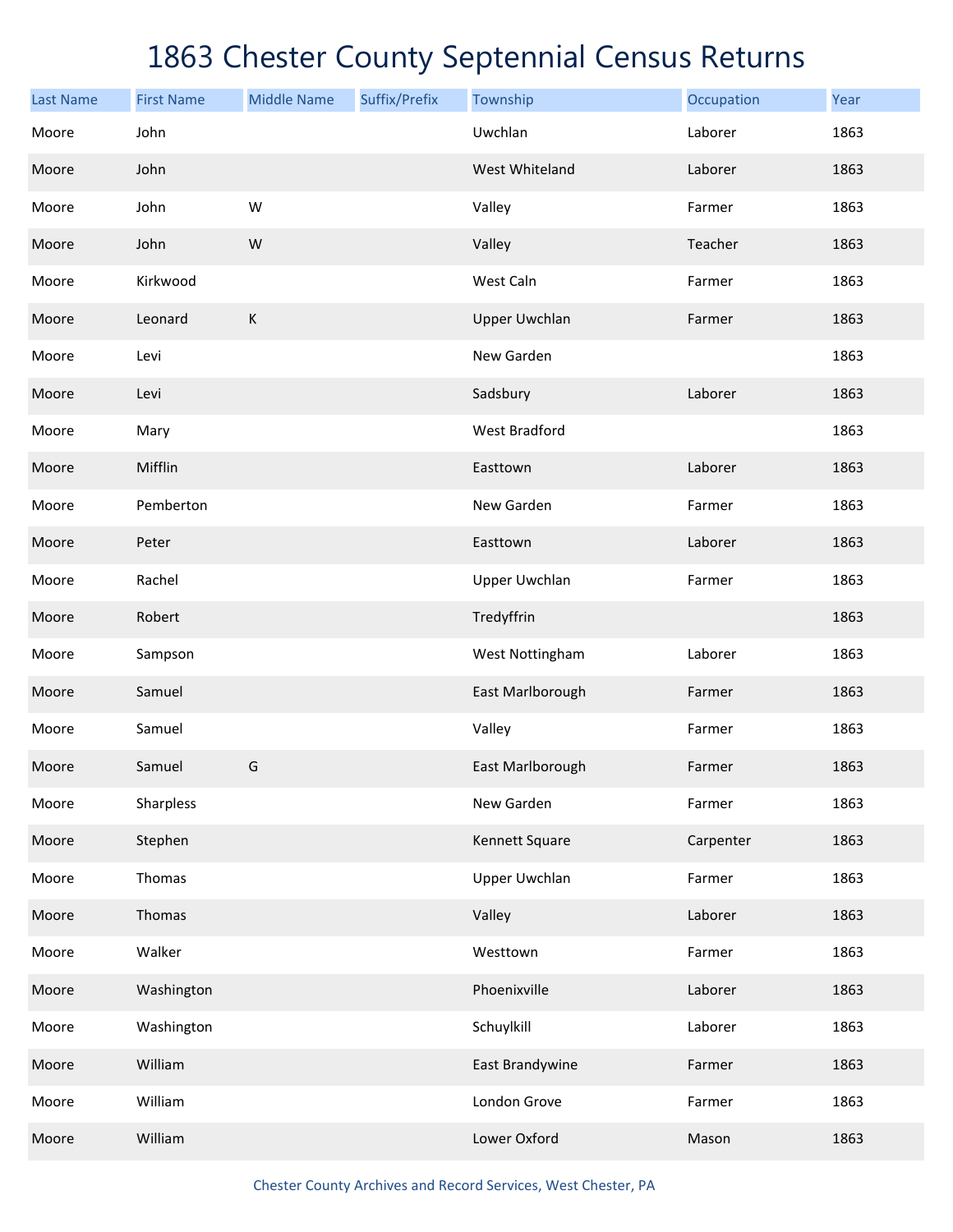# 1863 Chester County Septennial Census Returns

| Last Name | First Name | Middle Name | Suffix/Prefix | Township | Occupation | Year |
|---|---|---|---|---|---|---|
| Moore | John | | | Uwchlan | Laborer | 1863 |
| Moore | John | | | West Whiteland | Laborer | 1863 |
| Moore | John | W | | Valley | Farmer | 1863 |
| Moore | John | W | | Valley | Teacher | 1863 |
| Moore | Kirkwood | | | West Caln | Farmer | 1863 |
| Moore | Leonard | K | | Upper Uwchlan | Farmer | 1863 |
| Moore | Levi | | | New Garden | | 1863 |
| Moore | Levi | | | Sadsbury | Laborer | 1863 |
| Moore | Mary | | | West Bradford | | 1863 |
| Moore | Mifflin | | | Easttown | Laborer | 1863 |
| Moore | Pemberton | | | New Garden | Farmer | 1863 |
| Moore | Peter | | | Easttown | Laborer | 1863 |
| Moore | Rachel | | | Upper Uwchlan | Farmer | 1863 |
| Moore | Robert | | | Tredyffrin | | 1863 |
| Moore | Sampson | | | West Nottingham | Laborer | 1863 |
| Moore | Samuel | | | East Marlborough | Farmer | 1863 |
| Moore | Samuel | | | Valley | Farmer | 1863 |
| Moore | Samuel | G | | East Marlborough | Farmer | 1863 |
| Moore | Sharpless | | | New Garden | Farmer | 1863 |
| Moore | Stephen | | | Kennett Square | Carpenter | 1863 |
| Moore | Thomas | | | Upper Uwchlan | Farmer | 1863 |
| Moore | Thomas | | | Valley | Laborer | 1863 |
| Moore | Walker | | | Westtown | Farmer | 1863 |
| Moore | Washington | | | Phoenixville | Laborer | 1863 |
| Moore | Washington | | | Schuylkill | Laborer | 1863 |
| Moore | William | | | East Brandywine | Farmer | 1863 |
| Moore | William | | | London Grove | Farmer | 1863 |
| Moore | William | | | Lower Oxford | Mason | 1863 |

Chester County Archives and Record Services, West Chester, PA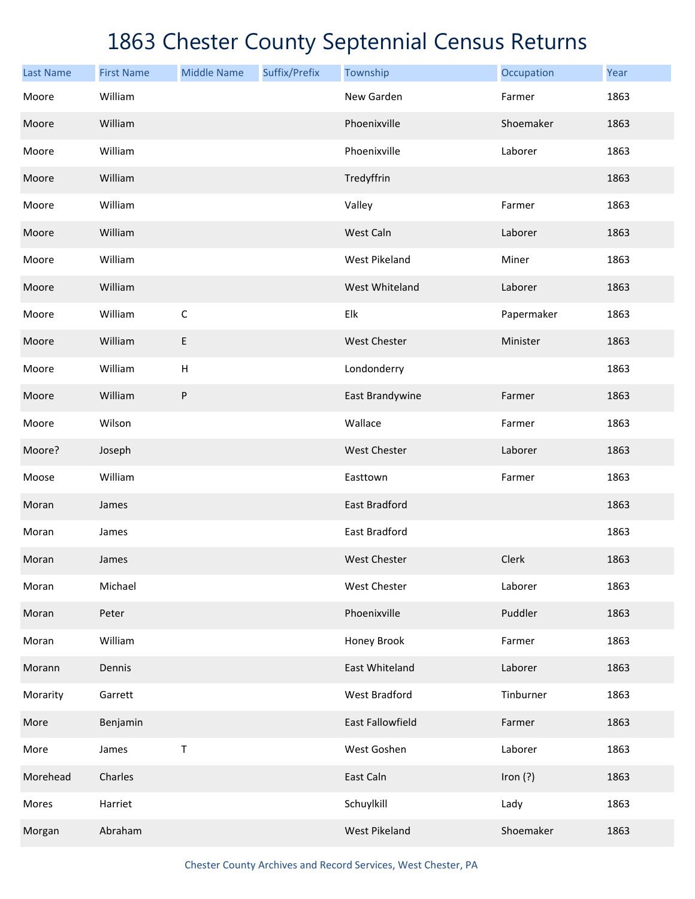# 1863 Chester County Septennial Census Returns

| Last Name | First Name | Middle Name | Suffix/Prefix | Township | Occupation | Year |
|---|---|---|---|---|---|---|
| Moore | William | | | New Garden | Farmer | 1863 |
| Moore | William | | | Phoenixville | Shoemaker | 1863 |
| Moore | William | | | Phoenixville | Laborer | 1863 |
| Moore | William | | | Tredyffrin | | 1863 |
| Moore | William | | | Valley | Farmer | 1863 |
| Moore | William | | | West Caln | Laborer | 1863 |
| Moore | William | | | West Pikeland | Miner | 1863 |
| Moore | William | | | West Whiteland | Laborer | 1863 |
| Moore | William | C | | Elk | Papermaker | 1863 |
| Moore | William | E | | West Chester | Minister | 1863 |
| Moore | William | H | | Londonderry | | 1863 |
| Moore | William | P | | East Brandywine | Farmer | 1863 |
| Moore | Wilson | | | Wallace | Farmer | 1863 |
| Moore? | Joseph | | | West Chester | Laborer | 1863 |
| Moose | William | | | Easttown | Farmer | 1863 |
| Moran | James | | | East Bradford | | 1863 |
| Moran | James | | | East Bradford | | 1863 |
| Moran | James | | | West Chester | Clerk | 1863 |
| Moran | Michael | | | West Chester | Laborer | 1863 |
| Moran | Peter | | | Phoenixville | Puddler | 1863 |
| Moran | William | | | Honey Brook | Farmer | 1863 |
| Morann | Dennis | | | East Whiteland | Laborer | 1863 |
| Morarity | Garrett | | | West Bradford | Tinburner | 1863 |
| More | Benjamin | | | East Fallowfield | Farmer | 1863 |
| More | James | T | | West Goshen | Laborer | 1863 |
| Morehead | Charles | | | East Caln | Iron (?) | 1863 |
| Mores | Harriet | | | Schuylkill | Lady | 1863 |
| Morgan | Abraham | | | West Pikeland | Shoemaker | 1863 |

Chester County Archives and Record Services, West Chester, PA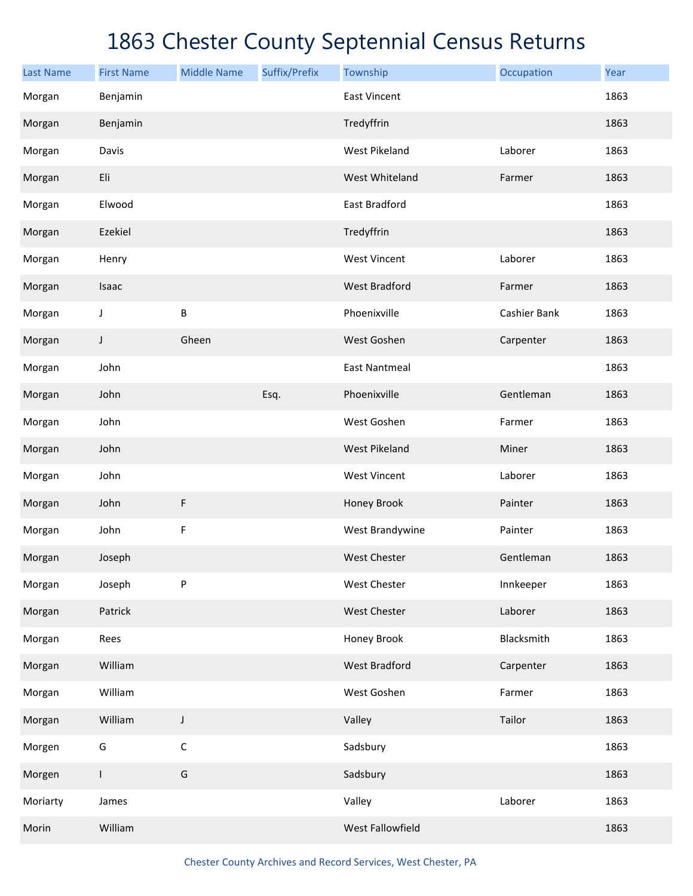# 1863 Chester County Septennial Census Returns

| Last Name | First Name | Middle Name | Suffix/Prefix | Township | Occupation | Year |
|---|---|---|---|---|---|---|
| Morgan | Benjamin | | | East Vincent | | 1863 |
| Morgan | Benjamin | | | Tredyffrin | | 1863 |
| Morgan | Davis | | | West Pikeland | Laborer | 1863 |
| Morgan | Eli | | | West Whiteland | Farmer | 1863 |
| Morgan | Elwood | | | East Bradford | | 1863 |
| Morgan | Ezekiel | | | Tredyffrin | | 1863 |
| Morgan | Henry | | | West Vincent | Laborer | 1863 |
| Morgan | Isaac | | | West Bradford | Farmer | 1863 |
| Morgan | J | B | | Phoenixville | Cashier Bank | 1863 |
| Morgan | J | Gheen | | West Goshen | Carpenter | 1863 |
| Morgan | John | | | East Nantmeal | | 1863 |
| Morgan | John | | Esq. | Phoenixville | Gentleman | 1863 |
| Morgan | John | | | West Goshen | Farmer | 1863 |
| Morgan | John | | | West Pikeland | Miner | 1863 |
| Morgan | John | | | West Vincent | Laborer | 1863 |
| Morgan | John | F | | Honey Brook | Painter | 1863 |
| Morgan | John | F | | West Brandywine | Painter | 1863 |
| Morgan | Joseph | | | West Chester | Gentleman | 1863 |
| Morgan | Joseph | P | | West Chester | Innkeeper | 1863 |
| Morgan | Patrick | | | West Chester | Laborer | 1863 |
| Morgan | Rees | | | Honey Brook | Blacksmith | 1863 |
| Morgan | William | | | West Bradford | Carpenter | 1863 |
| Morgan | William | | | West Goshen | Farmer | 1863 |
| Morgan | William | J | | Valley | Tailor | 1863 |
| Morgen | G | C | | Sadsbury | | 1863 |
| Morgen | I | G | | Sadsbury | | 1863 |
| Moriarty | James | | | Valley | Laborer | 1863 |
| Morin | William | | | West Fallowfield | | 1863 |

Chester County Archives and Record Services, West Chester, PA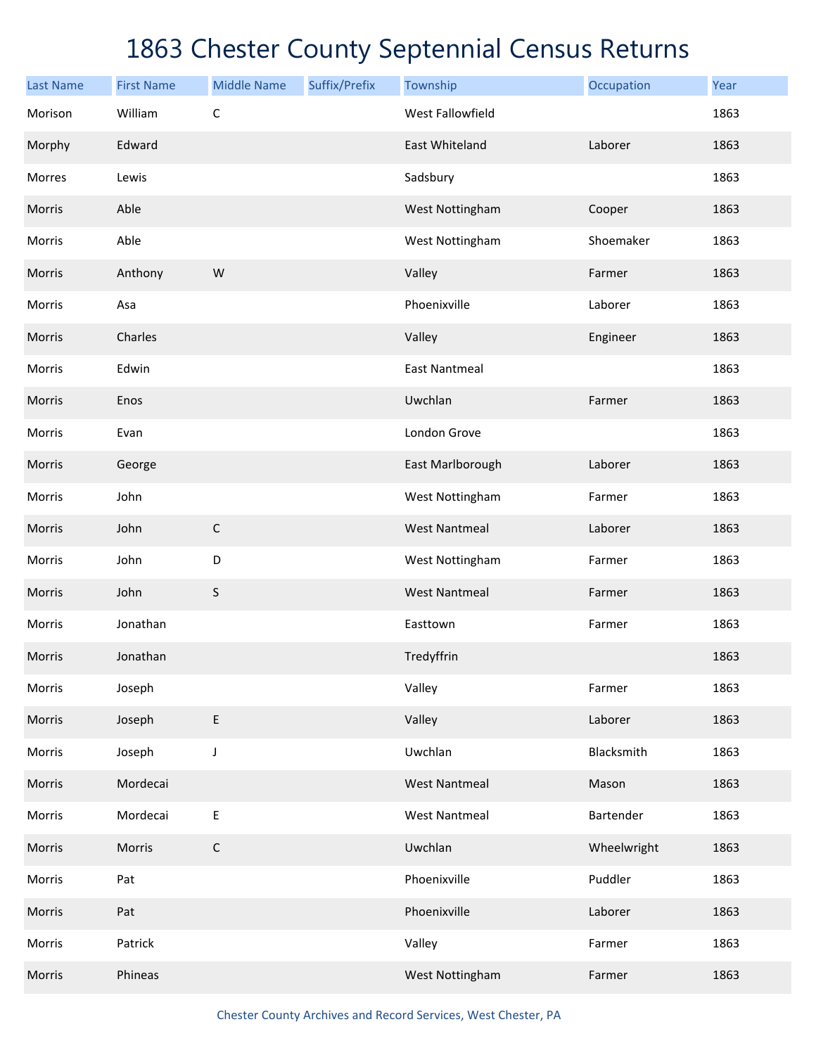# 1863 Chester County Septennial Census Returns

| Last Name | First Name | Middle Name | Suffix/Prefix | Township | Occupation | Year |
|---|---|---|---|---|---|---|
| Morison | William | C | | West Fallowfield | | 1863 |
| Morphy | Edward | | | East Whiteland | Laborer | 1863 |
| Morres | Lewis | | | Sadsbury | | 1863 |
| Morris | Able | | | West Nottingham | Cooper | 1863 |
| Morris | Able | | | West Nottingham | Shoemaker | 1863 |
| Morris | Anthony | W | | Valley | Farmer | 1863 |
| Morris | Asa | | | Phoenixville | Laborer | 1863 |
| Morris | Charles | | | Valley | Engineer | 1863 |
| Morris | Edwin | | | East Nantmeal | | 1863 |
| Morris | Enos | | | Uwchlan | Farmer | 1863 |
| Morris | Evan | | | London Grove | | 1863 |
| Morris | George | | | East Marlborough | Laborer | 1863 |
| Morris | John | | | West Nottingham | Farmer | 1863 |
| Morris | John | C | | West Nantmeal | Laborer | 1863 |
| Morris | John | D | | West Nottingham | Farmer | 1863 |
| Morris | John | S | | West Nantmeal | Farmer | 1863 |
| Morris | Jonathan | | | Easttown | Farmer | 1863 |
| Morris | Jonathan | | | Tredyffrin | | 1863 |
| Morris | Joseph | | | Valley | Farmer | 1863 |
| Morris | Joseph | E | | Valley | Laborer | 1863 |
| Morris | Joseph | J | | Uwchlan | Blacksmith | 1863 |
| Morris | Mordecai | | | West Nantmeal | Mason | 1863 |
| Morris | Mordecai | E | | West Nantmeal | Bartender | 1863 |
| Morris | Morris | C | | Uwchlan | Wheelwright | 1863 |
| Morris | Pat | | | Phoenixville | Puddler | 1863 |
| Morris | Pat | | | Phoenixville | Laborer | 1863 |
| Morris | Patrick | | | Valley | Farmer | 1863 |
| Morris | Phineas | | | West Nottingham | Farmer | 1863 |

Chester County Archives and Record Services, West Chester, PA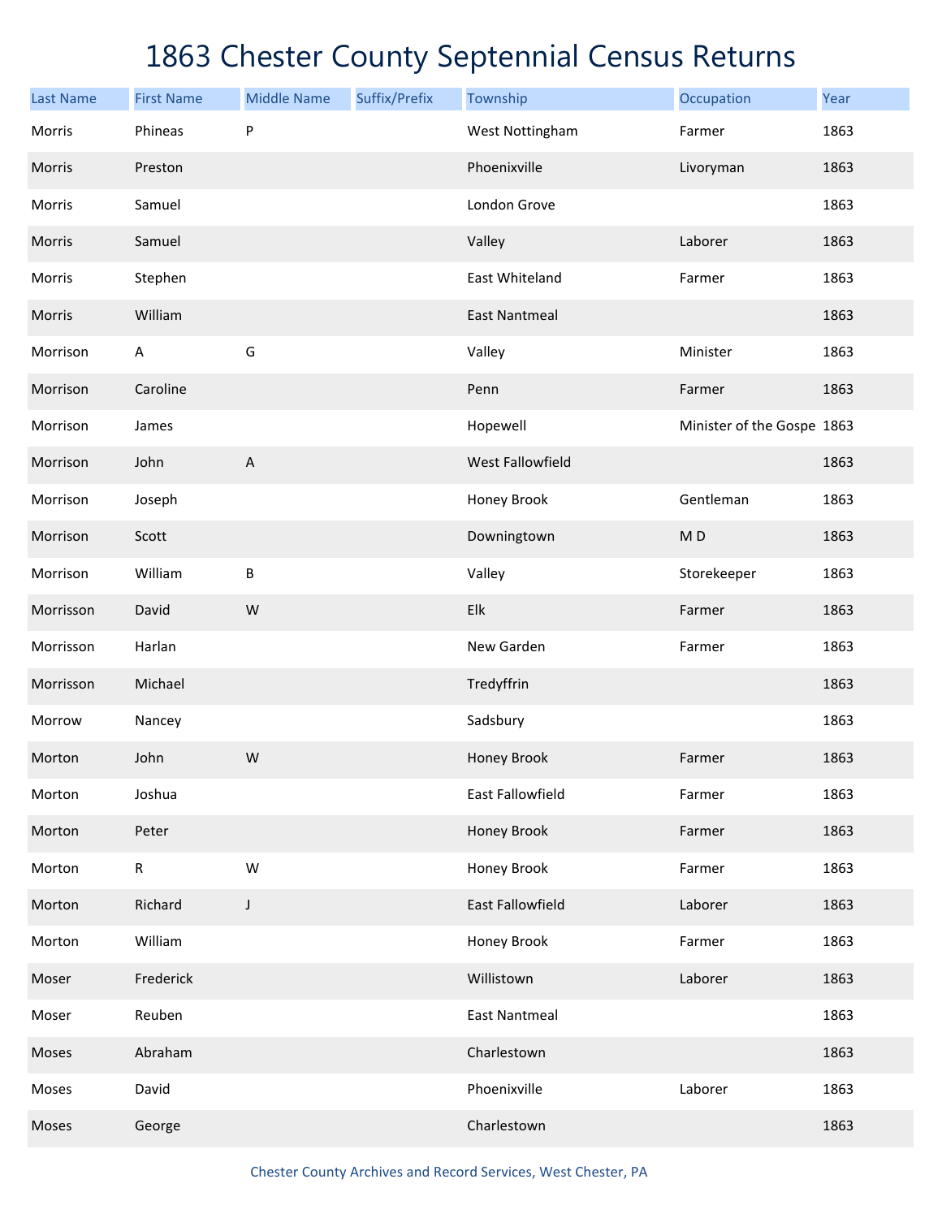# 1863 Chester County Septennial Census Returns

| Last Name | First Name | Middle Name | Suffix/Prefix | Township | Occupation | Year |
|---|---|---|---|---|---|---|
| Morris | Phineas | P | | West Nottingham | Farmer | 1863 |
| Morris | Preston | | | Phoenixville | Livoryman | 1863 |
| Morris | Samuel | | | London Grove | | 1863 |
| Morris | Samuel | | | Valley | Laborer | 1863 |
| Morris | Stephen | | | East Whiteland | Farmer | 1863 |
| Morris | William | | | East Nantmeal | | 1863 |
| Morrison | A | G | | Valley | Minister | 1863 |
| Morrison | Caroline | | | Penn | Farmer | 1863 |
| Morrison | James | | | Hopewell | Minister of the Gospe | 1863 |
| Morrison | John | A | | West Fallowfield | | 1863 |
| Morrison | Joseph | | | Honey Brook | Gentleman | 1863 |
| Morrison | Scott | | | Downingtown | M D | 1863 |
| Morrison | William | B | | Valley | Storekeeper | 1863 |
| Morrisson | David | W | | Elk | Farmer | 1863 |
| Morrisson | Harlan | | | New Garden | Farmer | 1863 |
| Morrisson | Michael | | | Tredyffrin | | 1863 |
| Morrow | Nancey | | | Sadsbury | | 1863 |
| Morton | John | W | | Honey Brook | Farmer | 1863 |
| Morton | Joshua | | | East Fallowfield | Farmer | 1863 |
| Morton | Peter | | | Honey Brook | Farmer | 1863 |
| Morton | R | W | | Honey Brook | Farmer | 1863 |
| Morton | Richard | J | | East Fallowfield | Laborer | 1863 |
| Morton | William | | | Honey Brook | Farmer | 1863 |
| Moser | Frederick | | | Willistown | Laborer | 1863 |
| Moser | Reuben | | | East Nantmeal | | 1863 |
| Moses | Abraham | | | Charlestown | | 1863 |
| Moses | David | | | Phoenixville | Laborer | 1863 |
| Moses | George | | | Charlestown | | 1863 |

Chester County Archives and Record Services, West Chester, PA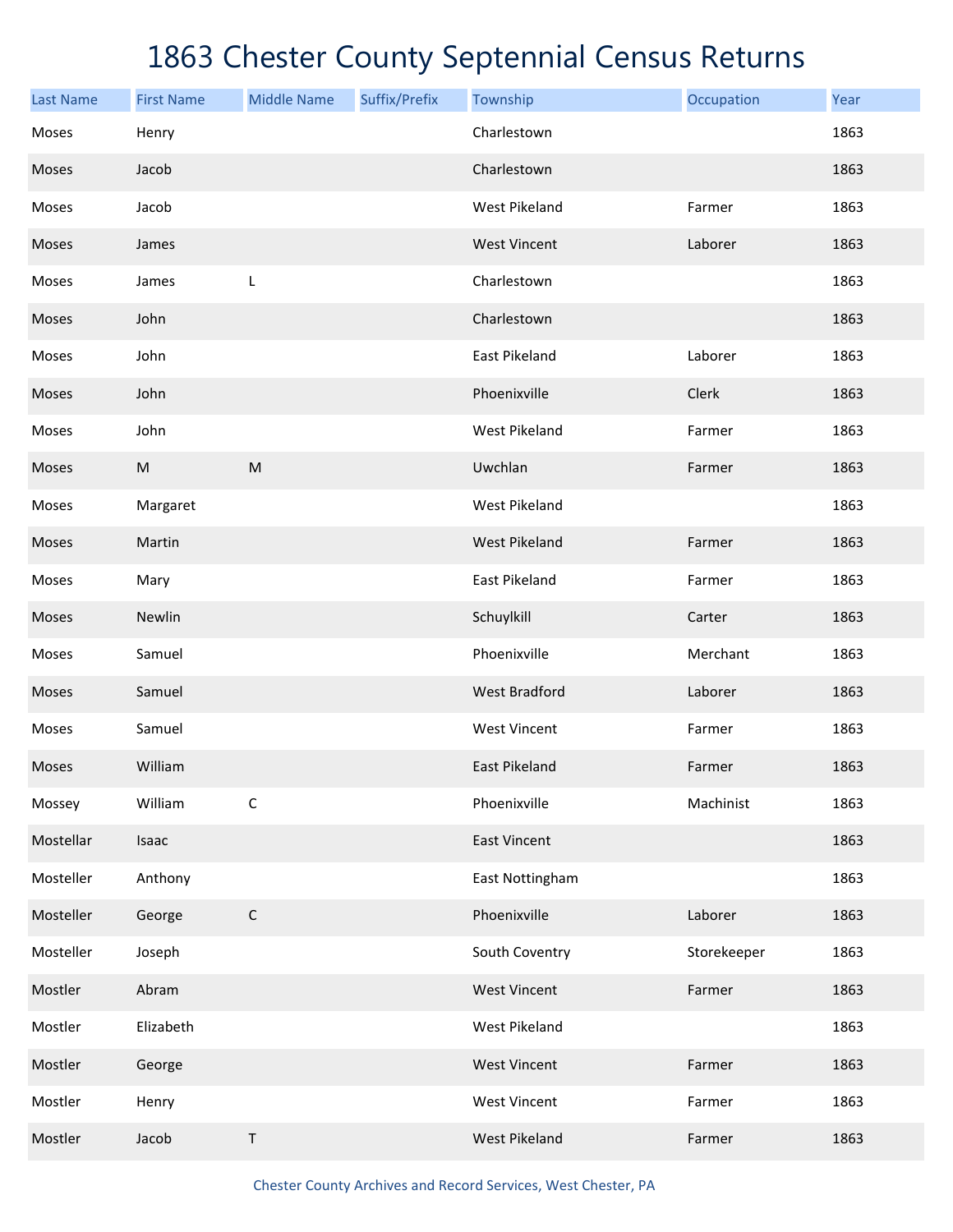# 1863 Chester County Septennial Census Returns

| Last Name | First Name | Middle Name | Suffix/Prefix | Township | Occupation | Year |
|---|---|---|---|---|---|---|
| Moses | Henry | | | Charlestown | | 1863 |
| Moses | Jacob | | | Charlestown | | 1863 |
| Moses | Jacob | | | West Pikeland | Farmer | 1863 |
| Moses | James | | | West Vincent | Laborer | 1863 |
| Moses | James | L | | Charlestown | | 1863 |
| Moses | John | | | Charlestown | | 1863 |
| Moses | John | | | East Pikeland | Laborer | 1863 |
| Moses | John | | | Phoenixville | Clerk | 1863 |
| Moses | John | | | West Pikeland | Farmer | 1863 |
| Moses | M | M | | Uwchlan | Farmer | 1863 |
| Moses | Margaret | | | West Pikeland | | 1863 |
| Moses | Martin | | | West Pikeland | Farmer | 1863 |
| Moses | Mary | | | East Pikeland | Farmer | 1863 |
| Moses | Newlin | | | Schuylkill | Carter | 1863 |
| Moses | Samuel | | | Phoenixville | Merchant | 1863 |
| Moses | Samuel | | | West Bradford | Laborer | 1863 |
| Moses | Samuel | | | West Vincent | Farmer | 1863 |
| Moses | William | | | East Pikeland | Farmer | 1863 |
| Mossey | William | C | | Phoenixville | Machinist | 1863 |
| Mostellar | Isaac | | | East Vincent | | 1863 |
| Mosteller | Anthony | | | East Nottingham | | 1863 |
| Mosteller | George | C | | Phoenixville | Laborer | 1863 |
| Mosteller | Joseph | | | South Coventry | Storekeeper | 1863 |
| Mostler | Abram | | | West Vincent | Farmer | 1863 |
| Mostler | Elizabeth | | | West Pikeland | | 1863 |
| Mostler | George | | | West Vincent | Farmer | 1863 |
| Mostler | Henry | | | West Vincent | Farmer | 1863 |
| Mostler | Jacob | T | | West Pikeland | Farmer | 1863 |

Chester County Archives and Record Services, West Chester, PA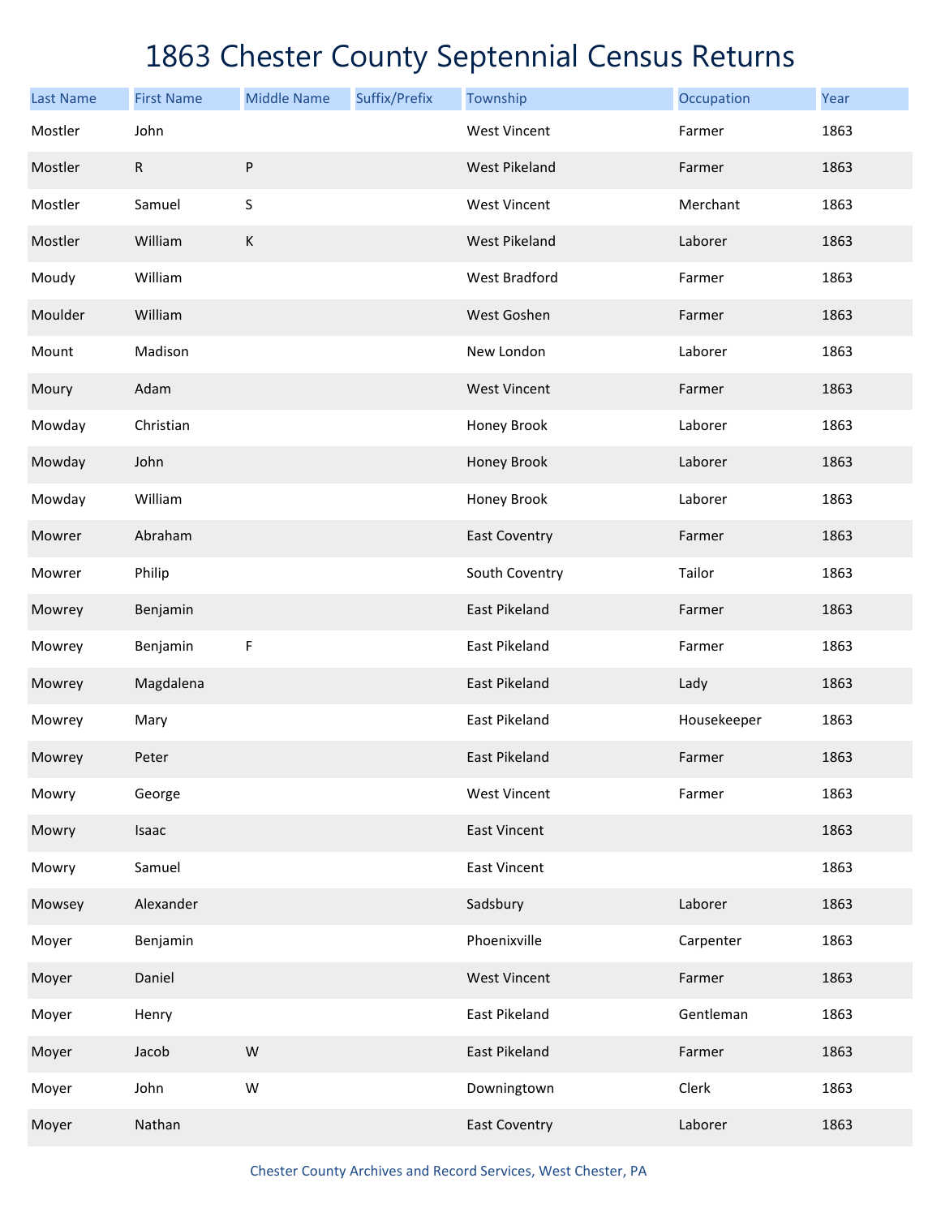# 1863 Chester County Septennial Census Returns

| Last Name | First Name | Middle Name | Suffix/Prefix | Township | Occupation | Year |
|---|---|---|---|---|---|---|
| Mostler | John | | | West Vincent | Farmer | 1863 |
| Mostler | R | P | | West Pikeland | Farmer | 1863 |
| Mostler | Samuel | S | | West Vincent | Merchant | 1863 |
| Mostler | William | K | | West Pikeland | Laborer | 1863 |
| Moudy | William | | | West Bradford | Farmer | 1863 |
| Moulder | William | | | West Goshen | Farmer | 1863 |
| Mount | Madison | | | New London | Laborer | 1863 |
| Moury | Adam | | | West Vincent | Farmer | 1863 |
| Mowday | Christian | | | Honey Brook | Laborer | 1863 |
| Mowday | John | | | Honey Brook | Laborer | 1863 |
| Mowday | William | | | Honey Brook | Laborer | 1863 |
| Mowrer | Abraham | | | East Coventry | Farmer | 1863 |
| Mowrer | Philip | | | South Coventry | Tailor | 1863 |
| Mowrey | Benjamin | | | East Pikeland | Farmer | 1863 |
| Mowrey | Benjamin | F | | East Pikeland | Farmer | 1863 |
| Mowrey | Magdalena | | | East Pikeland | Lady | 1863 |
| Mowrey | Mary | | | East Pikeland | Housekeeper | 1863 |
| Mowrey | Peter | | | East Pikeland | Farmer | 1863 |
| Mowry | George | | | West Vincent | Farmer | 1863 |
| Mowry | Isaac | | | East Vincent | | 1863 |
| Mowry | Samuel | | | East Vincent | | 1863 |
| Mowsey | Alexander | | | Sadsbury | Laborer | 1863 |
| Moyer | Benjamin | | | Phoenixville | Carpenter | 1863 |
| Moyer | Daniel | | | West Vincent | Farmer | 1863 |
| Moyer | Henry | | | East Pikeland | Gentleman | 1863 |
| Moyer | Jacob | W | | East Pikeland | Farmer | 1863 |
| Moyer | John | W | | Downingtown | Clerk | 1863 |
| Moyer | Nathan | | | East Coventry | Laborer | 1863 |

Chester County Archives and Record Services, West Chester, PA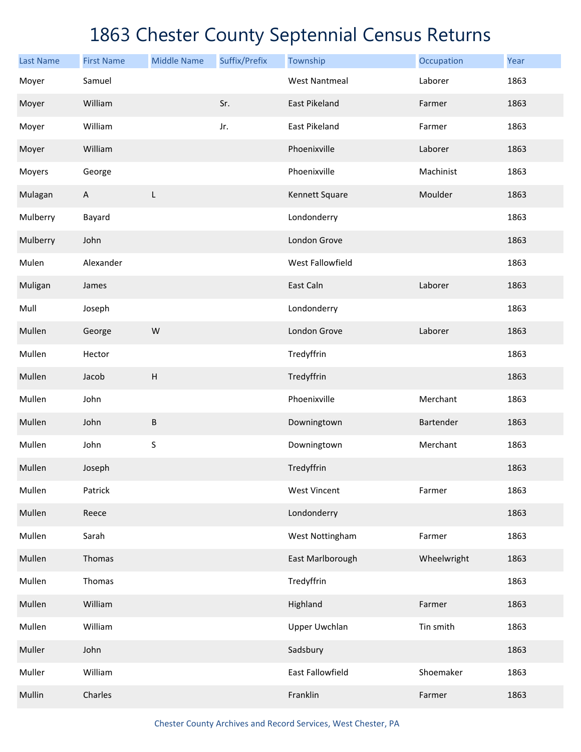# 1863 Chester County Septennial Census Returns

| Last Name | First Name | Middle Name | Suffix/Prefix | Township | Occupation | Year |
|---|---|---|---|---|---|---|
| Moyer | Samuel | | | West Nantmeal | Laborer | 1863 |
| Moyer | William | | Sr. | East Pikeland | Farmer | 1863 |
| Moyer | William | | Jr. | East Pikeland | Farmer | 1863 |
| Moyer | William | | | Phoenixville | Laborer | 1863 |
| Moyers | George | | | Phoenixville | Machinist | 1863 |
| Mulagan | A | L | | Kennett Square | Moulder | 1863 |
| Mulberry | Bayard | | | Londonderry | | 1863 |
| Mulberry | John | | | London Grove | | 1863 |
| Mulen | Alexander | | | West Fallowfield | | 1863 |
| Muligan | James | | | East Caln | Laborer | 1863 |
| Mull | Joseph | | | Londonderry | | 1863 |
| Mullen | George | W | | London Grove | Laborer | 1863 |
| Mullen | Hector | | | Tredyffrin | | 1863 |
| Mullen | Jacob | H | | Tredyffrin | | 1863 |
| Mullen | John | | | Phoenixville | Merchant | 1863 |
| Mullen | John | B | | Downingtown | Bartender | 1863 |
| Mullen | John | S | | Downingtown | Merchant | 1863 |
| Mullen | Joseph | | | Tredyffrin | | 1863 |
| Mullen | Patrick | | | West Vincent | Farmer | 1863 |
| Mullen | Reece | | | Londonderry | | 1863 |
| Mullen | Sarah | | | West Nottingham | Farmer | 1863 |
| Mullen | Thomas | | | East Marlborough | Wheelwright | 1863 |
| Mullen | Thomas | | | Tredyffrin | | 1863 |
| Mullen | William | | | Highland | Farmer | 1863 |
| Mullen | William | | | Upper Uwchlan | Tin smith | 1863 |
| Muller | John | | | Sadsbury | | 1863 |
| Muller | William | | | East Fallowfield | Shoemaker | 1863 |
| Mullin | Charles | | | Franklin | Farmer | 1863 |

Chester County Archives and Record Services, West Chester, PA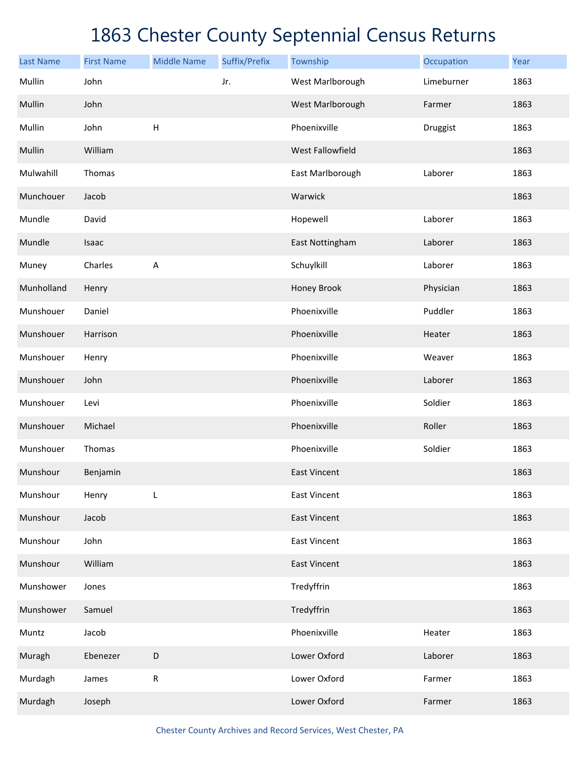# 1863 Chester County Septennial Census Returns

| Last Name | First Name | Middle Name | Suffix/Prefix | Township | Occupation | Year |
|---|---|---|---|---|---|---|
| Mullin | John | | Jr. | West Marlborough | Limeburner | 1863 |
| Mullin | John | | | West Marlborough | Farmer | 1863 |
| Mullin | John | H | | Phoenixville | Druggist | 1863 |
| Mullin | William | | | West Fallowfield | | 1863 |
| Mulwahill | Thomas | | | East Marlborough | Laborer | 1863 |
| Munchouer | Jacob | | | Warwick | | 1863 |
| Mundle | David | | | Hopewell | Laborer | 1863 |
| Mundle | Isaac | | | East Nottingham | Laborer | 1863 |
| Muney | Charles | A | | Schuylkill | Laborer | 1863 |
| Munholland | Henry | | | Honey Brook | Physician | 1863 |
| Munshouer | Daniel | | | Phoenixville | Puddler | 1863 |
| Munshouer | Harrison | | | Phoenixville | Heater | 1863 |
| Munshouer | Henry | | | Phoenixville | Weaver | 1863 |
| Munshouer | John | | | Phoenixville | Laborer | 1863 |
| Munshouer | Levi | | | Phoenixville | Soldier | 1863 |
| Munshouer | Michael | | | Phoenixville | Roller | 1863 |
| Munshouer | Thomas | | | Phoenixville | Soldier | 1863 |
| Munshour | Benjamin | | | East Vincent | | 1863 |
| Munshour | Henry | L | | East Vincent | | 1863 |
| Munshour | Jacob | | | East Vincent | | 1863 |
| Munshour | John | | | East Vincent | | 1863 |
| Munshour | William | | | East Vincent | | 1863 |
| Munshower | Jones | | | Tredyffrin | | 1863 |
| Munshower | Samuel | | | Tredyffrin | | 1863 |
| Muntz | Jacob | | | Phoenixville | Heater | 1863 |
| Muragh | Ebenezer | D | | Lower Oxford | Laborer | 1863 |
| Murdagh | James | R | | Lower Oxford | Farmer | 1863 |
| Murdagh | Joseph | | | Lower Oxford | Farmer | 1863 |

Chester County Archives and Record Services, West Chester, PA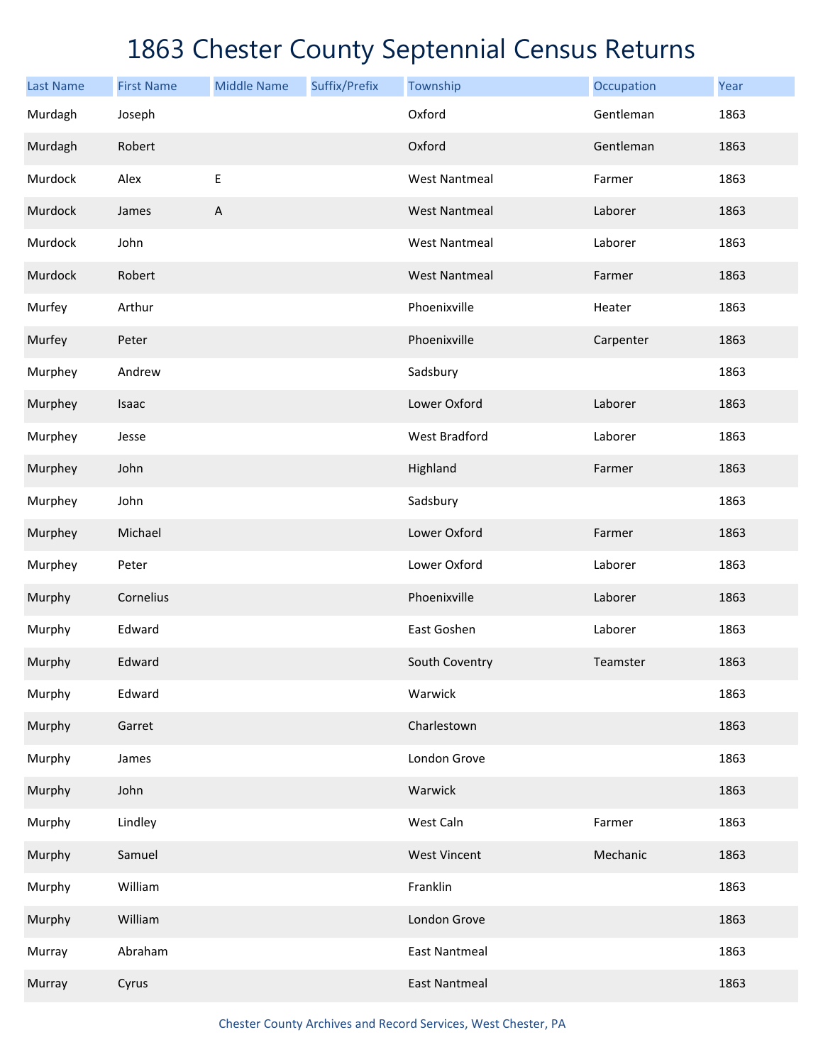# 1863 Chester County Septennial Census Returns

| Last Name | First Name | Middle Name | Suffix/Prefix | Township | Occupation | Year |
|---|---|---|---|---|---|---|
| Murdagh | Joseph | | | Oxford | Gentleman | 1863 |
| Murdagh | Robert | | | Oxford | Gentleman | 1863 |
| Murdock | Alex | E | | West Nantmeal | Farmer | 1863 |
| Murdock | James | A | | West Nantmeal | Laborer | 1863 |
| Murdock | John | | | West Nantmeal | Laborer | 1863 |
| Murdock | Robert | | | West Nantmeal | Farmer | 1863 |
| Murfey | Arthur | | | Phoenixville | Heater | 1863 |
| Murfey | Peter | | | Phoenixville | Carpenter | 1863 |
| Murphey | Andrew | | | Sadsbury | | 1863 |
| Murphey | Isaac | | | Lower Oxford | Laborer | 1863 |
| Murphey | Jesse | | | West Bradford | Laborer | 1863 |
| Murphey | John | | | Highland | Farmer | 1863 |
| Murphey | John | | | Sadsbury | | 1863 |
| Murphey | Michael | | | Lower Oxford | Farmer | 1863 |
| Murphey | Peter | | | Lower Oxford | Laborer | 1863 |
| Murphy | Cornelius | | | Phoenixville | Laborer | 1863 |
| Murphy | Edward | | | East Goshen | Laborer | 1863 |
| Murphy | Edward | | | South Coventry | Teamster | 1863 |
| Murphy | Edward | | | Warwick | | 1863 |
| Murphy | Garret | | | Charlestown | | 1863 |
| Murphy | James | | | London Grove | | 1863 |
| Murphy | John | | | Warwick | | 1863 |
| Murphy | Lindley | | | West Caln | Farmer | 1863 |
| Murphy | Samuel | | | West Vincent | Mechanic | 1863 |
| Murphy | William | | | Franklin | | 1863 |
| Murphy | William | | | London Grove | | 1863 |
| Murray | Abraham | | | East Nantmeal | | 1863 |
| Murray | Cyrus | | | East Nantmeal | | 1863 |

Chester County Archives and Record Services, West Chester, PA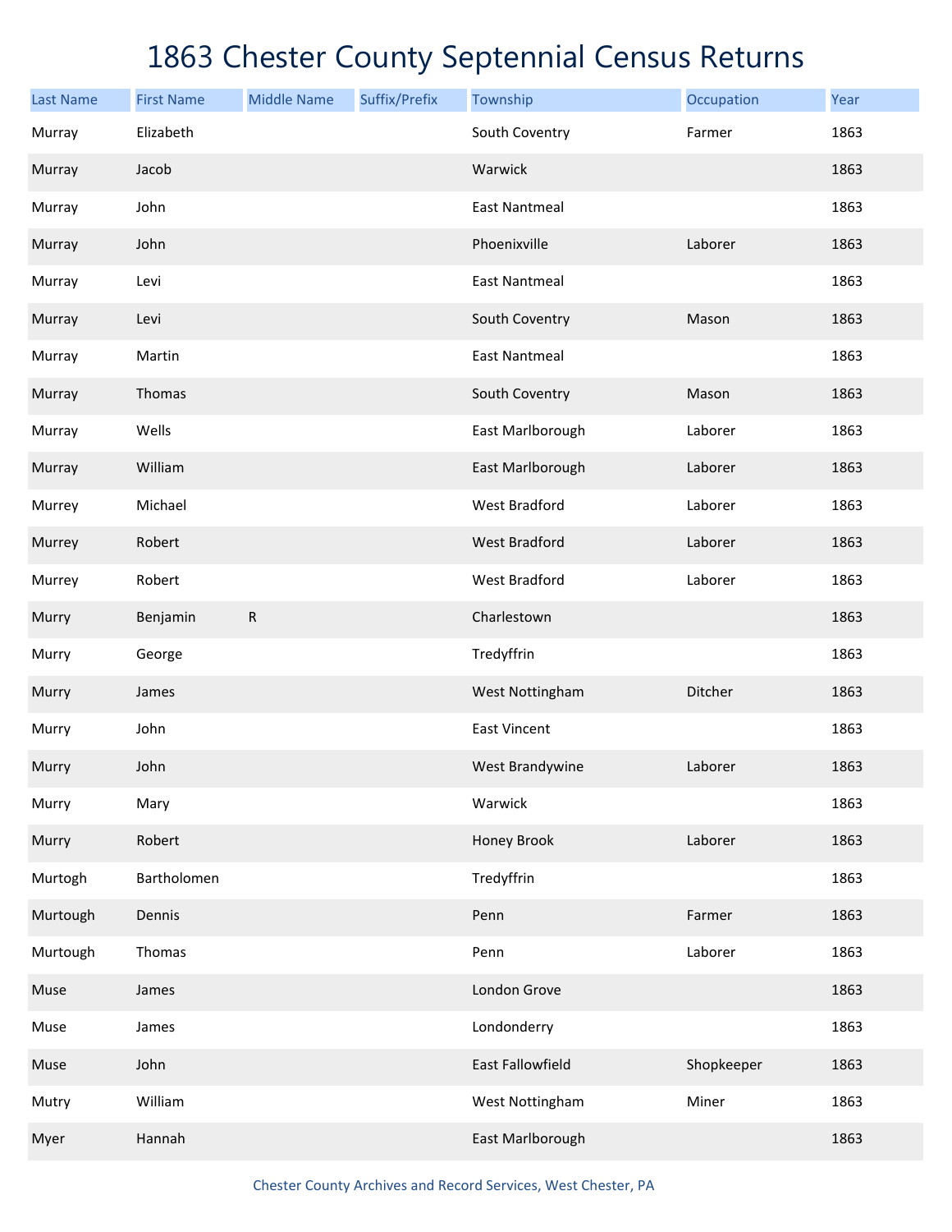# 1863 Chester County Septennial Census Returns

| Last Name | First Name | Middle Name | Suffix/Prefix | Township | Occupation | Year |
|---|---|---|---|---|---|---|
| Murray | Elizabeth | | | South Coventry | Farmer | 1863 |
| Murray | Jacob | | | Warwick | | 1863 |
| Murray | John | | | East Nantmeal | | 1863 |
| Murray | John | | | Phoenixville | Laborer | 1863 |
| Murray | Levi | | | East Nantmeal | | 1863 |
| Murray | Levi | | | South Coventry | Mason | 1863 |
| Murray | Martin | | | East Nantmeal | | 1863 |
| Murray | Thomas | | | South Coventry | Mason | 1863 |
| Murray | Wells | | | East Marlborough | Laborer | 1863 |
| Murray | William | | | East Marlborough | Laborer | 1863 |
| Murrey | Michael | | | West Bradford | Laborer | 1863 |
| Murrey | Robert | | | West Bradford | Laborer | 1863 |
| Murrey | Robert | | | West Bradford | Laborer | 1863 |
| Murry | Benjamin | R | | Charlestown | | 1863 |
| Murry | George | | | Tredyffrin | | 1863 |
| Murry | James | | | West Nottingham | Ditcher | 1863 |
| Murry | John | | | East Vincent | | 1863 |
| Murry | John | | | West Brandywine | Laborer | 1863 |
| Murry | Mary | | | Warwick | | 1863 |
| Murry | Robert | | | Honey Brook | Laborer | 1863 |
| Murtogh | Bartholomen | | | Tredyffrin | | 1863 |
| Murtough | Dennis | | | Penn | Farmer | 1863 |
| Murtough | Thomas | | | Penn | Laborer | 1863 |
| Muse | James | | | London Grove | | 1863 |
| Muse | James | | | Londonderry | | 1863 |
| Muse | John | | | East Fallowfield | Shopkeeper | 1863 |
| Mutry | William | | | West Nottingham | Miner | 1863 |
| Myer | Hannah | | | East Marlborough | | 1863 |

Chester County Archives and Record Services, West Chester, PA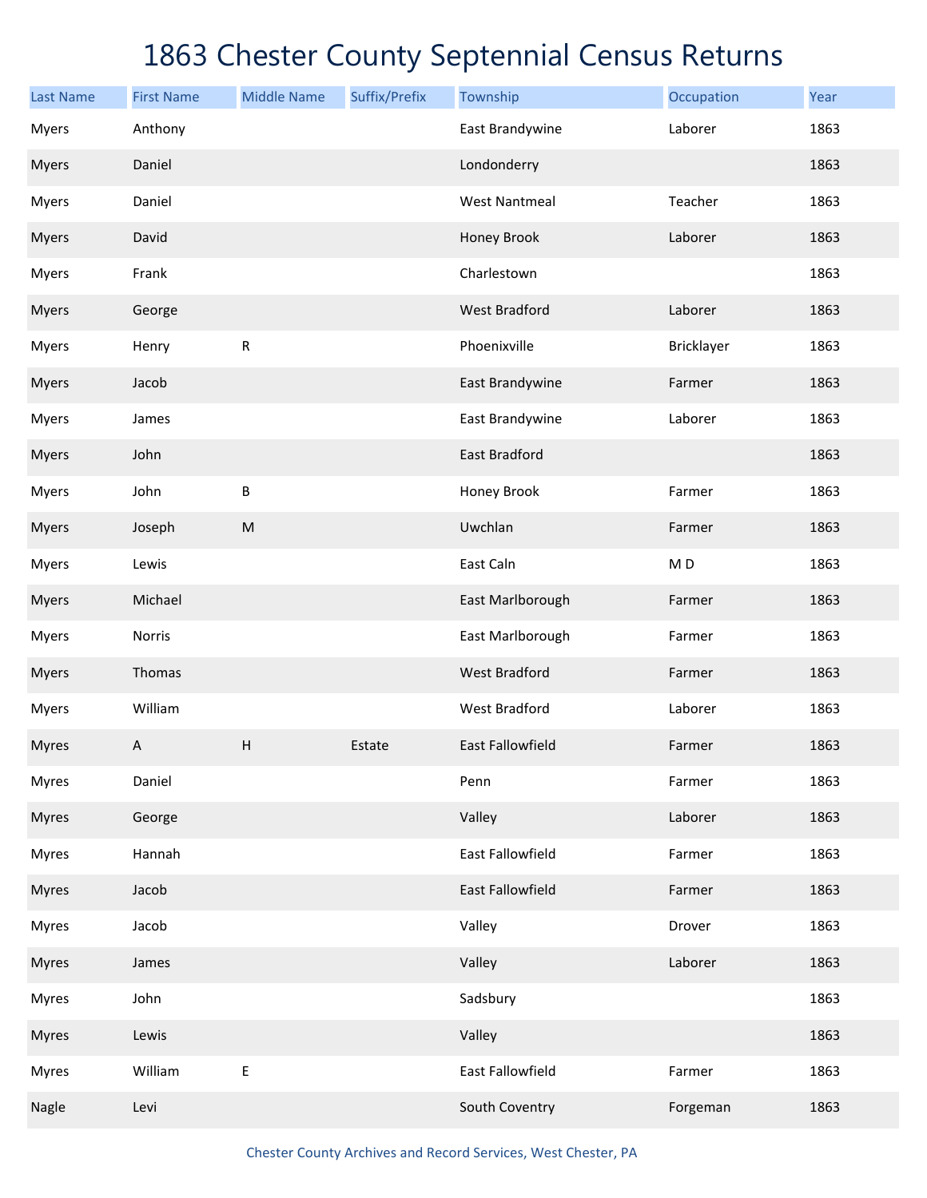# 1863 Chester County Septennial Census Returns

| Last Name | First Name | Middle Name | Suffix/Prefix | Township | Occupation | Year |
|---|---|---|---|---|---|---|
| Myers | Anthony | | | East Brandywine | Laborer | 1863 |
| Myers | Daniel | | | Londonderry | | 1863 |
| Myers | Daniel | | | West Nantmeal | Teacher | 1863 |
| Myers | David | | | Honey Brook | Laborer | 1863 |
| Myers | Frank | | | Charlestown | | 1863 |
| Myers | George | | | West Bradford | Laborer | 1863 |
| Myers | Henry | R | | Phoenixville | Bricklayer | 1863 |
| Myers | Jacob | | | East Brandywine | Farmer | 1863 |
| Myers | James | | | East Brandywine | Laborer | 1863 |
| Myers | John | | | East Bradford | | 1863 |
| Myers | John | B | | Honey Brook | Farmer | 1863 |
| Myers | Joseph | M | | Uwchlan | Farmer | 1863 |
| Myers | Lewis | | | East Caln | M D | 1863 |
| Myers | Michael | | | East Marlborough | Farmer | 1863 |
| Myers | Norris | | | East Marlborough | Farmer | 1863 |
| Myers | Thomas | | | West Bradford | Farmer | 1863 |
| Myers | William | | | West Bradford | Laborer | 1863 |
| Myres | A | H | Estate | East Fallowfield | Farmer | 1863 |
| Myres | Daniel | | | Penn | Farmer | 1863 |
| Myres | George | | | Valley | Laborer | 1863 |
| Myres | Hannah | | | East Fallowfield | Farmer | 1863 |
| Myres | Jacob | | | East Fallowfield | Farmer | 1863 |
| Myres | Jacob | | | Valley | Drover | 1863 |
| Myres | James | | | Valley | Laborer | 1863 |
| Myres | John | | | Sadsbury | | 1863 |
| Myres | Lewis | | | Valley | | 1863 |
| Myres | William | E | | East Fallowfield | Farmer | 1863 |
| Nagle | Levi | | | South Coventry | Forgeman | 1863 |

Chester County Archives and Record Services, West Chester, PA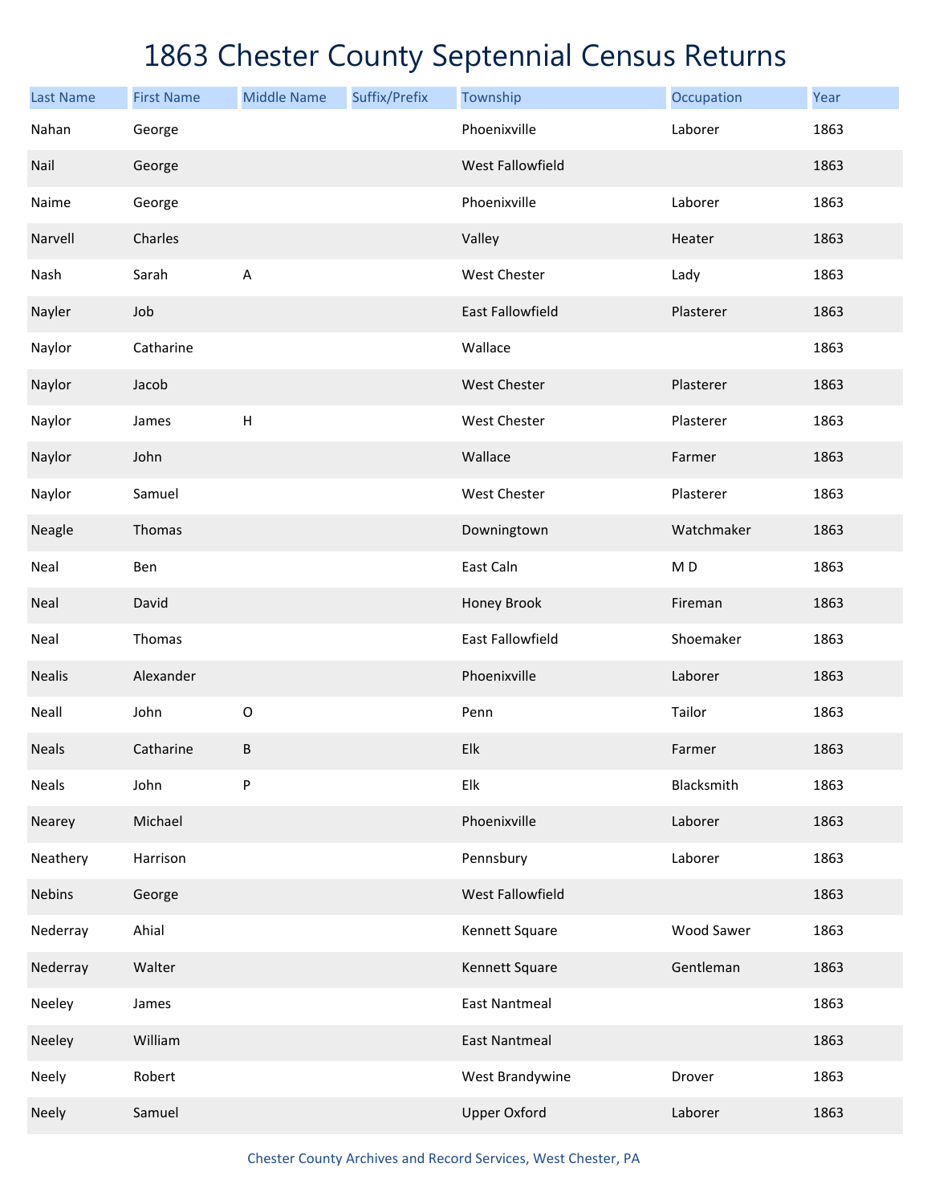# 1863 Chester County Septennial Census Returns

| Last Name | First Name | Middle Name | Suffix/Prefix | Township | Occupation | Year |
|---|---|---|---|---|---|---|
| Nahan | George | | | Phoenixville | Laborer | 1863 |
| Nail | George | | | West Fallowfield | | 1863 |
| Naime | George | | | Phoenixville | Laborer | 1863 |
| Narvell | Charles | | | Valley | Heater | 1863 |
| Nash | Sarah | A | | West Chester | Lady | 1863 |
| Nayler | Job | | | East Fallowfield | Plasterer | 1863 |
| Naylor | Catharine | | | Wallace | | 1863 |
| Naylor | Jacob | | | West Chester | Plasterer | 1863 |
| Naylor | James | H | | West Chester | Plasterer | 1863 |
| Naylor | John | | | Wallace | Farmer | 1863 |
| Naylor | Samuel | | | West Chester | Plasterer | 1863 |
| Neagle | Thomas | | | Downingtown | Watchmaker | 1863 |
| Neal | Ben | | | East Caln | M D | 1863 |
| Neal | David | | | Honey Brook | Fireman | 1863 |
| Neal | Thomas | | | East Fallowfield | Shoemaker | 1863 |
| Nealis | Alexander | | | Phoenixville | Laborer | 1863 |
| Neall | John | O | | Penn | Tailor | 1863 |
| Neals | Catharine | B | | Elk | Farmer | 1863 |
| Neals | John | P | | Elk | Blacksmith | 1863 |
| Nearey | Michael | | | Phoenixville | Laborer | 1863 |
| Neathery | Harrison | | | Pennsbury | Laborer | 1863 |
| Nebins | George | | | West Fallowfield | | 1863 |
| Nederray | Ahial | | | Kennett Square | Wood Sawer | 1863 |
| Nederray | Walter | | | Kennett Square | Gentleman | 1863 |
| Neeley | James | | | East Nantmeal | | 1863 |
| Neeley | William | | | East Nantmeal | | 1863 |
| Neely | Robert | | | West Brandywine | Drover | 1863 |
| Neely | Samuel | | | Upper Oxford | Laborer | 1863 |

Chester County Archives and Record Services, West Chester, PA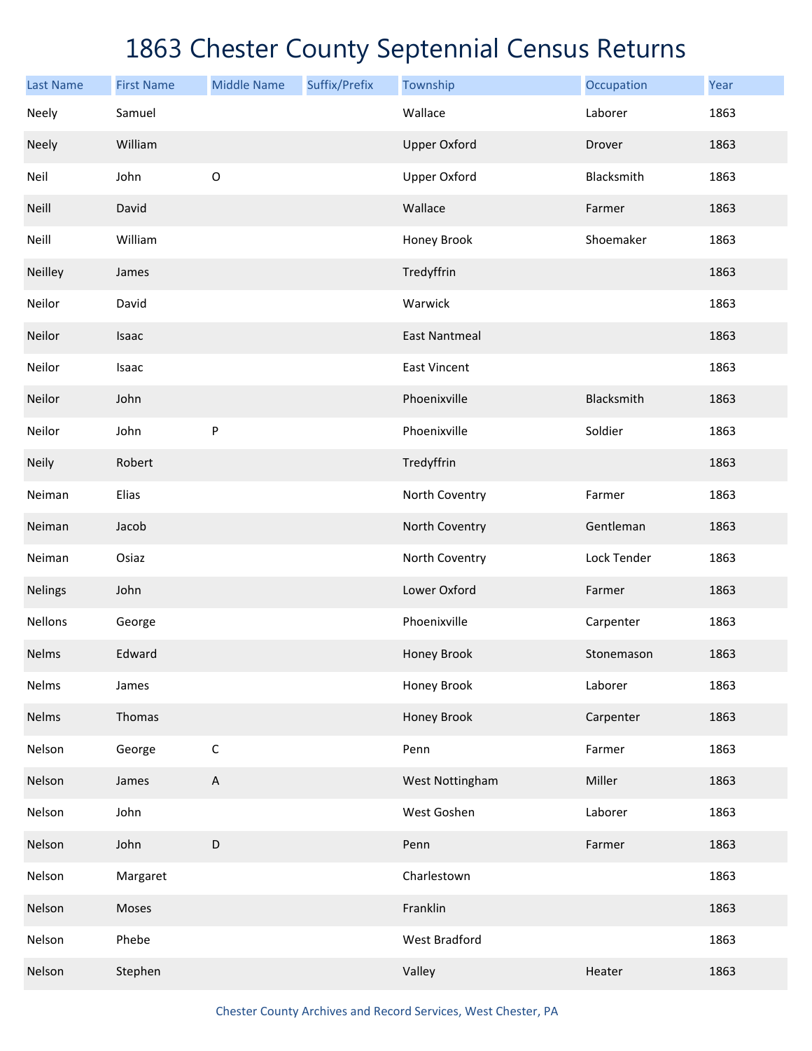# 1863 Chester County Septennial Census Returns

| Last Name | First Name | Middle Name | Suffix/Prefix | Township | Occupation | Year |
|---|---|---|---|---|---|---|
| Neely | Samuel | | | Wallace | Laborer | 1863 |
| Neely | William | | | Upper Oxford | Drover | 1863 |
| Neil | John | O | | Upper Oxford | Blacksmith | 1863 |
| Neill | David | | | Wallace | Farmer | 1863 |
| Neill | William | | | Honey Brook | Shoemaker | 1863 |
| Neilley | James | | | Tredyffrin | | 1863 |
| Neilor | David | | | Warwick | | 1863 |
| Neilor | Isaac | | | East Nantmeal | | 1863 |
| Neilor | Isaac | | | East Vincent | | 1863 |
| Neilor | John | | | Phoenixville | Blacksmith | 1863 |
| Neilor | John | P | | Phoenixville | Soldier | 1863 |
| Neily | Robert | | | Tredyffrin | | 1863 |
| Neiman | Elias | | | North Coventry | Farmer | 1863 |
| Neiman | Jacob | | | North Coventry | Gentleman | 1863 |
| Neiman | Osiaz | | | North Coventry | Lock Tender | 1863 |
| Nelings | John | | | Lower Oxford | Farmer | 1863 |
| Nellons | George | | | Phoenixville | Carpenter | 1863 |
| Nelms | Edward | | | Honey Brook | Stonemason | 1863 |
| Nelms | James | | | Honey Brook | Laborer | 1863 |
| Nelms | Thomas | | | Honey Brook | Carpenter | 1863 |
| Nelson | George | C | | Penn | Farmer | 1863 |
| Nelson | James | A | | West Nottingham | Miller | 1863 |
| Nelson | John | | | West Goshen | Laborer | 1863 |
| Nelson | John | D | | Penn | Farmer | 1863 |
| Nelson | Margaret | | | Charlestown | | 1863 |
| Nelson | Moses | | | Franklin | | 1863 |
| Nelson | Phebe | | | West Bradford | | 1863 |
| Nelson | Stephen | | | Valley | Heater | 1863 |

Chester County Archives and Record Services, West Chester, PA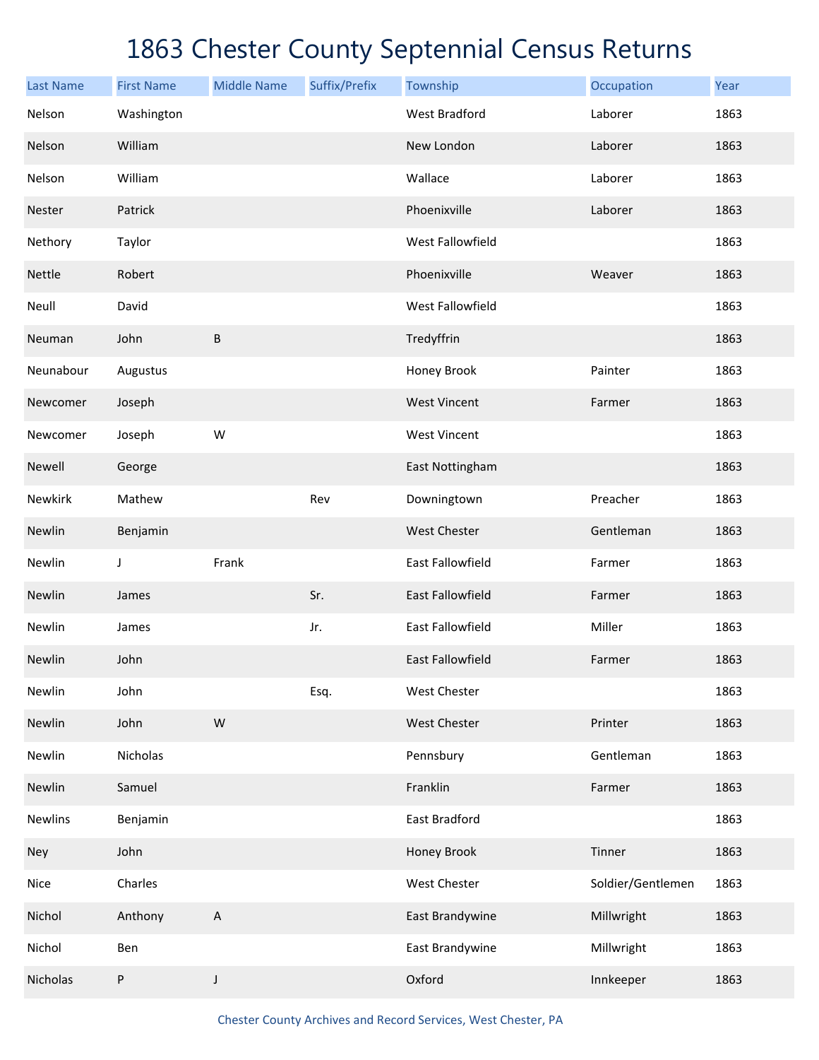# 1863 Chester County Septennial Census Returns

| Last Name | First Name | Middle Name | Suffix/Prefix | Township | Occupation | Year |
|---|---|---|---|---|---|---|
| Nelson | Washington | | | West Bradford | Laborer | 1863 |
| Nelson | William | | | New London | Laborer | 1863 |
| Nelson | William | | | Wallace | Laborer | 1863 |
| Nester | Patrick | | | Phoenixville | Laborer | 1863 |
| Nethory | Taylor | | | West Fallowfield | | 1863 |
| Nettle | Robert | | | Phoenixville | Weaver | 1863 |
| Neull | David | | | West Fallowfield | | 1863 |
| Neuman | John | B | | Tredyffrin | | 1863 |
| Neunabour | Augustus | | | Honey Brook | Painter | 1863 |
| Newcomer | Joseph | | | West Vincent | Farmer | 1863 |
| Newcomer | Joseph | W | | West Vincent | | 1863 |
| Newell | George | | | East Nottingham | | 1863 |
| Newkirk | Mathew | | Rev | Downingtown | Preacher | 1863 |
| Newlin | Benjamin | | | West Chester | Gentleman | 1863 |
| Newlin | J | Frank | | East Fallowfield | Farmer | 1863 |
| Newlin | James | | Sr. | East Fallowfield | Farmer | 1863 |
| Newlin | James | | Jr. | East Fallowfield | Miller | 1863 |
| Newlin | John | | | East Fallowfield | Farmer | 1863 |
| Newlin | John | | Esq. | West Chester | | 1863 |
| Newlin | John | W | | West Chester | Printer | 1863 |
| Newlin | Nicholas | | | Pennsbury | Gentleman | 1863 |
| Newlin | Samuel | | | Franklin | Farmer | 1863 |
| Newlins | Benjamin | | | East Bradford | | 1863 |
| Ney | John | | | Honey Brook | Tinner | 1863 |
| Nice | Charles | | | West Chester | Soldier/Gentlemen | 1863 |
| Nichol | Anthony | A | | East Brandywine | Millwright | 1863 |
| Nichol | Ben | | | East Brandywine | Millwright | 1863 |
| Nicholas | P | J | | Oxford | Innkeeper | 1863 |

Chester County Archives and Record Services, West Chester, PA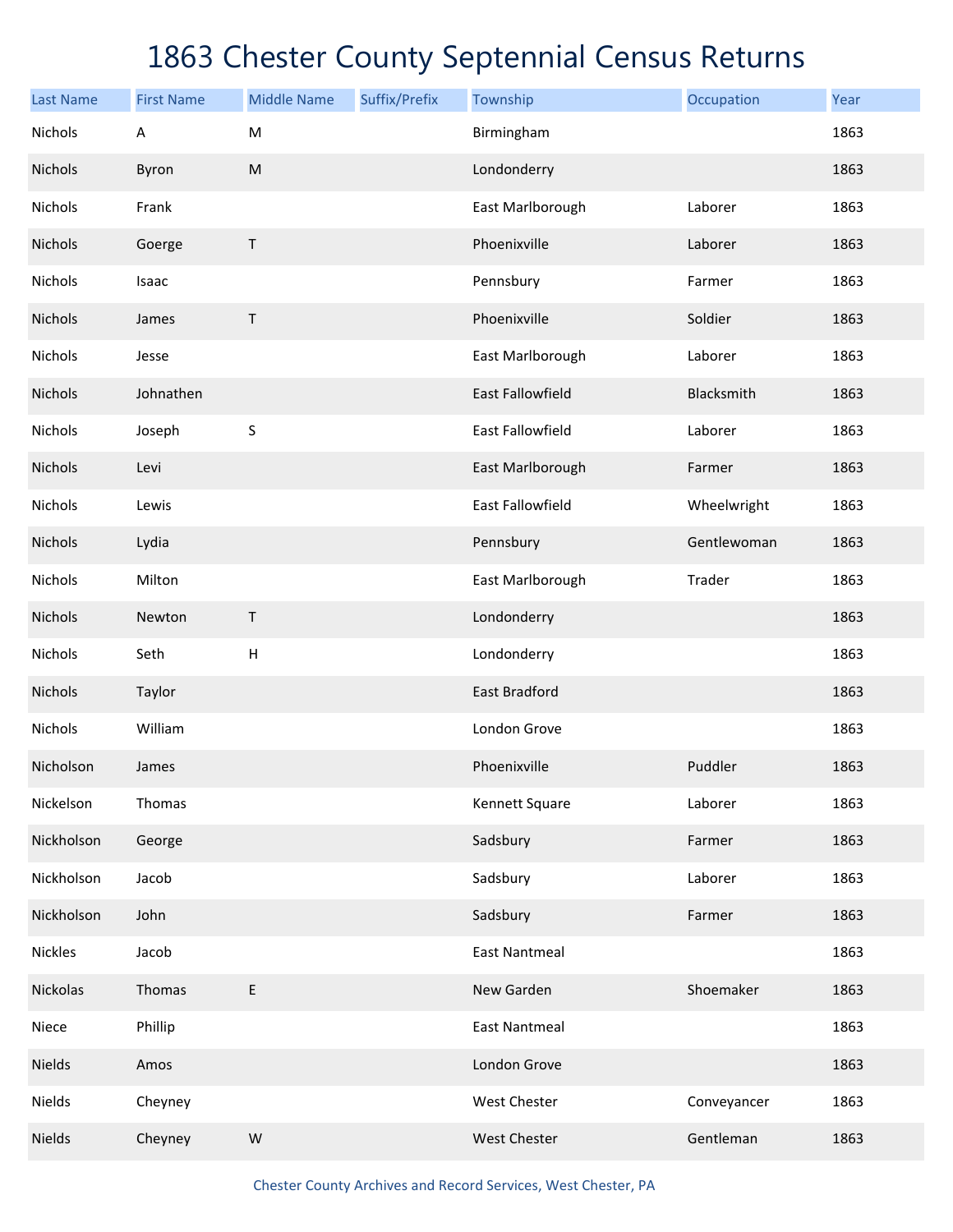# 1863 Chester County Septennial Census Returns

| Last Name | First Name | Middle Name | Suffix/Prefix | Township | Occupation | Year |
|---|---|---|---|---|---|---|
| Nichols | A | M | | Birmingham | | 1863 |
| Nichols | Byron | M | | Londonderry | | 1863 |
| Nichols | Frank | | | East Marlborough | Laborer | 1863 |
| Nichols | Goerge | T | | Phoenixville | Laborer | 1863 |
| Nichols | Isaac | | | Pennsbury | Farmer | 1863 |
| Nichols | James | T | | Phoenixville | Soldier | 1863 |
| Nichols | Jesse | | | East Marlborough | Laborer | 1863 |
| Nichols | Johnathen | | | East Fallowfield | Blacksmith | 1863 |
| Nichols | Joseph | S | | East Fallowfield | Laborer | 1863 |
| Nichols | Levi | | | East Marlborough | Farmer | 1863 |
| Nichols | Lewis | | | East Fallowfield | Wheelwright | 1863 |
| Nichols | Lydia | | | Pennsbury | Gentlewoman | 1863 |
| Nichols | Milton | | | East Marlborough | Trader | 1863 |
| Nichols | Newton | T | | Londonderry | | 1863 |
| Nichols | Seth | H | | Londonderry | | 1863 |
| Nichols | Taylor | | | East Bradford | | 1863 |
| Nichols | William | | | London Grove | | 1863 |
| Nicholson | James | | | Phoenixville | Puddler | 1863 |
| Nickelson | Thomas | | | Kennett Square | Laborer | 1863 |
| Nickholson | George | | | Sadsbury | Farmer | 1863 |
| Nickholson | Jacob | | | Sadsbury | Laborer | 1863 |
| Nickholson | John | | | Sadsbury | Farmer | 1863 |
| Nickles | Jacob | | | East Nantmeal | | 1863 |
| Nickolas | Thomas | E | | New Garden | Shoemaker | 1863 |
| Niece | Phillip | | | East Nantmeal | | 1863 |
| Nields | Amos | | | London Grove | | 1863 |
| Nields | Cheyney | | | West Chester | Conveyancer | 1863 |
| Nields | Cheyney | W | | West Chester | Gentleman | 1863 |

Chester County Archives and Record Services, West Chester, PA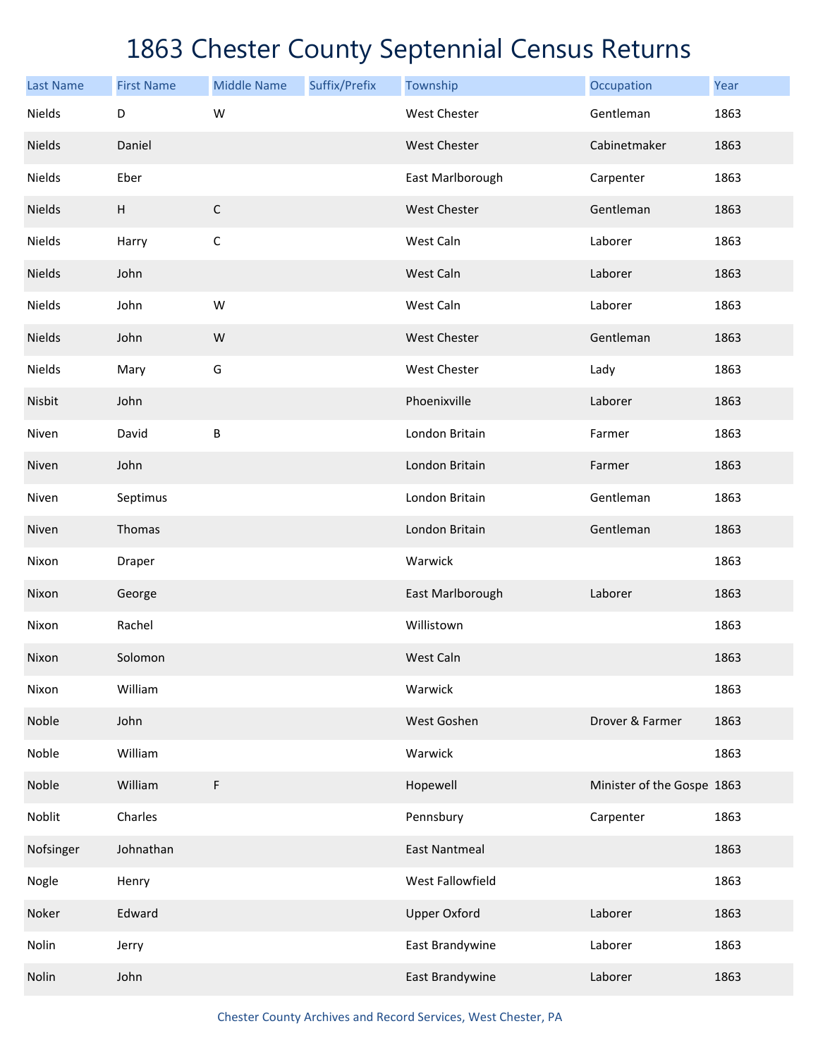# 1863 Chester County Septennial Census Returns

| Last Name | First Name | Middle Name | Suffix/Prefix | Township | Occupation | Year |
|---|---|---|---|---|---|---|
| Nields | D | W | | West Chester | Gentleman | 1863 |
| Nields | Daniel | | | West Chester | Cabinetmaker | 1863 |
| Nields | Eber | | | East Marlborough | Carpenter | 1863 |
| Nields | H | C | | West Chester | Gentleman | 1863 |
| Nields | Harry | C | | West Caln | Laborer | 1863 |
| Nields | John | | | West Caln | Laborer | 1863 |
| Nields | John | W | | West Caln | Laborer | 1863 |
| Nields | John | W | | West Chester | Gentleman | 1863 |
| Nields | Mary | G | | West Chester | Lady | 1863 |
| Nisbit | John | | | Phoenixville | Laborer | 1863 |
| Niven | David | B | | London Britain | Farmer | 1863 |
| Niven | John | | | London Britain | Farmer | 1863 |
| Niven | Septimus | | | London Britain | Gentleman | 1863 |
| Niven | Thomas | | | London Britain | Gentleman | 1863 |
| Nixon | Draper | | | Warwick | | 1863 |
| Nixon | George | | | East Marlborough | Laborer | 1863 |
| Nixon | Rachel | | | Willistown | | 1863 |
| Nixon | Solomon | | | West Caln | | 1863 |
| Nixon | William | | | Warwick | | 1863 |
| Noble | John | | | West Goshen | Drover & Farmer | 1863 |
| Noble | William | | | Warwick | | 1863 |
| Noble | William | F | | Hopewell | Minister of the Gospe | 1863 |
| Noblit | Charles | | | Pennsbury | Carpenter | 1863 |
| Nofsinger | Johnathan | | | East Nantmeal | | 1863 |
| Nogle | Henry | | | West Fallowfield | | 1863 |
| Noker | Edward | | | Upper Oxford | Laborer | 1863 |
| Nolin | Jerry | | | East Brandywine | Laborer | 1863 |
| Nolin | John | | | East Brandywine | Laborer | 1863 |

Chester County Archives and Record Services, West Chester, PA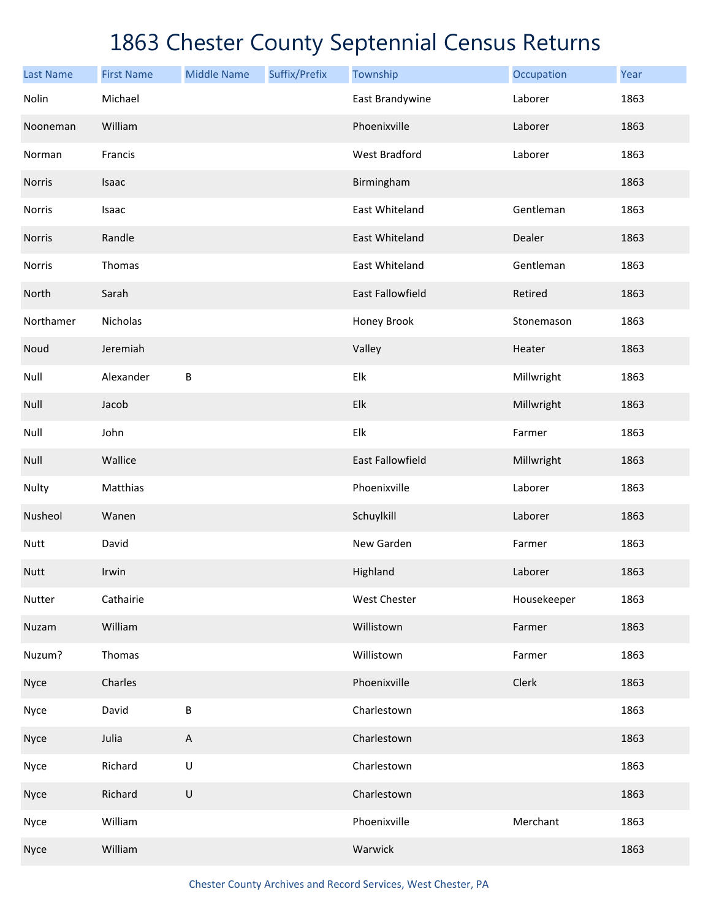# 1863 Chester County Septennial Census Returns

| Last Name | First Name | Middle Name | Suffix/Prefix | Township | Occupation | Year |
|---|---|---|---|---|---|---|
| Nolin | Michael | | | East Brandywine | Laborer | 1863 |
| Nooneman | William | | | Phoenixville | Laborer | 1863 |
| Norman | Francis | | | West Bradford | Laborer | 1863 |
| Norris | Isaac | | | Birmingham | | 1863 |
| Norris | Isaac | | | East Whiteland | Gentleman | 1863 |
| Norris | Randle | | | East Whiteland | Dealer | 1863 |
| Norris | Thomas | | | East Whiteland | Gentleman | 1863 |
| North | Sarah | | | East Fallowfield | Retired | 1863 |
| Northamer | Nicholas | | | Honey Brook | Stonemason | 1863 |
| Noud | Jeremiah | | | Valley | Heater | 1863 |
| Null | Alexander | B | | Elk | Millwright | 1863 |
| Null | Jacob | | | Elk | Millwright | 1863 |
| Null | John | | | Elk | Farmer | 1863 |
| Null | Wallice | | | East Fallowfield | Millwright | 1863 |
| Nulty | Matthias | | | Phoenixville | Laborer | 1863 |
| Nusheol | Wanen | | | Schuylkill | Laborer | 1863 |
| Nutt | David | | | New Garden | Farmer | 1863 |
| Nutt | Irwin | | | Highland | Laborer | 1863 |
| Nutter | Cathairie | | | West Chester | Housekeeper | 1863 |
| Nuzam | William | | | Willistown | Farmer | 1863 |
| Nuzum? | Thomas | | | Willistown | Farmer | 1863 |
| Nyce | Charles | | | Phoenixville | Clerk | 1863 |
| Nyce | David | B | | Charlestown | | 1863 |
| Nyce | Julia | A | | Charlestown | | 1863 |
| Nyce | Richard | U | | Charlestown | | 1863 |
| Nyce | Richard | U | | Charlestown | | 1863 |
| Nyce | William | | | Phoenixville | Merchant | 1863 |
| Nyce | William | | | Warwick | | 1863 |

Chester County Archives and Record Services, West Chester, PA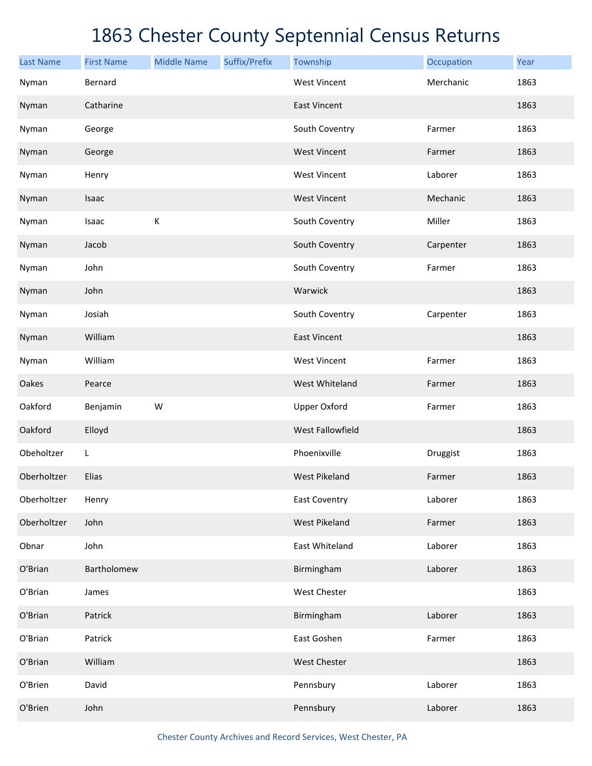# 1863 Chester County Septennial Census Returns

| Last Name | First Name | Middle Name | Suffix/Prefix | Township | Occupation | Year |
|---|---|---|---|---|---|---|
| Nyman | Bernard | | | West Vincent | Merchanic | 1863 |
| Nyman | Catharine | | | East Vincent | | 1863 |
| Nyman | George | | | South Coventry | Farmer | 1863 |
| Nyman | George | | | West Vincent | Farmer | 1863 |
| Nyman | Henry | | | West Vincent | Laborer | 1863 |
| Nyman | Isaac | | | West Vincent | Mechanic | 1863 |
| Nyman | Isaac | K | | South Coventry | Miller | 1863 |
| Nyman | Jacob | | | South Coventry | Carpenter | 1863 |
| Nyman | John | | | South Coventry | Farmer | 1863 |
| Nyman | John | | | Warwick | | 1863 |
| Nyman | Josiah | | | South Coventry | Carpenter | 1863 |
| Nyman | William | | | East Vincent | | 1863 |
| Nyman | William | | | West Vincent | Farmer | 1863 |
| Oakes | Pearce | | | West Whiteland | Farmer | 1863 |
| Oakford | Benjamin | W | | Upper Oxford | Farmer | 1863 |
| Oakford | Elloyd | | | West Fallowfield | | 1863 |
| Obeholtzer | L | | | Phoenixville | Druggist | 1863 |
| Oberholtzer | Elias | | | West Pikeland | Farmer | 1863 |
| Oberholtzer | Henry | | | East Coventry | Laborer | 1863 |
| Oberholtzer | John | | | West Pikeland | Farmer | 1863 |
| Obnar | John | | | East Whiteland | Laborer | 1863 |
| O'Brian | Bartholomew | | | Birmingham | Laborer | 1863 |
| O'Brian | James | | | West Chester | | 1863 |
| O'Brian | Patrick | | | Birmingham | Laborer | 1863 |
| O'Brian | Patrick | | | East Goshen | Farmer | 1863 |
| O'Brian | William | | | West Chester | | 1863 |
| O'Brien | David | | | Pennsbury | Laborer | 1863 |
| O'Brien | John | | | Pennsbury | Laborer | 1863 |

Chester County Archives and Record Services, West Chester, PA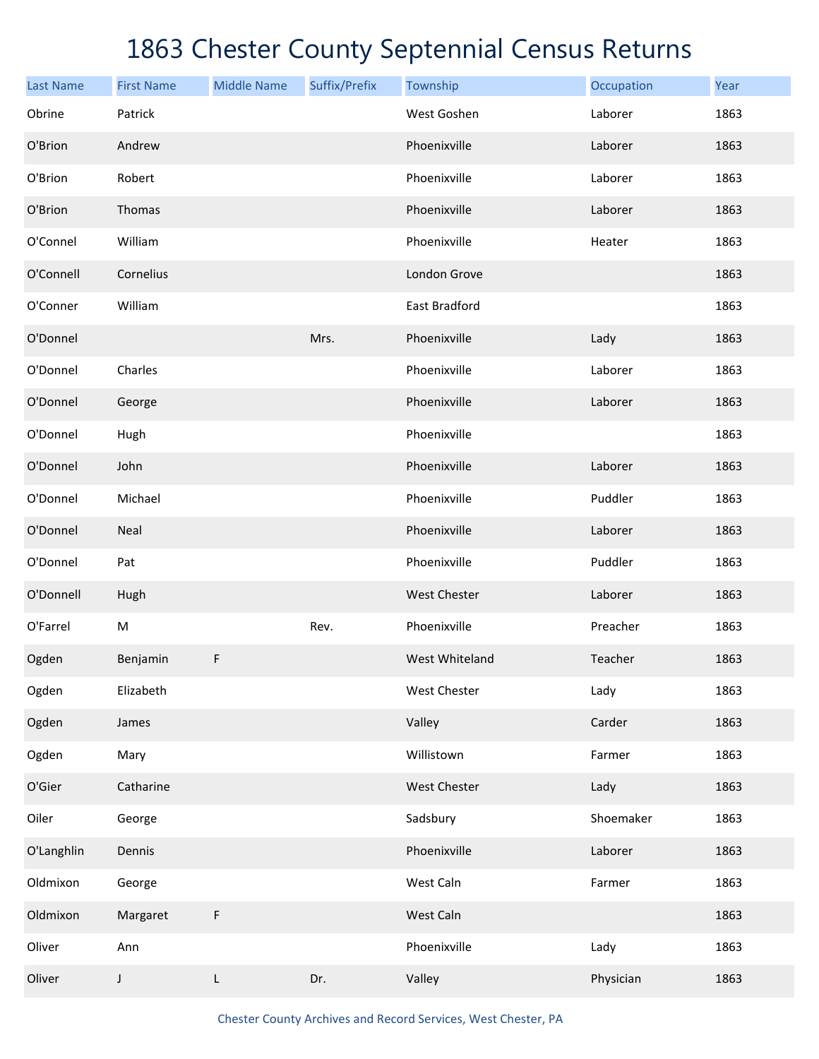# 1863 Chester County Septennial Census Returns

| Last Name | First Name | Middle Name | Suffix/Prefix | Township | Occupation | Year |
|---|---|---|---|---|---|---|
| Obrine | Patrick | | | West Goshen | Laborer | 1863 |
| O'Brion | Andrew | | | Phoenixville | Laborer | 1863 |
| O'Brion | Robert | | | Phoenixville | Laborer | 1863 |
| O'Brion | Thomas | | | Phoenixville | Laborer | 1863 |
| O'Connel | William | | | Phoenixville | Heater | 1863 |
| O'Connell | Cornelius | | | London Grove | | 1863 |
| O'Conner | William | | | East Bradford | | 1863 |
| O'Donnel | | | Mrs. | Phoenixville | Lady | 1863 |
| O'Donnel | Charles | | | Phoenixville | Laborer | 1863 |
| O'Donnel | George | | | Phoenixville | Laborer | 1863 |
| O'Donnel | Hugh | | | Phoenixville | | 1863 |
| O'Donnel | John | | | Phoenixville | Laborer | 1863 |
| O'Donnel | Michael | | | Phoenixville | Puddler | 1863 |
| O'Donnel | Neal | | | Phoenixville | Laborer | 1863 |
| O'Donnel | Pat | | | Phoenixville | Puddler | 1863 |
| O'Donnell | Hugh | | | West Chester | Laborer | 1863 |
| O'Farrel | M | | Rev. | Phoenixville | Preacher | 1863 |
| Ogden | Benjamin | F | | West Whiteland | Teacher | 1863 |
| Ogden | Elizabeth | | | West Chester | Lady | 1863 |
| Ogden | James | | | Valley | Carder | 1863 |
| Ogden | Mary | | | Willistown | Farmer | 1863 |
| O'Gier | Catharine | | | West Chester | Lady | 1863 |
| Oiler | George | | | Sadsbury | Shoemaker | 1863 |
| O'Langhlin | Dennis | | | Phoenixville | Laborer | 1863 |
| Oldmixon | George | | | West Caln | Farmer | 1863 |
| Oldmixon | Margaret | F | | West Caln | | 1863 |
| Oliver | Ann | | | Phoenixville | Lady | 1863 |
| Oliver | J | L | Dr. | Valley | Physician | 1863 |

Chester County Archives and Record Services, West Chester, PA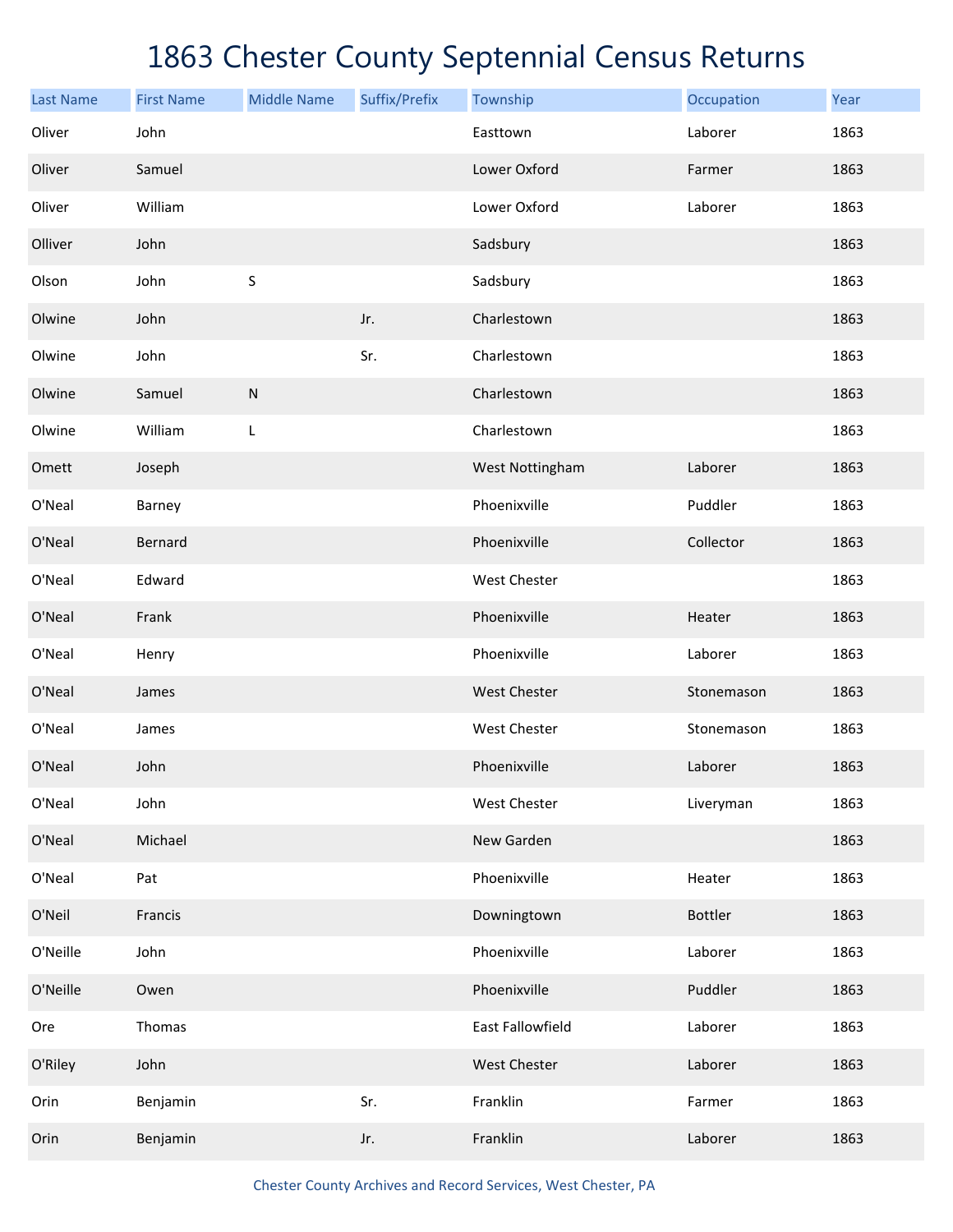# 1863 Chester County Septennial Census Returns

| Last Name | First Name | Middle Name | Suffix/Prefix | Township | Occupation | Year |
|---|---|---|---|---|---|---|
| Oliver | John | | | Easttown | Laborer | 1863 |
| Oliver | Samuel | | | Lower Oxford | Farmer | 1863 |
| Oliver | William | | | Lower Oxford | Laborer | 1863 |
| Olliver | John | | | Sadsbury | | 1863 |
| Olson | John | S | | Sadsbury | | 1863 |
| Olwine | John | | Jr. | Charlestown | | 1863 |
| Olwine | John | | Sr. | Charlestown | | 1863 |
| Olwine | Samuel | N | | Charlestown | | 1863 |
| Olwine | William | L | | Charlestown | | 1863 |
| Omett | Joseph | | | West Nottingham | Laborer | 1863 |
| O'Neal | Barney | | | Phoenixville | Puddler | 1863 |
| O'Neal | Bernard | | | Phoenixville | Collector | 1863 |
| O'Neal | Edward | | | West Chester | | 1863 |
| O'Neal | Frank | | | Phoenixville | Heater | 1863 |
| O'Neal | Henry | | | Phoenixville | Laborer | 1863 |
| O'Neal | James | | | West Chester | Stonemason | 1863 |
| O'Neal | James | | | West Chester | Stonemason | 1863 |
| O'Neal | John | | | Phoenixville | Laborer | 1863 |
| O'Neal | John | | | West Chester | Liveryman | 1863 |
| O'Neal | Michael | | | New Garden | | 1863 |
| O'Neal | Pat | | | Phoenixville | Heater | 1863 |
| O'Neil | Francis | | | Downingtown | Bottler | 1863 |
| O'Neille | John | | | Phoenixville | Laborer | 1863 |
| O'Neille | Owen | | | Phoenixville | Puddler | 1863 |
| Ore | Thomas | | | East Fallowfield | Laborer | 1863 |
| O'Riley | John | | | West Chester | Laborer | 1863 |
| Orin | Benjamin | | Sr. | Franklin | Farmer | 1863 |
| Orin | Benjamin | | Jr. | Franklin | Laborer | 1863 |

Chester County Archives and Record Services, West Chester, PA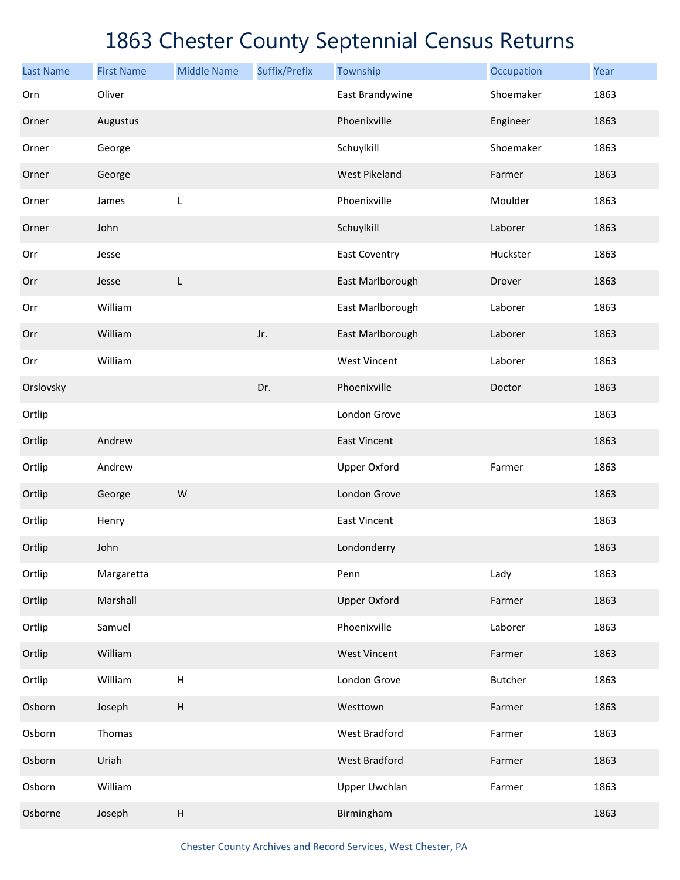# 1863 Chester County Septennial Census Returns

| Last Name | First Name | Middle Name | Suffix/Prefix | Township | Occupation | Year |
|---|---|---|---|---|---|---|
| Orn | Oliver | | | East Brandywine | Shoemaker | 1863 |
| Orner | Augustus | | | Phoenixville | Engineer | 1863 |
| Orner | George | | | Schuylkill | Shoemaker | 1863 |
| Orner | George | | | West Pikeland | Farmer | 1863 |
| Orner | James | L | | Phoenixville | Moulder | 1863 |
| Orner | John | | | Schuylkill | Laborer | 1863 |
| Orr | Jesse | | | East Coventry | Huckster | 1863 |
| Orr | Jesse | L | | East Marlborough | Drover | 1863 |
| Orr | William | | | East Marlborough | Laborer | 1863 |
| Orr | William | | Jr. | East Marlborough | Laborer | 1863 |
| Orr | William | | | West Vincent | Laborer | 1863 |
| Orslovsky | | | Dr. | Phoenixville | Doctor | 1863 |
| Ortlip | | | | London Grove | | 1863 |
| Ortlip | Andrew | | | East Vincent | | 1863 |
| Ortlip | Andrew | | | Upper Oxford | Farmer | 1863 |
| Ortlip | George | W | | London Grove | | 1863 |
| Ortlip | Henry | | | East Vincent | | 1863 |
| Ortlip | John | | | Londonderry | | 1863 |
| Ortlip | Margaretta | | | Penn | Lady | 1863 |
| Ortlip | Marshall | | | Upper Oxford | Farmer | 1863 |
| Ortlip | Samuel | | | Phoenixville | Laborer | 1863 |
| Ortlip | William | | | West Vincent | Farmer | 1863 |
| Ortlip | William | H | | London Grove | Butcher | 1863 |
| Osborn | Joseph | H | | Westtown | Farmer | 1863 |
| Osborn | Thomas | | | West Bradford | Farmer | 1863 |
| Osborn | Uriah | | | West Bradford | Farmer | 1863 |
| Osborn | William | | | Upper Uwchlan | Farmer | 1863 |
| Osborne | Joseph | H | | Birmingham | | 1863 |

Chester County Archives and Record Services, West Chester, PA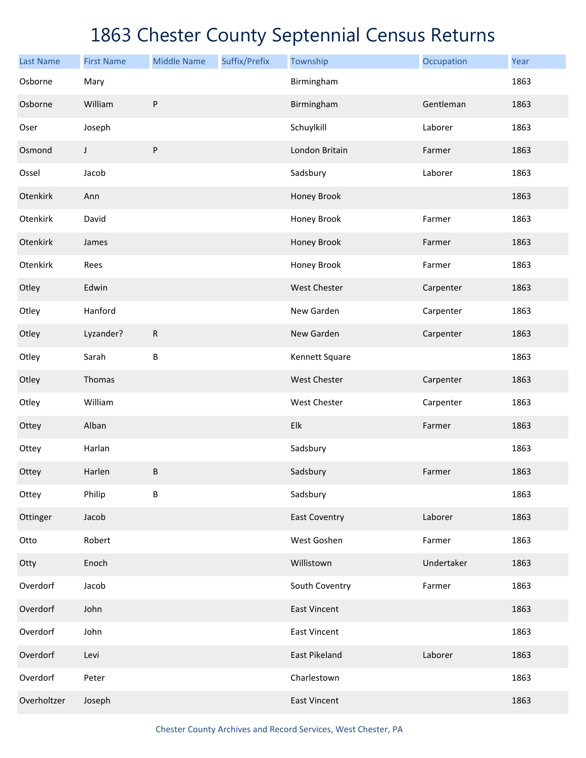# 1863 Chester County Septennial Census Returns

| Last Name | First Name | Middle Name | Suffix/Prefix | Township | Occupation | Year |
|---|---|---|---|---|---|---|
| Osborne | Mary | | | Birmingham | | 1863 |
| Osborne | William | P | | Birmingham | Gentleman | 1863 |
| Oser | Joseph | | | Schuylkill | Laborer | 1863 |
| Osmond | J | P | | London Britain | Farmer | 1863 |
| Ossel | Jacob | | | Sadsbury | Laborer | 1863 |
| Otenkirk | Ann | | | Honey Brook | | 1863 |
| Otenkirk | David | | | Honey Brook | Farmer | 1863 |
| Otenkirk | James | | | Honey Brook | Farmer | 1863 |
| Otenkirk | Rees | | | Honey Brook | Farmer | 1863 |
| Otley | Edwin | | | West Chester | Carpenter | 1863 |
| Otley | Hanford | | | New Garden | Carpenter | 1863 |
| Otley | Lyzander? | R | | New Garden | Carpenter | 1863 |
| Otley | Sarah | B | | Kennett Square | | 1863 |
| Otley | Thomas | | | West Chester | Carpenter | 1863 |
| Otley | William | | | West Chester | Carpenter | 1863 |
| Ottey | Alban | | | Elk | Farmer | 1863 |
| Ottey | Harlan | | | Sadsbury | | 1863 |
| Ottey | Harlen | B | | Sadsbury | Farmer | 1863 |
| Ottey | Philip | B | | Sadsbury | | 1863 |
| Ottinger | Jacob | | | East Coventry | Laborer | 1863 |
| Otto | Robert | | | West Goshen | Farmer | 1863 |
| Otty | Enoch | | | Willistown | Undertaker | 1863 |
| Overdorf | Jacob | | | South Coventry | Farmer | 1863 |
| Overdorf | John | | | East Vincent | | 1863 |
| Overdorf | John | | | East Vincent | | 1863 |
| Overdorf | Levi | | | East Pikeland | Laborer | 1863 |
| Overdorf | Peter | | | Charlestown | | 1863 |
| Overholtzer | Joseph | | | East Vincent | | 1863 |

Chester County Archives and Record Services, West Chester, PA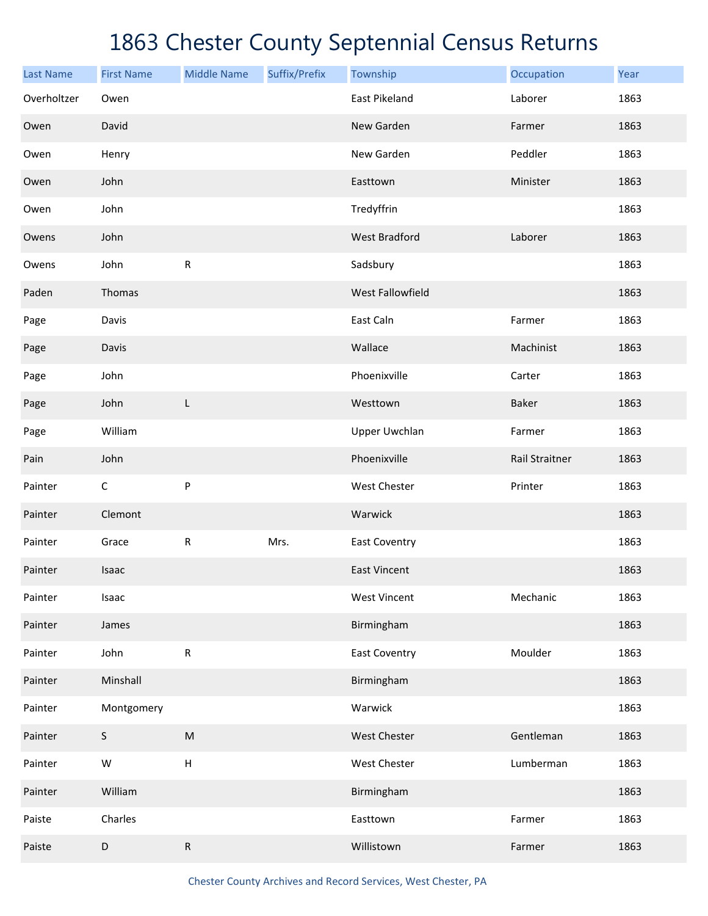# 1863 Chester County Septennial Census Returns

| Last Name | First Name | Middle Name | Suffix/Prefix | Township | Occupation | Year |
|---|---|---|---|---|---|---|
| Overholtzer | Owen | | | East Pikeland | Laborer | 1863 |
| Owen | David | | | New Garden | Farmer | 1863 |
| Owen | Henry | | | New Garden | Peddler | 1863 |
| Owen | John | | | Easttown | Minister | 1863 |
| Owen | John | | | Tredyffrin | | 1863 |
| Owens | John | | | West Bradford | Laborer | 1863 |
| Owens | John | R | | Sadsbury | | 1863 |
| Paden | Thomas | | | West Fallowfield | | 1863 |
| Page | Davis | | | East Caln | Farmer | 1863 |
| Page | Davis | | | Wallace | Machinist | 1863 |
| Page | John | | | Phoenixville | Carter | 1863 |
| Page | John | L | | Westtown | Baker | 1863 |
| Page | William | | | Upper Uwchlan | Farmer | 1863 |
| Pain | John | | | Phoenixville | Rail Straitner | 1863 |
| Painter | C | P | | West Chester | Printer | 1863 |
| Painter | Clemont | | | Warwick | | 1863 |
| Painter | Grace | R | Mrs. | East Coventry | | 1863 |
| Painter | Isaac | | | East Vincent | | 1863 |
| Painter | Isaac | | | West Vincent | Mechanic | 1863 |
| Painter | James | | | Birmingham | | 1863 |
| Painter | John | R | | East Coventry | Moulder | 1863 |
| Painter | Minshall | | | Birmingham | | 1863 |
| Painter | Montgomery | | | Warwick | | 1863 |
| Painter | S | M | | West Chester | Gentleman | 1863 |
| Painter | W | H | | West Chester | Lumberman | 1863 |
| Painter | William | | | Birmingham | | 1863 |
| Paiste | Charles | | | Easttown | Farmer | 1863 |
| Paiste | D | R | | Willistown | Farmer | 1863 |

Chester County Archives and Record Services, West Chester, PA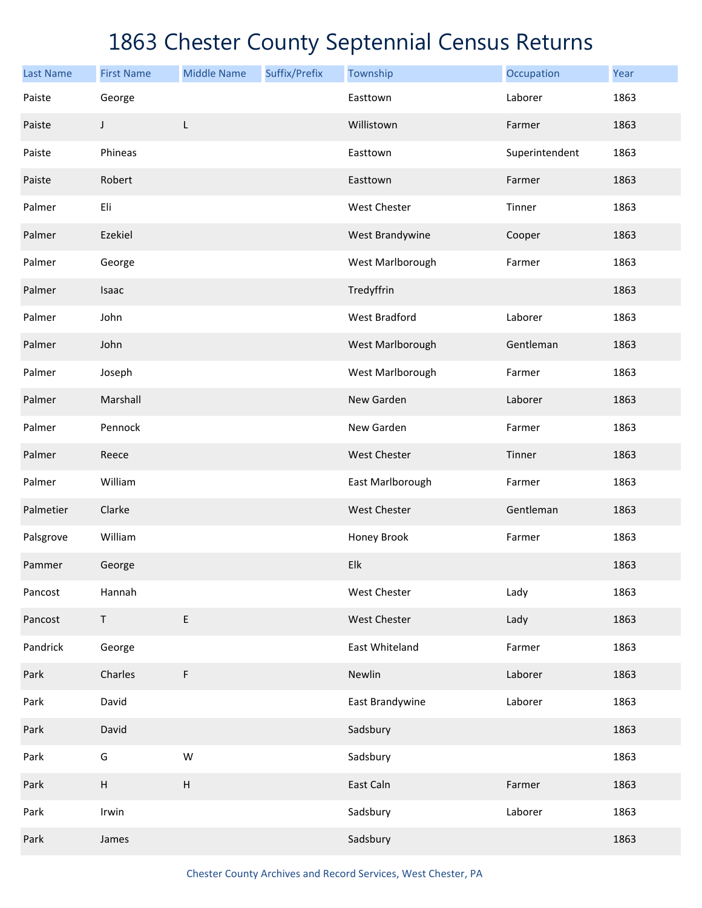# 1863 Chester County Septennial Census Returns

| Last Name | First Name | Middle Name | Suffix/Prefix | Township | Occupation | Year |
|---|---|---|---|---|---|---|
| Paiste | George | | | Easttown | Laborer | 1863 |
| Paiste | J | L | | Willistown | Farmer | 1863 |
| Paiste | Phineas | | | Easttown | Superintendent | 1863 |
| Paiste | Robert | | | Easttown | Farmer | 1863 |
| Palmer | Eli | | | West Chester | Tinner | 1863 |
| Palmer | Ezekiel | | | West Brandywine | Cooper | 1863 |
| Palmer | George | | | West Marlborough | Farmer | 1863 |
| Palmer | Isaac | | | Tredyffrin | | 1863 |
| Palmer | John | | | West Bradford | Laborer | 1863 |
| Palmer | John | | | West Marlborough | Gentleman | 1863 |
| Palmer | Joseph | | | West Marlborough | Farmer | 1863 |
| Palmer | Marshall | | | New Garden | Laborer | 1863 |
| Palmer | Pennock | | | New Garden | Farmer | 1863 |
| Palmer | Reece | | | West Chester | Tinner | 1863 |
| Palmer | William | | | East Marlborough | Farmer | 1863 |
| Palmetier | Clarke | | | West Chester | Gentleman | 1863 |
| Palsgrove | William | | | Honey Brook | Farmer | 1863 |
| Pammer | George | | | Elk | | 1863 |
| Pancost | Hannah | | | West Chester | Lady | 1863 |
| Pancost | T | E | | West Chester | Lady | 1863 |
| Pandrick | George | | | East Whiteland | Farmer | 1863 |
| Park | Charles | F | | Newlin | Laborer | 1863 |
| Park | David | | | East Brandywine | Laborer | 1863 |
| Park | David | | | Sadsbury | | 1863 |
| Park | G | W | | Sadsbury | | 1863 |
| Park | H | H | | East Caln | Farmer | 1863 |
| Park | Irwin | | | Sadsbury | Laborer | 1863 |
| Park | James | | | Sadsbury | | 1863 |

Chester County Archives and Record Services, West Chester, PA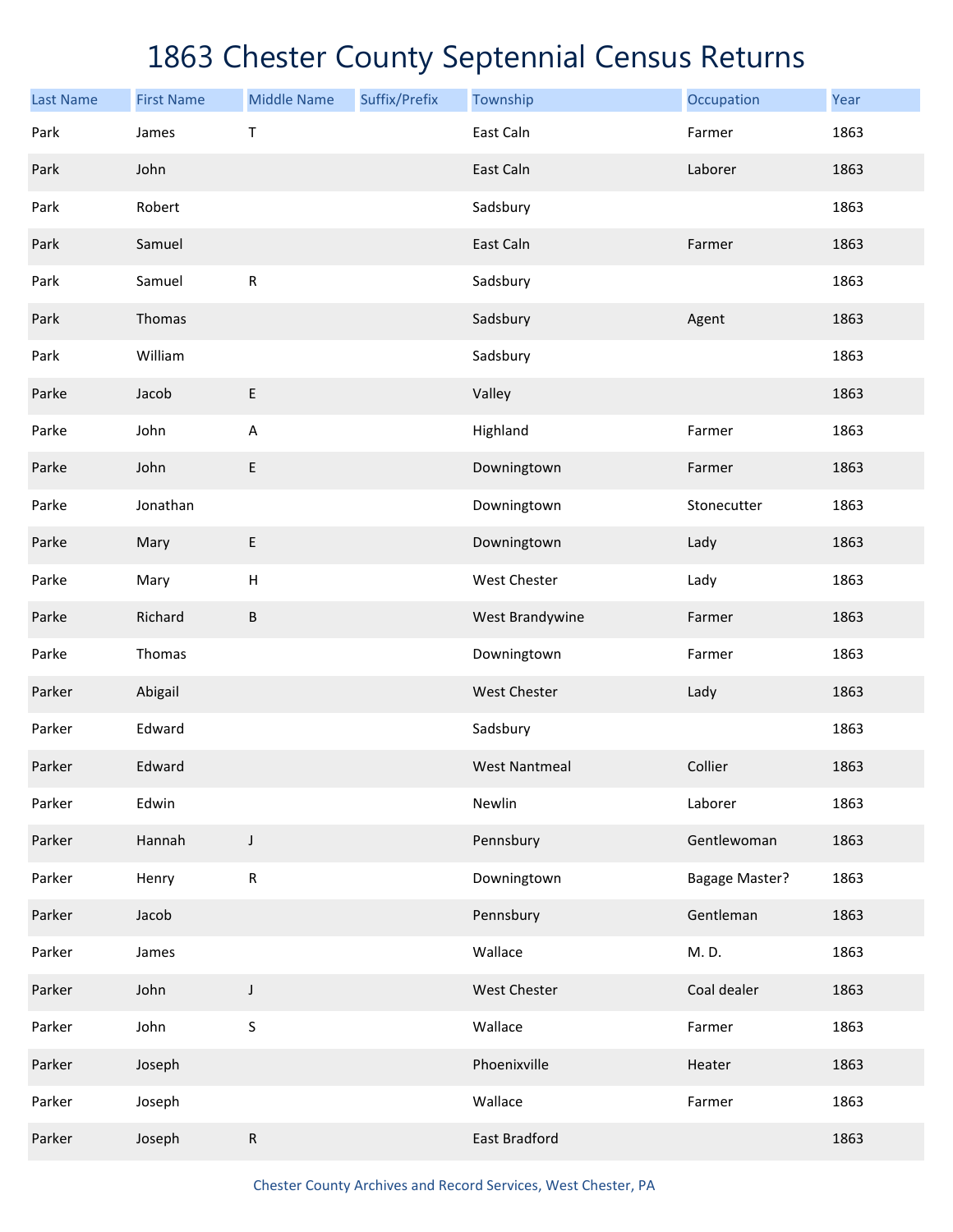# 1863 Chester County Septennial Census Returns

| Last Name | First Name | Middle Name | Suffix/Prefix | Township | Occupation | Year |
|---|---|---|---|---|---|---|
| Park | James | T | | East Caln | Farmer | 1863 |
| Park | John | | | East Caln | Laborer | 1863 |
| Park | Robert | | | Sadsbury | | 1863 |
| Park | Samuel | | | East Caln | Farmer | 1863 |
| Park | Samuel | R | | Sadsbury | | 1863 |
| Park | Thomas | | | Sadsbury | Agent | 1863 |
| Park | William | | | Sadsbury | | 1863 |
| Parke | Jacob | E | | Valley | | 1863 |
| Parke | John | A | | Highland | Farmer | 1863 |
| Parke | John | E | | Downingtown | Farmer | 1863 |
| Parke | Jonathan | | | Downingtown | Stonecutter | 1863 |
| Parke | Mary | E | | Downingtown | Lady | 1863 |
| Parke | Mary | H | | West Chester | Lady | 1863 |
| Parke | Richard | B | | West Brandywine | Farmer | 1863 |
| Parke | Thomas | | | Downingtown | Farmer | 1863 |
| Parker | Abigail | | | West Chester | Lady | 1863 |
| Parker | Edward | | | Sadsbury | | 1863 |
| Parker | Edward | | | West Nantmeal | Collier | 1863 |
| Parker | Edwin | | | Newlin | Laborer | 1863 |
| Parker | Hannah | J | | Pennsbury | Gentlewoman | 1863 |
| Parker | Henry | R | | Downingtown | Bagage Master? | 1863 |
| Parker | Jacob | | | Pennsbury | Gentleman | 1863 |
| Parker | James | | | Wallace | M. D. | 1863 |
| Parker | John | J | | West Chester | Coal dealer | 1863 |
| Parker | John | S | | Wallace | Farmer | 1863 |
| Parker | Joseph | | | Phoenixville | Heater | 1863 |
| Parker | Joseph | | | Wallace | Farmer | 1863 |
| Parker | Joseph | R | | East Bradford | | 1863 |

Chester County Archives and Record Services, West Chester, PA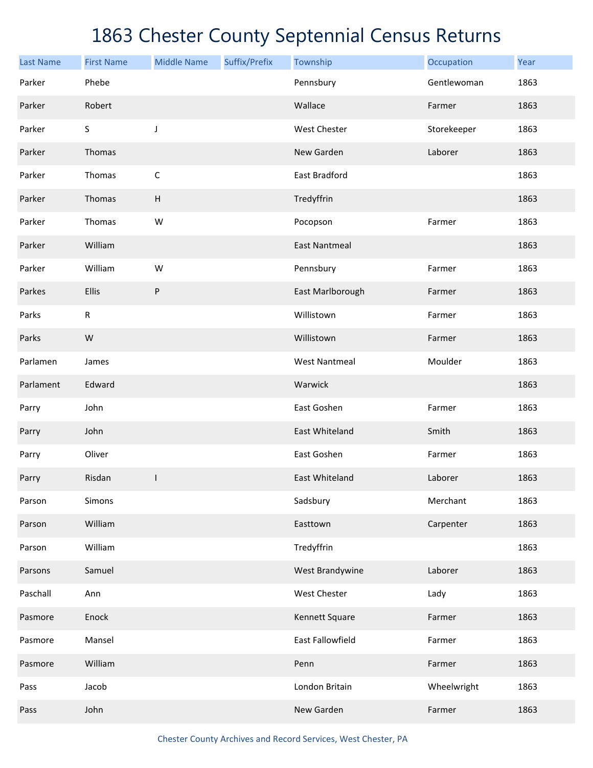# 1863 Chester County Septennial Census Returns

| Last Name | First Name | Middle Name | Suffix/Prefix | Township | Occupation | Year |
|---|---|---|---|---|---|---|
| Parker | Phebe | | | Pennsbury | Gentlewoman | 1863 |
| Parker | Robert | | | Wallace | Farmer | 1863 |
| Parker | S | J | | West Chester | Storekeeper | 1863 |
| Parker | Thomas | | | New Garden | Laborer | 1863 |
| Parker | Thomas | C | | East Bradford | | 1863 |
| Parker | Thomas | H | | Tredyffrin | | 1863 |
| Parker | Thomas | W | | Pocopson | Farmer | 1863 |
| Parker | William | | | East Nantmeal | | 1863 |
| Parker | William | W | | Pennsbury | Farmer | 1863 |
| Parkes | Ellis | P | | East Marlborough | Farmer | 1863 |
| Parks | R | | | Willistown | Farmer | 1863 |
| Parks | W | | | Willistown | Farmer | 1863 |
| Parlamen | James | | | West Nantmeal | Moulder | 1863 |
| Parlament | Edward | | | Warwick | | 1863 |
| Parry | John | | | East Goshen | Farmer | 1863 |
| Parry | John | | | East Whiteland | Smith | 1863 |
| Parry | Oliver | | | East Goshen | Farmer | 1863 |
| Parry | Risdan | I | | East Whiteland | Laborer | 1863 |
| Parson | Simons | | | Sadsbury | Merchant | 1863 |
| Parson | William | | | Easttown | Carpenter | 1863 |
| Parson | William | | | Tredyffrin | | 1863 |
| Parsons | Samuel | | | West Brandywine | Laborer | 1863 |
| Paschall | Ann | | | West Chester | Lady | 1863 |
| Pasmore | Enock | | | Kennett Square | Farmer | 1863 |
| Pasmore | Mansel | | | East Fallowfield | Farmer | 1863 |
| Pasmore | William | | | Penn | Farmer | 1863 |
| Pass | Jacob | | | London Britain | Wheelwright | 1863 |
| Pass | John | | | New Garden | Farmer | 1863 |

Chester County Archives and Record Services, West Chester, PA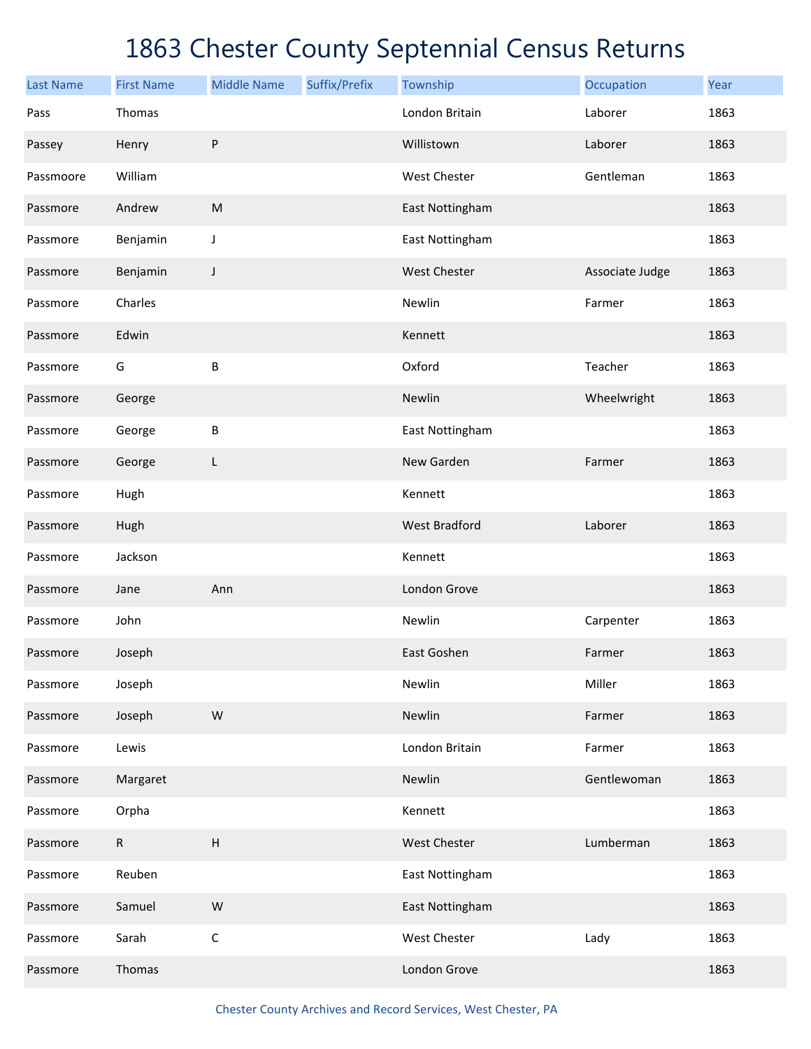# 1863 Chester County Septennial Census Returns

| Last Name | First Name | Middle Name | Suffix/Prefix | Township | Occupation | Year |
|---|---|---|---|---|---|---|
| Pass | Thomas | | | London Britain | Laborer | 1863 |
| Passey | Henry | P | | Willistown | Laborer | 1863 |
| Passmoore | William | | | West Chester | Gentleman | 1863 |
| Passmore | Andrew | M | | East Nottingham | | 1863 |
| Passmore | Benjamin | J | | East Nottingham | | 1863 |
| Passmore | Benjamin | J | | West Chester | Associate Judge | 1863 |
| Passmore | Charles | | | Newlin | Farmer | 1863 |
| Passmore | Edwin | | | Kennett | | 1863 |
| Passmore | G | B | | Oxford | Teacher | 1863 |
| Passmore | George | | | Newlin | Wheelwright | 1863 |
| Passmore | George | B | | East Nottingham | | 1863 |
| Passmore | George | L | | New Garden | Farmer | 1863 |
| Passmore | Hugh | | | Kennett | | 1863 |
| Passmore | Hugh | | | West Bradford | Laborer | 1863 |
| Passmore | Jackson | | | Kennett | | 1863 |
| Passmore | Jane | Ann | | London Grove | | 1863 |
| Passmore | John | | | Newlin | Carpenter | 1863 |
| Passmore | Joseph | | | East Goshen | Farmer | 1863 |
| Passmore | Joseph | | | Newlin | Miller | 1863 |
| Passmore | Joseph | W | | Newlin | Farmer | 1863 |
| Passmore | Lewis | | | London Britain | Farmer | 1863 |
| Passmore | Margaret | | | Newlin | Gentlewoman | 1863 |
| Passmore | Orpha | | | Kennett | | 1863 |
| Passmore | R | H | | West Chester | Lumberman | 1863 |
| Passmore | Reuben | | | East Nottingham | | 1863 |
| Passmore | Samuel | W | | East Nottingham | | 1863 |
| Passmore | Sarah | C | | West Chester | Lady | 1863 |
| Passmore | Thomas | | | London Grove | | 1863 |

Chester County Archives and Record Services, West Chester, PA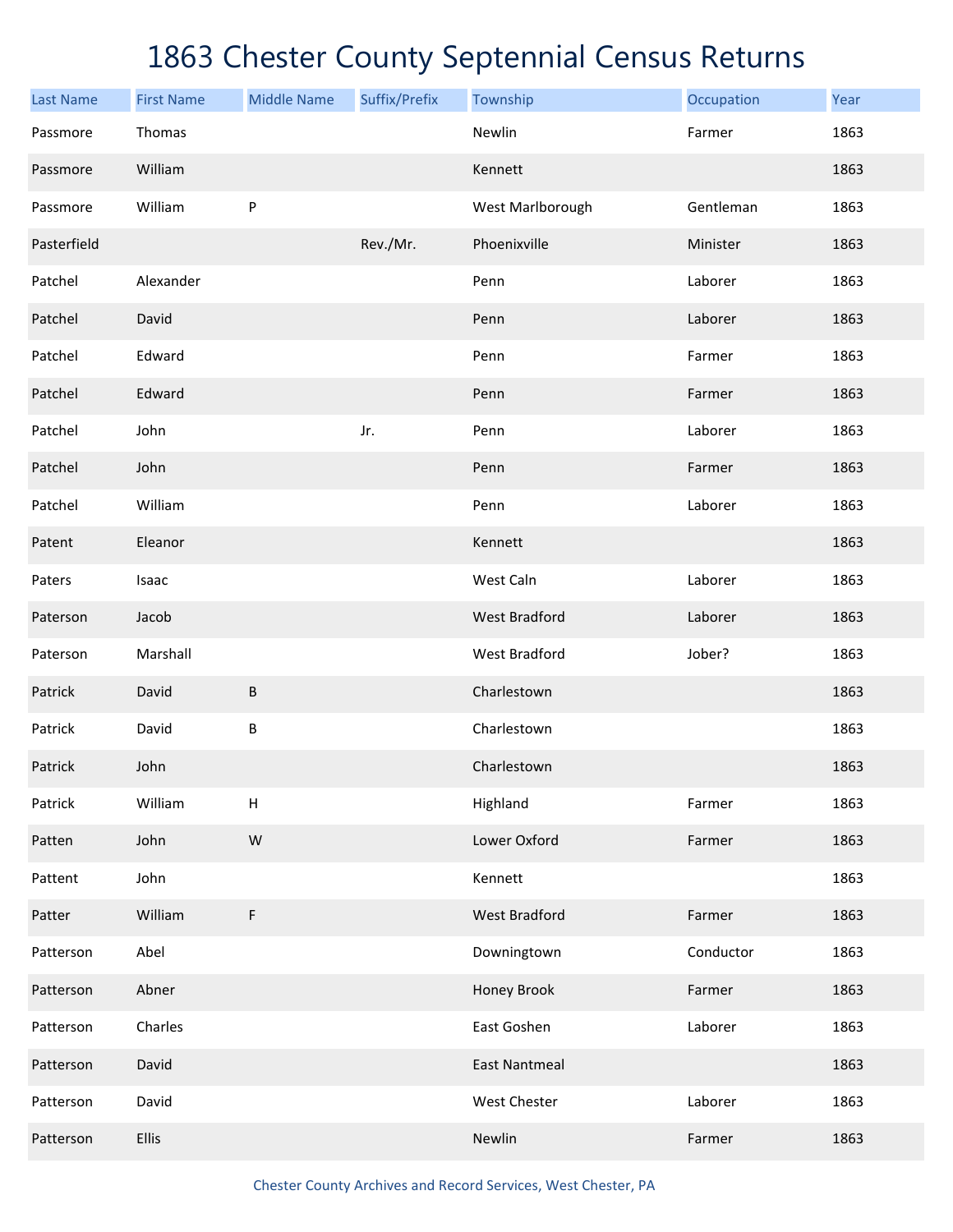# 1863 Chester County Septennial Census Returns

| Last Name | First Name | Middle Name | Suffix/Prefix | Township | Occupation | Year |
|---|---|---|---|---|---|---|
| Passmore | Thomas | | | Newlin | Farmer | 1863 |
| Passmore | William | | | Kennett | | 1863 |
| Passmore | William | P | | West Marlborough | Gentleman | 1863 |
| Pasterfield | | | Rev./Mr. | Phoenixville | Minister | 1863 |
| Patchel | Alexander | | | Penn | Laborer | 1863 |
| Patchel | David | | | Penn | Laborer | 1863 |
| Patchel | Edward | | | Penn | Farmer | 1863 |
| Patchel | Edward | | | Penn | Farmer | 1863 |
| Patchel | John | | Jr. | Penn | Laborer | 1863 |
| Patchel | John | | | Penn | Farmer | 1863 |
| Patchel | William | | | Penn | Laborer | 1863 |
| Patent | Eleanor | | | Kennett | | 1863 |
| Paters | Isaac | | | West Caln | Laborer | 1863 |
| Paterson | Jacob | | | West Bradford | Laborer | 1863 |
| Paterson | Marshall | | | West Bradford | Jober? | 1863 |
| Patrick | David | B | | Charlestown | | 1863 |
| Patrick | David | B | | Charlestown | | 1863 |
| Patrick | John | | | Charlestown | | 1863 |
| Patrick | William | H | | Highland | Farmer | 1863 |
| Patten | John | W | | Lower Oxford | Farmer | 1863 |
| Pattent | John | | | Kennett | | 1863 |
| Patter | William | F | | West Bradford | Farmer | 1863 |
| Patterson | Abel | | | Downingtown | Conductor | 1863 |
| Patterson | Abner | | | Honey Brook | Farmer | 1863 |
| Patterson | Charles | | | East Goshen | Laborer | 1863 |
| Patterson | David | | | East Nantmeal | | 1863 |
| Patterson | David | | | West Chester | Laborer | 1863 |
| Patterson | Ellis | | | Newlin | Farmer | 1863 |

Chester County Archives and Record Services, West Chester, PA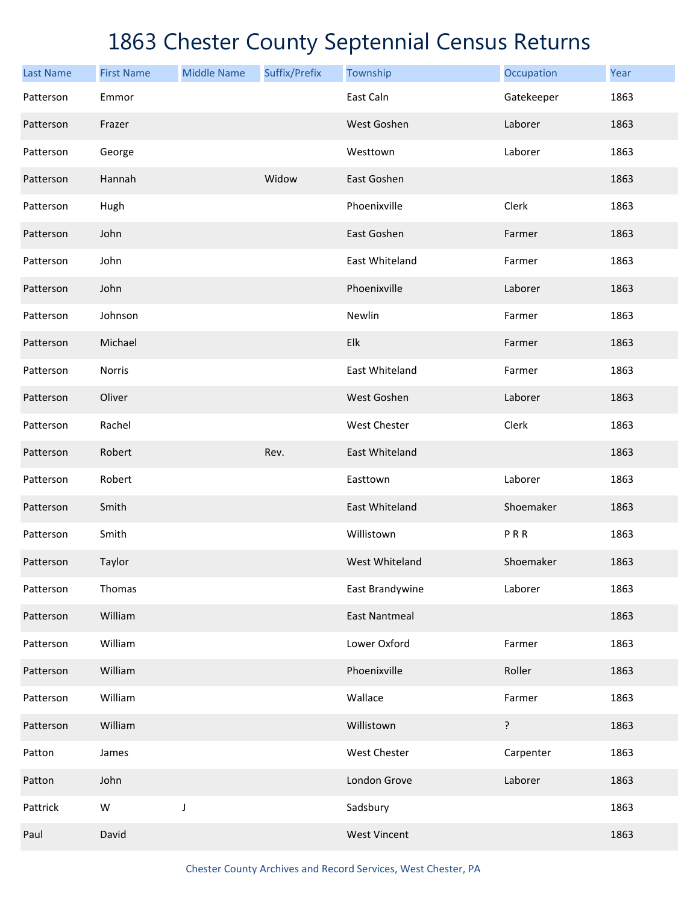# 1863 Chester County Septennial Census Returns

| Last Name | First Name | Middle Name | Suffix/Prefix | Township | Occupation | Year |
|---|---|---|---|---|---|---|
| Patterson | Emmor | | | East Caln | Gatekeeper | 1863 |
| Patterson | Frazer | | | West Goshen | Laborer | 1863 |
| Patterson | George | | | Westtown | Laborer | 1863 |
| Patterson | Hannah | | Widow | East Goshen | | 1863 |
| Patterson | Hugh | | | Phoenixville | Clerk | 1863 |
| Patterson | John | | | East Goshen | Farmer | 1863 |
| Patterson | John | | | East Whiteland | Farmer | 1863 |
| Patterson | John | | | Phoenixville | Laborer | 1863 |
| Patterson | Johnson | | | Newlin | Farmer | 1863 |
| Patterson | Michael | | | Elk | Farmer | 1863 |
| Patterson | Norris | | | East Whiteland | Farmer | 1863 |
| Patterson | Oliver | | | West Goshen | Laborer | 1863 |
| Patterson | Rachel | | | West Chester | Clerk | 1863 |
| Patterson | Robert | | Rev. | East Whiteland | | 1863 |
| Patterson | Robert | | | Easttown | Laborer | 1863 |
| Patterson | Smith | | | East Whiteland | Shoemaker | 1863 |
| Patterson | Smith | | | Willistown | P R R | 1863 |
| Patterson | Taylor | | | West Whiteland | Shoemaker | 1863 |
| Patterson | Thomas | | | East Brandywine | Laborer | 1863 |
| Patterson | William | | | East Nantmeal | | 1863 |
| Patterson | William | | | Lower Oxford | Farmer | 1863 |
| Patterson | William | | | Phoenixville | Roller | 1863 |
| Patterson | William | | | Wallace | Farmer | 1863 |
| Patterson | William | | | Willistown | ? | 1863 |
| Patton | James | | | West Chester | Carpenter | 1863 |
| Patton | John | | | London Grove | Laborer | 1863 |
| Pattrick | W | J | | Sadsbury | | 1863 |
| Paul | David | | | West Vincent | | 1863 |

Chester County Archives and Record Services, West Chester, PA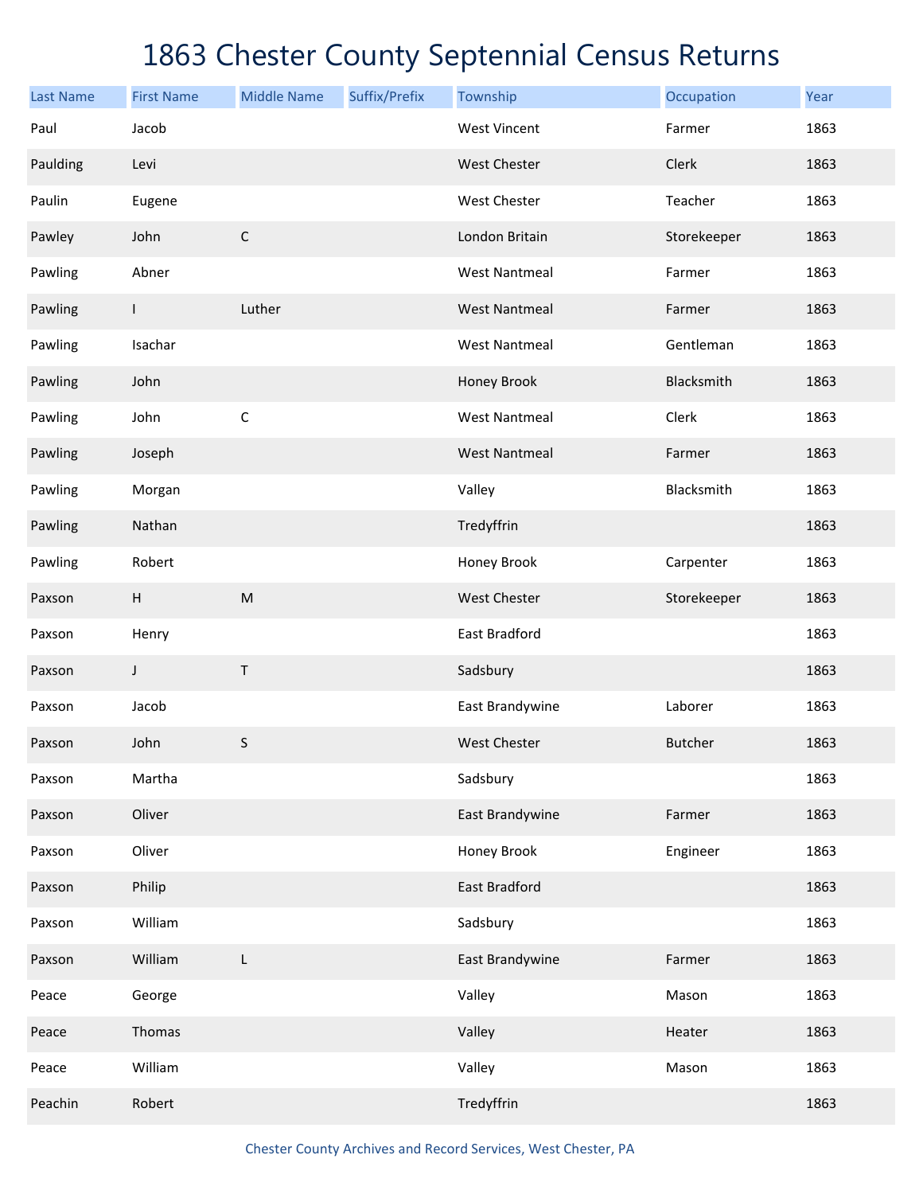# 1863 Chester County Septennial Census Returns

| Last Name | First Name | Middle Name | Suffix/Prefix | Township | Occupation | Year |
|---|---|---|---|---|---|---|
| Paul | Jacob | | | West Vincent | Farmer | 1863 |
| Paulding | Levi | | | West Chester | Clerk | 1863 |
| Paulin | Eugene | | | West Chester | Teacher | 1863 |
| Pawley | John | C | | London Britain | Storekeeper | 1863 |
| Pawling | Abner | | | West Nantmeal | Farmer | 1863 |
| Pawling | I | Luther | | West Nantmeal | Farmer | 1863 |
| Pawling | Isachar | | | West Nantmeal | Gentleman | 1863 |
| Pawling | John | | | Honey Brook | Blacksmith | 1863 |
| Pawling | John | C | | West Nantmeal | Clerk | 1863 |
| Pawling | Joseph | | | West Nantmeal | Farmer | 1863 |
| Pawling | Morgan | | | Valley | Blacksmith | 1863 |
| Pawling | Nathan | | | Tredyffrin | | 1863 |
| Pawling | Robert | | | Honey Brook | Carpenter | 1863 |
| Paxson | H | M | | West Chester | Storekeeper | 1863 |
| Paxson | Henry | | | East Bradford | | 1863 |
| Paxson | J | T | | Sadsbury | | 1863 |
| Paxson | Jacob | | | East Brandywine | Laborer | 1863 |
| Paxson | John | S | | West Chester | Butcher | 1863 |
| Paxson | Martha | | | Sadsbury | | 1863 |
| Paxson | Oliver | | | East Brandywine | Farmer | 1863 |
| Paxson | Oliver | | | Honey Brook | Engineer | 1863 |
| Paxson | Philip | | | East Bradford | | 1863 |
| Paxson | William | | | Sadsbury | | 1863 |
| Paxson | William | L | | East Brandywine | Farmer | 1863 |
| Peace | George | | | Valley | Mason | 1863 |
| Peace | Thomas | | | Valley | Heater | 1863 |
| Peace | William | | | Valley | Mason | 1863 |
| Peachin | Robert | | | Tredyffrin | | 1863 |

Chester County Archives and Record Services, West Chester, PA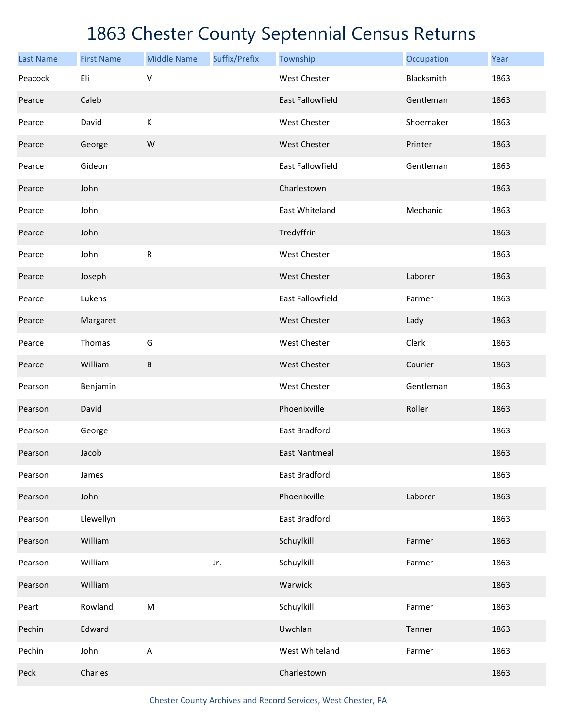# 1863 Chester County Septennial Census Returns

| Last Name | First Name | Middle Name | Suffix/Prefix | Township | Occupation | Year |
|---|---|---|---|---|---|---|
| Peacock | Eli | V | | West Chester | Blacksmith | 1863 |
| Pearce | Caleb | | | East Fallowfield | Gentleman | 1863 |
| Pearce | David | K | | West Chester | Shoemaker | 1863 |
| Pearce | George | W | | West Chester | Printer | 1863 |
| Pearce | Gideon | | | East Fallowfield | Gentleman | 1863 |
| Pearce | John | | | Charlestown | | 1863 |
| Pearce | John | | | East Whiteland | Mechanic | 1863 |
| Pearce | John | | | Tredyffrin | | 1863 |
| Pearce | John | R | | West Chester | | 1863 |
| Pearce | Joseph | | | West Chester | Laborer | 1863 |
| Pearce | Lukens | | | East Fallowfield | Farmer | 1863 |
| Pearce | Margaret | | | West Chester | Lady | 1863 |
| Pearce | Thomas | G | | West Chester | Clerk | 1863 |
| Pearce | William | B | | West Chester | Courier | 1863 |
| Pearson | Benjamin | | | West Chester | Gentleman | 1863 |
| Pearson | David | | | Phoenixville | Roller | 1863 |
| Pearson | George | | | East Bradford | | 1863 |
| Pearson | Jacob | | | East Nantmeal | | 1863 |
| Pearson | James | | | East Bradford | | 1863 |
| Pearson | John | | | Phoenixville | Laborer | 1863 |
| Pearson | Llewellyn | | | East Bradford | | 1863 |
| Pearson | William | | | Schuylkill | Farmer | 1863 |
| Pearson | William | | Jr. | Schuylkill | Farmer | 1863 |
| Pearson | William | | | Warwick | | 1863 |
| Peart | Rowland | M | | Schuylkill | Farmer | 1863 |
| Pechin | Edward | | | Uwchlan | Tanner | 1863 |
| Pechin | John | A | | West Whiteland | Farmer | 1863 |
| Peck | Charles | | | Charlestown | | 1863 |

Chester County Archives and Record Services, West Chester, PA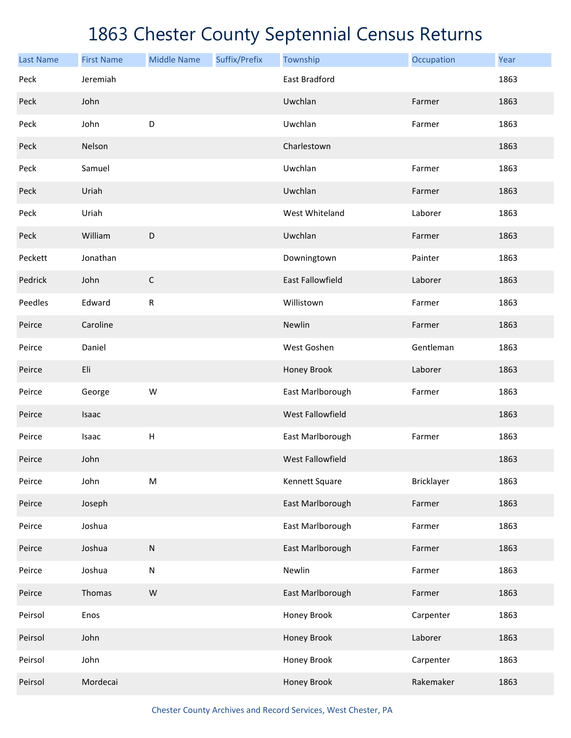# 1863 Chester County Septennial Census Returns

| Last Name | First Name | Middle Name | Suffix/Prefix | Township | Occupation | Year |
|---|---|---|---|---|---|---|
| Peck | Jeremiah | | | East Bradford | | 1863 |
| Peck | John | | | Uwchlan | Farmer | 1863 |
| Peck | John | D | | Uwchlan | Farmer | 1863 |
| Peck | Nelson | | | Charlestown | | 1863 |
| Peck | Samuel | | | Uwchlan | Farmer | 1863 |
| Peck | Uriah | | | Uwchlan | Farmer | 1863 |
| Peck | Uriah | | | West Whiteland | Laborer | 1863 |
| Peck | William | D | | Uwchlan | Farmer | 1863 |
| Peckett | Jonathan | | | Downingtown | Painter | 1863 |
| Pedrick | John | C | | East Fallowfield | Laborer | 1863 |
| Peedles | Edward | R | | Willistown | Farmer | 1863 |
| Peirce | Caroline | | | Newlin | Farmer | 1863 |
| Peirce | Daniel | | | West Goshen | Gentleman | 1863 |
| Peirce | Eli | | | Honey Brook | Laborer | 1863 |
| Peirce | George | W | | East Marlborough | Farmer | 1863 |
| Peirce | Isaac | | | West Fallowfield | | 1863 |
| Peirce | Isaac | H | | East Marlborough | Farmer | 1863 |
| Peirce | John | | | West Fallowfield | | 1863 |
| Peirce | John | M | | Kennett Square | Bricklayer | 1863 |
| Peirce | Joseph | | | East Marlborough | Farmer | 1863 |
| Peirce | Joshua | | | East Marlborough | Farmer | 1863 |
| Peirce | Joshua | N | | East Marlborough | Farmer | 1863 |
| Peirce | Joshua | N | | Newlin | Farmer | 1863 |
| Peirce | Thomas | W | | East Marlborough | Farmer | 1863 |
| Peirsol | Enos | | | Honey Brook | Carpenter | 1863 |
| Peirsol | John | | | Honey Brook | Laborer | 1863 |
| Peirsol | John | | | Honey Brook | Carpenter | 1863 |
| Peirsol | Mordecai | | | Honey Brook | Rakemaker | 1863 |

Chester County Archives and Record Services, West Chester, PA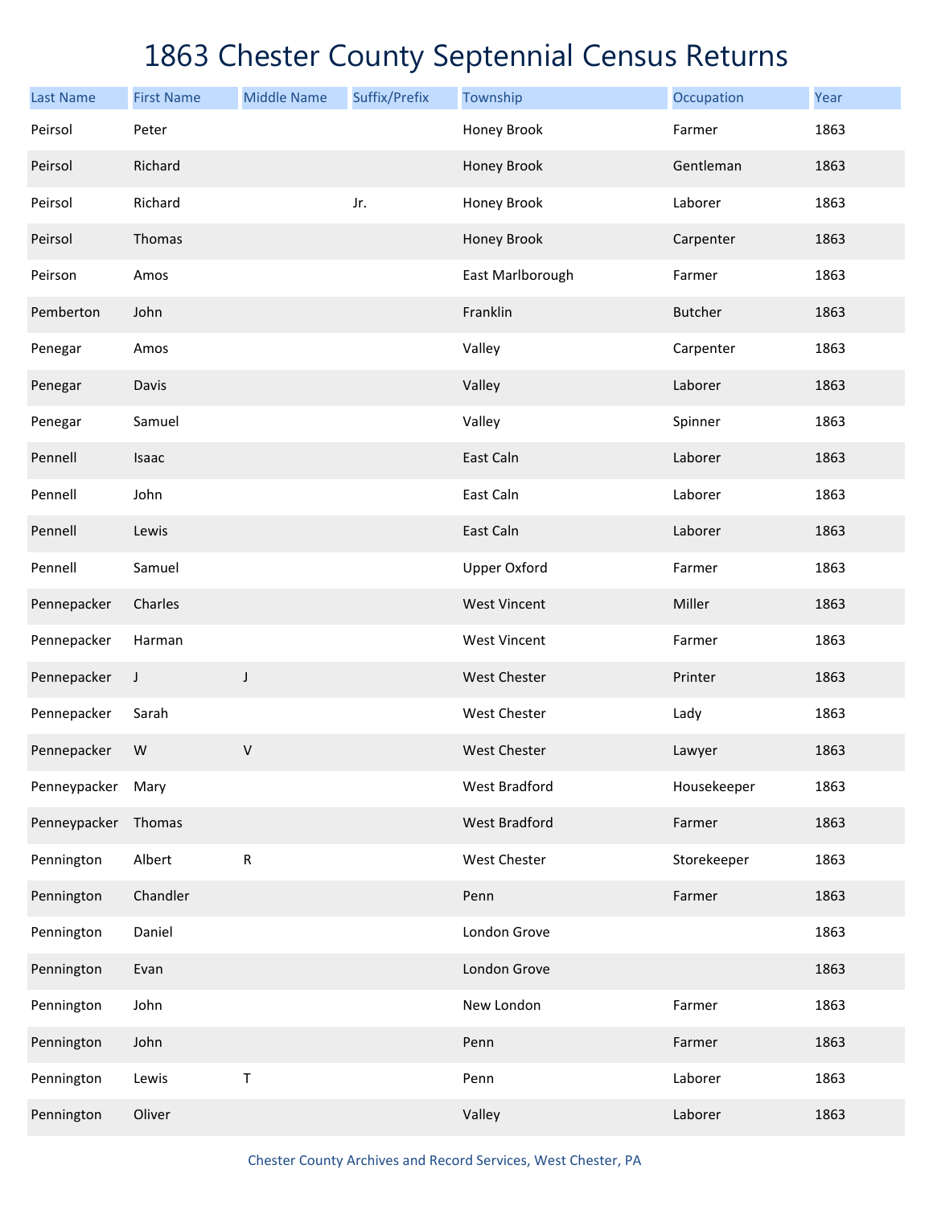# 1863 Chester County Septennial Census Returns

| Last Name | First Name | Middle Name | Suffix/Prefix | Township | Occupation | Year |
|---|---|---|---|---|---|---|
| Peirsol | Peter | | | Honey Brook | Farmer | 1863 |
| Peirsol | Richard | | | Honey Brook | Gentleman | 1863 |
| Peirsol | Richard | | Jr. | Honey Brook | Laborer | 1863 |
| Peirsol | Thomas | | | Honey Brook | Carpenter | 1863 |
| Peirson | Amos | | | East Marlborough | Farmer | 1863 |
| Pemberton | John | | | Franklin | Butcher | 1863 |
| Penegar | Amos | | | Valley | Carpenter | 1863 |
| Penegar | Davis | | | Valley | Laborer | 1863 |
| Penegar | Samuel | | | Valley | Spinner | 1863 |
| Pennell | Isaac | | | East Caln | Laborer | 1863 |
| Pennell | John | | | East Caln | Laborer | 1863 |
| Pennell | Lewis | | | East Caln | Laborer | 1863 |
| Pennell | Samuel | | | Upper Oxford | Farmer | 1863 |
| Pennepacker | Charles | | | West Vincent | Miller | 1863 |
| Pennepacker | Harman | | | West Vincent | Farmer | 1863 |
| Pennepacker | J | J | | West Chester | Printer | 1863 |
| Pennepacker | Sarah | | | West Chester | Lady | 1863 |
| Pennepacker | W | V | | West Chester | Lawyer | 1863 |
| Penneypacker | Mary | | | West Bradford | Housekeeper | 1863 |
| Penneypacker | Thomas | | | West Bradford | Farmer | 1863 |
| Pennington | Albert | R | | West Chester | Storekeeper | 1863 |
| Pennington | Chandler | | | Penn | Farmer | 1863 |
| Pennington | Daniel | | | London Grove | | 1863 |
| Pennington | Evan | | | London Grove | | 1863 |
| Pennington | John | | | New London | Farmer | 1863 |
| Pennington | John | | | Penn | Farmer | 1863 |
| Pennington | Lewis | T | | Penn | Laborer | 1863 |
| Pennington | Oliver | | | Valley | Laborer | 1863 |

Chester County Archives and Record Services, West Chester, PA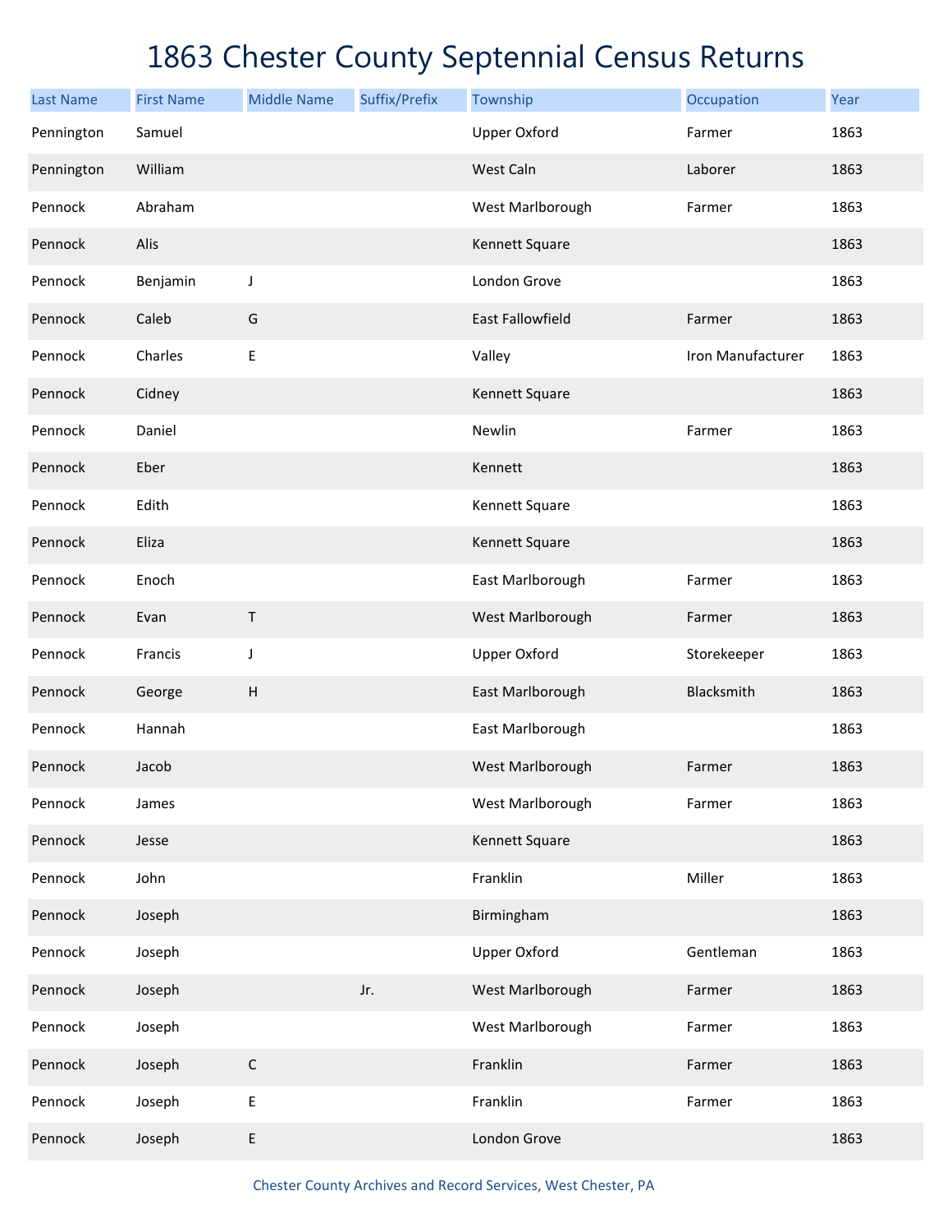# 1863 Chester County Septennial Census Returns

| Last Name | First Name | Middle Name | Suffix/Prefix | Township | Occupation | Year |
|---|---|---|---|---|---|---|
| Pennington | Samuel | | | Upper Oxford | Farmer | 1863 |
| Pennington | William | | | West Caln | Laborer | 1863 |
| Pennock | Abraham | | | West Marlborough | Farmer | 1863 |
| Pennock | Alis | | | Kennett Square | | 1863 |
| Pennock | Benjamin | J | | London Grove | | 1863 |
| Pennock | Caleb | G | | East Fallowfield | Farmer | 1863 |
| Pennock | Charles | E | | Valley | Iron Manufacturer | 1863 |
| Pennock | Cidney | | | Kennett Square | | 1863 |
| Pennock | Daniel | | | Newlin | Farmer | 1863 |
| Pennock | Eber | | | Kennett | | 1863 |
| Pennock | Edith | | | Kennett Square | | 1863 |
| Pennock | Eliza | | | Kennett Square | | 1863 |
| Pennock | Enoch | | | East Marlborough | Farmer | 1863 |
| Pennock | Evan | T | | West Marlborough | Farmer | 1863 |
| Pennock | Francis | J | | Upper Oxford | Storekeeper | 1863 |
| Pennock | George | H | | East Marlborough | Blacksmith | 1863 |
| Pennock | Hannah | | | East Marlborough | | 1863 |
| Pennock | Jacob | | | West Marlborough | Farmer | 1863 |
| Pennock | James | | | West Marlborough | Farmer | 1863 |
| Pennock | Jesse | | | Kennett Square | | 1863 |
| Pennock | John | | | Franklin | Miller | 1863 |
| Pennock | Joseph | | | Birmingham | | 1863 |
| Pennock | Joseph | | | Upper Oxford | Gentleman | 1863 |
| Pennock | Joseph | | Jr. | West Marlborough | Farmer | 1863 |
| Pennock | Joseph | | | West Marlborough | Farmer | 1863 |
| Pennock | Joseph | C | | Franklin | Farmer | 1863 |
| Pennock | Joseph | E | | Franklin | Farmer | 1863 |
| Pennock | Joseph | E | | London Grove | | 1863 |

Chester County Archives and Record Services, West Chester, PA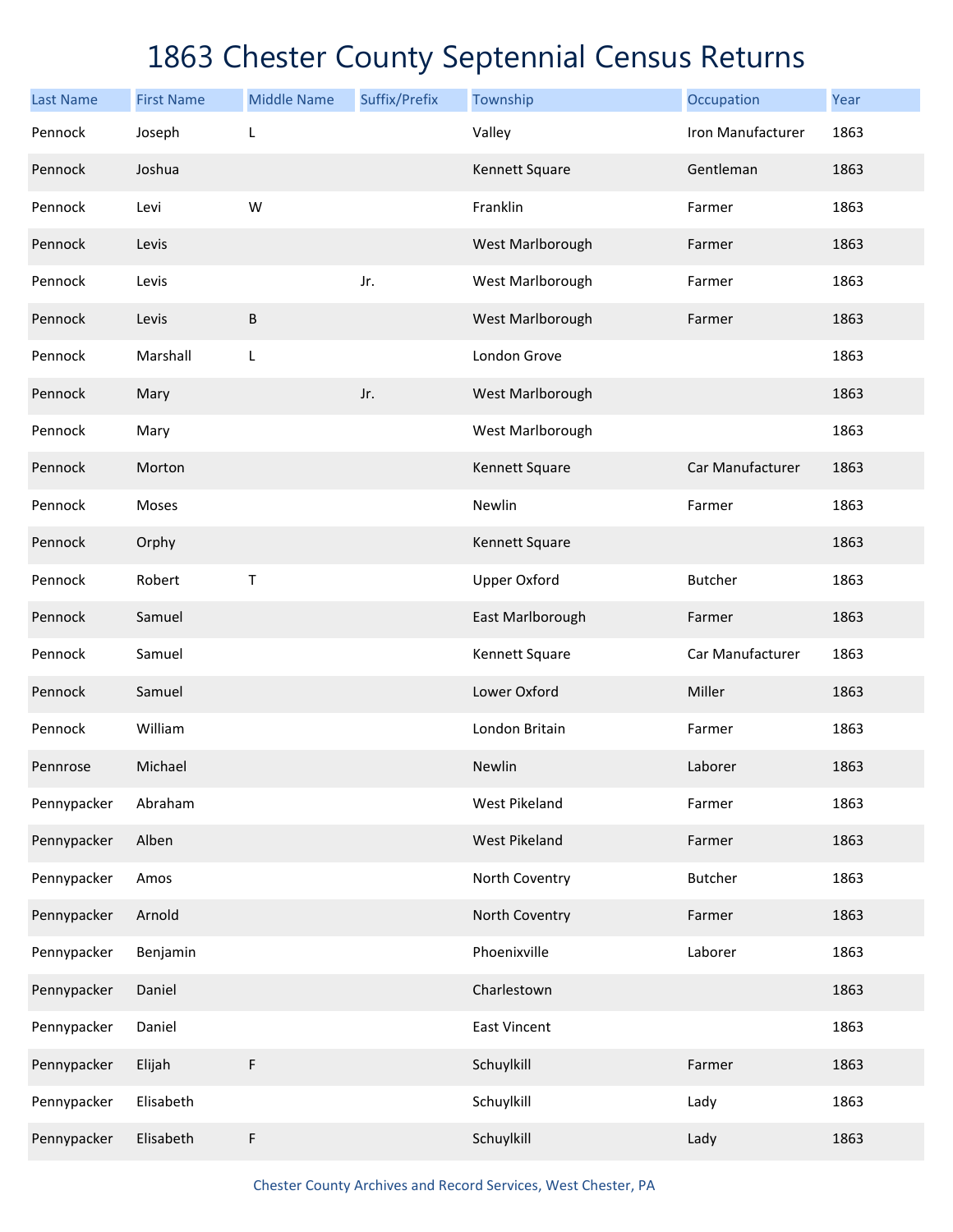# 1863 Chester County Septennial Census Returns

| Last Name | First Name | Middle Name | Suffix/Prefix | Township | Occupation | Year |
|---|---|---|---|---|---|---|
| Pennock | Joseph | L | | Valley | Iron Manufacturer | 1863 |
| Pennock | Joshua | | | Kennett Square | Gentleman | 1863 |
| Pennock | Levi | W | | Franklin | Farmer | 1863 |
| Pennock | Levis | | | West Marlborough | Farmer | 1863 |
| Pennock | Levis | | Jr. | West Marlborough | Farmer | 1863 |
| Pennock | Levis | B | | West Marlborough | Farmer | 1863 |
| Pennock | Marshall | L | | London Grove | | 1863 |
| Pennock | Mary | | Jr. | West Marlborough | | 1863 |
| Pennock | Mary | | | West Marlborough | | 1863 |
| Pennock | Morton | | | Kennett Square | Car Manufacturer | 1863 |
| Pennock | Moses | | | Newlin | Farmer | 1863 |
| Pennock | Orphy | | | Kennett Square | | 1863 |
| Pennock | Robert | T | | Upper Oxford | Butcher | 1863 |
| Pennock | Samuel | | | East Marlborough | Farmer | 1863 |
| Pennock | Samuel | | | Kennett Square | Car Manufacturer | 1863 |
| Pennock | Samuel | | | Lower Oxford | Miller | 1863 |
| Pennock | William | | | London Britain | Farmer | 1863 |
| Pennrose | Michael | | | Newlin | Laborer | 1863 |
| Pennypacker | Abraham | | | West Pikeland | Farmer | 1863 |
| Pennypacker | Alben | | | West Pikeland | Farmer | 1863 |
| Pennypacker | Amos | | | North Coventry | Butcher | 1863 |
| Pennypacker | Arnold | | | North Coventry | Farmer | 1863 |
| Pennypacker | Benjamin | | | Phoenixville | Laborer | 1863 |
| Pennypacker | Daniel | | | Charlestown | | 1863 |
| Pennypacker | Daniel | | | East Vincent | | 1863 |
| Pennypacker | Elijah | F | | Schuylkill | Farmer | 1863 |
| Pennypacker | Elisabeth | | | Schuylkill | Lady | 1863 |
| Pennypacker | Elisabeth | F | | Schuylkill | Lady | 1863 |

Chester County Archives and Record Services, West Chester, PA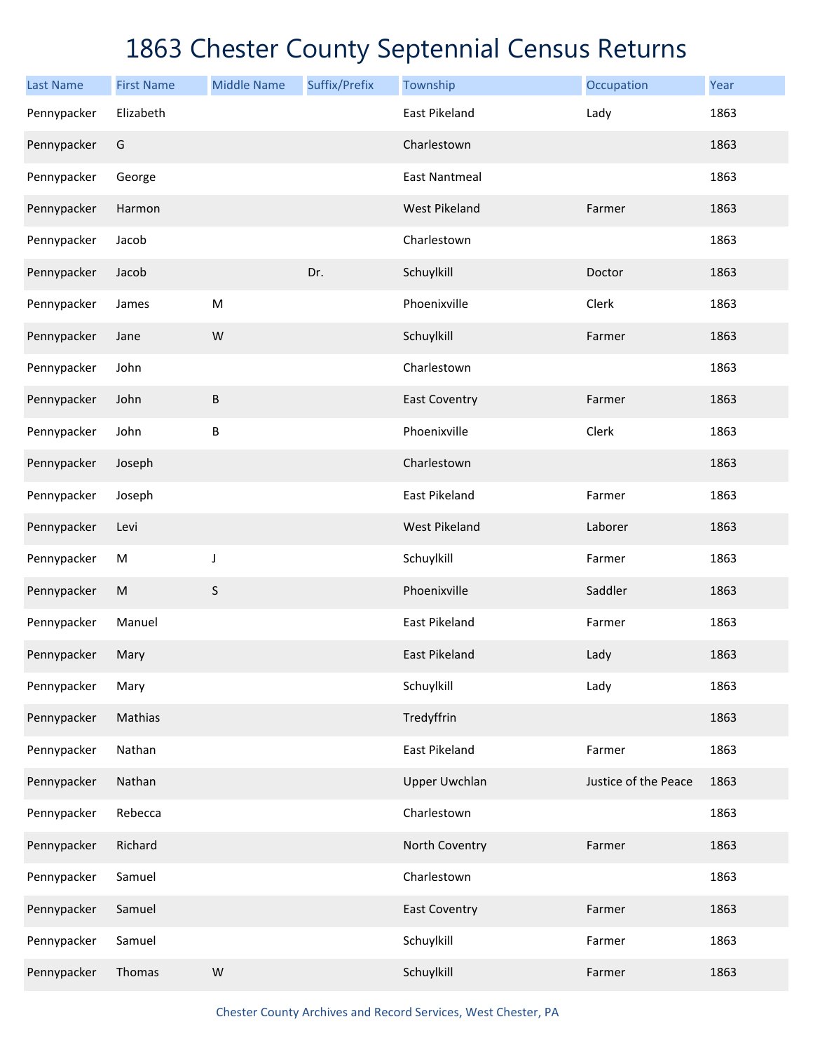# 1863 Chester County Septennial Census Returns

| Last Name | First Name | Middle Name | Suffix/Prefix | Township | Occupation | Year |
|---|---|---|---|---|---|---|
| Pennypacker | Elizabeth | | | East Pikeland | Lady | 1863 |
| Pennypacker | G | | | Charlestown | | 1863 |
| Pennypacker | George | | | East Nantmeal | | 1863 |
| Pennypacker | Harmon | | | West Pikeland | Farmer | 1863 |
| Pennypacker | Jacob | | | Charlestown | | 1863 |
| Pennypacker | Jacob | | Dr. | Schuylkill | Doctor | 1863 |
| Pennypacker | James | M | | Phoenixville | Clerk | 1863 |
| Pennypacker | Jane | W | | Schuylkill | Farmer | 1863 |
| Pennypacker | John | | | Charlestown | | 1863 |
| Pennypacker | John | B | | East Coventry | Farmer | 1863 |
| Pennypacker | John | B | | Phoenixville | Clerk | 1863 |
| Pennypacker | Joseph | | | Charlestown | | 1863 |
| Pennypacker | Joseph | | | East Pikeland | Farmer | 1863 |
| Pennypacker | Levi | | | West Pikeland | Laborer | 1863 |
| Pennypacker | M | J | | Schuylkill | Farmer | 1863 |
| Pennypacker | M | S | | Phoenixville | Saddler | 1863 |
| Pennypacker | Manuel | | | East Pikeland | Farmer | 1863 |
| Pennypacker | Mary | | | East Pikeland | Lady | 1863 |
| Pennypacker | Mary | | | Schuylkill | Lady | 1863 |
| Pennypacker | Mathias | | | Tredyffrin | | 1863 |
| Pennypacker | Nathan | | | East Pikeland | Farmer | 1863 |
| Pennypacker | Nathan | | | Upper Uwchlan | Justice of the Peace | 1863 |
| Pennypacker | Rebecca | | | Charlestown | | 1863 |
| Pennypacker | Richard | | | North Coventry | Farmer | 1863 |
| Pennypacker | Samuel | | | Charlestown | | 1863 |
| Pennypacker | Samuel | | | East Coventry | Farmer | 1863 |
| Pennypacker | Samuel | | | Schuylkill | Farmer | 1863 |
| Pennypacker | Thomas | W | | Schuylkill | Farmer | 1863 |

Chester County Archives and Record Services, West Chester, PA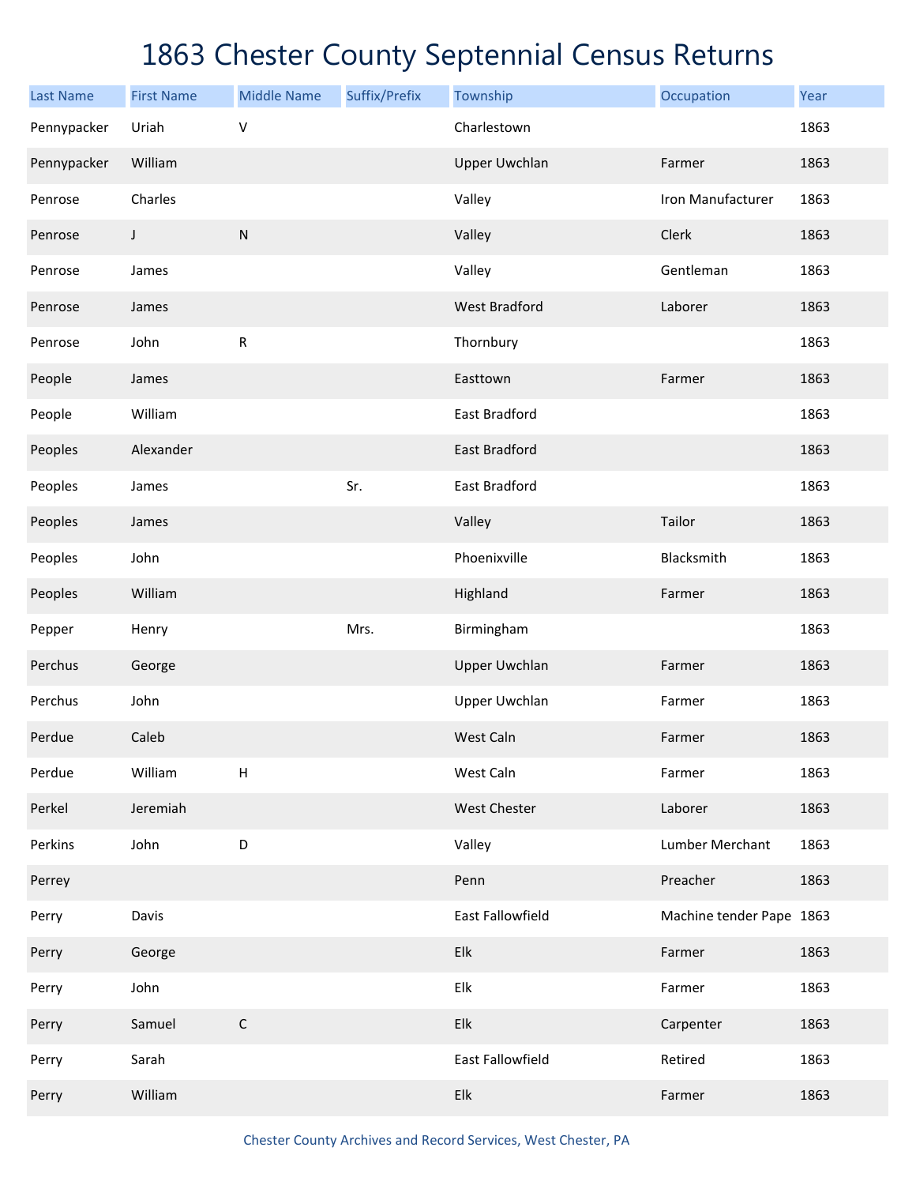# 1863 Chester County Septennial Census Returns

| Last Name | First Name | Middle Name | Suffix/Prefix | Township | Occupation | Year |
|---|---|---|---|---|---|---|
| Pennypacker | Uriah | V | | Charlestown | | 1863 |
| Pennypacker | William | | | Upper Uwchlan | Farmer | 1863 |
| Penrose | Charles | | | Valley | Iron Manufacturer | 1863 |
| Penrose | J | N | | Valley | Clerk | 1863 |
| Penrose | James | | | Valley | Gentleman | 1863 |
| Penrose | James | | | West Bradford | Laborer | 1863 |
| Penrose | John | R | | Thornbury | | 1863 |
| People | James | | | Easttown | Farmer | 1863 |
| People | William | | | East Bradford | | 1863 |
| Peoples | Alexander | | | East Bradford | | 1863 |
| Peoples | James | | Sr. | East Bradford | | 1863 |
| Peoples | James | | | Valley | Tailor | 1863 |
| Peoples | John | | | Phoenixville | Blacksmith | 1863 |
| Peoples | William | | | Highland | Farmer | 1863 |
| Pepper | Henry | | Mrs. | Birmingham | | 1863 |
| Perchus | George | | | Upper Uwchlan | Farmer | 1863 |
| Perchus | John | | | Upper Uwchlan | Farmer | 1863 |
| Perdue | Caleb | | | West Caln | Farmer | 1863 |
| Perdue | William | H | | West Caln | Farmer | 1863 |
| Perkel | Jeremiah | | | West Chester | Laborer | 1863 |
| Perkins | John | D | | Valley | Lumber Merchant | 1863 |
| Perrey | | | | Penn | Preacher | 1863 |
| Perry | Davis | | | East Fallowfield | Machine tender Pape | 1863 |
| Perry | George | | | Elk | Farmer | 1863 |
| Perry | John | | | Elk | Farmer | 1863 |
| Perry | Samuel | C | | Elk | Carpenter | 1863 |
| Perry | Sarah | | | East Fallowfield | Retired | 1863 |
| Perry | William | | | Elk | Farmer | 1863 |

Chester County Archives and Record Services, West Chester, PA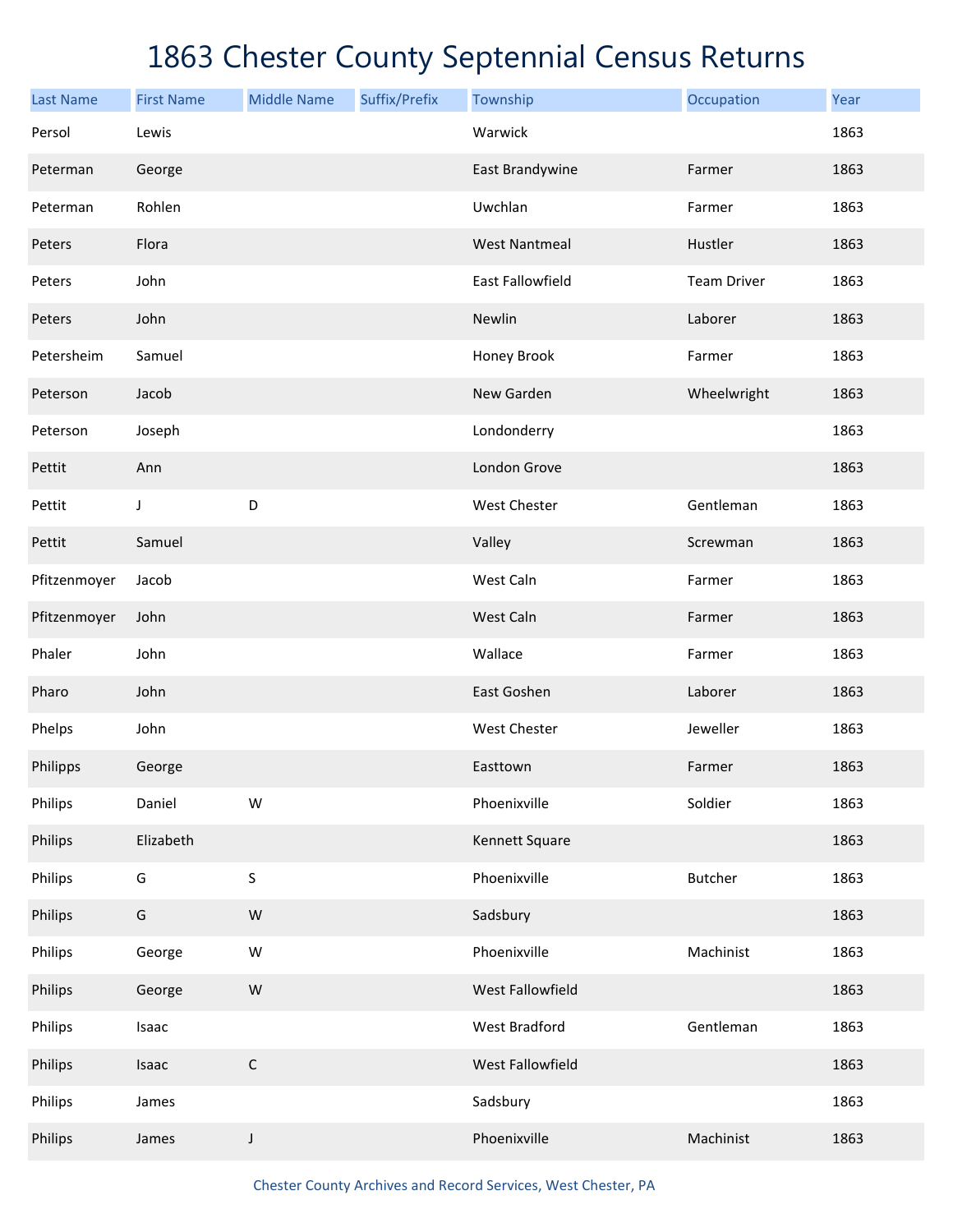# 1863 Chester County Septennial Census Returns

| Last Name | First Name | Middle Name | Suffix/Prefix | Township | Occupation | Year |
|---|---|---|---|---|---|---|
| Persol | Lewis | | | Warwick | | 1863 |
| Peterman | George | | | East Brandywine | Farmer | 1863 |
| Peterman | Rohlen | | | Uwchlan | Farmer | 1863 |
| Peters | Flora | | | West Nantmeal | Hustler | 1863 |
| Peters | John | | | East Fallowfield | Team Driver | 1863 |
| Peters | John | | | Newlin | Laborer | 1863 |
| Petersheim | Samuel | | | Honey Brook | Farmer | 1863 |
| Peterson | Jacob | | | New Garden | Wheelwright | 1863 |
| Peterson | Joseph | | | Londonderry | | 1863 |
| Pettit | Ann | | | London Grove | | 1863 |
| Pettit | J | D | | West Chester | Gentleman | 1863 |
| Pettit | Samuel | | | Valley | Screwman | 1863 |
| Pfitzenmoyer | Jacob | | | West Caln | Farmer | 1863 |
| Pfitzenmoyer | John | | | West Caln | Farmer | 1863 |
| Phaler | John | | | Wallace | Farmer | 1863 |
| Pharo | John | | | East Goshen | Laborer | 1863 |
| Phelps | John | | | West Chester | Jeweller | 1863 |
| Philipps | George | | | Easttown | Farmer | 1863 |
| Philips | Daniel | W | | Phoenixville | Soldier | 1863 |
| Philips | Elizabeth | | | Kennett Square | | 1863 |
| Philips | G | S | | Phoenixville | Butcher | 1863 |
| Philips | G | W | | Sadsbury | | 1863 |
| Philips | George | W | | Phoenixville | Machinist | 1863 |
| Philips | George | W | | West Fallowfield | | 1863 |
| Philips | Isaac | | | West Bradford | Gentleman | 1863 |
| Philips | Isaac | C | | West Fallowfield | | 1863 |
| Philips | James | | | Sadsbury | | 1863 |
| Philips | James | J | | Phoenixville | Machinist | 1863 |

Chester County Archives and Record Services, West Chester, PA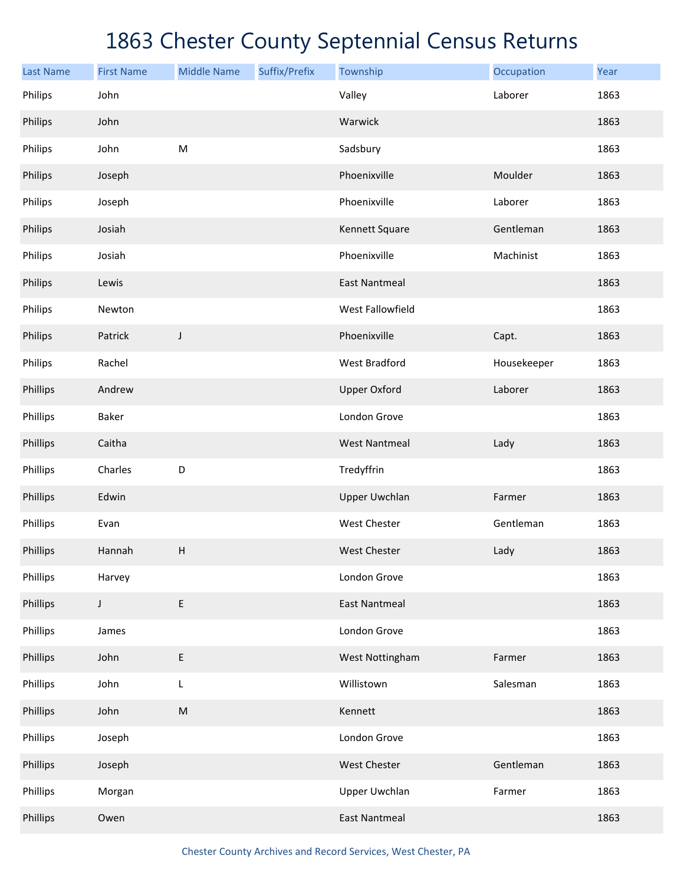# 1863 Chester County Septennial Census Returns

| Last Name | First Name | Middle Name | Suffix/Prefix | Township | Occupation | Year |
|---|---|---|---|---|---|---|
| Philips | John | | | Valley | Laborer | 1863 |
| Philips | John | | | Warwick | | 1863 |
| Philips | John | M | | Sadsbury | | 1863 |
| Philips | Joseph | | | Phoenixville | Moulder | 1863 |
| Philips | Joseph | | | Phoenixville | Laborer | 1863 |
| Philips | Josiah | | | Kennett Square | Gentleman | 1863 |
| Philips | Josiah | | | Phoenixville | Machinist | 1863 |
| Philips | Lewis | | | East Nantmeal | | 1863 |
| Philips | Newton | | | West Fallowfield | | 1863 |
| Philips | Patrick | J | | Phoenixville | Capt. | 1863 |
| Philips | Rachel | | | West Bradford | Housekeeper | 1863 |
| Phillips | Andrew | | | Upper Oxford | Laborer | 1863 |
| Phillips | Baker | | | London Grove | | 1863 |
| Phillips | Caitha | | | West Nantmeal | Lady | 1863 |
| Phillips | Charles | D | | Tredyffrin | | 1863 |
| Phillips | Edwin | | | Upper Uwchlan | Farmer | 1863 |
| Phillips | Evan | | | West Chester | Gentleman | 1863 |
| Phillips | Hannah | H | | West Chester | Lady | 1863 |
| Phillips | Harvey | | | London Grove | | 1863 |
| Phillips | J | E | | East Nantmeal | | 1863 |
| Phillips | James | | | London Grove | | 1863 |
| Phillips | John | E | | West Nottingham | Farmer | 1863 |
| Phillips | John | L | | Willistown | Salesman | 1863 |
| Phillips | John | M | | Kennett | | 1863 |
| Phillips | Joseph | | | London Grove | | 1863 |
| Phillips | Joseph | | | West Chester | Gentleman | 1863 |
| Phillips | Morgan | | | Upper Uwchlan | Farmer | 1863 |
| Phillips | Owen | | | East Nantmeal | | 1863 |

Chester County Archives and Record Services, West Chester, PA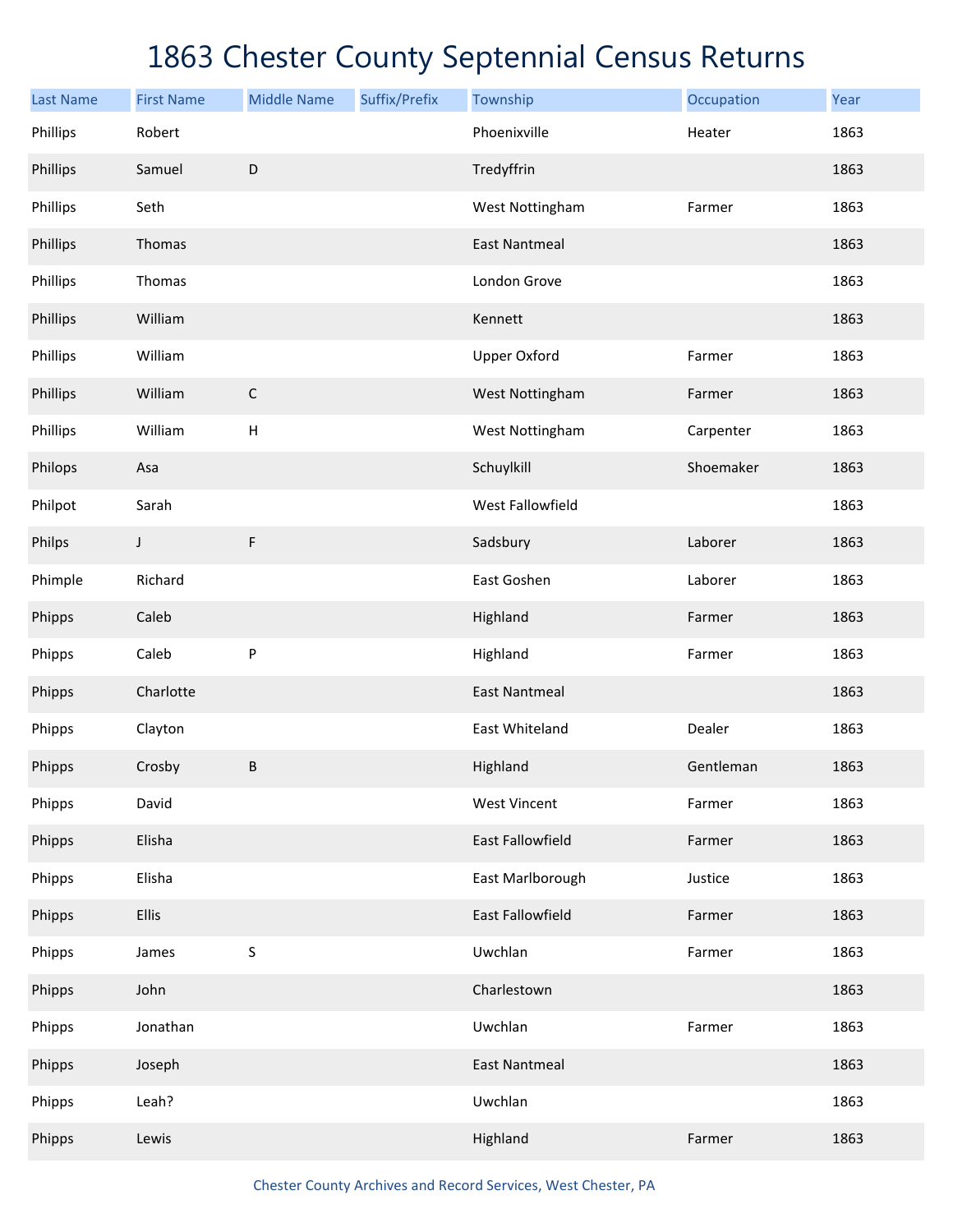# 1863 Chester County Septennial Census Returns

| Last Name | First Name | Middle Name | Suffix/Prefix | Township | Occupation | Year |
|---|---|---|---|---|---|---|
| Phillips | Robert | | | Phoenixville | Heater | 1863 |
| Phillips | Samuel | D | | Tredyffrin | | 1863 |
| Phillips | Seth | | | West Nottingham | Farmer | 1863 |
| Phillips | Thomas | | | East Nantmeal | | 1863 |
| Phillips | Thomas | | | London Grove | | 1863 |
| Phillips | William | | | Kennett | | 1863 |
| Phillips | William | | | Upper Oxford | Farmer | 1863 |
| Phillips | William | C | | West Nottingham | Farmer | 1863 |
| Phillips | William | H | | West Nottingham | Carpenter | 1863 |
| Philops | Asa | | | Schuylkill | Shoemaker | 1863 |
| Philpot | Sarah | | | West Fallowfield | | 1863 |
| Philps | J | F | | Sadsbury | Laborer | 1863 |
| Phimple | Richard | | | East Goshen | Laborer | 1863 |
| Phipps | Caleb | | | Highland | Farmer | 1863 |
| Phipps | Caleb | P | | Highland | Farmer | 1863 |
| Phipps | Charlotte | | | East Nantmeal | | 1863 |
| Phipps | Clayton | | | East Whiteland | Dealer | 1863 |
| Phipps | Crosby | B | | Highland | Gentleman | 1863 |
| Phipps | David | | | West Vincent | Farmer | 1863 |
| Phipps | Elisha | | | East Fallowfield | Farmer | 1863 |
| Phipps | Elisha | | | East Marlborough | Justice | 1863 |
| Phipps | Ellis | | | East Fallowfield | Farmer | 1863 |
| Phipps | James | S | | Uwchlan | Farmer | 1863 |
| Phipps | John | | | Charlestown | | 1863 |
| Phipps | Jonathan | | | Uwchlan | Farmer | 1863 |
| Phipps | Joseph | | | East Nantmeal | | 1863 |
| Phipps | Leah? | | | Uwchlan | | 1863 |
| Phipps | Lewis | | | Highland | Farmer | 1863 |

Chester County Archives and Record Services, West Chester, PA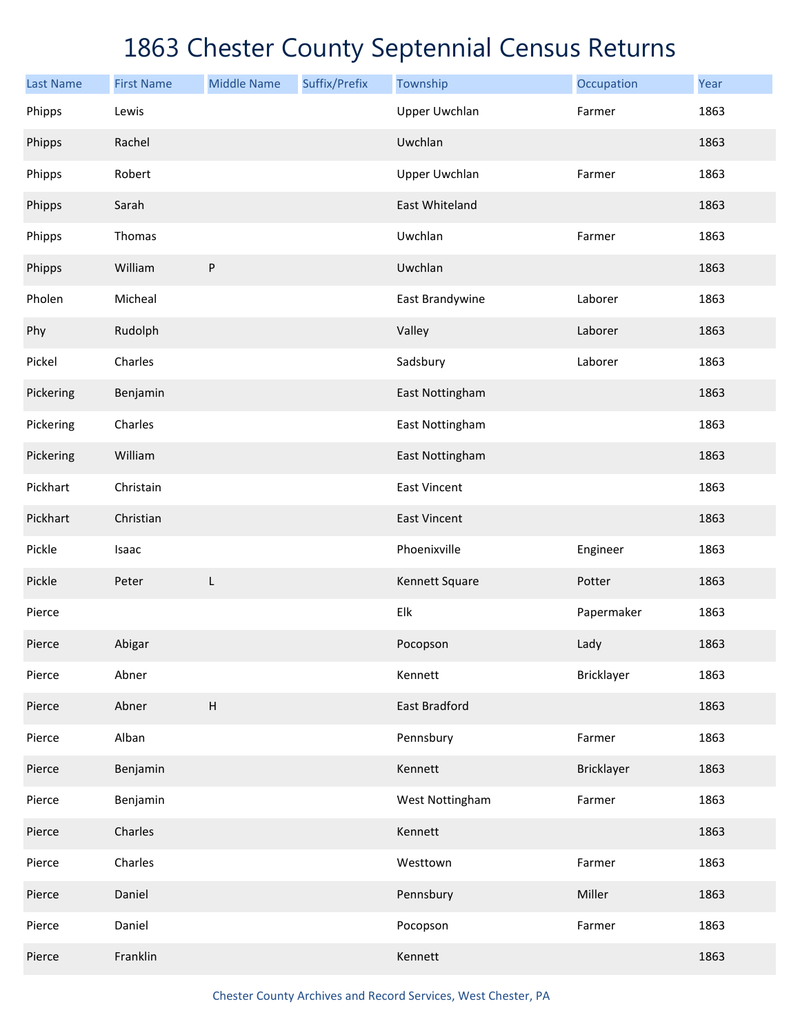# 1863 Chester County Septennial Census Returns

| Last Name | First Name | Middle Name | Suffix/Prefix | Township | Occupation | Year |
|---|---|---|---|---|---|---|
| Phipps | Lewis | | | Upper Uwchlan | Farmer | 1863 |
| Phipps | Rachel | | | Uwchlan | | 1863 |
| Phipps | Robert | | | Upper Uwchlan | Farmer | 1863 |
| Phipps | Sarah | | | East Whiteland | | 1863 |
| Phipps | Thomas | | | Uwchlan | Farmer | 1863 |
| Phipps | William | P | | Uwchlan | | 1863 |
| Pholen | Micheal | | | East Brandywine | Laborer | 1863 |
| Phy | Rudolph | | | Valley | Laborer | 1863 |
| Pickel | Charles | | | Sadsbury | Laborer | 1863 |
| Pickering | Benjamin | | | East Nottingham | | 1863 |
| Pickering | Charles | | | East Nottingham | | 1863 |
| Pickering | William | | | East Nottingham | | 1863 |
| Pickhart | Christain | | | East Vincent | | 1863 |
| Pickhart | Christian | | | East Vincent | | 1863 |
| Pickle | Isaac | | | Phoenixville | Engineer | 1863 |
| Pickle | Peter | L | | Kennett Square | Potter | 1863 |
| Pierce | | | | Elk | Papermaker | 1863 |
| Pierce | Abigar | | | Pocopson | Lady | 1863 |
| Pierce | Abner | | | Kennett | Bricklayer | 1863 |
| Pierce | Abner | H | | East Bradford | | 1863 |
| Pierce | Alban | | | Pennsbury | Farmer | 1863 |
| Pierce | Benjamin | | | Kennett | Bricklayer | 1863 |
| Pierce | Benjamin | | | West Nottingham | Farmer | 1863 |
| Pierce | Charles | | | Kennett | | 1863 |
| Pierce | Charles | | | Westtown | Farmer | 1863 |
| Pierce | Daniel | | | Pennsbury | Miller | 1863 |
| Pierce | Daniel | | | Pocopson | Farmer | 1863 |
| Pierce | Franklin | | | Kennett | | 1863 |

Chester County Archives and Record Services, West Chester, PA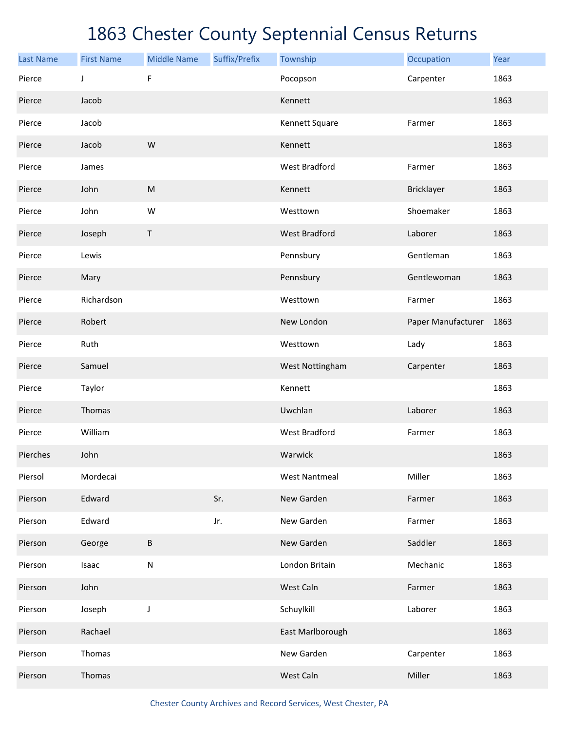# 1863 Chester County Septennial Census Returns

| Last Name | First Name | Middle Name | Suffix/Prefix | Township | Occupation | Year |
|---|---|---|---|---|---|---|
| Pierce | J | F | | Pocopson | Carpenter | 1863 |
| Pierce | Jacob | | | Kennett | | 1863 |
| Pierce | Jacob | | | Kennett Square | Farmer | 1863 |
| Pierce | Jacob | W | | Kennett | | 1863 |
| Pierce | James | | | West Bradford | Farmer | 1863 |
| Pierce | John | M | | Kennett | Bricklayer | 1863 |
| Pierce | John | W | | Westtown | Shoemaker | 1863 |
| Pierce | Joseph | T | | West Bradford | Laborer | 1863 |
| Pierce | Lewis | | | Pennsbury | Gentleman | 1863 |
| Pierce | Mary | | | Pennsbury | Gentlewoman | 1863 |
| Pierce | Richardson | | | Westtown | Farmer | 1863 |
| Pierce | Robert | | | New London | Paper Manufacturer | 1863 |
| Pierce | Ruth | | | Westtown | Lady | 1863 |
| Pierce | Samuel | | | West Nottingham | Carpenter | 1863 |
| Pierce | Taylor | | | Kennett | | 1863 |
| Pierce | Thomas | | | Uwchlan | Laborer | 1863 |
| Pierce | William | | | West Bradford | Farmer | 1863 |
| Pierches | John | | | Warwick | | 1863 |
| Piersol | Mordecai | | | West Nantmeal | Miller | 1863 |
| Pierson | Edward | | Sr. | New Garden | Farmer | 1863 |
| Pierson | Edward | | Jr. | New Garden | Farmer | 1863 |
| Pierson | George | B | | New Garden | Saddler | 1863 |
| Pierson | Isaac | N | | London Britain | Mechanic | 1863 |
| Pierson | John | | | West Caln | Farmer | 1863 |
| Pierson | Joseph | J | | Schuylkill | Laborer | 1863 |
| Pierson | Rachael | | | East Marlborough | | 1863 |
| Pierson | Thomas | | | New Garden | Carpenter | 1863 |
| Pierson | Thomas | | | West Caln | Miller | 1863 |

Chester County Archives and Record Services, West Chester, PA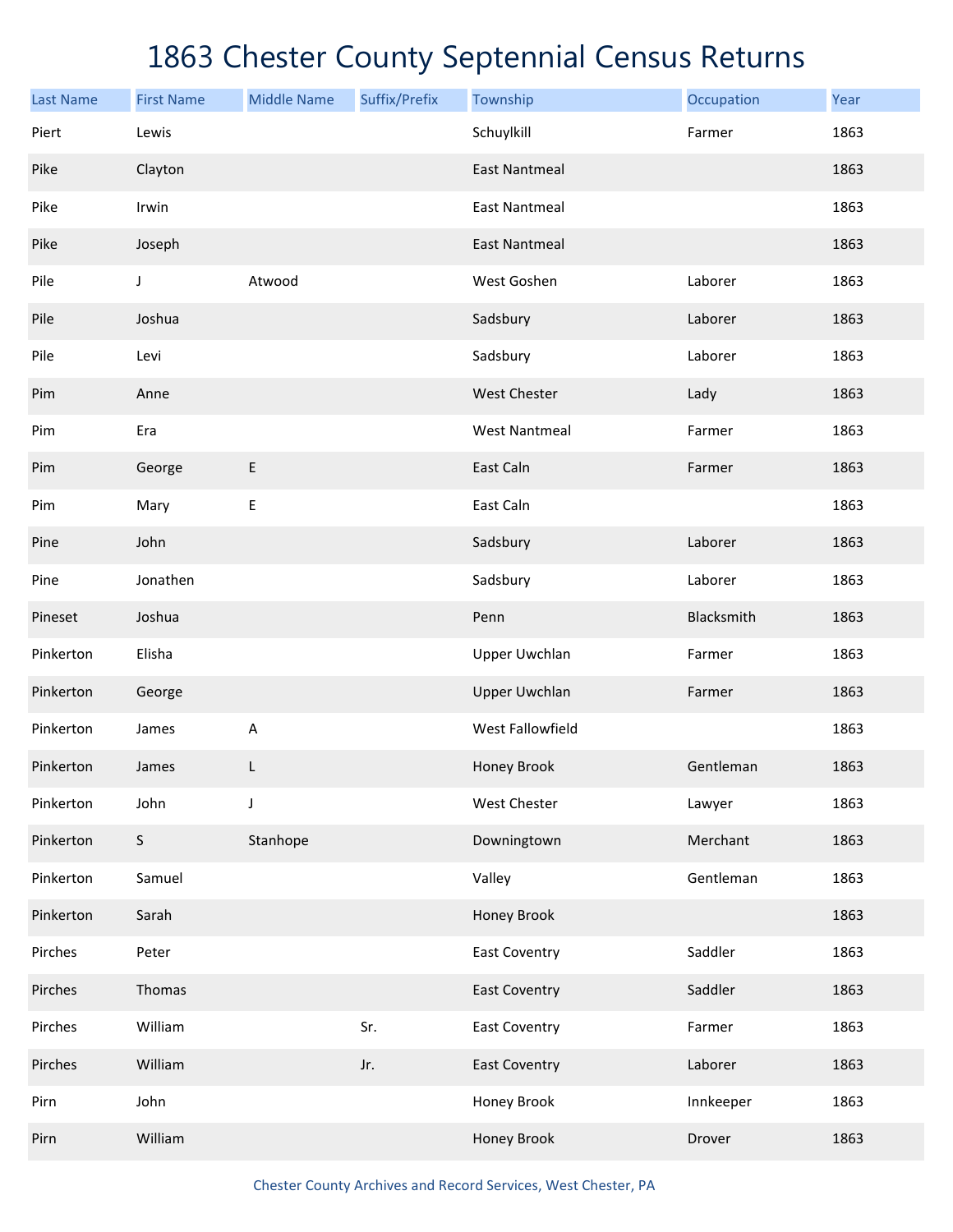# 1863 Chester County Septennial Census Returns

| Last Name | First Name | Middle Name | Suffix/Prefix | Township | Occupation | Year |
|---|---|---|---|---|---|---|
| Piert | Lewis | | | Schuylkill | Farmer | 1863 |
| Pike | Clayton | | | East Nantmeal | | 1863 |
| Pike | Irwin | | | East Nantmeal | | 1863 |
| Pike | Joseph | | | East Nantmeal | | 1863 |
| Pile | J | Atwood | | West Goshen | Laborer | 1863 |
| Pile | Joshua | | | Sadsbury | Laborer | 1863 |
| Pile | Levi | | | Sadsbury | Laborer | 1863 |
| Pim | Anne | | | West Chester | Lady | 1863 |
| Pim | Era | | | West Nantmeal | Farmer | 1863 |
| Pim | George | E | | East Caln | Farmer | 1863 |
| Pim | Mary | E | | East Caln | | 1863 |
| Pine | John | | | Sadsbury | Laborer | 1863 |
| Pine | Jonathen | | | Sadsbury | Laborer | 1863 |
| Pineset | Joshua | | | Penn | Blacksmith | 1863 |
| Pinkerton | Elisha | | | Upper Uwchlan | Farmer | 1863 |
| Pinkerton | George | | | Upper Uwchlan | Farmer | 1863 |
| Pinkerton | James | A | | West Fallowfield | | 1863 |
| Pinkerton | James | L | | Honey Brook | Gentleman | 1863 |
| Pinkerton | John | J | | West Chester | Lawyer | 1863 |
| Pinkerton | S | Stanhope | | Downingtown | Merchant | 1863 |
| Pinkerton | Samuel | | | Valley | Gentleman | 1863 |
| Pinkerton | Sarah | | | Honey Brook | | 1863 |
| Pirches | Peter | | | East Coventry | Saddler | 1863 |
| Pirches | Thomas | | | East Coventry | Saddler | 1863 |
| Pirches | William | | Sr. | East Coventry | Farmer | 1863 |
| Pirches | William | | Jr. | East Coventry | Laborer | 1863 |
| Pirn | John | | | Honey Brook | Innkeeper | 1863 |
| Pirn | William | | | Honey Brook | Drover | 1863 |

Chester County Archives and Record Services, West Chester, PA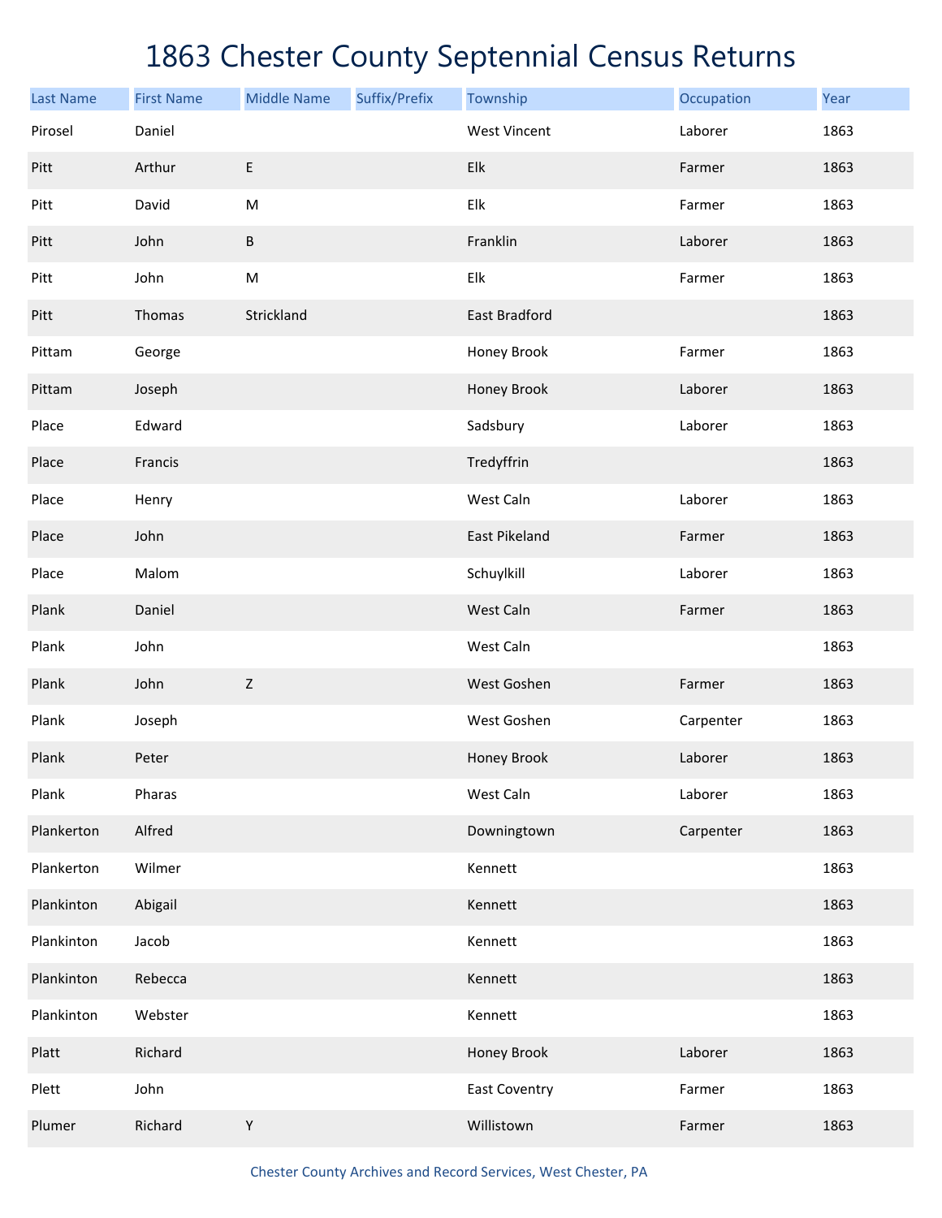# 1863 Chester County Septennial Census Returns

| Last Name | First Name | Middle Name | Suffix/Prefix | Township | Occupation | Year |
|---|---|---|---|---|---|---|
| Pirosel | Daniel | | | West Vincent | Laborer | 1863 |
| Pitt | Arthur | E | | Elk | Farmer | 1863 |
| Pitt | David | M | | Elk | Farmer | 1863 |
| Pitt | John | B | | Franklin | Laborer | 1863 |
| Pitt | John | M | | Elk | Farmer | 1863 |
| Pitt | Thomas | Strickland | | East Bradford | | 1863 |
| Pittam | George | | | Honey Brook | Farmer | 1863 |
| Pittam | Joseph | | | Honey Brook | Laborer | 1863 |
| Place | Edward | | | Sadsbury | Laborer | 1863 |
| Place | Francis | | | Tredyffrin | | 1863 |
| Place | Henry | | | West Caln | Laborer | 1863 |
| Place | John | | | East Pikeland | Farmer | 1863 |
| Place | Malom | | | Schuylkill | Laborer | 1863 |
| Plank | Daniel | | | West Caln | Farmer | 1863 |
| Plank | John | | | West Caln | | 1863 |
| Plank | John | Z | | West Goshen | Farmer | 1863 |
| Plank | Joseph | | | West Goshen | Carpenter | 1863 |
| Plank | Peter | | | Honey Brook | Laborer | 1863 |
| Plank | Pharas | | | West Caln | Laborer | 1863 |
| Plankerton | Alfred | | | Downingtown | Carpenter | 1863 |
| Plankerton | Wilmer | | | Kennett | | 1863 |
| Plankinton | Abigail | | | Kennett | | 1863 |
| Plankinton | Jacob | | | Kennett | | 1863 |
| Plankinton | Rebecca | | | Kennett | | 1863 |
| Plankinton | Webster | | | Kennett | | 1863 |
| Platt | Richard | | | Honey Brook | Laborer | 1863 |
| Plett | John | | | East Coventry | Farmer | 1863 |
| Plumer | Richard | Y | | Willistown | Farmer | 1863 |

Chester County Archives and Record Services, West Chester, PA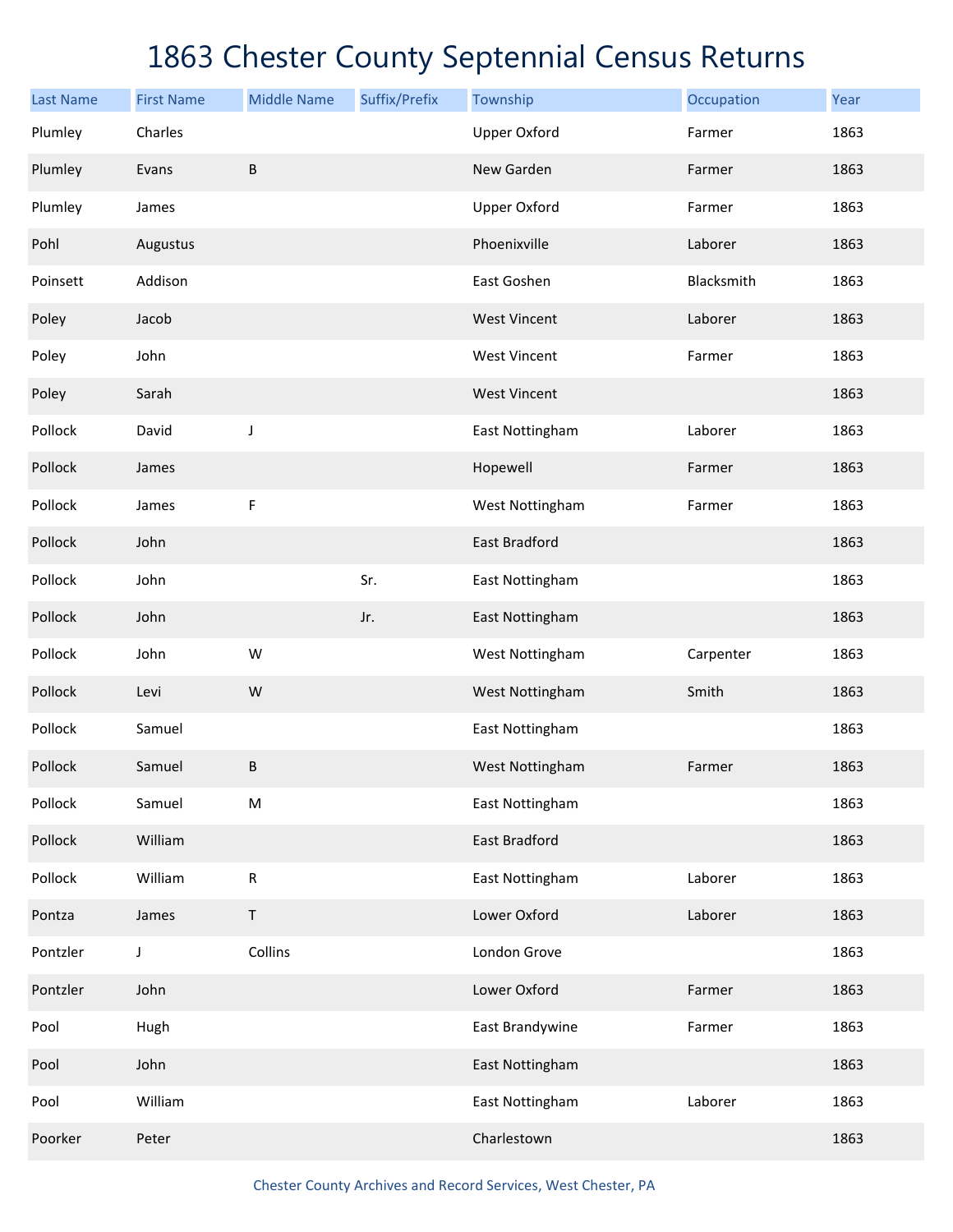# 1863 Chester County Septennial Census Returns

| Last Name | First Name | Middle Name | Suffix/Prefix | Township | Occupation | Year |
|---|---|---|---|---|---|---|
| Plumley | Charles | | | Upper Oxford | Farmer | 1863 |
| Plumley | Evans | B | | New Garden | Farmer | 1863 |
| Plumley | James | | | Upper Oxford | Farmer | 1863 |
| Pohl | Augustus | | | Phoenixville | Laborer | 1863 |
| Poinsett | Addison | | | East Goshen | Blacksmith | 1863 |
| Poley | Jacob | | | West Vincent | Laborer | 1863 |
| Poley | John | | | West Vincent | Farmer | 1863 |
| Poley | Sarah | | | West Vincent | | 1863 |
| Pollock | David | J | | East Nottingham | Laborer | 1863 |
| Pollock | James | | | Hopewell | Farmer | 1863 |
| Pollock | James | F | | West Nottingham | Farmer | 1863 |
| Pollock | John | | | East Bradford | | 1863 |
| Pollock | John | | Sr. | East Nottingham | | 1863 |
| Pollock | John | | Jr. | East Nottingham | | 1863 |
| Pollock | John | W | | West Nottingham | Carpenter | 1863 |
| Pollock | Levi | W | | West Nottingham | Smith | 1863 |
| Pollock | Samuel | | | East Nottingham | | 1863 |
| Pollock | Samuel | B | | West Nottingham | Farmer | 1863 |
| Pollock | Samuel | M | | East Nottingham | | 1863 |
| Pollock | William | | | East Bradford | | 1863 |
| Pollock | William | R | | East Nottingham | Laborer | 1863 |
| Pontza | James | T | | Lower Oxford | Laborer | 1863 |
| Pontzler | J | Collins | | London Grove | | 1863 |
| Pontzler | John | | | Lower Oxford | Farmer | 1863 |
| Pool | Hugh | | | East Brandywine | Farmer | 1863 |
| Pool | John | | | East Nottingham | | 1863 |
| Pool | William | | | East Nottingham | Laborer | 1863 |
| Poorker | Peter | | | Charlestown | | 1863 |

Chester County Archives and Record Services, West Chester, PA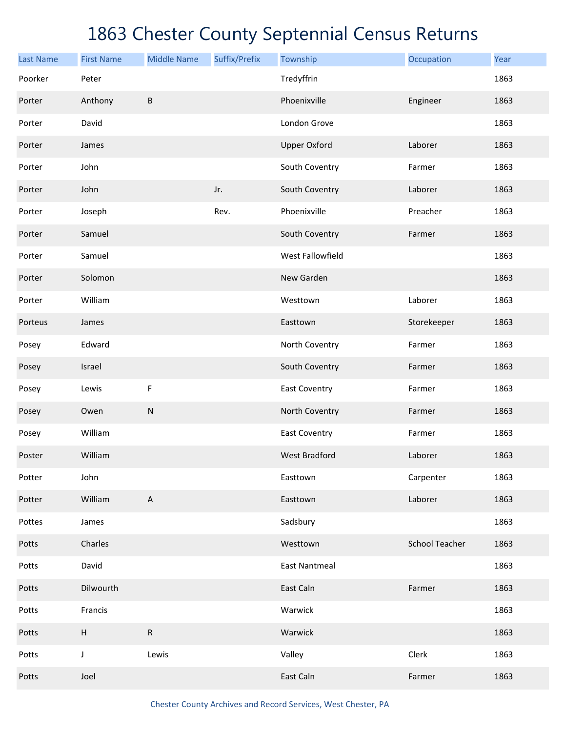# 1863 Chester County Septennial Census Returns

| Last Name | First Name | Middle Name | Suffix/Prefix | Township | Occupation | Year |
|---|---|---|---|---|---|---|
| Poorker | Peter | | | Tredyffrin | | 1863 |
| Porter | Anthony | B | | Phoenixville | Engineer | 1863 |
| Porter | David | | | London Grove | | 1863 |
| Porter | James | | | Upper Oxford | Laborer | 1863 |
| Porter | John | | | South Coventry | Farmer | 1863 |
| Porter | John | | Jr. | South Coventry | Laborer | 1863 |
| Porter | Joseph | | Rev. | Phoenixville | Preacher | 1863 |
| Porter | Samuel | | | South Coventry | Farmer | 1863 |
| Porter | Samuel | | | West Fallowfield | | 1863 |
| Porter | Solomon | | | New Garden | | 1863 |
| Porter | William | | | Westtown | Laborer | 1863 |
| Porteus | James | | | Easttown | Storekeeper | 1863 |
| Posey | Edward | | | North Coventry | Farmer | 1863 |
| Posey | Israel | | | South Coventry | Farmer | 1863 |
| Posey | Lewis | F | | East Coventry | Farmer | 1863 |
| Posey | Owen | N | | North Coventry | Farmer | 1863 |
| Posey | William | | | East Coventry | Farmer | 1863 |
| Poster | William | | | West Bradford | Laborer | 1863 |
| Potter | John | | | Easttown | Carpenter | 1863 |
| Potter | William | A | | Easttown | Laborer | 1863 |
| Pottes | James | | | Sadsbury | | 1863 |
| Potts | Charles | | | Westtown | School Teacher | 1863 |
| Potts | David | | | East Nantmeal | | 1863 |
| Potts | Dilwourth | | | East Caln | Farmer | 1863 |
| Potts | Francis | | | Warwick | | 1863 |
| Potts | H | R | | Warwick | | 1863 |
| Potts | J | Lewis | | Valley | Clerk | 1863 |
| Potts | Joel | | | East Caln | Farmer | 1863 |

Chester County Archives and Record Services, West Chester, PA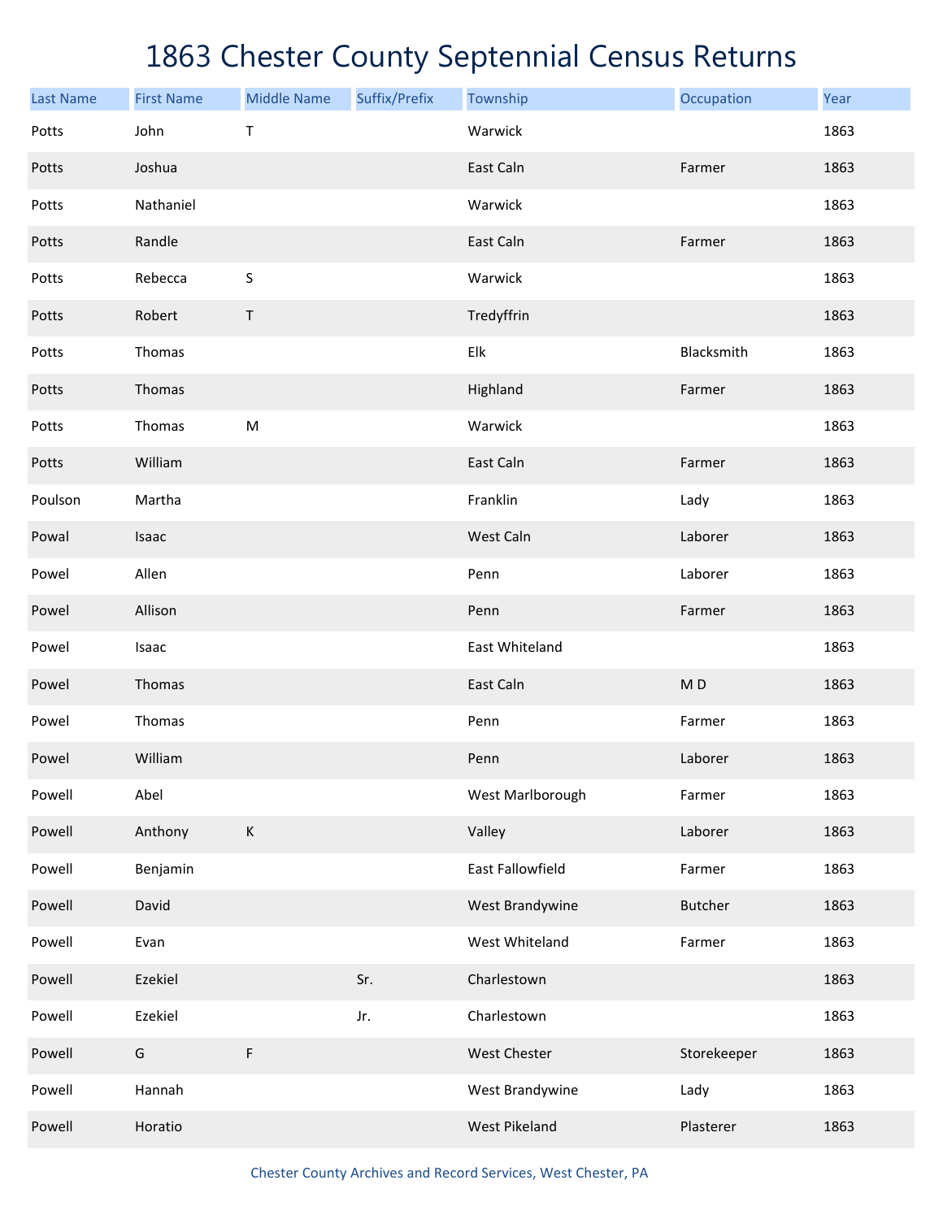# 1863 Chester County Septennial Census Returns

| Last Name | First Name | Middle Name | Suffix/Prefix | Township | Occupation | Year |
|---|---|---|---|---|---|---|
| Potts | John | T | | Warwick | | 1863 |
| Potts | Joshua | | | East Caln | Farmer | 1863 |
| Potts | Nathaniel | | | Warwick | | 1863 |
| Potts | Randle | | | East Caln | Farmer | 1863 |
| Potts | Rebecca | S | | Warwick | | 1863 |
| Potts | Robert | T | | Tredyffrin | | 1863 |
| Potts | Thomas | | | Elk | Blacksmith | 1863 |
| Potts | Thomas | | | Highland | Farmer | 1863 |
| Potts | Thomas | M | | Warwick | | 1863 |
| Potts | William | | | East Caln | Farmer | 1863 |
| Poulson | Martha | | | Franklin | Lady | 1863 |
| Powal | Isaac | | | West Caln | Laborer | 1863 |
| Powel | Allen | | | Penn | Laborer | 1863 |
| Powel | Allison | | | Penn | Farmer | 1863 |
| Powel | Isaac | | | East Whiteland | | 1863 |
| Powel | Thomas | | | East Caln | M D | 1863 |
| Powel | Thomas | | | Penn | Farmer | 1863 |
| Powel | William | | | Penn | Laborer | 1863 |
| Powell | Abel | | | West Marlborough | Farmer | 1863 |
| Powell | Anthony | K | | Valley | Laborer | 1863 |
| Powell | Benjamin | | | East Fallowfield | Farmer | 1863 |
| Powell | David | | | West Brandywine | Butcher | 1863 |
| Powell | Evan | | | West Whiteland | Farmer | 1863 |
| Powell | Ezekiel | | Sr. | Charlestown | | 1863 |
| Powell | Ezekiel | | Jr. | Charlestown | | 1863 |
| Powell | G | F | | West Chester | Storekeeper | 1863 |
| Powell | Hannah | | | West Brandywine | Lady | 1863 |
| Powell | Horatio | | | West Pikeland | Plasterer | 1863 |

Chester County Archives and Record Services, West Chester, PA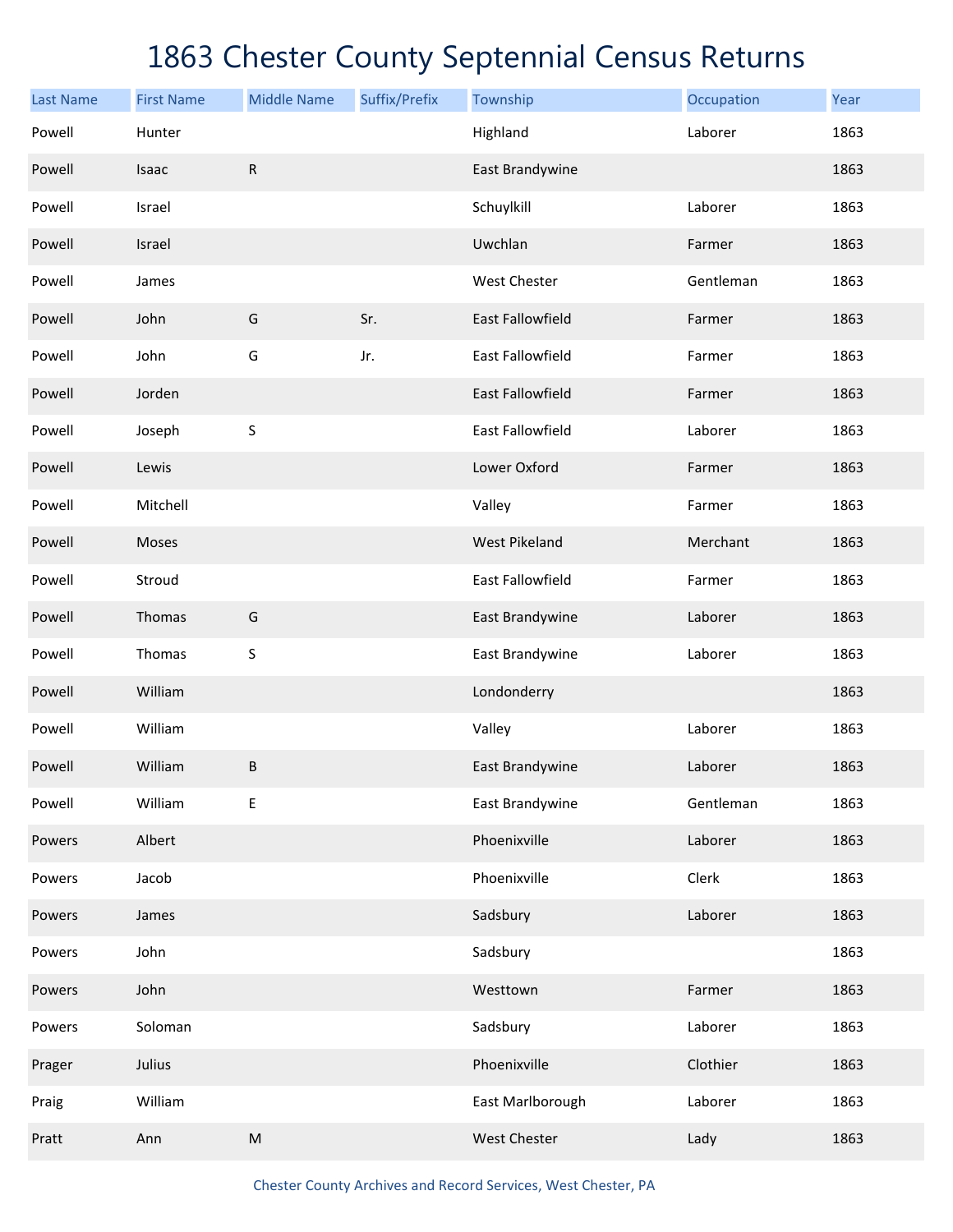# 1863 Chester County Septennial Census Returns

| Last Name | First Name | Middle Name | Suffix/Prefix | Township | Occupation | Year |
|---|---|---|---|---|---|---|
| Powell | Hunter | | | Highland | Laborer | 1863 |
| Powell | Isaac | R | | East Brandywine | | 1863 |
| Powell | Israel | | | Schuylkill | Laborer | 1863 |
| Powell | Israel | | | Uwchlan | Farmer | 1863 |
| Powell | James | | | West Chester | Gentleman | 1863 |
| Powell | John | G | Sr. | East Fallowfield | Farmer | 1863 |
| Powell | John | G | Jr. | East Fallowfield | Farmer | 1863 |
| Powell | Jorden | | | East Fallowfield | Farmer | 1863 |
| Powell | Joseph | S | | East Fallowfield | Laborer | 1863 |
| Powell | Lewis | | | Lower Oxford | Farmer | 1863 |
| Powell | Mitchell | | | Valley | Farmer | 1863 |
| Powell | Moses | | | West Pikeland | Merchant | 1863 |
| Powell | Stroud | | | East Fallowfield | Farmer | 1863 |
| Powell | Thomas | G | | East Brandywine | Laborer | 1863 |
| Powell | Thomas | S | | East Brandywine | Laborer | 1863 |
| Powell | William | | | Londonderry | | 1863 |
| Powell | William | | | Valley | Laborer | 1863 |
| Powell | William | B | | East Brandywine | Laborer | 1863 |
| Powell | William | E | | East Brandywine | Gentleman | 1863 |
| Powers | Albert | | | Phoenixville | Laborer | 1863 |
| Powers | Jacob | | | Phoenixville | Clerk | 1863 |
| Powers | James | | | Sadsbury | Laborer | 1863 |
| Powers | John | | | Sadsbury | | 1863 |
| Powers | John | | | Westtown | Farmer | 1863 |
| Powers | Soloman | | | Sadsbury | Laborer | 1863 |
| Prager | Julius | | | Phoenixville | Clothier | 1863 |
| Praig | William | | | East Marlborough | Laborer | 1863 |
| Pratt | Ann | M | | West Chester | Lady | 1863 |

Chester County Archives and Record Services, West Chester, PA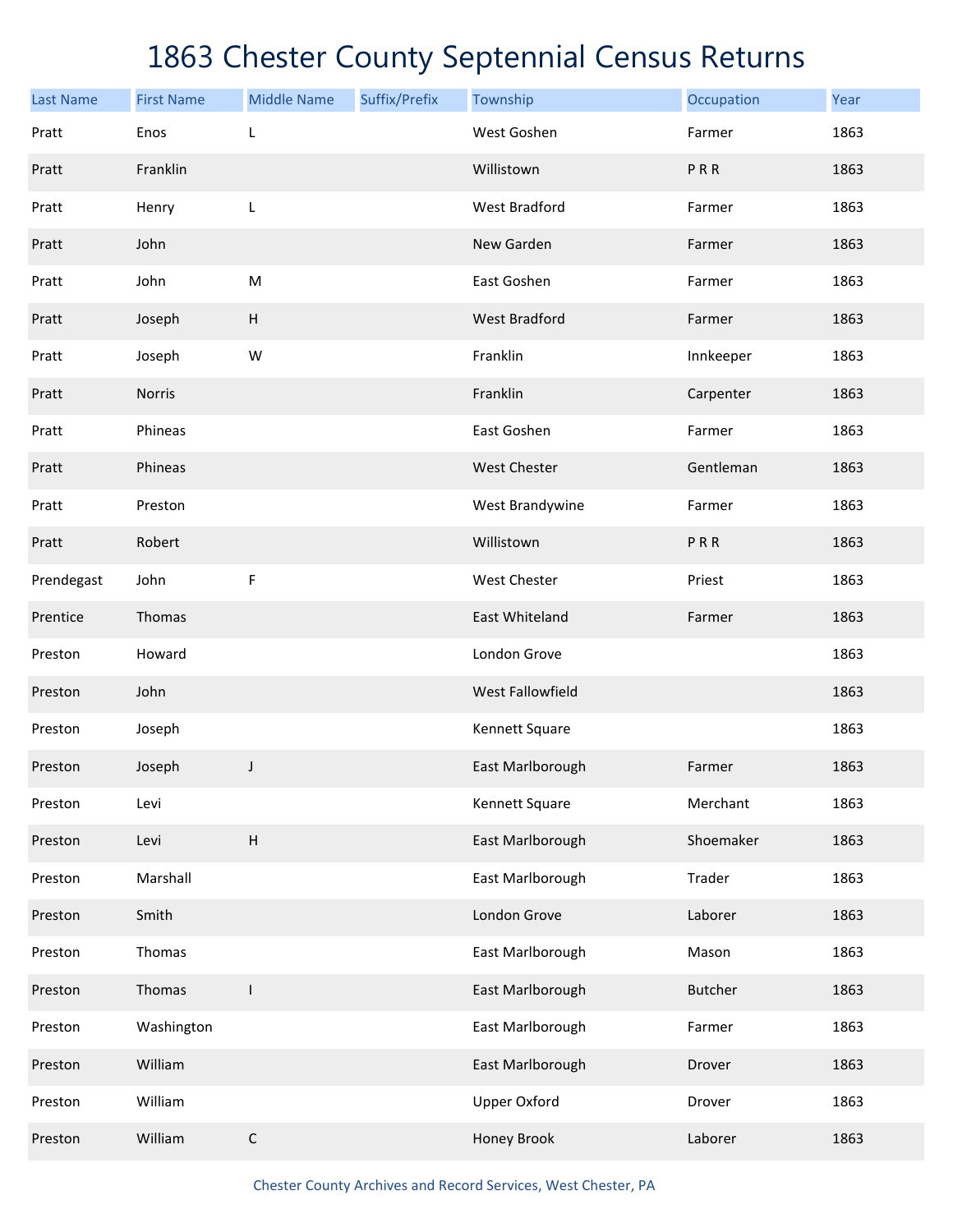# 1863 Chester County Septennial Census Returns

| Last Name | First Name | Middle Name | Suffix/Prefix | Township | Occupation | Year |
|---|---|---|---|---|---|---|
| Pratt | Enos | L | | West Goshen | Farmer | 1863 |
| Pratt | Franklin | | | Willistown | P R R | 1863 |
| Pratt | Henry | L | | West Bradford | Farmer | 1863 |
| Pratt | John | | | New Garden | Farmer | 1863 |
| Pratt | John | M | | East Goshen | Farmer | 1863 |
| Pratt | Joseph | H | | West Bradford | Farmer | 1863 |
| Pratt | Joseph | W | | Franklin | Innkeeper | 1863 |
| Pratt | Norris | | | Franklin | Carpenter | 1863 |
| Pratt | Phineas | | | East Goshen | Farmer | 1863 |
| Pratt | Phineas | | | West Chester | Gentleman | 1863 |
| Pratt | Preston | | | West Brandywine | Farmer | 1863 |
| Pratt | Robert | | | Willistown | P R R | 1863 |
| Prendegast | John | F | | West Chester | Priest | 1863 |
| Prentice | Thomas | | | East Whiteland | Farmer | 1863 |
| Preston | Howard | | | London Grove | | 1863 |
| Preston | John | | | West Fallowfield | | 1863 |
| Preston | Joseph | | | Kennett Square | | 1863 |
| Preston | Joseph | J | | East Marlborough | Farmer | 1863 |
| Preston | Levi | | | Kennett Square | Merchant | 1863 |
| Preston | Levi | H | | East Marlborough | Shoemaker | 1863 |
| Preston | Marshall | | | East Marlborough | Trader | 1863 |
| Preston | Smith | | | London Grove | Laborer | 1863 |
| Preston | Thomas | | | East Marlborough | Mason | 1863 |
| Preston | Thomas | I | | East Marlborough | Butcher | 1863 |
| Preston | Washington | | | East Marlborough | Farmer | 1863 |
| Preston | William | | | East Marlborough | Drover | 1863 |
| Preston | William | | | Upper Oxford | Drover | 1863 |
| Preston | William | C | | Honey Brook | Laborer | 1863 |

Chester County Archives and Record Services, West Chester, PA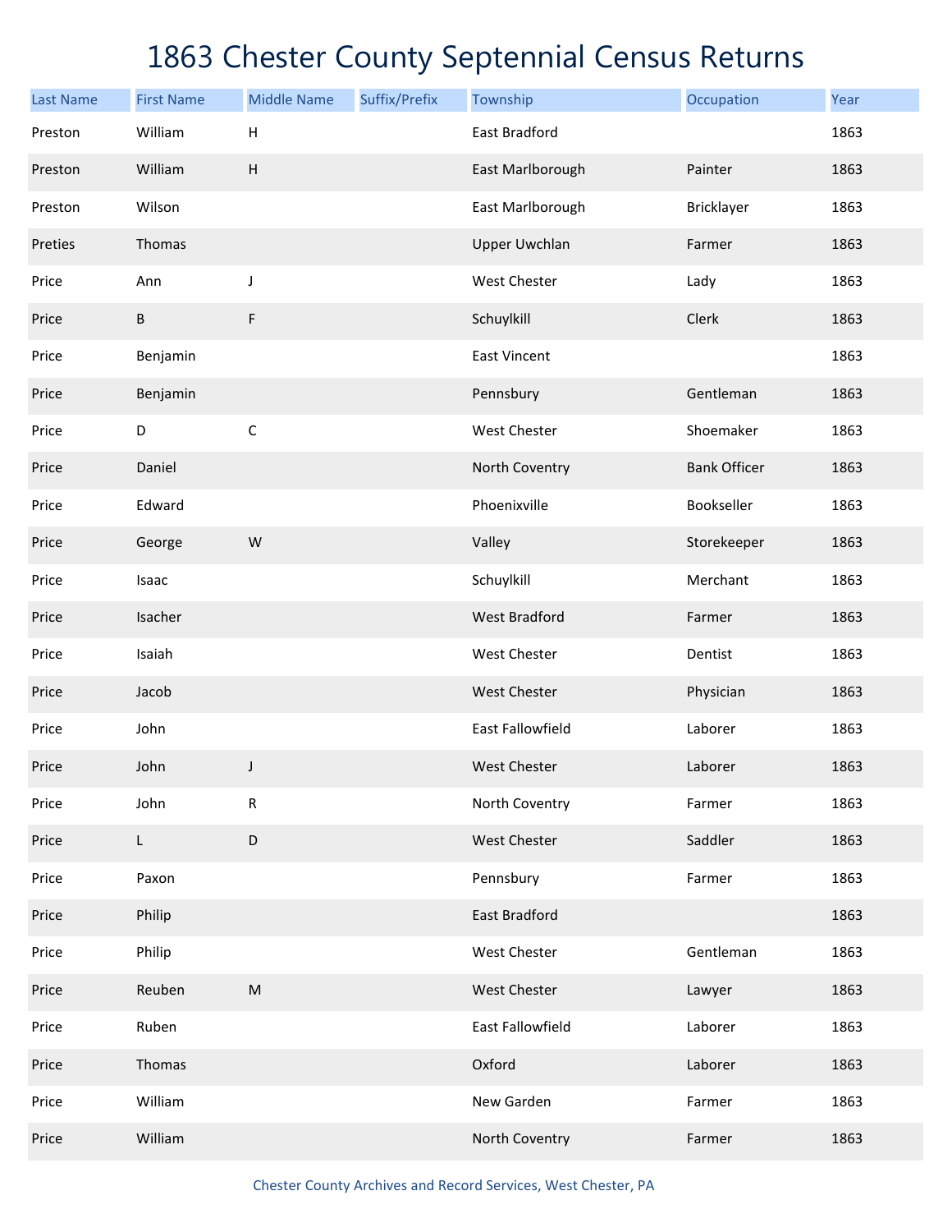# 1863 Chester County Septennial Census Returns

| Last Name | First Name | Middle Name | Suffix/Prefix | Township | Occupation | Year |
|---|---|---|---|---|---|---|
| Preston | William | H | | East Bradford | | 1863 |
| Preston | William | H | | East Marlborough | Painter | 1863 |
| Preston | Wilson | | | East Marlborough | Bricklayer | 1863 |
| Preties | Thomas | | | Upper Uwchlan | Farmer | 1863 |
| Price | Ann | J | | West Chester | Lady | 1863 |
| Price | B | F | | Schuylkill | Clerk | 1863 |
| Price | Benjamin | | | East Vincent | | 1863 |
| Price | Benjamin | | | Pennsbury | Gentleman | 1863 |
| Price | D | C | | West Chester | Shoemaker | 1863 |
| Price | Daniel | | | North Coventry | Bank Officer | 1863 |
| Price | Edward | | | Phoenixville | Bookseller | 1863 |
| Price | George | W | | Valley | Storekeeper | 1863 |
| Price | Isaac | | | Schuylkill | Merchant | 1863 |
| Price | Isacher | | | West Bradford | Farmer | 1863 |
| Price | Isaiah | | | West Chester | Dentist | 1863 |
| Price | Jacob | | | West Chester | Physician | 1863 |
| Price | John | | | East Fallowfield | Laborer | 1863 |
| Price | John | J | | West Chester | Laborer | 1863 |
| Price | John | R | | North Coventry | Farmer | 1863 |
| Price | L | D | | West Chester | Saddler | 1863 |
| Price | Paxon | | | Pennsbury | Farmer | 1863 |
| Price | Philip | | | East Bradford | | 1863 |
| Price | Philip | | | West Chester | Gentleman | 1863 |
| Price | Reuben | M | | West Chester | Lawyer | 1863 |
| Price | Ruben | | | East Fallowfield | Laborer | 1863 |
| Price | Thomas | | | Oxford | Laborer | 1863 |
| Price | William | | | New Garden | Farmer | 1863 |
| Price | William | | | North Coventry | Farmer | 1863 |

Chester County Archives and Record Services, West Chester, PA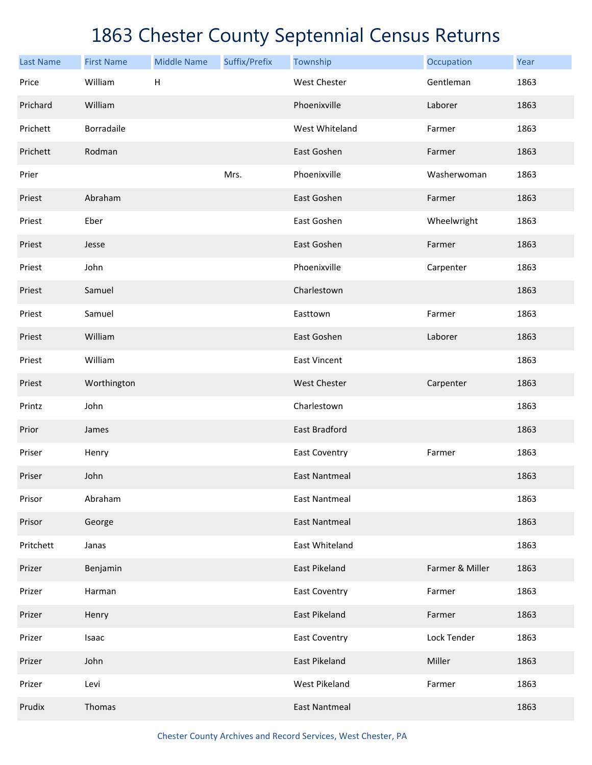# 1863 Chester County Septennial Census Returns

| Last Name | First Name | Middle Name | Suffix/Prefix | Township | Occupation | Year |
|---|---|---|---|---|---|---|
| Price | William | H | | West Chester | Gentleman | 1863 |
| Prichard | William | | | Phoenixville | Laborer | 1863 |
| Prichett | Borradaile | | | West Whiteland | Farmer | 1863 |
| Prichett | Rodman | | | East Goshen | Farmer | 1863 |
| Prier | | | Mrs. | Phoenixville | Washerwoman | 1863 |
| Priest | Abraham | | | East Goshen | Farmer | 1863 |
| Priest | Eber | | | East Goshen | Wheelwright | 1863 |
| Priest | Jesse | | | East Goshen | Farmer | 1863 |
| Priest | John | | | Phoenixville | Carpenter | 1863 |
| Priest | Samuel | | | Charlestown | | 1863 |
| Priest | Samuel | | | Easttown | Farmer | 1863 |
| Priest | William | | | East Goshen | Laborer | 1863 |
| Priest | William | | | East Vincent | | 1863 |
| Priest | Worthington | | | West Chester | Carpenter | 1863 |
| Printz | John | | | Charlestown | | 1863 |
| Prior | James | | | East Bradford | | 1863 |
| Priser | Henry | | | East Coventry | Farmer | 1863 |
| Priser | John | | | East Nantmeal | | 1863 |
| Prisor | Abraham | | | East Nantmeal | | 1863 |
| Prisor | George | | | East Nantmeal | | 1863 |
| Pritchett | Janas | | | East Whiteland | | 1863 |
| Prizer | Benjamin | | | East Pikeland | Farmer & Miller | 1863 |
| Prizer | Harman | | | East Coventry | Farmer | 1863 |
| Prizer | Henry | | | East Pikeland | Farmer | 1863 |
| Prizer | Isaac | | | East Coventry | Lock Tender | 1863 |
| Prizer | John | | | East Pikeland | Miller | 1863 |
| Prizer | Levi | | | West Pikeland | Farmer | 1863 |
| Prudix | Thomas | | | East Nantmeal | | 1863 |

Chester County Archives and Record Services, West Chester, PA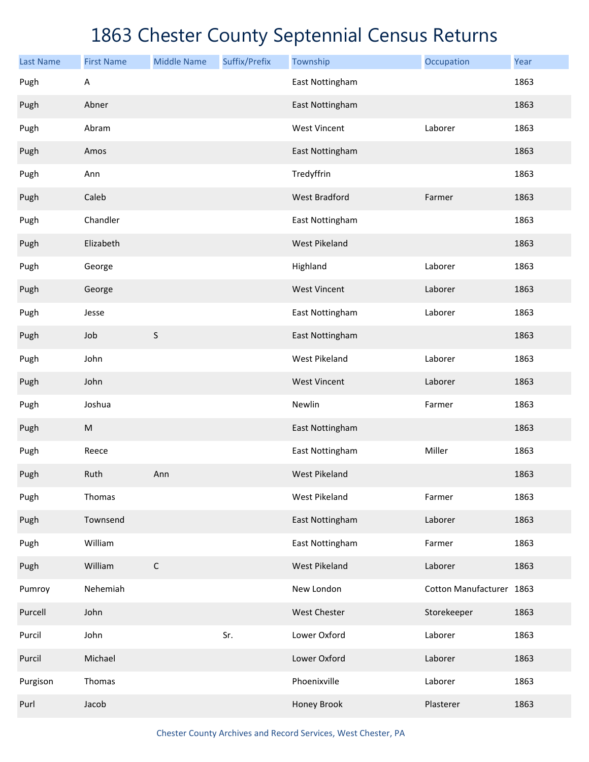# 1863 Chester County Septennial Census Returns

| Last Name | First Name | Middle Name | Suffix/Prefix | Township | Occupation | Year |
|---|---|---|---|---|---|---|
| Pugh | A | | | East Nottingham | | 1863 |
| Pugh | Abner | | | East Nottingham | | 1863 |
| Pugh | Abram | | | West Vincent | Laborer | 1863 |
| Pugh | Amos | | | East Nottingham | | 1863 |
| Pugh | Ann | | | Tredyffrin | | 1863 |
| Pugh | Caleb | | | West Bradford | Farmer | 1863 |
| Pugh | Chandler | | | East Nottingham | | 1863 |
| Pugh | Elizabeth | | | West Pikeland | | 1863 |
| Pugh | George | | | Highland | Laborer | 1863 |
| Pugh | George | | | West Vincent | Laborer | 1863 |
| Pugh | Jesse | | | East Nottingham | Laborer | 1863 |
| Pugh | Job | S | | East Nottingham | | 1863 |
| Pugh | John | | | West Pikeland | Laborer | 1863 |
| Pugh | John | | | West Vincent | Laborer | 1863 |
| Pugh | Joshua | | | Newlin | Farmer | 1863 |
| Pugh | M | | | East Nottingham | | 1863 |
| Pugh | Reece | | | East Nottingham | Miller | 1863 |
| Pugh | Ruth | Ann | | West Pikeland | | 1863 |
| Pugh | Thomas | | | West Pikeland | Farmer | 1863 |
| Pugh | Townsend | | | East Nottingham | Laborer | 1863 |
| Pugh | William | | | East Nottingham | Farmer | 1863 |
| Pugh | William | C | | West Pikeland | Laborer | 1863 |
| Pumroy | Nehemiah | | | New London | Cotton Manufacturer | 1863 |
| Purcell | John | | | West Chester | Storekeeper | 1863 |
| Purcil | John | | Sr. | Lower Oxford | Laborer | 1863 |
| Purcil | Michael | | | Lower Oxford | Laborer | 1863 |
| Purgison | Thomas | | | Phoenixville | Laborer | 1863 |
| Purl | Jacob | | | Honey Brook | Plasterer | 1863 |

Chester County Archives and Record Services, West Chester, PA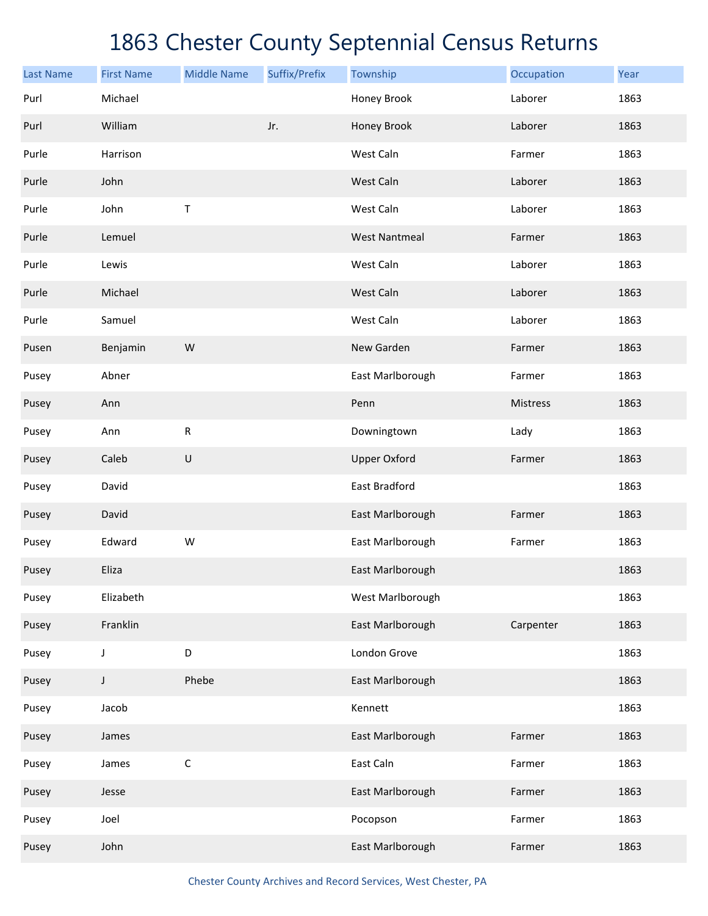# 1863 Chester County Septennial Census Returns

| Last Name | First Name | Middle Name | Suffix/Prefix | Township | Occupation | Year |
|---|---|---|---|---|---|---|
| Purl | Michael | | | Honey Brook | Laborer | 1863 |
| Purl | William | | Jr. | Honey Brook | Laborer | 1863 |
| Purle | Harrison | | | West Caln | Farmer | 1863 |
| Purle | John | | | West Caln | Laborer | 1863 |
| Purle | John | T | | West Caln | Laborer | 1863 |
| Purle | Lemuel | | | West Nantmeal | Farmer | 1863 |
| Purle | Lewis | | | West Caln | Laborer | 1863 |
| Purle | Michael | | | West Caln | Laborer | 1863 |
| Purle | Samuel | | | West Caln | Laborer | 1863 |
| Pusen | Benjamin | W | | New Garden | Farmer | 1863 |
| Pusey | Abner | | | East Marlborough | Farmer | 1863 |
| Pusey | Ann | | | Penn | Mistress | 1863 |
| Pusey | Ann | R | | Downingtown | Lady | 1863 |
| Pusey | Caleb | U | | Upper Oxford | Farmer | 1863 |
| Pusey | David | | | East Bradford | | 1863 |
| Pusey | David | | | East Marlborough | Farmer | 1863 |
| Pusey | Edward | W | | East Marlborough | Farmer | 1863 |
| Pusey | Eliza | | | East Marlborough | | 1863 |
| Pusey | Elizabeth | | | West Marlborough | | 1863 |
| Pusey | Franklin | | | East Marlborough | Carpenter | 1863 |
| Pusey | J | D | | London Grove | | 1863 |
| Pusey | J | Phebe | | East Marlborough | | 1863 |
| Pusey | Jacob | | | Kennett | | 1863 |
| Pusey | James | | | East Marlborough | Farmer | 1863 |
| Pusey | James | C | | East Caln | Farmer | 1863 |
| Pusey | Jesse | | | East Marlborough | Farmer | 1863 |
| Pusey | Joel | | | Pocopson | Farmer | 1863 |
| Pusey | John | | | East Marlborough | Farmer | 1863 |

Chester County Archives and Record Services, West Chester, PA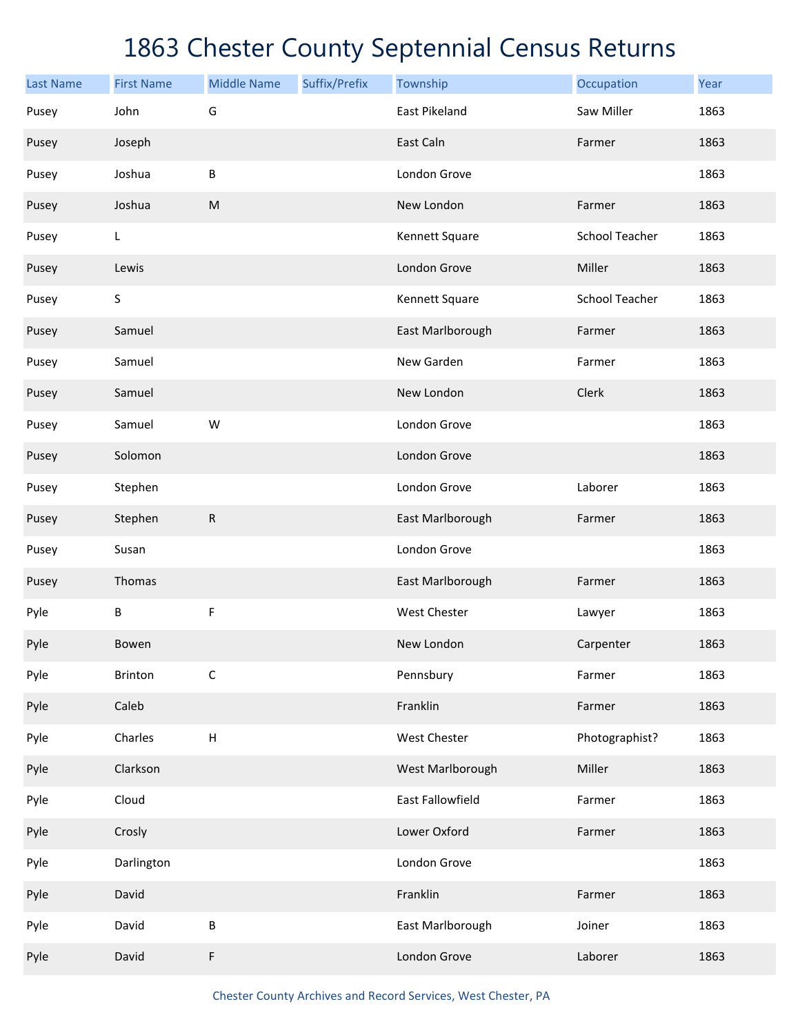# 1863 Chester County Septennial Census Returns

| Last Name | First Name | Middle Name | Suffix/Prefix | Township | Occupation | Year |
|---|---|---|---|---|---|---|
| Pusey | John | G | | East Pikeland | Saw Miller | 1863 |
| Pusey | Joseph | | | East Caln | Farmer | 1863 |
| Pusey | Joshua | B | | London Grove | | 1863 |
| Pusey | Joshua | M | | New London | Farmer | 1863 |
| Pusey | L | | | Kennett Square | School Teacher | 1863 |
| Pusey | Lewis | | | London Grove | Miller | 1863 |
| Pusey | S | | | Kennett Square | School Teacher | 1863 |
| Pusey | Samuel | | | East Marlborough | Farmer | 1863 |
| Pusey | Samuel | | | New Garden | Farmer | 1863 |
| Pusey | Samuel | | | New London | Clerk | 1863 |
| Pusey | Samuel | W | | London Grove | | 1863 |
| Pusey | Solomon | | | London Grove | | 1863 |
| Pusey | Stephen | | | London Grove | Laborer | 1863 |
| Pusey | Stephen | R | | East Marlborough | Farmer | 1863 |
| Pusey | Susan | | | London Grove | | 1863 |
| Pusey | Thomas | | | East Marlborough | Farmer | 1863 |
| Pyle | B | F | | West Chester | Lawyer | 1863 |
| Pyle | Bowen | | | New London | Carpenter | 1863 |
| Pyle | Brinton | C | | Pennsbury | Farmer | 1863 |
| Pyle | Caleb | | | Franklin | Farmer | 1863 |
| Pyle | Charles | H | | West Chester | Photographist? | 1863 |
| Pyle | Clarkson | | | West Marlborough | Miller | 1863 |
| Pyle | Cloud | | | East Fallowfield | Farmer | 1863 |
| Pyle | Crosly | | | Lower Oxford | Farmer | 1863 |
| Pyle | Darlington | | | London Grove | | 1863 |
| Pyle | David | | | Franklin | Farmer | 1863 |
| Pyle | David | B | | East Marlborough | Joiner | 1863 |
| Pyle | David | F | | London Grove | Laborer | 1863 |

Chester County Archives and Record Services, West Chester, PA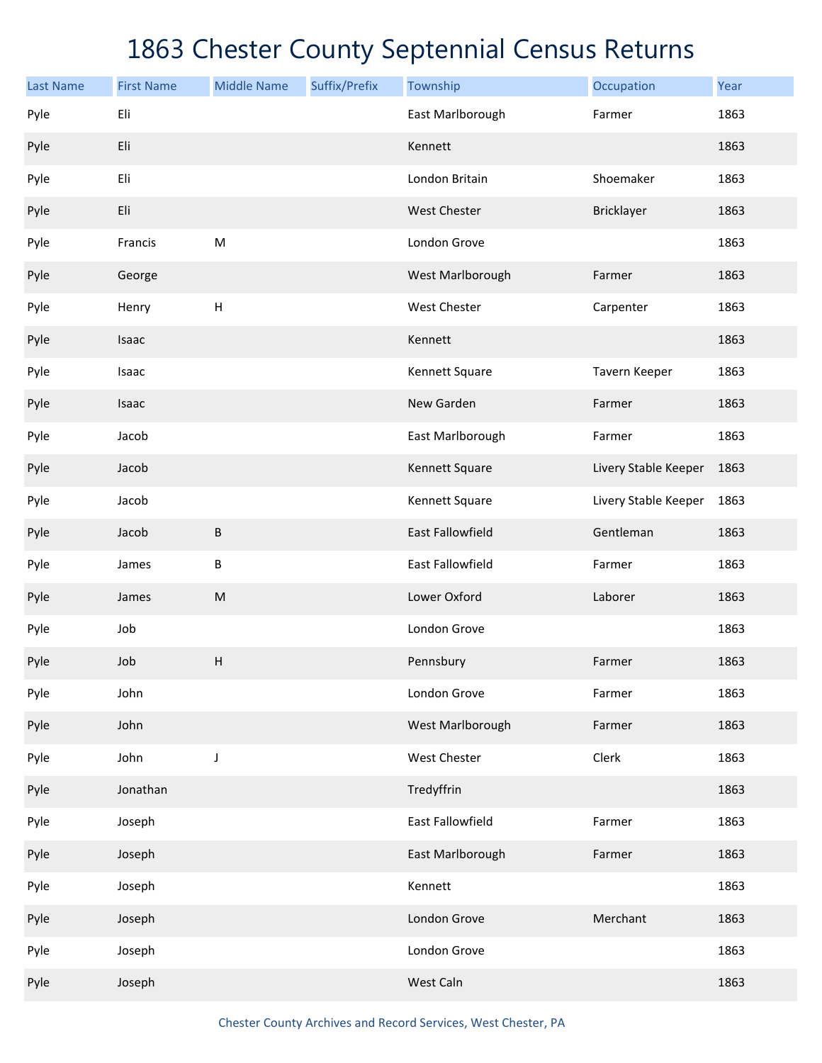# 1863 Chester County Septennial Census Returns

| Last Name | First Name | Middle Name | Suffix/Prefix | Township | Occupation | Year |
|---|---|---|---|---|---|---|
| Pyle | Eli | | | East Marlborough | Farmer | 1863 |
| Pyle | Eli | | | Kennett | | 1863 |
| Pyle | Eli | | | London Britain | Shoemaker | 1863 |
| Pyle | Eli | | | West Chester | Bricklayer | 1863 |
| Pyle | Francis | M | | London Grove | | 1863 |
| Pyle | George | | | West Marlborough | Farmer | 1863 |
| Pyle | Henry | H | | West Chester | Carpenter | 1863 |
| Pyle | Isaac | | | Kennett | | 1863 |
| Pyle | Isaac | | | Kennett Square | Tavern Keeper | 1863 |
| Pyle | Isaac | | | New Garden | Farmer | 1863 |
| Pyle | Jacob | | | East Marlborough | Farmer | 1863 |
| Pyle | Jacob | | | Kennett Square | Livery Stable Keeper | 1863 |
| Pyle | Jacob | | | Kennett Square | Livery Stable Keeper | 1863 |
| Pyle | Jacob | B | | East Fallowfield | Gentleman | 1863 |
| Pyle | James | B | | East Fallowfield | Farmer | 1863 |
| Pyle | James | M | | Lower Oxford | Laborer | 1863 |
| Pyle | Job | | | London Grove | | 1863 |
| Pyle | Job | H | | Pennsbury | Farmer | 1863 |
| Pyle | John | | | London Grove | Farmer | 1863 |
| Pyle | John | | | West Marlborough | Farmer | 1863 |
| Pyle | John | J | | West Chester | Clerk | 1863 |
| Pyle | Jonathan | | | Tredyffrin | | 1863 |
| Pyle | Joseph | | | East Fallowfield | Farmer | 1863 |
| Pyle | Joseph | | | East Marlborough | Farmer | 1863 |
| Pyle | Joseph | | | Kennett | | 1863 |
| Pyle | Joseph | | | London Grove | Merchant | 1863 |
| Pyle | Joseph | | | London Grove | | 1863 |
| Pyle | Joseph | | | West Caln | | 1863 |

Chester County Archives and Record Services, West Chester, PA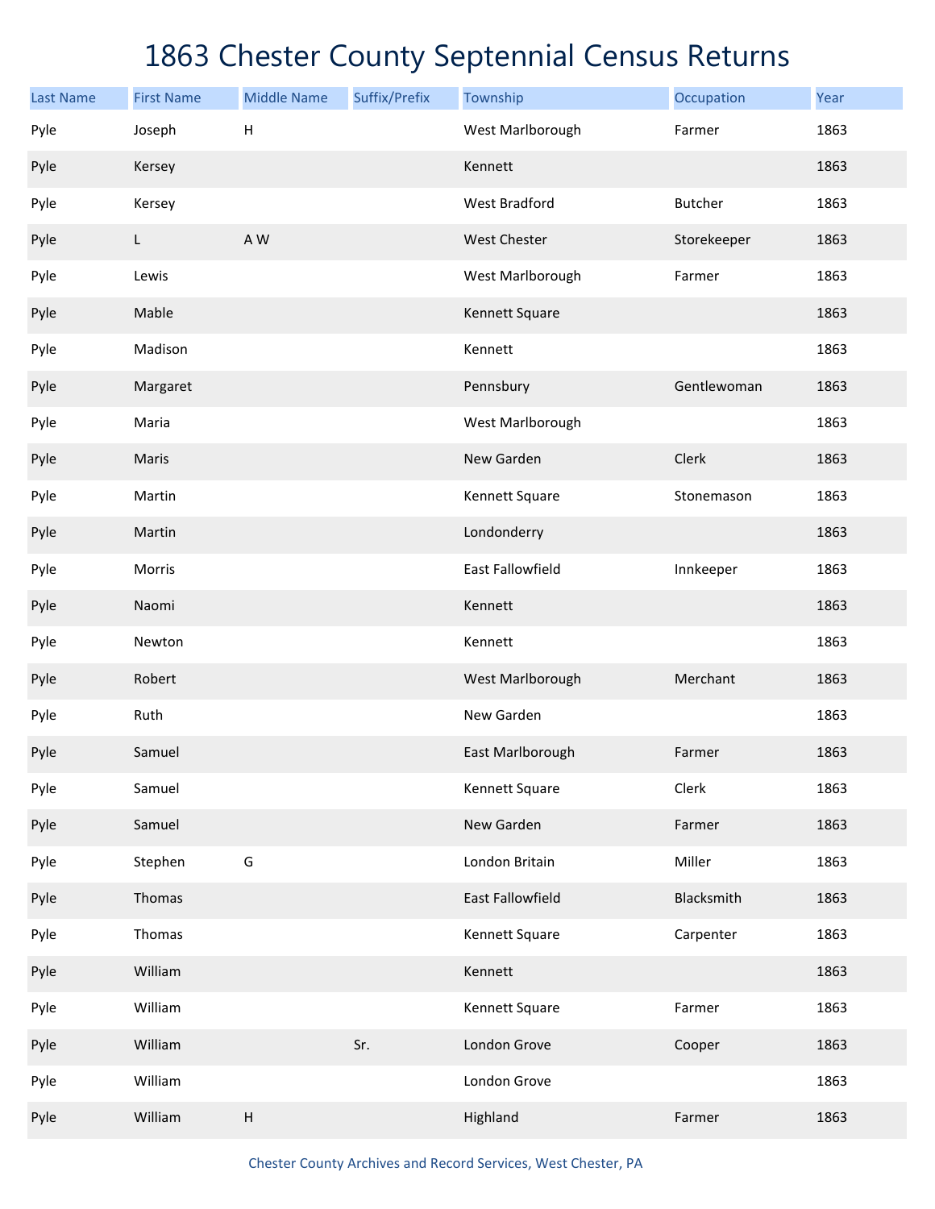# 1863 Chester County Septennial Census Returns

| Last Name | First Name | Middle Name | Suffix/Prefix | Township | Occupation | Year |
|---|---|---|---|---|---|---|
| Pyle | Joseph | H | | West Marlborough | Farmer | 1863 |
| Pyle | Kersey | | | Kennett | | 1863 |
| Pyle | Kersey | | | West Bradford | Butcher | 1863 |
| Pyle | L | A W | | West Chester | Storekeeper | 1863 |
| Pyle | Lewis | | | West Marlborough | Farmer | 1863 |
| Pyle | Mable | | | Kennett Square | | 1863 |
| Pyle | Madison | | | Kennett | | 1863 |
| Pyle | Margaret | | | Pennsbury | Gentlewoman | 1863 |
| Pyle | Maria | | | West Marlborough | | 1863 |
| Pyle | Maris | | | New Garden | Clerk | 1863 |
| Pyle | Martin | | | Kennett Square | Stonemason | 1863 |
| Pyle | Martin | | | Londonderry | | 1863 |
| Pyle | Morris | | | East Fallowfield | Innkeeper | 1863 |
| Pyle | Naomi | | | Kennett | | 1863 |
| Pyle | Newton | | | Kennett | | 1863 |
| Pyle | Robert | | | West Marlborough | Merchant | 1863 |
| Pyle | Ruth | | | New Garden | | 1863 |
| Pyle | Samuel | | | East Marlborough | Farmer | 1863 |
| Pyle | Samuel | | | Kennett Square | Clerk | 1863 |
| Pyle | Samuel | | | New Garden | Farmer | 1863 |
| Pyle | Stephen | G | | London Britain | Miller | 1863 |
| Pyle | Thomas | | | East Fallowfield | Blacksmith | 1863 |
| Pyle | Thomas | | | Kennett Square | Carpenter | 1863 |
| Pyle | William | | | Kennett | | 1863 |
| Pyle | William | | | Kennett Square | Farmer | 1863 |
| Pyle | William | | Sr. | London Grove | Cooper | 1863 |
| Pyle | William | | | London Grove | | 1863 |
| Pyle | William | H | | Highland | Farmer | 1863 |

Chester County Archives and Record Services, West Chester, PA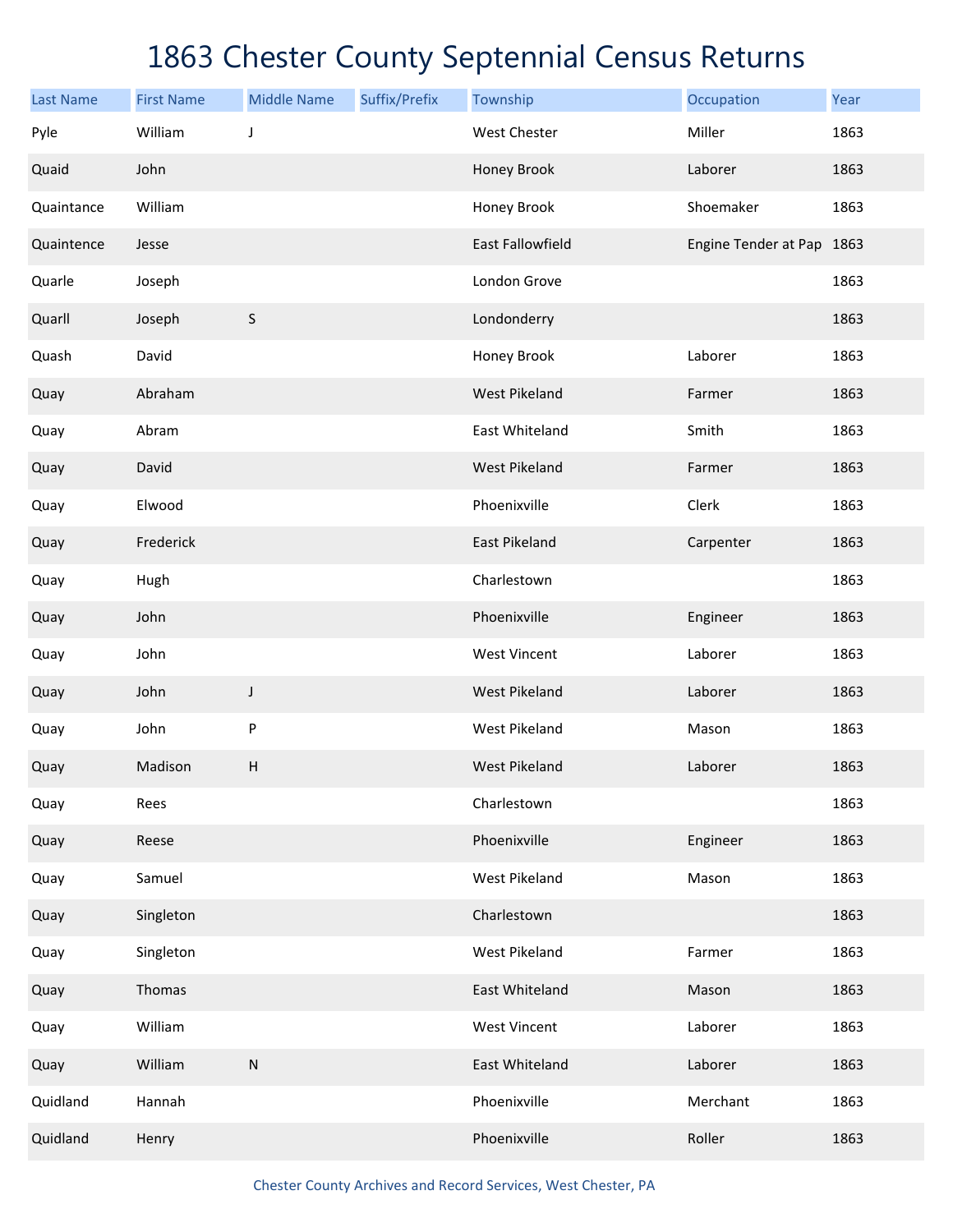# 1863 Chester County Septennial Census Returns

| Last Name | First Name | Middle Name | Suffix/Prefix | Township | Occupation | Year |
|---|---|---|---|---|---|---|
| Pyle | William | J | | West Chester | Miller | 1863 |
| Quaid | John | | | Honey Brook | Laborer | 1863 |
| Quaintance | William | | | Honey Brook | Shoemaker | 1863 |
| Quaintence | Jesse | | | East Fallowfield | Engine Tender at Pap | 1863 |
| Quarle | Joseph | | | London Grove | | 1863 |
| Quarll | Joseph | S | | Londonderry | | 1863 |
| Quash | David | | | Honey Brook | Laborer | 1863 |
| Quay | Abraham | | | West Pikeland | Farmer | 1863 |
| Quay | Abram | | | East Whiteland | Smith | 1863 |
| Quay | David | | | West Pikeland | Farmer | 1863 |
| Quay | Elwood | | | Phoenixville | Clerk | 1863 |
| Quay | Frederick | | | East Pikeland | Carpenter | 1863 |
| Quay | Hugh | | | Charlestown | | 1863 |
| Quay | John | | | Phoenixville | Engineer | 1863 |
| Quay | John | | | West Vincent | Laborer | 1863 |
| Quay | John | J | | West Pikeland | Laborer | 1863 |
| Quay | John | P | | West Pikeland | Mason | 1863 |
| Quay | Madison | H | | West Pikeland | Laborer | 1863 |
| Quay | Rees | | | Charlestown | | 1863 |
| Quay | Reese | | | Phoenixville | Engineer | 1863 |
| Quay | Samuel | | | West Pikeland | Mason | 1863 |
| Quay | Singleton | | | Charlestown | | 1863 |
| Quay | Singleton | | | West Pikeland | Farmer | 1863 |
| Quay | Thomas | | | East Whiteland | Mason | 1863 |
| Quay | William | | | West Vincent | Laborer | 1863 |
| Quay | William | N | | East Whiteland | Laborer | 1863 |
| Quidland | Hannah | | | Phoenixville | Merchant | 1863 |
| Quidland | Henry | | | Phoenixville | Roller | 1863 |

Chester County Archives and Record Services, West Chester, PA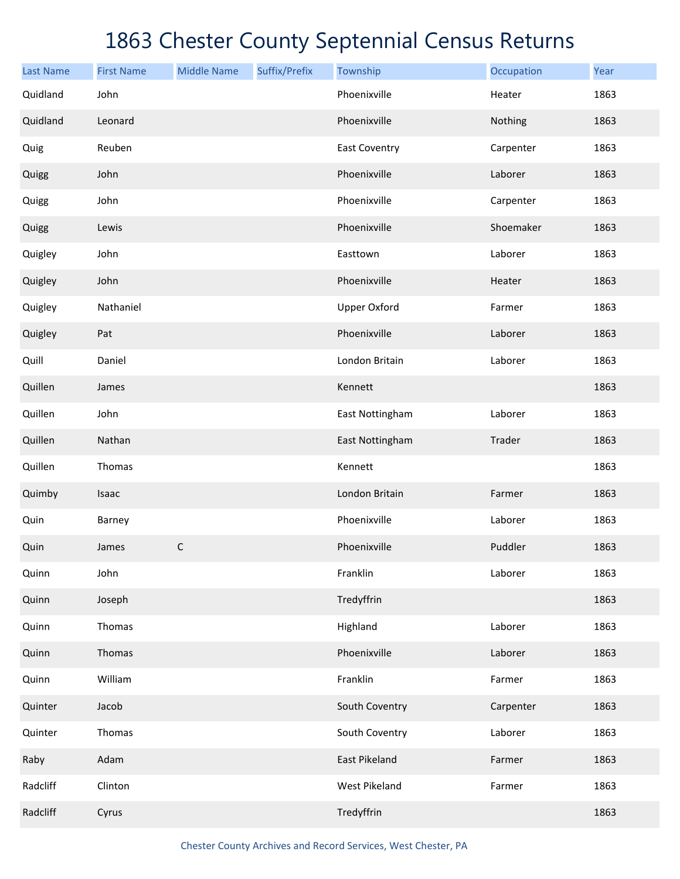# 1863 Chester County Septennial Census Returns

| Last Name | First Name | Middle Name | Suffix/Prefix | Township | Occupation | Year |
|---|---|---|---|---|---|---|
| Quidland | John | | | Phoenixville | Heater | 1863 |
| Quidland | Leonard | | | Phoenixville | Nothing | 1863 |
| Quig | Reuben | | | East Coventry | Carpenter | 1863 |
| Quigg | John | | | Phoenixville | Laborer | 1863 |
| Quigg | John | | | Phoenixville | Carpenter | 1863 |
| Quigg | Lewis | | | Phoenixville | Shoemaker | 1863 |
| Quigley | John | | | Easttown | Laborer | 1863 |
| Quigley | John | | | Phoenixville | Heater | 1863 |
| Quigley | Nathaniel | | | Upper Oxford | Farmer | 1863 |
| Quigley | Pat | | | Phoenixville | Laborer | 1863 |
| Quill | Daniel | | | London Britain | Laborer | 1863 |
| Quillen | James | | | Kennett | | 1863 |
| Quillen | John | | | East Nottingham | Laborer | 1863 |
| Quillen | Nathan | | | East Nottingham | Trader | 1863 |
| Quillen | Thomas | | | Kennett | | 1863 |
| Quimby | Isaac | | | London Britain | Farmer | 1863 |
| Quin | Barney | | | Phoenixville | Laborer | 1863 |
| Quin | James | C | | Phoenixville | Puddler | 1863 |
| Quinn | John | | | Franklin | Laborer | 1863 |
| Quinn | Joseph | | | Tredyffrin | | 1863 |
| Quinn | Thomas | | | Highland | Laborer | 1863 |
| Quinn | Thomas | | | Phoenixville | Laborer | 1863 |
| Quinn | William | | | Franklin | Farmer | 1863 |
| Quinter | Jacob | | | South Coventry | Carpenter | 1863 |
| Quinter | Thomas | | | South Coventry | Laborer | 1863 |
| Raby | Adam | | | East Pikeland | Farmer | 1863 |
| Radcliff | Clinton | | | West Pikeland | Farmer | 1863 |
| Radcliff | Cyrus | | | Tredyffrin | | 1863 |

Chester County Archives and Record Services, West Chester, PA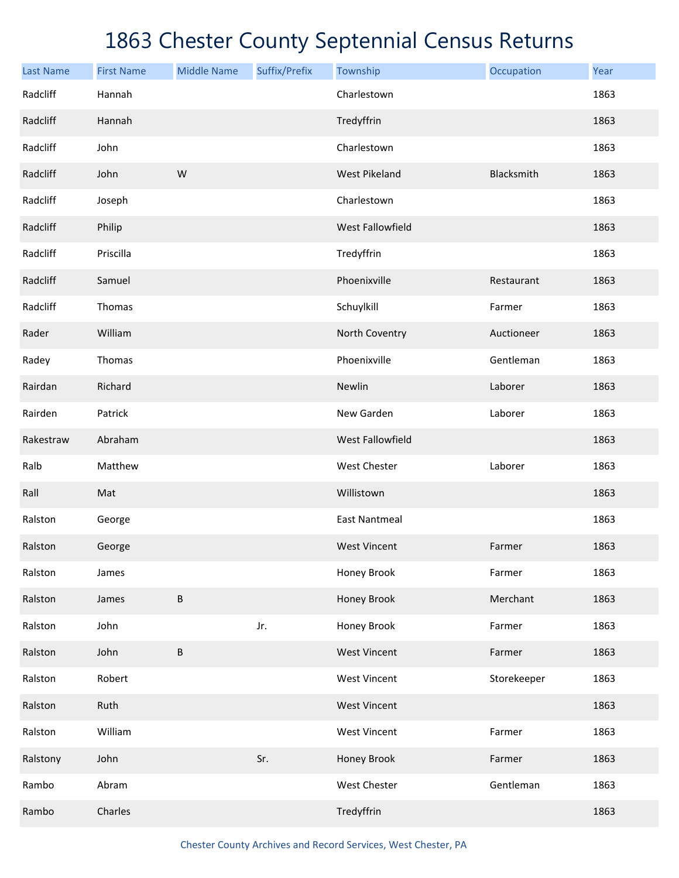# 1863 Chester County Septennial Census Returns

| Last Name | First Name | Middle Name | Suffix/Prefix | Township | Occupation | Year |
|---|---|---|---|---|---|---|
| Radcliff | Hannah | | | Charlestown | | 1863 |
| Radcliff | Hannah | | | Tredyffrin | | 1863 |
| Radcliff | John | | | Charlestown | | 1863 |
| Radcliff | John | W | | West Pikeland | Blacksmith | 1863 |
| Radcliff | Joseph | | | Charlestown | | 1863 |
| Radcliff | Philip | | | West Fallowfield | | 1863 |
| Radcliff | Priscilla | | | Tredyffrin | | 1863 |
| Radcliff | Samuel | | | Phoenixville | Restaurant | 1863 |
| Radcliff | Thomas | | | Schuylkill | Farmer | 1863 |
| Rader | William | | | North Coventry | Auctioneer | 1863 |
| Radey | Thomas | | | Phoenixville | Gentleman | 1863 |
| Rairdan | Richard | | | Newlin | Laborer | 1863 |
| Rairden | Patrick | | | New Garden | Laborer | 1863 |
| Rakestraw | Abraham | | | West Fallowfield | | 1863 |
| Ralb | Matthew | | | West Chester | Laborer | 1863 |
| Rall | Mat | | | Willistown | | 1863 |
| Ralston | George | | | East Nantmeal | | 1863 |
| Ralston | George | | | West Vincent | Farmer | 1863 |
| Ralston | James | | | Honey Brook | Farmer | 1863 |
| Ralston | James | B | | Honey Brook | Merchant | 1863 |
| Ralston | John | | Jr. | Honey Brook | Farmer | 1863 |
| Ralston | John | B | | West Vincent | Farmer | 1863 |
| Ralston | Robert | | | West Vincent | Storekeeper | 1863 |
| Ralston | Ruth | | | West Vincent | | 1863 |
| Ralston | William | | | West Vincent | Farmer | 1863 |
| Ralstony | John | | Sr. | Honey Brook | Farmer | 1863 |
| Rambo | Abram | | | West Chester | Gentleman | 1863 |
| Rambo | Charles | | | Tredyffrin | | 1863 |

Chester County Archives and Record Services, West Chester, PA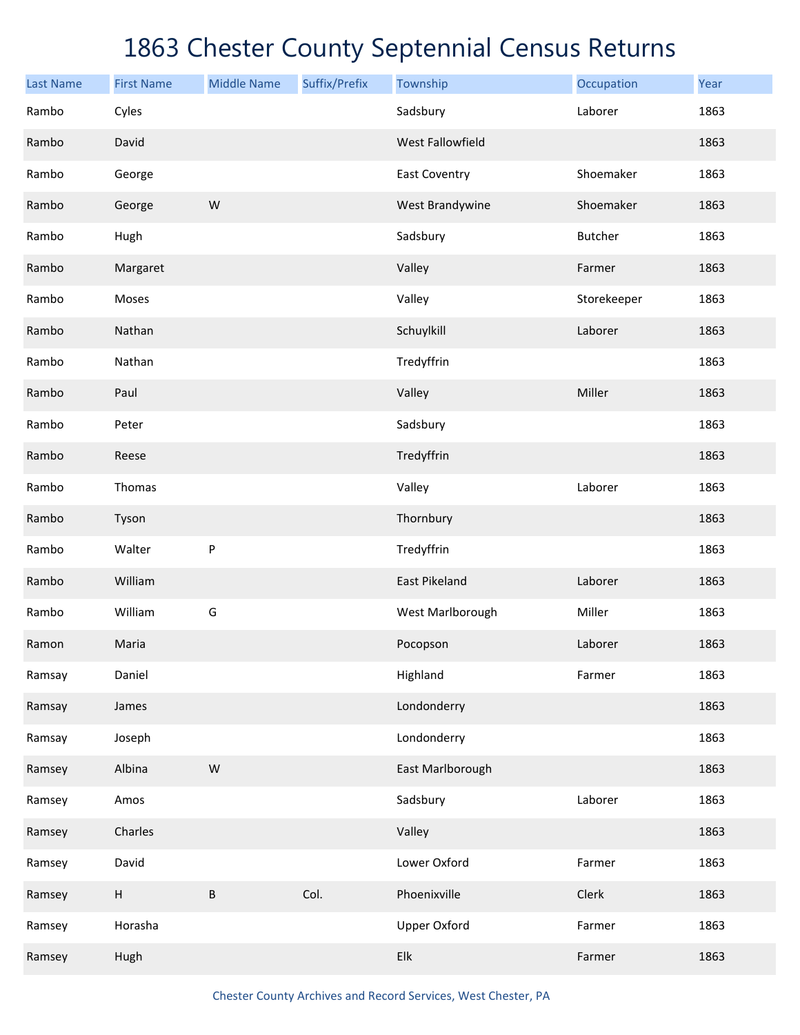# 1863 Chester County Septennial Census Returns

| Last Name | First Name | Middle Name | Suffix/Prefix | Township | Occupation | Year |
|---|---|---|---|---|---|---|
| Rambo | Cyles | | | Sadsbury | Laborer | 1863 |
| Rambo | David | | | West Fallowfield | | 1863 |
| Rambo | George | | | East Coventry | Shoemaker | 1863 |
| Rambo | George | W | | West Brandywine | Shoemaker | 1863 |
| Rambo | Hugh | | | Sadsbury | Butcher | 1863 |
| Rambo | Margaret | | | Valley | Farmer | 1863 |
| Rambo | Moses | | | Valley | Storekeeper | 1863 |
| Rambo | Nathan | | | Schuylkill | Laborer | 1863 |
| Rambo | Nathan | | | Tredyffrin | | 1863 |
| Rambo | Paul | | | Valley | Miller | 1863 |
| Rambo | Peter | | | Sadsbury | | 1863 |
| Rambo | Reese | | | Tredyffrin | | 1863 |
| Rambo | Thomas | | | Valley | Laborer | 1863 |
| Rambo | Tyson | | | Thornbury | | 1863 |
| Rambo | Walter | P | | Tredyffrin | | 1863 |
| Rambo | William | | | East Pikeland | Laborer | 1863 |
| Rambo | William | G | | West Marlborough | Miller | 1863 |
| Ramon | Maria | | | Pocopson | Laborer | 1863 |
| Ramsay | Daniel | | | Highland | Farmer | 1863 |
| Ramsay | James | | | Londonderry | | 1863 |
| Ramsay | Joseph | | | Londonderry | | 1863 |
| Ramsey | Albina | W | | East Marlborough | | 1863 |
| Ramsey | Amos | | | Sadsbury | Laborer | 1863 |
| Ramsey | Charles | | | Valley | | 1863 |
| Ramsey | David | | | Lower Oxford | Farmer | 1863 |
| Ramsey | H | B | Col. | Phoenixville | Clerk | 1863 |
| Ramsey | Horasha | | | Upper Oxford | Farmer | 1863 |
| Ramsey | Hugh | | | Elk | Farmer | 1863 |

Chester County Archives and Record Services, West Chester, PA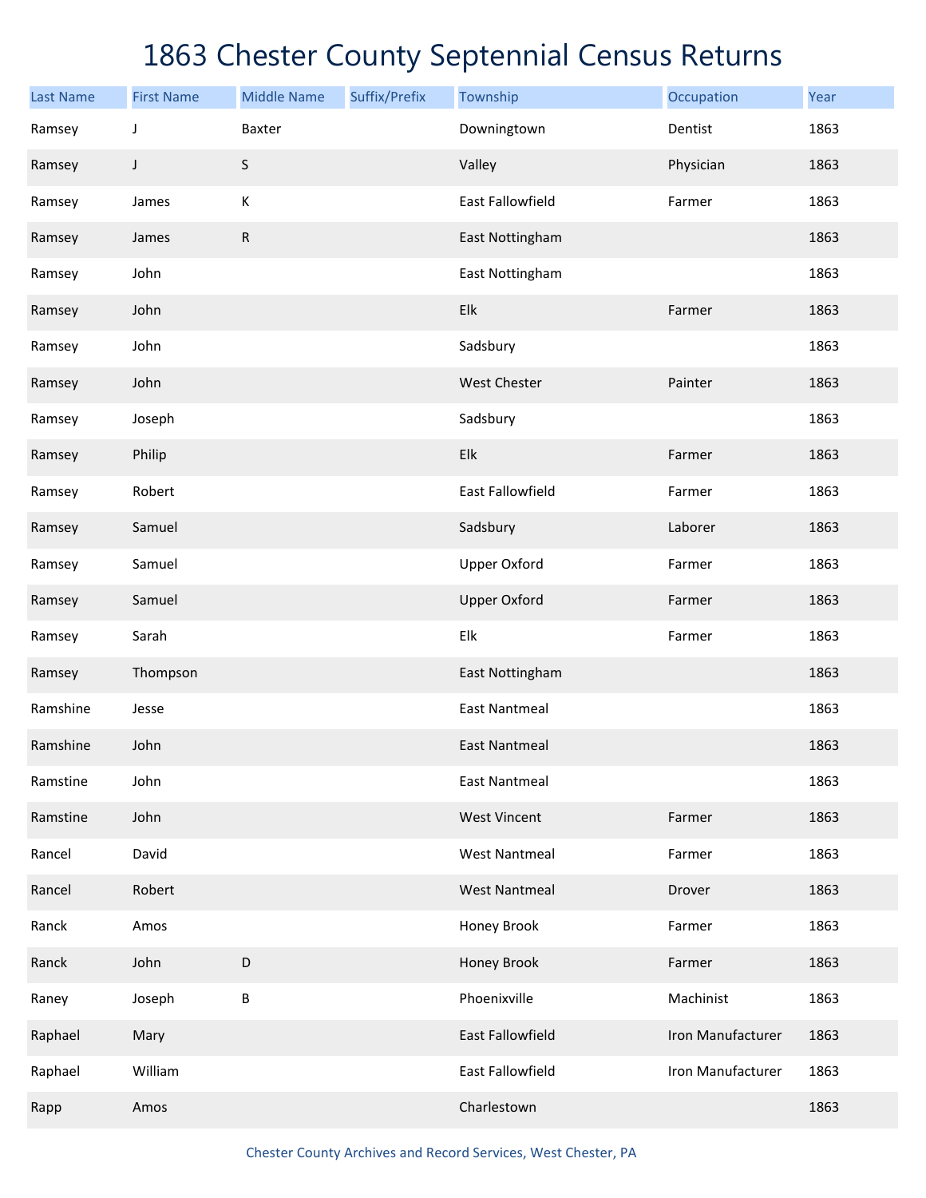# 1863 Chester County Septennial Census Returns

| Last Name | First Name | Middle Name | Suffix/Prefix | Township | Occupation | Year |
|---|---|---|---|---|---|---|
| Ramsey | J | Baxter | | Downingtown | Dentist | 1863 |
| Ramsey | J | S | | Valley | Physician | 1863 |
| Ramsey | James | K | | East Fallowfield | Farmer | 1863 |
| Ramsey | James | R | | East Nottingham | | 1863 |
| Ramsey | John | | | East Nottingham | | 1863 |
| Ramsey | John | | | Elk | Farmer | 1863 |
| Ramsey | John | | | Sadsbury | | 1863 |
| Ramsey | John | | | West Chester | Painter | 1863 |
| Ramsey | Joseph | | | Sadsbury | | 1863 |
| Ramsey | Philip | | | Elk | Farmer | 1863 |
| Ramsey | Robert | | | East Fallowfield | Farmer | 1863 |
| Ramsey | Samuel | | | Sadsbury | Laborer | 1863 |
| Ramsey | Samuel | | | Upper Oxford | Farmer | 1863 |
| Ramsey | Samuel | | | Upper Oxford | Farmer | 1863 |
| Ramsey | Sarah | | | Elk | Farmer | 1863 |
| Ramsey | Thompson | | | East Nottingham | | 1863 |
| Ramshine | Jesse | | | East Nantmeal | | 1863 |
| Ramshine | John | | | East Nantmeal | | 1863 |
| Ramstine | John | | | East Nantmeal | | 1863 |
| Ramstine | John | | | West Vincent | Farmer | 1863 |
| Rancel | David | | | West Nantmeal | Farmer | 1863 |
| Rancel | Robert | | | West Nantmeal | Drover | 1863 |
| Ranck | Amos | | | Honey Brook | Farmer | 1863 |
| Ranck | John | D | | Honey Brook | Farmer | 1863 |
| Raney | Joseph | B | | Phoenixville | Machinist | 1863 |
| Raphael | Mary | | | East Fallowfield | Iron Manufacturer | 1863 |
| Raphael | William | | | East Fallowfield | Iron Manufacturer | 1863 |
| Rapp | Amos | | | Charlestown | | 1863 |

Chester County Archives and Record Services, West Chester, PA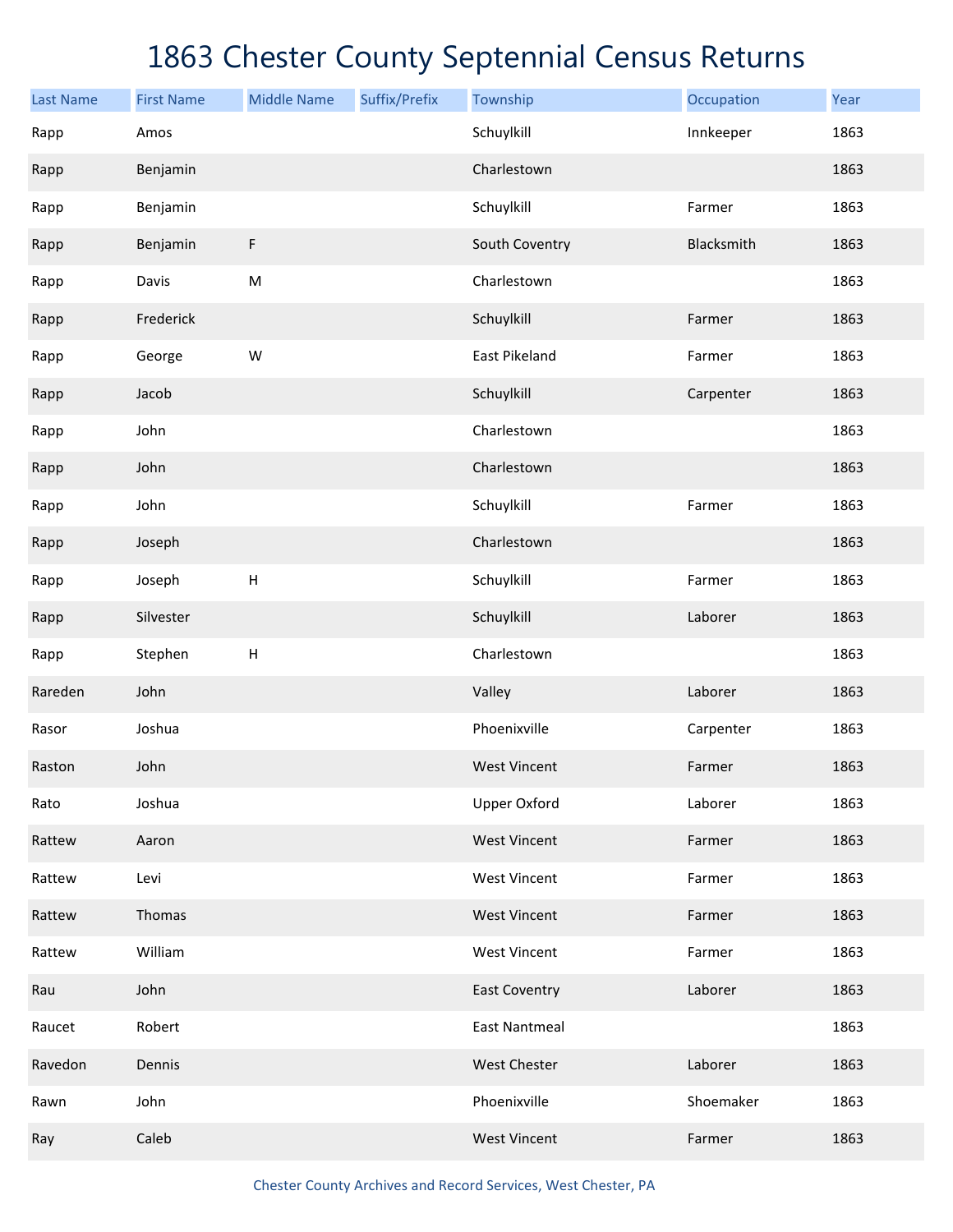# 1863 Chester County Septennial Census Returns

| Last Name | First Name | Middle Name | Suffix/Prefix | Township | Occupation | Year |
|---|---|---|---|---|---|---|
| Rapp | Amos | | | Schuylkill | Innkeeper | 1863 |
| Rapp | Benjamin | | | Charlestown | | 1863 |
| Rapp | Benjamin | | | Schuylkill | Farmer | 1863 |
| Rapp | Benjamin | F | | South Coventry | Blacksmith | 1863 |
| Rapp | Davis | M | | Charlestown | | 1863 |
| Rapp | Frederick | | | Schuylkill | Farmer | 1863 |
| Rapp | George | W | | East Pikeland | Farmer | 1863 |
| Rapp | Jacob | | | Schuylkill | Carpenter | 1863 |
| Rapp | John | | | Charlestown | | 1863 |
| Rapp | John | | | Charlestown | | 1863 |
| Rapp | John | | | Schuylkill | Farmer | 1863 |
| Rapp | Joseph | | | Charlestown | | 1863 |
| Rapp | Joseph | H | | Schuylkill | Farmer | 1863 |
| Rapp | Silvester | | | Schuylkill | Laborer | 1863 |
| Rapp | Stephen | H | | Charlestown | | 1863 |
| Rareden | John | | | Valley | Laborer | 1863 |
| Rasor | Joshua | | | Phoenixville | Carpenter | 1863 |
| Raston | John | | | West Vincent | Farmer | 1863 |
| Rato | Joshua | | | Upper Oxford | Laborer | 1863 |
| Rattew | Aaron | | | West Vincent | Farmer | 1863 |
| Rattew | Levi | | | West Vincent | Farmer | 1863 |
| Rattew | Thomas | | | West Vincent | Farmer | 1863 |
| Rattew | William | | | West Vincent | Farmer | 1863 |
| Rau | John | | | East Coventry | Laborer | 1863 |
| Raucet | Robert | | | East Nantmeal | | 1863 |
| Ravedon | Dennis | | | West Chester | Laborer | 1863 |
| Rawn | John | | | Phoenixville | Shoemaker | 1863 |
| Ray | Caleb | | | West Vincent | Farmer | 1863 |

Chester County Archives and Record Services, West Chester, PA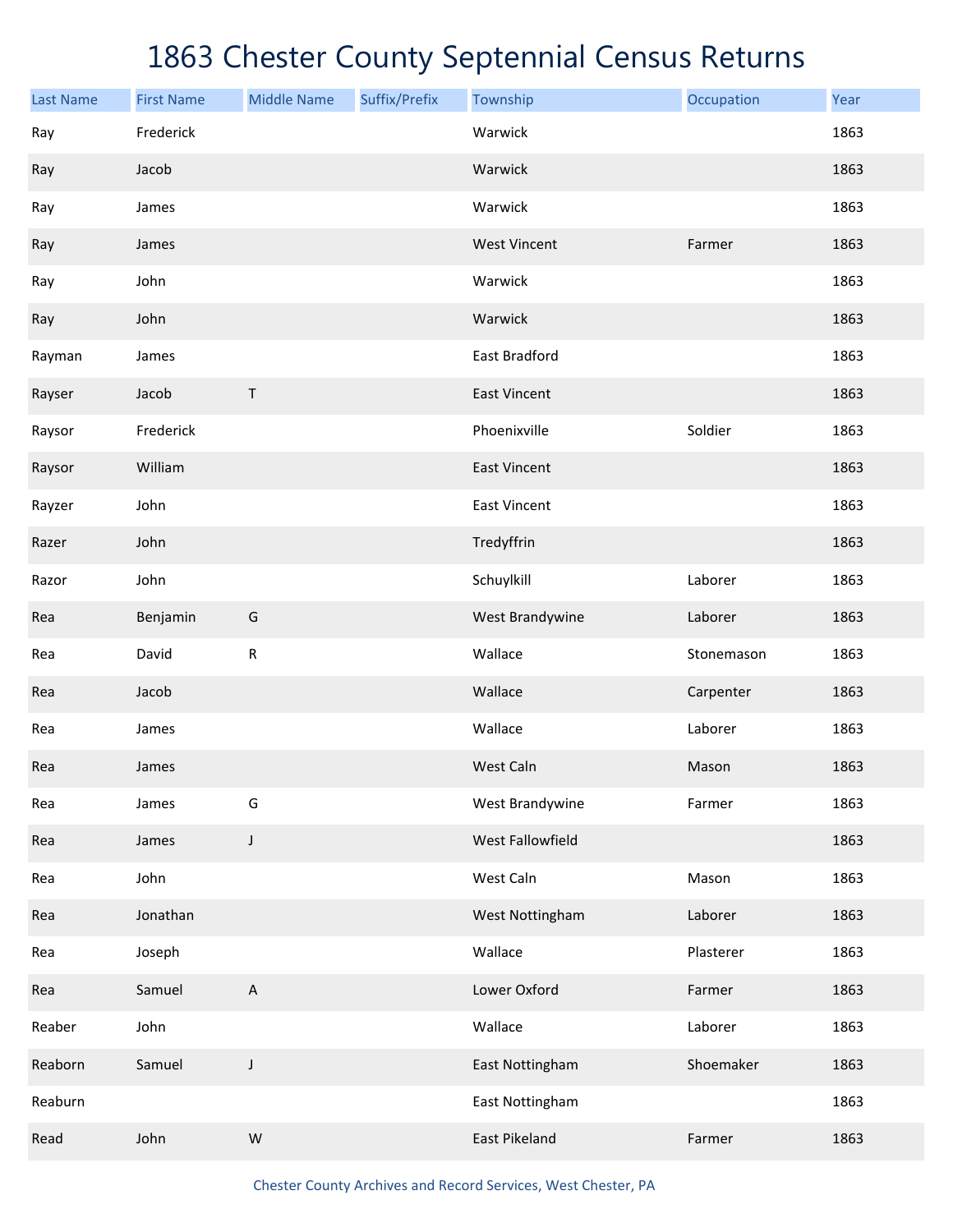# 1863 Chester County Septennial Census Returns

| Last Name | First Name | Middle Name | Suffix/Prefix | Township | Occupation | Year |
|---|---|---|---|---|---|---|
| Ray | Frederick | | | Warwick | | 1863 |
| Ray | Jacob | | | Warwick | | 1863 |
| Ray | James | | | Warwick | | 1863 |
| Ray | James | | | West Vincent | Farmer | 1863 |
| Ray | John | | | Warwick | | 1863 |
| Ray | John | | | Warwick | | 1863 |
| Rayman | James | | | East Bradford | | 1863 |
| Rayser | Jacob | T | | East Vincent | | 1863 |
| Raysor | Frederick | | | Phoenixville | Soldier | 1863 |
| Raysor | William | | | East Vincent | | 1863 |
| Rayzer | John | | | East Vincent | | 1863 |
| Razer | John | | | Tredyffrin | | 1863 |
| Razor | John | | | Schuylkill | Laborer | 1863 |
| Rea | Benjamin | G | | West Brandywine | Laborer | 1863 |
| Rea | David | R | | Wallace | Stonemason | 1863 |
| Rea | Jacob | | | Wallace | Carpenter | 1863 |
| Rea | James | | | Wallace | Laborer | 1863 |
| Rea | James | | | West Caln | Mason | 1863 |
| Rea | James | G | | West Brandywine | Farmer | 1863 |
| Rea | James | J | | West Fallowfield | | 1863 |
| Rea | John | | | West Caln | Mason | 1863 |
| Rea | Jonathan | | | West Nottingham | Laborer | 1863 |
| Rea | Joseph | | | Wallace | Plasterer | 1863 |
| Rea | Samuel | A | | Lower Oxford | Farmer | 1863 |
| Reaber | John | | | Wallace | Laborer | 1863 |
| Reaborn | Samuel | J | | East Nottingham | Shoemaker | 1863 |
| Reaburn | | | | East Nottingham | | 1863 |
| Read | John | W | | East Pikeland | Farmer | 1863 |

Chester County Archives and Record Services, West Chester, PA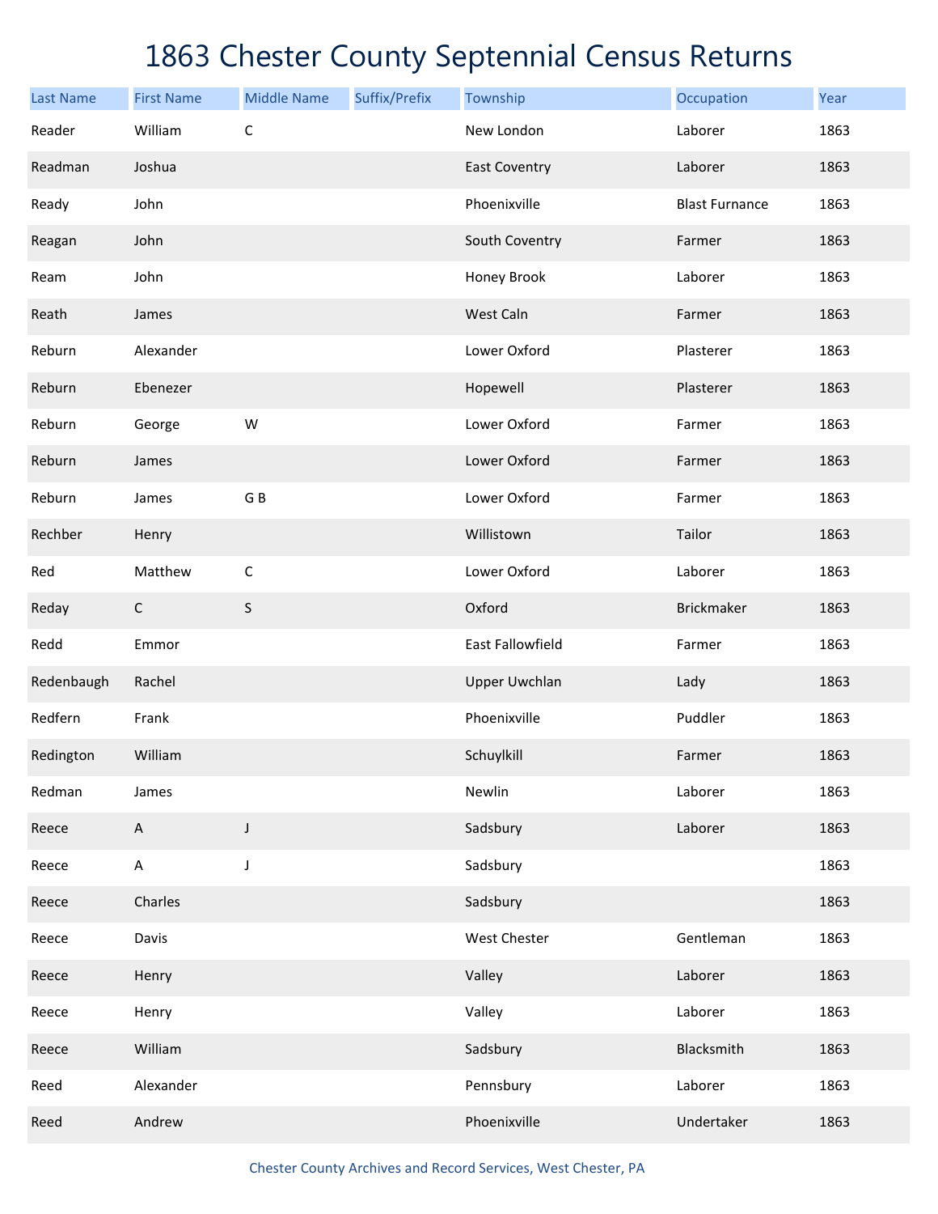# 1863 Chester County Septennial Census Returns

| Last Name | First Name | Middle Name | Suffix/Prefix | Township | Occupation | Year |
|---|---|---|---|---|---|---|
| Reader | William | C | | New London | Laborer | 1863 |
| Readman | Joshua | | | East Coventry | Laborer | 1863 |
| Ready | John | | | Phoenixville | Blast Furnance | 1863 |
| Reagan | John | | | South Coventry | Farmer | 1863 |
| Ream | John | | | Honey Brook | Laborer | 1863 |
| Reath | James | | | West Caln | Farmer | 1863 |
| Reburn | Alexander | | | Lower Oxford | Plasterer | 1863 |
| Reburn | Ebenezer | | | Hopewell | Plasterer | 1863 |
| Reburn | George | W | | Lower Oxford | Farmer | 1863 |
| Reburn | James | | | Lower Oxford | Farmer | 1863 |
| Reburn | James | G B | | Lower Oxford | Farmer | 1863 |
| Rechber | Henry | | | Willistown | Tailor | 1863 |
| Red | Matthew | C | | Lower Oxford | Laborer | 1863 |
| Reday | C | S | | Oxford | Brickmaker | 1863 |
| Redd | Emmor | | | East Fallowfield | Farmer | 1863 |
| Redenbaugh | Rachel | | | Upper Uwchlan | Lady | 1863 |
| Redfern | Frank | | | Phoenixville | Puddler | 1863 |
| Redington | William | | | Schuylkill | Farmer | 1863 |
| Redman | James | | | Newlin | Laborer | 1863 |
| Reece | A | J | | Sadsbury | Laborer | 1863 |
| Reece | A | J | | Sadsbury | | 1863 |
| Reece | Charles | | | Sadsbury | | 1863 |
| Reece | Davis | | | West Chester | Gentleman | 1863 |
| Reece | Henry | | | Valley | Laborer | 1863 |
| Reece | Henry | | | Valley | Laborer | 1863 |
| Reece | William | | | Sadsbury | Blacksmith | 1863 |
| Reed | Alexander | | | Pennsbury | Laborer | 1863 |
| Reed | Andrew | | | Phoenixville | Undertaker | 1863 |

Chester County Archives and Record Services, West Chester, PA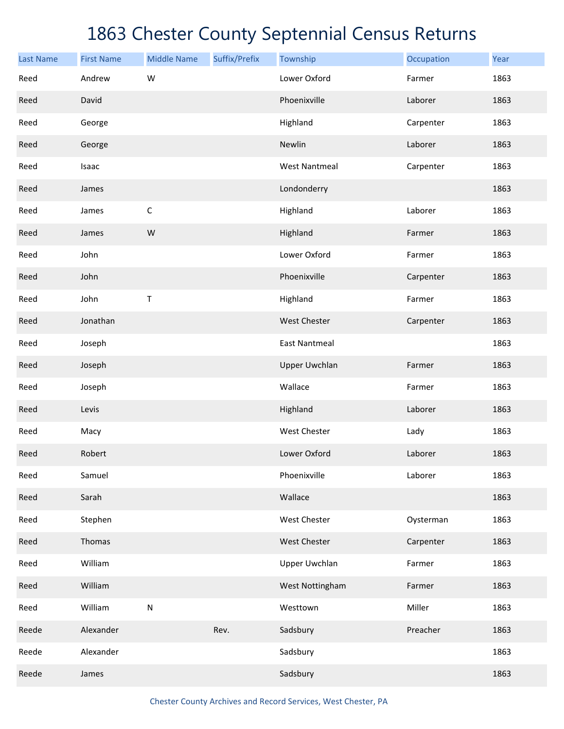# 1863 Chester County Septennial Census Returns

| Last Name | First Name | Middle Name | Suffix/Prefix | Township | Occupation | Year |
|---|---|---|---|---|---|---|
| Reed | Andrew | W | | Lower Oxford | Farmer | 1863 |
| Reed | David | | | Phoenixville | Laborer | 1863 |
| Reed | George | | | Highland | Carpenter | 1863 |
| Reed | George | | | Newlin | Laborer | 1863 |
| Reed | Isaac | | | West Nantmeal | Carpenter | 1863 |
| Reed | James | | | Londonderry | | 1863 |
| Reed | James | C | | Highland | Laborer | 1863 |
| Reed | James | W | | Highland | Farmer | 1863 |
| Reed | John | | | Lower Oxford | Farmer | 1863 |
| Reed | John | | | Phoenixville | Carpenter | 1863 |
| Reed | John | T | | Highland | Farmer | 1863 |
| Reed | Jonathan | | | West Chester | Carpenter | 1863 |
| Reed | Joseph | | | East Nantmeal | | 1863 |
| Reed | Joseph | | | Upper Uwchlan | Farmer | 1863 |
| Reed | Joseph | | | Wallace | Farmer | 1863 |
| Reed | Levis | | | Highland | Laborer | 1863 |
| Reed | Macy | | | West Chester | Lady | 1863 |
| Reed | Robert | | | Lower Oxford | Laborer | 1863 |
| Reed | Samuel | | | Phoenixville | Laborer | 1863 |
| Reed | Sarah | | | Wallace | | 1863 |
| Reed | Stephen | | | West Chester | Oysterman | 1863 |
| Reed | Thomas | | | West Chester | Carpenter | 1863 |
| Reed | William | | | Upper Uwchlan | Farmer | 1863 |
| Reed | William | | | West Nottingham | Farmer | 1863 |
| Reed | William | N | | Westtown | Miller | 1863 |
| Reede | Alexander | | Rev. | Sadsbury | Preacher | 1863 |
| Reede | Alexander | | | Sadsbury | | 1863 |
| Reede | James | | | Sadsbury | | 1863 |

Chester County Archives and Record Services, West Chester, PA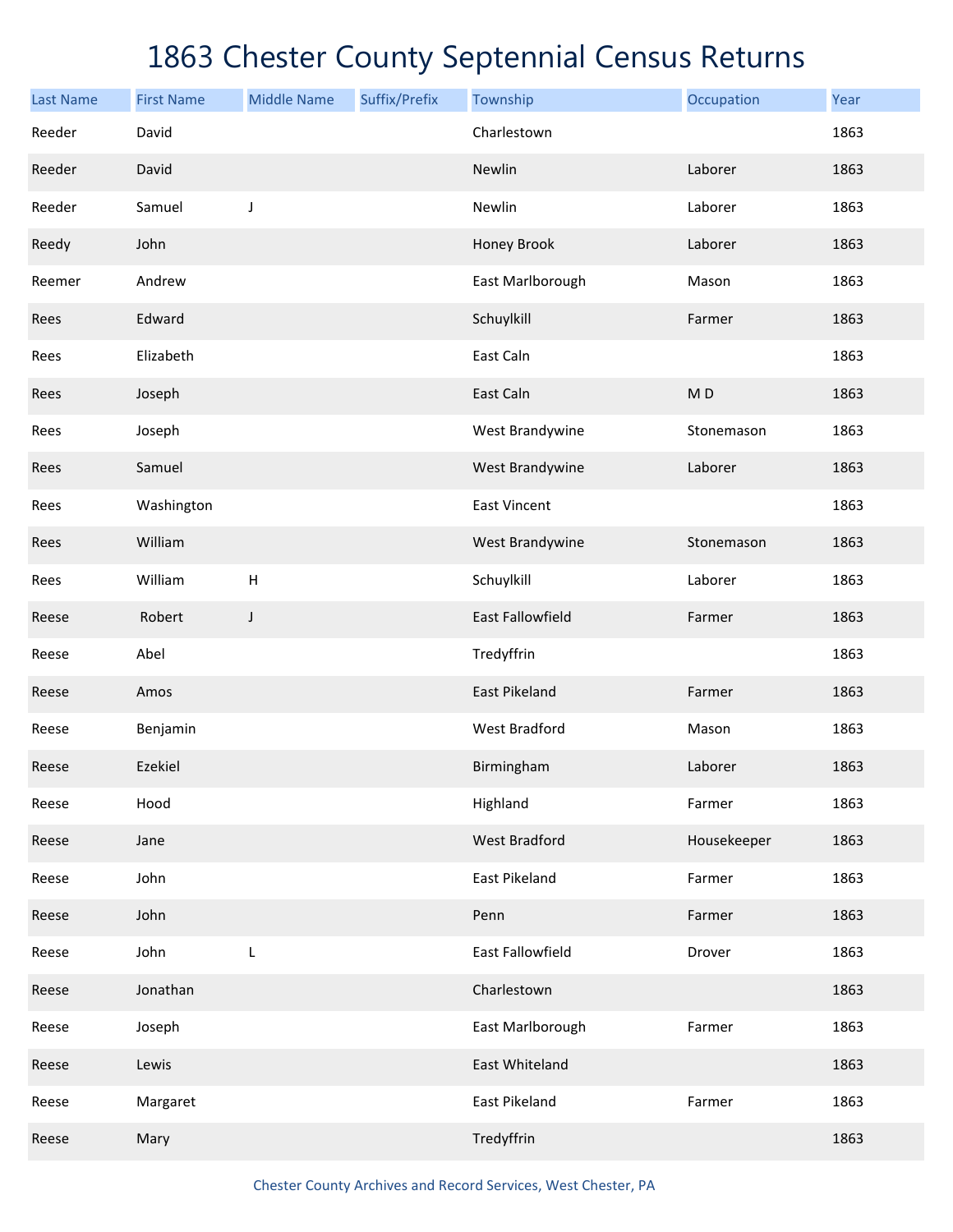# 1863 Chester County Septennial Census Returns

| Last Name | First Name | Middle Name | Suffix/Prefix | Township | Occupation | Year |
|---|---|---|---|---|---|---|
| Reeder | David | | | Charlestown | | 1863 |
| Reeder | David | | | Newlin | Laborer | 1863 |
| Reeder | Samuel | J | | Newlin | Laborer | 1863 |
| Reedy | John | | | Honey Brook | Laborer | 1863 |
| Reemer | Andrew | | | East Marlborough | Mason | 1863 |
| Rees | Edward | | | Schuylkill | Farmer | 1863 |
| Rees | Elizabeth | | | East Caln | | 1863 |
| Rees | Joseph | | | East Caln | M D | 1863 |
| Rees | Joseph | | | West Brandywine | Stonemason | 1863 |
| Rees | Samuel | | | West Brandywine | Laborer | 1863 |
| Rees | Washington | | | East Vincent | | 1863 |
| Rees | William | | | West Brandywine | Stonemason | 1863 |
| Rees | William | H | | Schuylkill | Laborer | 1863 |
| Reese | Robert | J | | East Fallowfield | Farmer | 1863 |
| Reese | Abel | | | Tredyffrin | | 1863 |
| Reese | Amos | | | East Pikeland | Farmer | 1863 |
| Reese | Benjamin | | | West Bradford | Mason | 1863 |
| Reese | Ezekiel | | | Birmingham | Laborer | 1863 |
| Reese | Hood | | | Highland | Farmer | 1863 |
| Reese | Jane | | | West Bradford | Housekeeper | 1863 |
| Reese | John | | | East Pikeland | Farmer | 1863 |
| Reese | John | | | Penn | Farmer | 1863 |
| Reese | John | L | | East Fallowfield | Drover | 1863 |
| Reese | Jonathan | | | Charlestown | | 1863 |
| Reese | Joseph | | | East Marlborough | Farmer | 1863 |
| Reese | Lewis | | | East Whiteland | | 1863 |
| Reese | Margaret | | | East Pikeland | Farmer | 1863 |
| Reese | Mary | | | Tredyffrin | | 1863 |

Chester County Archives and Record Services, West Chester, PA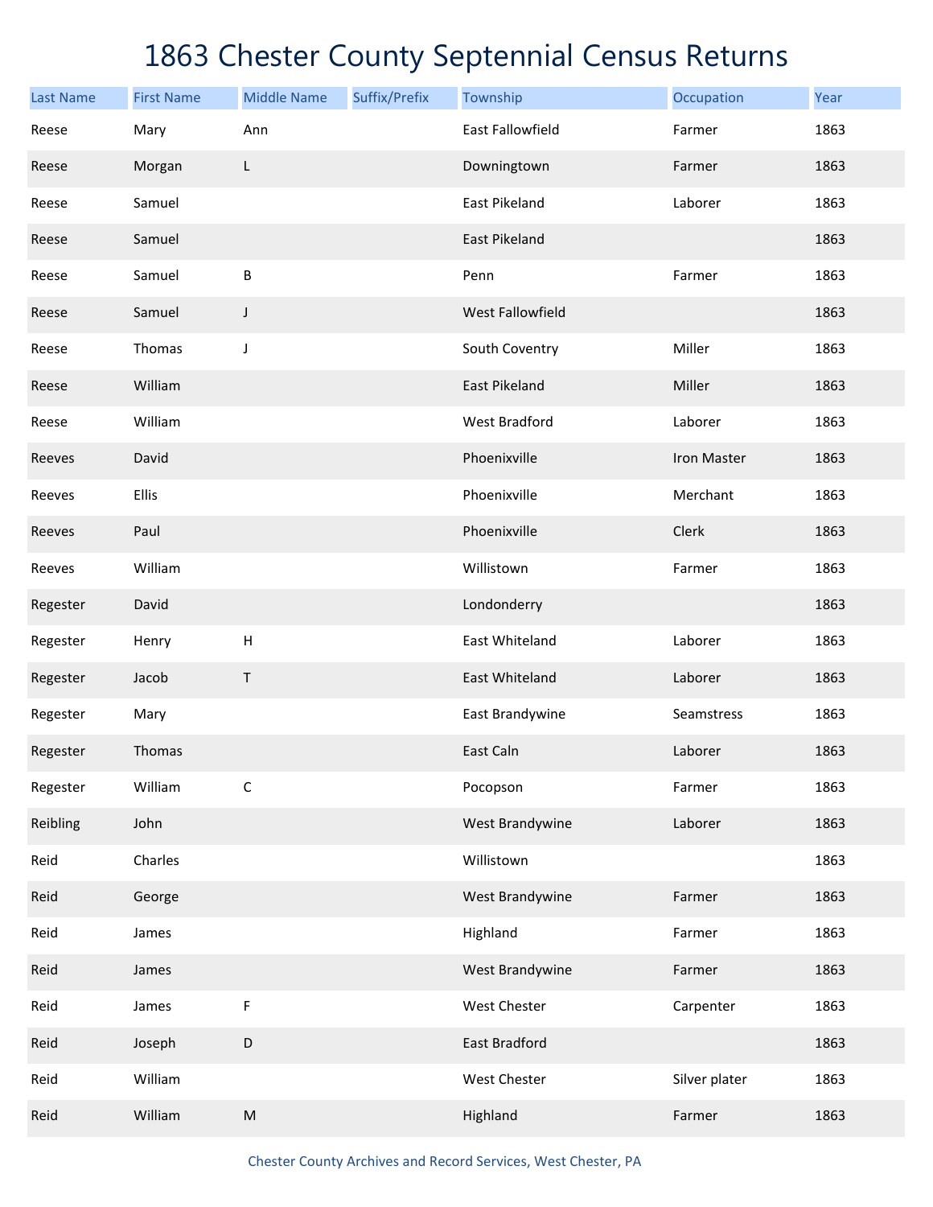# 1863 Chester County Septennial Census Returns

| Last Name | First Name | Middle Name | Suffix/Prefix | Township | Occupation | Year |
|---|---|---|---|---|---|---|
| Reese | Mary | Ann | | East Fallowfield | Farmer | 1863 |
| Reese | Morgan | L | | Downingtown | Farmer | 1863 |
| Reese | Samuel | | | East Pikeland | Laborer | 1863 |
| Reese | Samuel | | | East Pikeland | | 1863 |
| Reese | Samuel | B | | Penn | Farmer | 1863 |
| Reese | Samuel | J | | West Fallowfield | | 1863 |
| Reese | Thomas | J | | South Coventry | Miller | 1863 |
| Reese | William | | | East Pikeland | Miller | 1863 |
| Reese | William | | | West Bradford | Laborer | 1863 |
| Reeves | David | | | Phoenixville | Iron Master | 1863 |
| Reeves | Ellis | | | Phoenixville | Merchant | 1863 |
| Reeves | Paul | | | Phoenixville | Clerk | 1863 |
| Reeves | William | | | Willistown | Farmer | 1863 |
| Regester | David | | | Londonderry | | 1863 |
| Regester | Henry | H | | East Whiteland | Laborer | 1863 |
| Regester | Jacob | T | | East Whiteland | Laborer | 1863 |
| Regester | Mary | | | East Brandywine | Seamstress | 1863 |
| Regester | Thomas | | | East Caln | Laborer | 1863 |
| Regester | William | C | | Pocopson | Farmer | 1863 |
| Reibling | John | | | West Brandywine | Laborer | 1863 |
| Reid | Charles | | | Willistown | | 1863 |
| Reid | George | | | West Brandywine | Farmer | 1863 |
| Reid | James | | | Highland | Farmer | 1863 |
| Reid | James | | | West Brandywine | Farmer | 1863 |
| Reid | James | F | | West Chester | Carpenter | 1863 |
| Reid | Joseph | D | | East Bradford | | 1863 |
| Reid | William | | | West Chester | Silver plater | 1863 |
| Reid | William | M | | Highland | Farmer | 1863 |

Chester County Archives and Record Services, West Chester, PA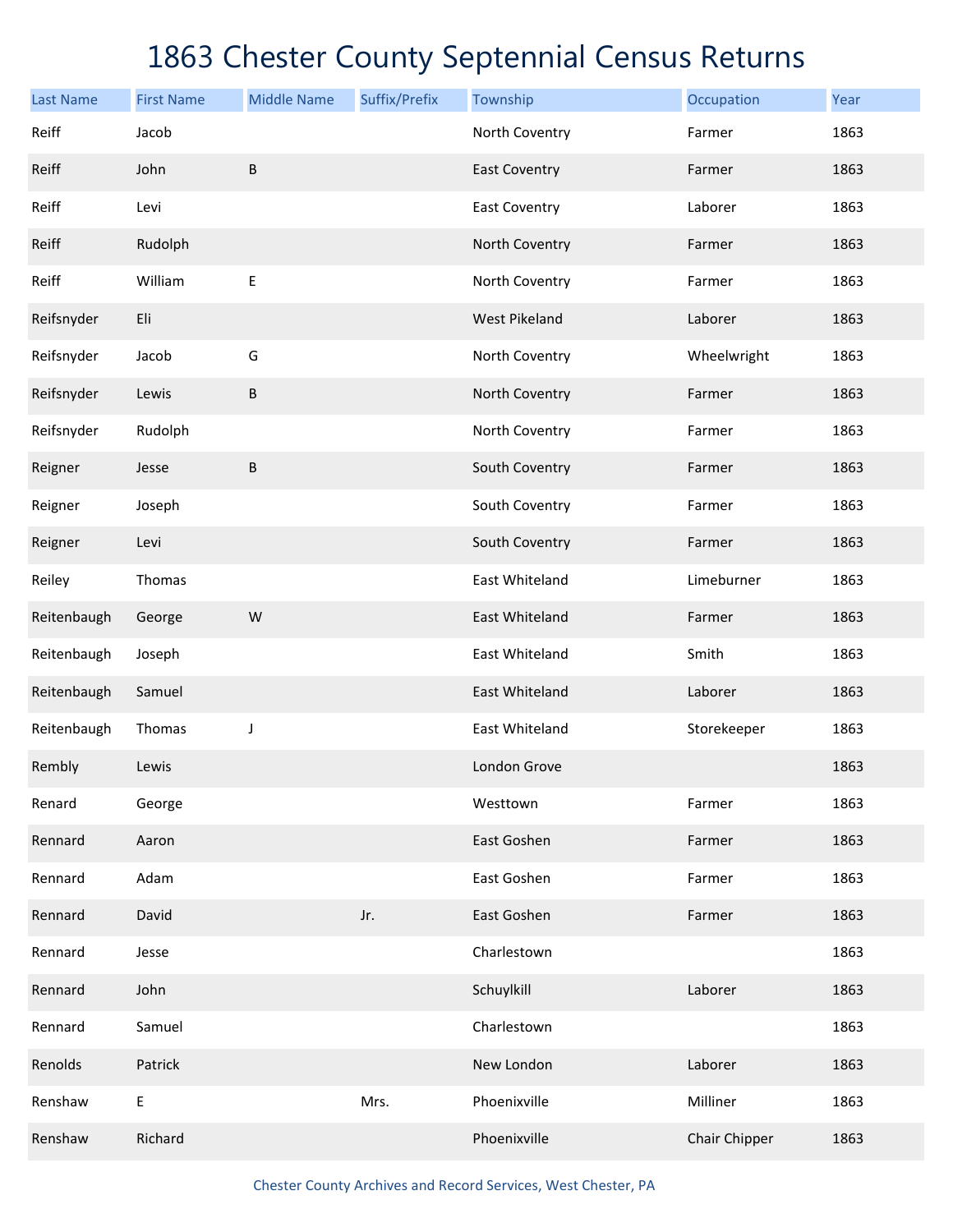# 1863 Chester County Septennial Census Returns

| Last Name | First Name | Middle Name | Suffix/Prefix | Township | Occupation | Year |
| --- | --- | --- | --- | --- | --- | --- |
| Reiff | Jacob | | | North Coventry | Farmer | 1863 |
| Reiff | John | B | | East Coventry | Farmer | 1863 |
| Reiff | Levi | | | East Coventry | Laborer | 1863 |
| Reiff | Rudolph | | | North Coventry | Farmer | 1863 |
| Reiff | William | E | | North Coventry | Farmer | 1863 |
| Reifsnyder | Eli | | | West Pikeland | Laborer | 1863 |
| Reifsnyder | Jacob | G | | North Coventry | Wheelwright | 1863 |
| Reifsnyder | Lewis | B | | North Coventry | Farmer | 1863 |
| Reifsnyder | Rudolph | | | North Coventry | Farmer | 1863 |
| Reigner | Jesse | B | | South Coventry | Farmer | 1863 |
| Reigner | Joseph | | | South Coventry | Farmer | 1863 |
| Reigner | Levi | | | South Coventry | Farmer | 1863 |
| Reiley | Thomas | | | East Whiteland | Limeburner | 1863 |
| Reitenbaugh | George | W | | East Whiteland | Farmer | 1863 |
| Reitenbaugh | Joseph | | | East Whiteland | Smith | 1863 |
| Reitenbaugh | Samuel | | | East Whiteland | Laborer | 1863 |
| Reitenbaugh | Thomas | J | | East Whiteland | Storekeeper | 1863 |
| Rembly | Lewis | | | London Grove | | 1863 |
| Renard | George | | | Westtown | Farmer | 1863 |
| Rennard | Aaron | | | East Goshen | Farmer | 1863 |
| Rennard | Adam | | | East Goshen | Farmer | 1863 |
| Rennard | David | | Jr. | East Goshen | Farmer | 1863 |
| Rennard | Jesse | | | Charlestown | | 1863 |
| Rennard | John | | | Schuylkill | Laborer | 1863 |
| Rennard | Samuel | | | Charlestown | | 1863 |
| Renolds | Patrick | | | New London | Laborer | 1863 |
| Renshaw | E | | Mrs. | Phoenixville | Milliner | 1863 |
| Renshaw | Richard | | | Phoenixville | Chair Chipper | 1863 |

Chester County Archives and Record Services, West Chester, PA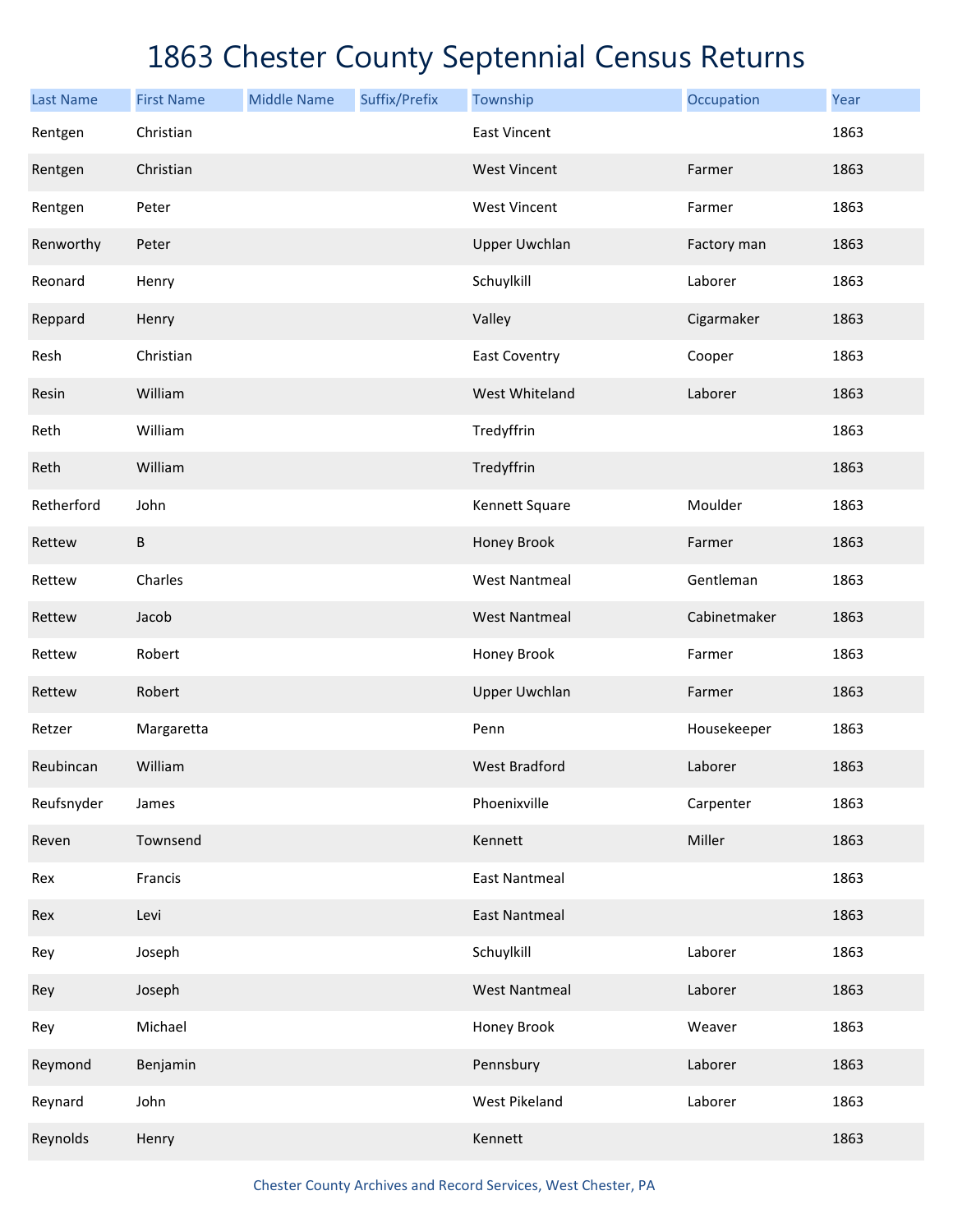# 1863 Chester County Septennial Census Returns

| Last Name | First Name | Middle Name | Suffix/Prefix | Township | Occupation | Year |
|---|---|---|---|---|---|---|
| Rentgen | Christian | | | East Vincent | | 1863 |
| Rentgen | Christian | | | West Vincent | Farmer | 1863 |
| Rentgen | Peter | | | West Vincent | Farmer | 1863 |
| Renworthy | Peter | | | Upper Uwchlan | Factory man | 1863 |
| Reonard | Henry | | | Schuylkill | Laborer | 1863 |
| Reppard | Henry | | | Valley | Cigarmaker | 1863 |
| Resh | Christian | | | East Coventry | Cooper | 1863 |
| Resin | William | | | West Whiteland | Laborer | 1863 |
| Reth | William | | | Tredyffrin | | 1863 |
| Reth | William | | | Tredyffrin | | 1863 |
| Retherford | John | | | Kennett Square | Moulder | 1863 |
| Rettew | B | | | Honey Brook | Farmer | 1863 |
| Rettew | Charles | | | West Nantmeal | Gentleman | 1863 |
| Rettew | Jacob | | | West Nantmeal | Cabinetmaker | 1863 |
| Rettew | Robert | | | Honey Brook | Farmer | 1863 |
| Rettew | Robert | | | Upper Uwchlan | Farmer | 1863 |
| Retzer | Margaretta | | | Penn | Housekeeper | 1863 |
| Reubincan | William | | | West Bradford | Laborer | 1863 |
| Reufsnyder | James | | | Phoenixville | Carpenter | 1863 |
| Reven | Townsend | | | Kennett | Miller | 1863 |
| Rex | Francis | | | East Nantmeal | | 1863 |
| Rex | Levi | | | East Nantmeal | | 1863 |
| Rey | Joseph | | | Schuylkill | Laborer | 1863 |
| Rey | Joseph | | | West Nantmeal | Laborer | 1863 |
| Rey | Michael | | | Honey Brook | Weaver | 1863 |
| Reymond | Benjamin | | | Pennsbury | Laborer | 1863 |
| Reynard | John | | | West Pikeland | Laborer | 1863 |
| Reynolds | Henry | | | Kennett | | 1863 |

Chester County Archives and Record Services, West Chester, PA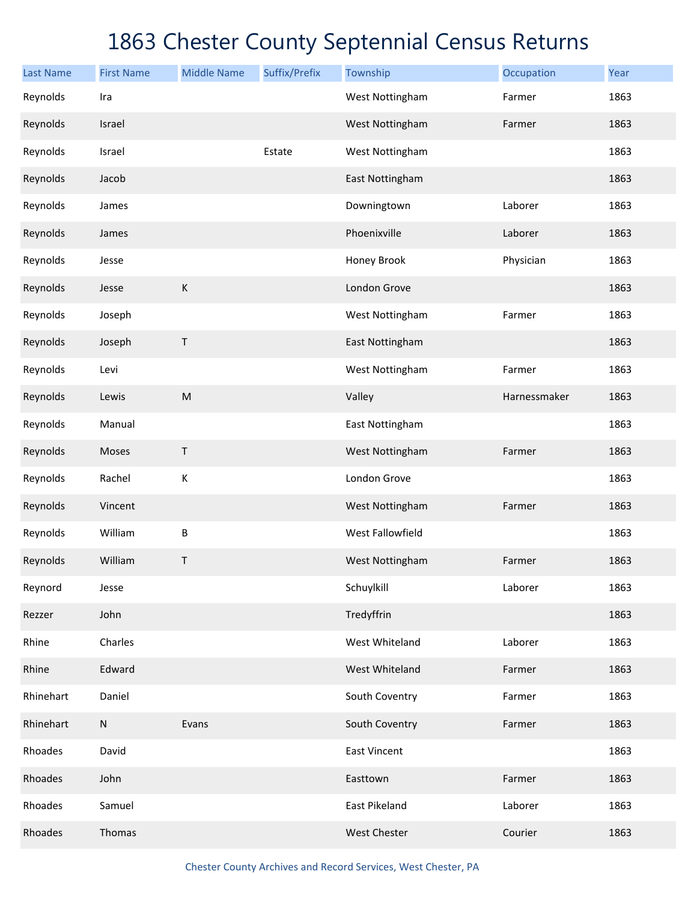# 1863 Chester County Septennial Census Returns

| Last Name | First Name | Middle Name | Suffix/Prefix | Township | Occupation | Year |
|---|---|---|---|---|---|---|
| Reynolds | Ira | | | West Nottingham | Farmer | 1863 |
| Reynolds | Israel | | | West Nottingham | Farmer | 1863 |
| Reynolds | Israel | | Estate | West Nottingham | | 1863 |
| Reynolds | Jacob | | | East Nottingham | | 1863 |
| Reynolds | James | | | Downingtown | Laborer | 1863 |
| Reynolds | James | | | Phoenixville | Laborer | 1863 |
| Reynolds | Jesse | | | Honey Brook | Physician | 1863 |
| Reynolds | Jesse | K | | London Grove | | 1863 |
| Reynolds | Joseph | | | West Nottingham | Farmer | 1863 |
| Reynolds | Joseph | T | | East Nottingham | | 1863 |
| Reynolds | Levi | | | West Nottingham | Farmer | 1863 |
| Reynolds | Lewis | M | | Valley | Harnessmaker | 1863 |
| Reynolds | Manual | | | East Nottingham | | 1863 |
| Reynolds | Moses | T | | West Nottingham | Farmer | 1863 |
| Reynolds | Rachel | K | | London Grove | | 1863 |
| Reynolds | Vincent | | | West Nottingham | Farmer | 1863 |
| Reynolds | William | B | | West Fallowfield | | 1863 |
| Reynolds | William | T | | West Nottingham | Farmer | 1863 |
| Reynord | Jesse | | | Schuylkill | Laborer | 1863 |
| Rezzer | John | | | Tredyffrin | | 1863 |
| Rhine | Charles | | | West Whiteland | Laborer | 1863 |
| Rhine | Edward | | | West Whiteland | Farmer | 1863 |
| Rhinehart | Daniel | | | South Coventry | Farmer | 1863 |
| Rhinehart | N | Evans | | South Coventry | Farmer | 1863 |
| Rhoades | David | | | East Vincent | | 1863 |
| Rhoades | John | | | Easttown | Farmer | 1863 |
| Rhoades | Samuel | | | East Pikeland | Laborer | 1863 |
| Rhoades | Thomas | | | West Chester | Courier | 1863 |

Chester County Archives and Record Services, West Chester, PA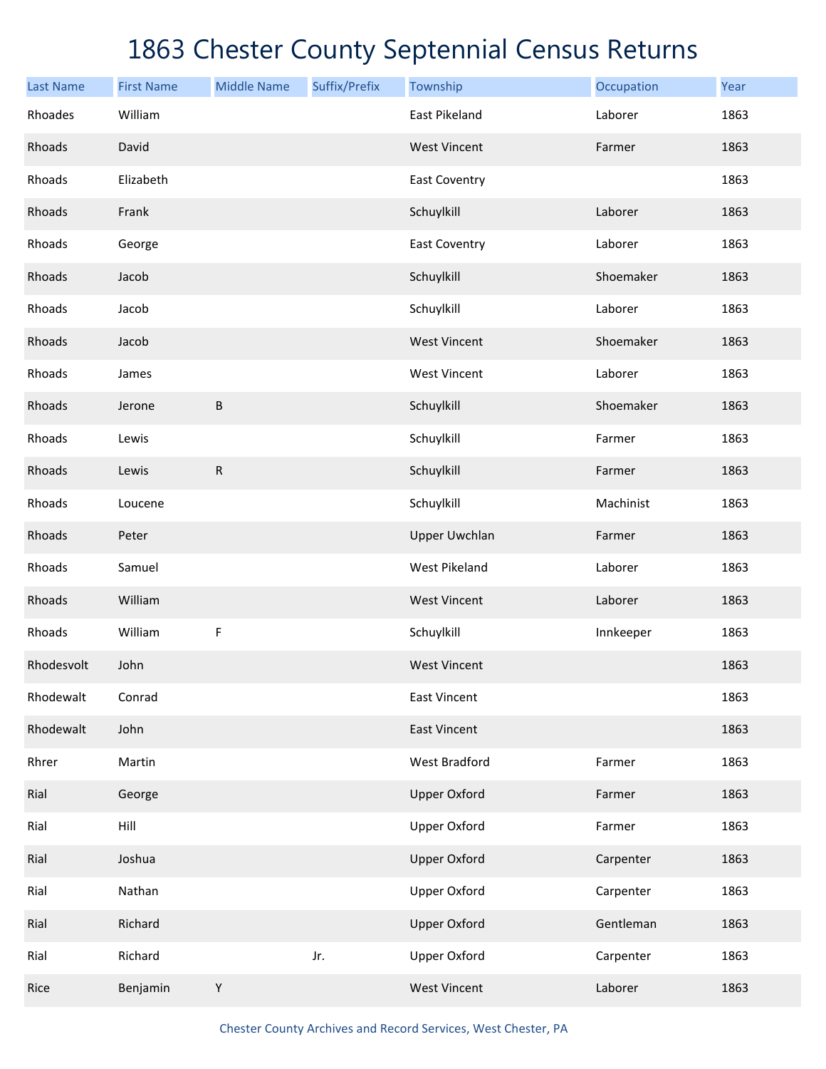# 1863 Chester County Septennial Census Returns

| Last Name | First Name | Middle Name | Suffix/Prefix | Township | Occupation | Year |
|---|---|---|---|---|---|---|
| Rhoades | William | | | East Pikeland | Laborer | 1863 |
| Rhoads | David | | | West Vincent | Farmer | 1863 |
| Rhoads | Elizabeth | | | East Coventry | | 1863 |
| Rhoads | Frank | | | Schuylkill | Laborer | 1863 |
| Rhoads | George | | | East Coventry | Laborer | 1863 |
| Rhoads | Jacob | | | Schuylkill | Shoemaker | 1863 |
| Rhoads | Jacob | | | Schuylkill | Laborer | 1863 |
| Rhoads | Jacob | | | West Vincent | Shoemaker | 1863 |
| Rhoads | James | | | West Vincent | Laborer | 1863 |
| Rhoads | Jerone | B | | Schuylkill | Shoemaker | 1863 |
| Rhoads | Lewis | | | Schuylkill | Farmer | 1863 |
| Rhoads | Lewis | R | | Schuylkill | Farmer | 1863 |
| Rhoads | Loucene | | | Schuylkill | Machinist | 1863 |
| Rhoads | Peter | | | Upper Uwchlan | Farmer | 1863 |
| Rhoads | Samuel | | | West Pikeland | Laborer | 1863 |
| Rhoads | William | | | West Vincent | Laborer | 1863 |
| Rhoads | William | F | | Schuylkill | Innkeeper | 1863 |
| Rhodesvolt | John | | | West Vincent | | 1863 |
| Rhodewalt | Conrad | | | East Vincent | | 1863 |
| Rhodewalt | John | | | East Vincent | | 1863 |
| Rhrer | Martin | | | West Bradford | Farmer | 1863 |
| Rial | George | | | Upper Oxford | Farmer | 1863 |
| Rial | Hill | | | Upper Oxford | Farmer | 1863 |
| Rial | Joshua | | | Upper Oxford | Carpenter | 1863 |
| Rial | Nathan | | | Upper Oxford | Carpenter | 1863 |
| Rial | Richard | | | Upper Oxford | Gentleman | 1863 |
| Rial | Richard | | Jr. | Upper Oxford | Carpenter | 1863 |
| Rice | Benjamin | Y | | West Vincent | Laborer | 1863 |

Chester County Archives and Record Services, West Chester, PA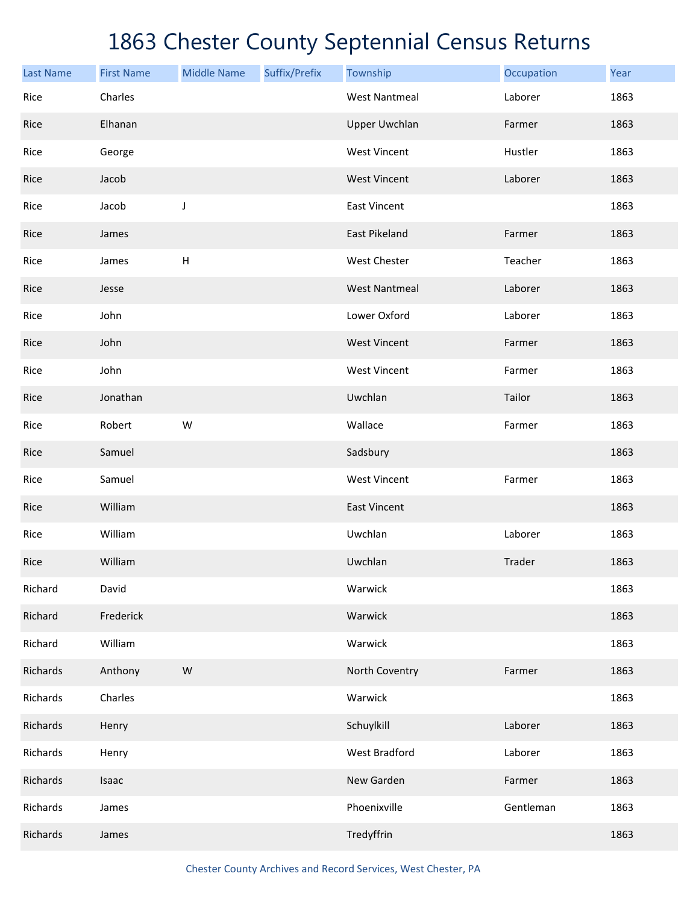# 1863 Chester County Septennial Census Returns

| Last Name | First Name | Middle Name | Suffix/Prefix | Township | Occupation | Year |
|---|---|---|---|---|---|---|
| Rice | Charles | | | West Nantmeal | Laborer | 1863 |
| Rice | Elhanan | | | Upper Uwchlan | Farmer | 1863 |
| Rice | George | | | West Vincent | Hustler | 1863 |
| Rice | Jacob | | | West Vincent | Laborer | 1863 |
| Rice | Jacob | J | | East Vincent | | 1863 |
| Rice | James | | | East Pikeland | Farmer | 1863 |
| Rice | James | H | | West Chester | Teacher | 1863 |
| Rice | Jesse | | | West Nantmeal | Laborer | 1863 |
| Rice | John | | | Lower Oxford | Laborer | 1863 |
| Rice | John | | | West Vincent | Farmer | 1863 |
| Rice | John | | | West Vincent | Farmer | 1863 |
| Rice | Jonathan | | | Uwchlan | Tailor | 1863 |
| Rice | Robert | W | | Wallace | Farmer | 1863 |
| Rice | Samuel | | | Sadsbury | | 1863 |
| Rice | Samuel | | | West Vincent | Farmer | 1863 |
| Rice | William | | | East Vincent | | 1863 |
| Rice | William | | | Uwchlan | Laborer | 1863 |
| Rice | William | | | Uwchlan | Trader | 1863 |
| Richard | David | | | Warwick | | 1863 |
| Richard | Frederick | | | Warwick | | 1863 |
| Richard | William | | | Warwick | | 1863 |
| Richards | Anthony | W | | North Coventry | Farmer | 1863 |
| Richards | Charles | | | Warwick | | 1863 |
| Richards | Henry | | | Schuylkill | Laborer | 1863 |
| Richards | Henry | | | West Bradford | Laborer | 1863 |
| Richards | Isaac | | | New Garden | Farmer | 1863 |
| Richards | James | | | Phoenixville | Gentleman | 1863 |
| Richards | James | | | Tredyffrin | | 1863 |

Chester County Archives and Record Services, West Chester, PA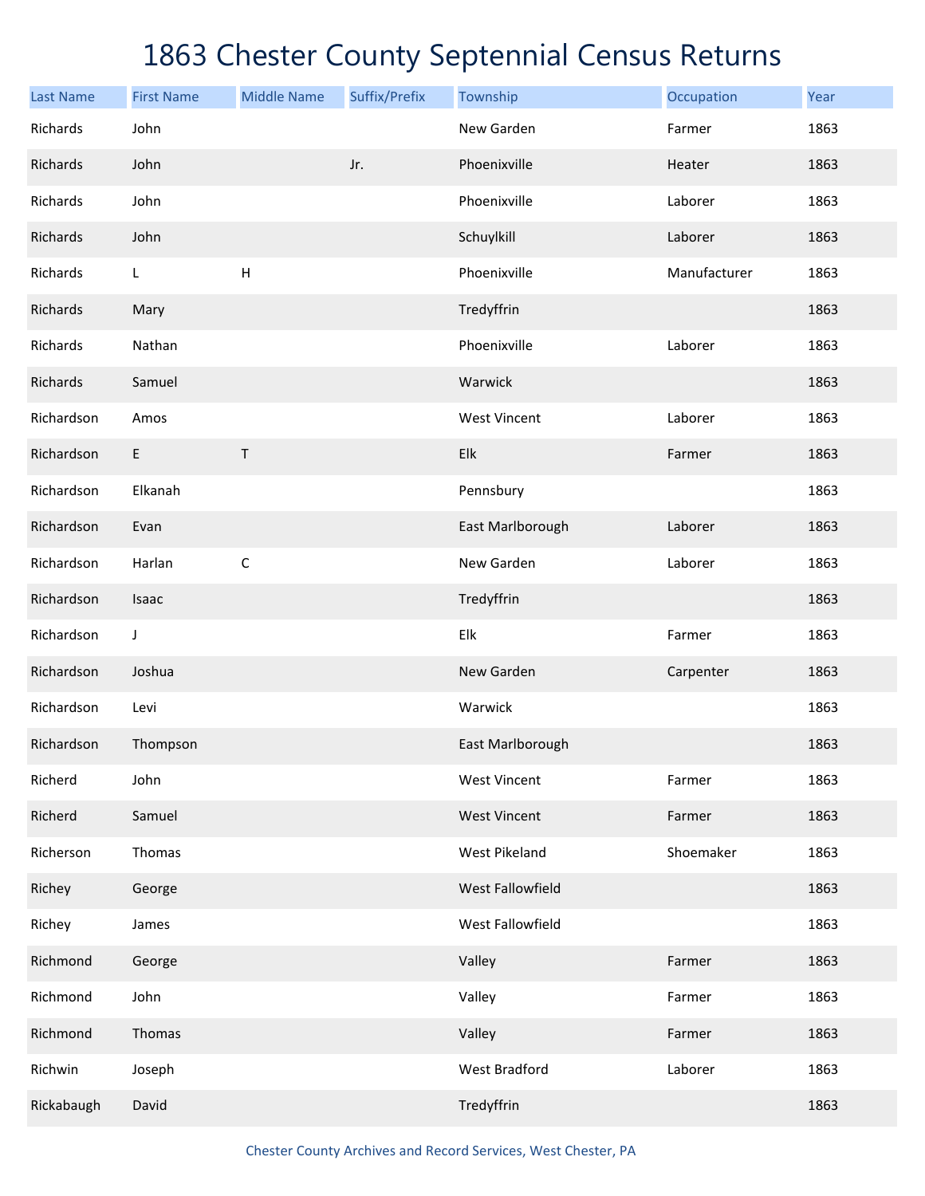# 1863 Chester County Septennial Census Returns

| Last Name | First Name | Middle Name | Suffix/Prefix | Township | Occupation | Year |
|---|---|---|---|---|---|---|
| Richards | John | | | New Garden | Farmer | 1863 |
| Richards | John | | Jr. | Phoenixville | Heater | 1863 |
| Richards | John | | | Phoenixville | Laborer | 1863 |
| Richards | John | | | Schuylkill | Laborer | 1863 |
| Richards | L | H | | Phoenixville | Manufacturer | 1863 |
| Richards | Mary | | | Tredyffrin | | 1863 |
| Richards | Nathan | | | Phoenixville | Laborer | 1863 |
| Richards | Samuel | | | Warwick | | 1863 |
| Richardson | Amos | | | West Vincent | Laborer | 1863 |
| Richardson | E | T | | Elk | Farmer | 1863 |
| Richardson | Elkanah | | | Pennsbury | | 1863 |
| Richardson | Evan | | | East Marlborough | Laborer | 1863 |
| Richardson | Harlan | C | | New Garden | Laborer | 1863 |
| Richardson | Isaac | | | Tredyffrin | | 1863 |
| Richardson | J | | | Elk | Farmer | 1863 |
| Richardson | Joshua | | | New Garden | Carpenter | 1863 |
| Richardson | Levi | | | Warwick | | 1863 |
| Richardson | Thompson | | | East Marlborough | | 1863 |
| Richerd | John | | | West Vincent | Farmer | 1863 |
| Richerd | Samuel | | | West Vincent | Farmer | 1863 |
| Richerson | Thomas | | | West Pikeland | Shoemaker | 1863 |
| Richey | George | | | West Fallowfield | | 1863 |
| Richey | James | | | West Fallowfield | | 1863 |
| Richmond | George | | | Valley | Farmer | 1863 |
| Richmond | John | | | Valley | Farmer | 1863 |
| Richmond | Thomas | | | Valley | Farmer | 1863 |
| Richwin | Joseph | | | West Bradford | Laborer | 1863 |
| Rickabaugh | David | | | Tredyffrin | | 1863 |

Chester County Archives and Record Services, West Chester, PA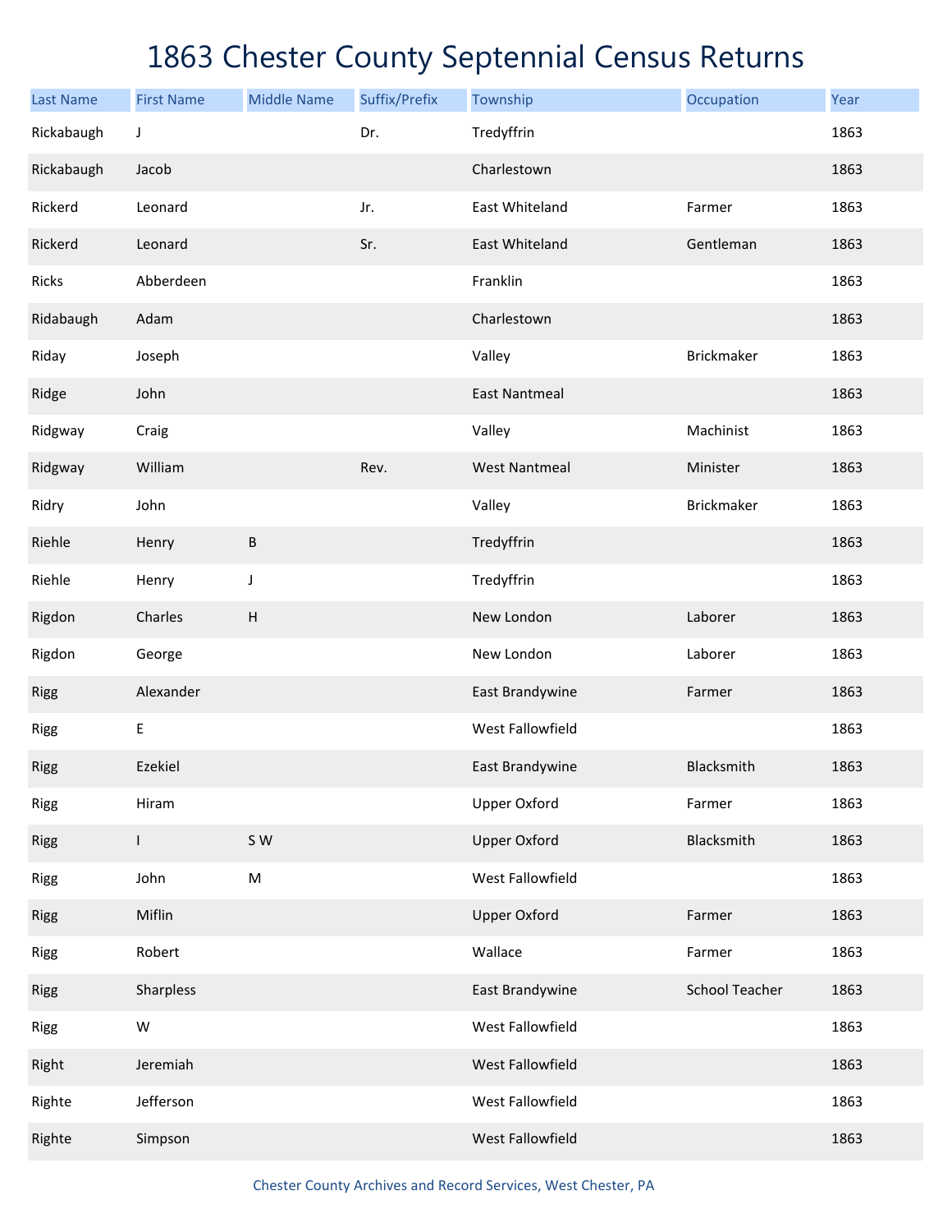# 1863 Chester County Septennial Census Returns

| Last Name | First Name | Middle Name | Suffix/Prefix | Township | Occupation | Year |
|---|---|---|---|---|---|---|
| Rickabaugh | J | | Dr. | Tredyffrin | | 1863 |
| Rickabaugh | Jacob | | | Charlestown | | 1863 |
| Rickerd | Leonard | | Jr. | East Whiteland | Farmer | 1863 |
| Rickerd | Leonard | | Sr. | East Whiteland | Gentleman | 1863 |
| Ricks | Abberdeen | | | Franklin | | 1863 |
| Ridabaugh | Adam | | | Charlestown | | 1863 |
| Riday | Joseph | | | Valley | Brickmaker | 1863 |
| Ridge | John | | | East Nantmeal | | 1863 |
| Ridgway | Craig | | | Valley | Machinist | 1863 |
| Ridgway | William | | Rev. | West Nantmeal | Minister | 1863 |
| Ridry | John | | | Valley | Brickmaker | 1863 |
| Riehle | Henry | B | | Tredyffrin | | 1863 |
| Riehle | Henry | J | | Tredyffrin | | 1863 |
| Rigdon | Charles | H | | New London | Laborer | 1863 |
| Rigdon | George | | | New London | Laborer | 1863 |
| Rigg | Alexander | | | East Brandywine | Farmer | 1863 |
| Rigg | E | | | West Fallowfield | | 1863 |
| Rigg | Ezekiel | | | East Brandywine | Blacksmith | 1863 |
| Rigg | Hiram | | | Upper Oxford | Farmer | 1863 |
| Rigg | I | S W | | Upper Oxford | Blacksmith | 1863 |
| Rigg | John | M | | West Fallowfield | | 1863 |
| Rigg | Miflin | | | Upper Oxford | Farmer | 1863 |
| Rigg | Robert | | | Wallace | Farmer | 1863 |
| Rigg | Sharpless | | | East Brandywine | School Teacher | 1863 |
| Rigg | W | | | West Fallowfield | | 1863 |
| Right | Jeremiah | | | West Fallowfield | | 1863 |
| Righte | Jefferson | | | West Fallowfield | | 1863 |
| Righte | Simpson | | | West Fallowfield | | 1863 |

Chester County Archives and Record Services, West Chester, PA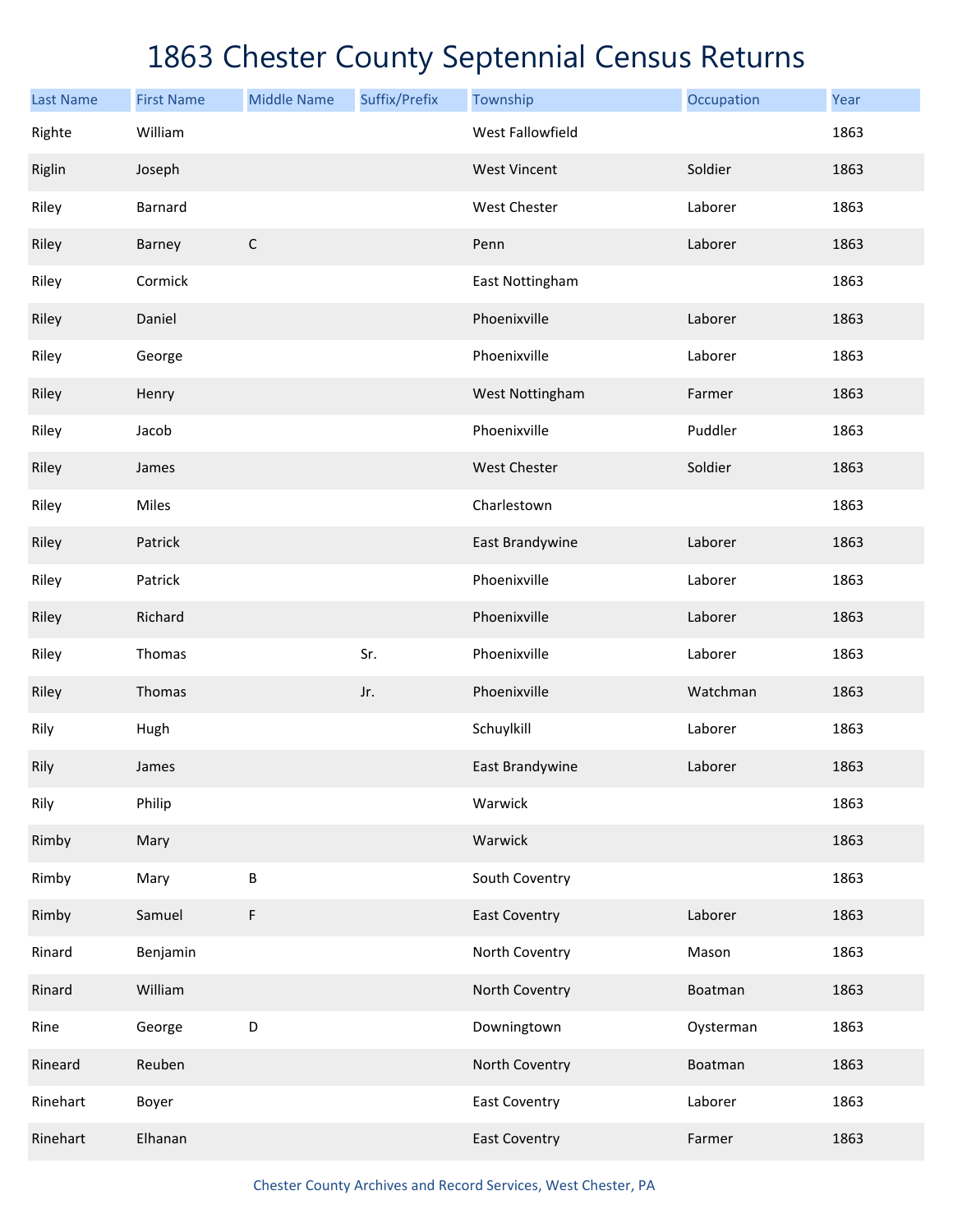# 1863 Chester County Septennial Census Returns

| Last Name | First Name | Middle Name | Suffix/Prefix | Township | Occupation | Year |
|---|---|---|---|---|---|---|
| Righte | William | | | West Fallowfield | | 1863 |
| Riglin | Joseph | | | West Vincent | Soldier | 1863 |
| Riley | Barnard | | | West Chester | Laborer | 1863 |
| Riley | Barney | C | | Penn | Laborer | 1863 |
| Riley | Cormick | | | East Nottingham | | 1863 |
| Riley | Daniel | | | Phoenixville | Laborer | 1863 |
| Riley | George | | | Phoenixville | Laborer | 1863 |
| Riley | Henry | | | West Nottingham | Farmer | 1863 |
| Riley | Jacob | | | Phoenixville | Puddler | 1863 |
| Riley | James | | | West Chester | Soldier | 1863 |
| Riley | Miles | | | Charlestown | | 1863 |
| Riley | Patrick | | | East Brandywine | Laborer | 1863 |
| Riley | Patrick | | | Phoenixville | Laborer | 1863 |
| Riley | Richard | | | Phoenixville | Laborer | 1863 |
| Riley | Thomas | | Sr. | Phoenixville | Laborer | 1863 |
| Riley | Thomas | | Jr. | Phoenixville | Watchman | 1863 |
| Rily | Hugh | | | Schuylkill | Laborer | 1863 |
| Rily | James | | | East Brandywine | Laborer | 1863 |
| Rily | Philip | | | Warwick | | 1863 |
| Rimby | Mary | | | Warwick | | 1863 |
| Rimby | Mary | B | | South Coventry | | 1863 |
| Rimby | Samuel | F | | East Coventry | Laborer | 1863 |
| Rinard | Benjamin | | | North Coventry | Mason | 1863 |
| Rinard | William | | | North Coventry | Boatman | 1863 |
| Rine | George | D | | Downingtown | Oysterman | 1863 |
| Rineard | Reuben | | | North Coventry | Boatman | 1863 |
| Rinehart | Boyer | | | East Coventry | Laborer | 1863 |
| Rinehart | Elhanan | | | East Coventry | Farmer | 1863 |

Chester County Archives and Record Services, West Chester, PA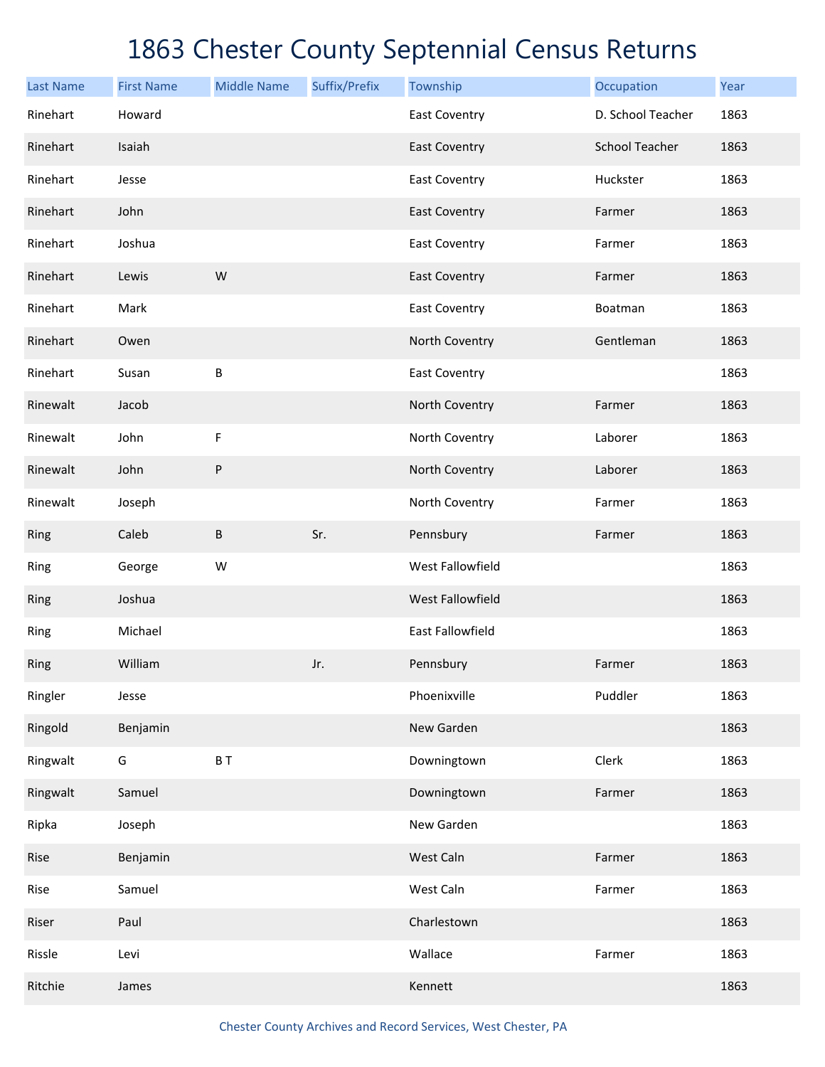# 1863 Chester County Septennial Census Returns

| Last Name | First Name | Middle Name | Suffix/Prefix | Township | Occupation | Year |
|---|---|---|---|---|---|---|
| Rinehart | Howard | | | East Coventry | D. School Teacher | 1863 |
| Rinehart | Isaiah | | | East Coventry | School Teacher | 1863 |
| Rinehart | Jesse | | | East Coventry | Huckster | 1863 |
| Rinehart | John | | | East Coventry | Farmer | 1863 |
| Rinehart | Joshua | | | East Coventry | Farmer | 1863 |
| Rinehart | Lewis | W | | East Coventry | Farmer | 1863 |
| Rinehart | Mark | | | East Coventry | Boatman | 1863 |
| Rinehart | Owen | | | North Coventry | Gentleman | 1863 |
| Rinehart | Susan | B | | East Coventry | | 1863 |
| Rinewalt | Jacob | | | North Coventry | Farmer | 1863 |
| Rinewalt | John | F | | North Coventry | Laborer | 1863 |
| Rinewalt | John | P | | North Coventry | Laborer | 1863 |
| Rinewalt | Joseph | | | North Coventry | Farmer | 1863 |
| Ring | Caleb | B | Sr. | Pennsbury | Farmer | 1863 |
| Ring | George | W | | West Fallowfield | | 1863 |
| Ring | Joshua | | | West Fallowfield | | 1863 |
| Ring | Michael | | | East Fallowfield | | 1863 |
| Ring | William | | Jr. | Pennsbury | Farmer | 1863 |
| Ringler | Jesse | | | Phoenixville | Puddler | 1863 |
| Ringold | Benjamin | | | New Garden | | 1863 |
| Ringwalt | G | B T | | Downingtown | Clerk | 1863 |
| Ringwalt | Samuel | | | Downingtown | Farmer | 1863 |
| Ripka | Joseph | | | New Garden | | 1863 |
| Rise | Benjamin | | | West Caln | Farmer | 1863 |
| Rise | Samuel | | | West Caln | Farmer | 1863 |
| Riser | Paul | | | Charlestown | | 1863 |
| Rissle | Levi | | | Wallace | Farmer | 1863 |
| Ritchie | James | | | Kennett | | 1863 |

Chester County Archives and Record Services, West Chester, PA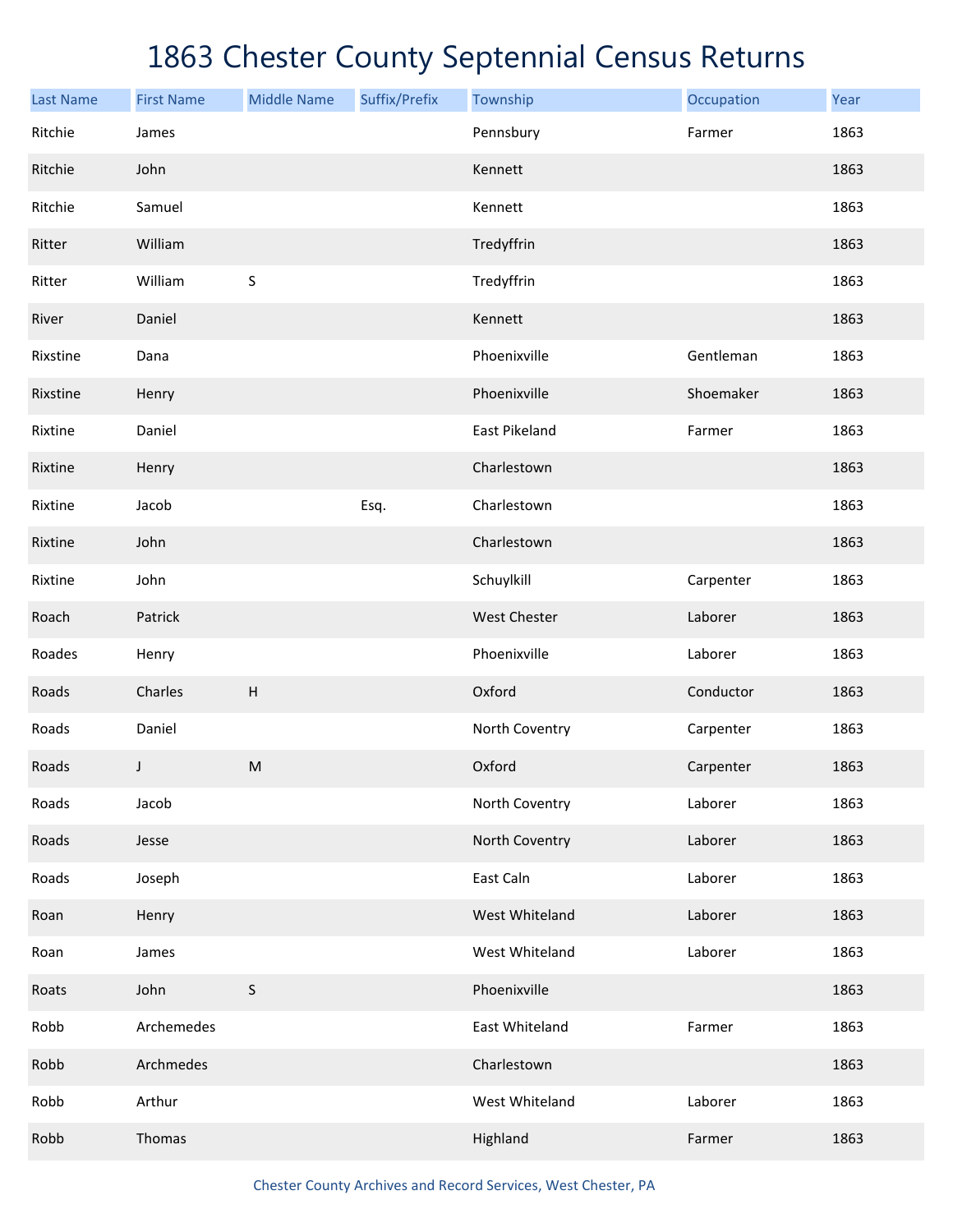# 1863 Chester County Septennial Census Returns

| Last Name | First Name | Middle Name | Suffix/Prefix | Township | Occupation | Year |
|---|---|---|---|---|---|---|
| Ritchie | James | | | Pennsbury | Farmer | 1863 |
| Ritchie | John | | | Kennett | | 1863 |
| Ritchie | Samuel | | | Kennett | | 1863 |
| Ritter | William | | | Tredyffrin | | 1863 |
| Ritter | William | S | | Tredyffrin | | 1863 |
| River | Daniel | | | Kennett | | 1863 |
| Rixstine | Dana | | | Phoenixville | Gentleman | 1863 |
| Rixstine | Henry | | | Phoenixville | Shoemaker | 1863 |
| Rixtine | Daniel | | | East Pikeland | Farmer | 1863 |
| Rixtine | Henry | | | Charlestown | | 1863 |
| Rixtine | Jacob | | Esq. | Charlestown | | 1863 |
| Rixtine | John | | | Charlestown | | 1863 |
| Rixtine | John | | | Schuylkill | Carpenter | 1863 |
| Roach | Patrick | | | West Chester | Laborer | 1863 |
| Roades | Henry | | | Phoenixville | Laborer | 1863 |
| Roads | Charles | H | | Oxford | Conductor | 1863 |
| Roads | Daniel | | | North Coventry | Carpenter | 1863 |
| Roads | J | M | | Oxford | Carpenter | 1863 |
| Roads | Jacob | | | North Coventry | Laborer | 1863 |
| Roads | Jesse | | | North Coventry | Laborer | 1863 |
| Roads | Joseph | | | East Caln | Laborer | 1863 |
| Roan | Henry | | | West Whiteland | Laborer | 1863 |
| Roan | James | | | West Whiteland | Laborer | 1863 |
| Roats | John | S | | Phoenixville | | 1863 |
| Robb | Archemedes | | | East Whiteland | Farmer | 1863 |
| Robb | Archmedes | | | Charlestown | | 1863 |
| Robb | Arthur | | | West Whiteland | Laborer | 1863 |
| Robb | Thomas | | | Highland | Farmer | 1863 |

Chester County Archives and Record Services, West Chester, PA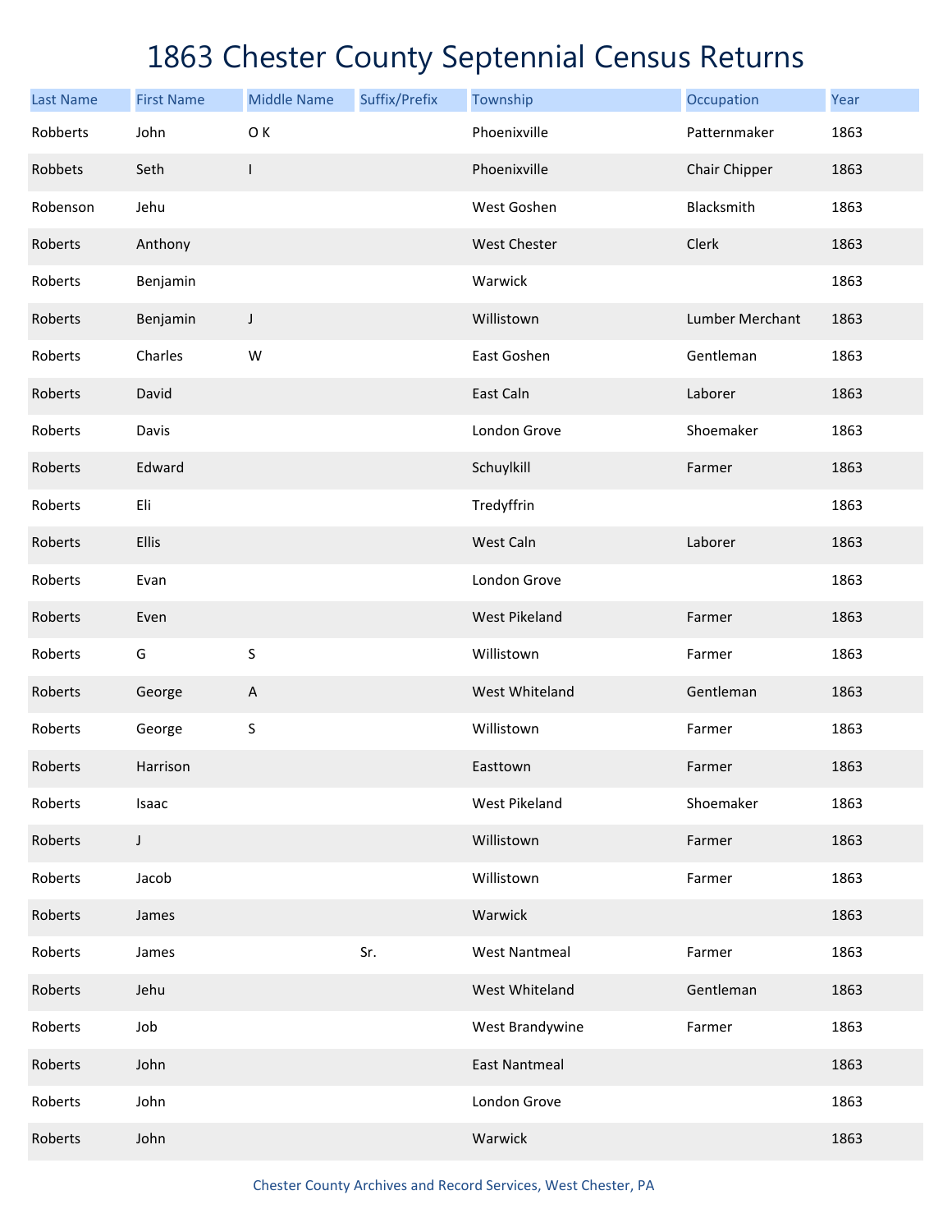# 1863 Chester County Septennial Census Returns

| Last Name | First Name | Middle Name | Suffix/Prefix | Township | Occupation | Year |
|---|---|---|---|---|---|---|
| Robberts | John | O K | | Phoenixville | Patternmaker | 1863 |
| Robbets | Seth | I | | Phoenixville | Chair Chipper | 1863 |
| Robenson | Jehu | | | West Goshen | Blacksmith | 1863 |
| Roberts | Anthony | | | West Chester | Clerk | 1863 |
| Roberts | Benjamin | | | Warwick | | 1863 |
| Roberts | Benjamin | J | | Willistown | Lumber Merchant | 1863 |
| Roberts | Charles | W | | East Goshen | Gentleman | 1863 |
| Roberts | David | | | East Caln | Laborer | 1863 |
| Roberts | Davis | | | London Grove | Shoemaker | 1863 |
| Roberts | Edward | | | Schuylkill | Farmer | 1863 |
| Roberts | Eli | | | Tredyffrin | | 1863 |
| Roberts | Ellis | | | West Caln | Laborer | 1863 |
| Roberts | Evan | | | London Grove | | 1863 |
| Roberts | Even | | | West Pikeland | Farmer | 1863 |
| Roberts | G | S | | Willistown | Farmer | 1863 |
| Roberts | George | A | | West Whiteland | Gentleman | 1863 |
| Roberts | George | S | | Willistown | Farmer | 1863 |
| Roberts | Harrison | | | Easttown | Farmer | 1863 |
| Roberts | Isaac | | | West Pikeland | Shoemaker | 1863 |
| Roberts | J | | | Willistown | Farmer | 1863 |
| Roberts | Jacob | | | Willistown | Farmer | 1863 |
| Roberts | James | | | Warwick | | 1863 |
| Roberts | James | | Sr. | West Nantmeal | Farmer | 1863 |
| Roberts | Jehu | | | West Whiteland | Gentleman | 1863 |
| Roberts | Job | | | West Brandywine | Farmer | 1863 |
| Roberts | John | | | East Nantmeal | | 1863 |
| Roberts | John | | | London Grove | | 1863 |
| Roberts | John | | | Warwick | | 1863 |

Chester County Archives and Record Services, West Chester, PA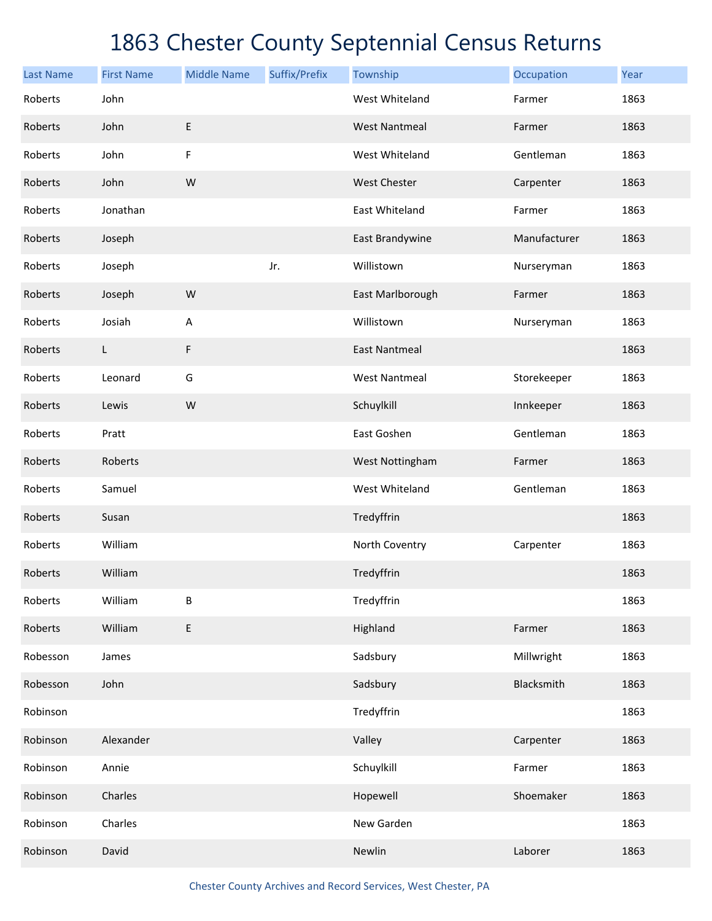# 1863 Chester County Septennial Census Returns

| Last Name | First Name | Middle Name | Suffix/Prefix | Township | Occupation | Year |
|---|---|---|---|---|---|---|
| Roberts | John | | | West Whiteland | Farmer | 1863 |
| Roberts | John | E | | West Nantmeal | Farmer | 1863 |
| Roberts | John | F | | West Whiteland | Gentleman | 1863 |
| Roberts | John | W | | West Chester | Carpenter | 1863 |
| Roberts | Jonathan | | | East Whiteland | Farmer | 1863 |
| Roberts | Joseph | | | East Brandywine | Manufacturer | 1863 |
| Roberts | Joseph | | Jr. | Willistown | Nurseryman | 1863 |
| Roberts | Joseph | W | | East Marlborough | Farmer | 1863 |
| Roberts | Josiah | A | | Willistown | Nurseryman | 1863 |
| Roberts | L | F | | East Nantmeal | | 1863 |
| Roberts | Leonard | G | | West Nantmeal | Storekeeper | 1863 |
| Roberts | Lewis | W | | Schuylkill | Innkeeper | 1863 |
| Roberts | Pratt | | | East Goshen | Gentleman | 1863 |
| Roberts | Roberts | | | West Nottingham | Farmer | 1863 |
| Roberts | Samuel | | | West Whiteland | Gentleman | 1863 |
| Roberts | Susan | | | Tredyffrin | | 1863 |
| Roberts | William | | | North Coventry | Carpenter | 1863 |
| Roberts | William | | | Tredyffrin | | 1863 |
| Roberts | William | B | | Tredyffrin | | 1863 |
| Roberts | William | E | | Highland | Farmer | 1863 |
| Robesson | James | | | Sadsbury | Millwright | 1863 |
| Robesson | John | | | Sadsbury | Blacksmith | 1863 |
| Robinson | | | | Tredyffrin | | 1863 |
| Robinson | Alexander | | | Valley | Carpenter | 1863 |
| Robinson | Annie | | | Schuylkill | Farmer | 1863 |
| Robinson | Charles | | | Hopewell | Shoemaker | 1863 |
| Robinson | Charles | | | New Garden | | 1863 |
| Robinson | David | | | Newlin | Laborer | 1863 |

Chester County Archives and Record Services, West Chester, PA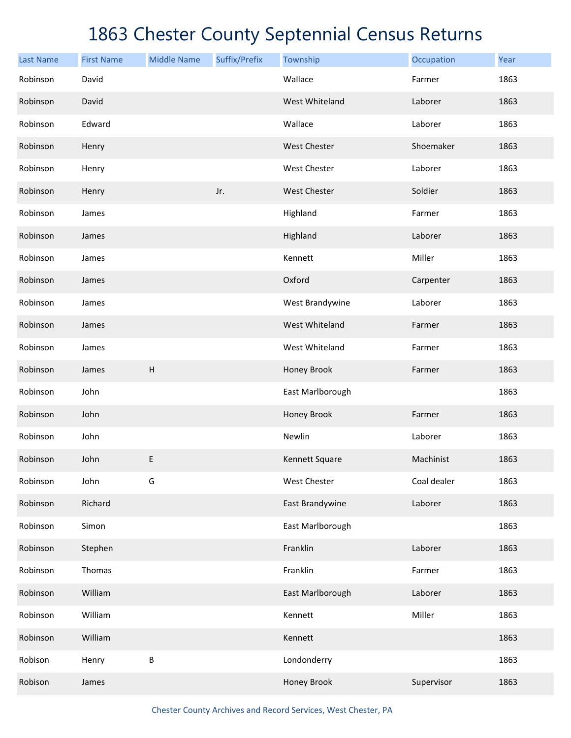# 1863 Chester County Septennial Census Returns

| Last Name | First Name | Middle Name | Suffix/Prefix | Township | Occupation | Year |
|---|---|---|---|---|---|---|
| Robinson | David | | | Wallace | Farmer | 1863 |
| Robinson | David | | | West Whiteland | Laborer | 1863 |
| Robinson | Edward | | | Wallace | Laborer | 1863 |
| Robinson | Henry | | | West Chester | Shoemaker | 1863 |
| Robinson | Henry | | | West Chester | Laborer | 1863 |
| Robinson | Henry | | Jr. | West Chester | Soldier | 1863 |
| Robinson | James | | | Highland | Farmer | 1863 |
| Robinson | James | | | Highland | Laborer | 1863 |
| Robinson | James | | | Kennett | Miller | 1863 |
| Robinson | James | | | Oxford | Carpenter | 1863 |
| Robinson | James | | | West Brandywine | Laborer | 1863 |
| Robinson | James | | | West Whiteland | Farmer | 1863 |
| Robinson | James | | | West Whiteland | Farmer | 1863 |
| Robinson | James | H | | Honey Brook | Farmer | 1863 |
| Robinson | John | | | East Marlborough | | 1863 |
| Robinson | John | | | Honey Brook | Farmer | 1863 |
| Robinson | John | | | Newlin | Laborer | 1863 |
| Robinson | John | E | | Kennett Square | Machinist | 1863 |
| Robinson | John | G | | West Chester | Coal dealer | 1863 |
| Robinson | Richard | | | East Brandywine | Laborer | 1863 |
| Robinson | Simon | | | East Marlborough | | 1863 |
| Robinson | Stephen | | | Franklin | Laborer | 1863 |
| Robinson | Thomas | | | Franklin | Farmer | 1863 |
| Robinson | William | | | East Marlborough | Laborer | 1863 |
| Robinson | William | | | Kennett | Miller | 1863 |
| Robinson | William | | | Kennett | | 1863 |
| Robison | Henry | B | | Londonderry | | 1863 |
| Robison | James | | | Honey Brook | Supervisor | 1863 |

Chester County Archives and Record Services, West Chester, PA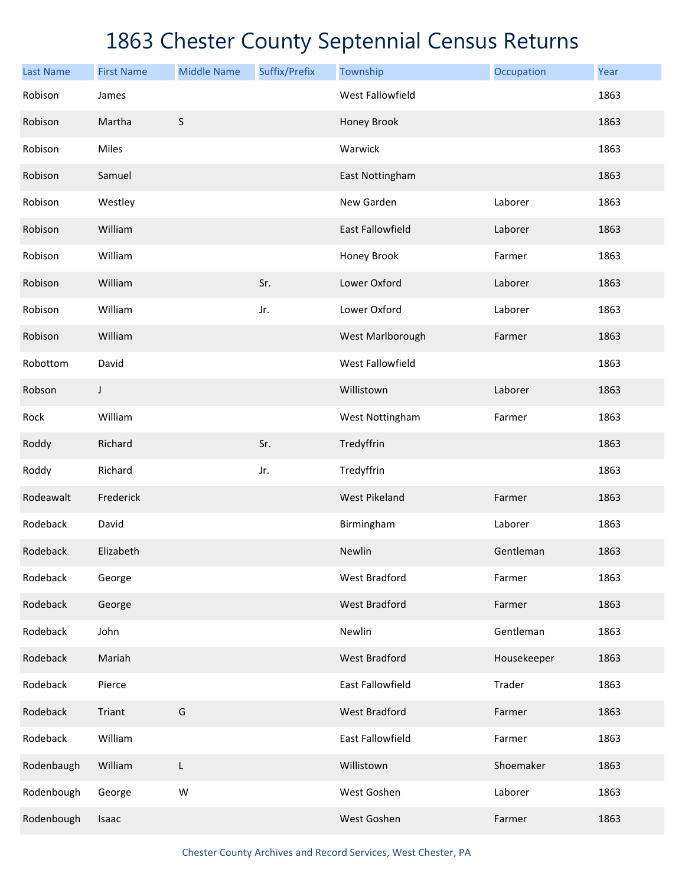# 1863 Chester County Septennial Census Returns

| Last Name | First Name | Middle Name | Suffix/Prefix | Township | Occupation | Year |
|---|---|---|---|---|---|---|
| Robison | James | | | West Fallowfield | | 1863 |
| Robison | Martha | S | | Honey Brook | | 1863 |
| Robison | Miles | | | Warwick | | 1863 |
| Robison | Samuel | | | East Nottingham | | 1863 |
| Robison | Westley | | | New Garden | Laborer | 1863 |
| Robison | William | | | East Fallowfield | Laborer | 1863 |
| Robison | William | | | Honey Brook | Farmer | 1863 |
| Robison | William | | Sr. | Lower Oxford | Laborer | 1863 |
| Robison | William | | Jr. | Lower Oxford | Laborer | 1863 |
| Robison | William | | | West Marlborough | Farmer | 1863 |
| Robottom | David | | | West Fallowfield | | 1863 |
| Robson | J | | | Willistown | Laborer | 1863 |
| Rock | William | | | West Nottingham | Farmer | 1863 |
| Roddy | Richard | | Sr. | Tredyffrin | | 1863 |
| Roddy | Richard | | Jr. | Tredyffrin | | 1863 |
| Rodeawalt | Frederick | | | West Pikeland | Farmer | 1863 |
| Rodeback | David | | | Birmingham | Laborer | 1863 |
| Rodeback | Elizabeth | | | Newlin | Gentleman | 1863 |
| Rodeback | George | | | West Bradford | Farmer | 1863 |
| Rodeback | George | | | West Bradford | Farmer | 1863 |
| Rodeback | John | | | Newlin | Gentleman | 1863 |
| Rodeback | Mariah | | | West Bradford | Housekeeper | 1863 |
| Rodeback | Pierce | | | East Fallowfield | Trader | 1863 |
| Rodeback | Triant | G | | West Bradford | Farmer | 1863 |
| Rodeback | William | | | East Fallowfield | Farmer | 1863 |
| Rodenbaugh | William | L | | Willistown | Shoemaker | 1863 |
| Rodenbough | George | W | | West Goshen | Laborer | 1863 |
| Rodenbough | Isaac | | | West Goshen | Farmer | 1863 |

Chester County Archives and Record Services, West Chester, PA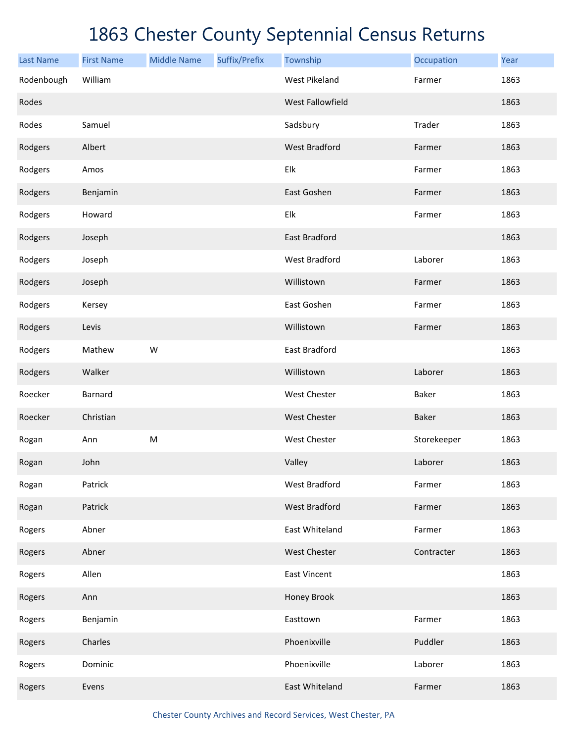# 1863 Chester County Septennial Census Returns

| Last Name | First Name | Middle Name | Suffix/Prefix | Township | Occupation | Year |
|---|---|---|---|---|---|---|
| Rodenbough | William | | | West Pikeland | Farmer | 1863 |
| Rodes | | | | West Fallowfield | | 1863 |
| Rodes | Samuel | | | Sadsbury | Trader | 1863 |
| Rodgers | Albert | | | West Bradford | Farmer | 1863 |
| Rodgers | Amos | | | Elk | Farmer | 1863 |
| Rodgers | Benjamin | | | East Goshen | Farmer | 1863 |
| Rodgers | Howard | | | Elk | Farmer | 1863 |
| Rodgers | Joseph | | | East Bradford | | 1863 |
| Rodgers | Joseph | | | West Bradford | Laborer | 1863 |
| Rodgers | Joseph | | | Willistown | Farmer | 1863 |
| Rodgers | Kersey | | | East Goshen | Farmer | 1863 |
| Rodgers | Levis | | | Willistown | Farmer | 1863 |
| Rodgers | Mathew | W | | East Bradford | | 1863 |
| Rodgers | Walker | | | Willistown | Laborer | 1863 |
| Roecker | Barnard | | | West Chester | Baker | 1863 |
| Roecker | Christian | | | West Chester | Baker | 1863 |
| Rogan | Ann | M | | West Chester | Storekeeper | 1863 |
| Rogan | John | | | Valley | Laborer | 1863 |
| Rogan | Patrick | | | West Bradford | Farmer | 1863 |
| Rogan | Patrick | | | West Bradford | Farmer | 1863 |
| Rogers | Abner | | | East Whiteland | Farmer | 1863 |
| Rogers | Abner | | | West Chester | Contracter | 1863 |
| Rogers | Allen | | | East Vincent | | 1863 |
| Rogers | Ann | | | Honey Brook | | 1863 |
| Rogers | Benjamin | | | Easttown | Farmer | 1863 |
| Rogers | Charles | | | Phoenixville | Puddler | 1863 |
| Rogers | Dominic | | | Phoenixville | Laborer | 1863 |
| Rogers | Evens | | | East Whiteland | Farmer | 1863 |

Chester County Archives and Record Services, West Chester, PA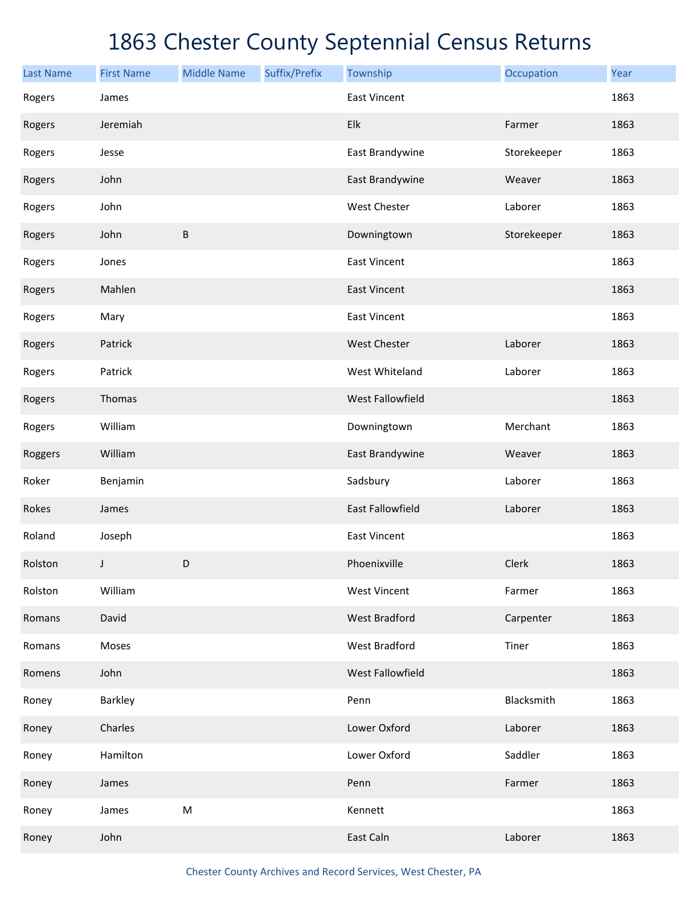# 1863 Chester County Septennial Census Returns

| Last Name | First Name | Middle Name | Suffix/Prefix | Township | Occupation | Year |
|---|---|---|---|---|---|---|
| Rogers | James | | | East Vincent | | 1863 |
| Rogers | Jeremiah | | | Elk | Farmer | 1863 |
| Rogers | Jesse | | | East Brandywine | Storekeeper | 1863 |
| Rogers | John | | | East Brandywine | Weaver | 1863 |
| Rogers | John | | | West Chester | Laborer | 1863 |
| Rogers | John | B | | Downingtown | Storekeeper | 1863 |
| Rogers | Jones | | | East Vincent | | 1863 |
| Rogers | Mahlen | | | East Vincent | | 1863 |
| Rogers | Mary | | | East Vincent | | 1863 |
| Rogers | Patrick | | | West Chester | Laborer | 1863 |
| Rogers | Patrick | | | West Whiteland | Laborer | 1863 |
| Rogers | Thomas | | | West Fallowfield | | 1863 |
| Rogers | William | | | Downingtown | Merchant | 1863 |
| Roggers | William | | | East Brandywine | Weaver | 1863 |
| Roker | Benjamin | | | Sadsbury | Laborer | 1863 |
| Rokes | James | | | East Fallowfield | Laborer | 1863 |
| Roland | Joseph | | | East Vincent | | 1863 |
| Rolston | J | D | | Phoenixville | Clerk | 1863 |
| Rolston | William | | | West Vincent | Farmer | 1863 |
| Romans | David | | | West Bradford | Carpenter | 1863 |
| Romans | Moses | | | West Bradford | Tiner | 1863 |
| Romens | John | | | West Fallowfield | | 1863 |
| Roney | Barkley | | | Penn | Blacksmith | 1863 |
| Roney | Charles | | | Lower Oxford | Laborer | 1863 |
| Roney | Hamilton | | | Lower Oxford | Saddler | 1863 |
| Roney | James | | | Penn | Farmer | 1863 |
| Roney | James | M | | Kennett | | 1863 |
| Roney | John | | | East Caln | Laborer | 1863 |

Chester County Archives and Record Services, West Chester, PA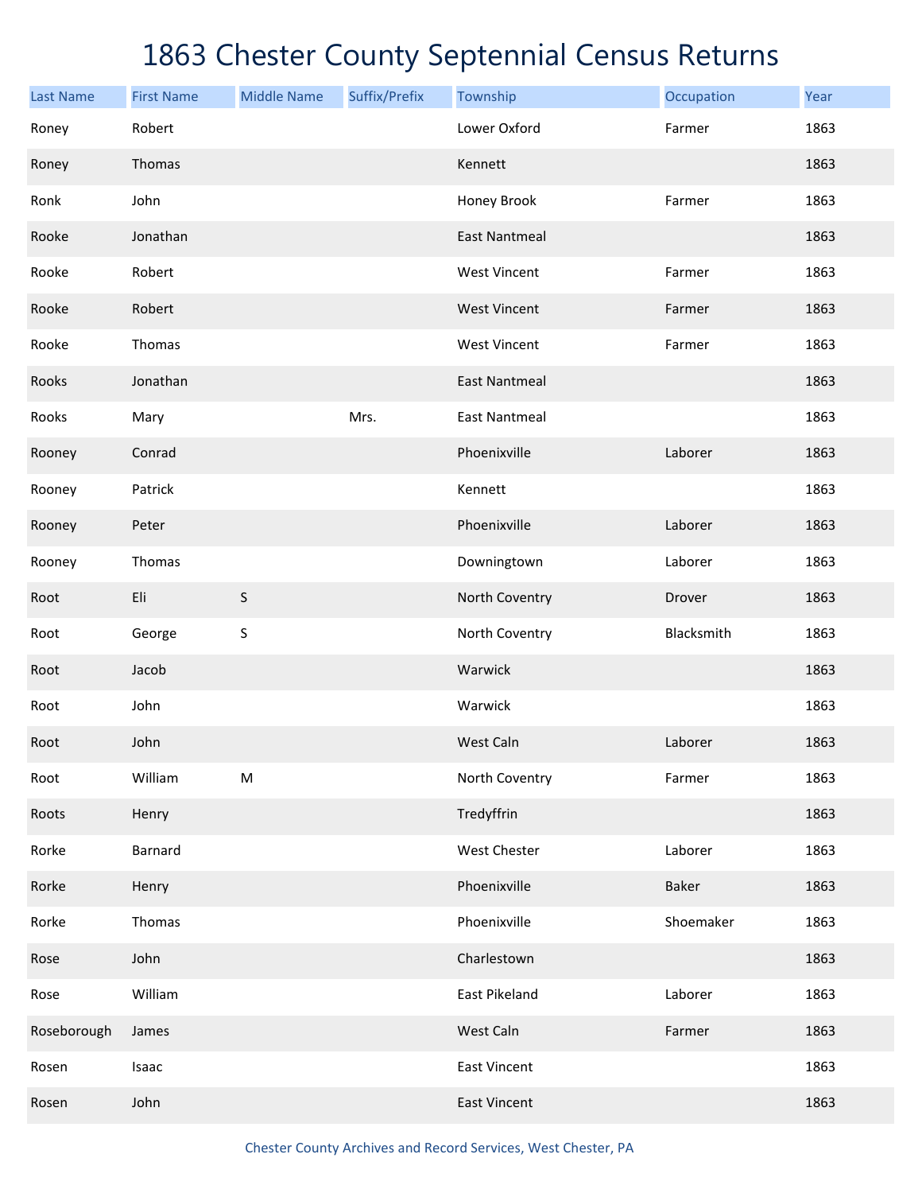# 1863 Chester County Septennial Census Returns

| Last Name | First Name | Middle Name | Suffix/Prefix | Township | Occupation | Year |
|---|---|---|---|---|---|---|
| Roney | Robert | | | Lower Oxford | Farmer | 1863 |
| Roney | Thomas | | | Kennett | | 1863 |
| Ronk | John | | | Honey Brook | Farmer | 1863 |
| Rooke | Jonathan | | | East Nantmeal | | 1863 |
| Rooke | Robert | | | West Vincent | Farmer | 1863 |
| Rooke | Robert | | | West Vincent | Farmer | 1863 |
| Rooke | Thomas | | | West Vincent | Farmer | 1863 |
| Rooks | Jonathan | | | East Nantmeal | | 1863 |
| Rooks | Mary | | Mrs. | East Nantmeal | | 1863 |
| Rooney | Conrad | | | Phoenixville | Laborer | 1863 |
| Rooney | Patrick | | | Kennett | | 1863 |
| Rooney | Peter | | | Phoenixville | Laborer | 1863 |
| Rooney | Thomas | | | Downingtown | Laborer | 1863 |
| Root | Eli | S | | North Coventry | Drover | 1863 |
| Root | George | S | | North Coventry | Blacksmith | 1863 |
| Root | Jacob | | | Warwick | | 1863 |
| Root | John | | | Warwick | | 1863 |
| Root | John | | | West Caln | Laborer | 1863 |
| Root | William | M | | North Coventry | Farmer | 1863 |
| Roots | Henry | | | Tredyffrin | | 1863 |
| Rorke | Barnard | | | West Chester | Laborer | 1863 |
| Rorke | Henry | | | Phoenixville | Baker | 1863 |
| Rorke | Thomas | | | Phoenixville | Shoemaker | 1863 |
| Rose | John | | | Charlestown | | 1863 |
| Rose | William | | | East Pikeland | Laborer | 1863 |
| Roseborough | James | | | West Caln | Farmer | 1863 |
| Rosen | Isaac | | | East Vincent | | 1863 |
| Rosen | John | | | East Vincent | | 1863 |

Chester County Archives and Record Services, West Chester, PA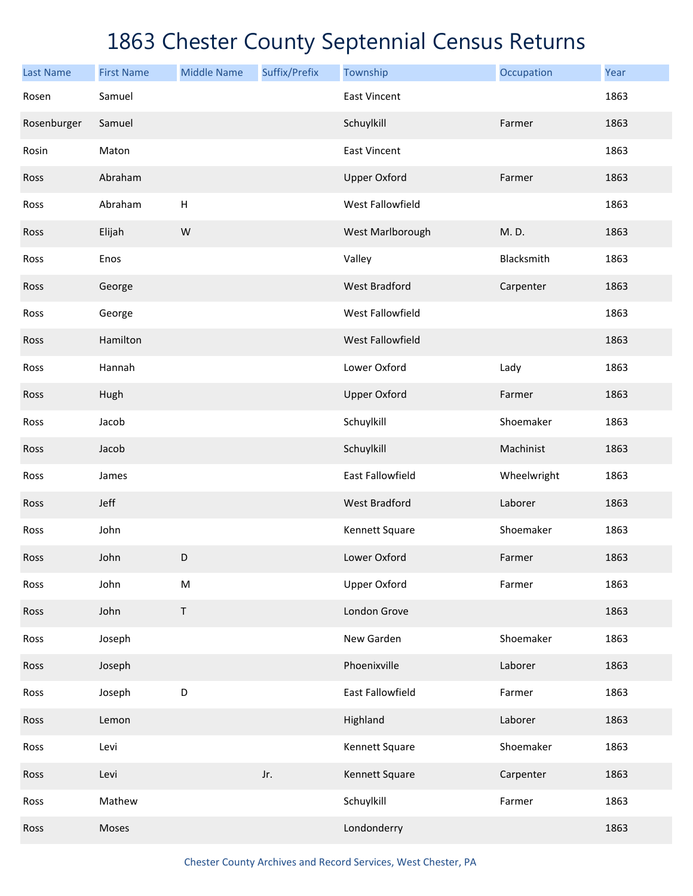# 1863 Chester County Septennial Census Returns

| Last Name | First Name | Middle Name | Suffix/Prefix | Township | Occupation | Year |
|---|---|---|---|---|---|---|
| Rosen | Samuel | | | East Vincent | | 1863 |
| Rosenburger | Samuel | | | Schuylkill | Farmer | 1863 |
| Rosin | Maton | | | East Vincent | | 1863 |
| Ross | Abraham | | | Upper Oxford | Farmer | 1863 |
| Ross | Abraham | H | | West Fallowfield | | 1863 |
| Ross | Elijah | W | | West Marlborough | M. D. | 1863 |
| Ross | Enos | | | Valley | Blacksmith | 1863 |
| Ross | George | | | West Bradford | Carpenter | 1863 |
| Ross | George | | | West Fallowfield | | 1863 |
| Ross | Hamilton | | | West Fallowfield | | 1863 |
| Ross | Hannah | | | Lower Oxford | Lady | 1863 |
| Ross | Hugh | | | Upper Oxford | Farmer | 1863 |
| Ross | Jacob | | | Schuylkill | Shoemaker | 1863 |
| Ross | Jacob | | | Schuylkill | Machinist | 1863 |
| Ross | James | | | East Fallowfield | Wheelwright | 1863 |
| Ross | Jeff | | | West Bradford | Laborer | 1863 |
| Ross | John | | | Kennett Square | Shoemaker | 1863 |
| Ross | John | D | | Lower Oxford | Farmer | 1863 |
| Ross | John | M | | Upper Oxford | Farmer | 1863 |
| Ross | John | T | | London Grove | | 1863 |
| Ross | Joseph | | | New Garden | Shoemaker | 1863 |
| Ross | Joseph | | | Phoenixville | Laborer | 1863 |
| Ross | Joseph | D | | East Fallowfield | Farmer | 1863 |
| Ross | Lemon | | | Highland | Laborer | 1863 |
| Ross | Levi | | | Kennett Square | Shoemaker | 1863 |
| Ross | Levi | | Jr. | Kennett Square | Carpenter | 1863 |
| Ross | Mathew | | | Schuylkill | Farmer | 1863 |
| Ross | Moses | | | Londonderry | | 1863 |

Chester County Archives and Record Services, West Chester, PA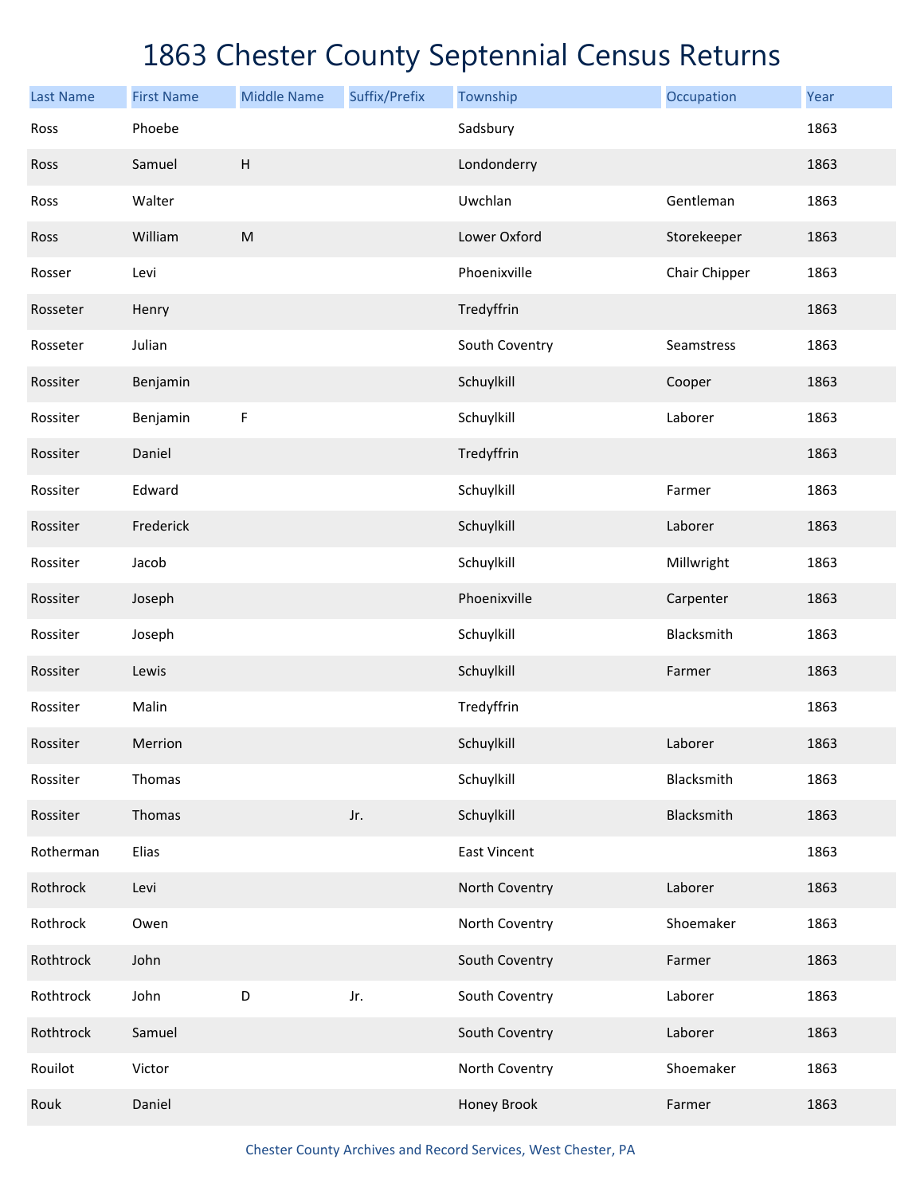# 1863 Chester County Septennial Census Returns

| Last Name | First Name | Middle Name | Suffix/Prefix | Township | Occupation | Year |
|---|---|---|---|---|---|---|
| Ross | Phoebe | | | Sadsbury | | 1863 |
| Ross | Samuel | H | | Londonderry | | 1863 |
| Ross | Walter | | | Uwchlan | Gentleman | 1863 |
| Ross | William | M | | Lower Oxford | Storekeeper | 1863 |
| Rosser | Levi | | | Phoenixville | Chair Chipper | 1863 |
| Rosseter | Henry | | | Tredyffrin | | 1863 |
| Rosseter | Julian | | | South Coventry | Seamstress | 1863 |
| Rossiter | Benjamin | | | Schuylkill | Cooper | 1863 |
| Rossiter | Benjamin | F | | Schuylkill | Laborer | 1863 |
| Rossiter | Daniel | | | Tredyffrin | | 1863 |
| Rossiter | Edward | | | Schuylkill | Farmer | 1863 |
| Rossiter | Frederick | | | Schuylkill | Laborer | 1863 |
| Rossiter | Jacob | | | Schuylkill | Millwright | 1863 |
| Rossiter | Joseph | | | Phoenixville | Carpenter | 1863 |
| Rossiter | Joseph | | | Schuylkill | Blacksmith | 1863 |
| Rossiter | Lewis | | | Schuylkill | Farmer | 1863 |
| Rossiter | Malin | | | Tredyffrin | | 1863 |
| Rossiter | Merrion | | | Schuylkill | Laborer | 1863 |
| Rossiter | Thomas | | | Schuylkill | Blacksmith | 1863 |
| Rossiter | Thomas | | Jr. | Schuylkill | Blacksmith | 1863 |
| Rotherman | Elias | | | East Vincent | | 1863 |
| Rothrock | Levi | | | North Coventry | Laborer | 1863 |
| Rothrock | Owen | | | North Coventry | Shoemaker | 1863 |
| Rothtrock | John | | | South Coventry | Farmer | 1863 |
| Rothtrock | John | D | Jr. | South Coventry | Laborer | 1863 |
| Rothtrock | Samuel | | | South Coventry | Laborer | 1863 |
| Rouilot | Victor | | | North Coventry | Shoemaker | 1863 |
| Rouk | Daniel | | | Honey Brook | Farmer | 1863 |

Chester County Archives and Record Services, West Chester, PA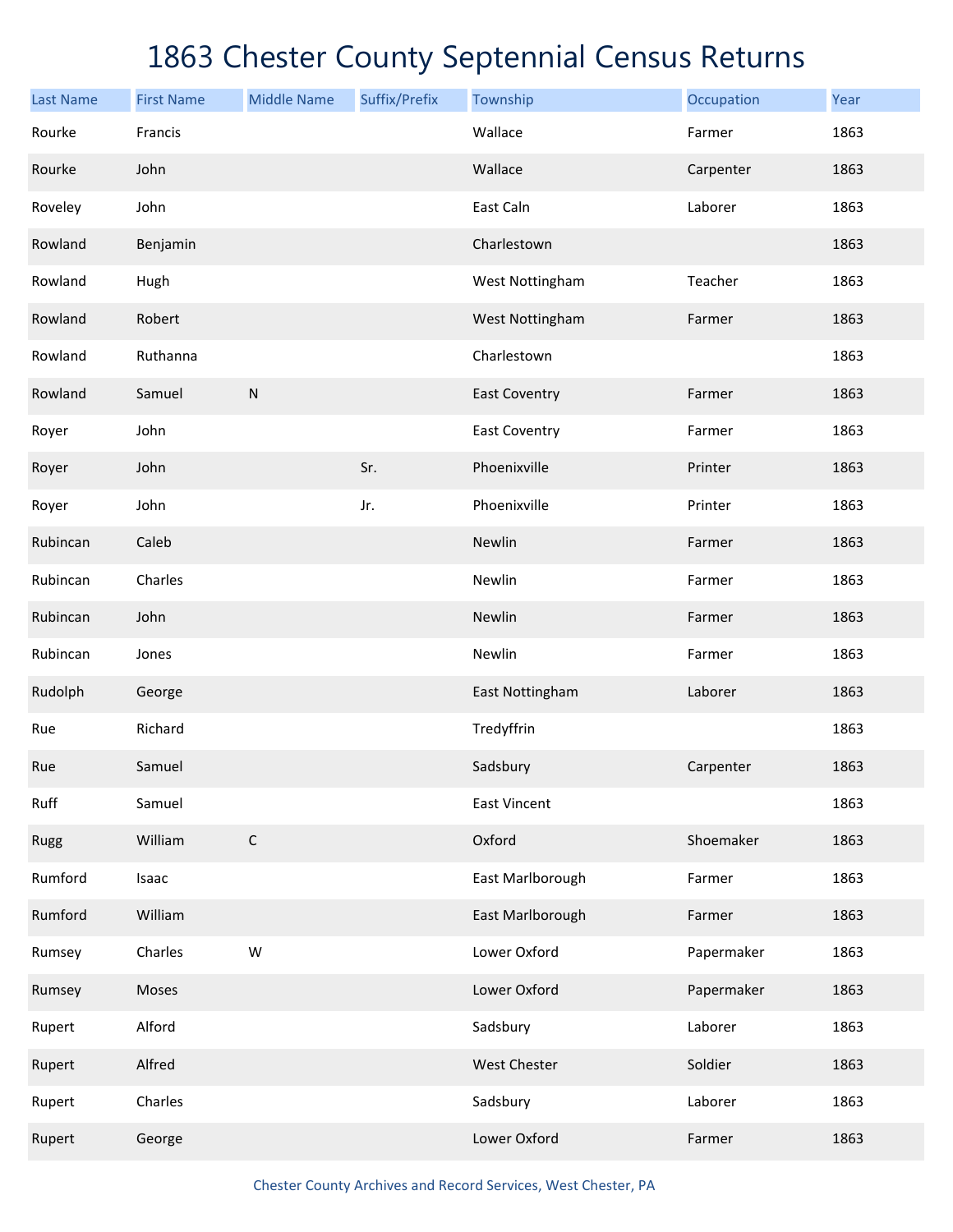# 1863 Chester County Septennial Census Returns

| Last Name | First Name | Middle Name | Suffix/Prefix | Township | Occupation | Year |
|---|---|---|---|---|---|---|
| Rourke | Francis | | | Wallace | Farmer | 1863 |
| Rourke | John | | | Wallace | Carpenter | 1863 |
| Roveley | John | | | East Caln | Laborer | 1863 |
| Rowland | Benjamin | | | Charlestown | | 1863 |
| Rowland | Hugh | | | West Nottingham | Teacher | 1863 |
| Rowland | Robert | | | West Nottingham | Farmer | 1863 |
| Rowland | Ruthanna | | | Charlestown | | 1863 |
| Rowland | Samuel | N | | East Coventry | Farmer | 1863 |
| Royer | John | | | East Coventry | Farmer | 1863 |
| Royer | John | | Sr. | Phoenixville | Printer | 1863 |
| Royer | John | | Jr. | Phoenixville | Printer | 1863 |
| Rubincan | Caleb | | | Newlin | Farmer | 1863 |
| Rubincan | Charles | | | Newlin | Farmer | 1863 |
| Rubincan | John | | | Newlin | Farmer | 1863 |
| Rubincan | Jones | | | Newlin | Farmer | 1863 |
| Rudolph | George | | | East Nottingham | Laborer | 1863 |
| Rue | Richard | | | Tredyffrin | | 1863 |
| Rue | Samuel | | | Sadsbury | Carpenter | 1863 |
| Ruff | Samuel | | | East Vincent | | 1863 |
| Rugg | William | C | | Oxford | Shoemaker | 1863 |
| Rumford | Isaac | | | East Marlborough | Farmer | 1863 |
| Rumford | William | | | East Marlborough | Farmer | 1863 |
| Rumsey | Charles | W | | Lower Oxford | Papermaker | 1863 |
| Rumsey | Moses | | | Lower Oxford | Papermaker | 1863 |
| Rupert | Alford | | | Sadsbury | Laborer | 1863 |
| Rupert | Alfred | | | West Chester | Soldier | 1863 |
| Rupert | Charles | | | Sadsbury | Laborer | 1863 |
| Rupert | George | | | Lower Oxford | Farmer | 1863 |

Chester County Archives and Record Services, West Chester, PA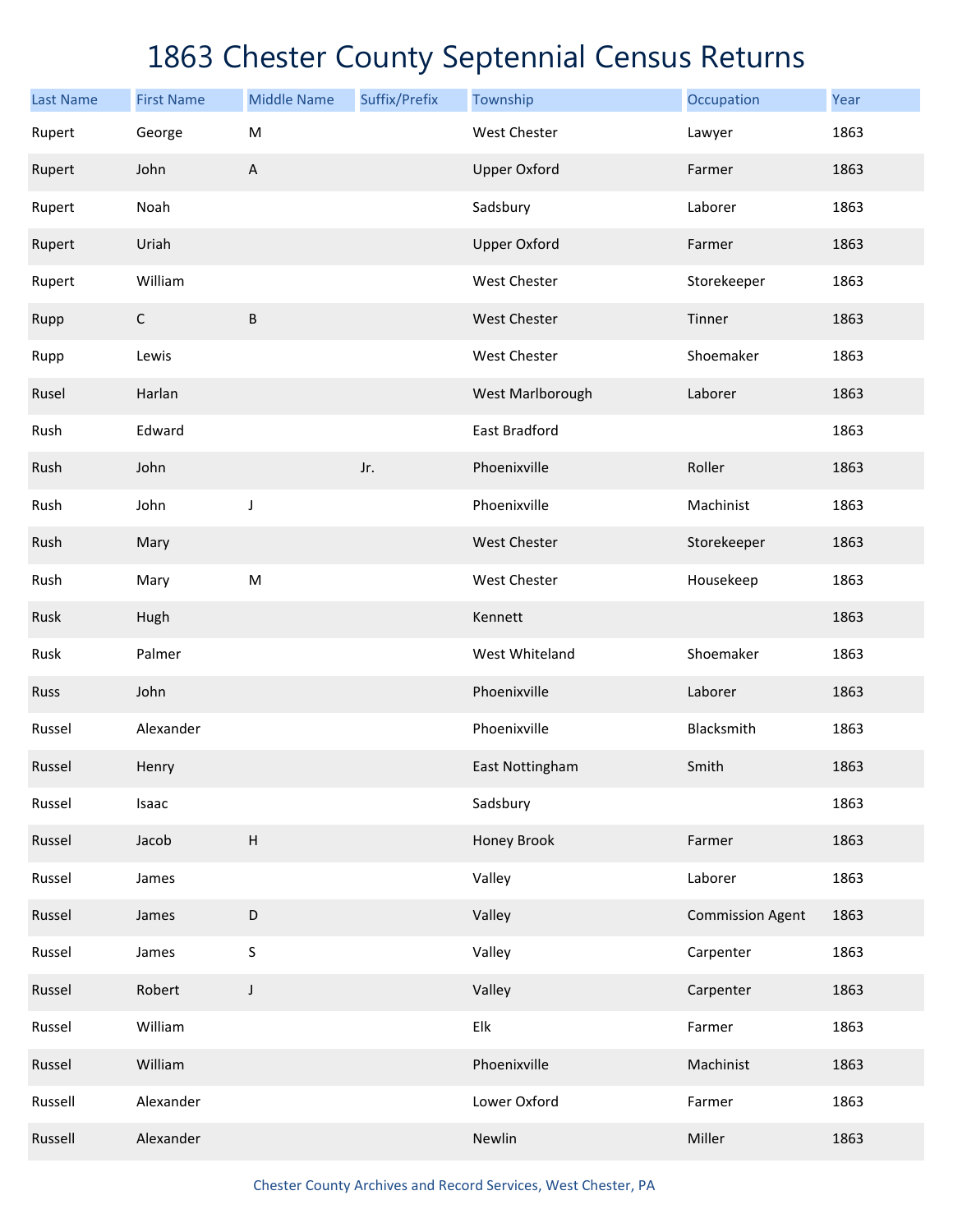# 1863 Chester County Septennial Census Returns

| Last Name | First Name | Middle Name | Suffix/Prefix | Township | Occupation | Year |
|---|---|---|---|---|---|---|
| Rupert | George | M | | West Chester | Lawyer | 1863 |
| Rupert | John | A | | Upper Oxford | Farmer | 1863 |
| Rupert | Noah | | | Sadsbury | Laborer | 1863 |
| Rupert | Uriah | | | Upper Oxford | Farmer | 1863 |
| Rupert | William | | | West Chester | Storekeeper | 1863 |
| Rupp | C | B | | West Chester | Tinner | 1863 |
| Rupp | Lewis | | | West Chester | Shoemaker | 1863 |
| Rusel | Harlan | | | West Marlborough | Laborer | 1863 |
| Rush | Edward | | | East Bradford | | 1863 |
| Rush | John | | Jr. | Phoenixville | Roller | 1863 |
| Rush | John | J | | Phoenixville | Machinist | 1863 |
| Rush | Mary | | | West Chester | Storekeeper | 1863 |
| Rush | Mary | M | | West Chester | Housekeep | 1863 |
| Rusk | Hugh | | | Kennett | | 1863 |
| Rusk | Palmer | | | West Whiteland | Shoemaker | 1863 |
| Russ | John | | | Phoenixville | Laborer | 1863 |
| Russel | Alexander | | | Phoenixville | Blacksmith | 1863 |
| Russel | Henry | | | East Nottingham | Smith | 1863 |
| Russel | Isaac | | | Sadsbury | | 1863 |
| Russel | Jacob | H | | Honey Brook | Farmer | 1863 |
| Russel | James | | | Valley | Laborer | 1863 |
| Russel | James | D | | Valley | Commission Agent | 1863 |
| Russel | James | S | | Valley | Carpenter | 1863 |
| Russel | Robert | J | | Valley | Carpenter | 1863 |
| Russel | William | | | Elk | Farmer | 1863 |
| Russel | William | | | Phoenixville | Machinist | 1863 |
| Russell | Alexander | | | Lower Oxford | Farmer | 1863 |
| Russell | Alexander | | | Newlin | Miller | 1863 |

Chester County Archives and Record Services, West Chester, PA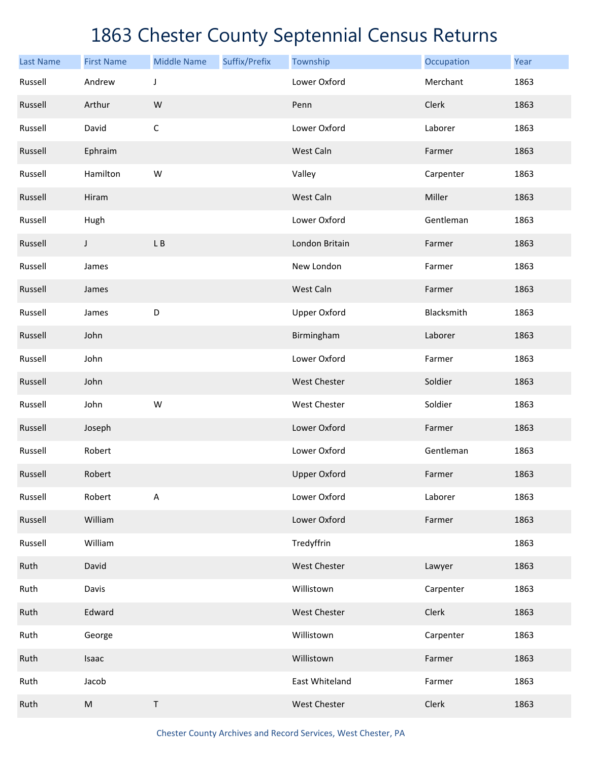# 1863 Chester County Septennial Census Returns

| Last Name | First Name | Middle Name | Suffix/Prefix | Township | Occupation | Year |
|---|---|---|---|---|---|---|
| Russell | Andrew | J | | Lower Oxford | Merchant | 1863 |
| Russell | Arthur | W | | Penn | Clerk | 1863 |
| Russell | David | C | | Lower Oxford | Laborer | 1863 |
| Russell | Ephraim | | | West Caln | Farmer | 1863 |
| Russell | Hamilton | W | | Valley | Carpenter | 1863 |
| Russell | Hiram | | | West Caln | Miller | 1863 |
| Russell | Hugh | | | Lower Oxford | Gentleman | 1863 |
| Russell | J | L B | | London Britain | Farmer | 1863 |
| Russell | James | | | New London | Farmer | 1863 |
| Russell | James | | | West Caln | Farmer | 1863 |
| Russell | James | D | | Upper Oxford | Blacksmith | 1863 |
| Russell | John | | | Birmingham | Laborer | 1863 |
| Russell | John | | | Lower Oxford | Farmer | 1863 |
| Russell | John | | | West Chester | Soldier | 1863 |
| Russell | John | W | | West Chester | Soldier | 1863 |
| Russell | Joseph | | | Lower Oxford | Farmer | 1863 |
| Russell | Robert | | | Lower Oxford | Gentleman | 1863 |
| Russell | Robert | | | Upper Oxford | Farmer | 1863 |
| Russell | Robert | A | | Lower Oxford | Laborer | 1863 |
| Russell | William | | | Lower Oxford | Farmer | 1863 |
| Russell | William | | | Tredyffrin | | 1863 |
| Ruth | David | | | West Chester | Lawyer | 1863 |
| Ruth | Davis | | | Willistown | Carpenter | 1863 |
| Ruth | Edward | | | West Chester | Clerk | 1863 |
| Ruth | George | | | Willistown | Carpenter | 1863 |
| Ruth | Isaac | | | Willistown | Farmer | 1863 |
| Ruth | Jacob | | | East Whiteland | Farmer | 1863 |
| Ruth | M | T | | West Chester | Clerk | 1863 |

Chester County Archives and Record Services, West Chester, PA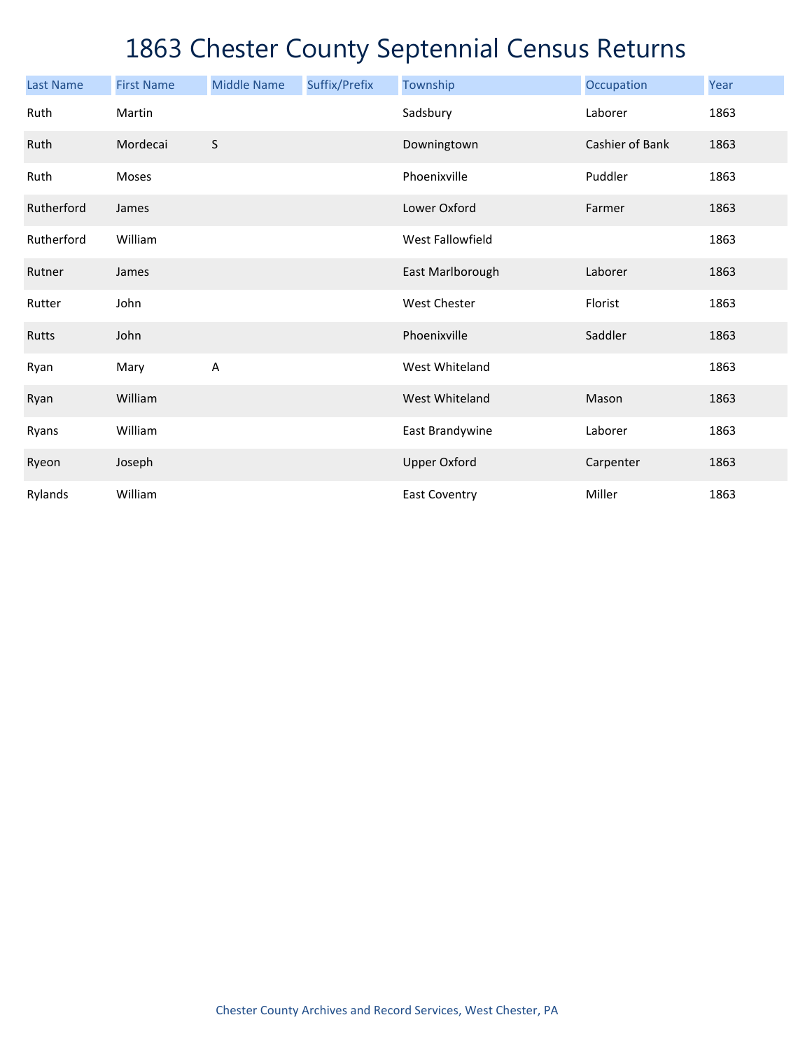# 1863 Chester County Septennial Census Returns

| Last Name | First Name | Middle Name | Suffix/Prefix | Township | Occupation | Year |
|---|---|---|---|---|---|---|
| Ruth | Martin | | | Sadsbury | Laborer | 1863 |
| Ruth | Mordecai | S | | Downingtown | Cashier of Bank | 1863 |
| Ruth | Moses | | | Phoenixville | Puddler | 1863 |
| Rutherford | James | | | Lower Oxford | Farmer | 1863 |
| Rutherford | William | | | West Fallowfield | | 1863 |
| Rutner | James | | | East Marlborough | Laborer | 1863 |
| Rutter | John | | | West Chester | Florist | 1863 |
| Rutts | John | | | Phoenixville | Saddler | 1863 |
| Ryan | Mary | A | | West Whiteland | | 1863 |
| Ryan | William | | | West Whiteland | Mason | 1863 |
| Ryans | William | | | East Brandywine | Laborer | 1863 |
| Ryeon | Joseph | | | Upper Oxford | Carpenter | 1863 |
| Rylands | William | | | East Coventry | Miller | 1863 |

Chester County Archives and Record Services, West Chester, PA